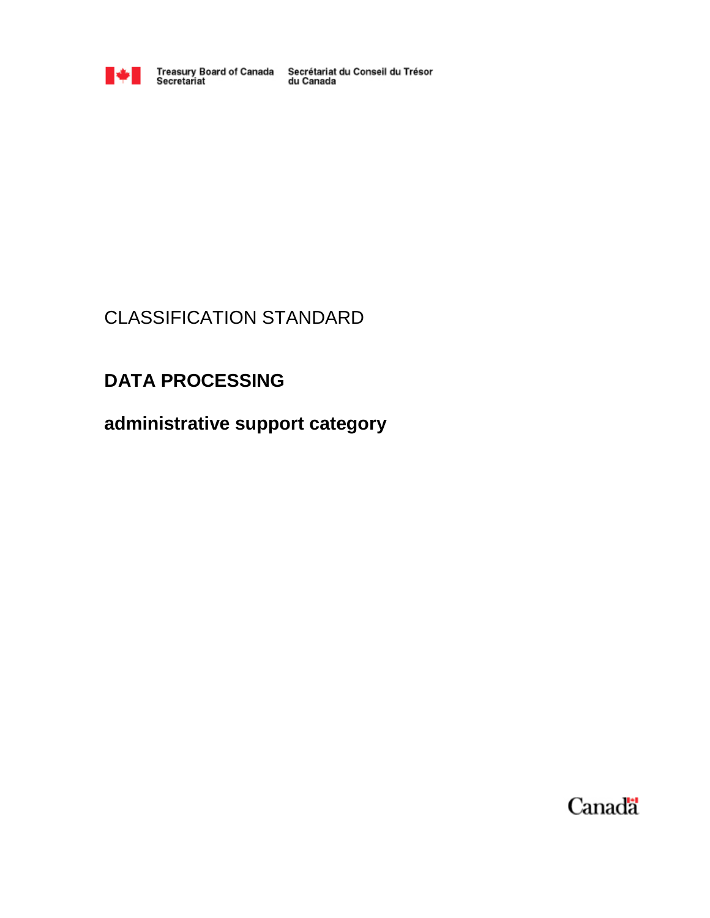Treasury Board of Canada Secretariat | Secrétariat du Conseil du Trésor du Canada

CLASSIFICATION STANDARD

# DATA PROCESSING

## administrative support category

Canada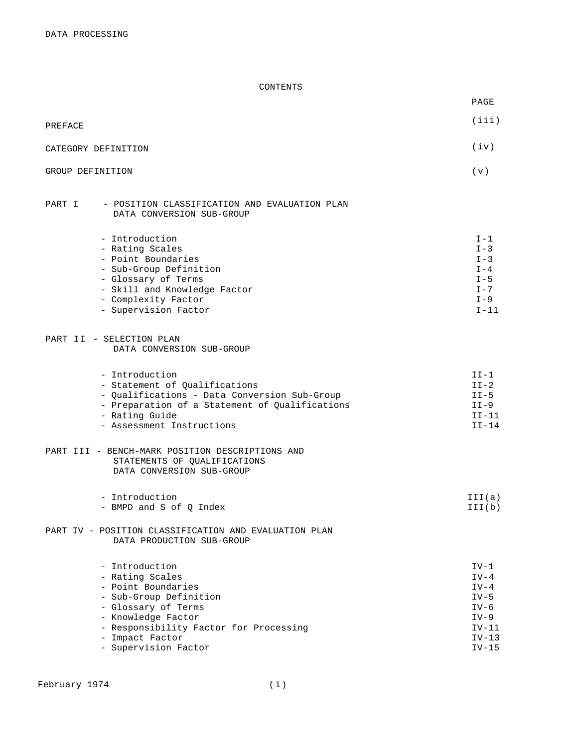# CONTENTS

| | PAGE |
|---|---|
| PREFACE | (iii) |
| CATEGORY DEFINITION | (iv) |
| GROUP DEFINITION | (v) |
| **PART I - POSITION CLASSIFICATION AND EVALUATION PLAN DATA CONVERSION SUB-GROUP** | |
| - Introduction | I-1 |
| - Rating Scales | I-3 |
| - Point Boundaries | I-3 |
| - Sub-Group Definition | I-4 |
| - Glossary of Terms | I-5 |
| - Skill and Knowledge Factor | I-7 |
| - Complexity Factor | I-9 |
| - Supervision Factor | I-11 |
| **PART II - SELECTION PLAN DATA CONVERSION SUB-GROUP** | |
| - Introduction | II-1 |
| - Statement of Qualifications | II-2 |
| - Qualifications - Data Conversion Sub-Group | II-5 |
| - Preparation of a Statement of Qualifications | II-9 |
| - Rating Guide | II-11 |
| - Assessment Instructions | II-14 |
| **PART III - BENCH-MARK POSITION DESCRIPTIONS AND STATEMENTS OF QUALIFICATIONS DATA CONVERSION SUB-GROUP** | |
| - Introduction | III(a) |
| - BMPD and S of Q Index | III(b) |
| **PART IV - POSITION CLASSIFICATION AND EVALUATION PLAN DATA PRODUCTION SUB-GROUP** | |
| - Introduction | IV-1 |
| - Rating Scales | IV-4 |
| - Point Boundaries | IV-4 |
| - Sub-Group Definition | IV-5 |
| - Glossary of Terms | IV-6 |
| - Knowledge Factor | IV-9 |
| - Responsibility Factor for Processing | IV-11 |
| - Impact Factor | IV-13 |
| - Supervision Factor | IV-15 |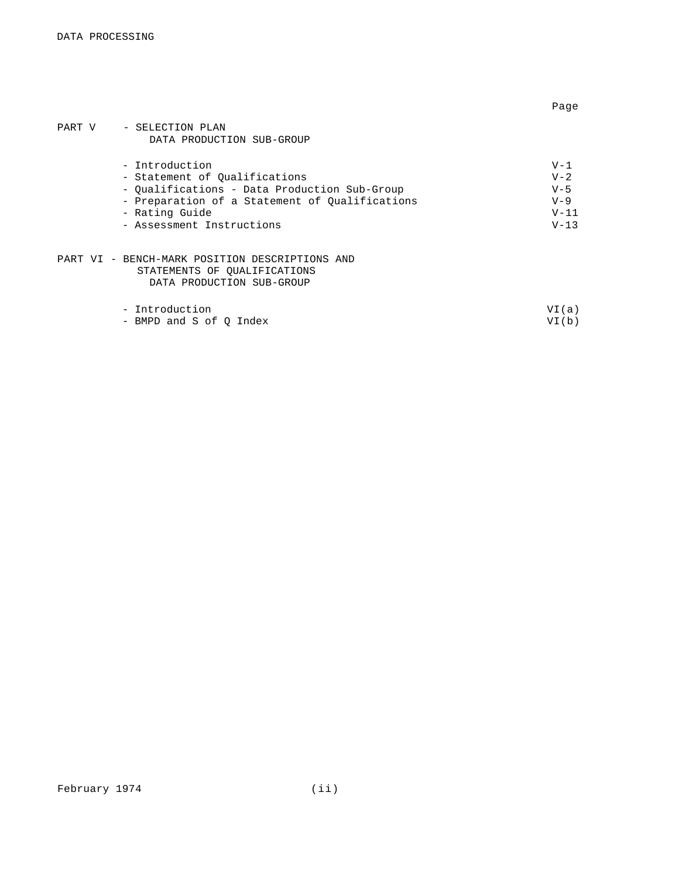| | | Page |
|---|---|---|
| PART V | - SELECTION PLAN<br>DATA PRODUCTION SUB-GROUP | |
| | - Introduction | V-1 |
| | - Statement of Qualifications | V-2 |
| | - Qualifications - Data Production Sub-Group | V-5 |
| | - Preparation of a Statement of Qualifications | V-9 |
| | - Rating Guide | V-11 |
| | - Assessment Instructions | V-13 |
| PART VI | - BENCH-MARK POSITION DESCRIPTIONS AND<br>STATEMENTS OF QUALIFICATIONS<br>DATA PRODUCTION SUB-GROUP | |
| | - Introduction | VI(a) |
| | - BMPD and S of Q Index | VI(b) |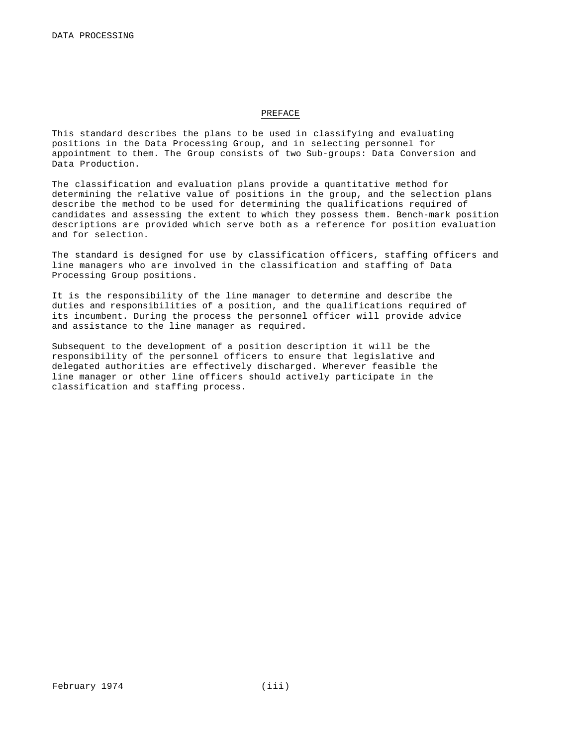## PREFACE

This standard describes the plans to be used in classifying and evaluating positions in the Data Processing Group, and in selecting personnel for appointment to them. The Group consists of two Sub-groups: Data Conversion and Data Production.

The classification and evaluation plans provide a quantitative method for determining the relative value of positions in the group, and the selection plans describe the method to be used for determining the qualifications required of candidates and assessing the extent to which they possess them. Bench-mark position descriptions are provided which serve both as a reference for position evaluation and for selection.

The standard is designed for use by classification officers, staffing officers and line managers who are involved in the classification and staffing of Data Processing Group positions.

It is the responsibility of the line manager to determine and describe the duties and responsibilities of a position, and the qualifications required of its incumbent. During the process the personnel officer will provide advice and assistance to the line manager as required.

Subsequent to the development of a position description it will be the responsibility of the personnel officers to ensure that legislative and delegated authorities are effectively discharged. Wherever feasible the line manager or other line officers should actively participate in the classification and staffing process.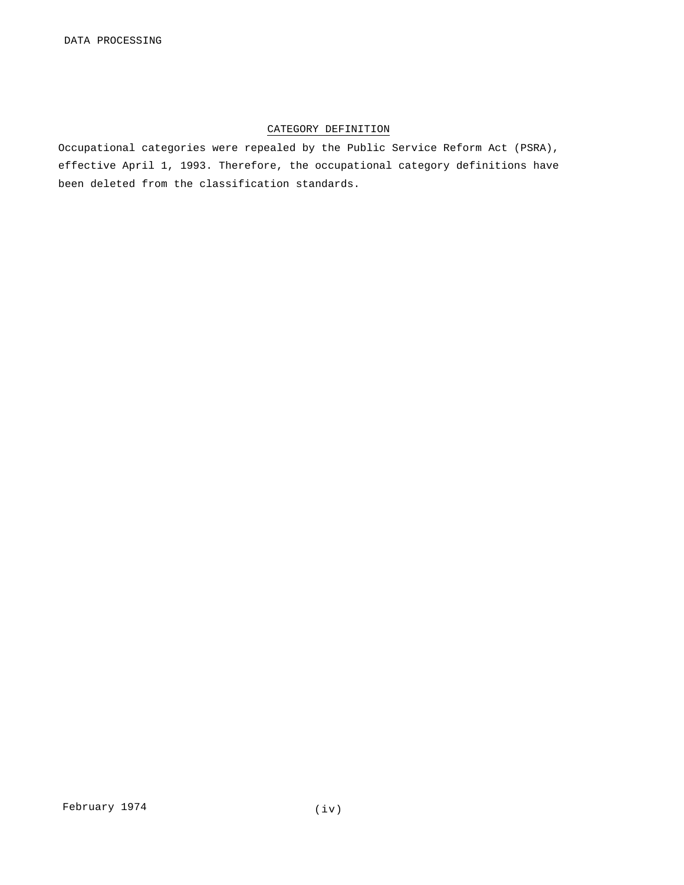## CATEGORY DEFINITION

Occupational categories were repealed by the Public Service Reform Act (PSRA), effective April 1, 1993. Therefore, the occupational category definitions have been deleted from the classification standards.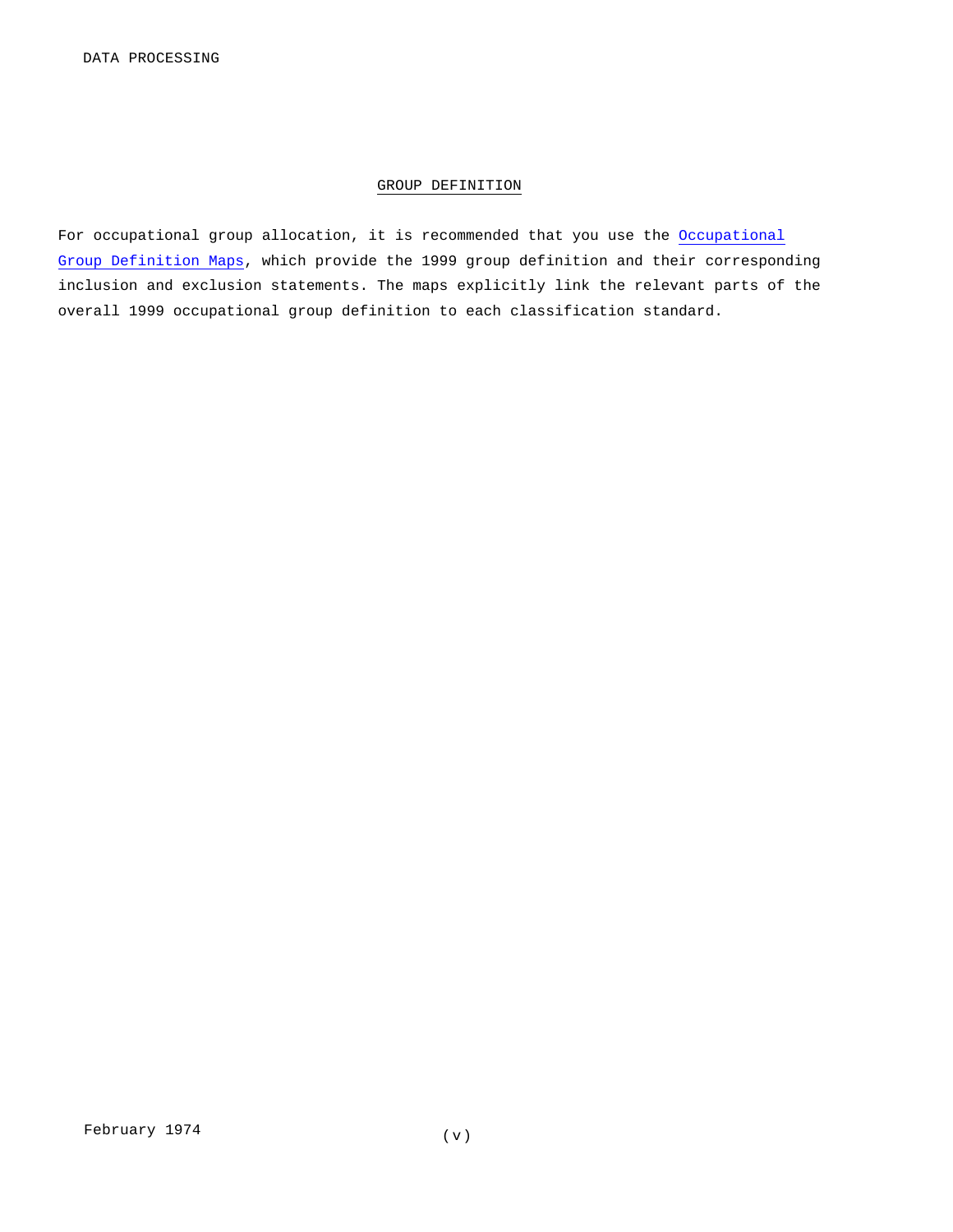## GROUP DEFINITION

For occupational group allocation, it is recommended that you use the Occupational Group Definition Maps, which provide the 1999 group definition and their corresponding inclusion and exclusion statements. The maps explicitly link the relevant parts of the overall 1999 occupational group definition to each classification standard.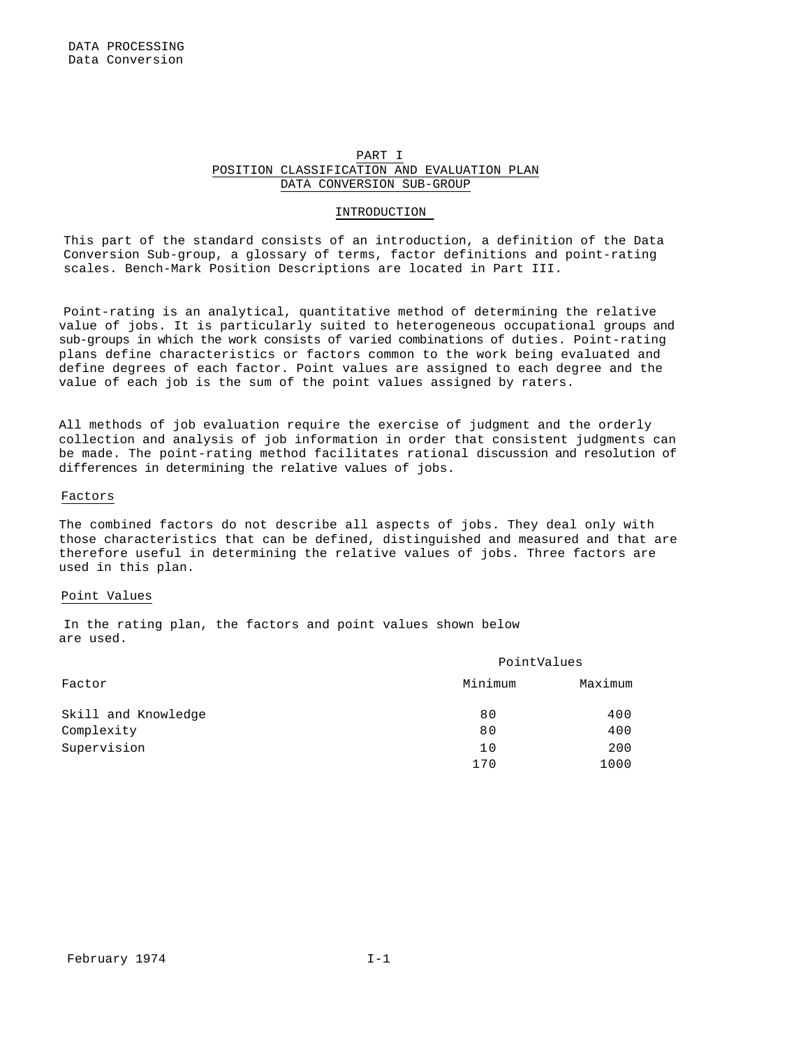# PART I
## POSITION CLASSIFICATION AND EVALUATION PLAN
## DATA CONVERSION SUB-GROUP

### INTRODUCTION

This part of the standard consists of an introduction, a definition of the Data Conversion Sub-group, a glossary of terms, factor definitions and point-rating scales. Bench-Mark Position Descriptions are located in Part III.

Point-rating is an analytical, quantitative method of determining the relative value of jobs. It is particularly suited to heterogeneous occupational groups and sub-groups in which the work consists of varied combinations of duties. Point-rating plans define characteristics or factors common to the work being evaluated and define degrees of each factor. Point values are assigned to each degree and the value of each job is the sum of the point values assigned by raters.

All methods of job evaluation require the exercise of judgment and the orderly collection and analysis of job information in order that consistent judgments can be made. The point-rating method facilitates rational discussion and resolution of differences in determining the relative values of jobs.

### Factors

The combined factors do not describe all aspects of jobs. They deal only with those characteristics that can be defined, distinguished and measured and that are therefore useful in determining the relative values of jobs. Three factors are used in this plan.

### Point Values

In the rating plan, the factors and point values shown below are used.

| | PointValues | |
|---|---|---|
| Factor | Minimum | Maximum |
| Skill and Knowledge | 80 | 400 |
| Complexity | 80 | 400 |
| Supervision | 10 | 200 |
| | 170 | 1000 |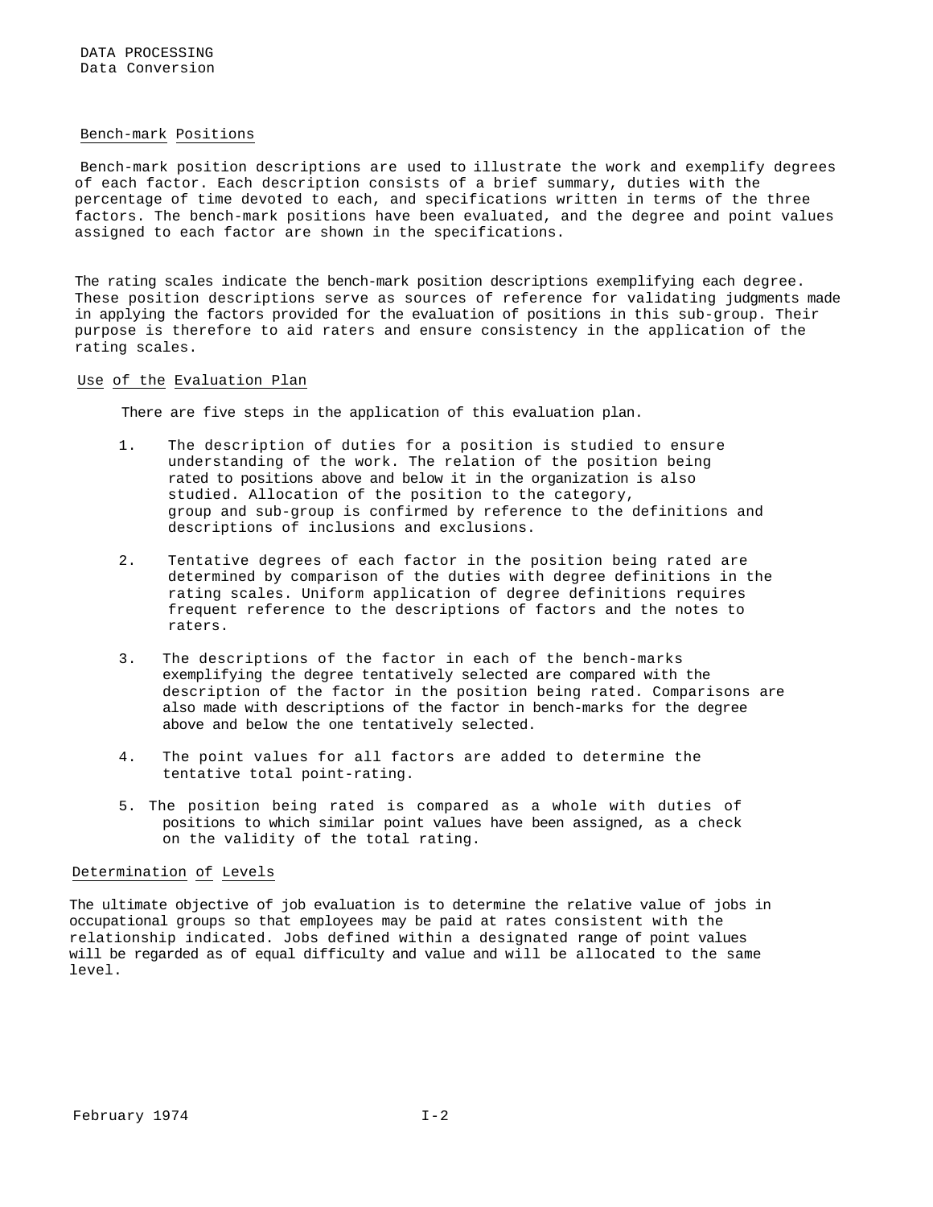## Bench-mark Positions

Bench-mark position descriptions are used to illustrate the work and exemplify degrees of each factor. Each description consists of a brief summary, duties with the percentage of time devoted to each, and specifications written in terms of the three factors. The bench-mark positions have been evaluated, and the degree and point values assigned to each factor are shown in the specifications.

The rating scales indicate the bench-mark position descriptions exemplifying each degree. These position descriptions serve as sources of reference for validating judgments made in applying the factors provided for the evaluation of positions in this sub-group. Their purpose is therefore to aid raters and ensure consistency in the application of the rating scales.

## Use of the Evaluation Plan

There are five steps in the application of this evaluation plan.

1. The description of duties for a position is studied to ensure understanding of the work. The relation of the position being rated to positions above and below it in the organization is also studied. Allocation of the position to the category, group and sub-group is confirmed by reference to the definitions and descriptions of inclusions and exclusions.

2. Tentative degrees of each factor in the position being rated are determined by comparison of the duties with degree definitions in the rating scales. Uniform application of degree definitions requires frequent reference to the descriptions of factors and the notes to raters.

3. The descriptions of the factor in each of the bench-marks exemplifying the degree tentatively selected are compared with the description of the factor in the position being rated. Comparisons are also made with descriptions of the factor in bench-marks for the degree above and below the one tentatively selected.

4. The point values for all factors are added to determine the tentative total point-rating.

5. The position being rated is compared as a whole with duties of positions to which similar point values have been assigned, as a check on the validity of the total rating.

## Determination of Levels

The ultimate objective of job evaluation is to determine the relative value of jobs in occupational groups so that employees may be paid at rates consistent with the relationship indicated. Jobs defined within a designated range of point values will be regarded as of equal difficulty and value and will be allocated to the same level.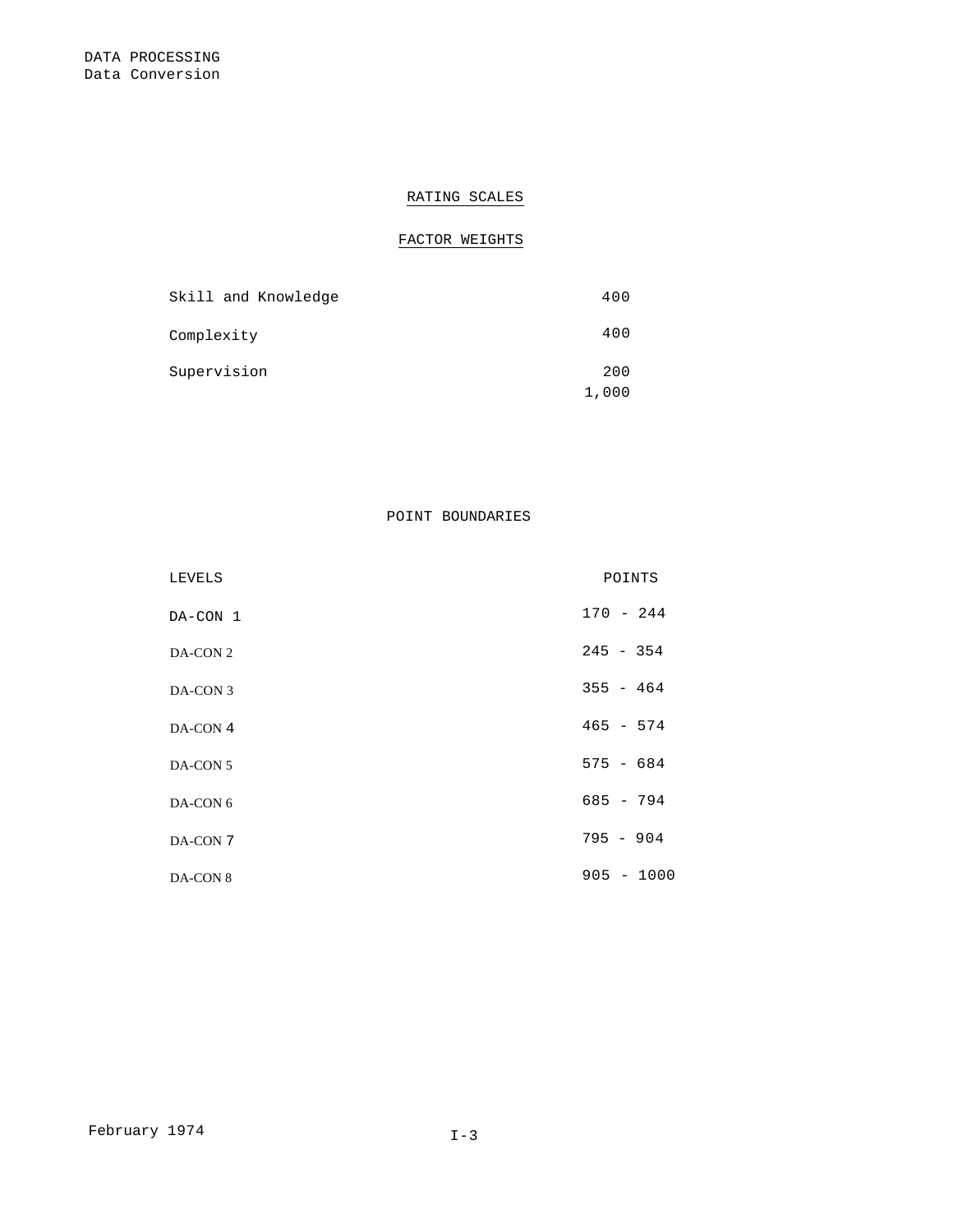## RATING SCALES

### FACTOR WEIGHTS

| Factor | Weight |
|---|---|
| Skill and Knowledge | 400 |
| Complexity | 400 |
| Supervision | 200 |
| | 1,000 |

### POINT BOUNDARIES

| LEVELS | POINTS |
|---|---|
| DA-CON 1 | 170 - 244 |
| DA-CON 2 | 245 - 354 |
| DA-CON 3 | 355 - 464 |
| DA-CON 4 | 465 - 574 |
| DA-CON 5 | 575 - 684 |
| DA-CON 6 | 685 - 794 |
| DA-CON 7 | 795 - 904 |
| DA-CON 8 | 905 - 1000 |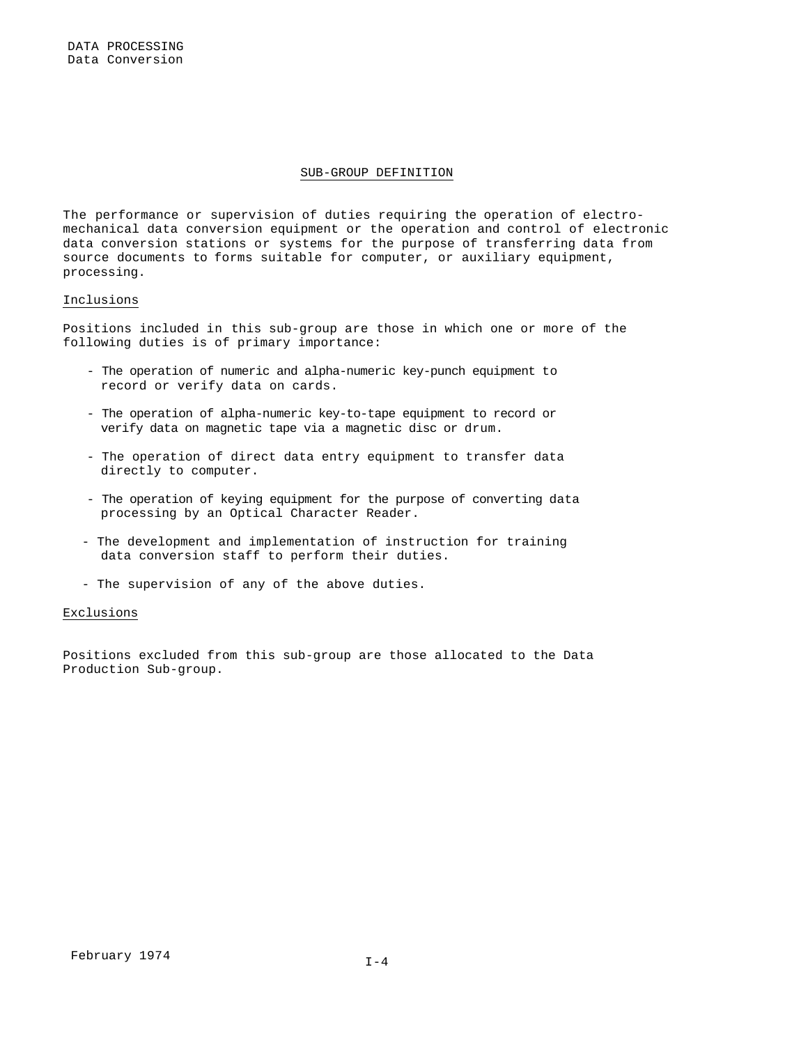## SUB-GROUP DEFINITION

The performance or supervision of duties requiring the operation of electro-mechanical data conversion equipment or the operation and control of electronic data conversion stations or systems for the purpose of transferring data from source documents to forms suitable for computer, or auxiliary equipment, processing.

### Inclusions

Positions included in this sub-group are those in which one or more of the following duties is of primary importance:

- The operation of numeric and alpha-numeric key-punch equipment to record or verify data on cards.
- The operation of alpha-numeric key-to-tape equipment to record or verify data on magnetic tape via a magnetic disc or drum.
- The operation of direct data entry equipment to transfer data directly to computer.
- The operation of keying equipment for the purpose of converting data processing by an Optical Character Reader.
- The development and implementation of instruction for training data conversion staff to perform their duties.
- The supervision of any of the above duties.

### Exclusions

Positions excluded from this sub-group are those allocated to the Data Production Sub-group.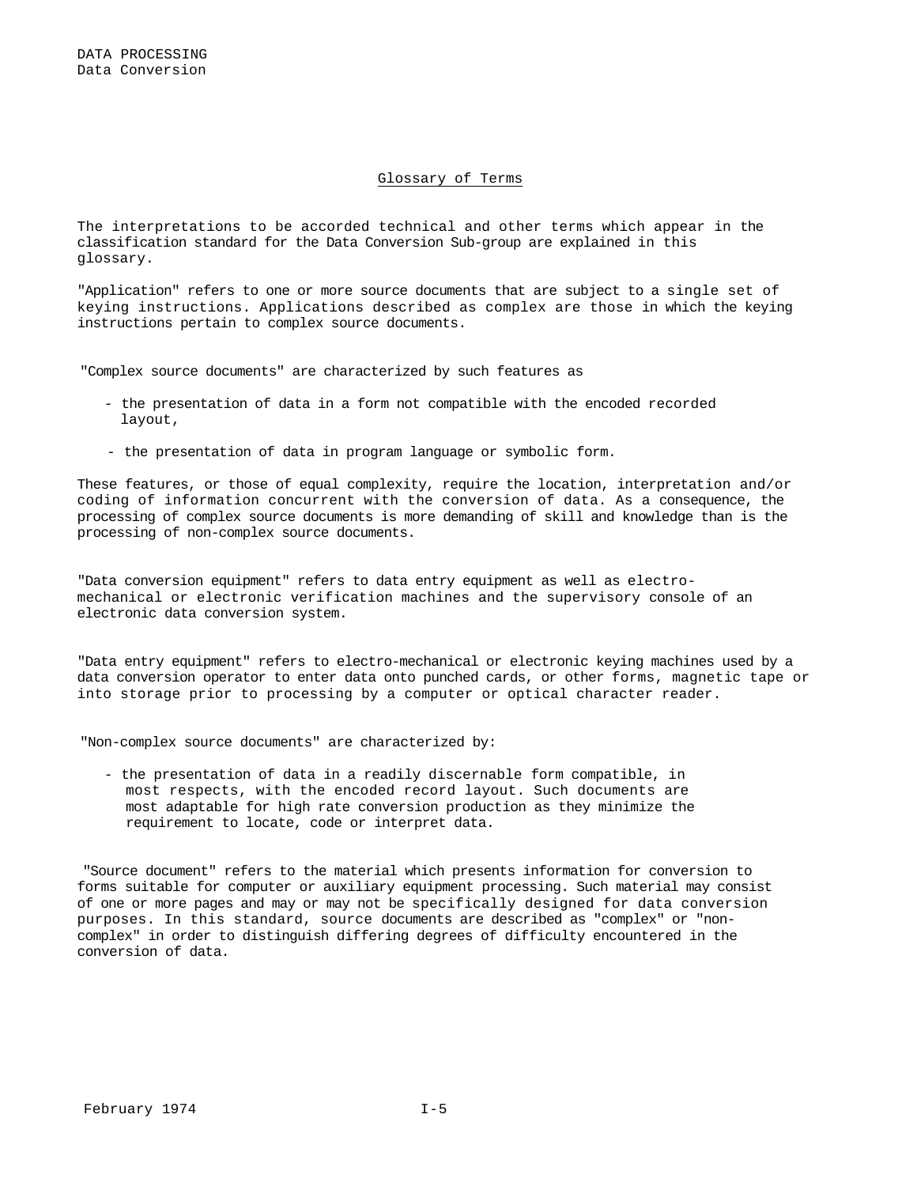## Glossary of Terms

The interpretations to be accorded technical and other terms which appear in the classification standard for the Data Conversion Sub-group are explained in this glossary.

"Application" refers to one or more source documents that are subject to a single set of keying instructions. Applications described as complex are those in which the keying instructions pertain to complex source documents.

"Complex source documents" are characterized by such features as

- the presentation of data in a form not compatible with the encoded recorded layout,
- the presentation of data in program language or symbolic form.

These features, or those of equal complexity, require the location, interpretation and/or coding of information concurrent with the conversion of data. As a consequence, the processing of complex source documents is more demanding of skill and knowledge than is the processing of non-complex source documents.

"Data conversion equipment" refers to data entry equipment as well as electro-mechanical or electronic verification machines and the supervisory console of an electronic data conversion system.

"Data entry equipment" refers to electro-mechanical or electronic keying machines used by a data conversion operator to enter data onto punched cards, or other forms, magnetic tape or into storage prior to processing by a computer or optical character reader.

"Non-complex source documents" are characterized by:

- the presentation of data in a readily discernable form compatible, in most respects, with the encoded record layout. Such documents are most adaptable for high rate conversion production as they minimize the requirement to locate, code or interpret data.

"Source document" refers to the material which presents information for conversion to forms suitable for computer or auxiliary equipment processing. Such material may consist of one or more pages and may or may not be specifically designed for data conversion purposes. In this standard, source documents are described as "complex" or "non-complex" in order to distinguish differing degrees of difficulty encountered in the conversion of data.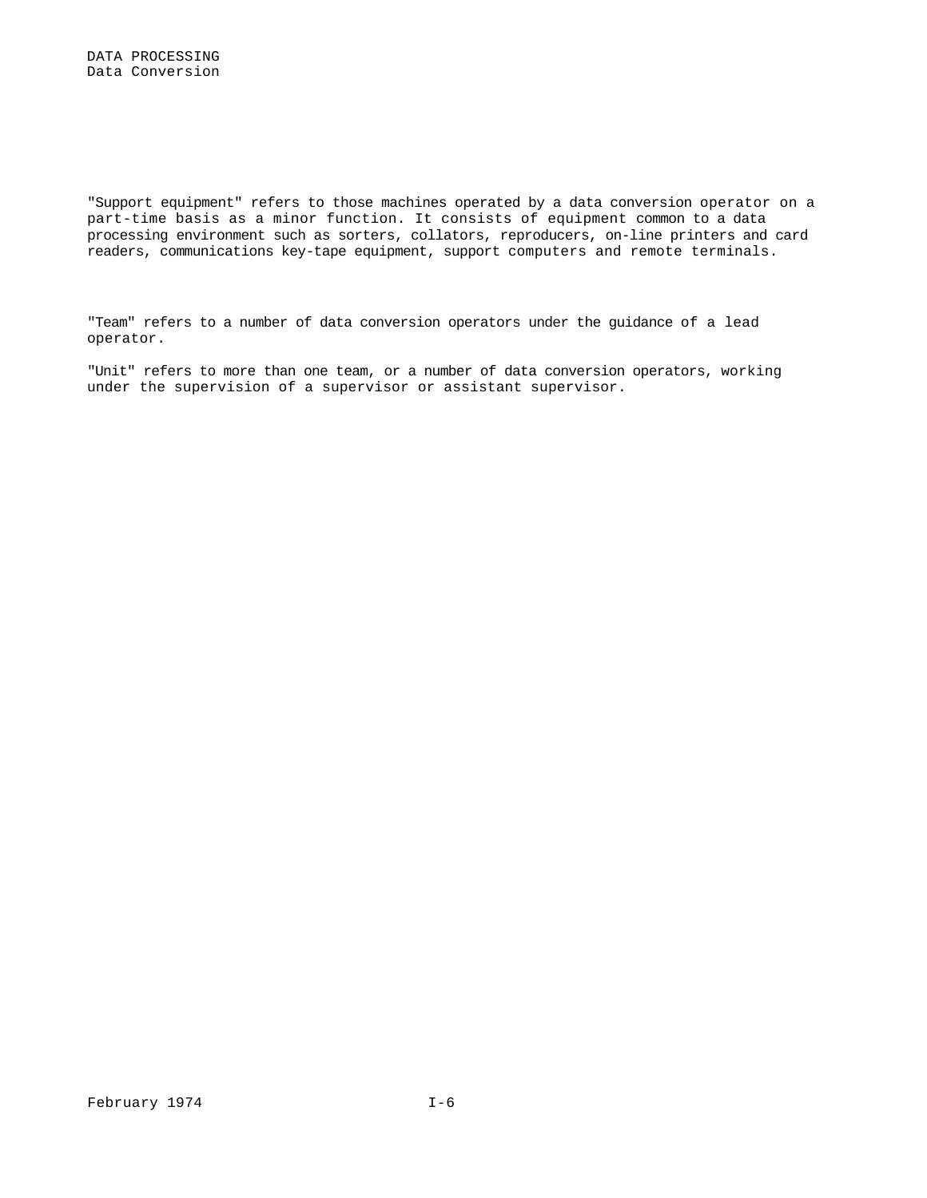"Support equipment" refers to those machines operated by a data conversion operator on a part-time basis as a minor function. It consists of equipment common to a data processing environment such as sorters, collators, reproducers, on-line printers and card readers, communications key-tape equipment, support computers and remote terminals.

"Team" refers to a number of data conversion operators under the guidance of a lead operator.

"Unit" refers to more than one team, or a number of data conversion operators, working under the supervision of a supervisor or assistant supervisor.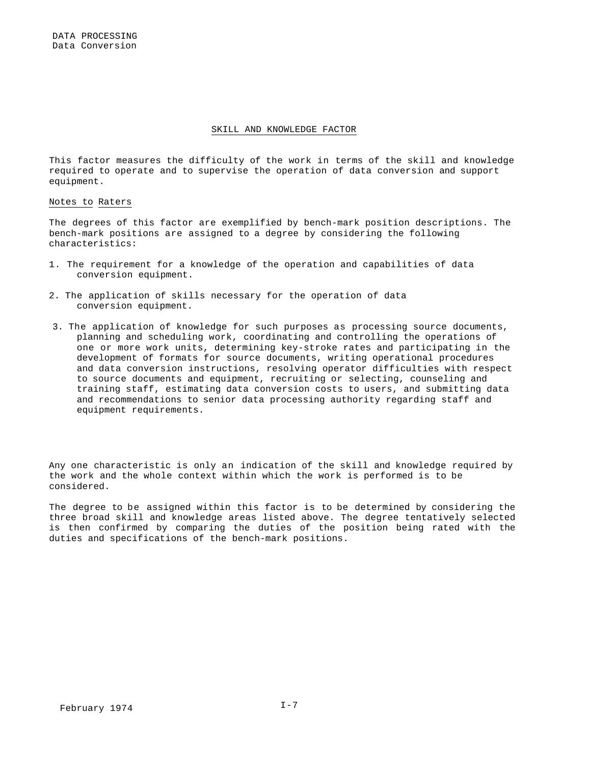## SKILL AND KNOWLEDGE FACTOR

This factor measures the difficulty of the work in terms of the skill and knowledge required to operate and to supervise the operation of data conversion and support equipment.

### Notes to Raters

The degrees of this factor are exemplified by bench-mark position descriptions. The bench-mark positions are assigned to a degree by considering the following characteristics:

1. The requirement for a knowledge of the operation and capabilities of data conversion equipment.
2. The application of skills necessary for the operation of data conversion equipment.
3. The application of knowledge for such purposes as processing source documents, planning and scheduling work, coordinating and controlling the operations of one or more work units, determining key-stroke rates and participating in the development of formats for source documents, writing operational procedures and data conversion instructions, resolving operator difficulties with respect to source documents and equipment, recruiting or selecting, counseling and training staff, estimating data conversion costs to users, and submitting data and recommendations to senior data processing authority regarding staff and equipment requirements.

Any one characteristic is only an indication of the skill and knowledge required by the work and the whole context within which the work is performed is to be considered.

The degree to be assigned within this factor is to be determined by considering the three broad skill and knowledge areas listed above. The degree tentatively selected is then confirmed by comparing the duties of the position being rated with the duties and specifications of the bench-mark positions.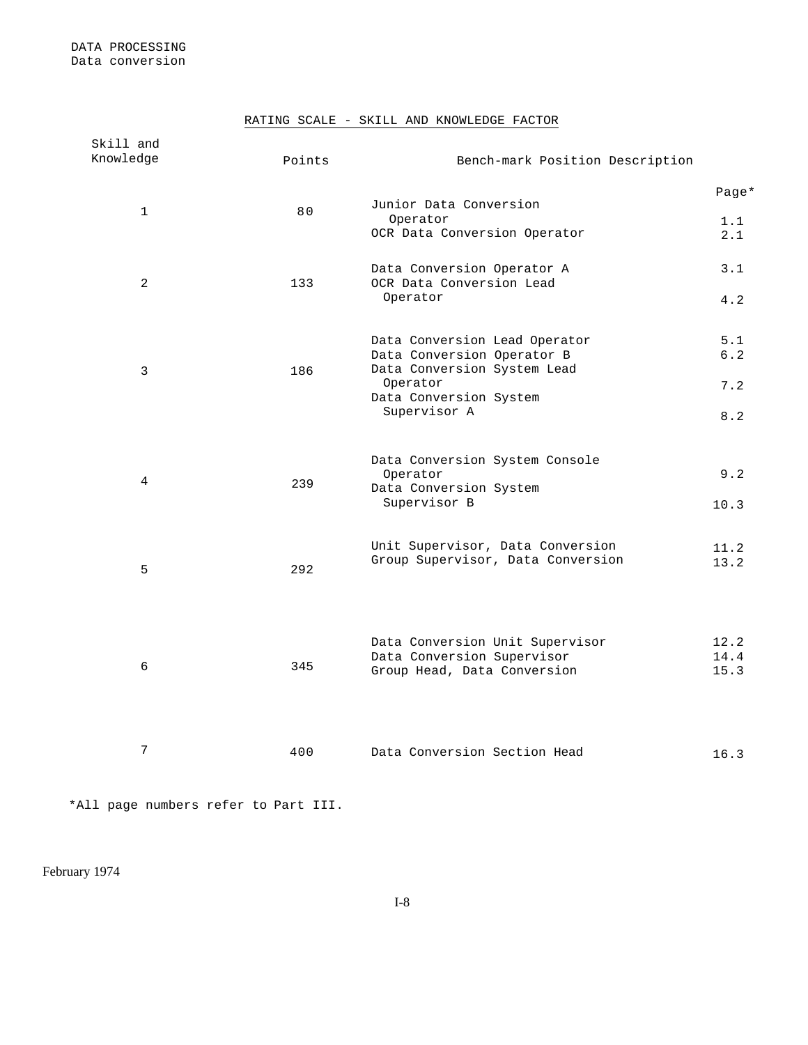DATA PROCESSING
Data conversion

## RATING SCALE - SKILL AND KNOWLEDGE FACTOR

| Skill and Knowledge | Points | Bench-mark Position Description | Page* |
|---|---|---|---|
| 1 | 80 | Junior Data Conversion Operator | 1.1 |
| | | OCR Data Conversion Operator | 2.1 |
| 2 | 133 | Data Conversion Operator A | 3.1 |
| | | OCR Data Conversion Lead Operator | 4.2 |
| 3 | 186 | Data Conversion Lead Operator | 5.1 |
| | | Data Conversion Operator B | 6.2 |
| | | Data Conversion System Lead Operator | 7.2 |
| | | Data Conversion System Supervisor A | 8.2 |
| 4 | 239 | Data Conversion System Console Operator | 9.2 |
| | | Data Conversion System Supervisor B | 10.3 |
| 5 | 292 | Unit Supervisor, Data Conversion | 11.2 |
| | | Group Supervisor, Data Conversion | 13.2 |
| 6 | 345 | Data Conversion Unit Supervisor | 12.2 |
| | | Data Conversion Supervisor | 14.4 |
| | | Group Head, Data Conversion | 15.3 |
| 7 | 400 | Data Conversion Section Head | 16.3 |

*All page numbers refer to Part III.

February 1974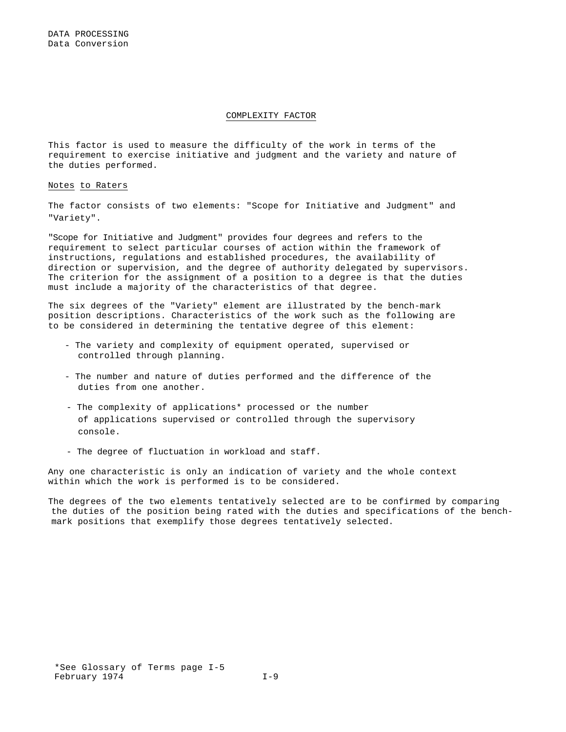## COMPLEXITY FACTOR

This factor is used to measure the difficulty of the work in terms of the requirement to exercise initiative and judgment and the variety and nature of the duties performed.

Notes to Raters

The factor consists of two elements: "Scope for Initiative and Judgment" and "Variety".

"Scope for Initiative and Judgment" provides four degrees and refers to the requirement to select particular courses of action within the framework of instructions, regulations and established procedures, the availability of direction or supervision, and the degree of authority delegated by supervisors. The criterion for the assignment of a position to a degree is that the duties must include a majority of the characteristics of that degree.

The six degrees of the "Variety" element are illustrated by the bench-mark position descriptions. Characteristics of the work such as the following are to be considered in determining the tentative degree of this element:

- The variety and complexity of equipment operated, supervised or controlled through planning.
- The number and nature of duties performed and the difference of the duties from one another.
- The complexity of applications* processed or the number of applications supervised or controlled through the supervisory console.
- The degree of fluctuation in workload and staff.

Any one characteristic is only an indication of variety and the whole context within which the work is performed is to be considered.

The degrees of the two elements tentatively selected are to be confirmed by comparing the duties of the position being rated with the duties and specifications of the bench-mark positions that exemplify those degrees tentatively selected.

*See Glossary of Terms page I-5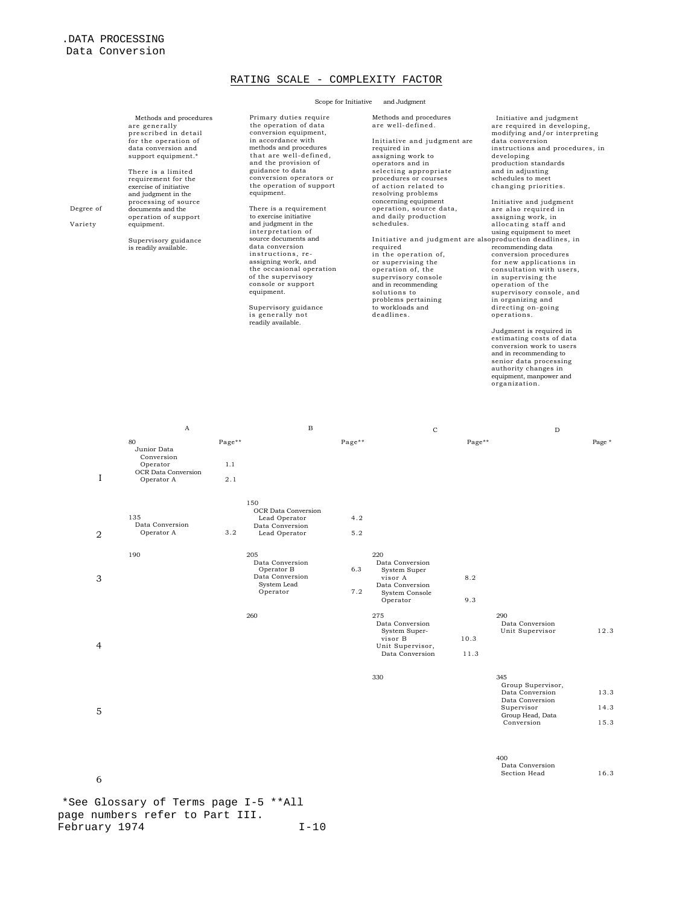.DATA PROCESSING
Data Conversion

## RATING SCALE - COMPLEXITY FACTOR

Scope for Initiative and Judgment

| Degree of Variety | A | | B | | C | | D | |
|---|---|---|---|---|---|---|---|---|
| | Methods and procedures are generally prescribed in detail for the operation of data conversion and support equipment.* There is a limited requirement for the exercise of initiative and judgment in the processing of source documents and the operation of support equipment. Supervisory guidance is readily available. | | Primary duties require the operation of data conversion equipment, in accordance with methods and procedures that are well-defined, and the provision of guidance to data conversion operators or the operation of support equipment. There is a requirement to exercise initiative and judgment in the interpretation of source documents and data conversion instructions, re-assigning work, and the occasional operation of the supervisory console or support equipment. Supervisory guidance is generally not readily available. | | Methods and procedures are well-defined. Initiative and judgment are required in assigning work to operators and in selecting appropriate procedures or courses of action related to resolving problems concerning equipment operation, source data, and daily production schedules. Initiative and judgment are also required in the operation of, or supervising the operation of, the supervisory console and in recommending solutions to problems pertaining to workloads and deadlines. | | Initiative and judgment are required in developing, modifying and/or interpreting data conversion instructions and procedures, in developing production standards and in adjusting schedules to meet changing priorities. Initiative and judgment are also required in assigning work, in allocating staff and using equipment to meet production deadlines, in recommending data conversion procedures for new applications in consultation with users, in supervising the operation of the supervisory console, and in organizing and directing on-going operations. Judgment is required in estimating costs of data conversion work to users and in recommending to senior data processing authority changes in equipment, manpower and organization. | |
| | | Page** | | Page** | | Page** | | Page * |
| I | 80 Junior Data Conversion Operator | 1.1 | | | | | | |
| | OCR Data Conversion Operator A | 2.1 | | | | | | |
| 2 | 135 Data Conversion Operator A | 3.2 | 150 OCR Data Conversion Lead Operator | 4.2 | | | | |
| | | | Data Conversion Lead Operator | 5.2 | | | | |
| 3 | 190 | | 205 Data Conversion Operator B | 6.3 | 220 Data Conversion System Supervisor A | 8.2 | | |
| | | | Data Conversion System Lead Operator | 7.2 | Data Conversion System Console Operator | 9.3 | | |
| 4 | | | 260 | | 275 Data Conversion System Supervisor B | 10.3 | 290 Data Conversion Unit Supervisor | 12.3 |
| | | | | | Unit Supervisor, Data Conversion | 11.3 | | |
| 5 | | | | | 330 | | 345 Group Supervisor, Data Conversion | 13.3 |
| | | | | | | | Data Conversion Supervisor | 14.3 |
| | | | | | | | Group Head, Data Conversion | 15.3 |
| 6 | | | | | | | 400 Data Conversion Section Head | 16.3 |

*See Glossary of Terms page I-5 **All page numbers refer to Part III.

February 1974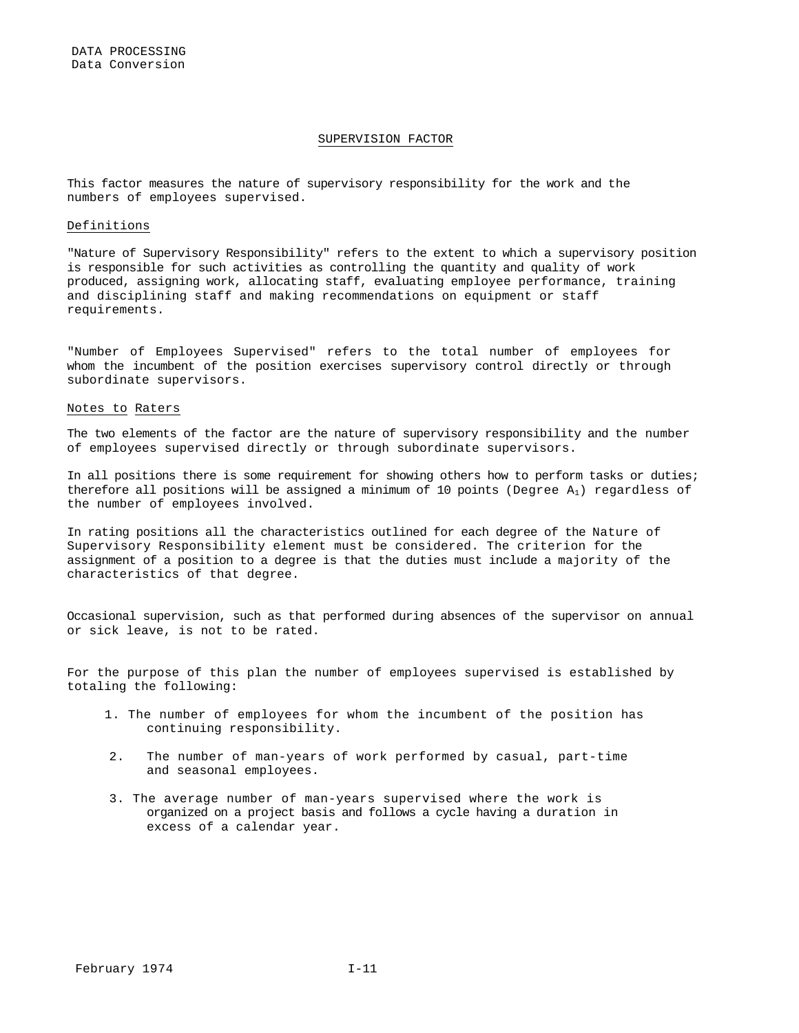## SUPERVISION FACTOR

This factor measures the nature of supervisory responsibility for the work and the numbers of employees supervised.

### Definitions

"Nature of Supervisory Responsibility" refers to the extent to which a supervisory position is responsible for such activities as controlling the quantity and quality of work produced, assigning work, allocating staff, evaluating employee performance, training and disciplining staff and making recommendations on equipment or staff requirements.

"Number of Employees Supervised" refers to the total number of employees for whom the incumbent of the position exercises supervisory control directly or through subordinate supervisors.

### Notes to Raters

The two elements of the factor are the nature of supervisory responsibility and the number of employees supervised directly or through subordinate supervisors.

In all positions there is some requirement for showing others how to perform tasks or duties; therefore all positions will be assigned a minimum of 10 points (Degree $A_1$) regardless of the number of employees involved.

In rating positions all the characteristics outlined for each degree of the Nature of Supervisory Responsibility element must be considered. The criterion for the assignment of a position to a degree is that the duties must include a majority of the characteristics of that degree.

Occasional supervision, such as that performed during absences of the supervisor on annual or sick leave, is not to be rated.

For the purpose of this plan the number of employees supervised is established by totaling the following:

1. The number of employees for whom the incumbent of the position has continuing responsibility.
2. The number of man-years of work performed by casual, part-time and seasonal employees.
3. The average number of man-years supervised where the work is organized on a project basis and follows a cycle having a duration in excess of a calendar year.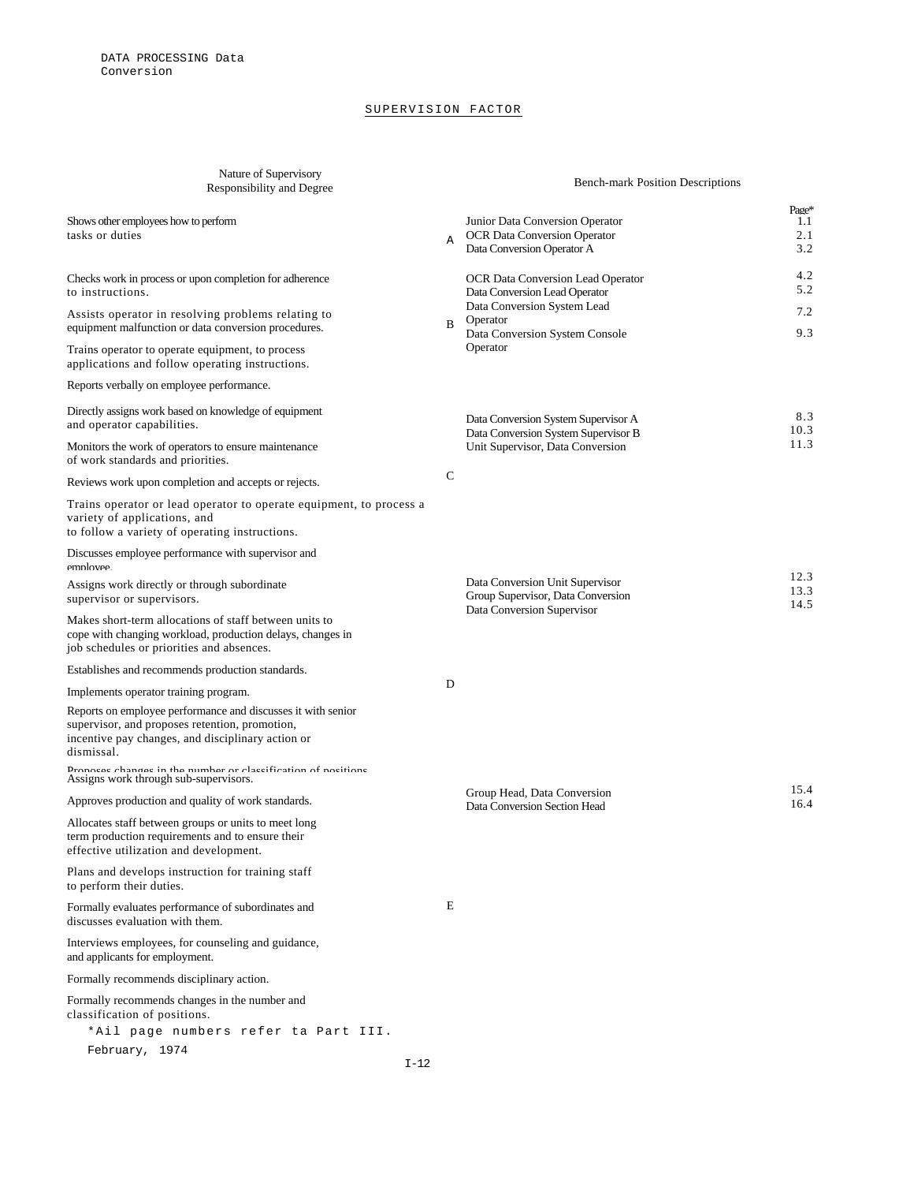DATA PROCESSING Data Conversion

# SUPERVISION FACTOR

| Nature of Supervisory Responsibility and Degree | | Bench-mark Position Descriptions | Page* |
|---|---|---|---|
| Shows other employees how to perform tasks or duties | A | Junior Data Conversion Operator<br>OCR Data Conversion Operator<br>Data Conversion Operator A | 1.1<br>2.1<br>3.2 |
| Checks work in process or upon completion for adherence to instructions.<br><br>Assists operator in resolving problems relating to equipment malfunction or data conversion procedures.<br><br>Trains operator to operate equipment, to process applications and follow operating instructions.<br><br>Reports verbally on employee performance. | B | OCR Data Conversion Lead Operator<br>Data Conversion Lead Operator<br>Data Conversion System Lead Operator<br>Data Conversion System Console Operator | 4.2<br>5.2<br>7.2<br>9.3 |
| Directly assigns work based on knowledge of equipment and operator capabilities.<br><br>Monitors the work of operators to ensure maintenance of work standards and priorities.<br><br>Reviews work upon completion and accepts or rejects.<br><br>Trains operator or lead operator to operate equipment, to process a variety of applications, and to follow a variety of operating instructions.<br><br>Discusses employee performance with supervisor and employee. | C | Data Conversion System Supervisor A<br>Data Conversion System Supervisor B<br>Unit Supervisor, Data Conversion | 8.3<br>10.3<br>11.3 |
| Assigns work directly or through subordinate supervisor or supervisors.<br><br>Makes short-term allocations of staff between units to cope with changing workload, production delays, changes in job schedules or priorities and absences.<br><br>Establishes and recommends production standards.<br><br>Implements operator training program.<br><br>Reports on employee performance and discusses it with senior supervisor, and proposes retention, promotion, incentive pay changes, and disciplinary action or dismissal.<br><br>Proposes changes in the number or classification of positions. | D | Data Conversion Unit Supervisor<br>Group Supervisor, Data Conversion<br>Data Conversion Supervisor | 12.3<br>13.3<br>14.5 |
| Assigns work through sub-supervisors.<br><br>Approves production and quality of work standards.<br><br>Allocates staff between groups or units to meet long term production requirements and to ensure their effective utilization and development.<br><br>Plans and develops instruction for training staff to perform their duties.<br><br>Formally evaluates performance of subordinates and discusses evaluation with them.<br><br>Interviews employees, for counseling and guidance, and applicants for employment.<br><br>Formally recommends disciplinary action.<br><br>Formally recommends changes in the number and classification of positions. | E | Group Head, Data Conversion<br>Data Conversion Section Head | 15.4<br>16.4 |

*Ail page numbers refer ta Part III.

February, 1974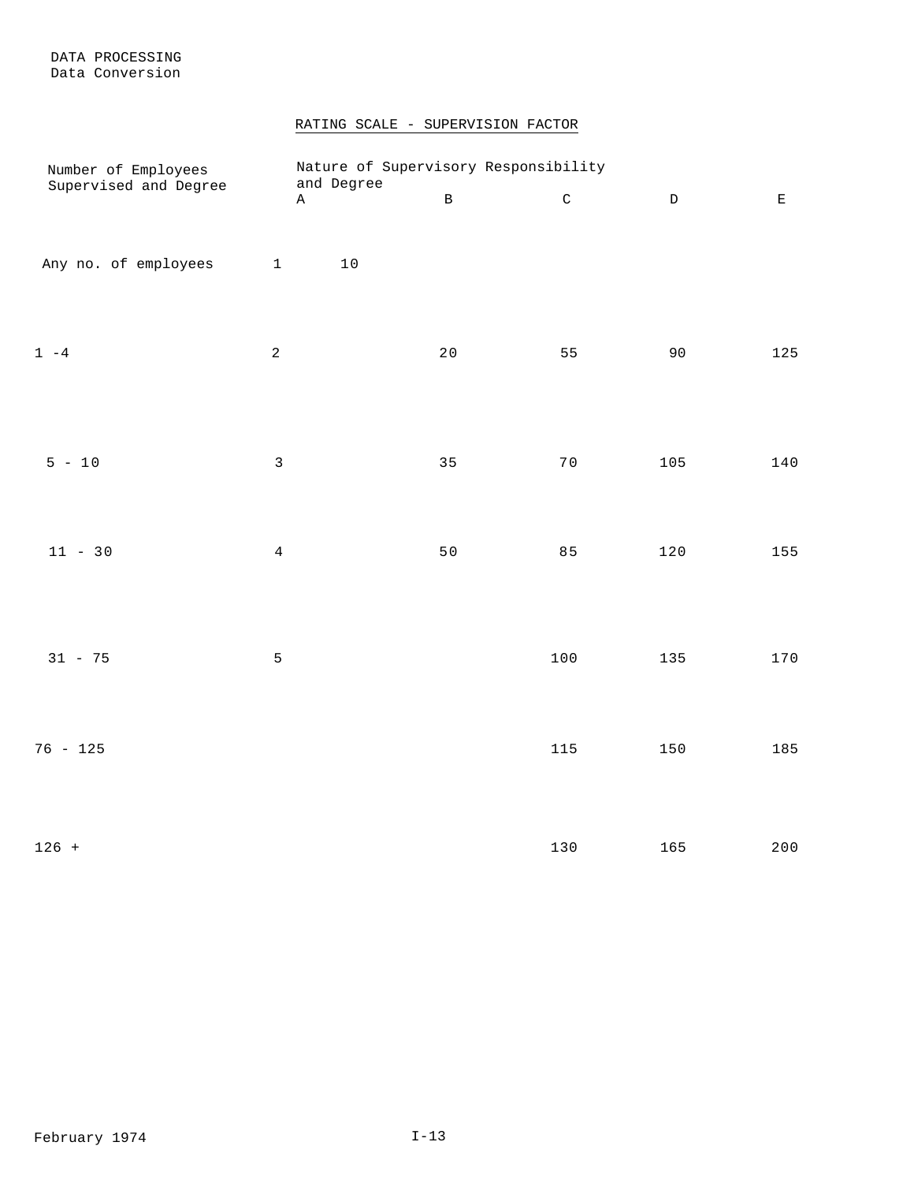DATA PROCESSING
Data Conversion

## RATING SCALE - SUPERVISION FACTOR

| Number of Employees Supervised and Degree | | Nature of Supervisory Responsibility and Degree A | B | C | D | E |
|---|---|---|---|---|---|---|
| Any no. of employees | 1 | 10 | | | | |
| 1 -4 | 2 | | 20 | 55 | 90 | 125 |
| 5 - 10 | 3 | | 35 | 70 | 105 | 140 |
| 11 - 30 | 4 | | 50 | 85 | 120 | 155 |
| 31 - 75 | 5 | | | 100 | 135 | 170 |
| 76 - 125 | | | | 115 | 150 | 185 |
| 126 + | | | | 130 | 165 | 200 |

February 1974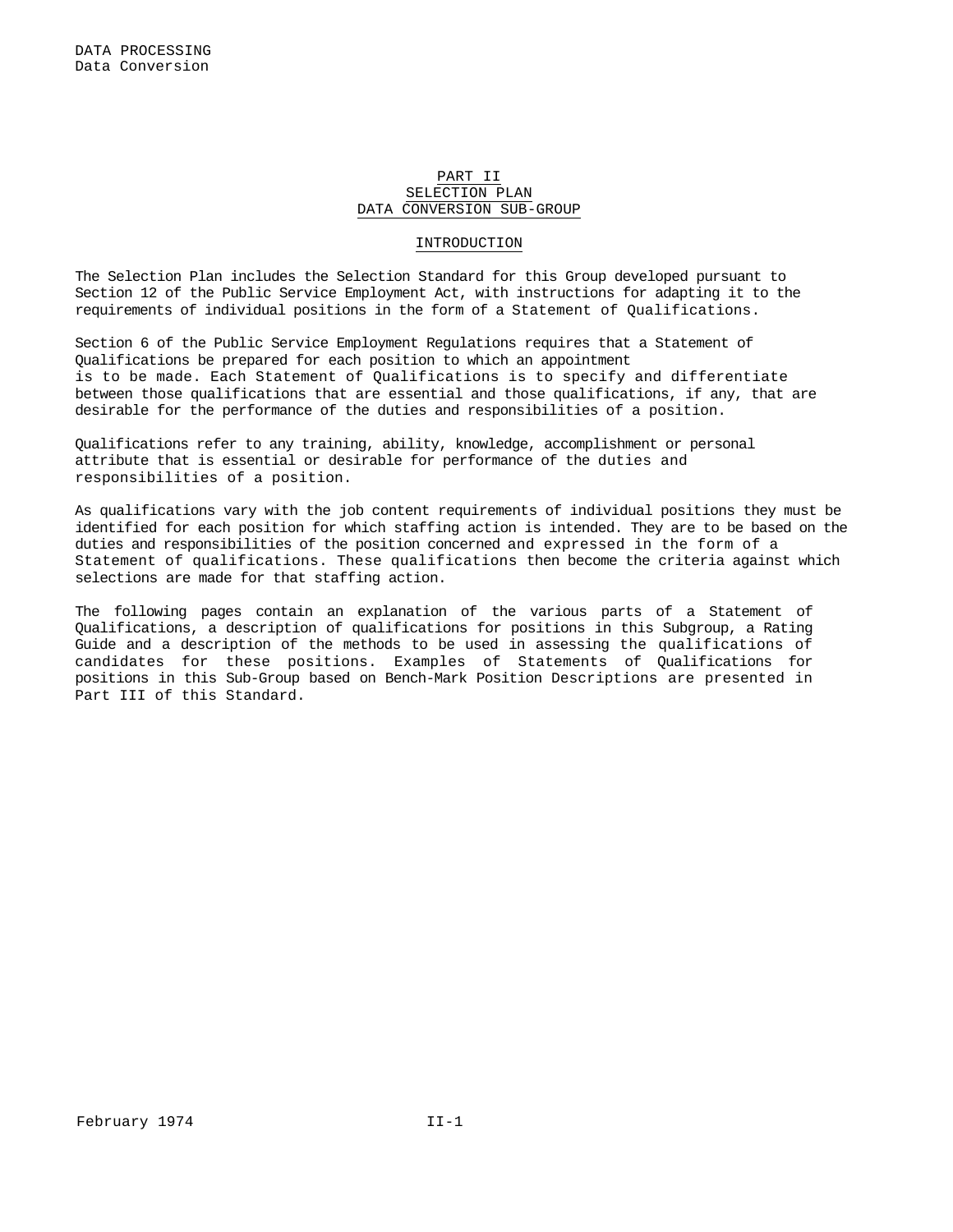# PART II
# SELECTION PLAN
# DATA CONVERSION SUB-GROUP

## INTRODUCTION

The Selection Plan includes the Selection Standard for this Group developed pursuant to Section 12 of the Public Service Employment Act, with instructions for adapting it to the requirements of individual positions in the form of a Statement of Qualifications.

Section 6 of the Public Service Employment Regulations requires that a Statement of Qualifications be prepared for each position to which an appointment is to be made. Each Statement of Qualifications is to specify and differentiate between those qualifications that are essential and those qualifications, if any, that are desirable for the performance of the duties and responsibilities of a position.

Qualifications refer to any training, ability, knowledge, accomplishment or personal attribute that is essential or desirable for performance of the duties and responsibilities of a position.

As qualifications vary with the job content requirements of individual positions they must be identified for each position for which staffing action is intended. They are to be based on the duties and responsibilities of the position concerned and expressed in the form of a Statement of qualifications. These qualifications then become the criteria against which selections are made for that staffing action.

The following pages contain an explanation of the various parts of a Statement of Qualifications, a description of qualifications for positions in this Subgroup, a Rating Guide and a description of the methods to be used in assessing the qualifications of candidates for these positions. Examples of Statements of Qualifications for positions in this Sub-Group based on Bench-Mark Position Descriptions are presented in Part III of this Standard.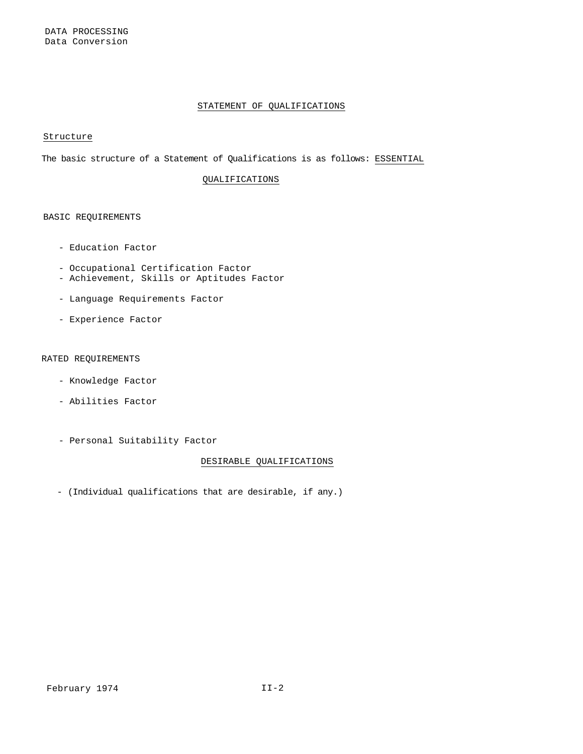## STATEMENT OF QUALIFICATIONS

### Structure

The basic structure of a Statement of Qualifications is as follows:

### ESSENTIAL QUALIFICATIONS

BASIC REQUIREMENTS

- Education Factor
- Occupational Certification Factor
- Achievement, Skills or Aptitudes Factor
- Language Requirements Factor
- Experience Factor

RATED REQUIREMENTS

- Knowledge Factor
- Abilities Factor
- Personal Suitability Factor

### DESIRABLE QUALIFICATIONS

- (Individual qualifications that are desirable, if any.)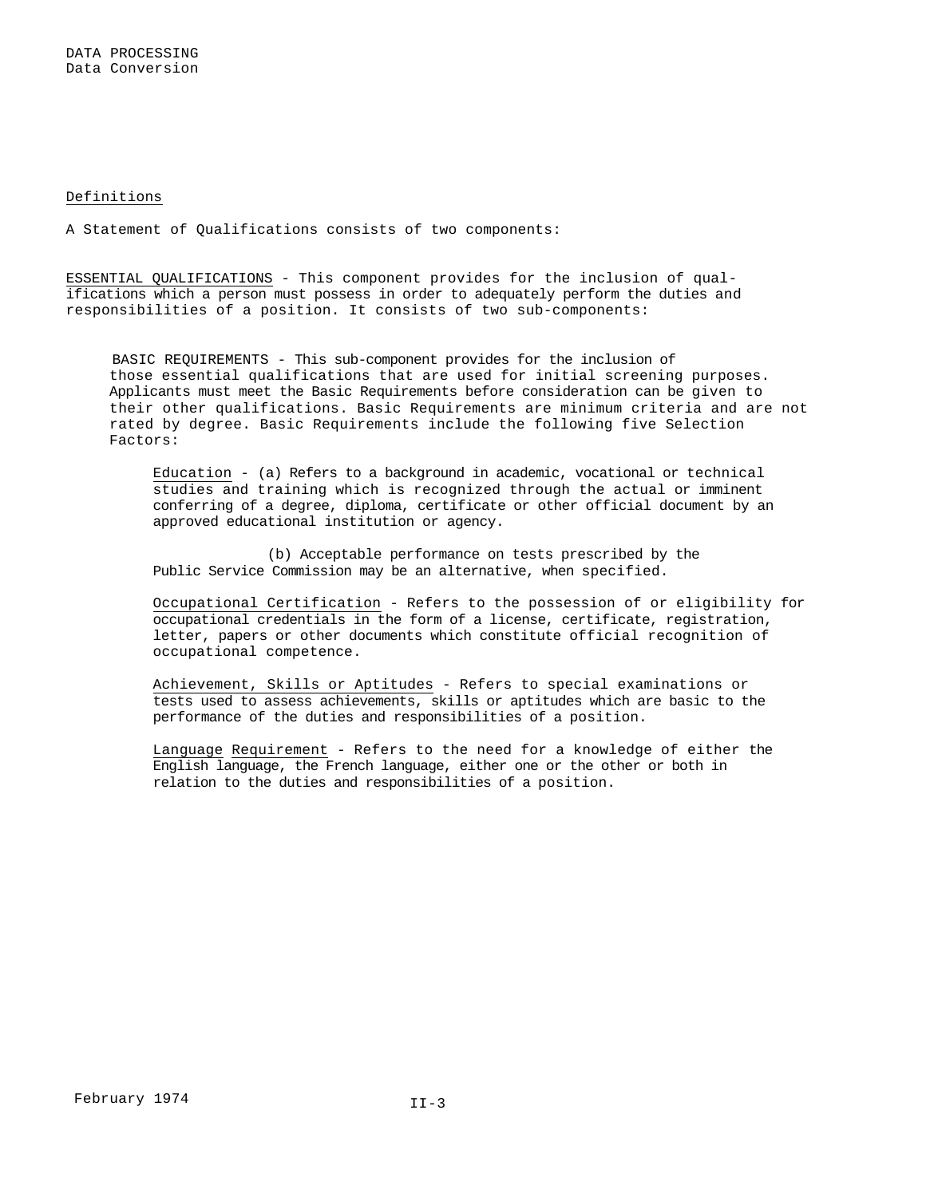Definitions

A Statement of Qualifications consists of two components:

ESSENTIAL QUALIFICATIONS - This component provides for the inclusion of qualifications which a person must possess in order to adequately perform the duties and responsibilities of a position. It consists of two sub-components:

BASIC REQUIREMENTS - This sub-component provides for the inclusion of those essential qualifications that are used for initial screening purposes. Applicants must meet the Basic Requirements before consideration can be given to their other qualifications. Basic Requirements are minimum criteria and are not rated by degree. Basic Requirements include the following five Selection Factors:

Education - (a) Refers to a background in academic, vocational or technical studies and training which is recognized through the actual or imminent conferring of a degree, diploma, certificate or other official document by an approved educational institution or agency.

(b) Acceptable performance on tests prescribed by the Public Service Commission may be an alternative, when specified.

Occupational Certification - Refers to the possession of or eligibility for occupational credentials in the form of a license, certificate, registration, letter, papers or other documents which constitute official recognition of occupational competence.

Achievement, Skills or Aptitudes - Refers to special examinations or tests used to assess achievements, skills or aptitudes which are basic to the performance of the duties and responsibilities of a position.

Language Requirement - Refers to the need for a knowledge of either the English language, the French language, either one or the other or both in relation to the duties and responsibilities of a position.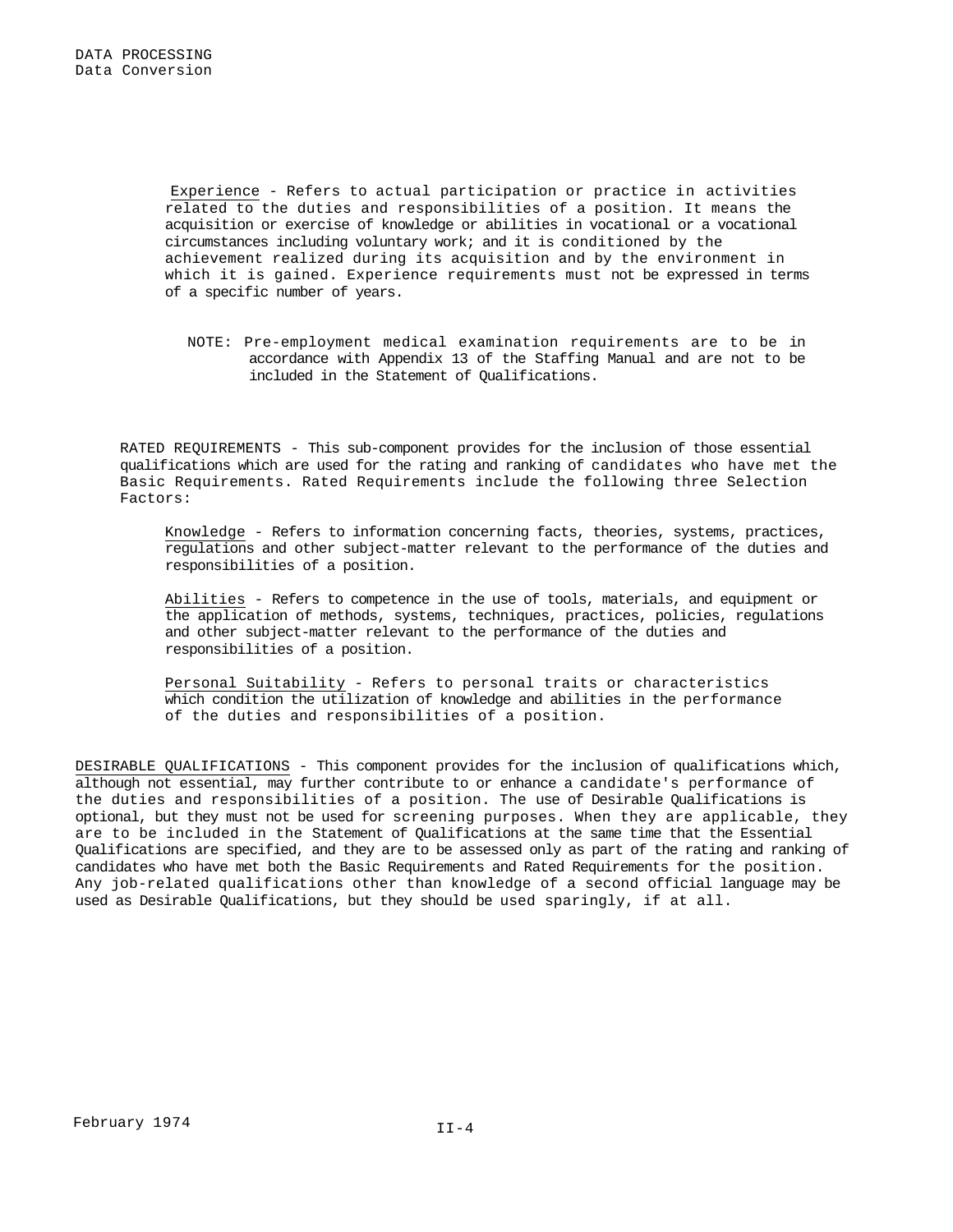Experience - Refers to actual participation or practice in activities related to the duties and responsibilities of a position. It means the acquisition or exercise of knowledge or abilities in vocational or a vocational circumstances including voluntary work; and it is conditioned by the achievement realized during its acquisition and by the environment in which it is gained. Experience requirements must not be expressed in terms of a specific number of years.

> NOTE: Pre-employment medical examination requirements are to be in accordance with Appendix 13 of the Staffing Manual and are not to be included in the Statement of Qualifications.

RATED REQUIREMENTS - This sub-component provides for the inclusion of those essential qualifications which are used for the rating and ranking of candidates who have met the Basic Requirements. Rated Requirements include the following three Selection Factors:

Knowledge - Refers to information concerning facts, theories, systems, practices, regulations and other subject-matter relevant to the performance of the duties and responsibilities of a position.

Abilities - Refers to competence in the use of tools, materials, and equipment or the application of methods, systems, techniques, practices, policies, regulations and other subject-matter relevant to the performance of the duties and responsibilities of a position.

Personal Suitability - Refers to personal traits or characteristics which condition the utilization of knowledge and abilities in the performance of the duties and responsibilities of a position.

DESIRABLE QUALIFICATIONS - This component provides for the inclusion of qualifications which, although not essential, may further contribute to or enhance a candidate's performance of the duties and responsibilities of a position. The use of Desirable Qualifications is optional, but they must not be used for screening purposes. When they are applicable, they are to be included in the Statement of Qualifications at the same time that the Essential Qualifications are specified, and they are to be assessed only as part of the rating and ranking of candidates who have met both the Basic Requirements and Rated Requirements for the position. Any job-related qualifications other than knowledge of a second official language may be used as Desirable Qualifications, but they should be used sparingly, if at all.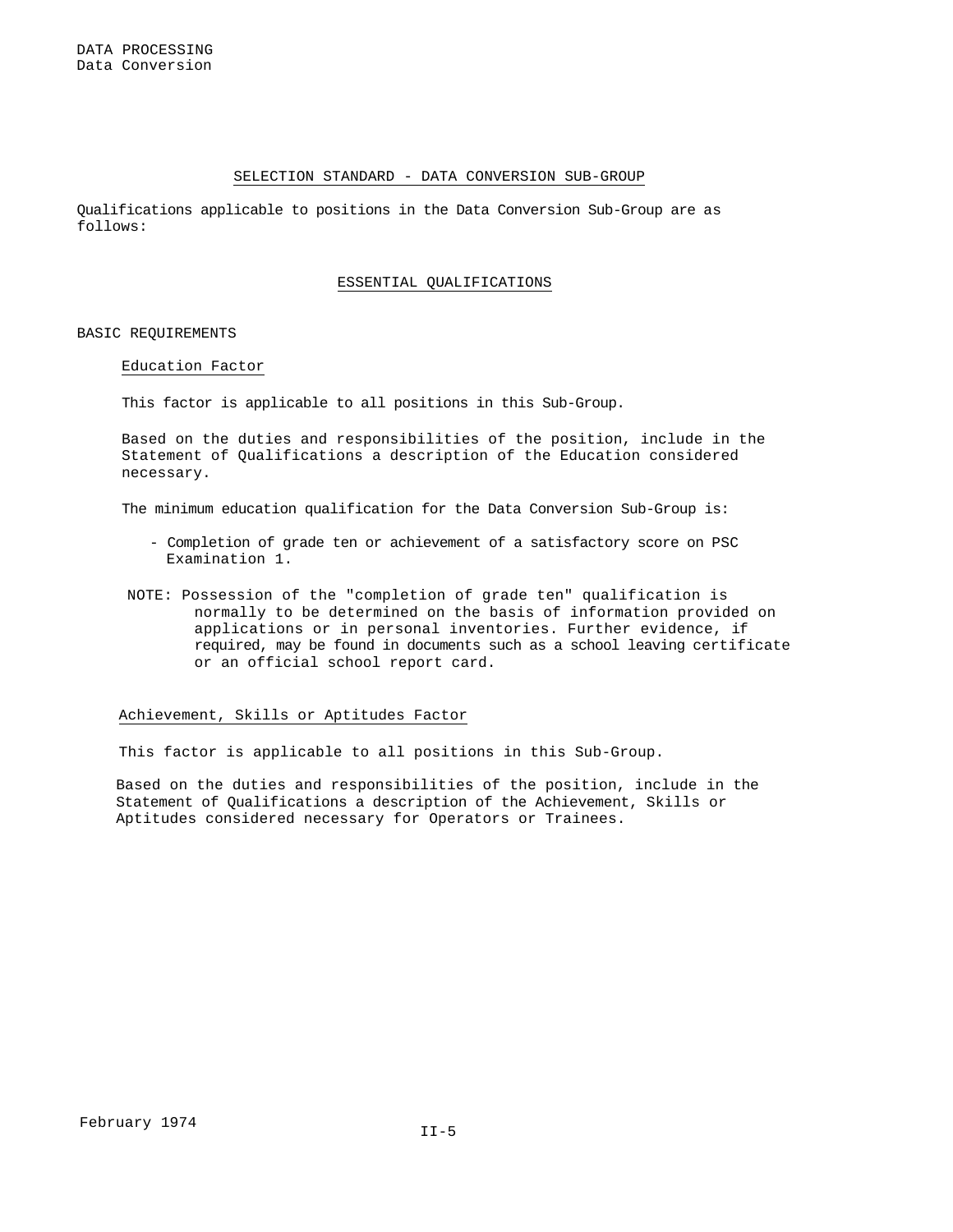## SELECTION STANDARD - DATA CONVERSION SUB-GROUP

Qualifications applicable to positions in the Data Conversion Sub-Group are as follows:

### ESSENTIAL QUALIFICATIONS

BASIC REQUIREMENTS

Education Factor

This factor is applicable to all positions in this Sub-Group.

Based on the duties and responsibilities of the position, include in the Statement of Qualifications a description of the Education considered necessary.

The minimum education qualification for the Data Conversion Sub-Group is:

- Completion of grade ten or achievement of a satisfactory score on PSC Examination 1.

NOTE: Possession of the "completion of grade ten" qualification is normally to be determined on the basis of information provided on applications or in personal inventories. Further evidence, if required, may be found in documents such as a school leaving certificate or an official school report card.

Achievement, Skills or Aptitudes Factor

This factor is applicable to all positions in this Sub-Group.

Based on the duties and responsibilities of the position, include in the Statement of Qualifications a description of the Achievement, Skills or Aptitudes considered necessary for Operators or Trainees.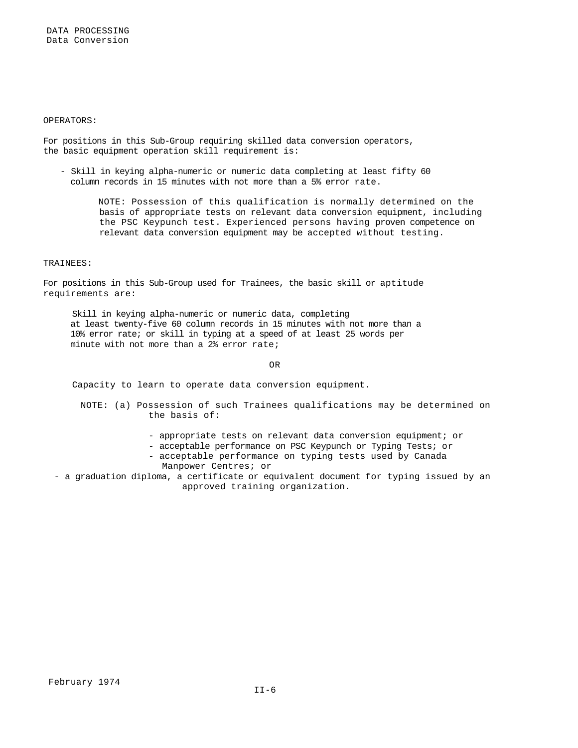OPERATORS:

For positions in this Sub-Group requiring skilled data conversion operators, the basic equipment operation skill requirement is:

- Skill in keying alpha-numeric or numeric data completing at least fifty 60 column records in 15 minutes with not more than a 5% error rate.

  NOTE: Possession of this qualification is normally determined on the basis of appropriate tests on relevant data conversion equipment, including the PSC Keypunch test. Experienced persons having proven competence on relevant data conversion equipment may be accepted without testing.

TRAINEES:

For positions in this Sub-Group used for Trainees, the basic skill or aptitude requirements are:

Skill in keying alpha-numeric or numeric data, completing at least twenty-five 60 column records in 15 minutes with not more than a 10% error rate; or skill in typing at a speed of at least 25 words per minute with not more than a 2% error rate;

OR

Capacity to learn to operate data conversion equipment.

NOTE: (a) Possession of such Trainees qualifications may be determined on the basis of:

- appropriate tests on relevant data conversion equipment; or
- acceptable performance on PSC Keypunch or Typing Tests; or
- acceptable performance on typing tests used by Canada Manpower Centres; or
- a graduation diploma, a certificate or equivalent document for typing issued by an approved training organization.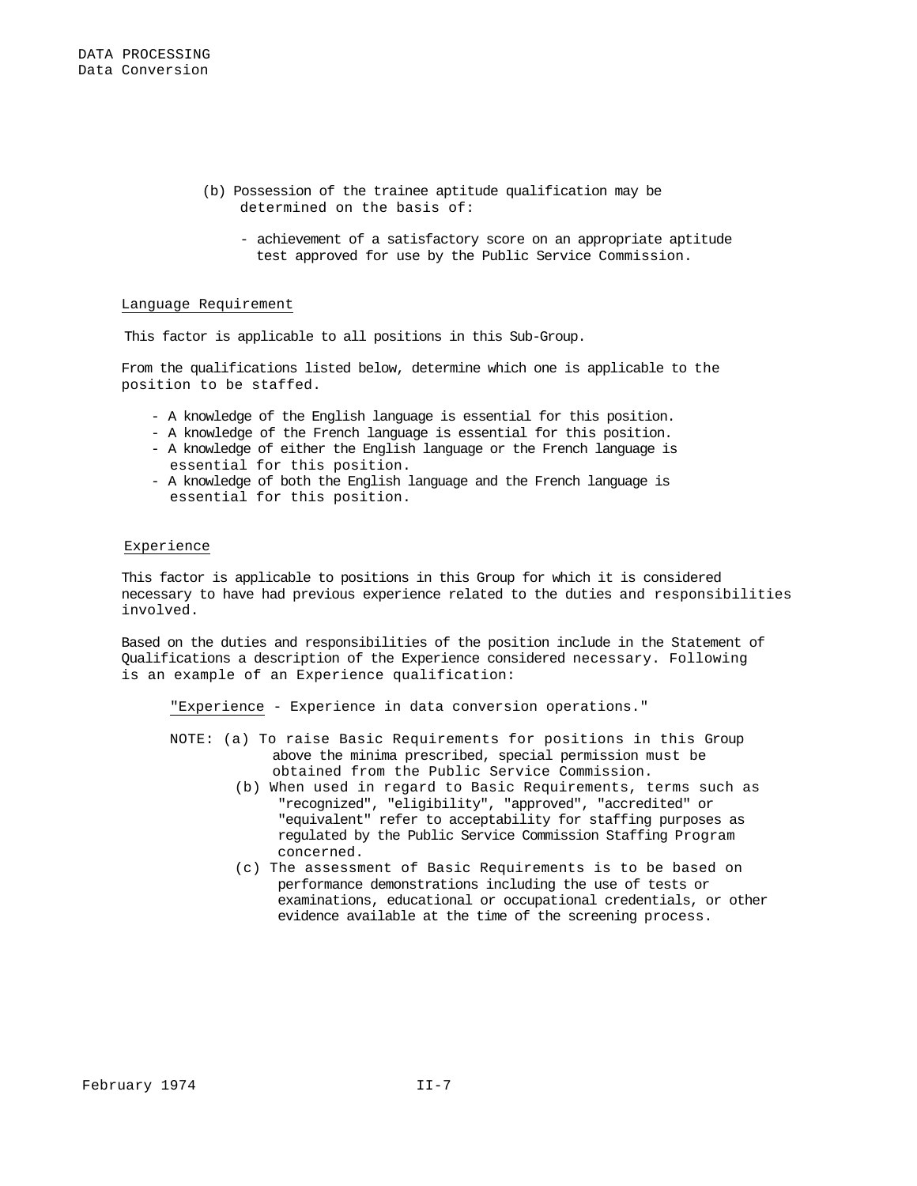(b) Possession of the trainee aptitude qualification may be determined on the basis of:

- achievement of a satisfactory score on an appropriate aptitude test approved for use by the Public Service Commission.

## Language Requirement

This factor is applicable to all positions in this Sub-Group.

From the qualifications listed below, determine which one is applicable to the position to be staffed.

- A knowledge of the English language is essential for this position.
- A knowledge of the French language is essential for this position.
- A knowledge of either the English language or the French language is essential for this position.
- A knowledge of both the English language and the French language is essential for this position.

## Experience

This factor is applicable to positions in this Group for which it is considered necessary to have had previous experience related to the duties and responsibilities involved.

Based on the duties and responsibilities of the position include in the Statement of Qualifications a description of the Experience considered necessary. Following is an example of an Experience qualification:

"Experience - Experience in data conversion operations."

NOTE: (a) To raise Basic Requirements for positions in this Group above the minima prescribed, special permission must be obtained from the Public Service Commission.

(b) When used in regard to Basic Requirements, terms such as "recognized", "eligibility", "approved", "accredited" or "equivalent" refer to acceptability for staffing purposes as regulated by the Public Service Commission Staffing Program concerned.

(c) The assessment of Basic Requirements is to be based on performance demonstrations including the use of tests or examinations, educational or occupational credentials, or other evidence available at the time of the screening process.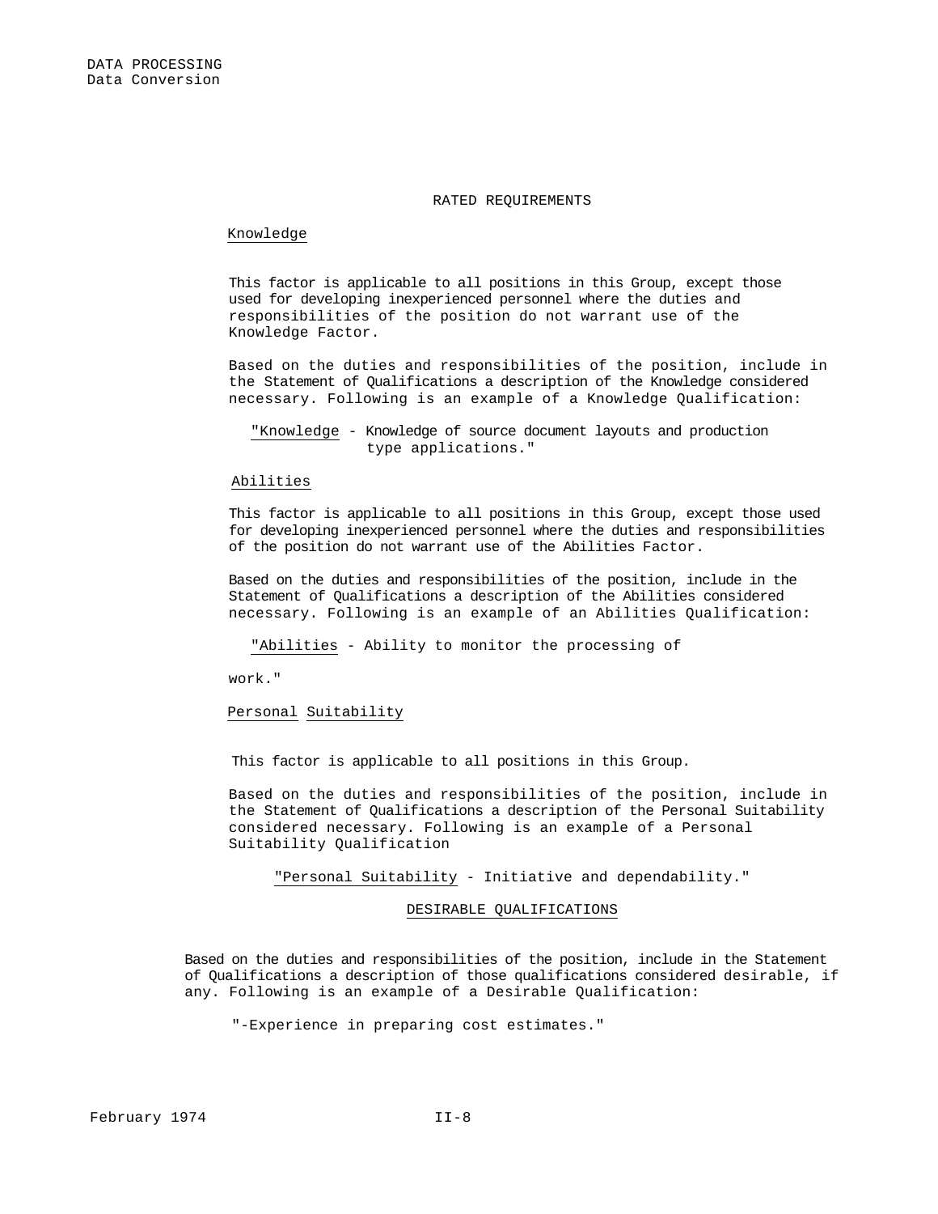## RATED REQUIREMENTS

### Knowledge

This factor is applicable to all positions in this Group, except those used for developing inexperienced personnel where the duties and responsibilities of the position do not warrant use of the Knowledge Factor.

Based on the duties and responsibilities of the position, include in the Statement of Qualifications a description of the Knowledge considered necessary. Following is an example of a Knowledge Qualification:

> "Knowledge - Knowledge of source document layouts and production type applications."

### Abilities

This factor is applicable to all positions in this Group, except those used for developing inexperienced personnel where the duties and responsibilities of the position do not warrant use of the Abilities Factor.

Based on the duties and responsibilities of the position, include in the Statement of Qualifications a description of the Abilities considered necessary. Following is an example of an Abilities Qualification:

> "Abilities - Ability to monitor the processing of work."

### Personal Suitability

This factor is applicable to all positions in this Group.

Based on the duties and responsibilities of the position, include in the Statement of Qualifications a description of the Personal Suitability considered necessary. Following is an example of a Personal Suitability Qualification

> "Personal Suitability - Initiative and dependability."

## DESIRABLE QUALIFICATIONS

Based on the duties and responsibilities of the position, include in the Statement of Qualifications a description of those qualifications considered desirable, if any. Following is an example of a Desirable Qualification:

> "-Experience in preparing cost estimates."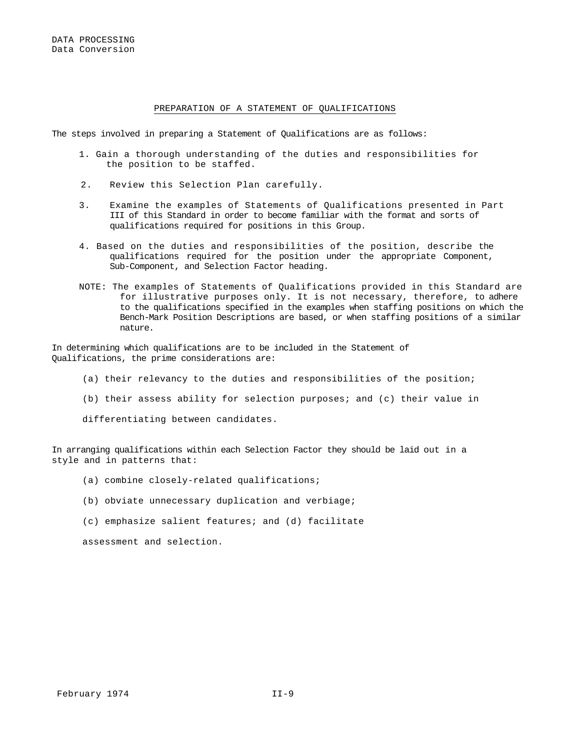## PREPARATION OF A STATEMENT OF QUALIFICATIONS

The steps involved in preparing a Statement of Qualifications are as follows:

1. Gain a thorough understanding of the duties and responsibilities for the position to be staffed.
2. Review this Selection Plan carefully.
3. Examine the examples of Statements of Qualifications presented in Part III of this Standard in order to become familiar with the format and sorts of qualifications required for positions in this Group.
4. Based on the duties and responsibilities of the position, describe the qualifications required for the position under the appropriate Component, Sub-Component, and Selection Factor heading.

NOTE: The examples of Statements of Qualifications provided in this Standard are for illustrative purposes only. It is not necessary, therefore, to adhere to the qualifications specified in the examples when staffing positions on which the Bench-Mark Position Descriptions are based, or when staffing positions of a similar nature.

In determining which qualifications are to be included in the Statement of Qualifications, the prime considerations are:

(a) their relevancy to the duties and responsibilities of the position;

(b) their assess ability for selection purposes; and (c) their value in differentiating between candidates.

In arranging qualifications within each Selection Factor they should be laid out in a style and in patterns that:

(a) combine closely-related qualifications;

(b) obviate unnecessary duplication and verbiage;

(c) emphasize salient features; and (d) facilitate assessment and selection.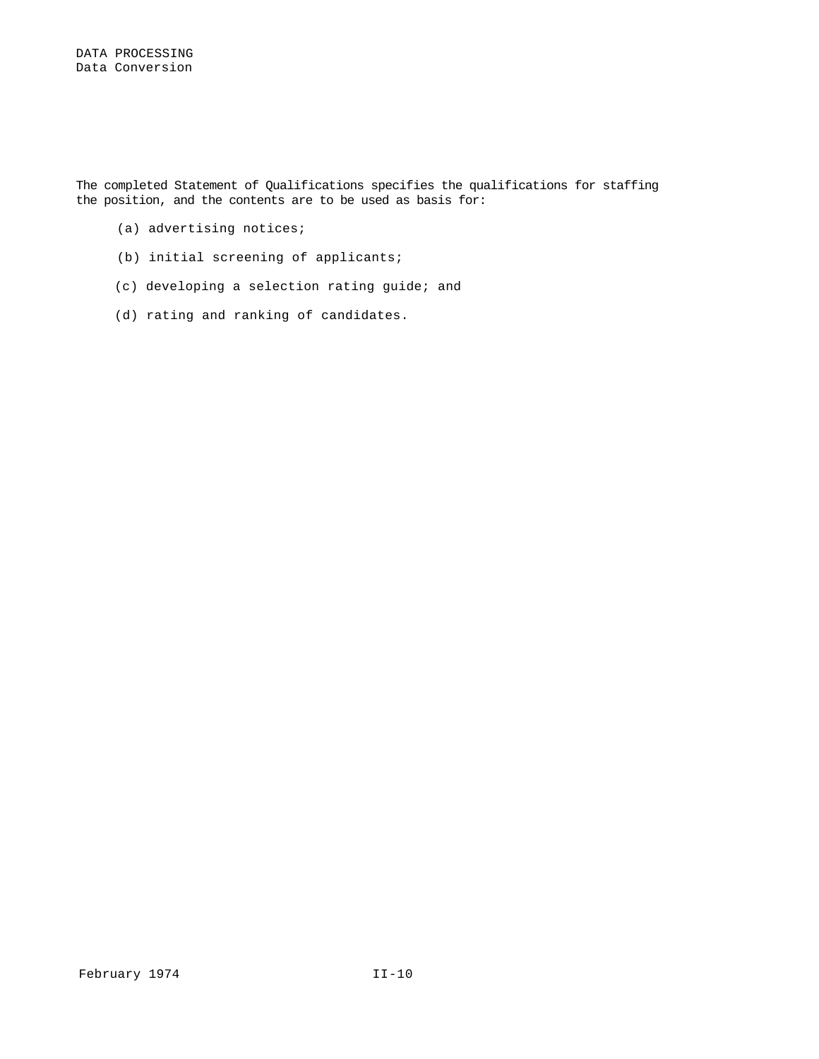The completed Statement of Qualifications specifies the qualifications for staffing the position, and the contents are to be used as basis for:

(a) advertising notices;

(b) initial screening of applicants;

(c) developing a selection rating guide; and

(d) rating and ranking of candidates.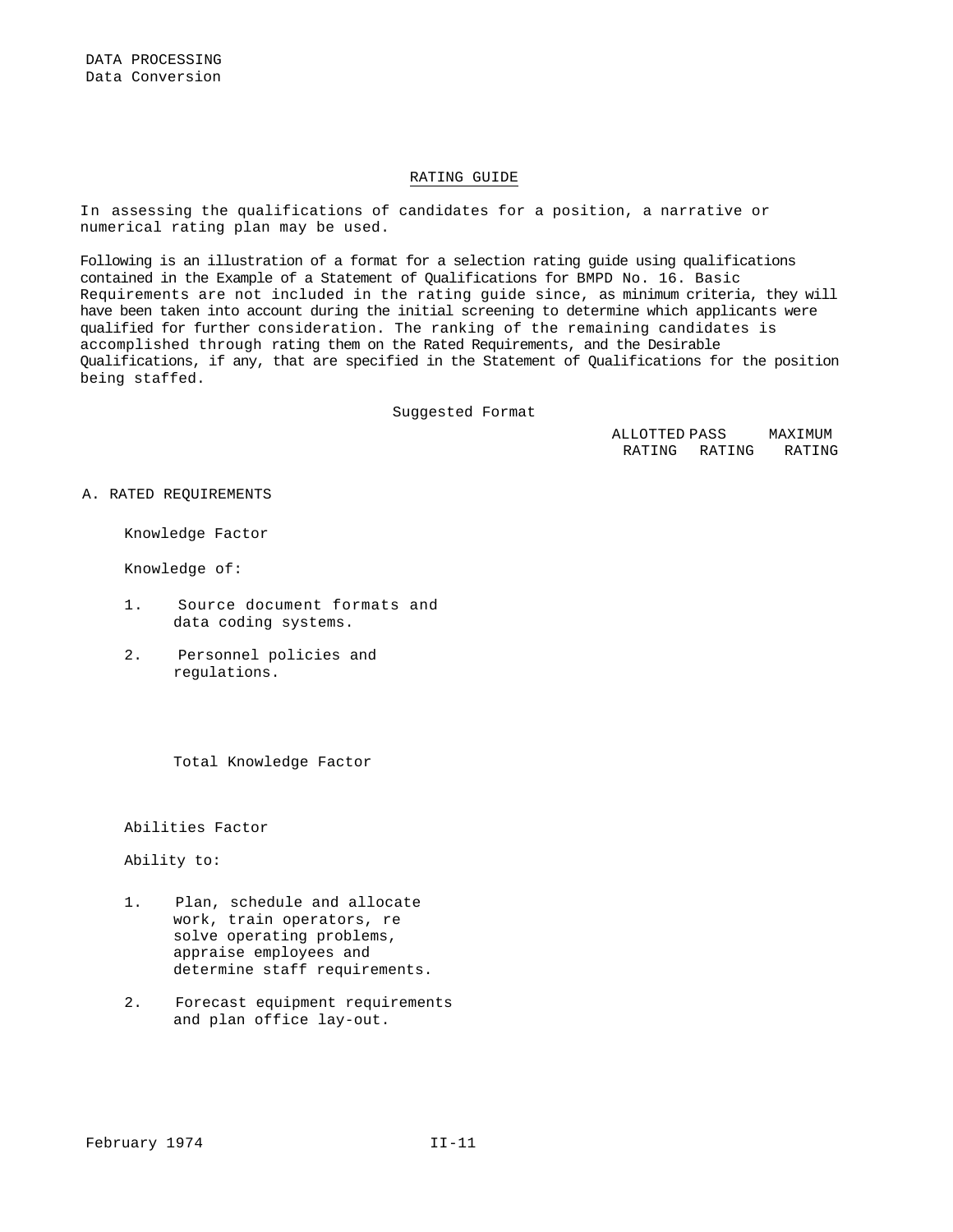# RATING GUIDE

In assessing the qualifications of candidates for a position, a narrative or numerical rating plan may be used.

Following is an illustration of a format for a selection rating guide using qualifications contained in the Example of a Statement of Qualifications for BMPD No. 16. Basic Requirements are not included in the rating guide since, as minimum criteria, they will have been taken into account during the initial screening to determine which applicants were qualified for further consideration. The ranking of the remaining candidates is accomplished through rating them on the Rated Requirements, and the Desirable Qualifications, if any, that are specified in the Statement of Qualifications for the position being staffed.

Suggested Format

| | ALLOTTED RATING | PASS RATING | MAXIMUM RATING |
|---|---|---|---|
| **A. RATED REQUIREMENTS** | | | |
| Knowledge Factor | | | |
| Knowledge of: | | | |
| 1. Source document formats and data coding systems. | | | |
| 2. Personnel policies and regulations. | | | |
| Total Knowledge Factor | | | |
| Abilities Factor | | | |
| Ability to: | | | |
| 1. Plan, schedule and allocate work, train operators, re solve operating problems, appraise employees and determine staff requirements. | | | |
| 2. Forecast equipment requirements and plan office lay-out. | | | |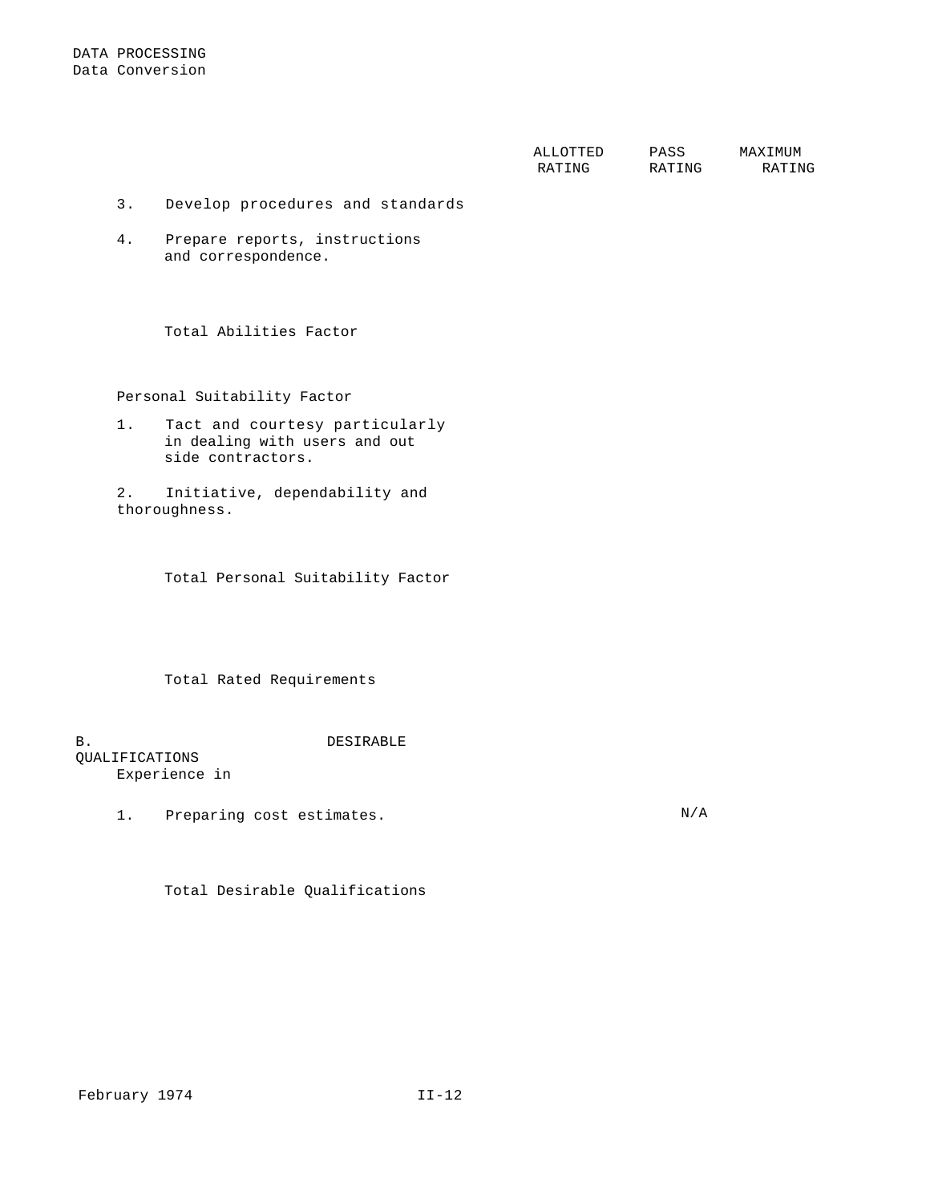DATA PROCESSING
Data Conversion

| | ALLOTTED RATING | PASS RATING | MAXIMUM RATING |
|---|---|---|---|
| 3. Develop procedures and standards | | | |
| 4. Prepare reports, instructions and correspondence. | | | |
| Total Abilities Factor | | | |
| **Personal Suitability Factor** | | | |
| 1. Tact and courtesy particularly in dealing with users and out side contractors. | | | |
| 2. Initiative, dependability and thoroughness. | | | |
| Total Personal Suitability Factor | | | |
| Total Rated Requirements | | | |

B. DESIRABLE QUALIFICATIONS

| Experience in | ALLOTTED RATING | PASS RATING | MAXIMUM RATING |
|---|---|---|---|
| 1. Preparing cost estimates. | | N/A | |
| Total Desirable Qualifications | | | |

February 1974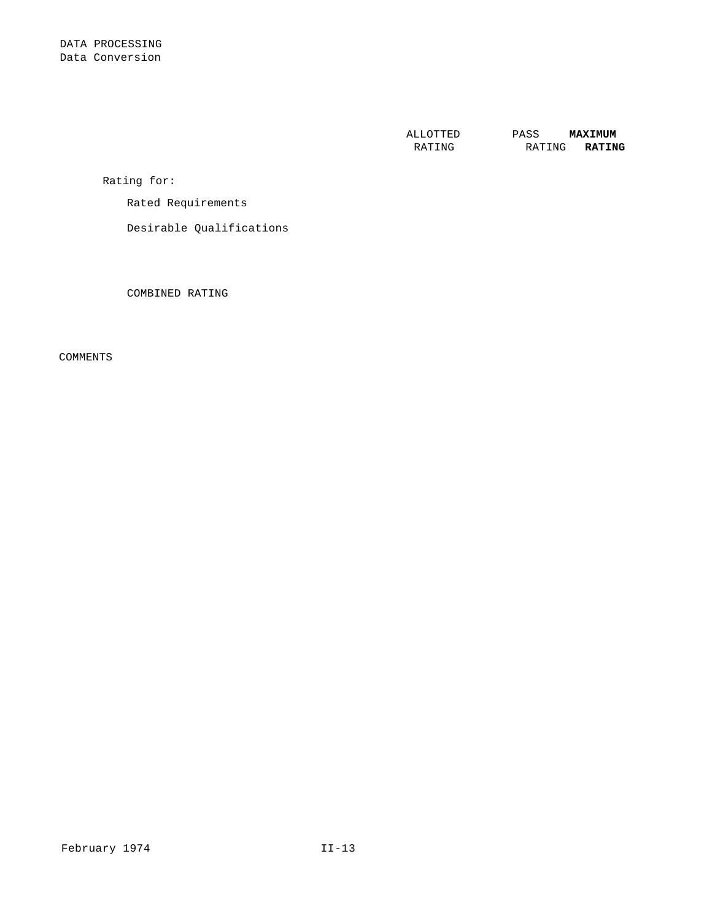DATA PROCESSING
Data Conversion

| | ALLOTTED RATING | PASS RATING | **MAXIMUM RATING** |
|---|---|---|---|
| Rating for: | | | |
| Rated Requirements | | | |
| Desirable Qualifications | | | |
| COMBINED RATING | | | |

COMMENTS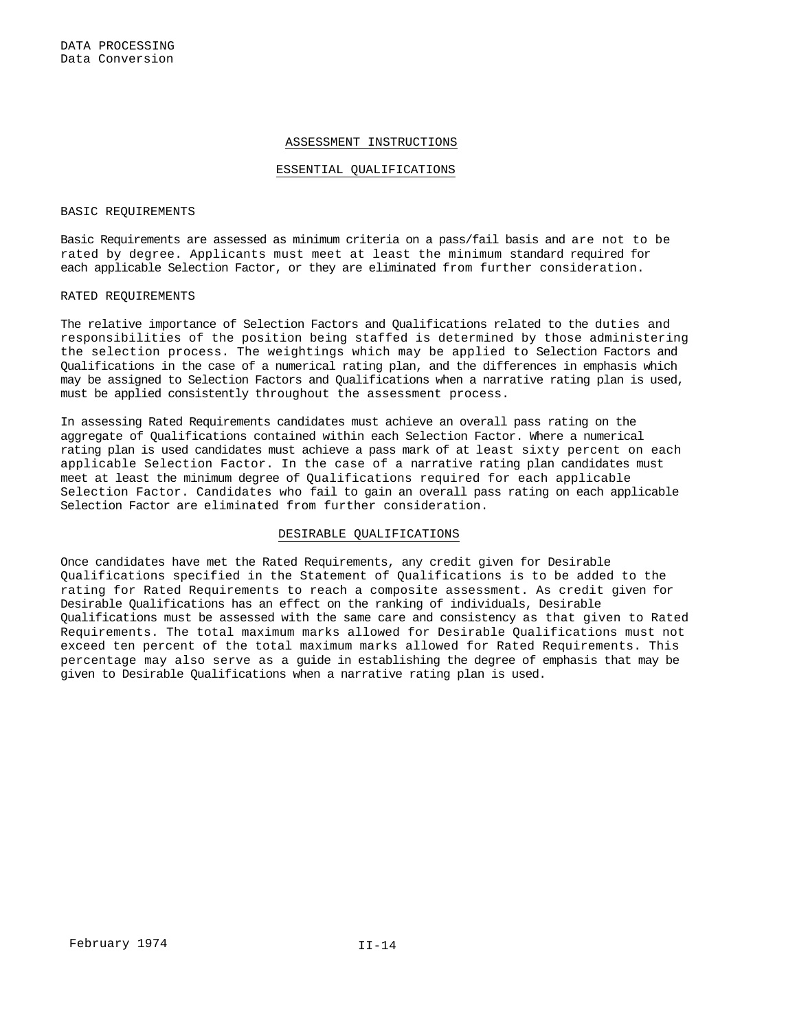# ASSESSMENT INSTRUCTIONS

## ESSENTIAL QUALIFICATIONS

### BASIC REQUIREMENTS

Basic Requirements are assessed as minimum criteria on a pass/fail basis and are not to be rated by degree. Applicants must meet at least the minimum standard required for each applicable Selection Factor, or they are eliminated from further consideration.

### RATED REQUIREMENTS

The relative importance of Selection Factors and Qualifications related to the duties and responsibilities of the position being staffed is determined by those administering the selection process. The weightings which may be applied to Selection Factors and Qualifications in the case of a numerical rating plan, and the differences in emphasis which may be assigned to Selection Factors and Qualifications when a narrative rating plan is used, must be applied consistently throughout the assessment process.

In assessing Rated Requirements candidates must achieve an overall pass rating on the aggregate of Qualifications contained within each Selection Factor. Where a numerical rating plan is used candidates must achieve a pass mark of at least sixty percent on each applicable Selection Factor. In the case of a narrative rating plan candidates must meet at least the minimum degree of Qualifications required for each applicable Selection Factor. Candidates who fail to gain an overall pass rating on each applicable Selection Factor are eliminated from further consideration.

## DESIRABLE QUALIFICATIONS

Once candidates have met the Rated Requirements, any credit given for Desirable Qualifications specified in the Statement of Qualifications is to be added to the rating for Rated Requirements to reach a composite assessment. As credit given for Desirable Qualifications has an effect on the ranking of individuals, Desirable Qualifications must be assessed with the same care and consistency as that given to Rated Requirements. The total maximum marks allowed for Desirable Qualifications must not exceed ten percent of the total maximum marks allowed for Rated Requirements. This percentage may also serve as a guide in establishing the degree of emphasis that may be given to Desirable Qualifications when a narrative rating plan is used.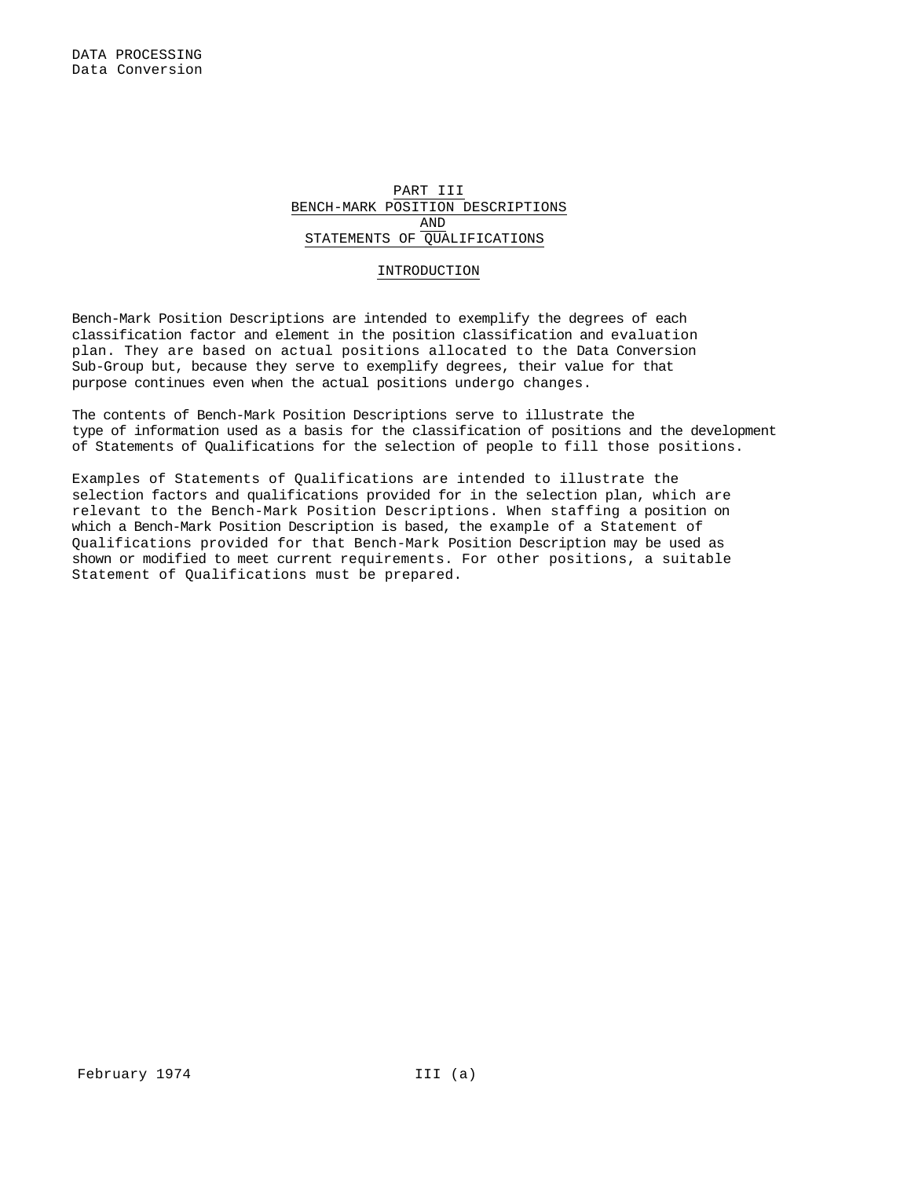# PART III
# BENCH-MARK POSITION DESCRIPTIONS
# AND
# STATEMENTS OF QUALIFICATIONS

## INTRODUCTION

Bench-Mark Position Descriptions are intended to exemplify the degrees of each classification factor and element in the position classification and evaluation plan. They are based on actual positions allocated to the Data Conversion Sub-Group but, because they serve to exemplify degrees, their value for that purpose continues even when the actual positions undergo changes.

The contents of Bench-Mark Position Descriptions serve to illustrate the type of information used as a basis for the classification of positions and the development of Statements of Qualifications for the selection of people to fill those positions.

Examples of Statements of Qualifications are intended to illustrate the selection factors and qualifications provided for in the selection plan, which are relevant to the Bench-Mark Position Descriptions. When staffing a position on which a Bench-Mark Position Description is based, the example of a Statement of Qualifications provided for that Bench-Mark Position Description may be used as shown or modified to meet current requirements. For other positions, a suitable Statement of Qualifications must be prepared.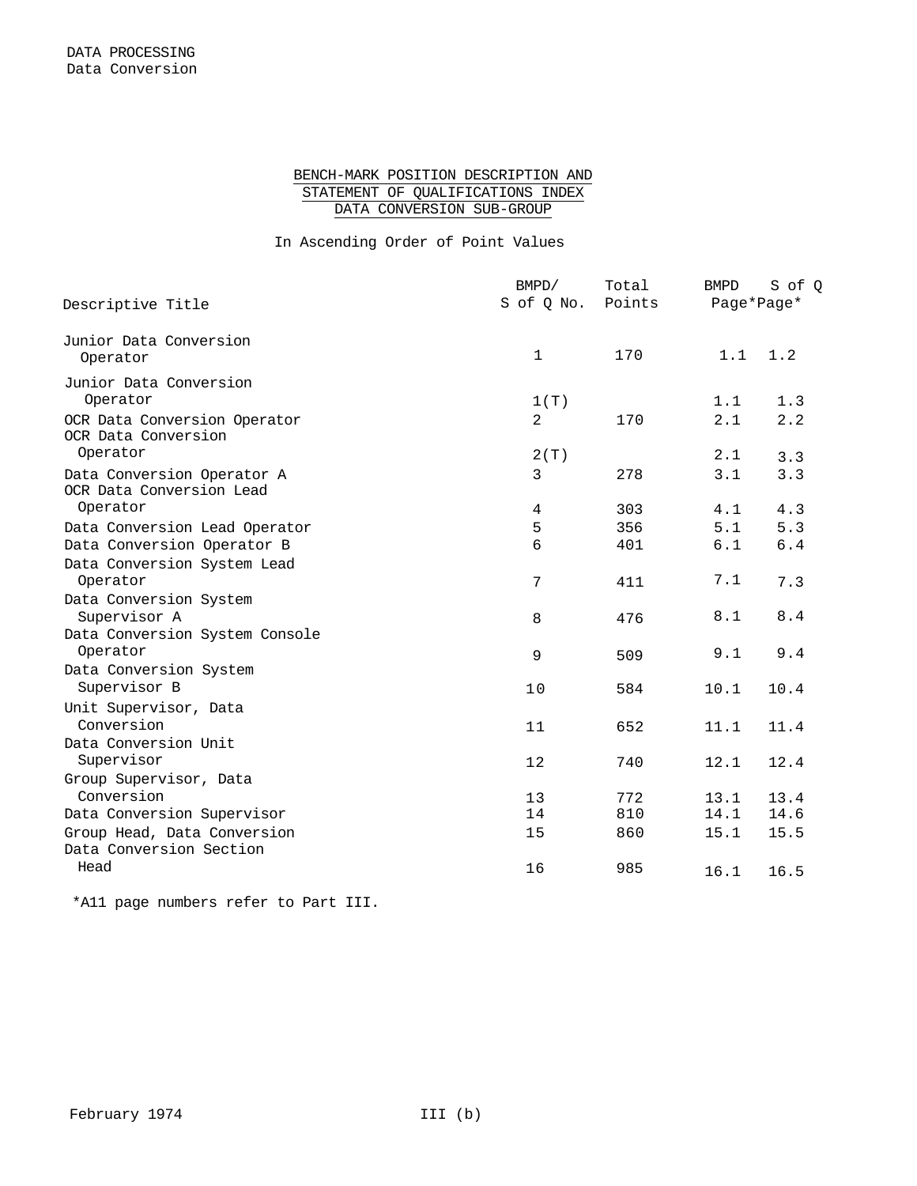DATA PROCESSING
Data Conversion

## BENCH-MARK POSITION DESCRIPTION AND STATEMENT OF QUALIFICATIONS INDEX DATA CONVERSION SUB-GROUP

In Ascending Order of Point Values

| Descriptive Title | BMPD/ S of Q No. | Total Points | BMPD Page* | S of Q Page* |
|---|---|---|---|---|
| Junior Data Conversion Operator | 1 | 170 | 1.1 | 1.2 |
| Junior Data Conversion Operator | 1(T) | | 1.1 | 1.3 |
| OCR Data Conversion Operator | 2 | 170 | 2.1 | 2.2 |
| OCR Data Conversion Operator | 2(T) | | 2.1 | 3.3 |
| Data Conversion Operator A | 3 | 278 | 3.1 | 3.3 |
| OCR Data Conversion Lead Operator | 4 | 303 | 4.1 | 4.3 |
| Data Conversion Lead Operator | 5 | 356 | 5.1 | 5.3 |
| Data Conversion Operator B | 6 | 401 | 6.1 | 6.4 |
| Data Conversion System Lead Operator | 7 | 411 | 7.1 | 7.3 |
| Data Conversion System Supervisor A | 8 | 476 | 8.1 | 8.4 |
| Data Conversion System Console Operator | 9 | 509 | 9.1 | 9.4 |
| Data Conversion System Supervisor B | 10 | 584 | 10.1 | 10.4 |
| Unit Supervisor, Data Conversion | 11 | 652 | 11.1 | 11.4 |
| Data Conversion Unit Supervisor | 12 | 740 | 12.1 | 12.4 |
| Group Supervisor, Data Conversion | 13 | 772 | 13.1 | 13.4 |
| Data Conversion Supervisor | 14 | 810 | 14.1 | 14.6 |
| Group Head, Data Conversion | 15 | 860 | 15.1 | 15.5 |
| Data Conversion Section Head | 16 | 985 | 16.1 | 16.5 |

*A11 page numbers refer to Part III.

February 1974 III (b)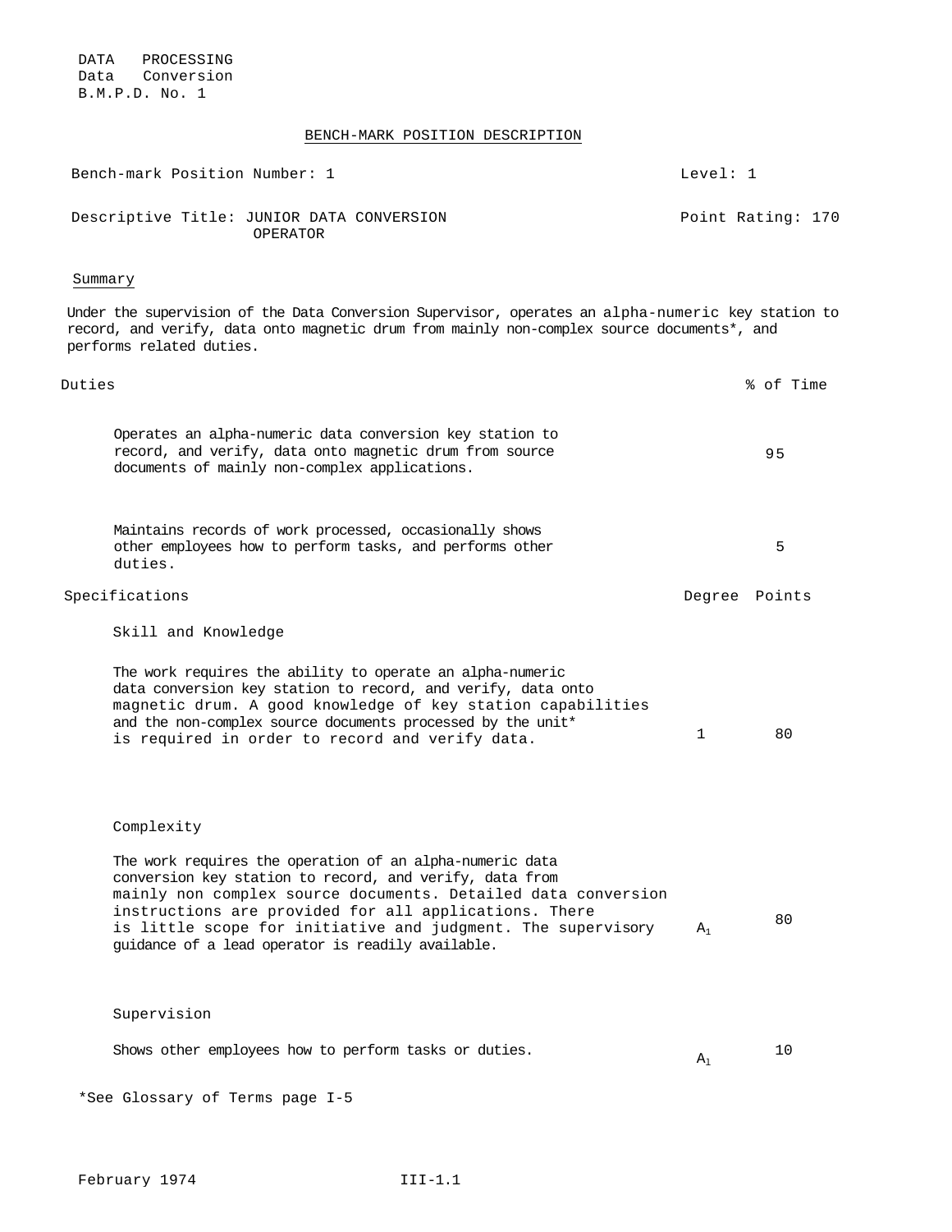DATA PROCESSING
Data Conversion
B.M.P.D. No. 1

## BENCH-MARK POSITION DESCRIPTION

| | |
|---|---|
| Bench-mark Position Number: 1 | Level: 1 |
| Descriptive Title: JUNIOR DATA CONVERSION OPERATOR | Point Rating: 170 |

### Summary

Under the supervision of the Data Conversion Supervisor, operates an alpha-numeric key station to record, and verify, data onto magnetic drum from mainly non-complex source documents*, and performs related duties.

| Duties | % of Time |
|---|---|
| Operates an alpha-numeric data conversion key station to record, and verify, data onto magnetic drum from source documents of mainly non-complex applications. | 95 |
| Maintains records of work processed, occasionally shows other employees how to perform tasks, and performs other duties. | 5 |

| Specifications | Degree | Points |
|---|---|---|
| **Skill and Knowledge** | | |
| The work requires the ability to operate an alpha-numeric data conversion key station to record, and verify, data onto magnetic drum. A good knowledge of key station capabilities and the non-complex source documents processed by the unit* is required in order to record and verify data. | 1 | 80 |
| **Complexity** | | |
| The work requires the operation of an alpha-numeric data conversion key station to record, and verify, data from mainly non complex source documents. Detailed data conversion instructions are provided for all applications. There is little scope for initiative and judgment. The supervisory guidance of a lead operator is readily available. | $A_1$ | 80 |
| **Supervision** | | |
| Shows other employees how to perform tasks or duties. | $A_1$ | 10 |

*See Glossary of Terms page I-5

February 1974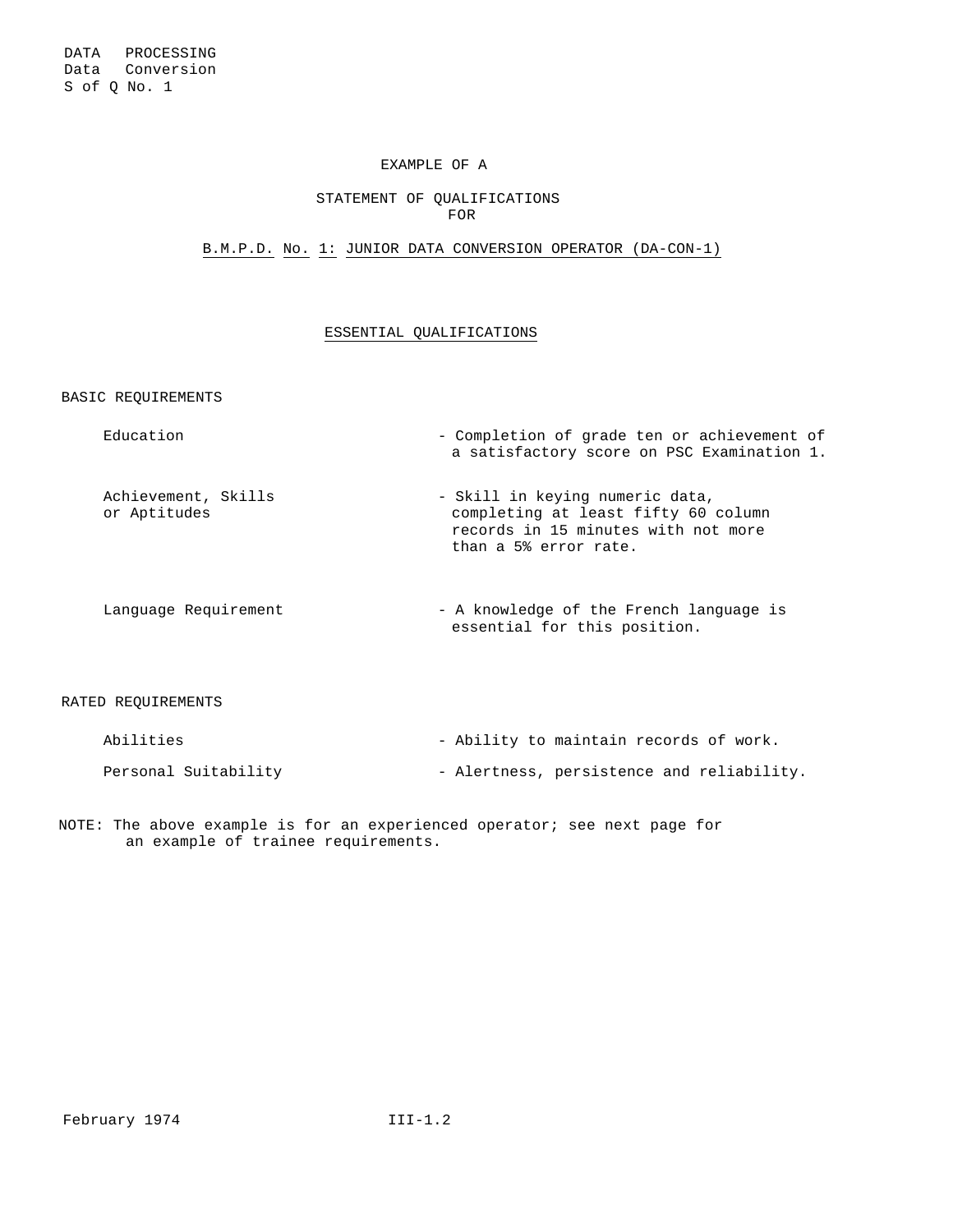DATA PROCESSING
Data Conversion
S of Q No. 1

EXAMPLE OF A

STATEMENT OF QUALIFICATIONS
FOR

B.M.P.D. No. 1: JUNIOR DATA CONVERSION OPERATOR (DA-CON-1)

## ESSENTIAL QUALIFICATIONS

### BASIC REQUIREMENTS

| | |
|---|---|
| Education | - Completion of grade ten or achievement of a satisfactory score on PSC Examination 1. |
| Achievement, Skills or Aptitudes | - Skill in keying numeric data, completing at least fifty 60 column records in 15 minutes with not more than a 5% error rate. |
| Language Requirement | - A knowledge of the French language is essential for this position. |

### RATED REQUIREMENTS

| | |
|---|---|
| Abilities | - Ability to maintain records of work. |
| Personal Suitability | - Alertness, persistence and reliability. |

NOTE: The above example is for an experienced operator; see next page for an example of trainee requirements.

February 1974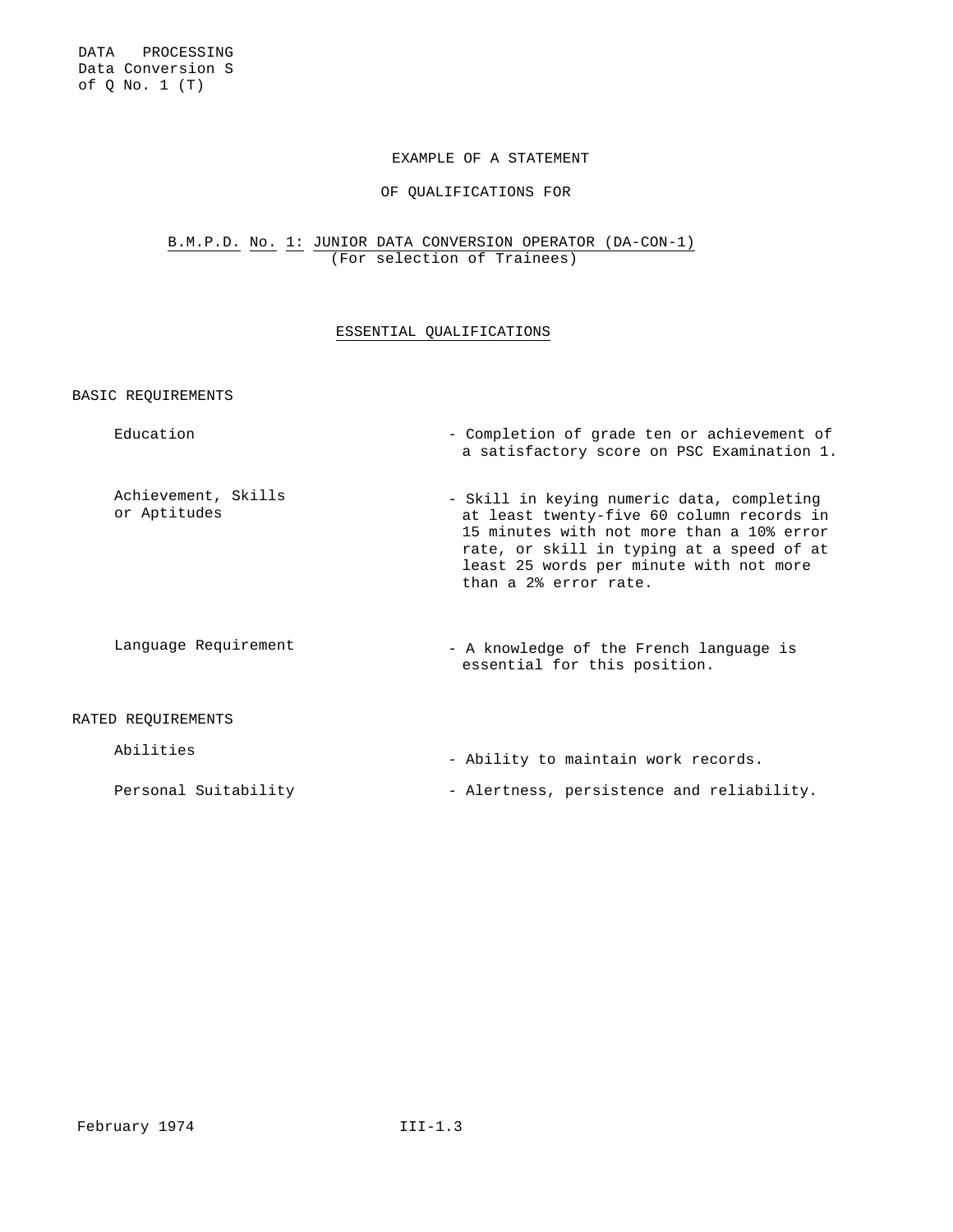EXAMPLE OF A STATEMENT

OF QUALIFICATIONS FOR

B.M.P.D. No. 1: JUNIOR DATA CONVERSION OPERATOR (DA-CON-1)
(For selection of Trainees)

## ESSENTIAL QUALIFICATIONS

### BASIC REQUIREMENTS

| | |
|---|---|
| Education | - Completion of grade ten or achievement of a satisfactory score on PSC Examination 1. |
| Achievement, Skills or Aptitudes | - Skill in keying numeric data, completing at least twenty-five 60 column records in 15 minutes with not more than a 10% error rate, or skill in typing at a speed of at least 25 words per minute with not more than a 2% error rate. |
| Language Requirement | - A knowledge of the French language is essential for this position. |

### RATED REQUIREMENTS

| | |
|---|---|
| Abilities | - Ability to maintain work records. |
| Personal Suitability | - Alertness, persistence and reliability. |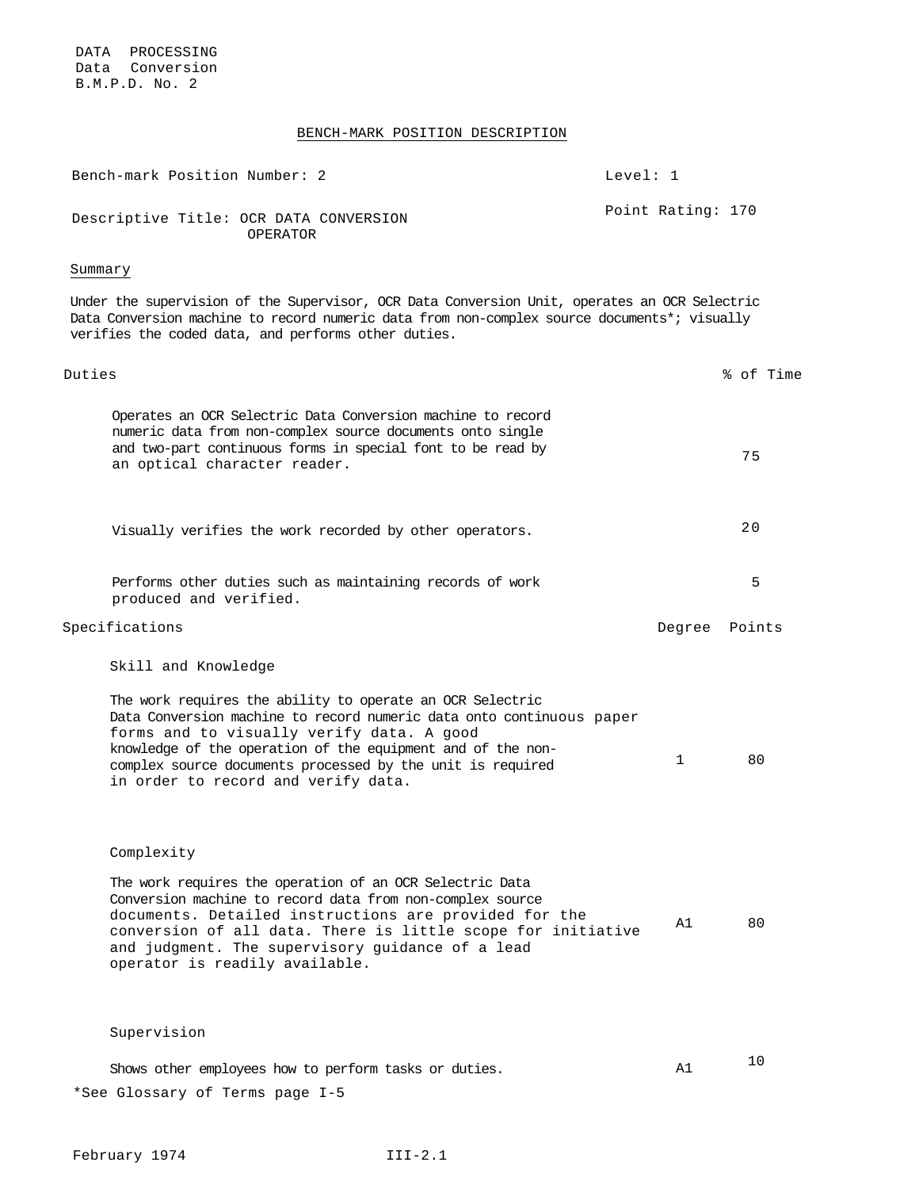DATA PROCESSING
Data Conversion
B.M.P.D. No. 2

## BENCH-MARK POSITION DESCRIPTION

Bench-mark Position Number: 2 — Level: 1

Descriptive Title: OCR DATA CONVERSION OPERATOR — Point Rating: 170

### Summary

Under the supervision of the Supervisor, OCR Data Conversion Unit, operates an OCR Selectric Data Conversion machine to record numeric data from non-complex source documents*; visually verifies the coded data, and performs other duties.

| Duties | % of Time |
|---|---|
| Operates an OCR Selectric Data Conversion machine to record numeric data from non-complex source documents onto single and two-part continuous forms in special font to be read by an optical character reader. | 75 |
| Visually verifies the work recorded by other operators. | 20 |
| Performs other duties such as maintaining records of work produced and verified. | 5 |

| Specifications | Degree | Points |
|---|---|---|
| **Skill and Knowledge**<br>The work requires the ability to operate an OCR Selectric Data Conversion machine to record numeric data onto continuous paper forms and to visually verify data. A good knowledge of the operation of the equipment and of the non-complex source documents processed by the unit is required in order to record and verify data. | 1 | 80 |
| **Complexity**<br>The work requires the operation of an OCR Selectric Data Conversion machine to record data from non-complex source documents. Detailed instructions are provided for the conversion of all data. There is little scope for initiative and judgment. The supervisory guidance of a lead operator is readily available. | A1 | 80 |
| **Supervision**<br>Shows other employees how to perform tasks or duties. | A1 | 10 |

*See Glossary of Terms page I-5

February 1974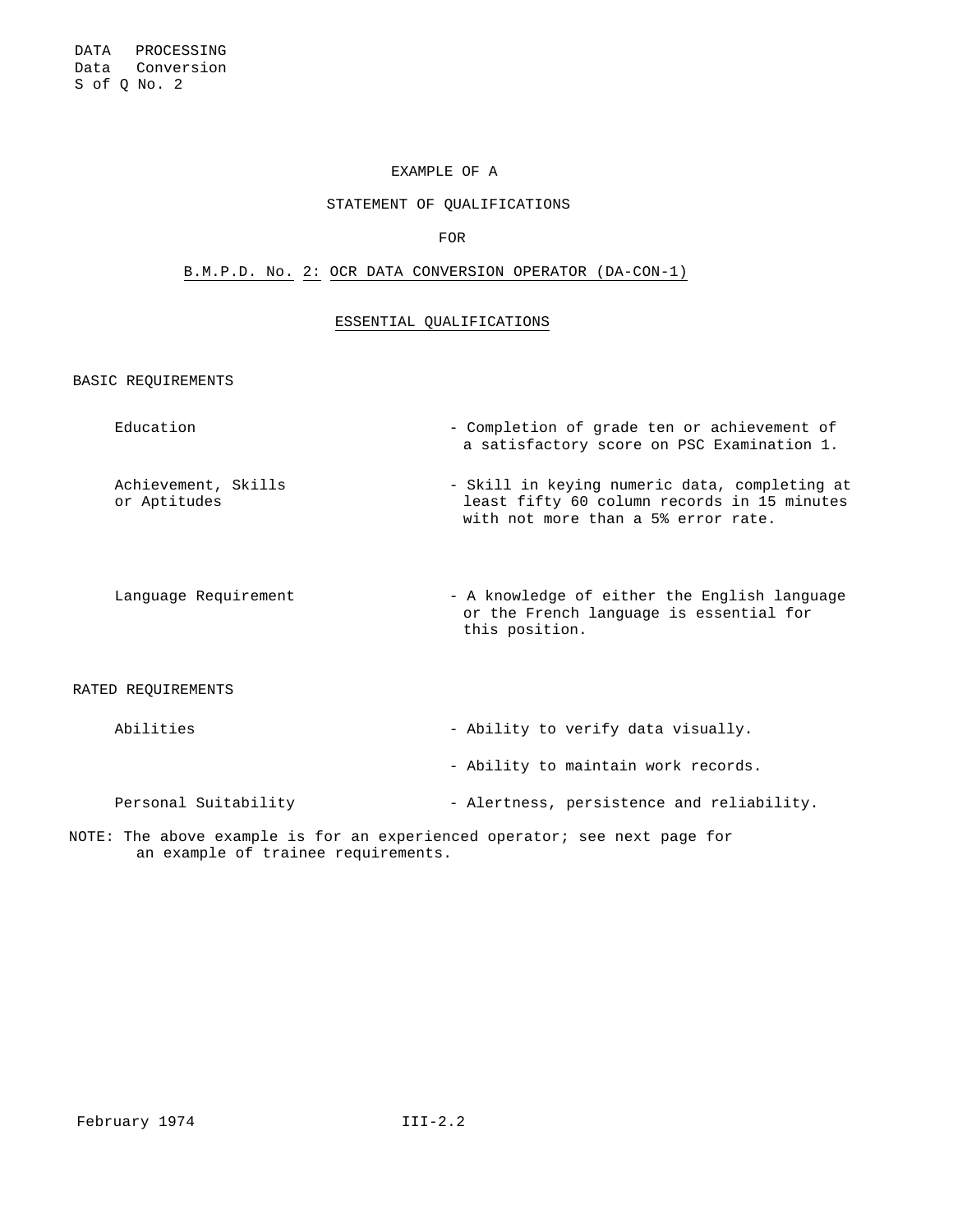DATA PROCESSING
Data Conversion
S of Q No. 2

EXAMPLE OF A

STATEMENT OF QUALIFICATIONS

FOR

B.M.P.D. No. 2: OCR DATA CONVERSION OPERATOR (DA-CON-1)

## ESSENTIAL QUALIFICATIONS

### BASIC REQUIREMENTS

| | |
|---|---|
| Education | - Completion of grade ten or achievement of a satisfactory score on PSC Examination 1. |
| Achievement, Skills or Aptitudes | - Skill in keying numeric data, completing at least fifty 60 column records in 15 minutes with not more than a 5% error rate. |
| Language Requirement | - A knowledge of either the English language or the French language is essential for this position. |

### RATED REQUIREMENTS

| | |
|---|---|
| Abilities | - Ability to verify data visually. |
| | - Ability to maintain work records. |
| Personal Suitability | - Alertness, persistence and reliability. |

NOTE: The above example is for an experienced operator; see next page for an example of trainee requirements.

February 1974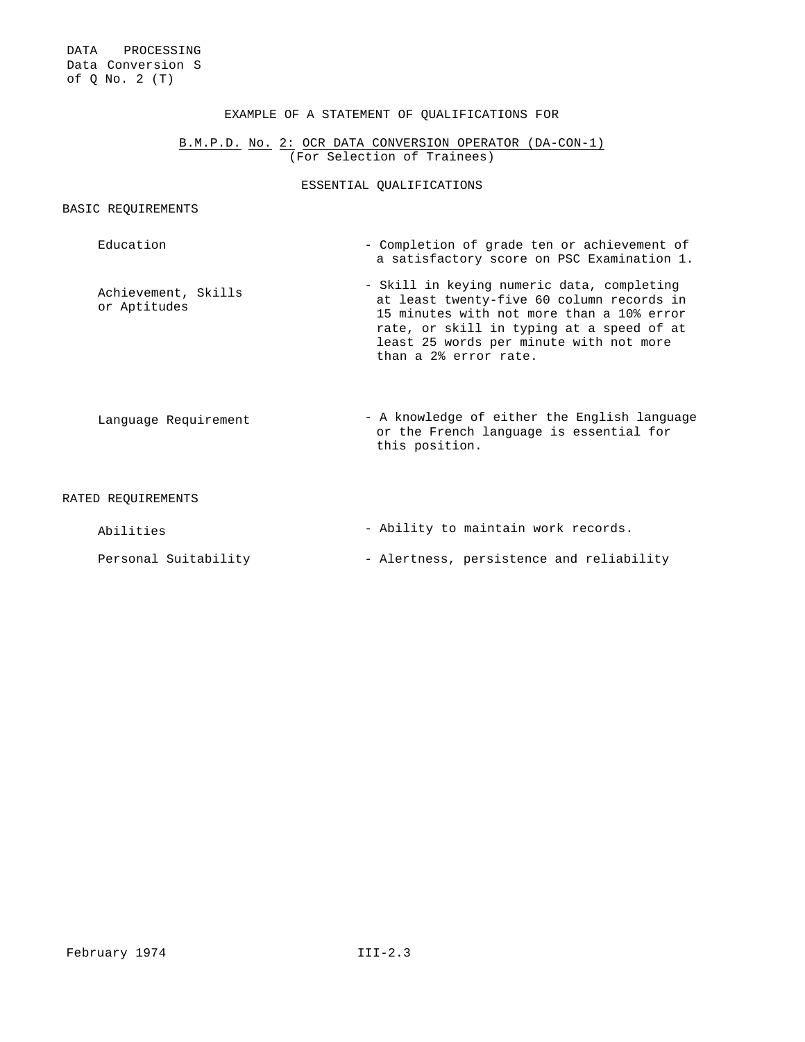EXAMPLE OF A STATEMENT OF QUALIFICATIONS FOR

## B.M.P.D. No. 2: OCR DATA CONVERSION OPERATOR (DA-CON-1)

(For Selection of Trainees)

### ESSENTIAL QUALIFICATIONS

#### BASIC REQUIREMENTS

| | |
|---|---|
| Education | - Completion of grade ten or achievement of a satisfactory score on PSC Examination 1. |
| Achievement, Skills or Aptitudes | - Skill in keying numeric data, completing at least twenty-five 60 column records in 15 minutes with not more than a 10% error rate, or skill in typing at a speed of at least 25 words per minute with not more than a 2% error rate. |
| Language Requirement | - A knowledge of either the English language or the French language is essential for this position. |

#### RATED REQUIREMENTS

| | |
|---|---|
| Abilities | - Ability to maintain work records. |
| Personal Suitability | - Alertness, persistence and reliability |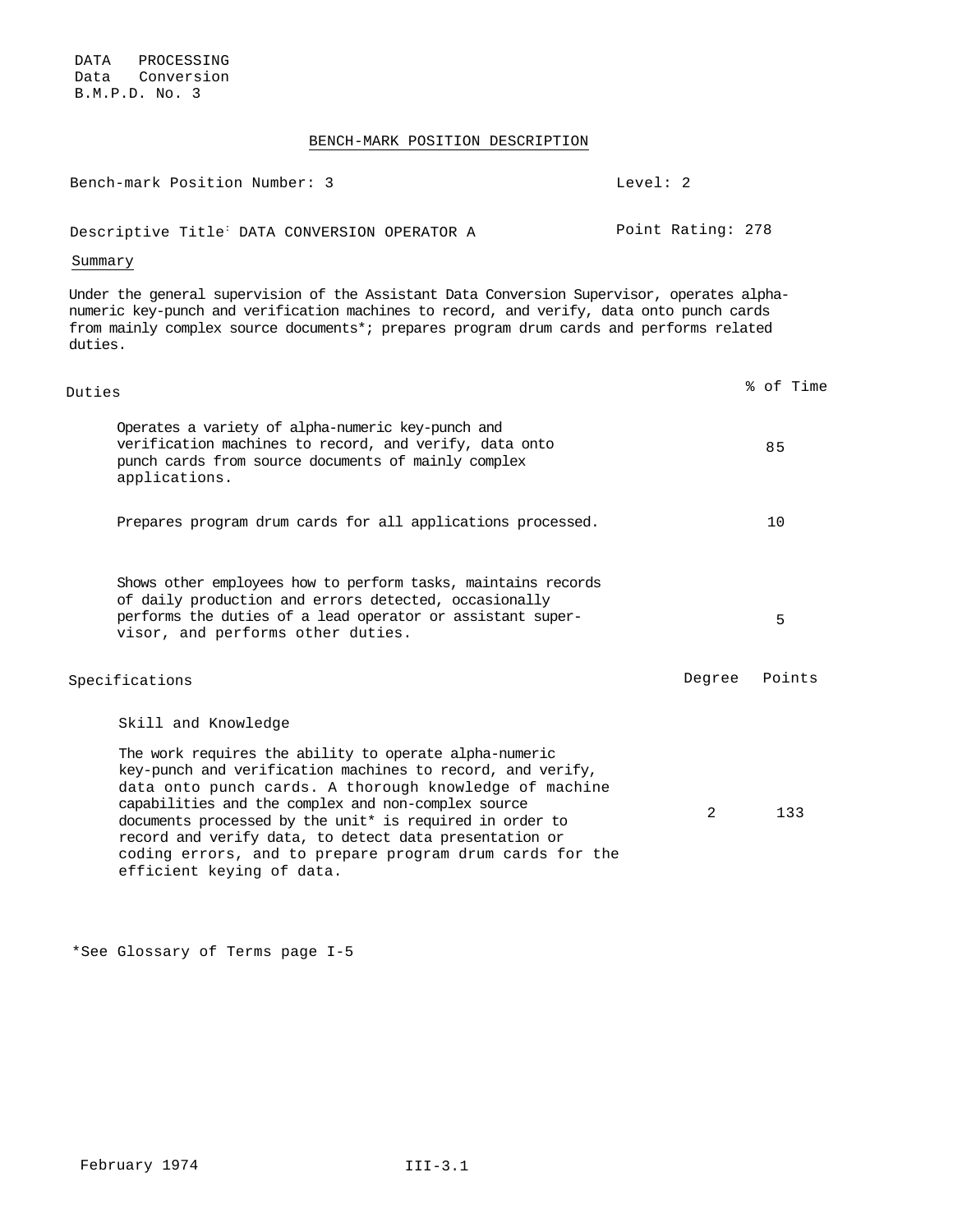DATA PROCESSING
Data Conversion
B.M.P.D. No. 3

## BENCH-MARK POSITION DESCRIPTION

Bench-mark Position Number: 3 — Level: 2

Descriptive Title: DATA CONVERSION OPERATOR A — Point Rating: 278

### Summary

Under the general supervision of the Assistant Data Conversion Supervisor, operates alpha-numeric key-punch and verification machines to record, and verify, data onto punch cards from mainly complex source documents*; prepares program drum cards and performs related duties.

### Duties

| Duties | % of Time |
|---|---|
| Operates a variety of alpha-numeric key-punch and verification machines to record, and verify, data onto punch cards from source documents of mainly complex applications. | 85 |
| Prepares program drum cards for all applications processed. | 10 |
| Shows other employees how to perform tasks, maintains records of daily production and errors detected, occasionally performs the duties of a lead operator or assistant supervisor, and performs other duties. | 5 |

### Specifications

| Specifications | Degree | Points |
|---|---|---|
| **Skill and Knowledge**<br>The work requires the ability to operate alpha-numeric key-punch and verification machines to record, and verify, data onto punch cards. A thorough knowledge of machine capabilities and the complex and non-complex source documents processed by the unit* is required in order to record and verify data, to detect data presentation or coding errors, and to prepare program drum cards for the efficient keying of data. | 2 | 133 |

*See Glossary of Terms page I-5

February 1974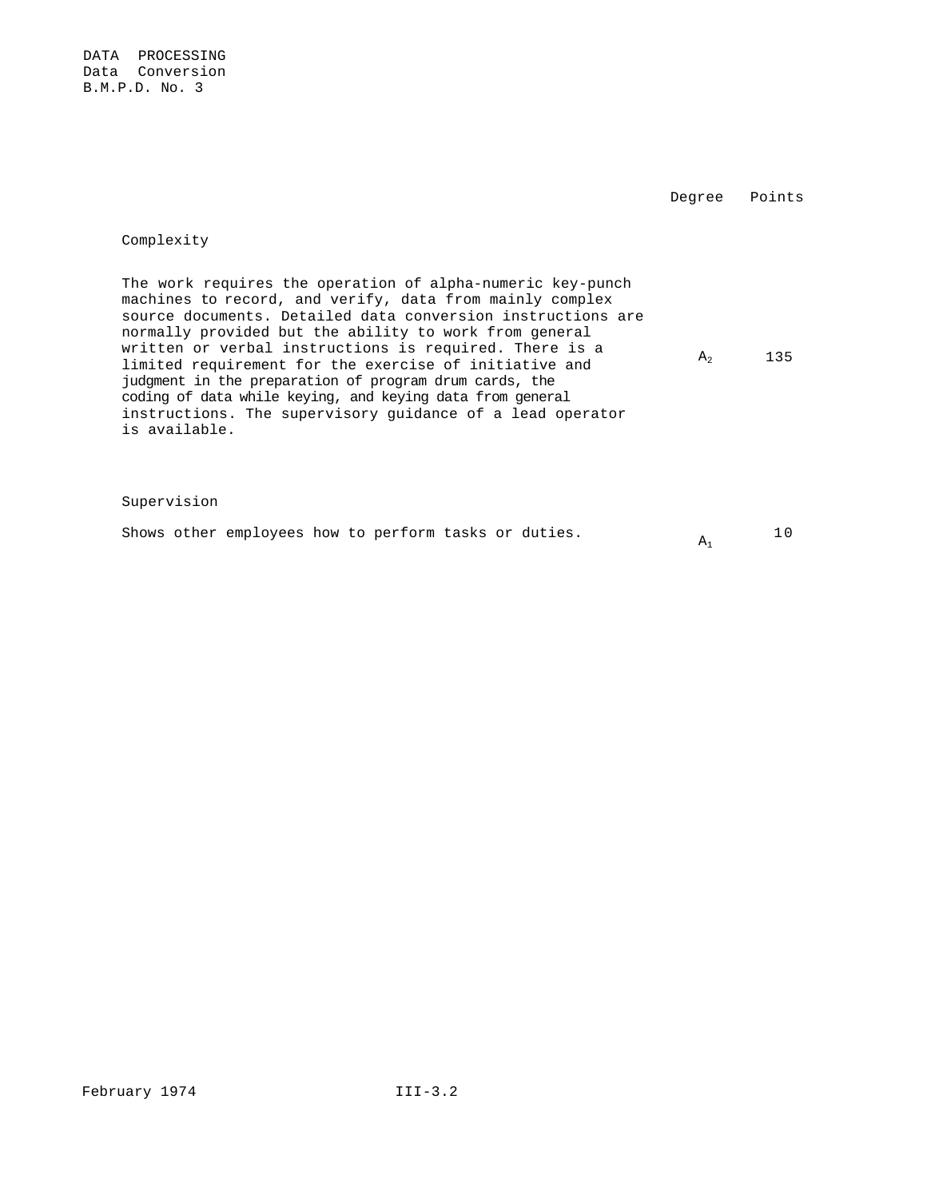DATA PROCESSING
Data Conversion
B.M.P.D. No. 3

| | Degree | Points |
|---|---|---|
| **Complexity** | | |
| The work requires the operation of alpha-numeric key-punch machines to record, and verify, data from mainly complex source documents. Detailed data conversion instructions are normally provided but the ability to work from general written or verbal instructions is required. There is a limited requirement for the exercise of initiative and judgment in the preparation of program drum cards, the coding of data while keying, and keying data from general instructions. The supervisory guidance of a lead operator is available. | $A_2$ | 135 |
| **Supervision** | | |
| Shows other employees how to perform tasks or duties. | $A_1$ | 10 |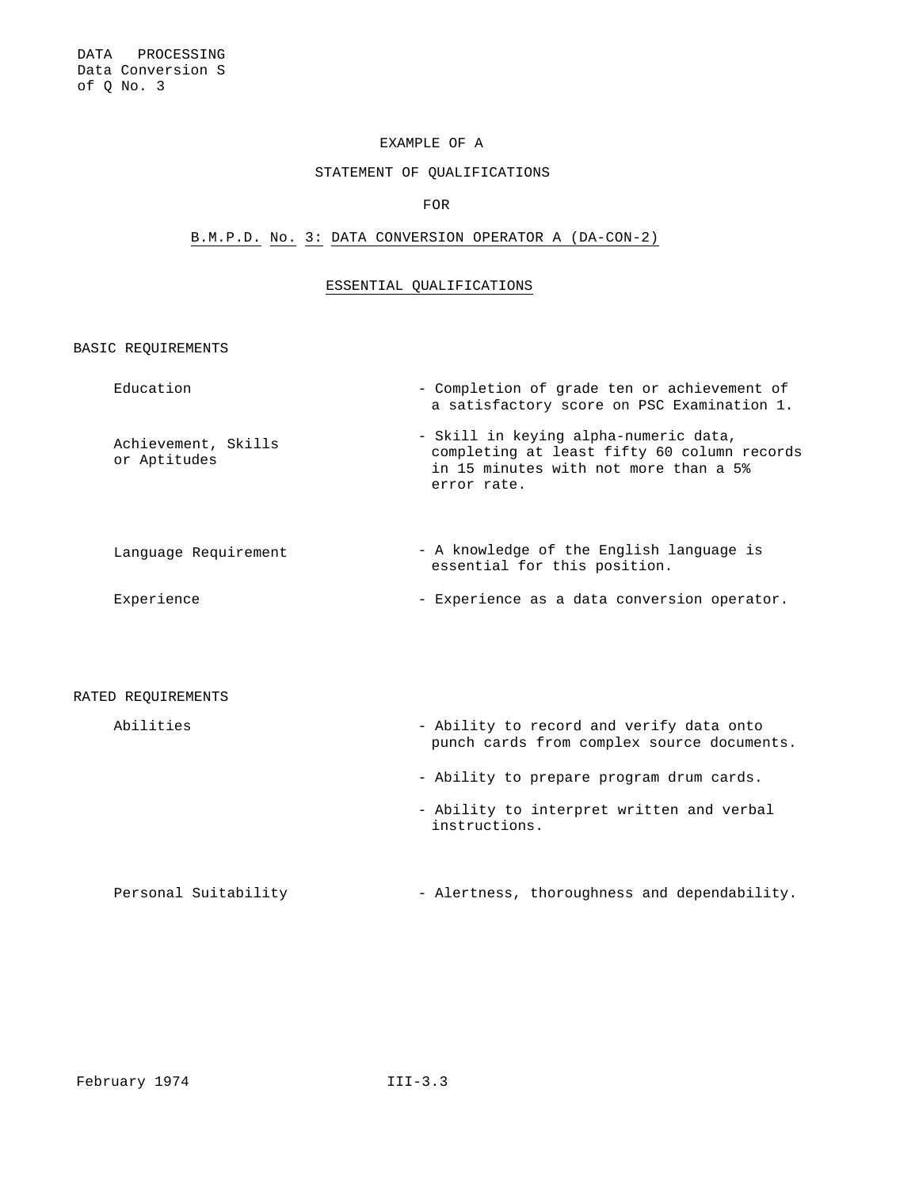DATA PROCESSING
Data Conversion S of Q No. 3

EXAMPLE OF A

STATEMENT OF QUALIFICATIONS

FOR

B.M.P.D. No. 3: DATA CONVERSION OPERATOR A (DA-CON-2)

## ESSENTIAL QUALIFICATIONS

### BASIC REQUIREMENTS

| | |
|---|---|
| Education | - Completion of grade ten or achievement of a satisfactory score on PSC Examination 1. |
| Achievement, Skills or Aptitudes | - Skill in keying alpha-numeric data, completing at least fifty 60 column records in 15 minutes with not more than a 5% error rate. |
| Language Requirement | - A knowledge of the English language is essential for this position. |
| Experience | - Experience as a data conversion operator. |

### RATED REQUIREMENTS

| | |
|---|---|
| Abilities | - Ability to record and verify data onto punch cards from complex source documents. |
| | - Ability to prepare program drum cards. |
| | - Ability to interpret written and verbal instructions. |
| Personal Suitability | - Alertness, thoroughness and dependability. |

February 1974 III-3.3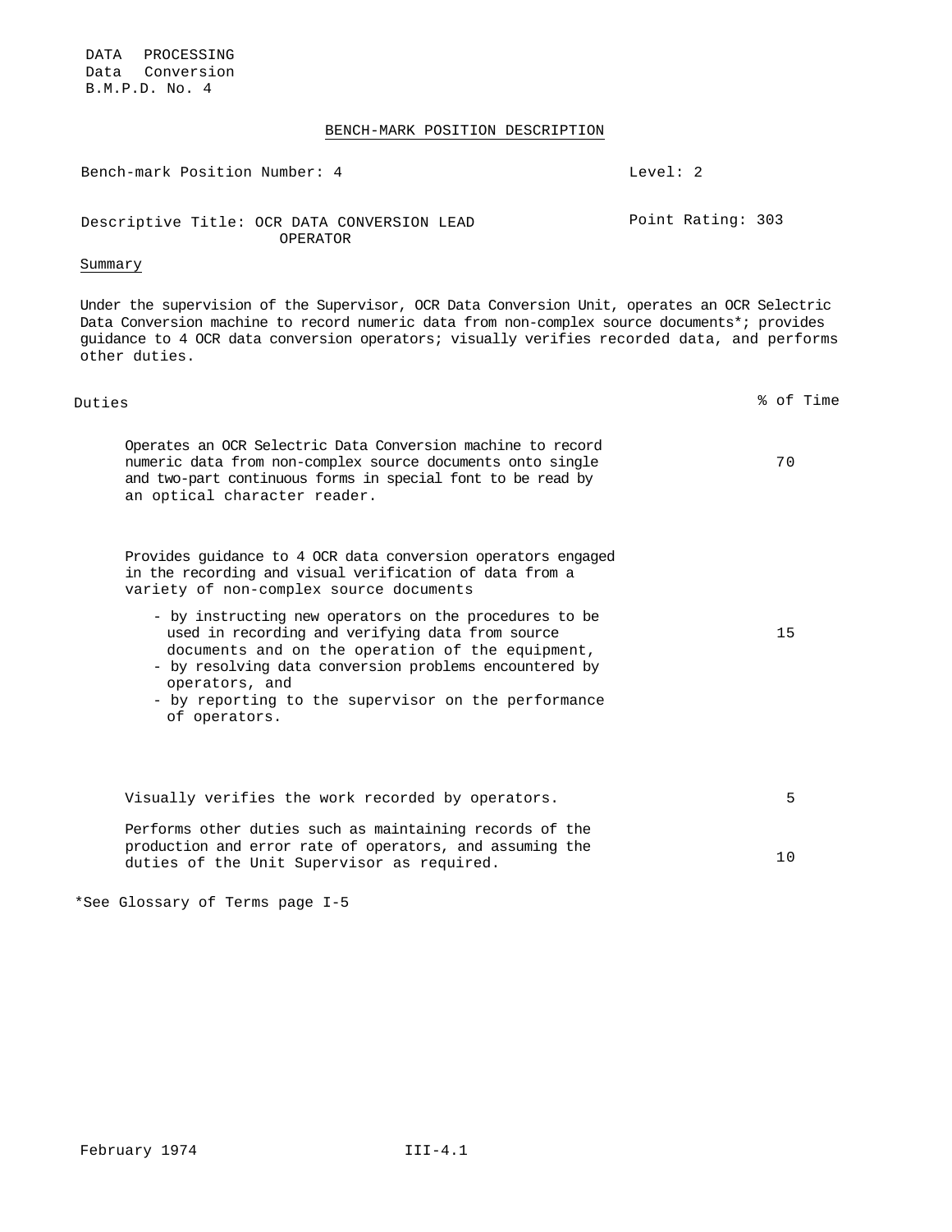DATA PROCESSING
Data Conversion
B.M.P.D. No. 4

## BENCH-MARK POSITION DESCRIPTION

Bench-mark Position Number: 4 — Level: 2

Descriptive Title: OCR DATA CONVERSION LEAD OPERATOR — Point Rating: 303

### Summary

Under the supervision of the Supervisor, OCR Data Conversion Unit, operates an OCR Selectric Data Conversion machine to record numeric data from non-complex source documents*; provides guidance to 4 OCR data conversion operators; visually verifies recorded data, and performs other duties.

| Duties | % of Time |
|---|---|
| Operates an OCR Selectric Data Conversion machine to record numeric data from non-complex source documents onto single and two-part continuous forms in special font to be read by an optical character reader. | 70 |
| Provides guidance to 4 OCR data conversion operators engaged in the recording and visual verification of data from a variety of non-complex source documents<br>- by instructing new operators on the procedures to be used in recording and verifying data from source documents and on the operation of the equipment,<br>- by resolving data conversion problems encountered by operators, and<br>- by reporting to the supervisor on the performance of operators. | 15 |
| Visually verifies the work recorded by operators. | 5 |
| Performs other duties such as maintaining records of the production and error rate of operators, and assuming the duties of the Unit Supervisor as required. | 10 |

*See Glossary of Terms page I-5

February 1974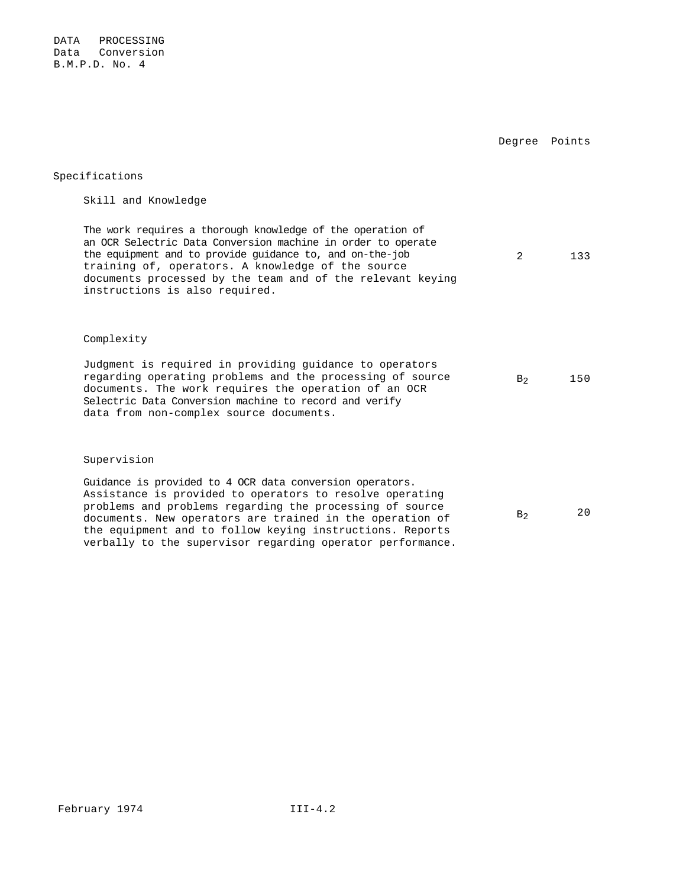DATA PROCESSING
Data Conversion
B.M.P.D. No. 4

| | Degree | Points |
|---|---|---|
| **Specifications** | | |
| **Skill and Knowledge** | | |
| The work requires a thorough knowledge of the operation of an OCR Selectric Data Conversion machine in order to operate the equipment and to provide guidance to, and on-the-job training of, operators. A knowledge of the source documents processed by the team and of the relevant keying instructions is also required. | 2 | 133 |
| **Complexity** | | |
| Judgment is required in providing guidance to operators regarding operating problems and the processing of source documents. The work requires the operation of an OCR Selectric Data Conversion machine to record and verify data from non-complex source documents. | $B_2$ | 150 |
| **Supervision** | | |
| Guidance is provided to 4 OCR data conversion operators. Assistance is provided to operators to resolve operating problems and problems regarding the processing of source documents. New operators are trained in the operation of the equipment and to follow keying instructions. Reports verbally to the supervisor regarding operator performance. | $B_2$ | 20 |

February 1974 III-4.2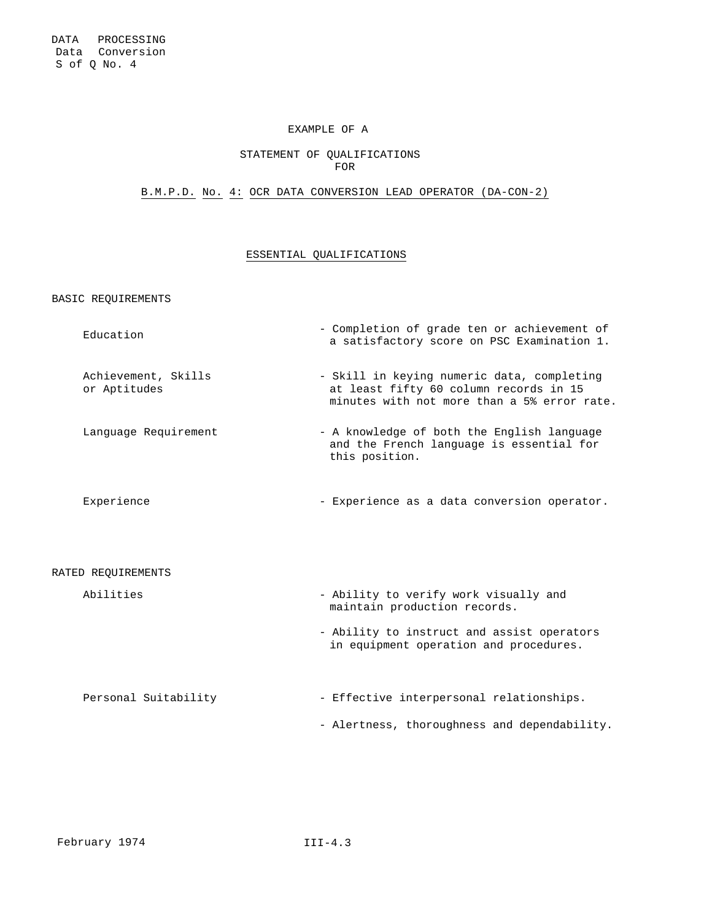DATA PROCESSING
Data Conversion
S of Q No. 4

# EXAMPLE OF A

## STATEMENT OF QUALIFICATIONS FOR

## B.M.P.D. No. 4: OCR DATA CONVERSION LEAD OPERATOR (DA-CON-2)

### ESSENTIAL QUALIFICATIONS

**BASIC REQUIREMENTS**

| | |
|---|---|
| Education | - Completion of grade ten or achievement of a satisfactory score on PSC Examination 1. |
| Achievement, Skills or Aptitudes | - Skill in keying numeric data, completing at least fifty 60 column records in 15 minutes with not more than a 5% error rate. |
| Language Requirement | - A knowledge of both the English language and the French language is essential for this position. |
| Experience | - Experience as a data conversion operator. |

**RATED REQUIREMENTS**

| | |
|---|---|
| Abilities | - Ability to verify work visually and maintain production records. |
| | - Ability to instruct and assist operators in equipment operation and procedures. |
| Personal Suitability | - Effective interpersonal relationships. |
| | - Alertness, thoroughness and dependability. |

February 1974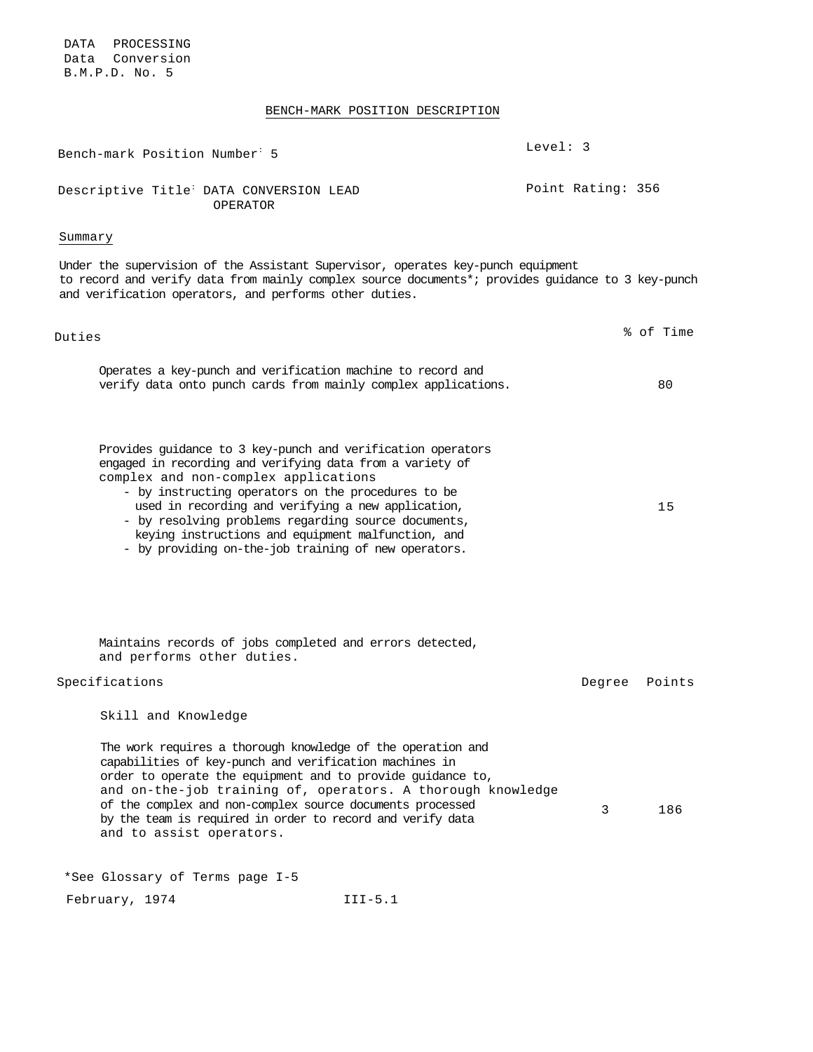DATA PROCESSING
Data Conversion
B.M.P.D. No. 5

## BENCH-MARK POSITION DESCRIPTION

Bench-mark Position Number: 5 | Level: 3

Descriptive Title: DATA CONVERSION LEAD OPERATOR | Point Rating: 356

### Summary

Under the supervision of the Assistant Supervisor, operates key-punch equipment to record and verify data from mainly complex source documents*; provides guidance to 3 key-punch and verification operators, and performs other duties.

| Duties | % of Time |
|---|---|
| Operates a key-punch and verification machine to record and verify data onto punch cards from mainly complex applications. | 80 |
| Provides guidance to 3 key-punch and verification operators engaged in recording and verifying data from a variety of complex and non-complex applications<br>- by instructing operators on the procedures to be used in recording and verifying a new application,<br>- by resolving problems regarding source documents, keying instructions and equipment malfunction, and<br>- by providing on-the-job training of new operators. | 15 |
| Maintains records of jobs completed and errors detected, and performs other duties. | |

| Specifications | Degree | Points |
|---|---|---|
| **Skill and Knowledge** | | |
| The work requires a thorough knowledge of the operation and capabilities of key-punch and verification machines in order to operate the equipment and to provide guidance to, and on-the-job training of, operators. A thorough knowledge of the complex and non-complex source documents processed by the team is required in order to record and verify data and to assist operators. | 3 | 186 |

*See Glossary of Terms page I-5

February, 1974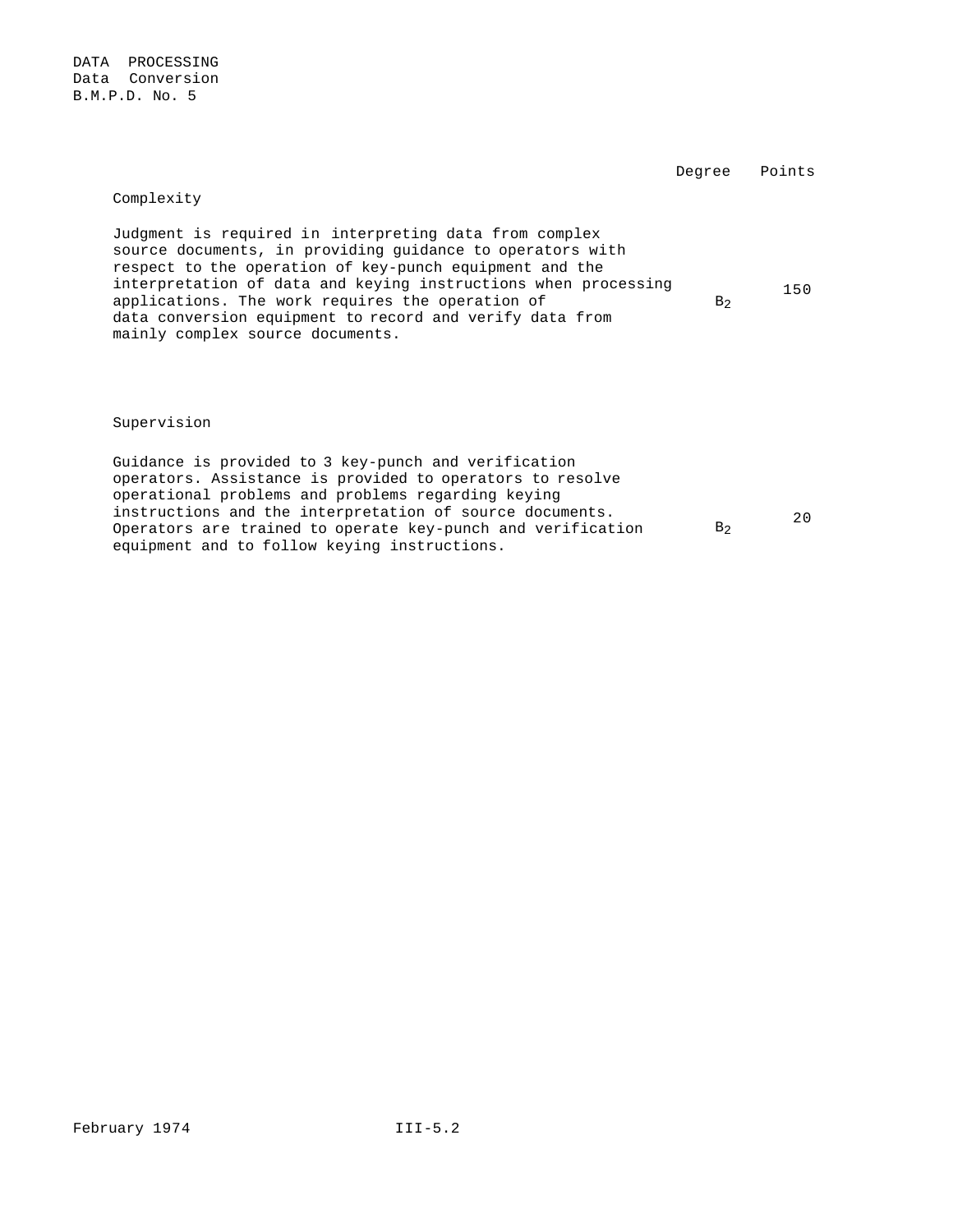DATA PROCESSING
Data Conversion
B.M.P.D. No. 5

| | Degree | Points |
|---|---|---|
| **Complexity** | | |
| Judgment is required in interpreting data from complex source documents, in providing guidance to operators with respect to the operation of key-punch equipment and the interpretation of data and keying instructions when processing applications. The work requires the operation of data conversion equipment to record and verify data from mainly complex source documents. | $B_2$ | 150 |
| **Supervision** | | |
| Guidance is provided to 3 key-punch and verification operators. Assistance is provided to operators to resolve operational problems and problems regarding keying instructions and the interpretation of source documents. Operators are trained to operate key-punch and verification equipment and to follow keying instructions. | $B_2$ | 20 |

February 1974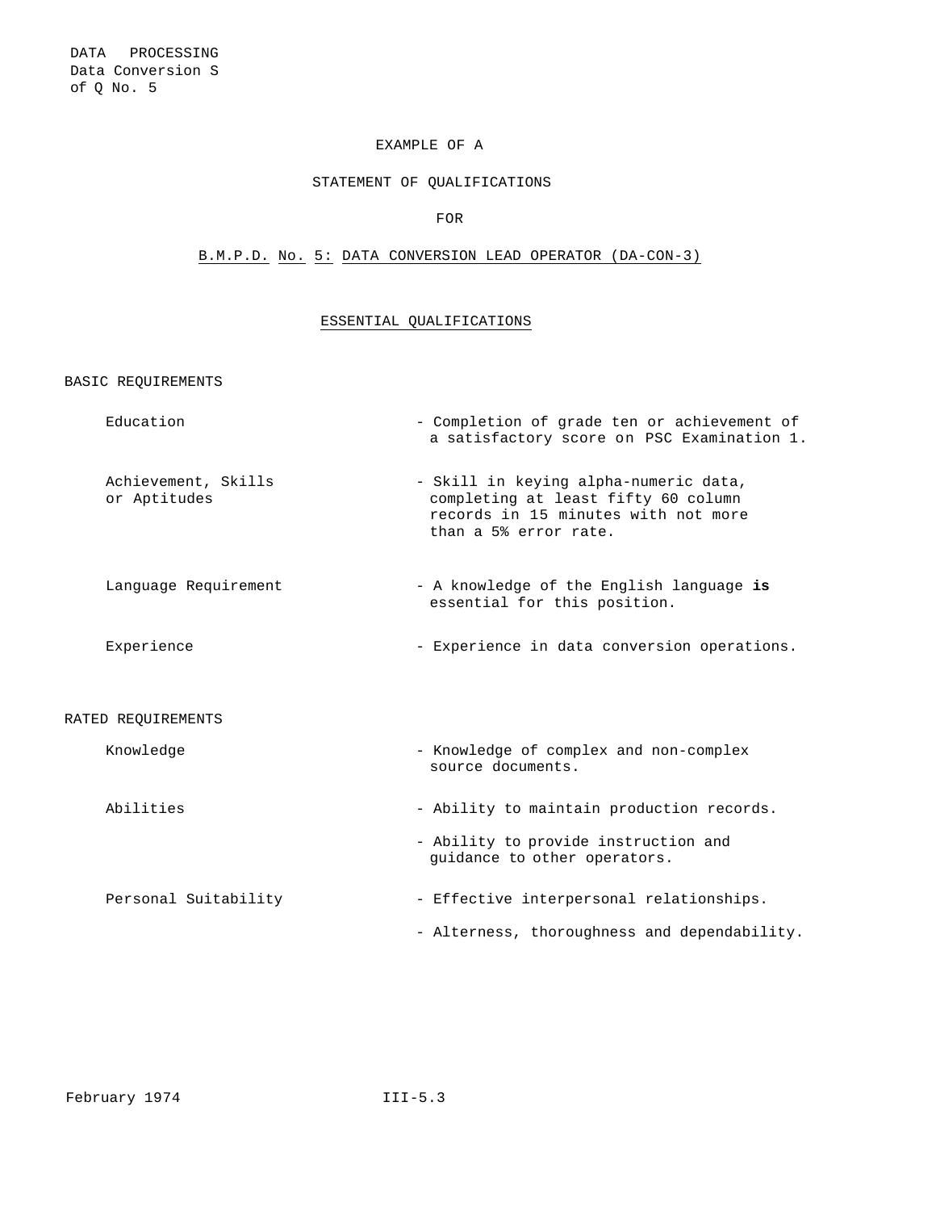DATA PROCESSING
Data Conversion S
of Q No. 5

EXAMPLE OF A

STATEMENT OF QUALIFICATIONS

FOR

## B.M.P.D. No. 5: DATA CONVERSION LEAD OPERATOR (DA-CON-3)

### ESSENTIAL QUALIFICATIONS

BASIC REQUIREMENTS

| | |
|---|---|
| Education | - Completion of grade ten or achievement of a satisfactory score on PSC Examination 1. |
| Achievement, Skills or Aptitudes | - Skill in keying alpha-numeric data, completing at least fifty 60 column records in 15 minutes with not more than a 5% error rate. |
| Language Requirement | - A knowledge of the English language **is** essential for this position. |
| Experience | - Experience in data conversion operations. |

RATED REQUIREMENTS

| | |
|---|---|
| Knowledge | - Knowledge of complex and non-complex source documents. |
| Abilities | - Ability to maintain production records. |
| | - Ability to provide instruction and guidance to other operators. |
| Personal Suitability | - Effective interpersonal relationships. |
| | - Alterness, thoroughness and dependability. |

February 1974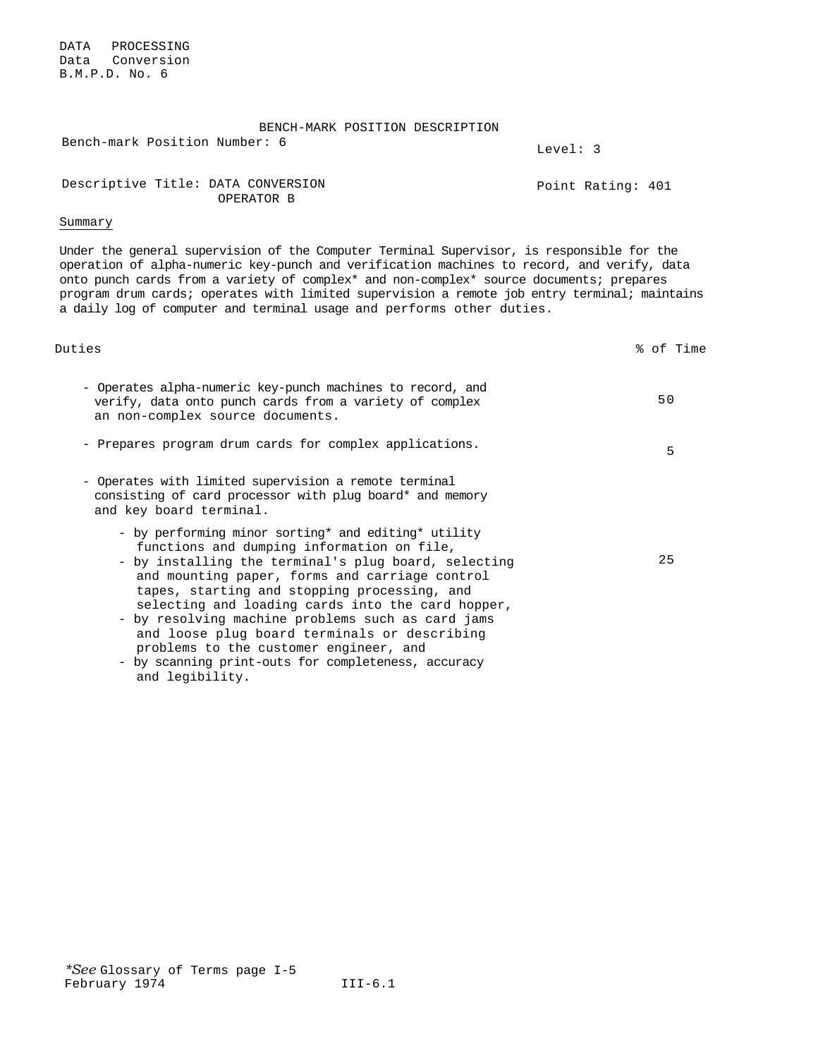DATA PROCESSING
Data Conversion
B.M.P.D. No. 6

BENCH-MARK POSITION DESCRIPTION

Bench-mark Position Number: 6

Level: 3

Descriptive Title: DATA CONVERSION OPERATOR B

Point Rating: 401

Summary

Under the general supervision of the Computer Terminal Supervisor, is responsible for the operation of alpha-numeric key-punch and verification machines to record, and verify, data onto punch cards from a variety of complex* and non-complex* source documents; prepares program drum cards; operates with limited supervision a remote job entry terminal; maintains a daily log of computer and terminal usage and performs other duties.

| Duties | % of Time |
|---|---|
| - Operates alpha-numeric key-punch machines to record, and verify, data onto punch cards from a variety of complex an non-complex source documents. | 50 |
| - Prepares program drum cards for complex applications. | 5 |
| - Operates with limited supervision a remote terminal consisting of card processor with plug board* and memory and key board terminal.<br>- by performing minor sorting* and editing* utility functions and dumping information on file,<br>- by installing the terminal's plug board, selecting and mounting paper, forms and carriage control tapes, starting and stopping processing, and selecting and loading cards into the card hopper,<br>- by resolving machine problems such as card jams and loose plug board terminals or describing problems to the customer engineer, and<br>- by scanning print-outs for completeness, accuracy and legibility. | 25 |

*See Glossary of Terms page I-5

February 1974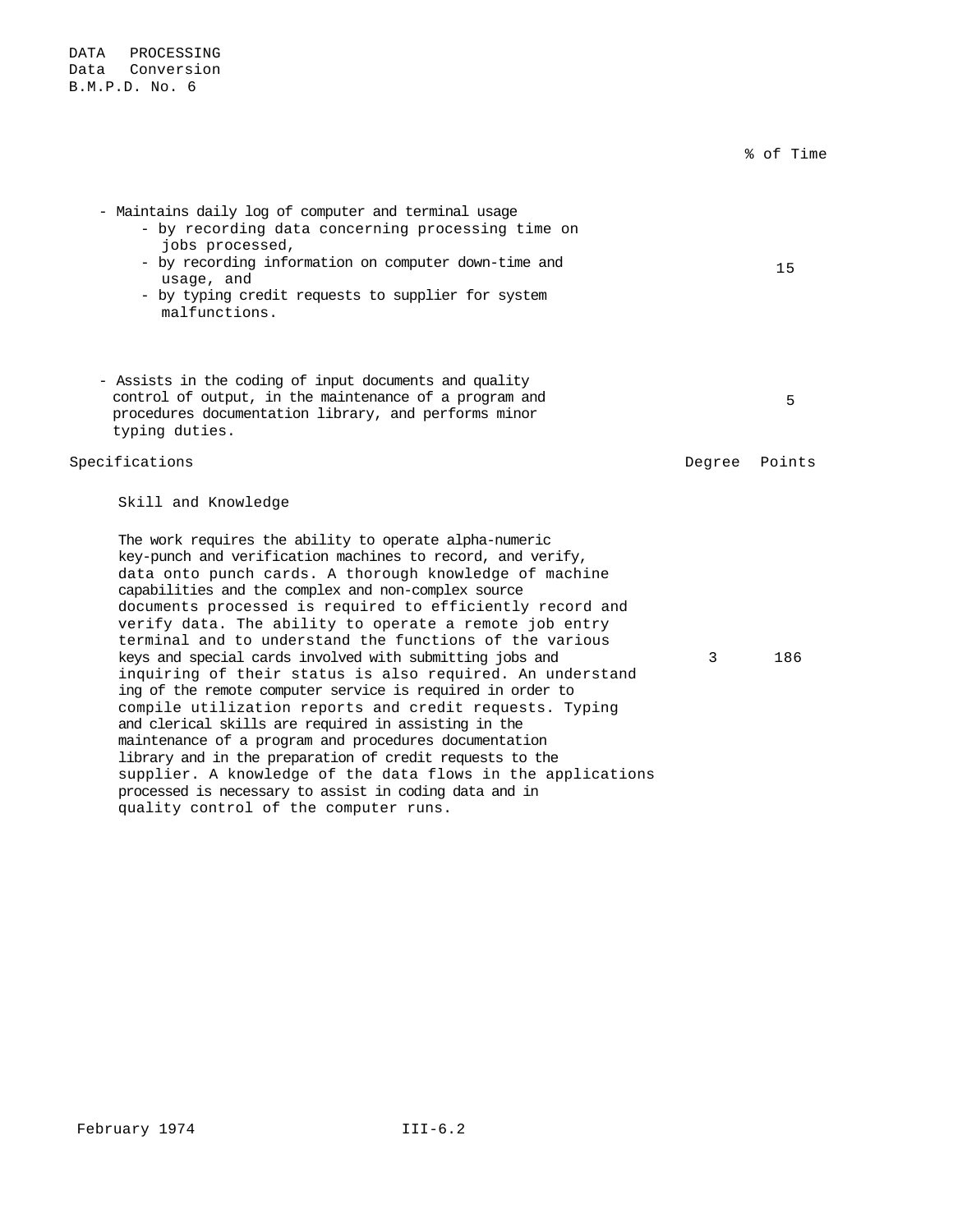DATA PROCESSING
Data Conversion
B.M.P.D. No. 6

| | % of Time |
|---|---|
| - Maintains daily log of computer and terminal usage<br>- by recording data concerning processing time on jobs processed,<br>- by recording information on computer down-time and usage, and<br>- by typing credit requests to supplier for system malfunctions. | 15 |
| - Assists in the coding of input documents and quality control of output, in the maintenance of a program and procedures documentation library, and performs minor typing duties. | 5 |

| Specifications | Degree | Points |
|---|---|---|
| **Skill and Knowledge** | | |
| The work requires the ability to operate alpha-numeric key-punch and verification machines to record, and verify, data onto punch cards. A thorough knowledge of machine capabilities and the complex and non-complex source documents processed is required to efficiently record and verify data. The ability to operate a remote job entry terminal and to understand the functions of the various keys and special cards involved with submitting jobs and inquiring of their status is also required. An understanding of the remote computer service is required in order to compile utilization reports and credit requests. Typing and clerical skills are required in assisting in the maintenance of a program and procedures documentation library and in the preparation of credit requests to the supplier. A knowledge of the data flows in the applications processed is necessary to assist in coding data and in quality control of the computer runs. | 3 | 186 |

February 1974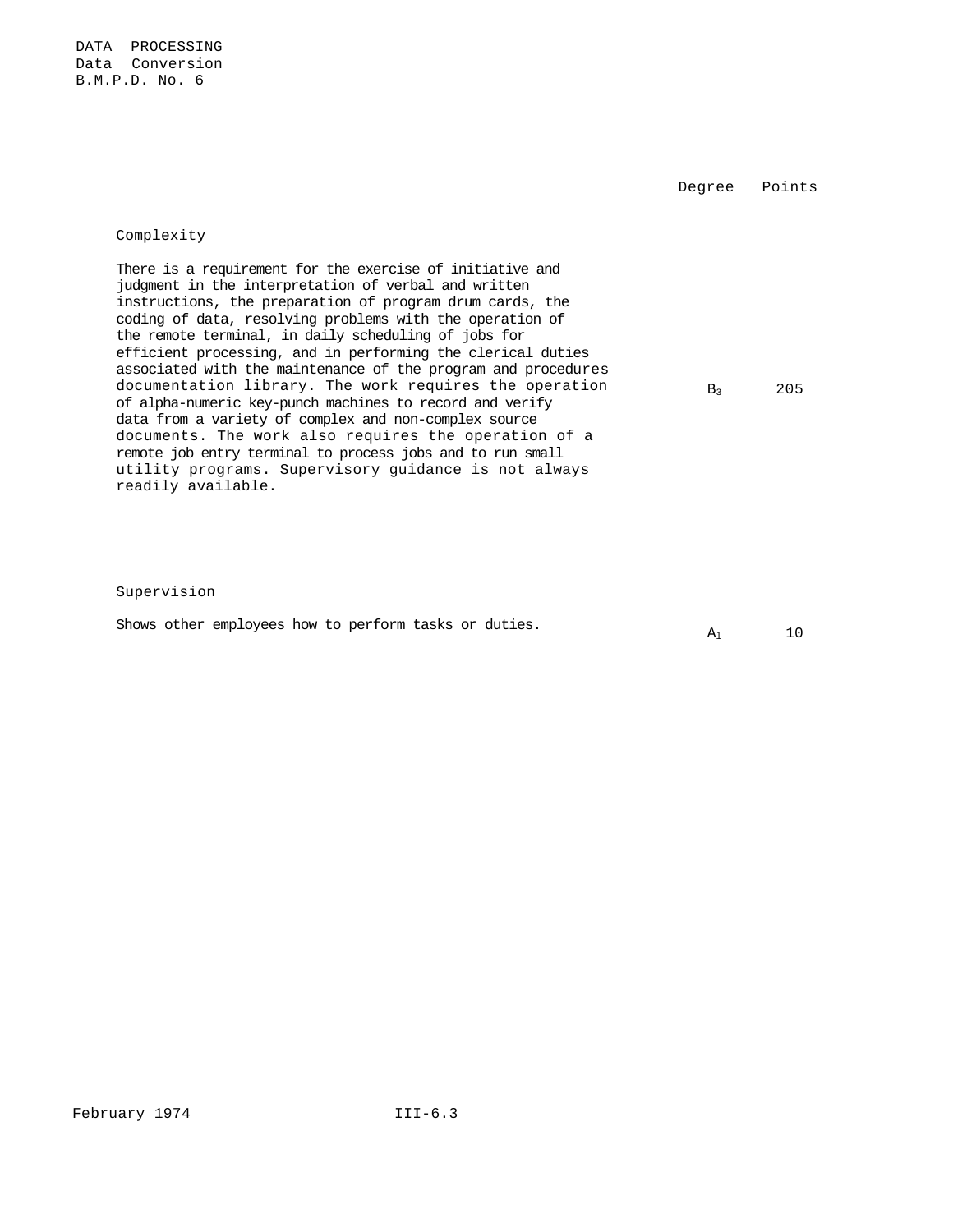DATA PROCESSING
Data Conversion
B.M.P.D. No. 6

| | Degree | Points |
|---|---|---|
| **Complexity** | | |
| There is a requirement for the exercise of initiative and judgment in the interpretation of verbal and written instructions, the preparation of program drum cards, the coding of data, resolving problems with the operation of the remote terminal, in daily scheduling of jobs for efficient processing, and in performing the clerical duties associated with the maintenance of the program and procedures documentation library. The work requires the operation of alpha-numeric key-punch machines to record and verify data from a variety of complex and non-complex source documents. The work also requires the operation of a remote job entry terminal to process jobs and to run small utility programs. Supervisory guidance is not always readily available. | $B_3$ | 205 |
| **Supervision** | | |
| Shows other employees how to perform tasks or duties. | $A_1$ | 10 |

February 1974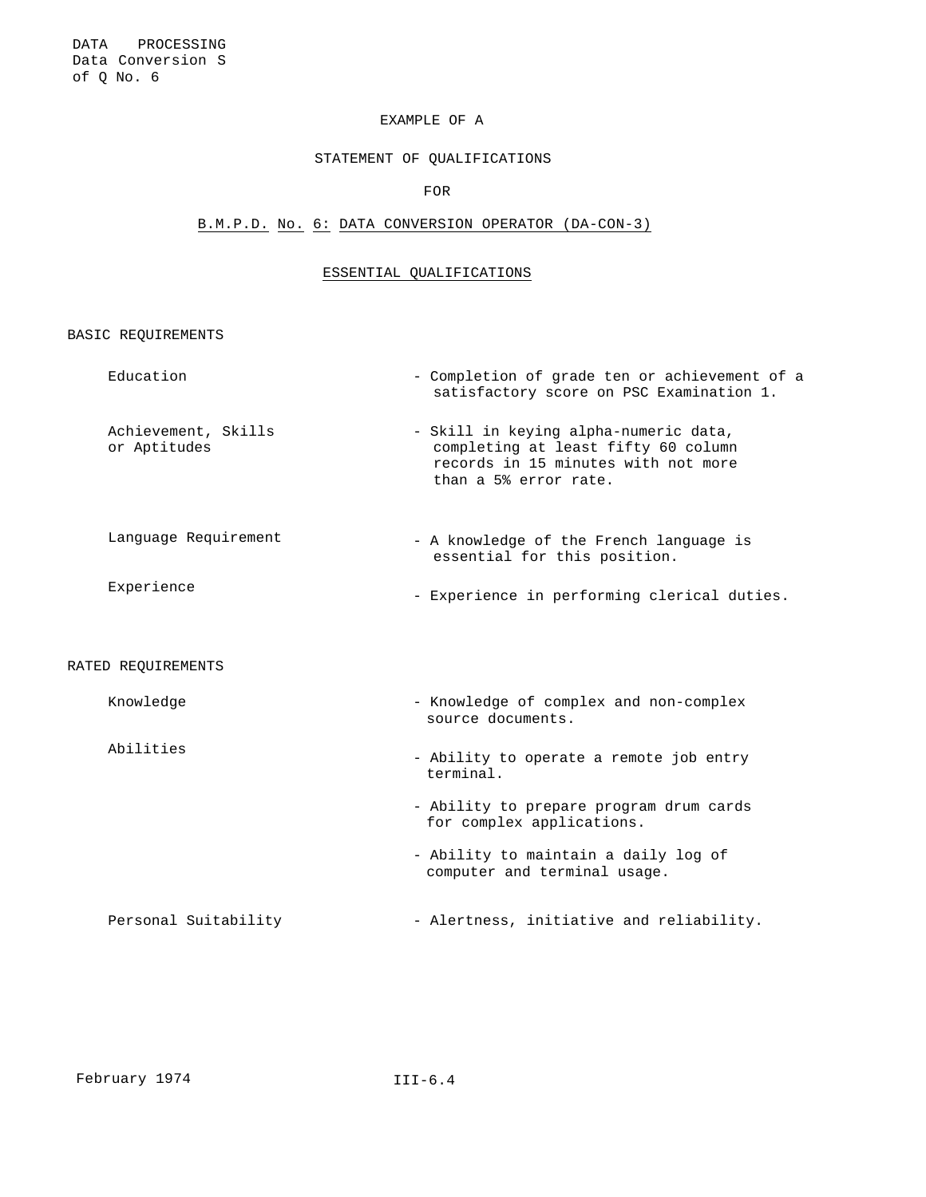DATA PROCESSING
Data Conversion S
of Q No. 6

EXAMPLE OF A

STATEMENT OF QUALIFICATIONS

FOR

B.M.P.D. No. 6: DATA CONVERSION OPERATOR (DA-CON-3)

## ESSENTIAL QUALIFICATIONS

### BASIC REQUIREMENTS

| | |
|---|---|
| Education | - Completion of grade ten or achievement of a satisfactory score on PSC Examination 1. |
| Achievement, Skills or Aptitudes | - Skill in keying alpha-numeric data, completing at least fifty 60 column records in 15 minutes with not more than a 5% error rate. |
| Language Requirement | - A knowledge of the French language is essential for this position. |
| Experience | - Experience in performing clerical duties. |

### RATED REQUIREMENTS

| | |
|---|---|
| Knowledge | - Knowledge of complex and non-complex source documents. |
| Abilities | - Ability to operate a remote job entry terminal. |
| | - Ability to prepare program drum cards for complex applications. |
| | - Ability to maintain a daily log of computer and terminal usage. |
| Personal Suitability | - Alertness, initiative and reliability. |

February 1974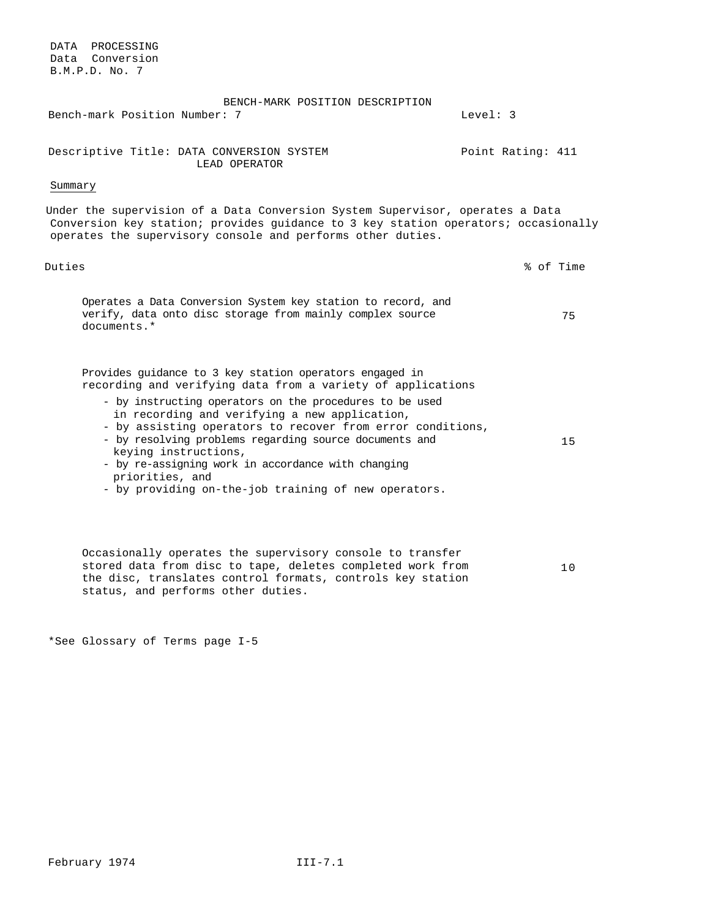DATA PROCESSING
Data Conversion
B.M.P.D. No. 7

# BENCH-MARK POSITION DESCRIPTION

Bench-mark Position Number: 7 | Level: 3

Descriptive Title: DATA CONVERSION SYSTEM LEAD OPERATOR | Point Rating: 411

## Summary

Under the supervision of a Data Conversion System Supervisor, operates a Data Conversion key station; provides guidance to 3 key station operators; occasionally operates the supervisory console and performs other duties.

| Duties | % of Time |
|---|---|
| Operates a Data Conversion System key station to record, and verify, data onto disc storage from mainly complex source documents.* | 75 |
| Provides guidance to 3 key station operators engaged in recording and verifying data from a variety of applications<br>- by instructing operators on the procedures to be used in recording and verifying a new application,<br>- by assisting operators to recover from error conditions,<br>- by resolving problems regarding source documents and keying instructions,<br>- by re-assigning work in accordance with changing priorities, and<br>- by providing on-the-job training of new operators. | 15 |
| Occasionally operates the supervisory console to transfer stored data from disc to tape, deletes completed work from the disc, translates control formats, controls key station status, and performs other duties. | 10 |

*See Glossary of Terms page I-5

February 1974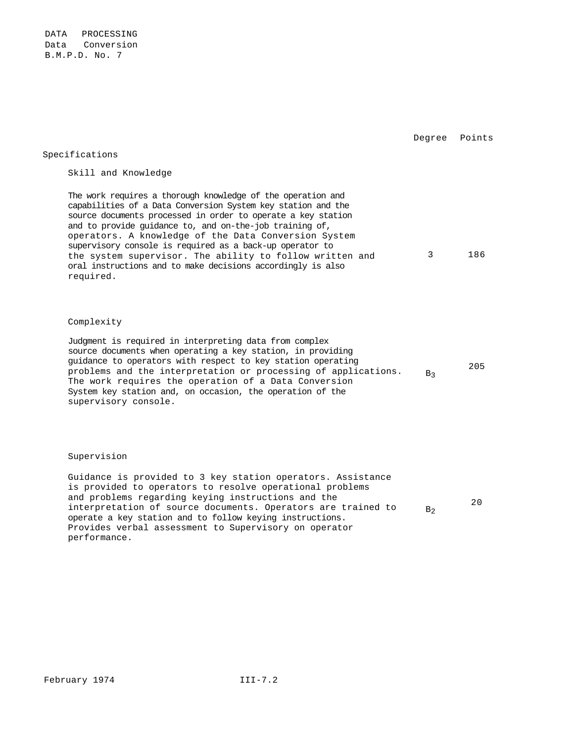DATA PROCESSING
Data Conversion
B.M.P.D. No. 7

| Specifications | Degree | Points |
|---|---|---|
| **Skill and Knowledge**<br><br>The work requires a thorough knowledge of the operation and capabilities of a Data Conversion System key station and the source documents processed in order to operate a key station and to provide guidance to, and on-the-job training of, operators. A knowledge of the Data Conversion System supervisory console is required as a back-up operator to the system supervisor. The ability to follow written and oral instructions and to make decisions accordingly is also required. | 3 | 186 |
| **Complexity**<br><br>Judgment is required in interpreting data from complex source documents when operating a key station, in providing guidance to operators with respect to key station operating problems and the interpretation or processing of applications. The work requires the operation of a Data Conversion System key station and, on occasion, the operation of the supervisory console. | $B_3$ | 205 |
| **Supervision**<br><br>Guidance is provided to 3 key station operators. Assistance is provided to operators to resolve operational problems and problems regarding keying instructions and the interpretation of source documents. Operators are trained to operate a key station and to follow keying instructions. Provides verbal assessment to Supervisory on operator performance. | $B_2$ | 20 |

February 1974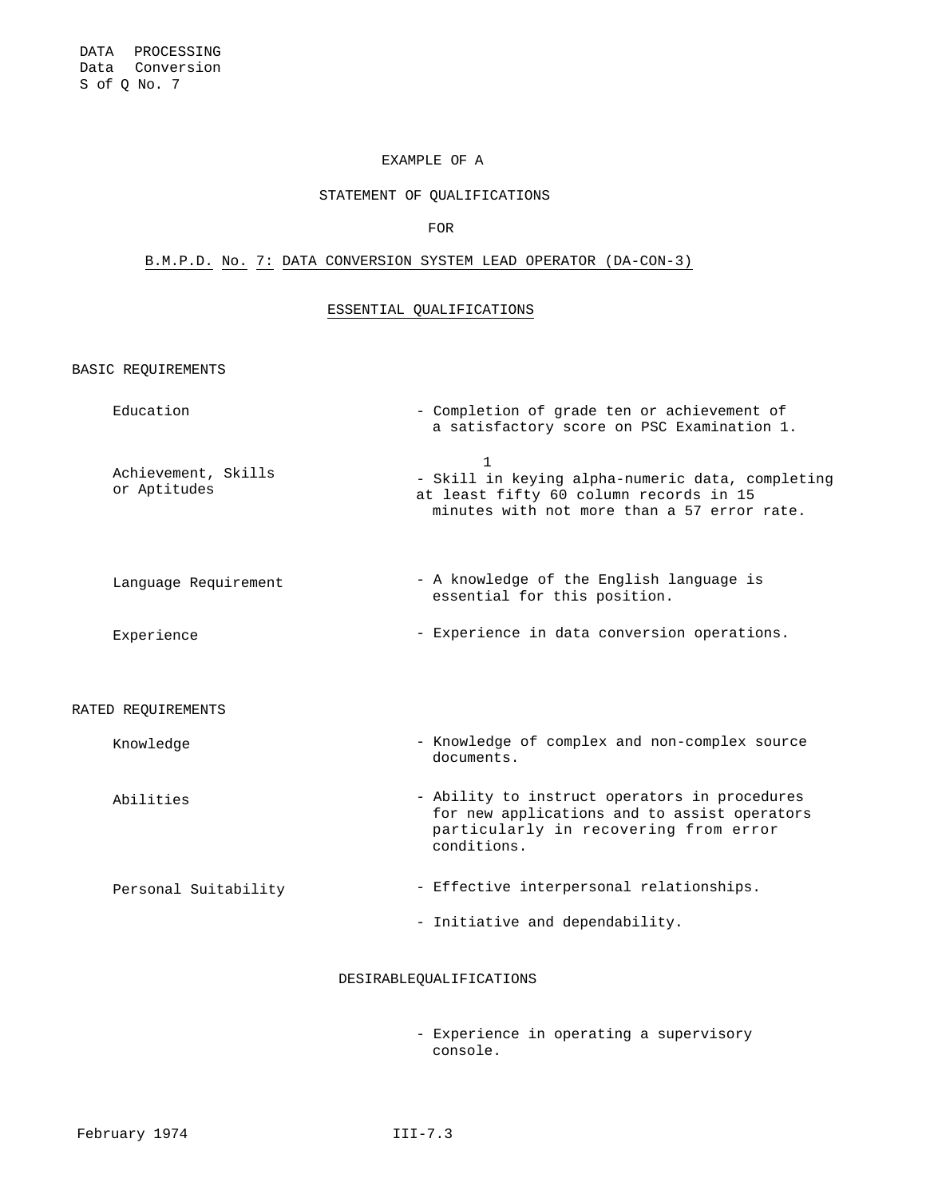DATA PROCESSING
Data Conversion
S of Q No. 7

EXAMPLE OF A

STATEMENT OF QUALIFICATIONS

FOR

B.M.P.D. No. 7: DATA CONVERSION SYSTEM LEAD OPERATOR (DA-CON-3)

## ESSENTIAL QUALIFICATIONS

### BASIC REQUIREMENTS

| | |
|---|---|
| Education | - Completion of grade ten or achievement of a satisfactory score on PSC Examination 1. |
| Achievement, Skills or Aptitudes | - Skill in keying alpha-numeric data, completing at least fifty 60 column records in 15 minutes with not more than a 57 error rate.[1] |
| Language Requirement | - A knowledge of the English language is essential for this position. |
| Experience | - Experience in data conversion operations. |

### RATED REQUIREMENTS

| | |
|---|---|
| Knowledge | - Knowledge of complex and non-complex source documents. |
| Abilities | - Ability to instruct operators in procedures for new applications and to assist operators particularly in recovering from error conditions. |
| Personal Suitability | - Effective interpersonal relationships.<br>- Initiative and dependability. |

## DESIRABLEQUALIFICATIONS

- Experience in operating a supervisory console.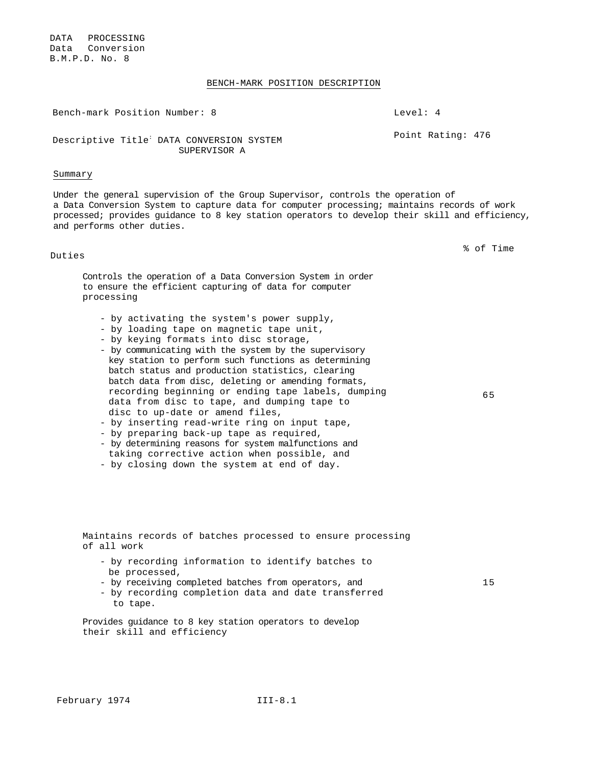DATA PROCESSING
Data Conversion
B.M.P.D. No. 8

## BENCH-MARK POSITION DESCRIPTION

Bench-mark Position Number: 8 — Level: 4

Descriptive Title: DATA CONVERSION SYSTEM SUPERVISOR A — Point Rating: 476

### Summary

Under the general supervision of the Group Supervisor, controls the operation of a Data Conversion System to capture data for computer processing; maintains records of work processed; provides guidance to 8 key station operators to develop their skill and efficiency, and performs other duties.

| Duties | % of Time |
|---|---|
| Controls the operation of a Data Conversion System in order to ensure the efficient capturing of data for computer processing<br>- by activating the system's power supply,<br>- by loading tape on magnetic tape unit,<br>- by keying formats into disc storage,<br>- by communicating with the system by the supervisory key station to perform such functions as determining batch status and production statistics, clearing batch data from disc, deleting or amending formats, recording beginning or ending tape labels, dumping data from disc to tape, and dumping tape to disc to up-date or amend files,<br>- by inserting read-write ring on input tape,<br>- by preparing back-up tape as required,<br>- by determining reasons for system malfunctions and taking corrective action when possible, and<br>- by closing down the system at end of day. | 65 |
| Maintains records of batches processed to ensure processing of all work<br>- by recording information to identify batches to be processed,<br>- by receiving completed batches from operators, and<br>- by recording completion data and date transferred to tape. | 15 |
| Provides guidance to 8 key station operators to develop their skill and efficiency | |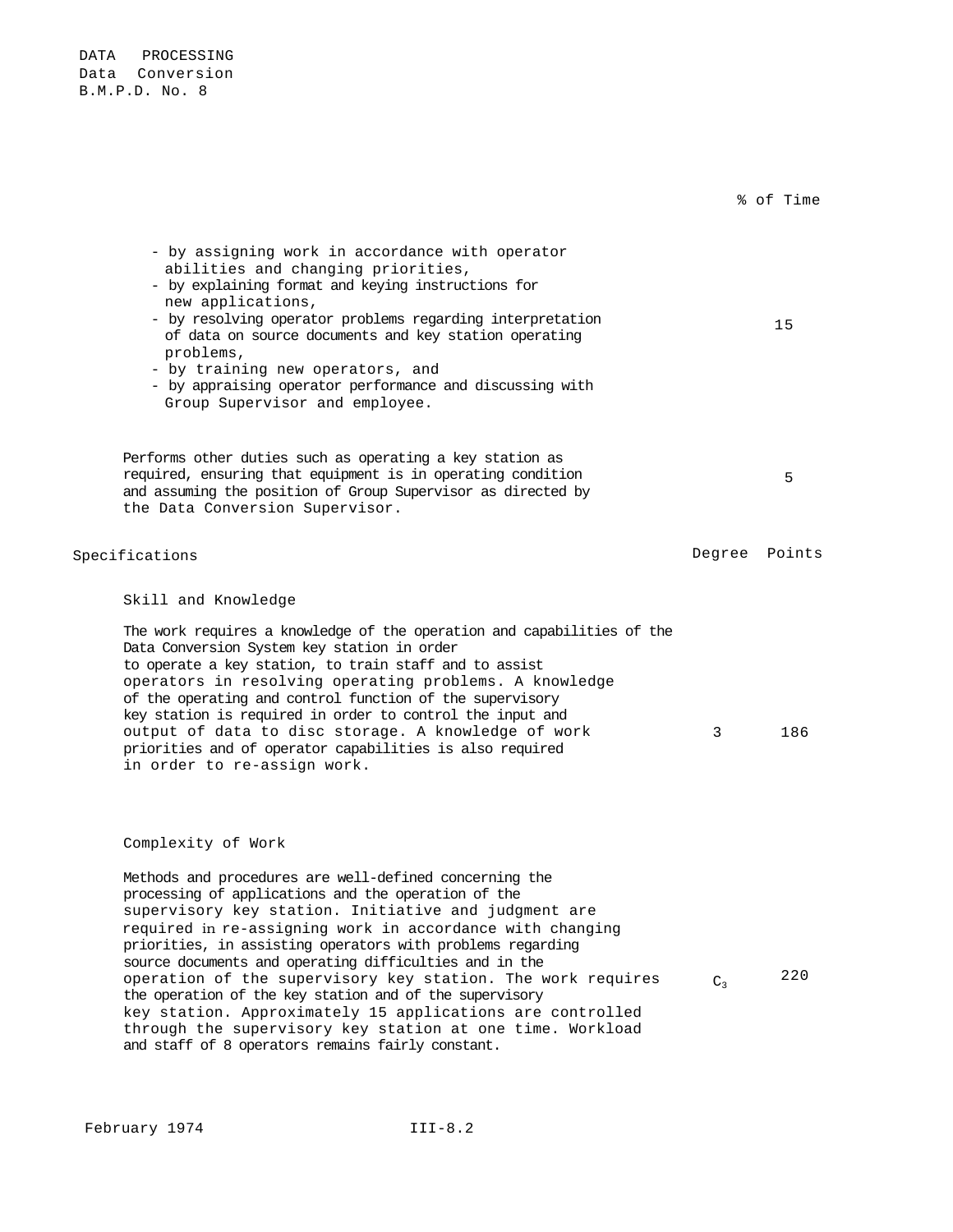| | % of Time |
|---|---|
| - by assigning work in accordance with operator abilities and changing priorities,<br>- by explaining format and keying instructions for new applications,<br>- by resolving operator problems regarding interpretation of data on source documents and key station operating problems,<br>- by training new operators, and<br>- by appraising operator performance and discussing with Group Supervisor and employee. | 15 |
| Performs other duties such as operating a key station as required, ensuring that equipment is in operating condition and assuming the position of Group Supervisor as directed by the Data Conversion Supervisor. | 5 |

## Specifications

| | Degree | Points |
|---|---|---|
| **Skill and Knowledge**<br><br>The work requires a knowledge of the operation and capabilities of the Data Conversion System key station in order to operate a key station, to train staff and to assist operators in resolving operating problems. A knowledge of the operating and control function of the supervisory key station is required in order to control the input and output of data to disc storage. A knowledge of work priorities and of operator capabilities is also required in order to re-assign work. | 3 | 186 |
| **Complexity of Work**<br><br>Methods and procedures are well-defined concerning the processing of applications and the operation of the supervisory key station. Initiative and judgment are required in re-assigning work in accordance with changing priorities, in assisting operators with problems regarding source documents and operating difficulties and in the operation of the supervisory key station. The work requires the operation of the key station and of the supervisory key station. Approximately 15 applications are controlled through the supervisory key station at one time. Workload and staff of 8 operators remains fairly constant. | $C_3$ | 220 |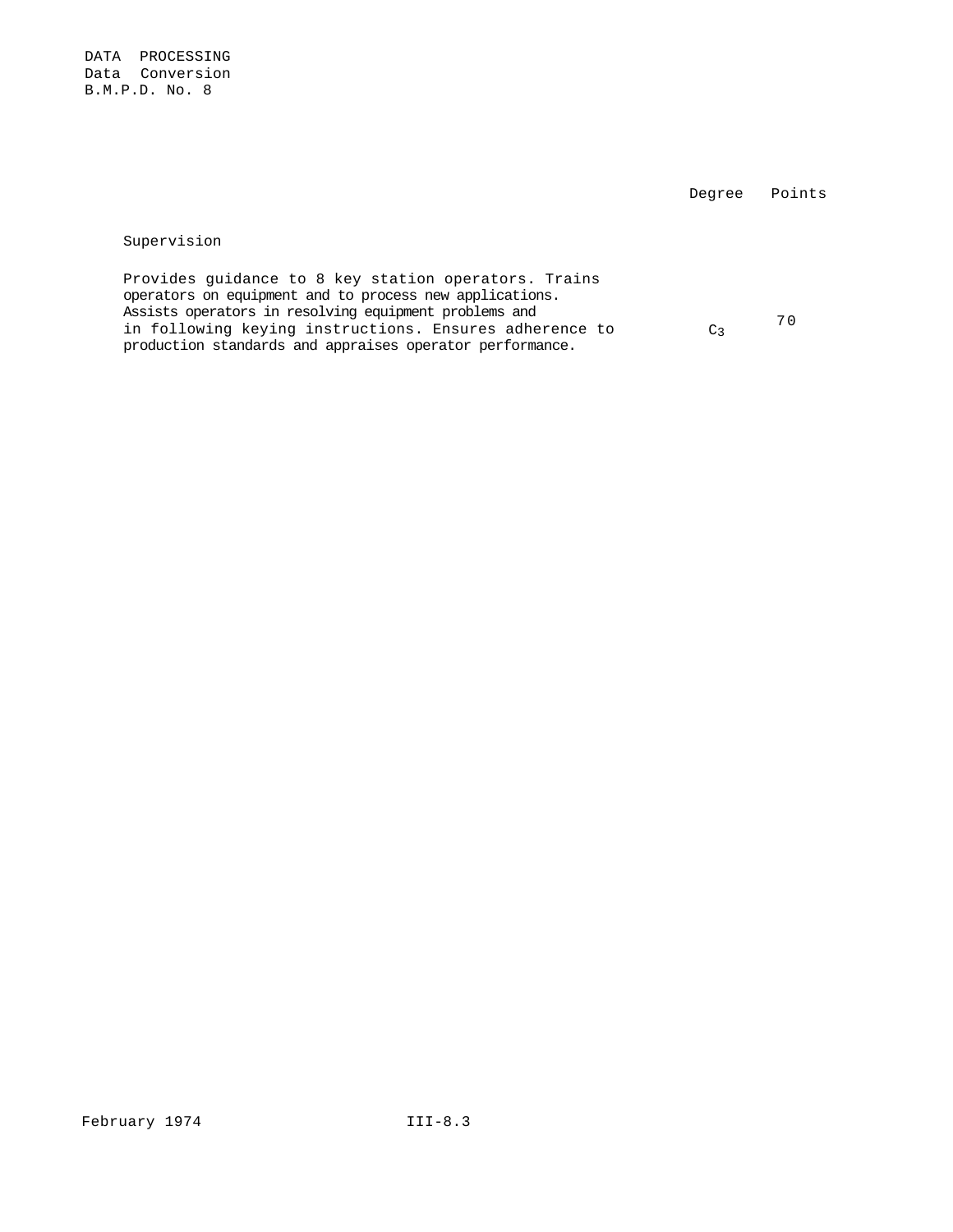DATA PROCESSING
Data Conversion
B.M.P.D. No. 8

| | Degree | Points |
|---|---|---|
| **Supervision** | | |
| Provides guidance to 8 key station operators. Trains operators on equipment and to process new applications. Assists operators in resolving equipment problems and in following keying instructions. Ensures adherence to production standards and appraises operator performance. | $C_3$ | 70 |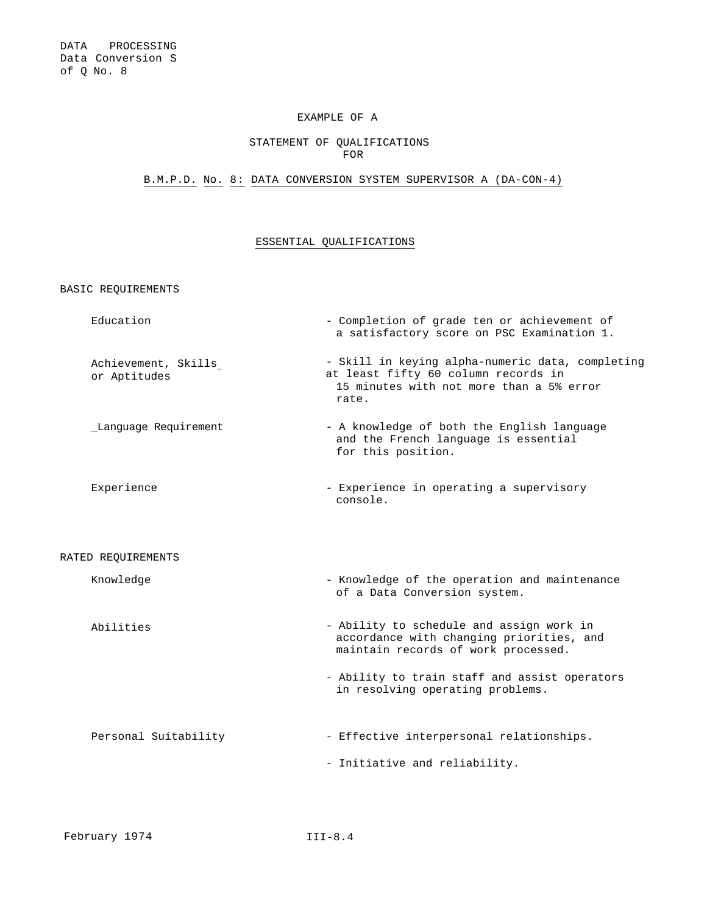DATA PROCESSING
Data Conversion S
of Q No. 8

EXAMPLE OF A

STATEMENT OF QUALIFICATIONS
FOR

B.M.P.D. No. 8: DATA CONVERSION SYSTEM SUPERVISOR A (DA-CON-4)

## ESSENTIAL QUALIFICATIONS

### BASIC REQUIREMENTS

| | |
|---|---|
| Education | - Completion of grade ten or achievement of a satisfactory score on PSC Examination 1. |
| Achievement, Skills or Aptitudes | - Skill in keying alpha-numeric data, completing at least fifty 60 column records in 15 minutes with not more than a 5% error rate. |
| Language Requirement | - A knowledge of both the English language and the French language is essential for this position. |
| Experience | - Experience in operating a supervisory console. |

### RATED REQUIREMENTS

| | |
|---|---|
| Knowledge | - Knowledge of the operation and maintenance of a Data Conversion system. |
| Abilities | - Ability to schedule and assign work in accordance with changing priorities, and maintain records of work processed. |
| | - Ability to train staff and assist operators in resolving operating problems. |
| Personal Suitability | - Effective interpersonal relationships. |
| | - Initiative and reliability. |

February 1974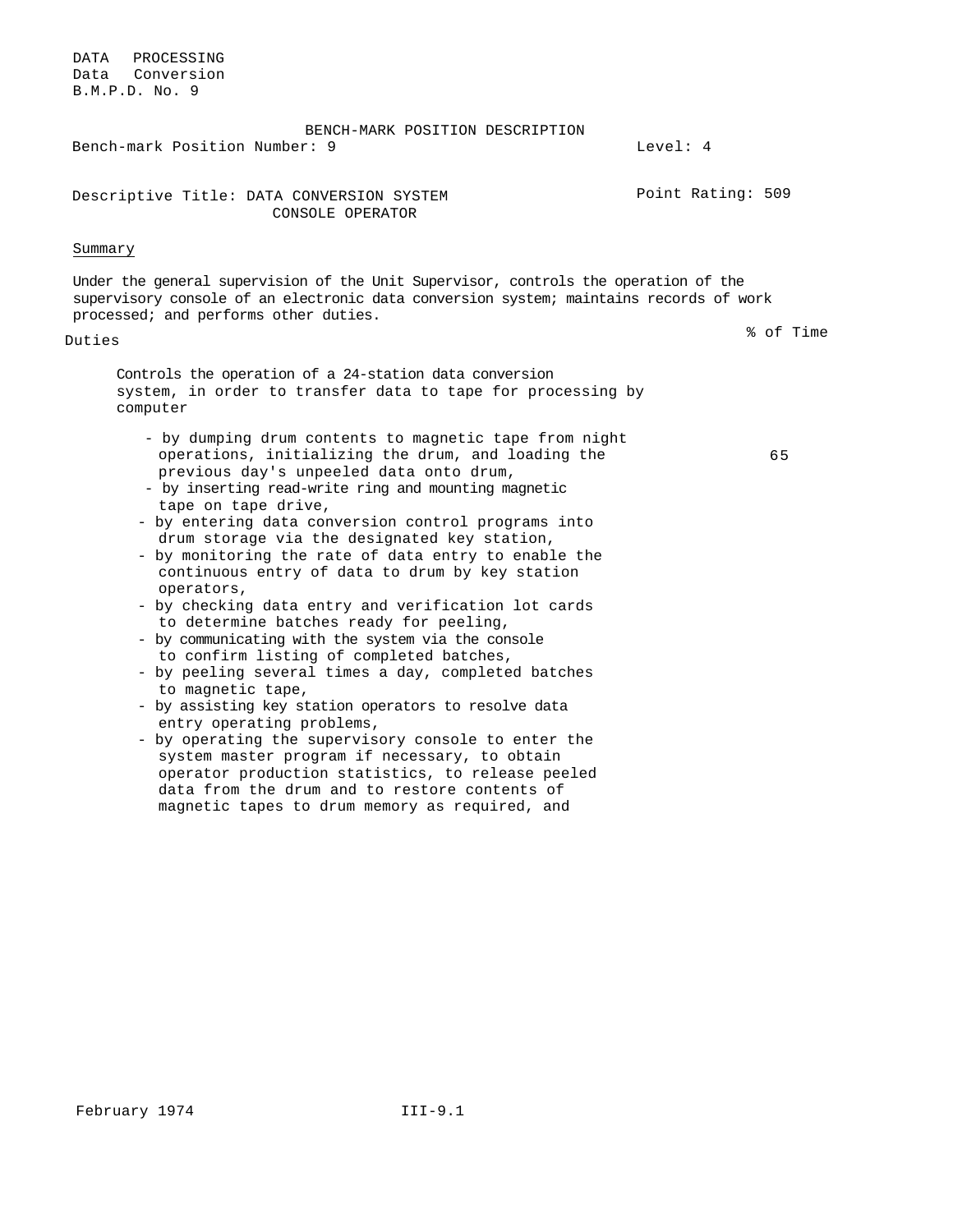DATA PROCESSING
Data Conversion
B.M.P.D. No. 9

BENCH-MARK POSITION DESCRIPTION

Bench-mark Position Number: 9 | Level: 4

Descriptive Title: DATA CONVERSION SYSTEM CONSOLE OPERATOR | Point Rating: 509

Summary

Under the general supervision of the Unit Supervisor, controls the operation of the supervisory console of an electronic data conversion system; maintains records of work processed; and performs other duties.

| Duties | % of Time |
|---|---|
| Controls the operation of a 24-station data conversion system, in order to transfer data to tape for processing by computer<br>- by dumping drum contents to magnetic tape from night operations, initializing the drum, and loading the previous day's unpeeled data onto drum,<br>- by inserting read-write ring and mounting magnetic tape on tape drive,<br>- by entering data conversion control programs into drum storage via the designated key station,<br>- by monitoring the rate of data entry to enable the continuous entry of data to drum by key station operators,<br>- by checking data entry and verification lot cards to determine batches ready for peeling,<br>- by communicating with the system via the console to confirm listing of completed batches,<br>- by peeling several times a day, completed batches to magnetic tape,<br>- by assisting key station operators to resolve data entry operating problems,<br>- by operating the supervisory console to enter the system master program if necessary, to obtain operator production statistics, to release peeled data from the drum and to restore contents of magnetic tapes to drum memory as required, and | 65 |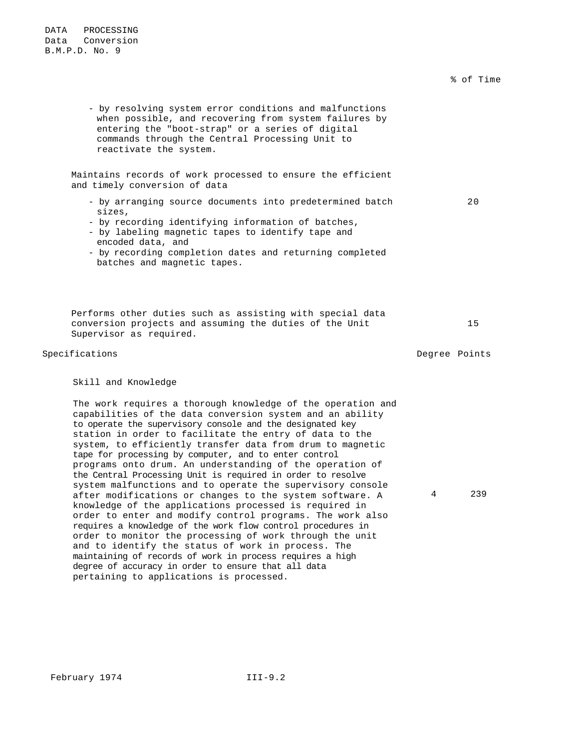% of Time

- by resolving system error conditions and malfunctions when possible, and recovering from system failures by entering the "boot-strap" or a series of digital commands through the Central Processing Unit to reactivate the system.

Maintains records of work processed to ensure the efficient and timely conversion of data — 20

- by arranging source documents into predetermined batch sizes,
- by recording identifying information of batches,
- by labeling magnetic tapes to identify tape and encoded data, and
- by recording completion dates and returning completed batches and magnetic tapes.

Performs other duties such as assisting with special data conversion projects and assuming the duties of the Unit Supervisor as required. — 15

| Specifications | Degree | Points |
|---|---|---|
| **Skill and Knowledge**<br><br>The work requires a thorough knowledge of the operation and capabilities of the data conversion system and an ability to operate the supervisory console and the designated key station in order to facilitate the entry of data to the system, to efficiently transfer data from drum to magnetic tape for processing by computer, and to enter control programs onto drum. An understanding of the operation of the Central Processing Unit is required in order to resolve system malfunctions and to operate the supervisory console after modifications or changes to the system software. A knowledge of the applications processed is required in order to enter and modify control programs. The work also requires a knowledge of the work flow control procedures in order to monitor the processing of work through the unit and to identify the status of work in process. The maintaining of records of work in process requires a high degree of accuracy in order to ensure that all data pertaining to applications is processed. | 4 | 239 |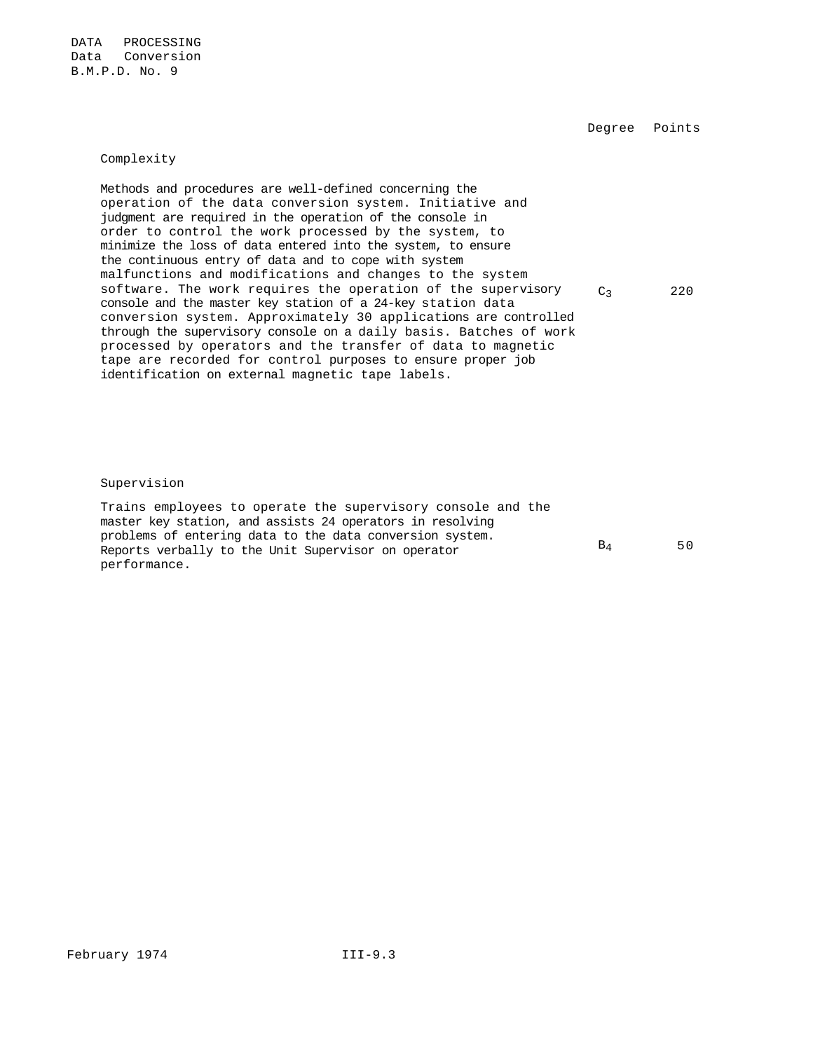DATA PROCESSING
Data Conversion
B.M.P.D. No. 9

| | Degree | Points |
|---|---|---|
| **Complexity** | | |
| Methods and procedures are well-defined concerning the operation of the data conversion system. Initiative and judgment are required in the operation of the console in order to control the work processed by the system, to minimize the loss of data entered into the system, to ensure the continuous entry of data and to cope with system malfunctions and modifications and changes to the system software. The work requires the operation of the supervisory console and the master key station of a 24-key station data conversion system. Approximately 30 applications are controlled through the supervisory console on a daily basis. Batches of work processed by operators and the transfer of data to magnetic tape are recorded for control purposes to ensure proper job identification on external magnetic tape labels. | $C_3$ | 220 |
| **Supervision** | | |
| Trains employees to operate the supervisory console and the master key station, and assists 24 operators in resolving problems of entering data to the data conversion system. Reports verbally to the Unit Supervisor on operator performance. | $B_4$ | 50 |

February 1974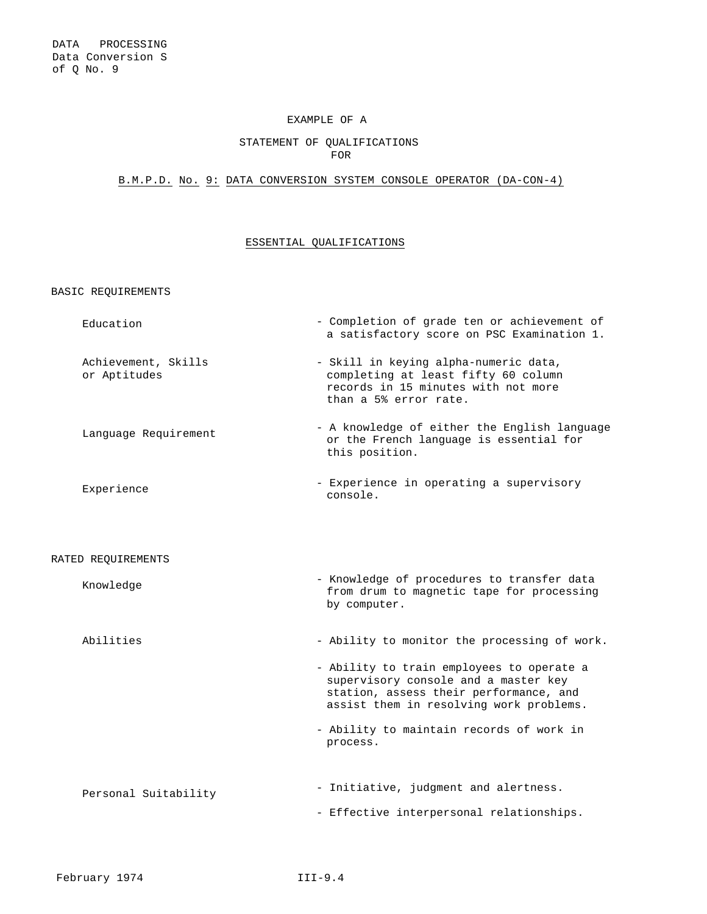DATA PROCESSING
Data Conversion S of Q No. 9

EXAMPLE OF A

STATEMENT OF QUALIFICATIONS
FOR

B.M.P.D. No. 9: DATA CONVERSION SYSTEM CONSOLE OPERATOR (DA-CON-4)

## ESSENTIAL QUALIFICATIONS

### BASIC REQUIREMENTS

| | |
|---|---|
| Education | - Completion of grade ten or achievement of a satisfactory score on PSC Examination 1. |
| Achievement, Skills or Aptitudes | - Skill in keying alpha-numeric data, completing at least fifty 60 column records in 15 minutes with not more than a 5% error rate. |
| Language Requirement | - A knowledge of either the English language or the French language is essential for this position. |
| Experience | - Experience in operating a supervisory console. |

### RATED REQUIREMENTS

| | |
|---|---|
| Knowledge | - Knowledge of procedures to transfer data from drum to magnetic tape for processing by computer. |
| Abilities | - Ability to monitor the processing of work. |
| | - Ability to train employees to operate a supervisory console and a master key station, assess their performance, and assist them in resolving work problems. |
| | - Ability to maintain records of work in process. |
| Personal Suitability | - Initiative, judgment and alertness. |
| | - Effective interpersonal relationships. |

February 1974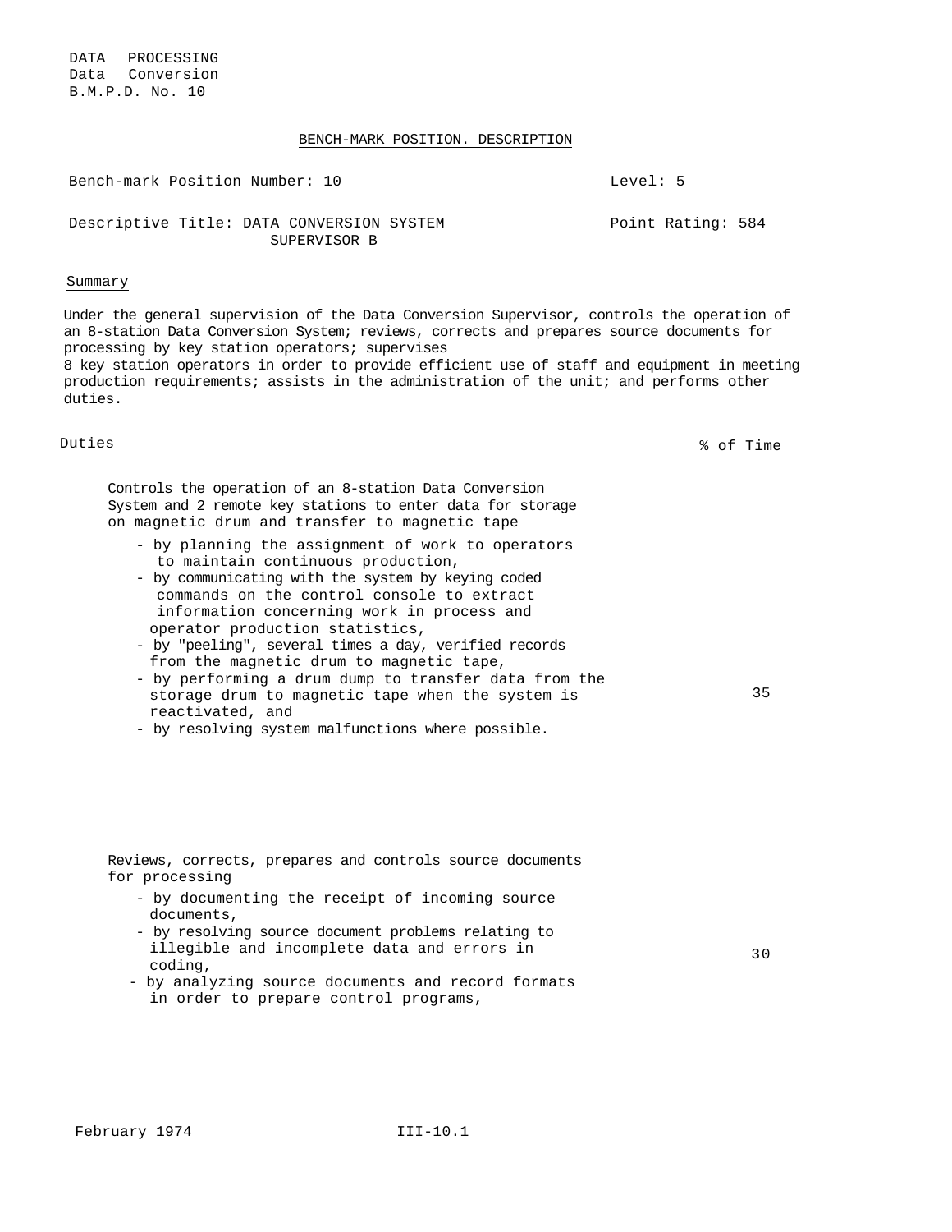DATA PROCESSING
Data Conversion
B.M.P.D. No. 10

## BENCH-MARK POSITION. DESCRIPTION

Bench-mark Position Number: 10 — Level: 5

Descriptive Title: DATA CONVERSION SYSTEM SUPERVISOR B — Point Rating: 584

### Summary

Under the general supervision of the Data Conversion Supervisor, controls the operation of an 8-station Data Conversion System; reviews, corrects and prepares source documents for processing by key station operators; supervises 8 key station operators in order to provide efficient use of staff and equipment in meeting production requirements; assists in the administration of the unit; and performs other duties.

| Duties | % of Time |
|---|---|
| Controls the operation of an 8-station Data Conversion System and 2 remote key stations to enter data for storage on magnetic drum and transfer to magnetic tape<br>- by planning the assignment of work to operators to maintain continuous production,<br>- by communicating with the system by keying coded commands on the control console to extract information concerning work in process and operator production statistics,<br>- by "peeling", several times a day, verified records from the magnetic drum to magnetic tape,<br>- by performing a drum dump to transfer data from the storage drum to magnetic tape when the system is reactivated, and<br>- by resolving system malfunctions where possible. | 35 |
| Reviews, corrects, prepares and controls source documents for processing<br>- by documenting the receipt of incoming source documents,<br>- by resolving source document problems relating to illegible and incomplete data and errors in coding,<br>- by analyzing source documents and record formats in order to prepare control programs, | 30 |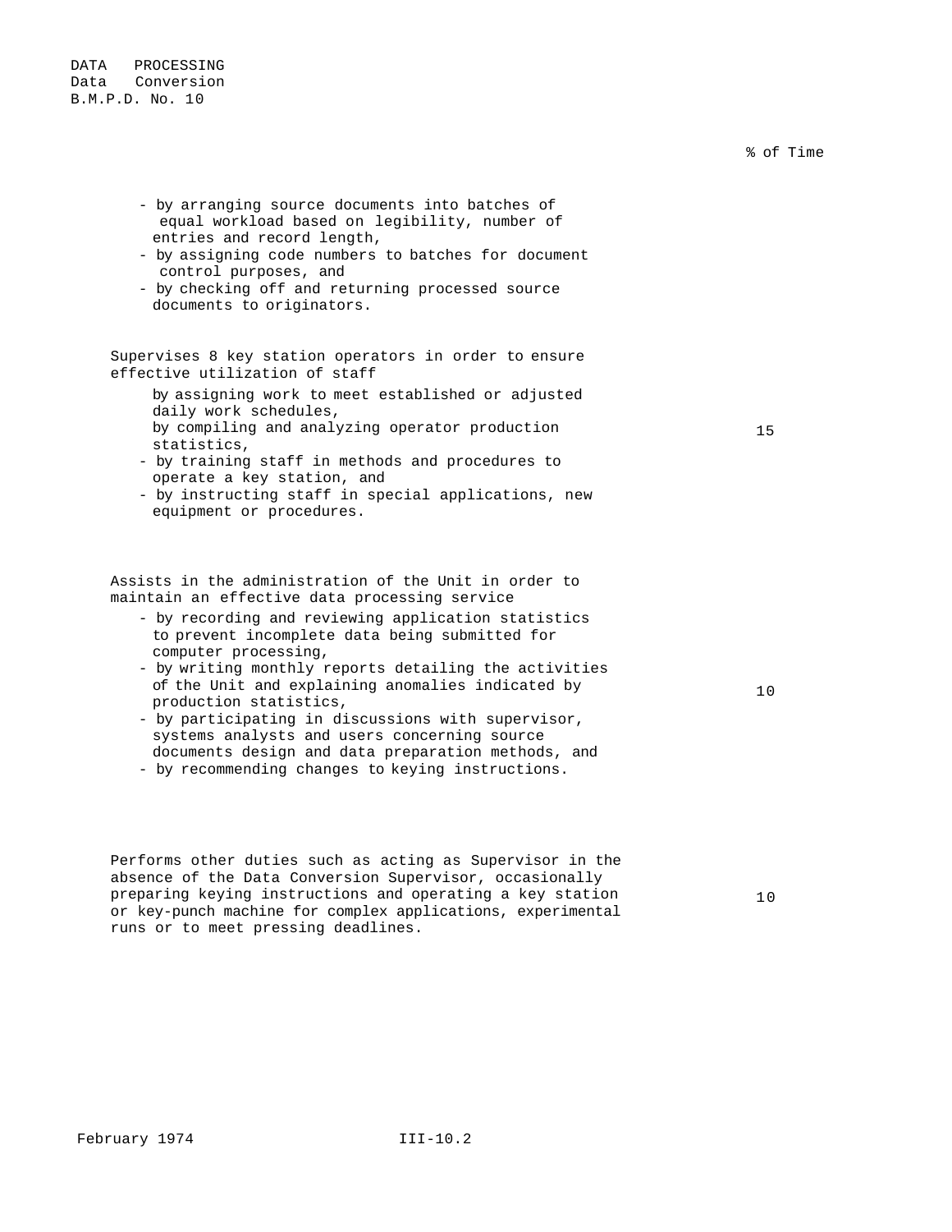% of Time

- by arranging source documents into batches of equal workload based on legibility, number of entries and record length,
- by assigning code numbers to batches for document control purposes, and
- by checking off and returning processed source documents to originators.

Supervises 8 key station operators in order to ensure effective utilization of staff — 15

- by assigning work to meet established or adjusted daily work schedules,
- by compiling and analyzing operator production statistics,
- by training staff in methods and procedures to operate a key station, and
- by instructing staff in special applications, new equipment or procedures.

Assists in the administration of the Unit in order to maintain an effective data processing service — 10

- by recording and reviewing application statistics to prevent incomplete data being submitted for computer processing,
- by writing monthly reports detailing the activities of the Unit and explaining anomalies indicated by production statistics,
- by participating in discussions with supervisor, systems analysts and users concerning source documents design and data preparation methods, and
- by recommending changes to keying instructions.

Performs other duties such as acting as Supervisor in the absence of the Data Conversion Supervisor, occasionally preparing keying instructions and operating a key station or key-punch machine for complex applications, experimental runs or to meet pressing deadlines. — 10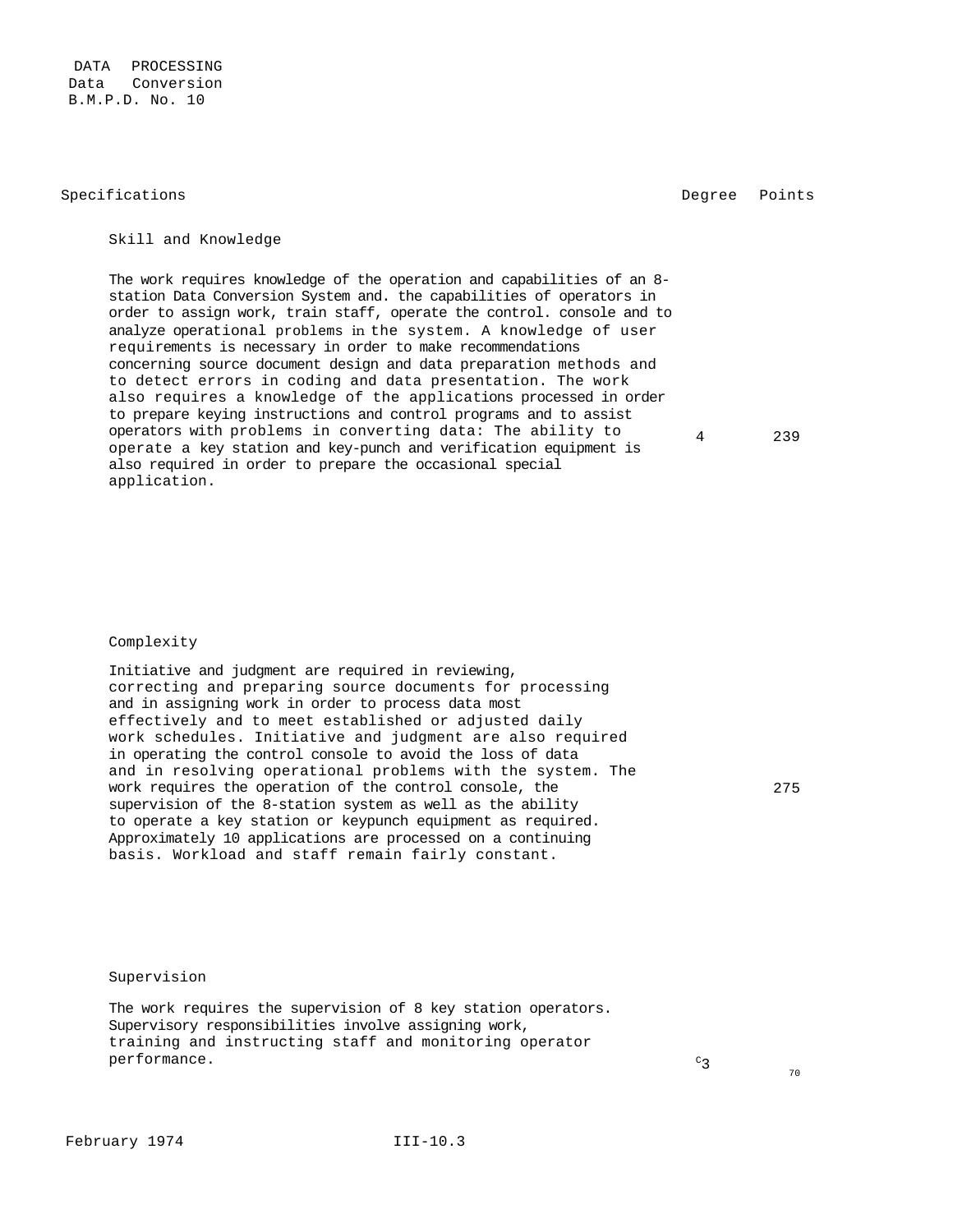DATA PROCESSING
Data Conversion
B.M.P.D. No. 10

| Specifications | Degree | Points |
|---|---|---|
| **Skill and Knowledge**<br><br>The work requires knowledge of the operation and capabilities of an 8-station Data Conversion System and. the capabilities of operators in order to assign work, train staff, operate the control. console and to analyze operational problems in the system. A knowledge of user requirements is necessary in order to make recommendations concerning source document design and data preparation methods and to detect errors in coding and data presentation. The work also requires a knowledge of the applications processed in order to prepare keying instructions and control programs and to assist operators with problems in converting data: The ability to operate a key station and key-punch and verification equipment is also required in order to prepare the occasional special application. | 4 | 239 |
| **Complexity**<br><br>Initiative and judgment are required in reviewing, correcting and preparing source documents for processing and in assigning work in order to process data most effectively and to meet established or adjusted daily work schedules. Initiative and judgment are also required in operating the control console to avoid the loss of data and in resolving operational problems with the system. The work requires the operation of the control console, the supervision of the 8-station system as well as the ability to operate a key station or keypunch equipment as required. Approximately 10 applications are processed on a continuing basis. Workload and staff remain fairly constant. | | 275 |
| **Supervision**<br><br>The work requires the supervision of 8 key station operators. Supervisory responsibilities involve assigning work, training and instructing staff and monitoring operator performance. | C3 | 70 |

February 1974 III-10.3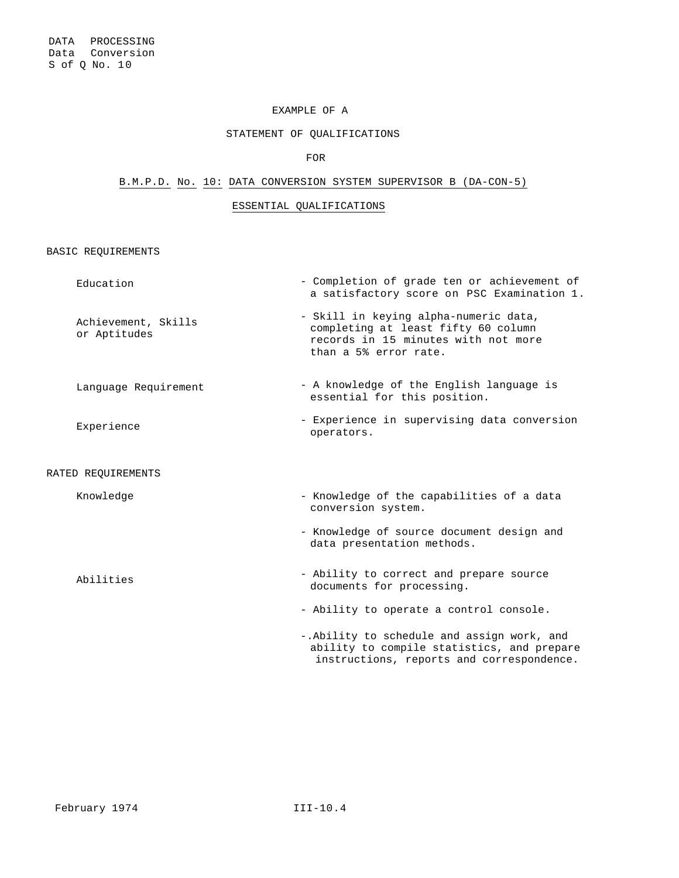DATA PROCESSING
Data Conversion
S of Q No. 10

EXAMPLE OF A

STATEMENT OF QUALIFICATIONS

FOR

B.M.P.D. No. 10: DATA CONVERSION SYSTEM SUPERVISOR B (DA-CON-5)

ESSENTIAL QUALIFICATIONS

BASIC REQUIREMENTS

| | |
|---|---|
| Education | - Completion of grade ten or achievement of a satisfactory score on PSC Examination 1. |
| Achievement, Skills or Aptitudes | - Skill in keying alpha-numeric data, completing at least fifty 60 column records in 15 minutes with not more than a 5% error rate. |
| Language Requirement | - A knowledge of the English language is essential for this position. |
| Experience | - Experience in supervising data conversion operators. |

RATED REQUIREMENTS

| | |
|---|---|
| Knowledge | - Knowledge of the capabilities of a data conversion system. |
| | - Knowledge of source document design and data presentation methods. |
| Abilities | - Ability to correct and prepare source documents for processing. |
| | - Ability to operate a control console. |
| | -.Ability to schedule and assign work, and ability to compile statistics, and prepare instructions, reports and correspondence. |

February 1974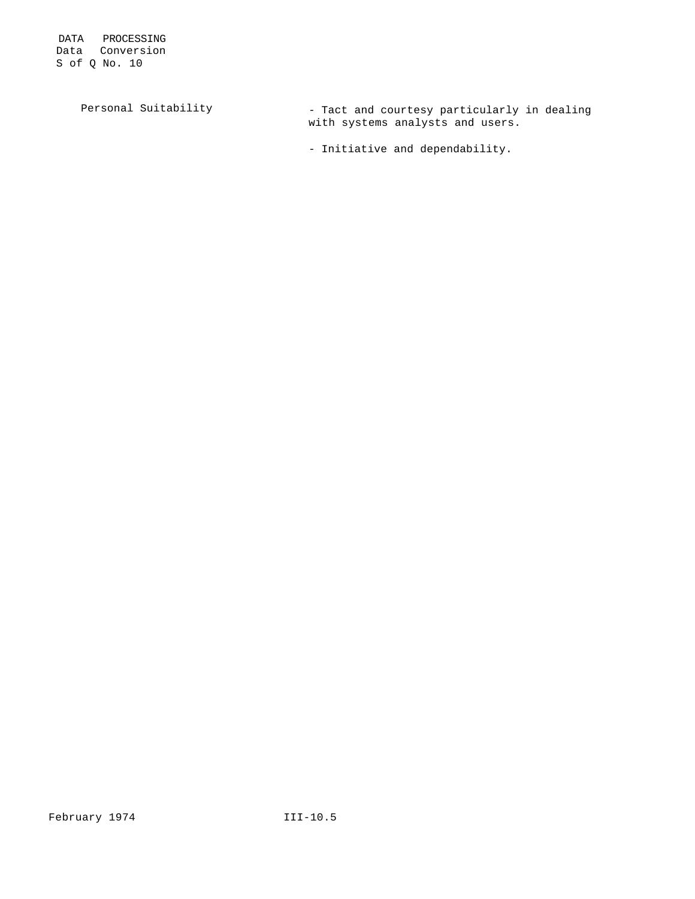| | |
|---|---|
| Personal Suitability | - Tact and courtesy particularly in dealing with systems analysts and users. |
| | - Initiative and dependability. |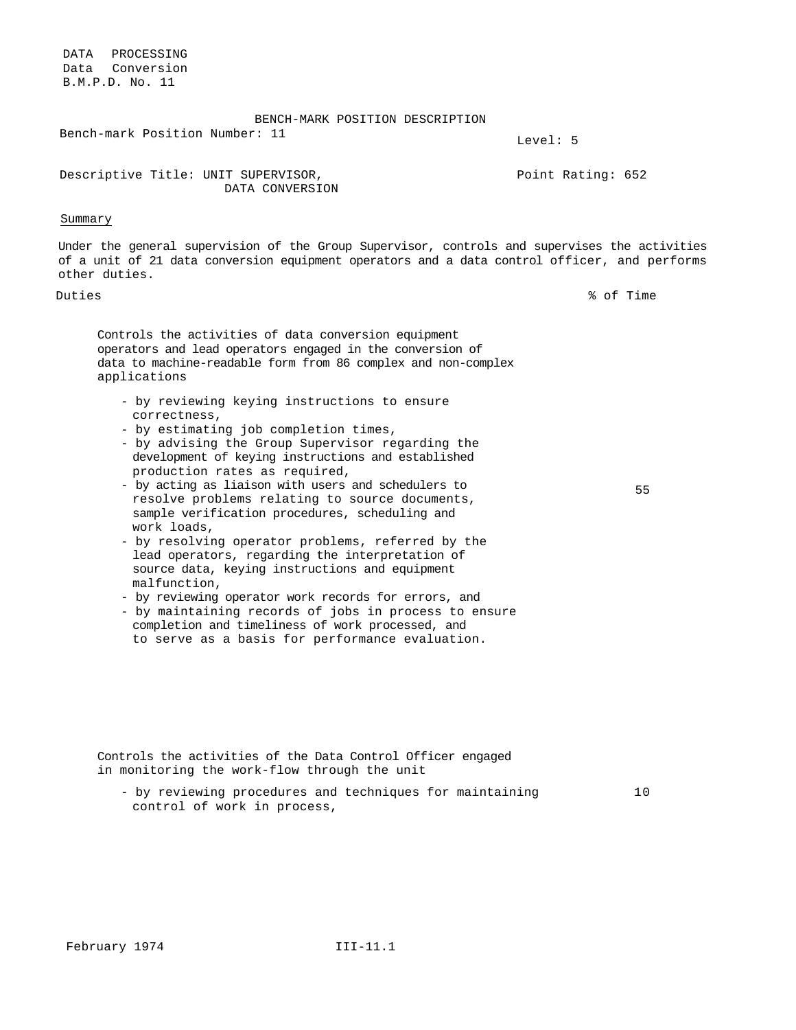DATA PROCESSING
Data Conversion
B.M.P.D. No. 11

# BENCH-MARK POSITION DESCRIPTION

Bench-mark Position Number: 11

Level: 5

Descriptive Title: UNIT SUPERVISOR, DATA CONVERSION

Point Rating: 652

## Summary

Under the general supervision of the Group Supervisor, controls and supervises the activities of a unit of 21 data conversion equipment operators and a data control officer, and performs other duties.

| Duties | % of Time |
|---|---|
| Controls the activities of data conversion equipment operators and lead operators engaged in the conversion of data to machine-readable form from 86 complex and non-complex applications<br><br>- by reviewing keying instructions to ensure correctness,<br>- by estimating job completion times,<br>- by advising the Group Supervisor regarding the development of keying instructions and established production rates as required,<br>- by acting as liaison with users and schedulers to resolve problems relating to source documents, sample verification procedures, scheduling and work loads,<br>- by resolving operator problems, referred by the lead operators, regarding the interpretation of source data, keying instructions and equipment malfunction,<br>- by reviewing operator work records for errors, and<br>- by maintaining records of jobs in process to ensure completion and timeliness of work processed, and to serve as a basis for performance evaluation. | 55 |
| Controls the activities of the Data Control Officer engaged in monitoring the work-flow through the unit<br><br>- by reviewing procedures and techniques for maintaining control of work in process, | 10 |

February 1974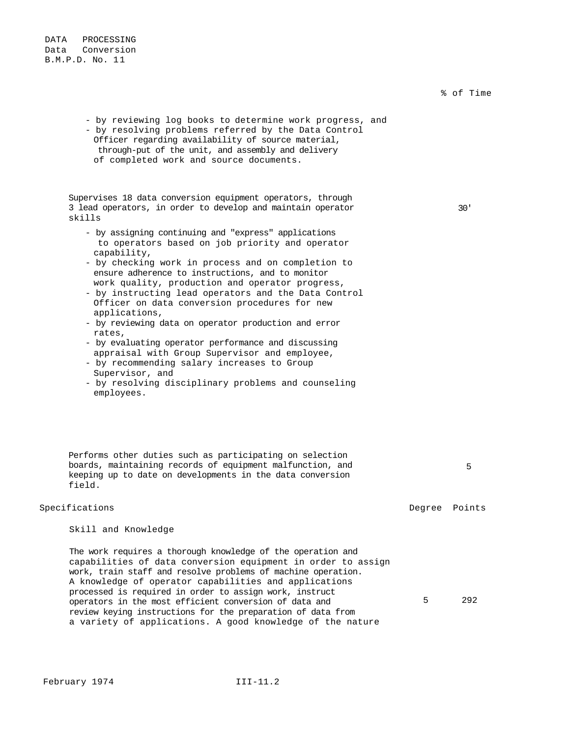DATA PROCESSING
Data Conversion
B.M.P.D. No. 11

% of Time

- by reviewing log books to determine work progress, and
- by resolving problems referred by the Data Control Officer regarding availability of source material, through-put of the unit, and assembly and delivery of completed work and source documents.

Supervises 18 data conversion equipment operators, through 3 lead operators, in order to develop and maintain operator skills — 30'

- by assigning continuing and "express" applications to operators based on job priority and operator capability,
- by checking work in process and on completion to ensure adherence to instructions, and to monitor work quality, production and operator progress,
- by instructing lead operators and the Data Control Officer on data conversion procedures for new applications,
- by reviewing data on operator production and error rates,
- by evaluating operator performance and discussing appraisal with Group Supervisor and employee,
- by recommending salary increases to Group Supervisor, and
- by resolving disciplinary problems and counseling employees.

Performs other duties such as participating on selection boards, maintaining records of equipment malfunction, and keeping up to date on developments in the data conversion field. — 5

| Specifications | Degree | Points |
|---|---|---|
| **Skill and Knowledge** | | |
| The work requires a thorough knowledge of the operation and capabilities of data conversion equipment in order to assign work, train staff and resolve problems of machine operation. A knowledge of operator capabilities and applications processed is required in order to assign work, instruct operators in the most efficient conversion of data and review keying instructions for the preparation of data from a variety of applications. A good knowledge of the nature | 5 | 292 |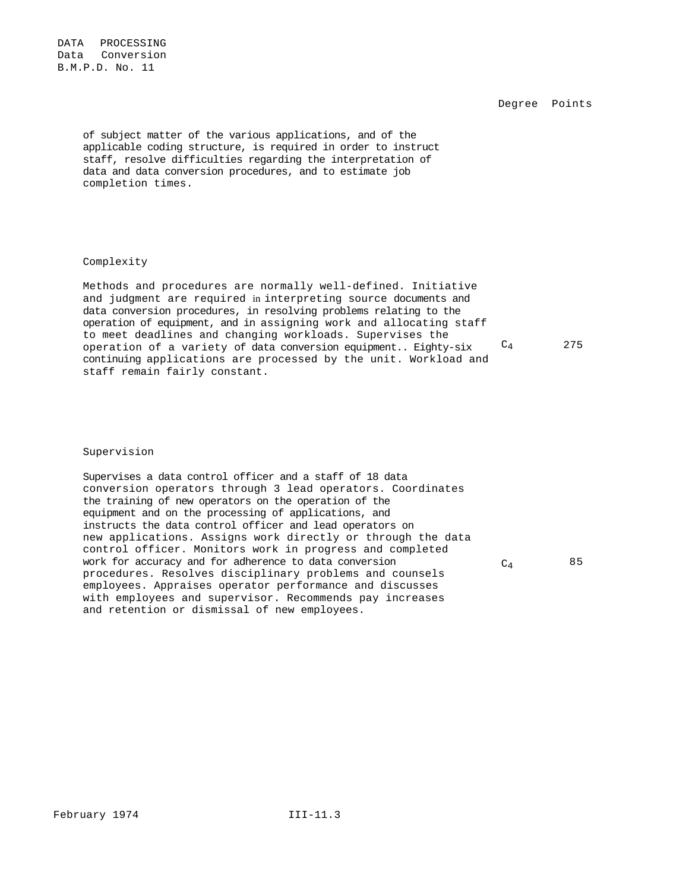Degree Points

of subject matter of the various applications, and of the applicable coding structure, is required in order to instruct staff, resolve difficulties regarding the interpretation of data and data conversion procedures, and to estimate job completion times.

Complexity

| | Degree | Points |
|---|---|---|
| Methods and procedures are normally well-defined. Initiative and judgment are required in interpreting source documents and data conversion procedures, in resolving problems relating to the operation of equipment, and in assigning work and allocating staff to meet deadlines and changing workloads. Supervises the operation of a variety of data conversion equipment.. Eighty-six continuing applications are processed by the unit. Workload and staff remain fairly constant. | $C_4$ | 275 |

Supervision

| | Degree | Points |
|---|---|---|
| Supervises a data control officer and a staff of 18 data conversion operators through 3 lead operators. Coordinates the training of new operators on the operation of the equipment and on the processing of applications, and instructs the data control officer and lead operators on new applications. Assigns work directly or through the data control officer. Monitors work in progress and completed work for accuracy and for adherence to data conversion procedures. Resolves disciplinary problems and counsels employees. Appraises operator performance and discusses with employees and supervisor. Recommends pay increases and retention or dismissal of new employees. | $C_4$ | 85 |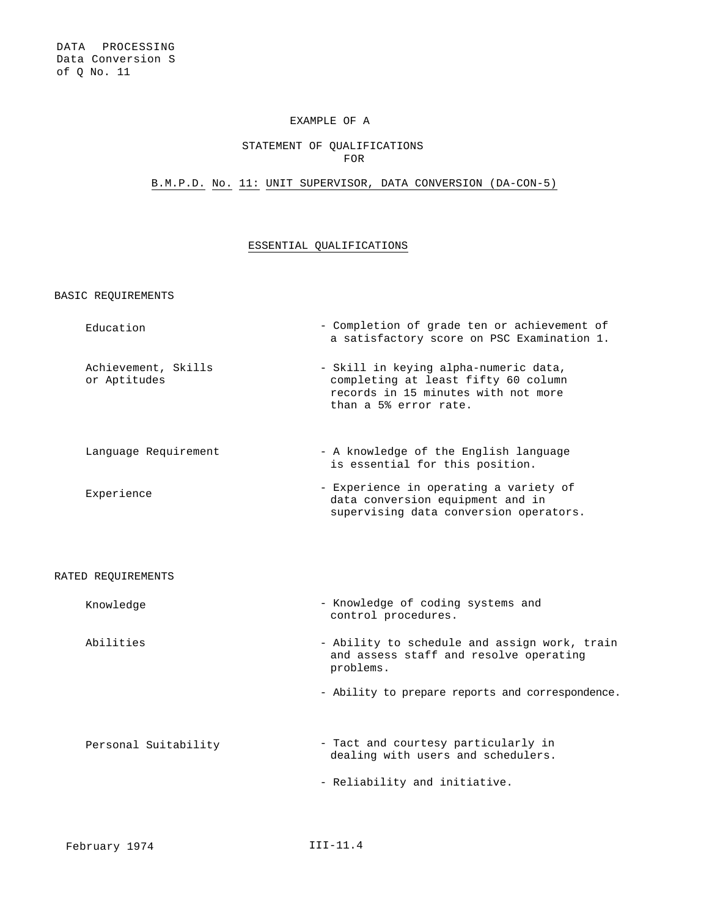EXAMPLE OF A

STATEMENT OF QUALIFICATIONS
FOR

B.M.P.D. No. 11: UNIT SUPERVISOR, DATA CONVERSION (DA-CON-5)

## ESSENTIAL QUALIFICATIONS

### BASIC REQUIREMENTS

| | |
|---|---|
| Education | - Completion of grade ten or achievement of a satisfactory score on PSC Examination 1. |
| Achievement, Skills or Aptitudes | - Skill in keying alpha-numeric data, completing at least fifty 60 column records in 15 minutes with not more than a 5% error rate. |
| Language Requirement | - A knowledge of the English language is essential for this position. |
| Experience | - Experience in operating a variety of data conversion equipment and in supervising data conversion operators. |

### RATED REQUIREMENTS

| | |
|---|---|
| Knowledge | - Knowledge of coding systems and control procedures. |
| Abilities | - Ability to schedule and assign work, train and assess staff and resolve operating problems. |
| | - Ability to prepare reports and correspondence. |
| Personal Suitability | - Tact and courtesy particularly in dealing with users and schedulers. |
| | - Reliability and initiative. |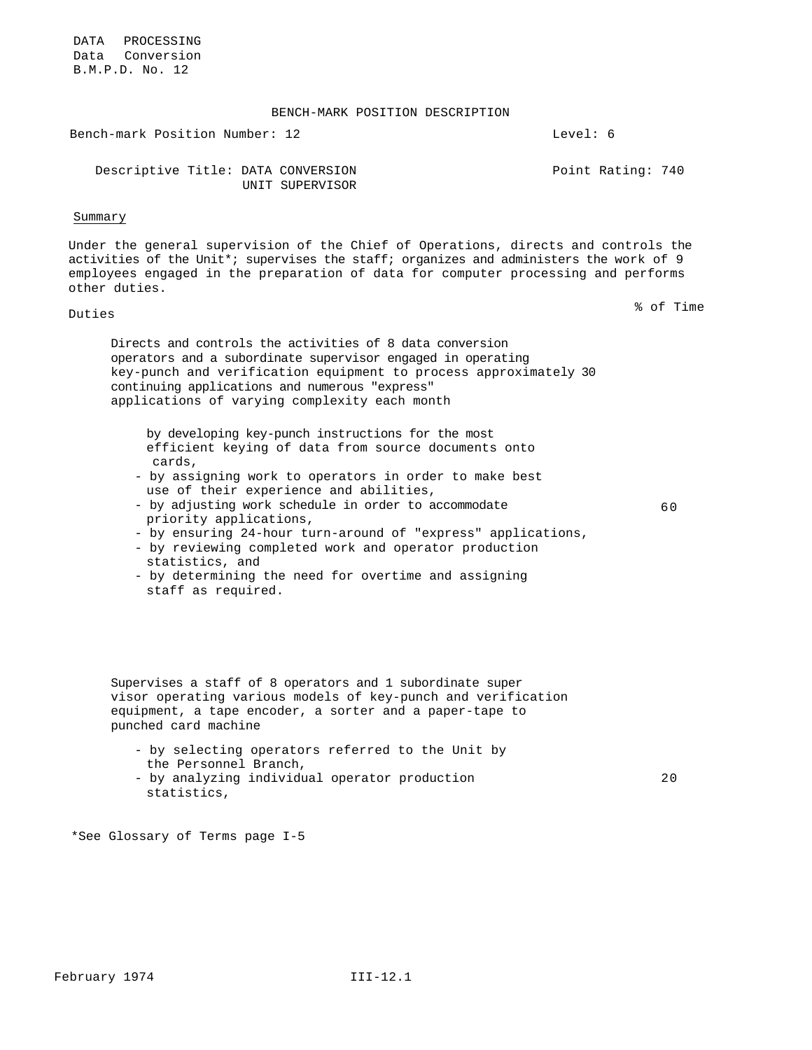DATA PROCESSING
Data Conversion
B.M.P.D. No. 12

## BENCH-MARK POSITION DESCRIPTION

Bench-mark Position Number: 12 | Level: 6

Descriptive Title: DATA CONVERSION UNIT SUPERVISOR | Point Rating: 740

### Summary

Under the general supervision of the Chief of Operations, directs and controls the activities of the Unit*; supervises the staff; organizes and administers the work of 9 employees engaged in the preparation of data for computer processing and performs other duties.

| Duties | % of Time |
|---|---|
| Directs and controls the activities of 8 data conversion operators and a subordinate supervisor engaged in operating key-punch and verification equipment to process approximately 30 continuing applications and numerous "express" applications of varying complexity each month<br><br>- by developing key-punch instructions for the most efficient keying of data from source documents onto cards,<br>- by assigning work to operators in order to make best use of their experience and abilities,<br>- by adjusting work schedule in order to accommodate priority applications,<br>- by ensuring 24-hour turn-around of "express" applications,<br>- by reviewing completed work and operator production statistics, and<br>- by determining the need for overtime and assigning staff as required. | 60 |
| Supervises a staff of 8 operators and 1 subordinate supervisor operating various models of key-punch and verification equipment, a tape encoder, a sorter and a paper-tape to punched card machine<br><br>- by selecting operators referred to the Unit by the Personnel Branch,<br>- by analyzing individual operator production statistics, | 20 |

*See Glossary of Terms page I-5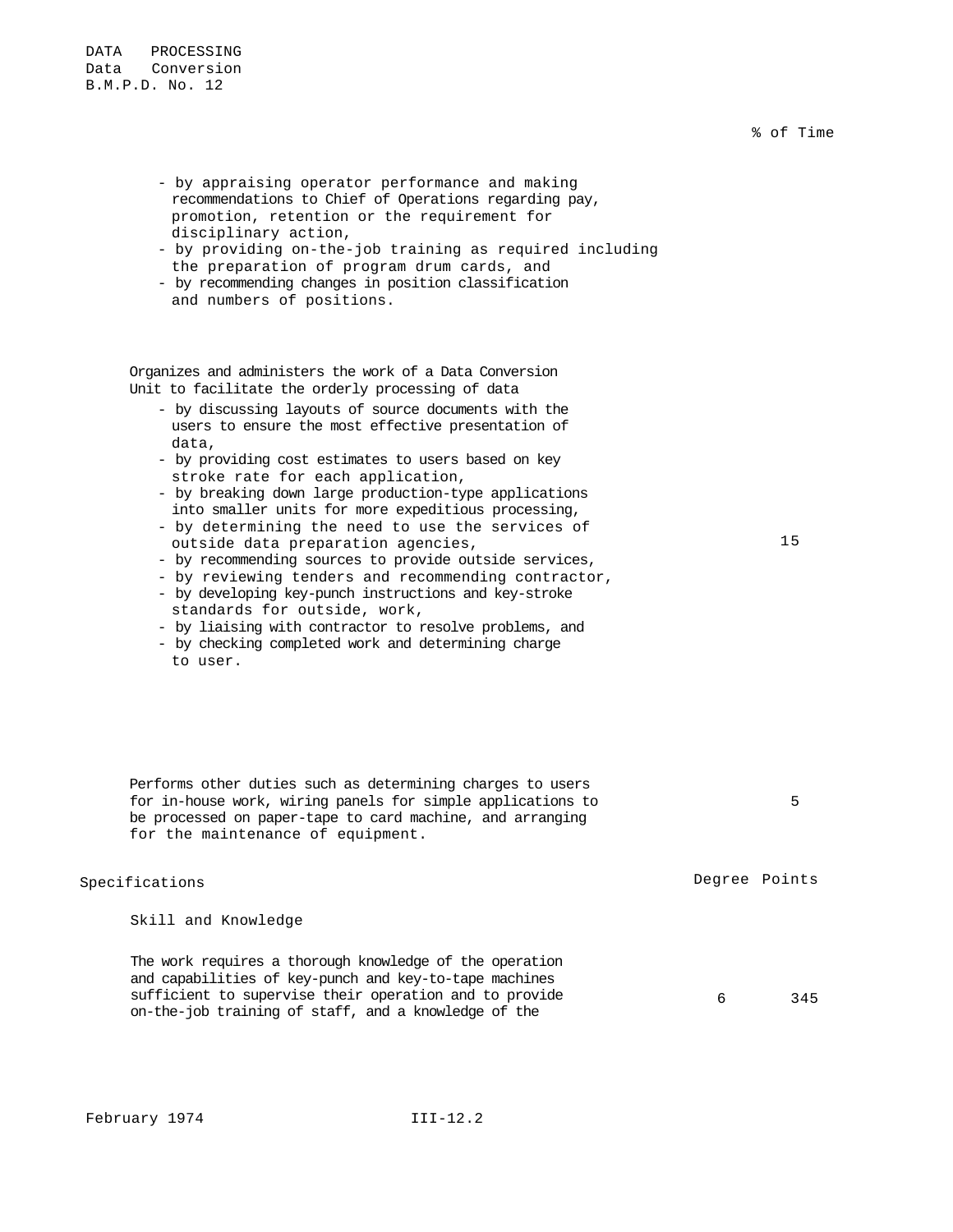% of Time

- by appraising operator performance and making recommendations to Chief of Operations regarding pay, promotion, retention or the requirement for disciplinary action,
- by providing on-the-job training as required including the preparation of program drum cards, and
- by recommending changes in position classification and numbers of positions.

Organizes and administers the work of a Data Conversion Unit to facilitate the orderly processing of data — 15

- by discussing layouts of source documents with the users to ensure the most effective presentation of data,
- by providing cost estimates to users based on key stroke rate for each application,
- by breaking down large production-type applications into smaller units for more expeditious processing,
- by determining the need to use the services of outside data preparation agencies,
- by recommending sources to provide outside services,
- by reviewing tenders and recommending contractor,
- by developing key-punch instructions and key-stroke standards for outside, work,
- by liaising with contractor to resolve problems, and
- by checking completed work and determining charge to user.

Performs other duties such as determining charges to users for in-house work, wiring panels for simple applications to be processed on paper-tape to card machine, and arranging for the maintenance of equipment. — 5

| Specifications | Degree | Points |
|---|---|---|
| **Skill and Knowledge** | | |
| The work requires a thorough knowledge of the operation and capabilities of key-punch and key-to-tape machines sufficient to supervise their operation and to provide on-the-job training of staff, and a knowledge of the | 6 | 345 |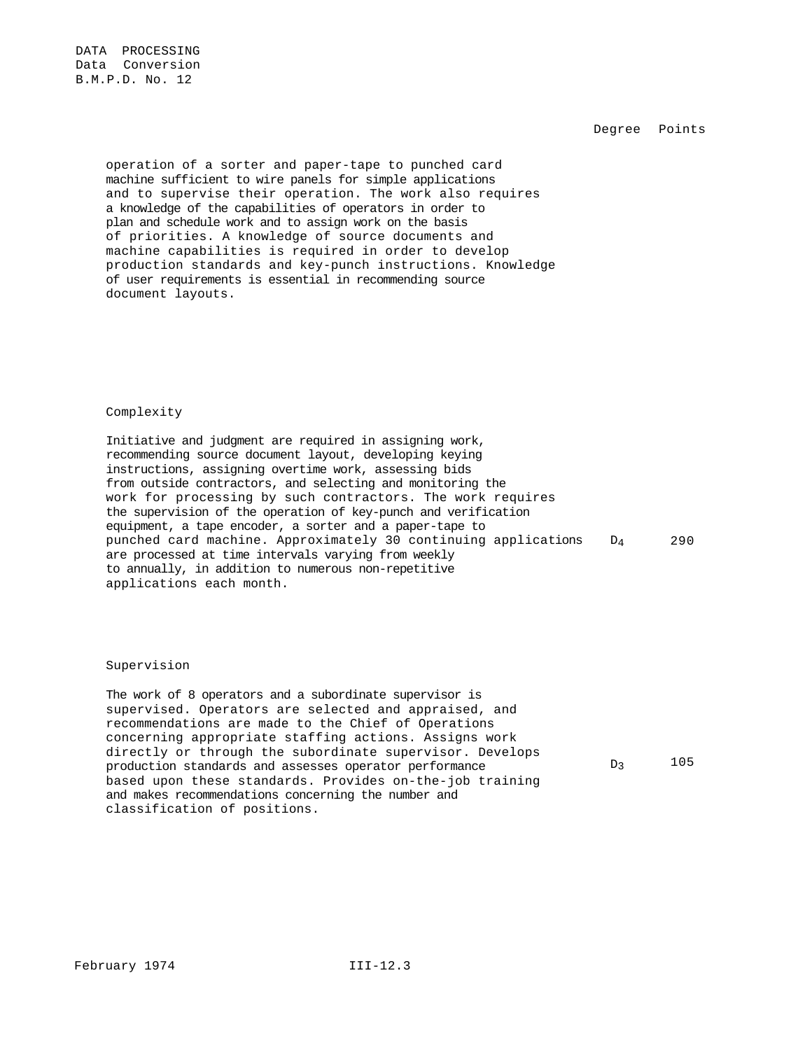| | Degree | Points |
|---|---|---|
| operation of a sorter and paper-tape to punched card machine sufficient to wire panels for simple applications and to supervise their operation. The work also requires a knowledge of the capabilities of operators in order to plan and schedule work and to assign work on the basis of priorities. A knowledge of source documents and machine capabilities is required in order to develop production standards and key-punch instructions. Knowledge of user requirements is essential in recommending source document layouts. | | |
| **Complexity**<br><br>Initiative and judgment are required in assigning work, recommending source document layout, developing keying instructions, assigning overtime work, assessing bids from outside contractors, and selecting and monitoring the work for processing by such contractors. The work requires the supervision of the operation of key-punch and verification equipment, a tape encoder, a sorter and a paper-tape to punched card machine. Approximately 30 continuing applications are processed at time intervals varying from weekly to annually, in addition to numerous non-repetitive applications each month. | $D_4$ | 290 |
| **Supervision**<br><br>The work of 8 operators and a subordinate supervisor is supervised. Operators are selected and appraised, and recommendations are made to the Chief of Operations concerning appropriate staffing actions. Assigns work directly or through the subordinate supervisor. Develops production standards and assesses operator performance based upon these standards. Provides on-the-job training and makes recommendations concerning the number and classification of positions. | $D_3$ | 105 |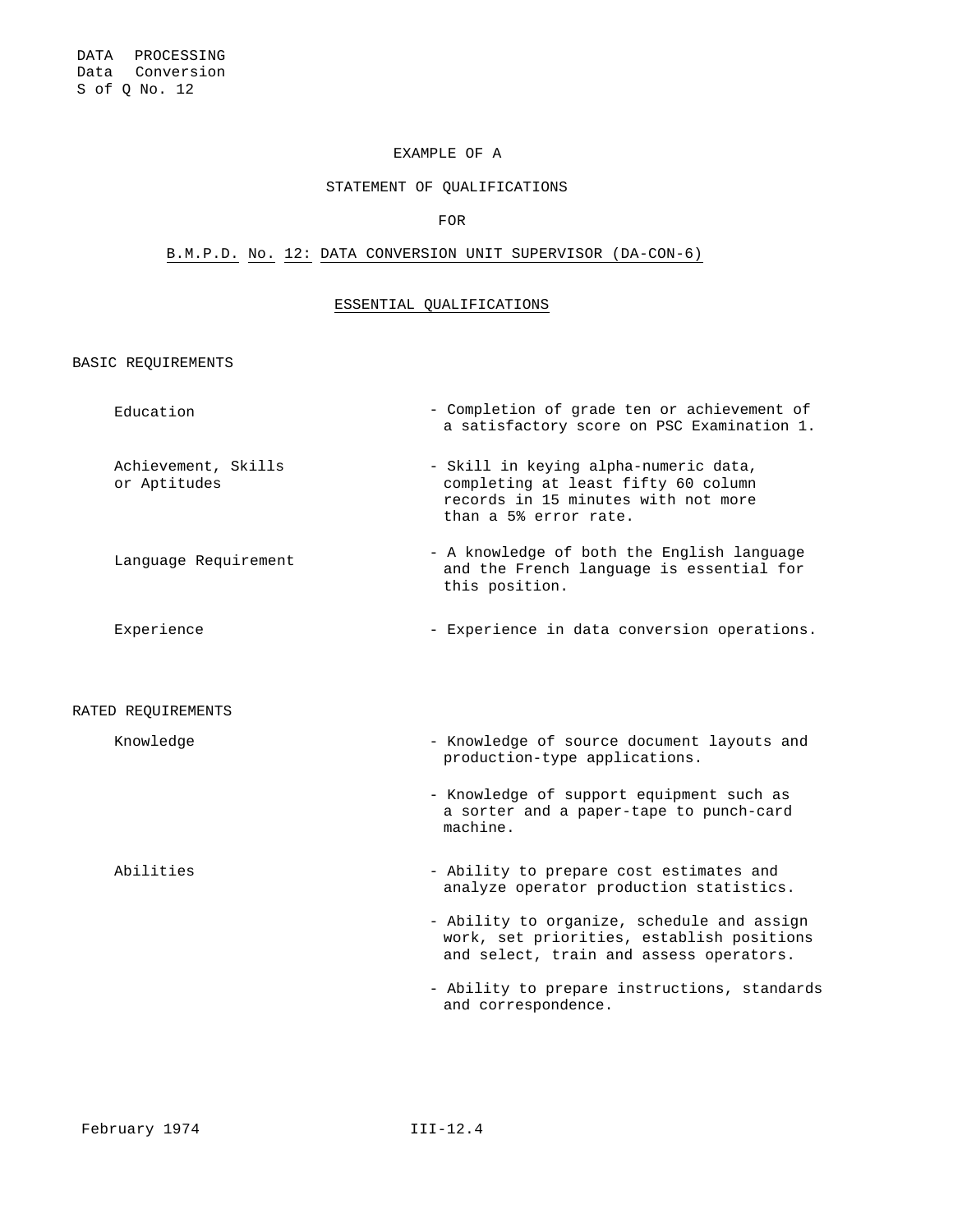DATA PROCESSING
Data Conversion
S of Q No. 12

EXAMPLE OF A

STATEMENT OF QUALIFICATIONS

FOR

B.M.P.D. No. 12: DATA CONVERSION UNIT SUPERVISOR (DA-CON-6)

## ESSENTIAL QUALIFICATIONS

### BASIC REQUIREMENTS

| | |
|---|---|
| Education | - Completion of grade ten or achievement of a satisfactory score on PSC Examination 1. |
| Achievement, Skills or Aptitudes | - Skill in keying alpha-numeric data, completing at least fifty 60 column records in 15 minutes with not more than a 5% error rate. |
| Language Requirement | - A knowledge of both the English language and the French language is essential for this position. |
| Experience | - Experience in data conversion operations. |

### RATED REQUIREMENTS

| | |
|---|---|
| Knowledge | - Knowledge of source document layouts and production-type applications. |
| | - Knowledge of support equipment such as a sorter and a paper-tape to punch-card machine. |
| Abilities | - Ability to prepare cost estimates and analyze operator production statistics. |
| | - Ability to organize, schedule and assign work, set priorities, establish positions and select, train and assess operators. |
| | - Ability to prepare instructions, standards and correspondence. |

February 1974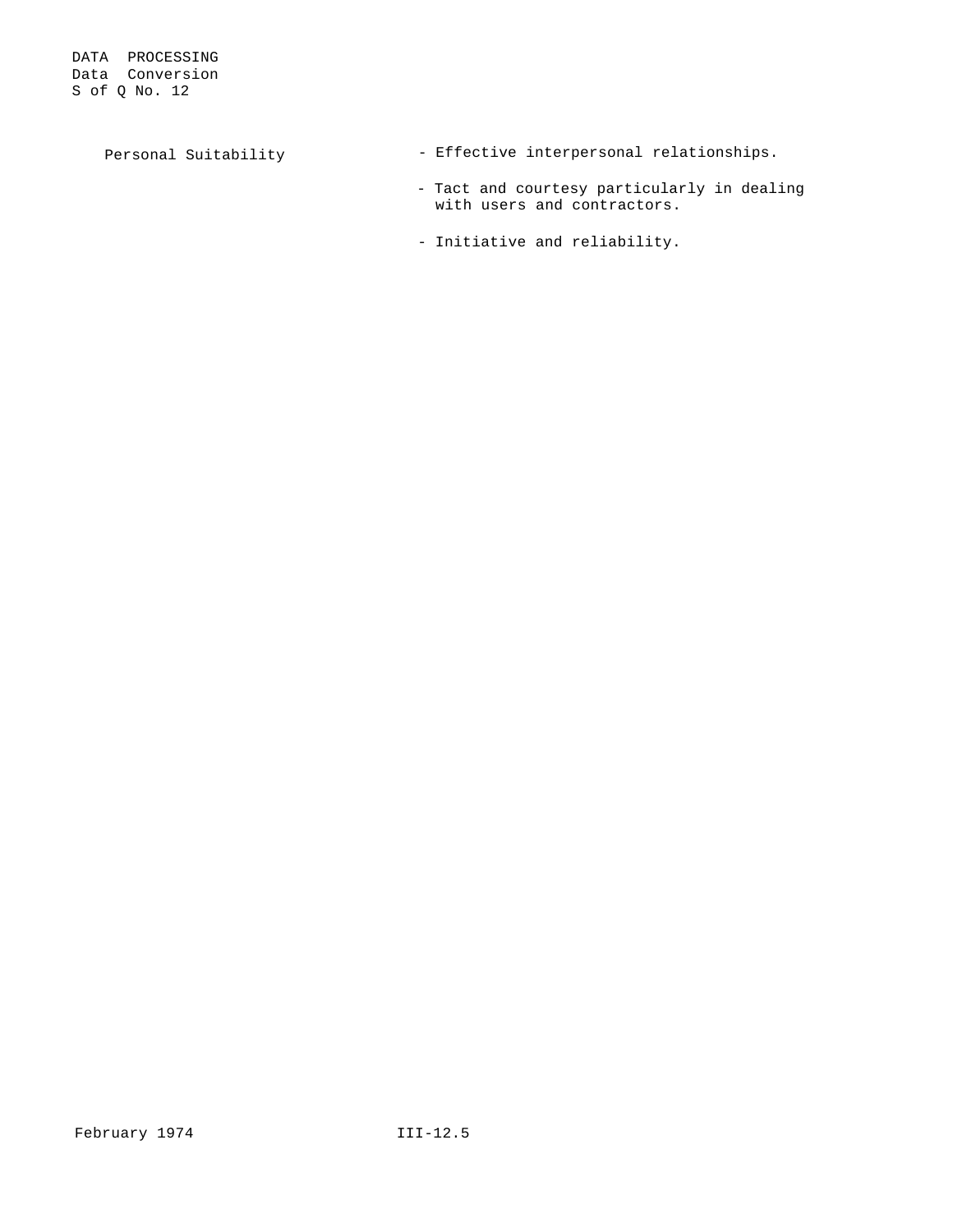| Personal Suitability | - Effective interpersonal relationships. |
| --- | --- |
| | - Tact and courtesy particularly in dealing with users and contractors. |
| | - Initiative and reliability. |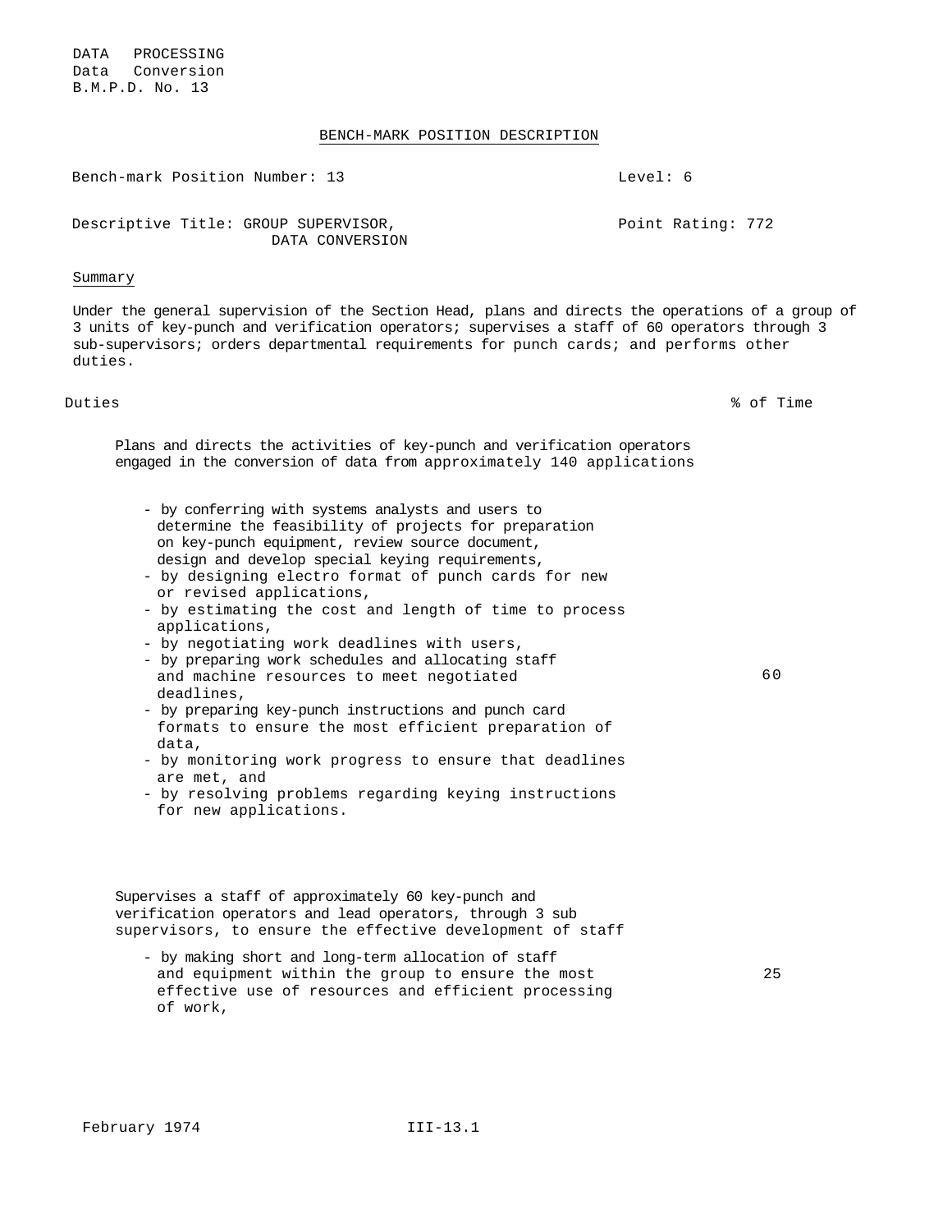DATA PROCESSING
Data Conversion
B.M.P.D. No. 13

## BENCH-MARK POSITION DESCRIPTION

Bench-mark Position Number: 13 — Level: 6

Descriptive Title: GROUP SUPERVISOR, DATA CONVERSION — Point Rating: 772

### Summary

Under the general supervision of the Section Head, plans and directs the operations of a group of 3 units of key-punch and verification operators; supervises a staff of 60 operators through 3 sub-supervisors; orders departmental requirements for punch cards; and performs other duties.

| Duties | % of Time |
|---|---|
| Plans and directs the activities of key-punch and verification operators engaged in the conversion of data from approximately 140 applications<br><br>- by conferring with systems analysts and users to determine the feasibility of projects for preparation on key-punch equipment, review source document, design and develop special keying requirements,<br>- by designing electro format of punch cards for new or revised applications,<br>- by estimating the cost and length of time to process applications,<br>- by negotiating work deadlines with users,<br>- by preparing work schedules and allocating staff and machine resources to meet negotiated deadlines,<br>- by preparing key-punch instructions and punch card formats to ensure the most efficient preparation of data,<br>- by monitoring work progress to ensure that deadlines are met, and<br>- by resolving problems regarding keying instructions for new applications. | 60 |
| Supervises a staff of approximately 60 key-punch and verification operators and lead operators, through 3 sub supervisors, to ensure the effective development of staff<br><br>- by making short and long-term allocation of staff and equipment within the group to ensure the most effective use of resources and efficient processing of work, | 25 |

February 1974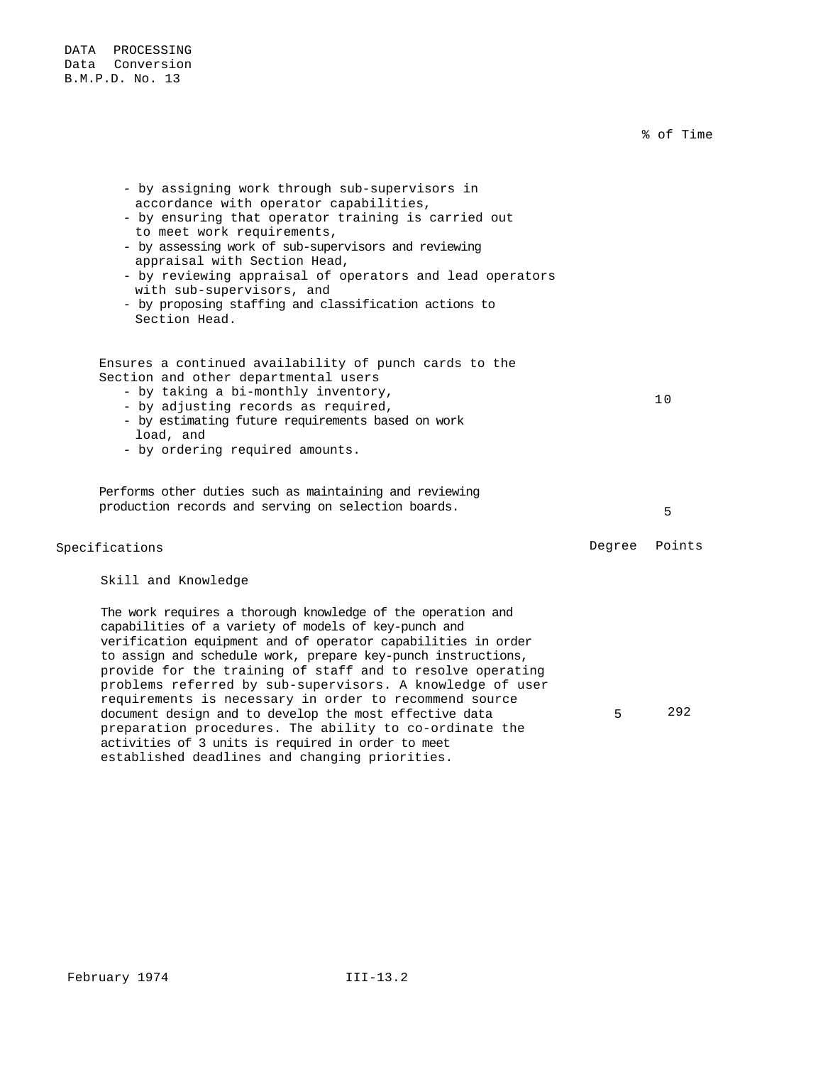% of Time

- by assigning work through sub-supervisors in accordance with operator capabilities,
- by ensuring that operator training is carried out to meet work requirements,
- by assessing work of sub-supervisors and reviewing appraisal with Section Head,
- by reviewing appraisal of operators and lead operators with sub-supervisors, and
- by proposing staffing and classification actions to Section Head.

Ensures a continued availability of punch cards to the Section and other departmental users — 10

- by taking a bi-monthly inventory,
- by adjusting records as required,
- by estimating future requirements based on work load, and
- by ordering required amounts.

Performs other duties such as maintaining and reviewing production records and serving on selection boards. — 5

| Specifications | Degree | Points |
|---|---|---|
| **Skill and Knowledge** | | |
| The work requires a thorough knowledge of the operation and capabilities of a variety of models of key-punch and verification equipment and of operator capabilities in order to assign and schedule work, prepare key-punch instructions, provide for the training of staff and to resolve operating problems referred by sub-supervisors. A knowledge of user requirements is necessary in order to recommend source document design and to develop the most effective data preparation procedures. The ability to co-ordinate the activities of 3 units is required in order to meet established deadlines and changing priorities. | 5 | 292 |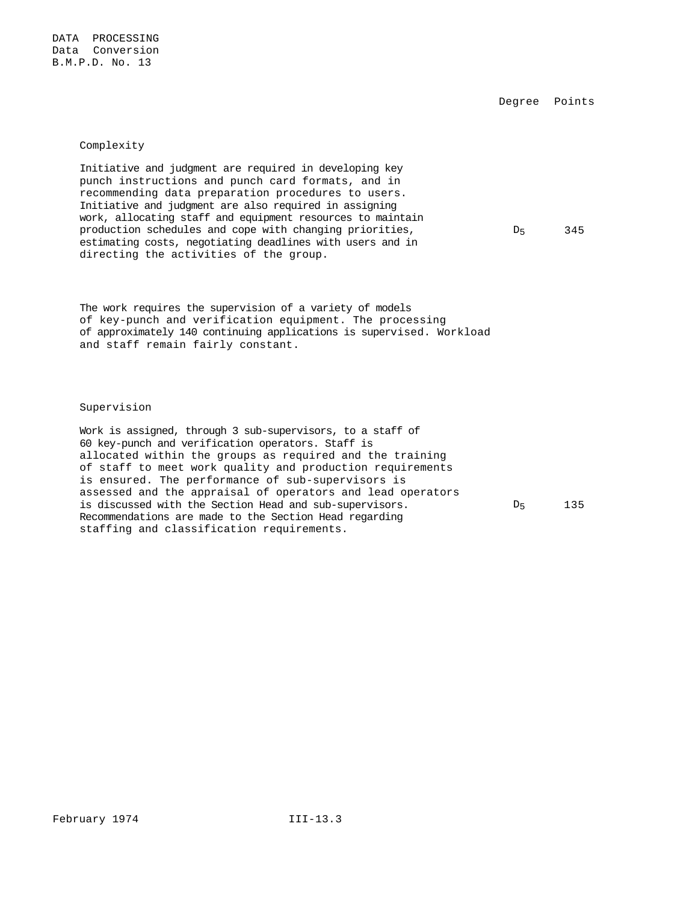DATA PROCESSING
Data Conversion
B.M.P.D. No. 13

| | Degree | Points |
|---|---|---|
| **Complexity** | | |
| Initiative and judgment are required in developing key punch instructions and punch card formats, and in recommending data preparation procedures to users. Initiative and judgment are also required in assigning work, allocating staff and equipment resources to maintain production schedules and cope with changing priorities, estimating costs, negotiating deadlines with users and in directing the activities of the group. | $D_5$ | 345 |
| The work requires the supervision of a variety of models of key-punch and verification equipment. The processing of approximately 140 continuing applications is supervised. Workload and staff remain fairly constant. | | |
| **Supervision** | | |
| Work is assigned, through 3 sub-supervisors, to a staff of 60 key-punch and verification operators. Staff is allocated within the groups as required and the training of staff to meet work quality and production requirements is ensured. The performance of sub-supervisors is assessed and the appraisal of operators and lead operators is discussed with the Section Head and sub-supervisors. Recommendations are made to the Section Head regarding staffing and classification requirements. | $D_5$ | 135 |

February 1974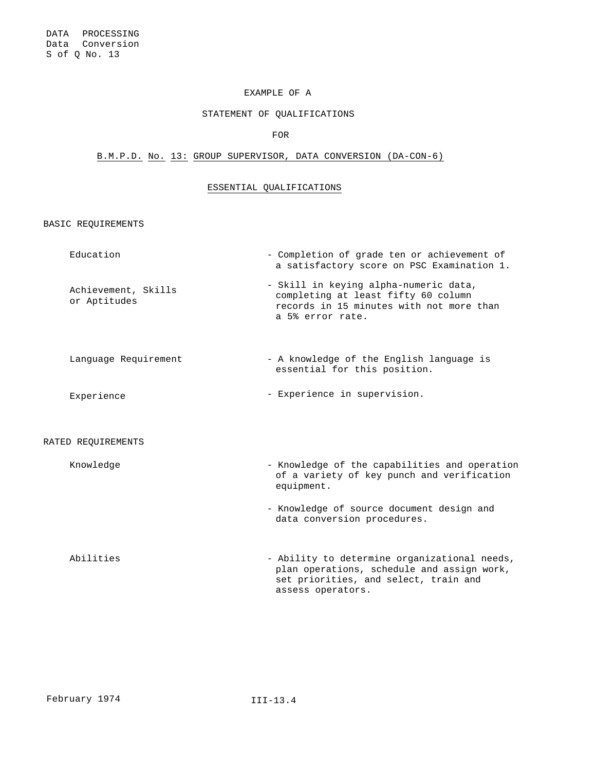DATA PROCESSING
Data Conversion
S of Q No. 13

EXAMPLE OF A

STATEMENT OF QUALIFICATIONS

FOR

B.M.P.D. No. 13: GROUP SUPERVISOR, DATA CONVERSION (DA-CON-6)

ESSENTIAL QUALIFICATIONS

BASIC REQUIREMENTS

| | |
|---|---|
| Education | - Completion of grade ten or achievement of a satisfactory score on PSC Examination 1. |
| Achievement, Skills or Aptitudes | - Skill in keying alpha-numeric data, completing at least fifty 60 column records in 15 minutes with not more than a 5% error rate. |
| Language Requirement | - A knowledge of the English language is essential for this position. |
| Experience | - Experience in supervision. |

RATED REQUIREMENTS

| | |
|---|---|
| Knowledge | - Knowledge of the capabilities and operation of a variety of key punch and verification equipment. |
| | - Knowledge of source document design and data conversion procedures. |
| Abilities | - Ability to determine organizational needs, plan operations, schedule and assign work, set priorities, and select, train and assess operators. |

February 1974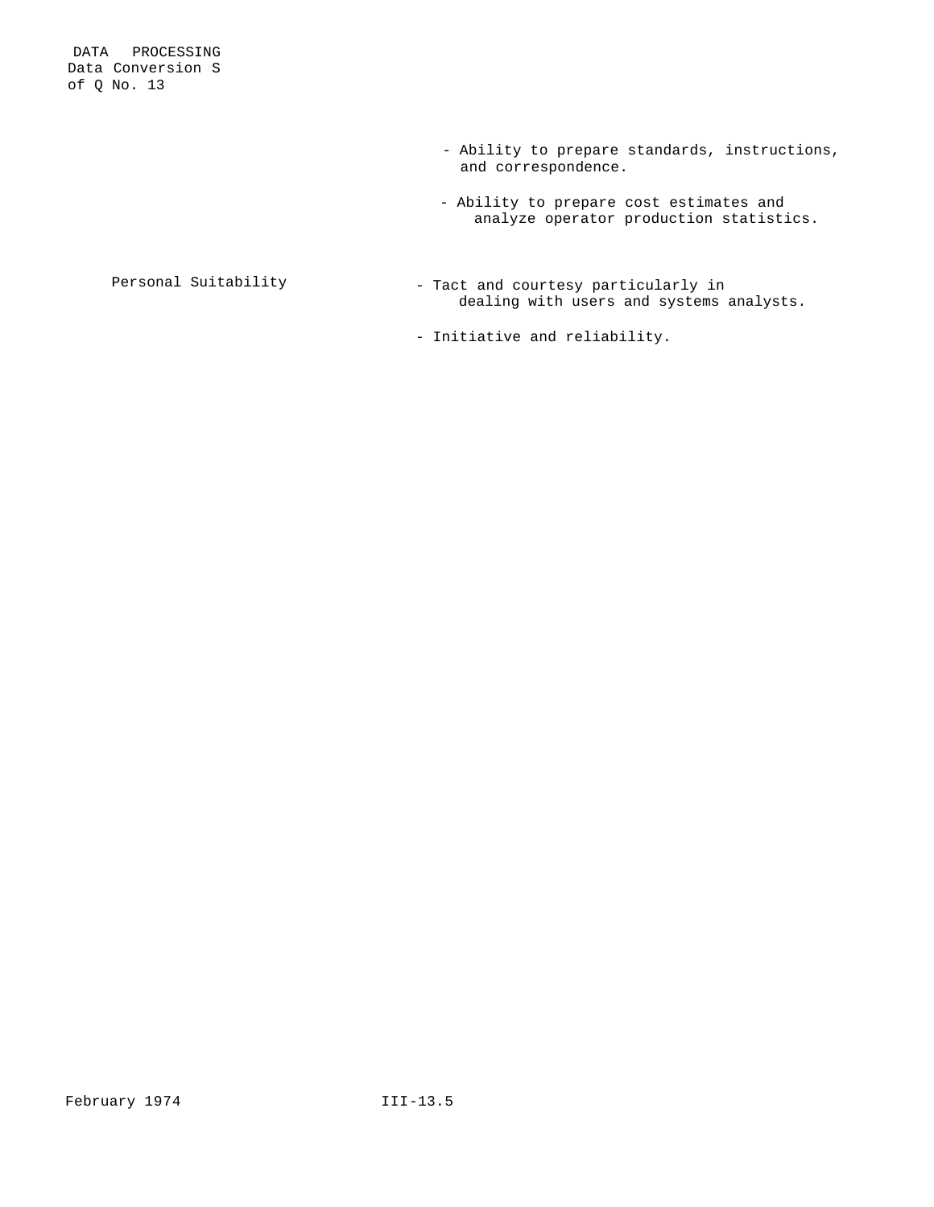- Ability to prepare standards, instructions, and correspondence.
- Ability to prepare cost estimates and analyze operator production statistics.

Personal Suitability

- Tact and courtesy particularly in dealing with users and systems analysts.
- Initiative and reliability.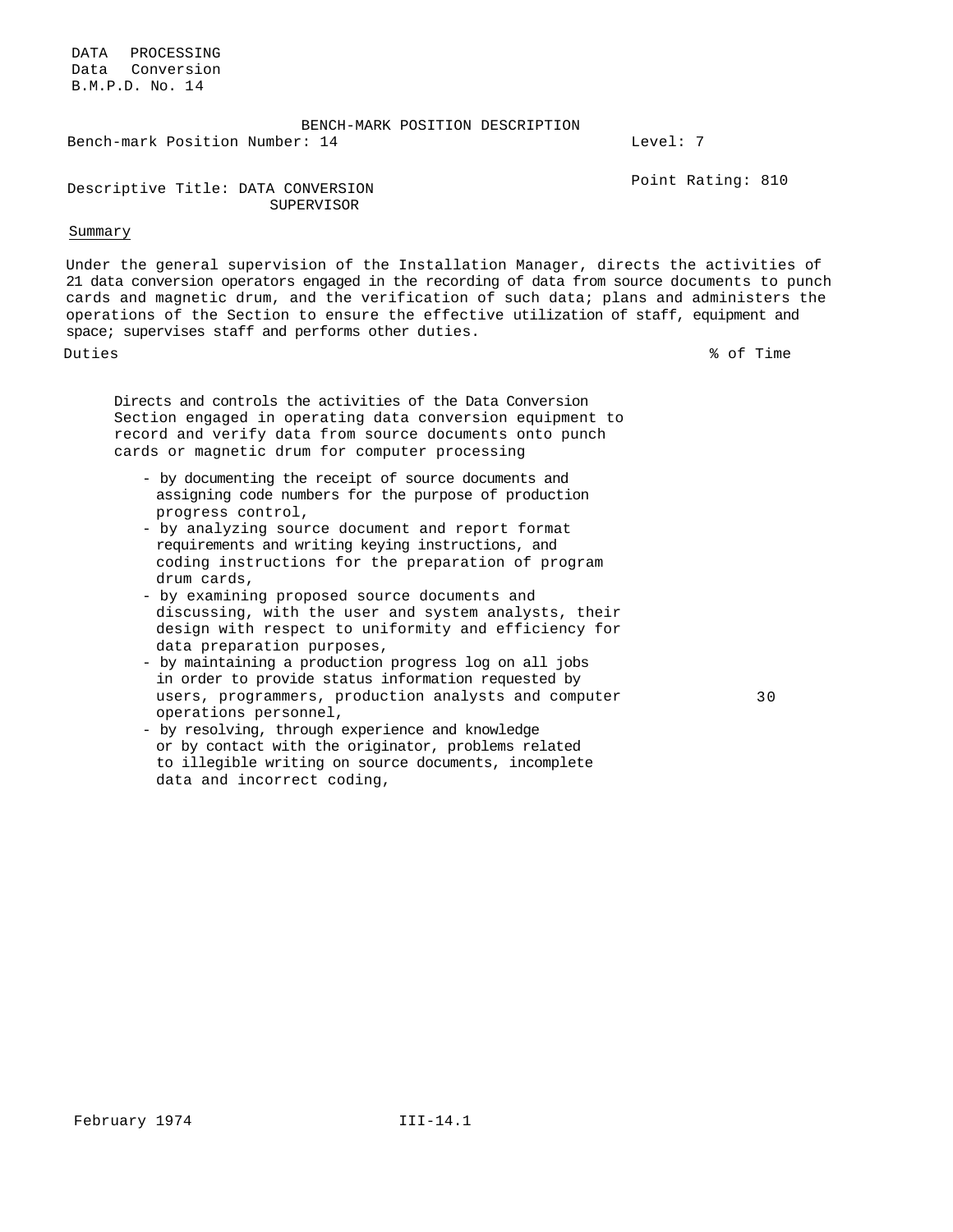DATA PROCESSING
Data Conversion
B.M.P.D. No. 14

BENCH-MARK POSITION DESCRIPTION

Bench-mark Position Number: 14 | Level: 7

Descriptive Title: DATA CONVERSION SUPERVISOR | Point Rating: 810

Summary

Under the general supervision of the Installation Manager, directs the activities of 21 data conversion operators engaged in the recording of data from source documents to punch cards and magnetic drum, and the verification of such data; plans and administers the operations of the Section to ensure the effective utilization of staff, equipment and space; supervises staff and performs other duties.

| Duties | % of Time |
|---|---|
| Directs and controls the activities of the Data Conversion Section engaged in operating data conversion equipment to record and verify data from source documents onto punch cards or magnetic drum for computer processing<br>- by documenting the receipt of source documents and assigning code numbers for the purpose of production progress control,<br>- by analyzing source document and report format requirements and writing keying instructions, and coding instructions for the preparation of program drum cards,<br>- by examining proposed source documents and discussing, with the user and system analysts, their design with respect to uniformity and efficiency for data preparation purposes,<br>- by maintaining a production progress log on all jobs in order to provide status information requested by users, programmers, production analysts and computer operations personnel,<br>- by resolving, through experience and knowledge or by contact with the originator, problems related to illegible writing on source documents, incomplete data and incorrect coding, | 30 |

February 1974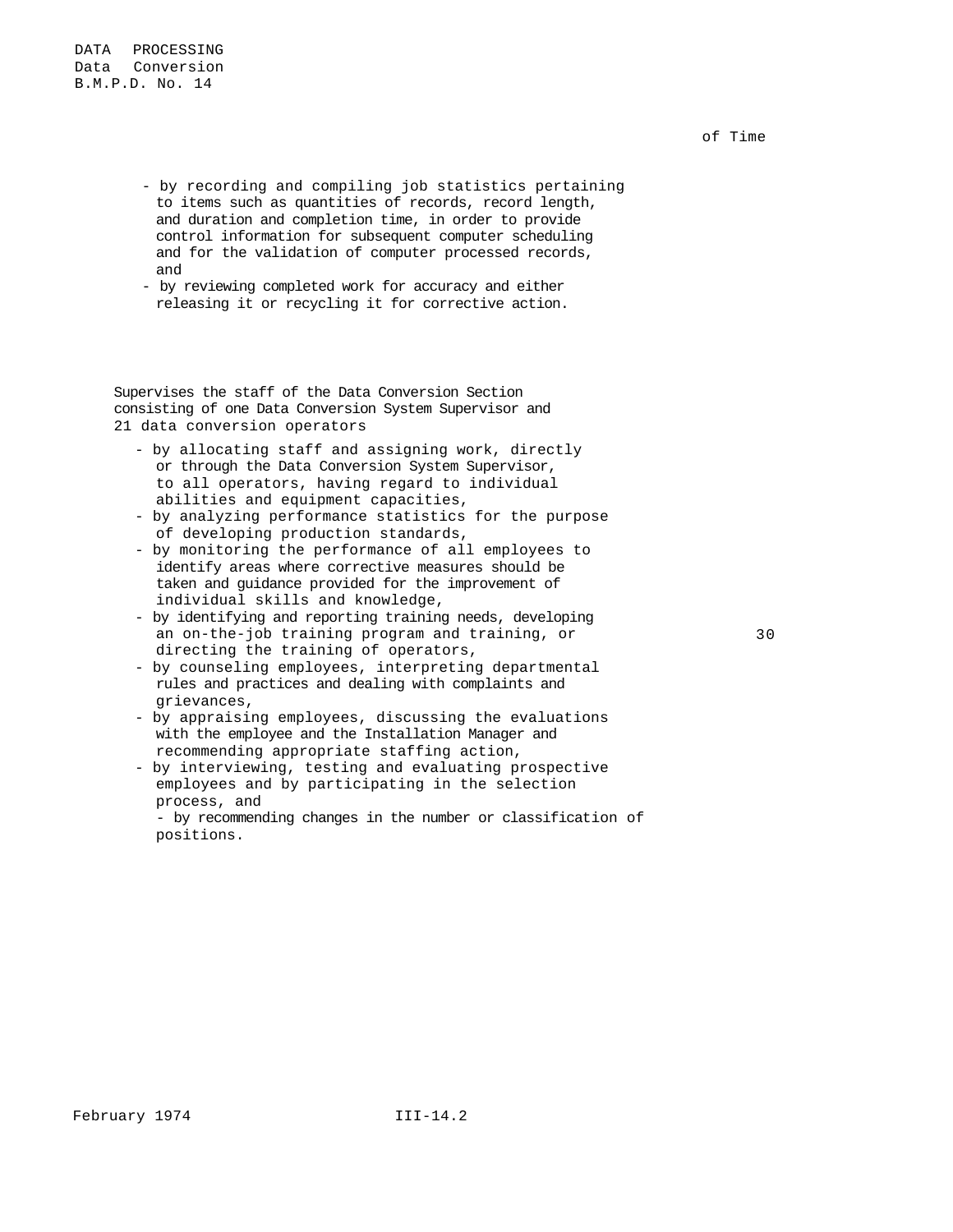of Time

- by recording and compiling job statistics pertaining to items such as quantities of records, record length, and duration and completion time, in order to provide control information for subsequent computer scheduling and for the validation of computer processed records, and
- by reviewing completed work for accuracy and either releasing it or recycling it for corrective action.

Supervises the staff of the Data Conversion Section consisting of one Data Conversion System Supervisor and 21 data conversion operators

- by allocating staff and assigning work, directly or through the Data Conversion System Supervisor, to all operators, having regard to individual abilities and equipment capacities,
- by analyzing performance statistics for the purpose of developing production standards,
- by monitoring the performance of all employees to identify areas where corrective measures should be taken and guidance provided for the improvement of individual skills and knowledge,
- by identifying and reporting training needs, developing an on-the-job training program and training, or directing the training of operators, — 30
- by counseling employees, interpreting departmental rules and practices and dealing with complaints and grievances,
- by appraising employees, discussing the evaluations with the employee and the Installation Manager and recommending appropriate staffing action,
- by interviewing, testing and evaluating prospective employees and by participating in the selection process, and
- by recommending changes in the number or classification of positions.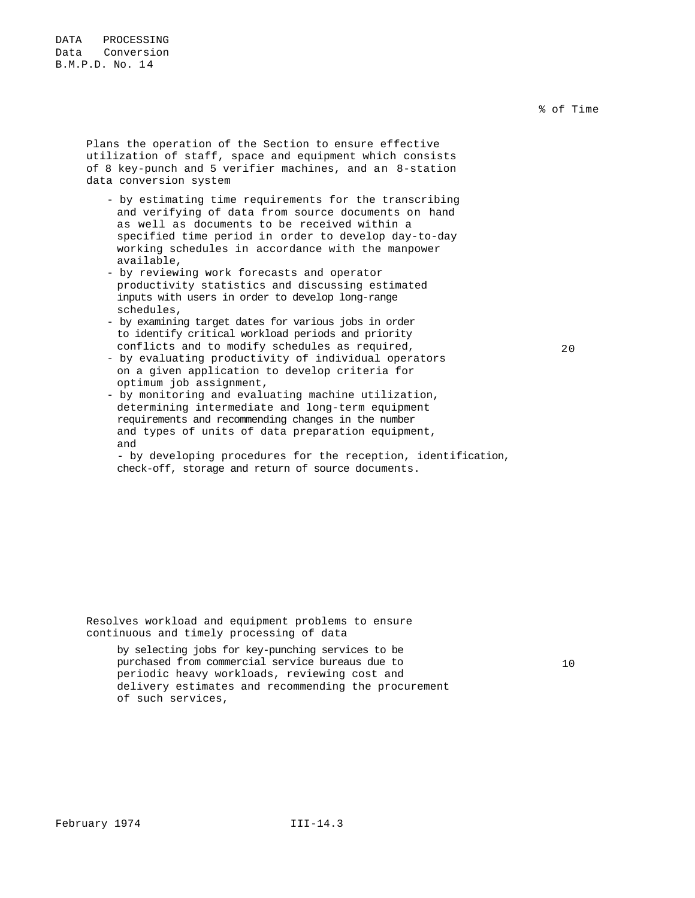DATA PROCESSING
Data Conversion
B.M.P.D. No. 14

| | % of Time |
|---|---|
| Plans the operation of the Section to ensure effective utilization of staff, space and equipment which consists of 8 key-punch and 5 verifier machines, and an 8-station data conversion system<br><br>- by estimating time requirements for the transcribing and verifying of data from source documents on hand as well as documents to be received within a specified time period in order to develop day-to-day working schedules in accordance with the manpower available,<br>- by reviewing work forecasts and operator productivity statistics and discussing estimated inputs with users in order to develop long-range schedules,<br>- by examining target dates for various jobs in order to identify critical workload periods and priority conflicts and to modify schedules as required,<br>- by evaluating productivity of individual operators on a given application to develop criteria for optimum job assignment,<br>- by monitoring and evaluating machine utilization, determining intermediate and long-term equipment requirements and recommending changes in the number and types of units of data preparation equipment, and<br>- by developing procedures for the reception, identification, check-off, storage and return of source documents. | 20 |
| Resolves workload and equipment problems to ensure continuous and timely processing of data<br><br>by selecting jobs for key-punching services to be purchased from commercial service bureaus due to periodic heavy workloads, reviewing cost and delivery estimates and recommending the procurement of such services, | 10 |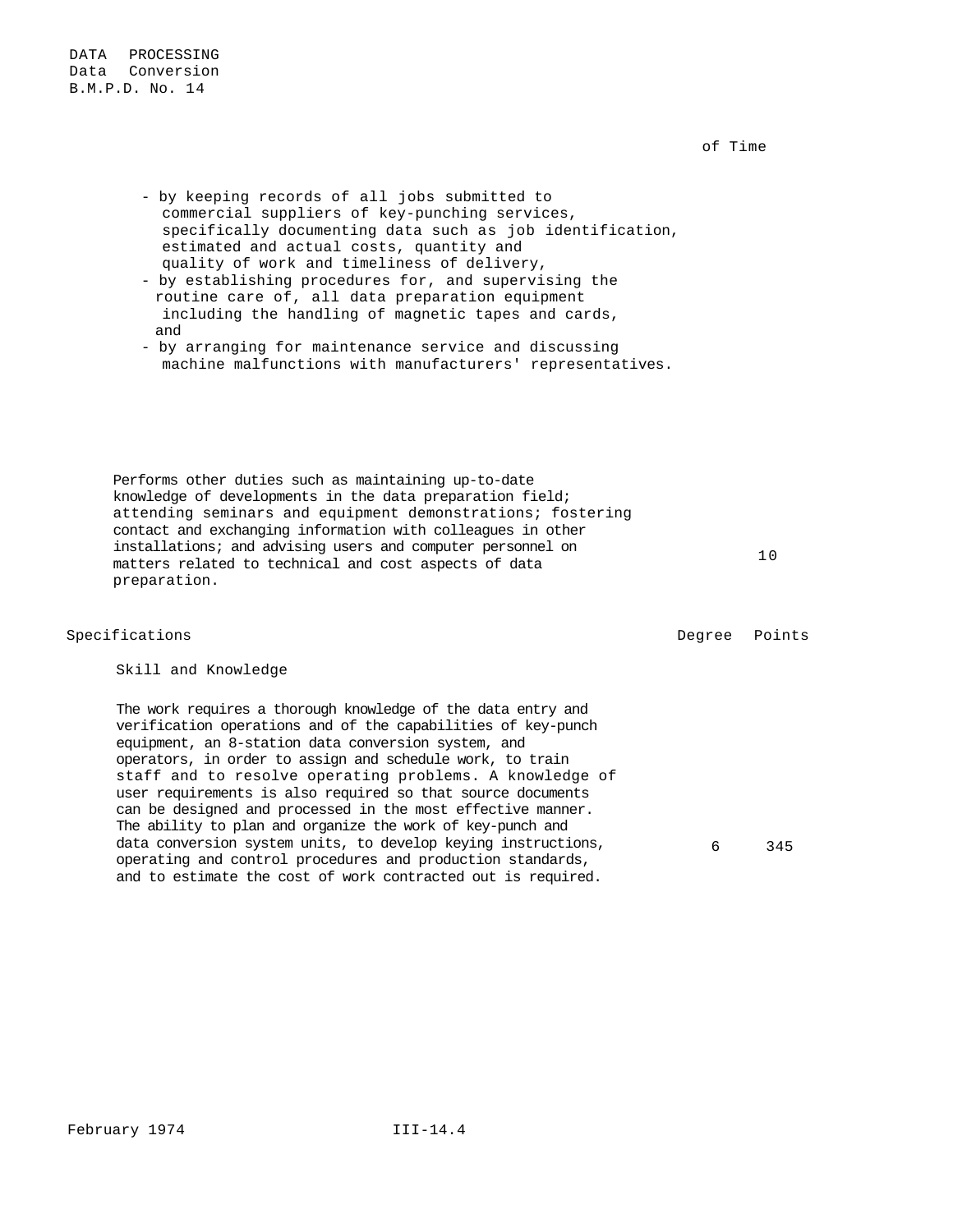of Time

- by keeping records of all jobs submitted to commercial suppliers of key-punching services, specifically documenting data such as job identification, estimated and actual costs, quantity and quality of work and timeliness of delivery,
- by establishing procedures for, and supervising the routine care of, all data preparation equipment including the handling of magnetic tapes and cards, and
- by arranging for maintenance service and discussing machine malfunctions with manufacturers' representatives.

| | |
|---|---|
| Performs other duties such as maintaining up-to-date knowledge of developments in the data preparation field; attending seminars and equipment demonstrations; fostering contact and exchanging information with colleagues in other installations; and advising users and computer personnel on matters related to technical and cost aspects of data preparation. | 10 |

| Specifications | Degree | Points |
|---|---|---|
| **Skill and Knowledge** | | |
| The work requires a thorough knowledge of the data entry and verification operations and of the capabilities of key-punch equipment, an 8-station data conversion system, and operators, in order to assign and schedule work, to train staff and to resolve operating problems. A knowledge of user requirements is also required so that source documents can be designed and processed in the most effective manner. The ability to plan and organize the work of key-punch and data conversion system units, to develop keying instructions, operating and control procedures and production standards, and to estimate the cost of work contracted out is required. | 6 | 345 |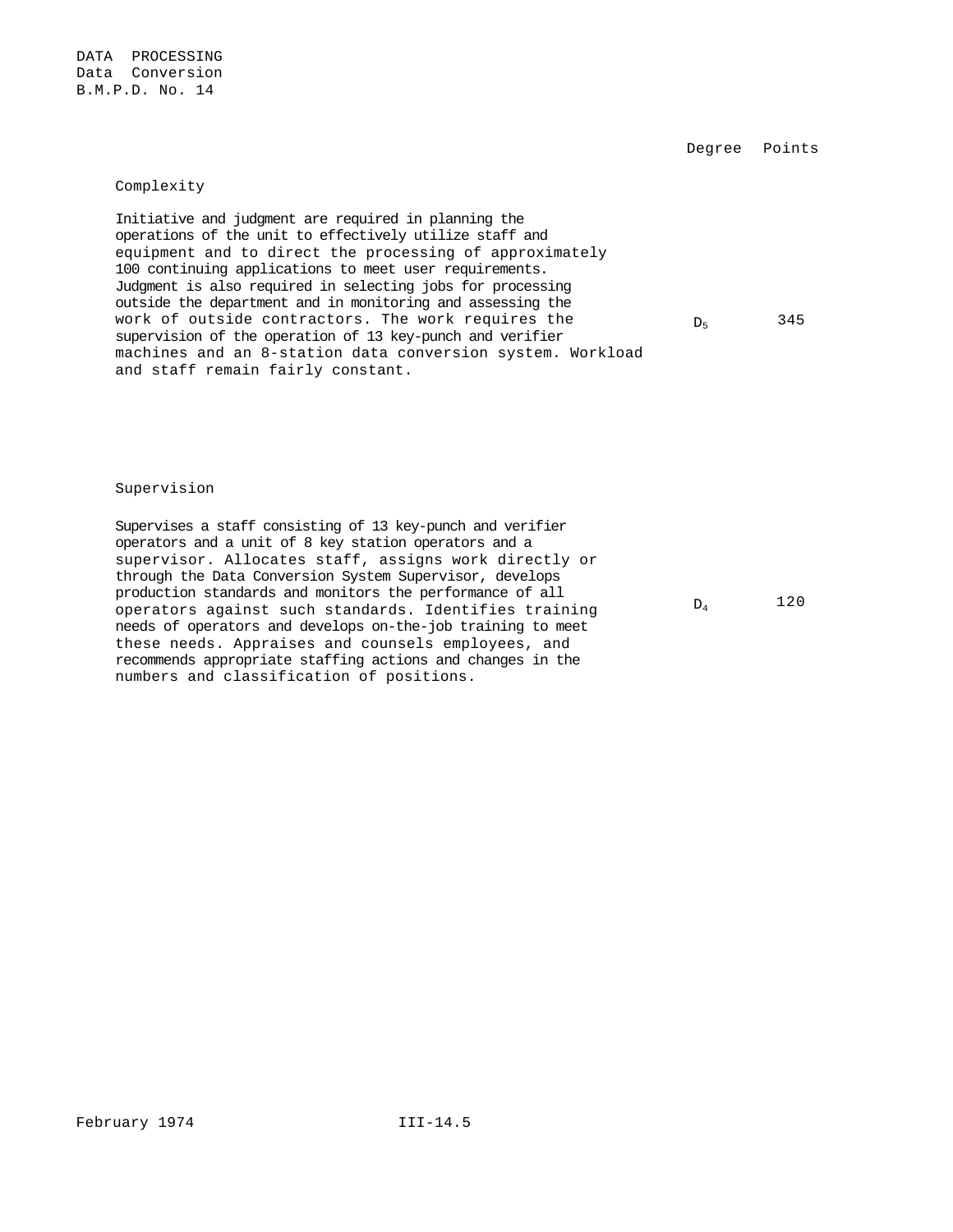DATA PROCESSING
Data Conversion
B.M.P.D. No. 14

| | Degree | Points |
|---|---|---|
| **Complexity** | | |
| Initiative and judgment are required in planning the operations of the unit to effectively utilize staff and equipment and to direct the processing of approximately 100 continuing applications to meet user requirements. Judgment is also required in selecting jobs for processing outside the department and in monitoring and assessing the work of outside contractors. The work requires the supervision of the operation of 13 key-punch and verifier machines and an 8-station data conversion system. Workload and staff remain fairly constant. | $D_5$ | 345 |
| **Supervision** | | |
| Supervises a staff consisting of 13 key-punch and verifier operators and a unit of 8 key station operators and a supervisor. Allocates staff, assigns work directly or through the Data Conversion System Supervisor, develops production standards and monitors the performance of all operators against such standards. Identifies training needs of operators and develops on-the-job training to meet these needs. Appraises and counsels employees, and recommends appropriate staffing actions and changes in the numbers and classification of positions. | $D_4$ | 120 |

February 1974 III-14.5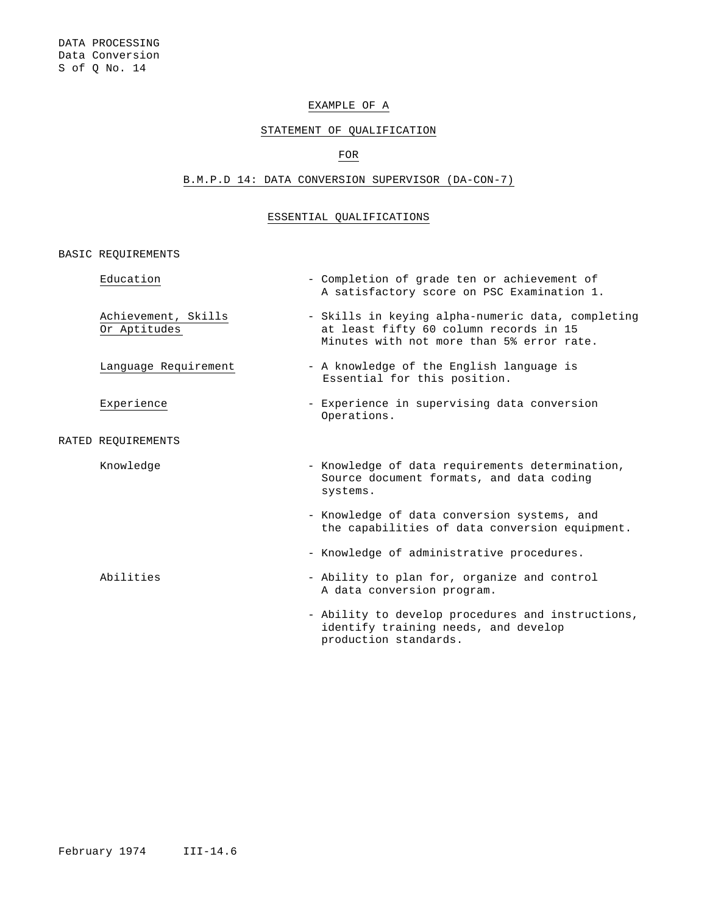DATA PROCESSING
Data Conversion
S of Q No. 14

EXAMPLE OF A

STATEMENT OF QUALIFICATION

FOR

B.M.P.D 14: DATA CONVERSION SUPERVISOR (DA-CON-7)

## ESSENTIAL QUALIFICATIONS

### BASIC REQUIREMENTS

| | |
|---|---|
| Education | - Completion of grade ten or achievement of A satisfactory score on PSC Examination 1. |
| Achievement, Skills Or Aptitudes | - Skills in keying alpha-numeric data, completing at least fifty 60 column records in 15 Minutes with not more than 5% error rate. |
| Language Requirement | - A knowledge of the English language is Essential for this position. |
| Experience | - Experience in supervising data conversion Operations. |

### RATED REQUIREMENTS

| | |
|---|---|
| Knowledge | - Knowledge of data requirements determination, Source document formats, and data coding systems. |
| | - Knowledge of data conversion systems, and the capabilities of data conversion equipment. |
| | - Knowledge of administrative procedures. |
| Abilities | - Ability to plan for, organize and control A data conversion program. |
| | - Ability to develop procedures and instructions, identify training needs, and develop production standards. |

February 1974 III-14.6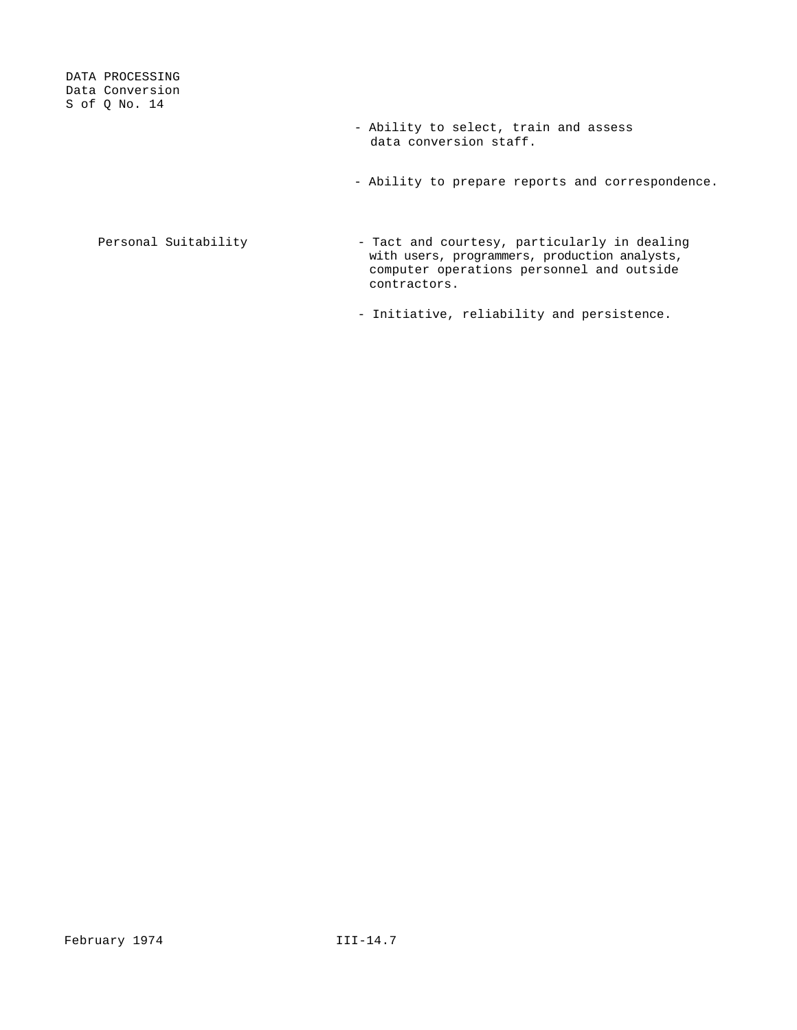- Ability to select, train and assess data conversion staff.

- Ability to prepare reports and correspondence.

| | |
|---|---|
| Personal Suitability | - Tact and courtesy, particularly in dealing with users, programmers, production analysts, computer operations personnel and outside contractors. |
| | - Initiative, reliability and persistence. |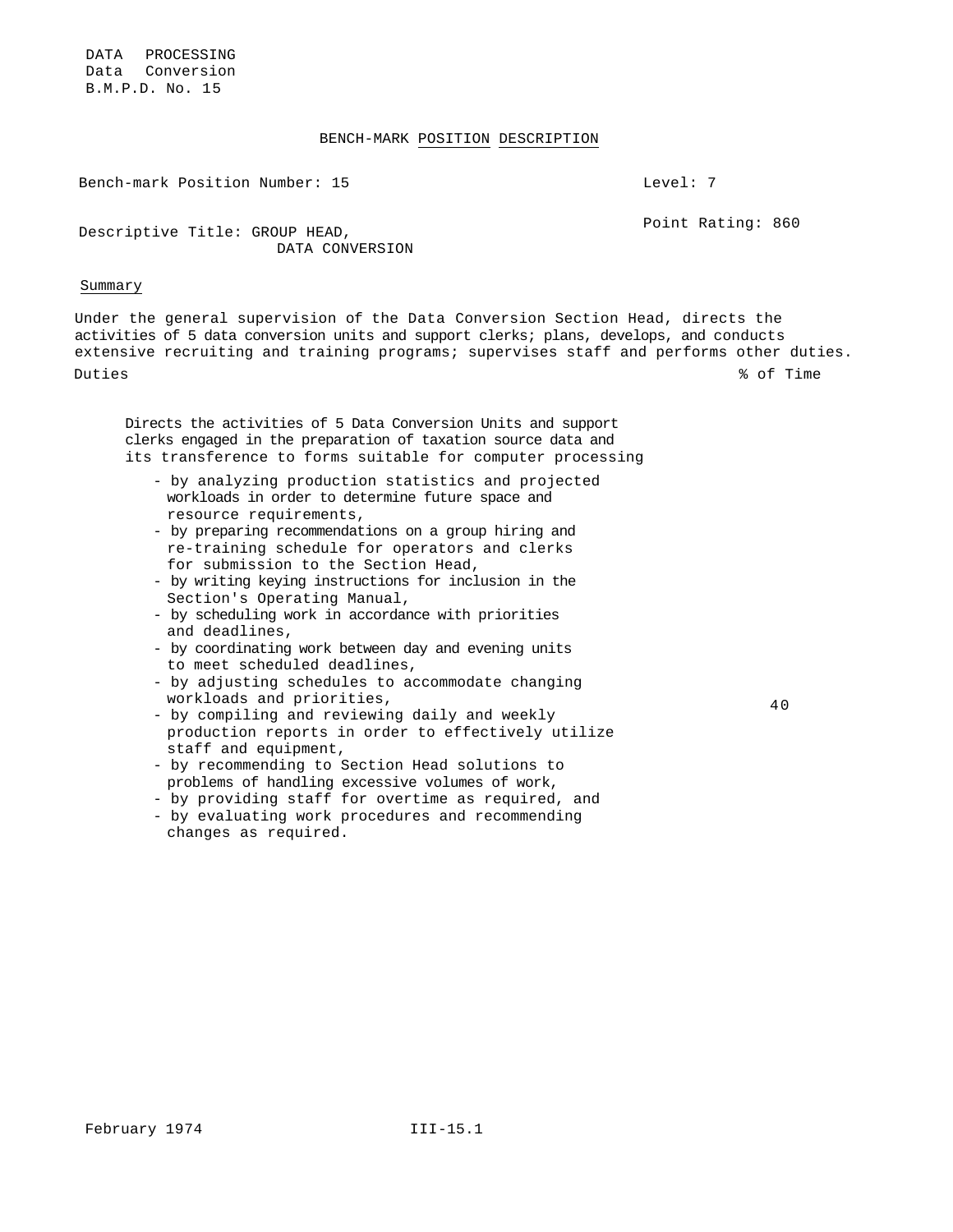DATA PROCESSING
Data Conversion
B.M.P.D. No. 15

# BENCH-MARK POSITION DESCRIPTION

Bench-mark Position Number: 15 | Level: 7

Descriptive Title: GROUP HEAD, DATA CONVERSION | Point Rating: 860

## Summary

Under the general supervision of the Data Conversion Section Head, directs the activities of 5 data conversion units and support clerks; plans, develops, and conducts extensive recruiting and training programs; supervises staff and performs other duties.

| Duties | % of Time |
|---|---|
| Directs the activities of 5 Data Conversion Units and support clerks engaged in the preparation of taxation source data and its transference to forms suitable for computer processing<br>- by analyzing production statistics and projected workloads in order to determine future space and resource requirements,<br>- by preparing recommendations on a group hiring and re-training schedule for operators and clerks for submission to the Section Head,<br>- by writing keying instructions for inclusion in the Section's Operating Manual,<br>- by scheduling work in accordance with priorities and deadlines,<br>- by coordinating work between day and evening units to meet scheduled deadlines,<br>- by adjusting schedules to accommodate changing workloads and priorities,<br>- by compiling and reviewing daily and weekly production reports in order to effectively utilize staff and equipment,<br>- by recommending to Section Head solutions to problems of handling excessive volumes of work,<br>- by providing staff for overtime as required, and<br>- by evaluating work procedures and recommending changes as required. | 40 |

February 1974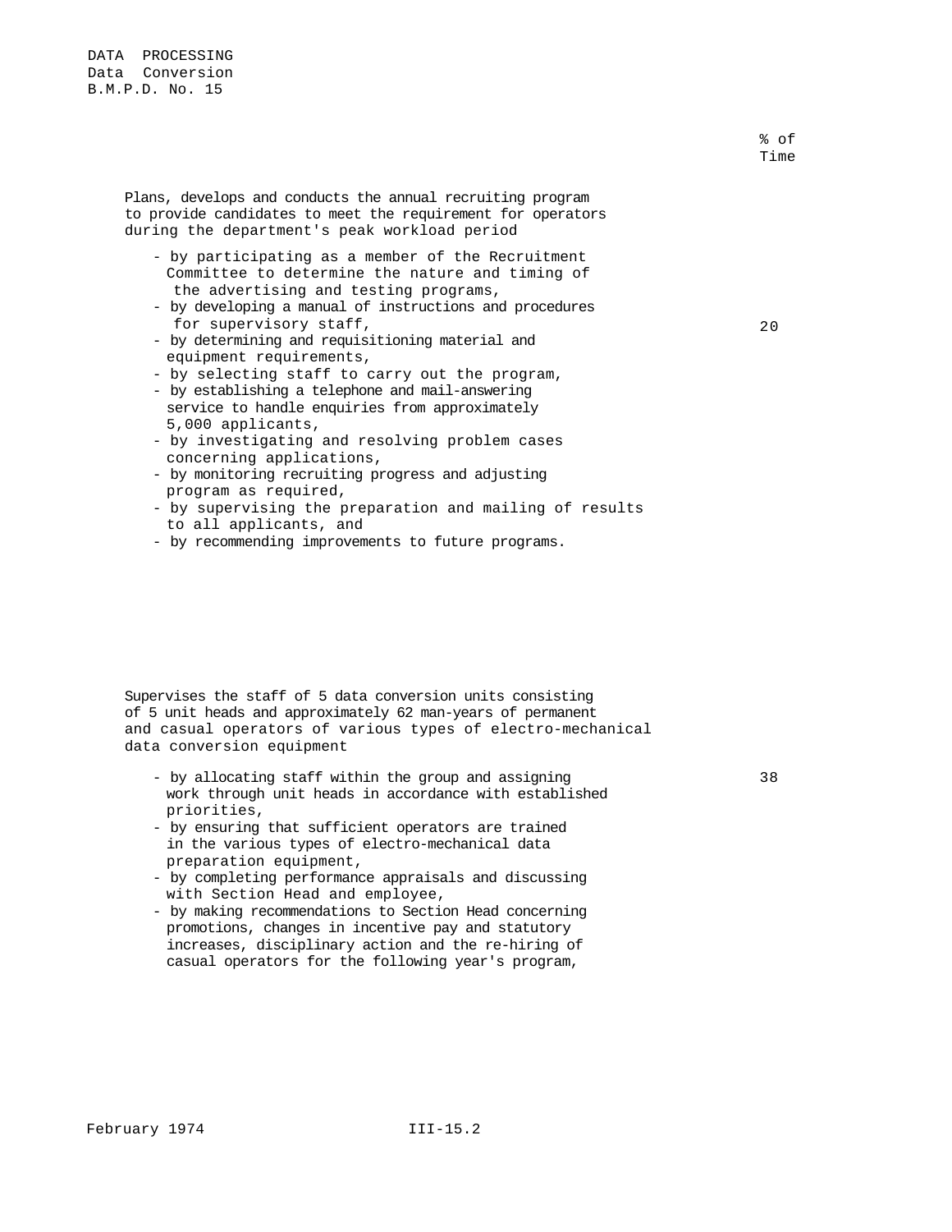| | % of Time |
|---|---|
| Plans, develops and conducts the annual recruiting program to provide candidates to meet the requirement for operators during the department's peak workload period<br>- by participating as a member of the Recruitment Committee to determine the nature and timing of the advertising and testing programs,<br>- by developing a manual of instructions and procedures for supervisory staff,<br>- by determining and requisitioning material and equipment requirements,<br>- by selecting staff to carry out the program,<br>- by establishing a telephone and mail-answering service to handle enquiries from approximately 5,000 applicants,<br>- by investigating and resolving problem cases concerning applications,<br>- by monitoring recruiting progress and adjusting program as required,<br>- by supervising the preparation and mailing of results to all applicants, and<br>- by recommending improvements to future programs. | 20 |
| Supervises the staff of 5 data conversion units consisting of 5 unit heads and approximately 62 man-years of permanent and casual operators of various types of electro-mechanical data conversion equipment<br>- by allocating staff within the group and assigning work through unit heads in accordance with established priorities,<br>- by ensuring that sufficient operators are trained in the various types of electro-mechanical data preparation equipment,<br>- by completing performance appraisals and discussing with Section Head and employee,<br>- by making recommendations to Section Head concerning promotions, changes in incentive pay and statutory increases, disciplinary action and the re-hiring of casual operators for the following year's program, | 38 |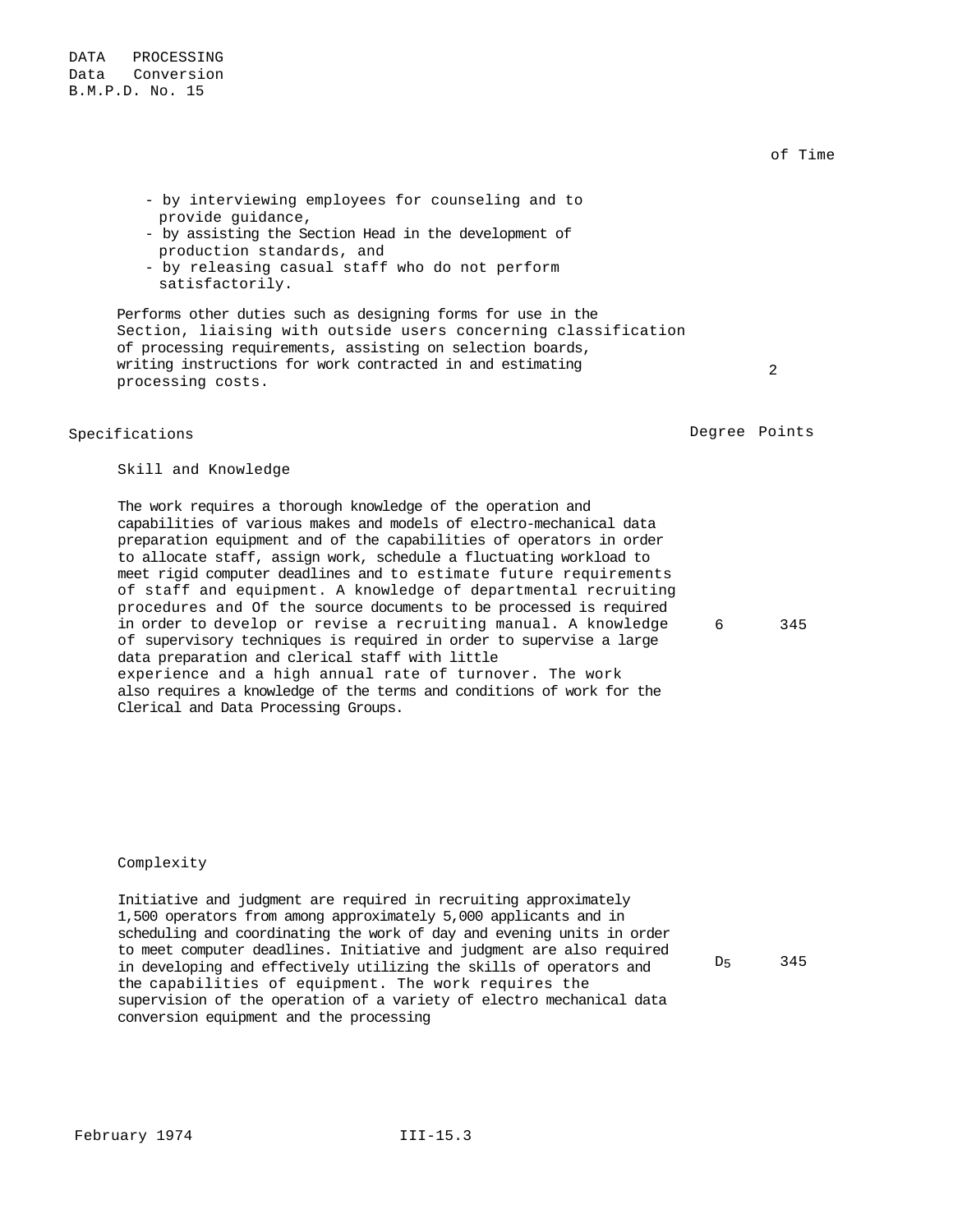DATA PROCESSING
Data Conversion
B.M.P.D. No. 15

of Time

- by interviewing employees for counseling and to provide guidance,
- by assisting the Section Head in the development of production standards, and
- by releasing casual staff who do not perform satisfactorily.

Performs other duties such as designing forms for use in the Section, liaising with outside users concerning classification of processing requirements, assisting on selection boards, writing instructions for work contracted in and estimating processing costs. — 2

| Specifications | Degree | Points |
|---|---|---|
| **Skill and Knowledge** | | |
| The work requires a thorough knowledge of the operation and capabilities of various makes and models of electro-mechanical data preparation equipment and of the capabilities of operators in order to allocate staff, assign work, schedule a fluctuating workload to meet rigid computer deadlines and to estimate future requirements of staff and equipment. A knowledge of departmental recruiting procedures and Of the source documents to be processed is required in order to develop or revise a recruiting manual. A knowledge of supervisory techniques is required in order to supervise a large data preparation and clerical staff with little experience and a high annual rate of turnover. The work also requires a knowledge of the terms and conditions of work for the Clerical and Data Processing Groups. | 6 | 345 |
| **Complexity** | | |
| Initiative and judgment are required in recruiting approximately 1,500 operators from among approximately 5,000 applicants and in scheduling and coordinating the work of day and evening units in order to meet computer deadlines. Initiative and judgment are also required in developing and effectively utilizing the skills of operators and the capabilities of equipment. The work requires the supervision of the operation of a variety of electro mechanical data conversion equipment and the processing | $D_5$ | 345 |

February 1974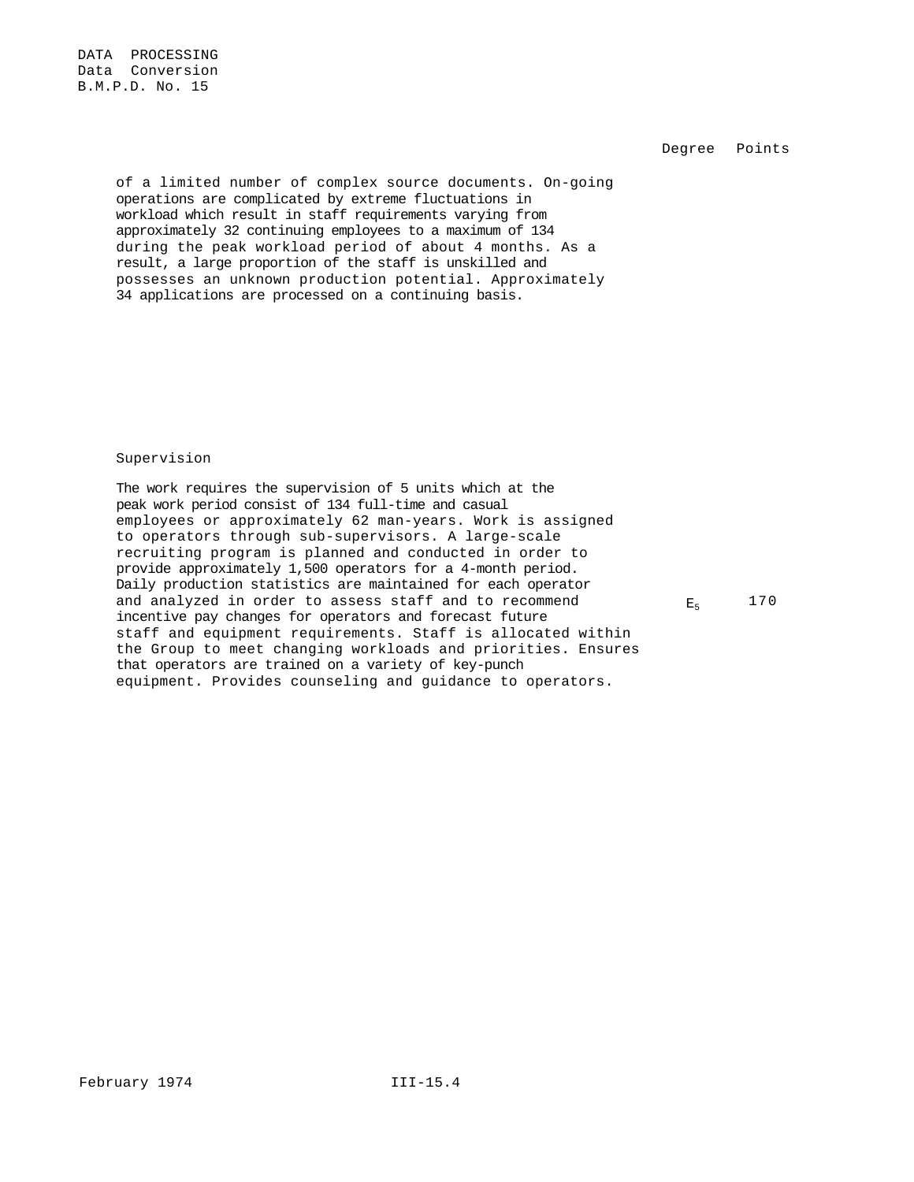| | Degree | Points |
|---|---|---|
| of a limited number of complex source documents. On-going operations are complicated by extreme fluctuations in workload which result in staff requirements varying from approximately 32 continuing employees to a maximum of 134 during the peak workload period of about 4 months. As a result, a large proportion of the staff is unskilled and possesses an unknown production potential. Approximately 34 applications are processed on a continuing basis. | | |
| **Supervision** | | |
| The work requires the supervision of 5 units which at the peak work period consist of 134 full-time and casual employees or approximately 62 man-years. Work is assigned to operators through sub-supervisors. A large-scale recruiting program is planned and conducted in order to provide approximately 1,500 operators for a 4-month period. Daily production statistics are maintained for each operator and analyzed in order to assess staff and to recommend incentive pay changes for operators and forecast future staff and equipment requirements. Staff is allocated within the Group to meet changing workloads and priorities. Ensures that operators are trained on a variety of key-punch equipment. Provides counseling and guidance to operators. | $E_5$ | 170 |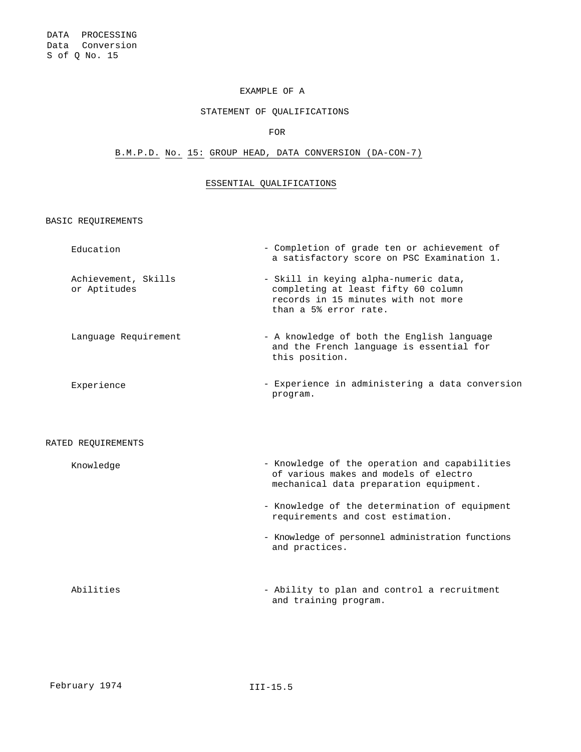DATA PROCESSING
Data Conversion
S of Q No. 15

EXAMPLE OF A

STATEMENT OF QUALIFICATIONS

FOR

## B.M.P.D. No. 15: GROUP HEAD, DATA CONVERSION (DA-CON-7)

### ESSENTIAL QUALIFICATIONS

BASIC REQUIREMENTS

| | |
|---|---|
| Education | - Completion of grade ten or achievement of a satisfactory score on PSC Examination 1. |
| Achievement, Skills or Aptitudes | - Skill in keying alpha-numeric data, completing at least fifty 60 column records in 15 minutes with not more than a 5% error rate. |
| Language Requirement | - A knowledge of both the English language and the French language is essential for this position. |
| Experience | - Experience in administering a data conversion program. |

RATED REQUIREMENTS

| | |
|---|---|
| Knowledge | - Knowledge of the operation and capabilities of various makes and models of electro mechanical data preparation equipment. |
| | - Knowledge of the determination of equipment requirements and cost estimation. |
| | - Knowledge of personnel administration functions and practices. |
| Abilities | - Ability to plan and control a recruitment and training program. |

February 1974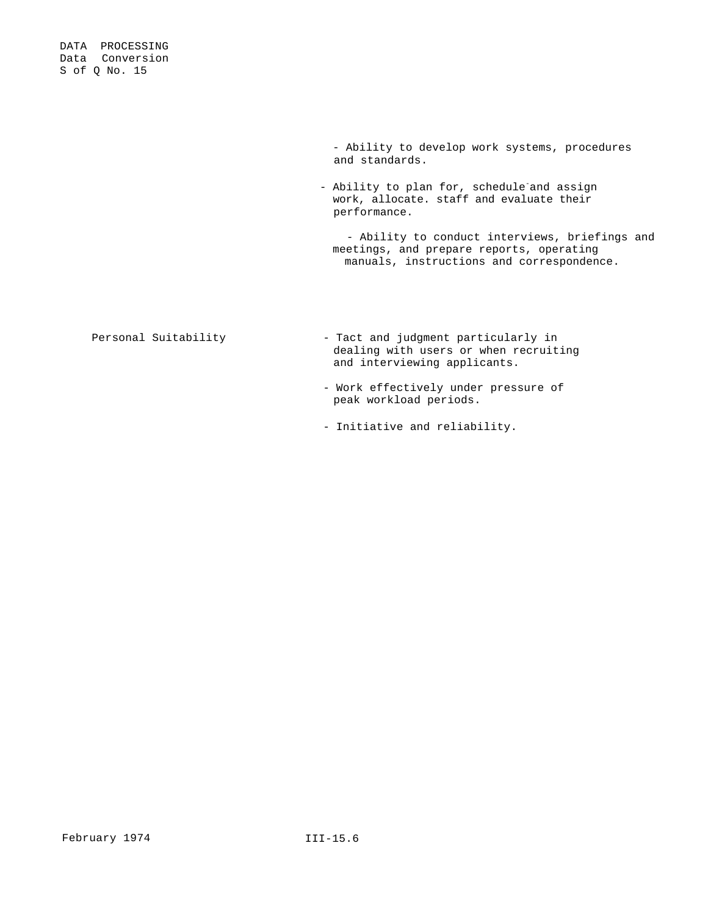- Ability to develop work systems, procedures and standards.

- Ability to plan for, schedule and assign work, allocate. staff and evaluate their performance.

- Ability to conduct interviews, briefings and meetings, and prepare reports, operating manuals, instructions and correspondence.

| | |
|---|---|
| Personal Suitability | - Tact and judgment particularly in dealing with users or when recruiting and interviewing applicants. |
| | - Work effectively under pressure of peak workload periods. |
| | - Initiative and reliability. |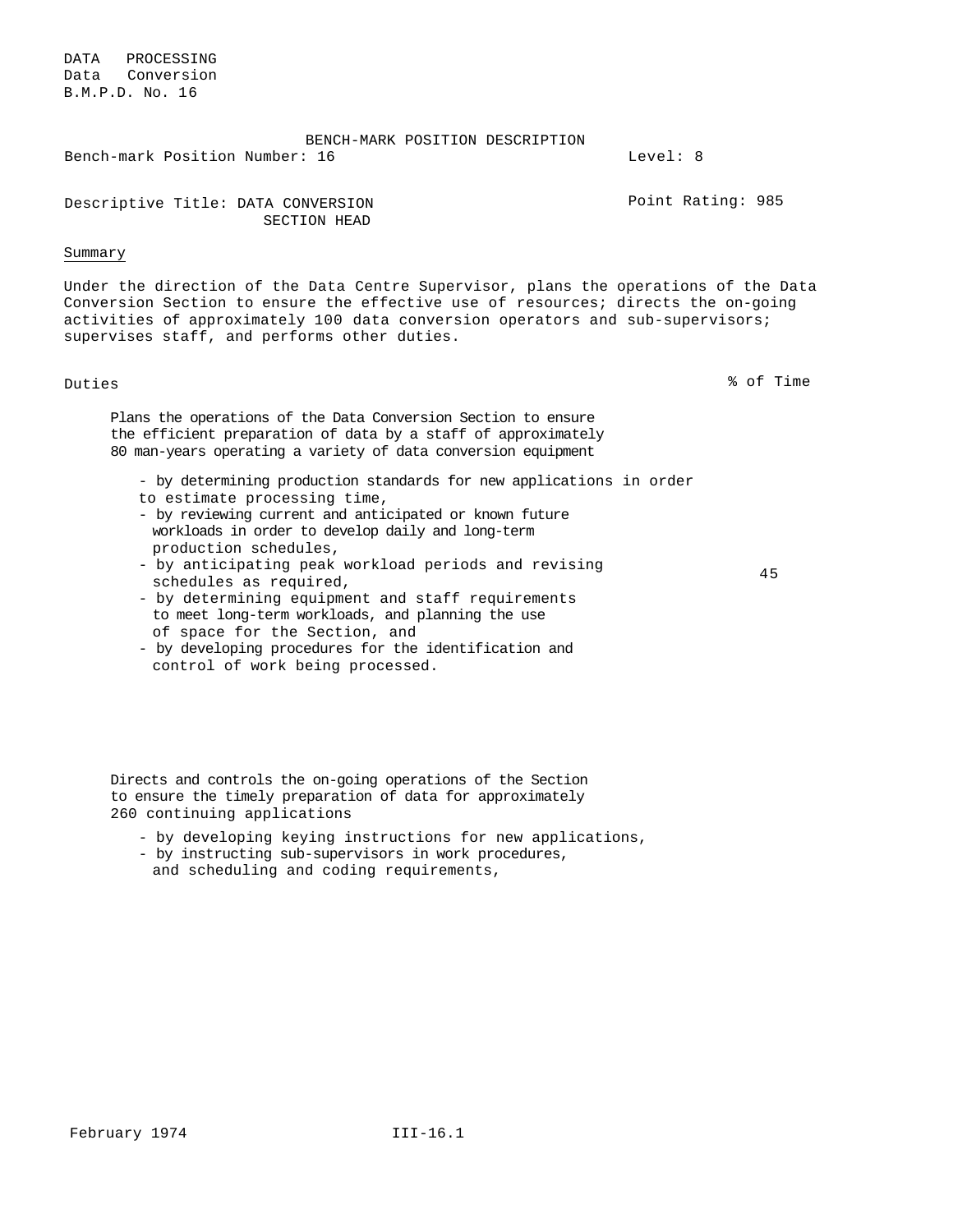DATA PROCESSING
Data Conversion
B.M.P.D. No. 16

BENCH-MARK POSITION DESCRIPTION

Bench-mark Position Number: 16 Level: 8

Descriptive Title: DATA CONVERSION SECTION HEAD Point Rating: 985

Summary

Under the direction of the Data Centre Supervisor, plans the operations of the Data Conversion Section to ensure the effective use of resources; directs the on-going activities of approximately 100 data conversion operators and sub-supervisors; supervises staff, and performs other duties.

| Duties | % of Time |
|---|---|
| Plans the operations of the Data Conversion Section to ensure the efficient preparation of data by a staff of approximately 80 man-years operating a variety of data conversion equipment<br>- by determining production standards for new applications in order to estimate processing time,<br>- by reviewing current and anticipated or known future workloads in order to develop daily and long-term production schedules,<br>- by anticipating peak workload periods and revising schedules as required,<br>- by determining equipment and staff requirements to meet long-term workloads, and planning the use of space for the Section, and<br>- by developing procedures for the identification and control of work being processed. | 45 |

Directs and controls the on-going operations of the Section to ensure the timely preparation of data for approximately 260 continuing applications

- by developing keying instructions for new applications,
- by instructing sub-supervisors in work procedures, and scheduling and coding requirements,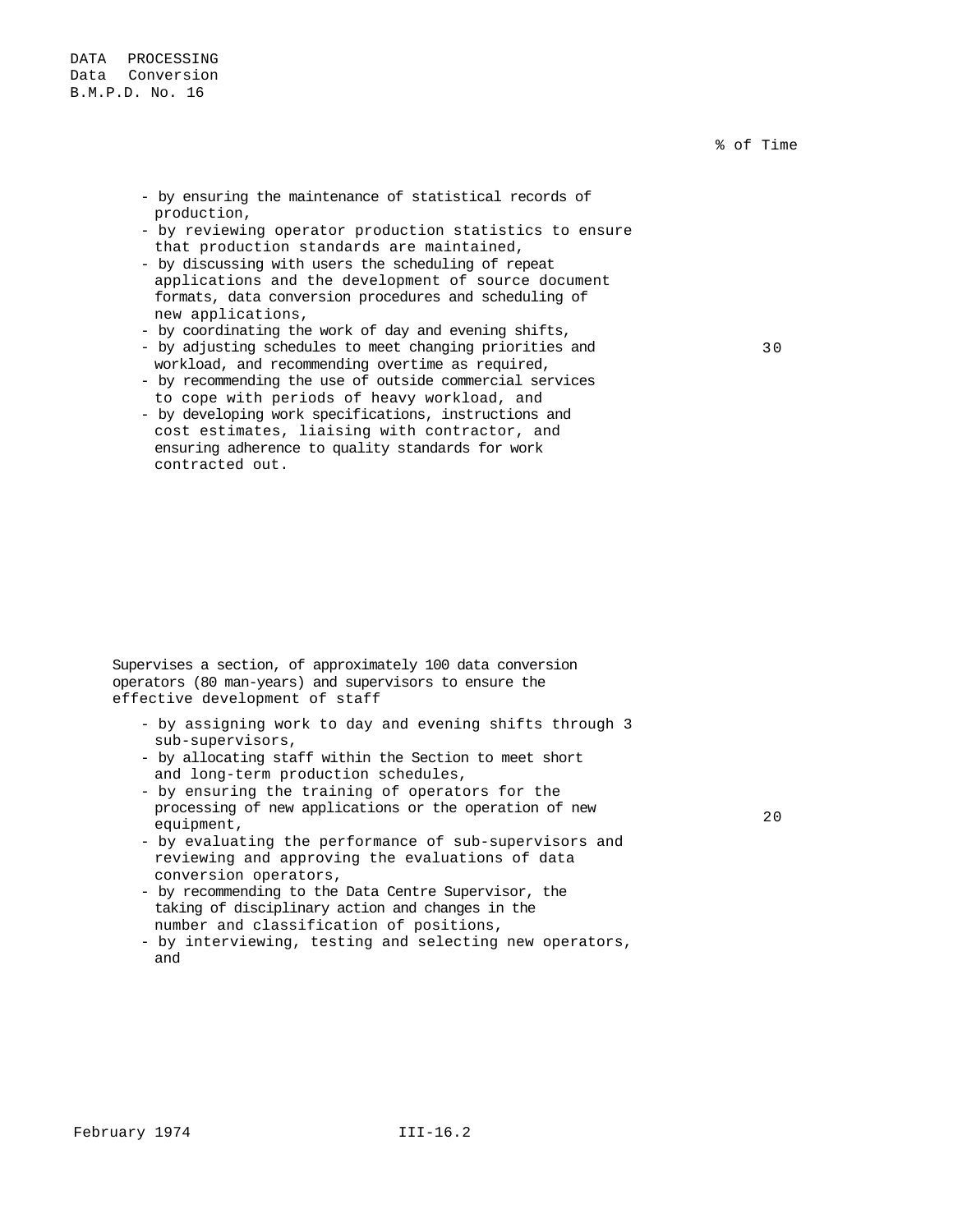% of Time

- by ensuring the maintenance of statistical records of production,
- by reviewing operator production statistics to ensure that production standards are maintained,
- by discussing with users the scheduling of repeat applications and the development of source document formats, data conversion procedures and scheduling of new applications,
- by coordinating the work of day and evening shifts,
- by adjusting schedules to meet changing priorities and workload, and recommending overtime as required, — 30
- by recommending the use of outside commercial services to cope with periods of heavy workload, and
- by developing work specifications, instructions and cost estimates, liaising with contractor, and ensuring adherence to quality standards for work contracted out.

Supervises a section, of approximately 100 data conversion operators (80 man-years) and supervisors to ensure the effective development of staff

- by assigning work to day and evening shifts through 3 sub-supervisors,
- by allocating staff within the Section to meet short and long-term production schedules,
- by ensuring the training of operators for the processing of new applications or the operation of new equipment, — 20
- by evaluating the performance of sub-supervisors and reviewing and approving the evaluations of data conversion operators,
- by recommending to the Data Centre Supervisor, the taking of disciplinary action and changes in the number and classification of positions,
- by interviewing, testing and selecting new operators, and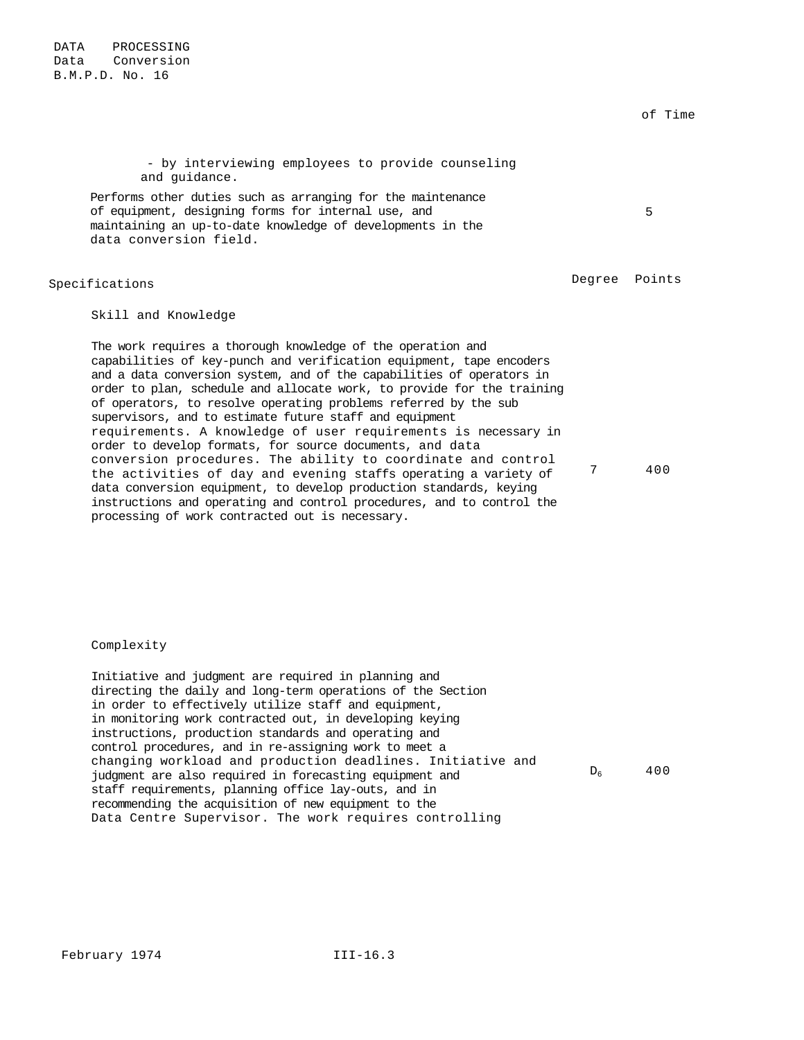DATA PROCESSING
Data Conversion
B.M.P.D. No. 16

| | % of Time |
|---|---|
| - by interviewing employees to provide counseling and guidance. | |
| Performs other duties such as arranging for the maintenance of equipment, designing forms for internal use, and maintaining an up-to-date knowledge of developments in the data conversion field. | 5 |

| Specifications | Degree | Points |
|---|---|---|
| **Skill and Knowledge** | | |
| The work requires a thorough knowledge of the operation and capabilities of key-punch and verification equipment, tape encoders and a data conversion system, and of the capabilities of operators in order to plan, schedule and allocate work, to provide for the training of operators, to resolve operating problems referred by the sub supervisors, and to estimate future staff and equipment requirements. A knowledge of user requirements is necessary in order to develop formats, for source documents, and data conversion procedures. The ability to coordinate and control the activities of day and evening staffs operating a variety of data conversion equipment, to develop production standards, keying instructions and operating and control procedures, and to control the processing of work contracted out is necessary. | 7 | 400 |
| **Complexity** | | |
| Initiative and judgment are required in planning and directing the daily and long-term operations of the Section in order to effectively utilize staff and equipment, in monitoring work contracted out, in developing keying instructions, production standards and operating and control procedures, and in re-assigning work to meet a changing workload and production deadlines. Initiative and judgment are also required in forecasting equipment and staff requirements, planning office lay-outs, and in recommending the acquisition of new equipment to the Data Centre Supervisor. The work requires controlling | $D_6$ | 400 |

February 1974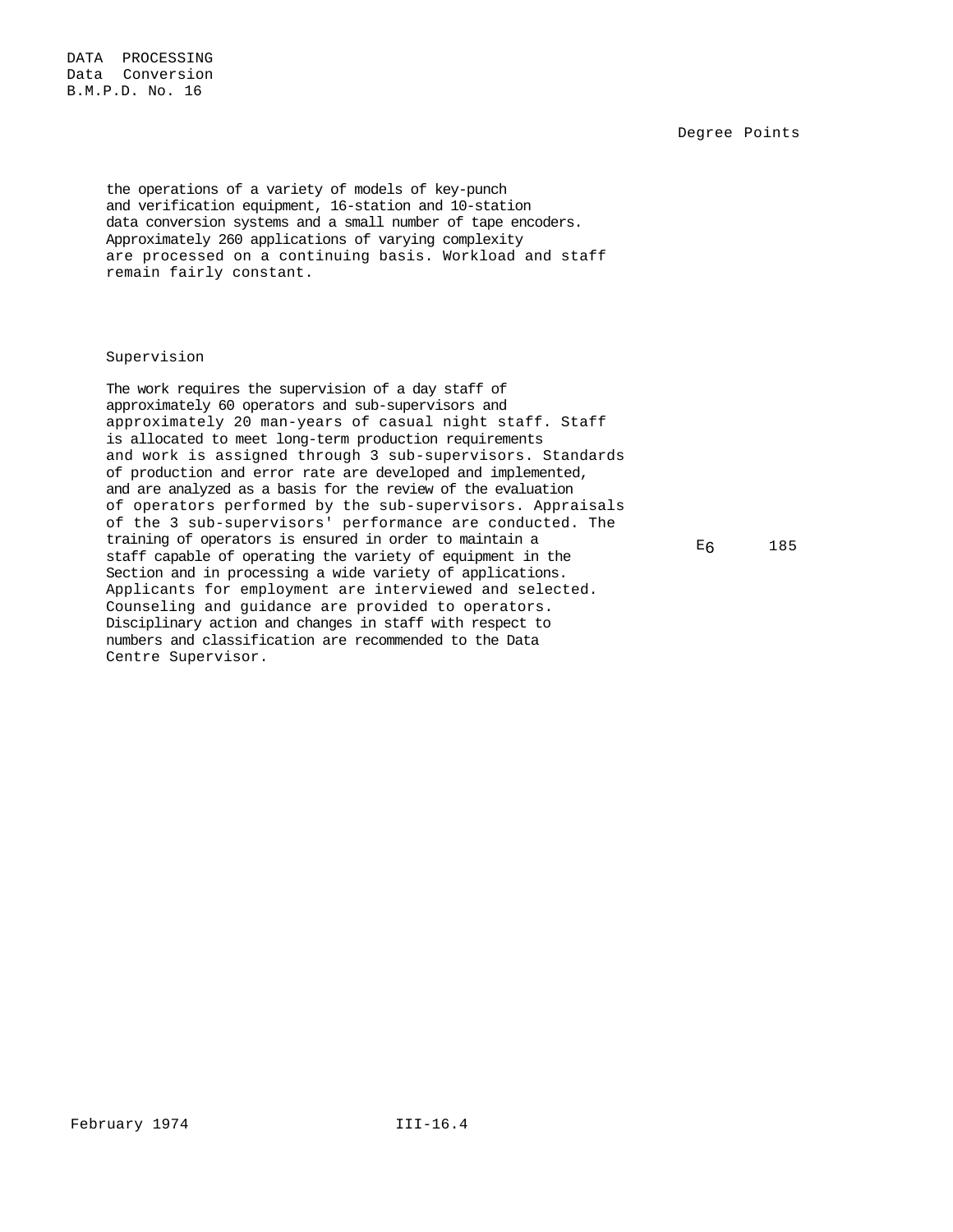| | Degree | Points |
|---|---|---|
| the operations of a variety of models of key-punch and verification equipment, 16-station and 10-station data conversion systems and a small number of tape encoders. Approximately 260 applications of varying complexity are processed on a continuing basis. Workload and staff remain fairly constant. | | |
| **Supervision** | | |
| The work requires the supervision of a day staff of approximately 60 operators and sub-supervisors and approximately 20 man-years of casual night staff. Staff is allocated to meet long-term production requirements and work is assigned through 3 sub-supervisors. Standards of production and error rate are developed and implemented, and are analyzed as a basis for the review of the evaluation of operators performed by the sub-supervisors. Appraisals of the 3 sub-supervisors' performance are conducted. The training of operators is ensured in order to maintain a staff capable of operating the variety of equipment in the Section and in processing a wide variety of applications. Applicants for employment are interviewed and selected. Counseling and guidance are provided to operators. Disciplinary action and changes in staff with respect to numbers and classification are recommended to the Data Centre Supervisor. | E6 | 185 |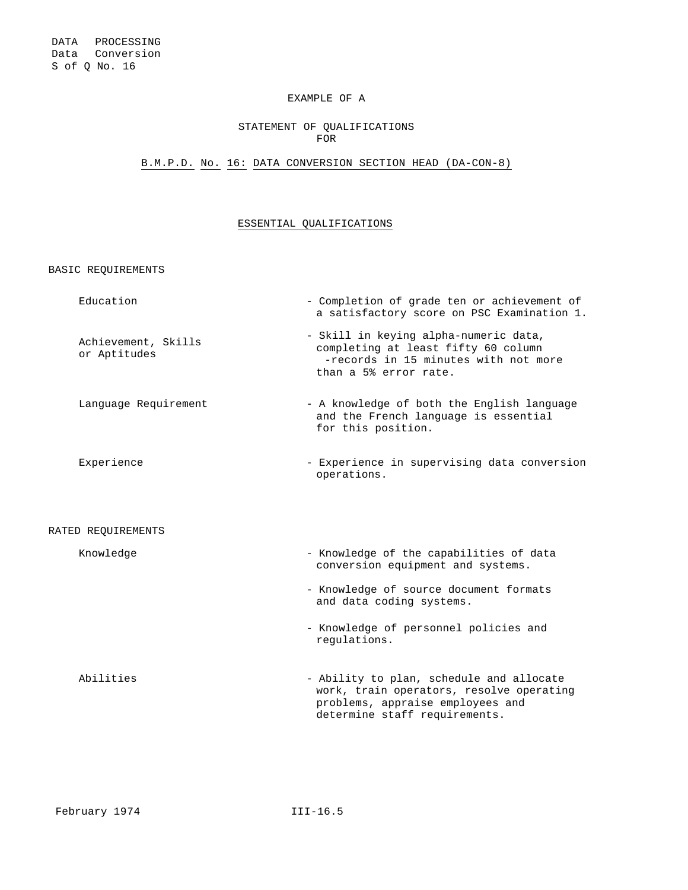DATA PROCESSING
Data Conversion
S of Q No. 16

EXAMPLE OF A

STATEMENT OF QUALIFICATIONS
FOR

B.M.P.D. No. 16: DATA CONVERSION SECTION HEAD (DA-CON-8)

## ESSENTIAL QUALIFICATIONS

### BASIC REQUIREMENTS

| | |
|---|---|
| Education | - Completion of grade ten or achievement of a satisfactory score on PSC Examination 1. |
| Achievement, Skills or Aptitudes | - Skill in keying alpha-numeric data, completing at least fifty 60 column -records in 15 minutes with not more than a 5% error rate. |
| Language Requirement | - A knowledge of both the English language and the French language is essential for this position. |
| Experience | - Experience in supervising data conversion operations. |

### RATED REQUIREMENTS

| | |
|---|---|
| Knowledge | - Knowledge of the capabilities of data conversion equipment and systems. |
| | - Knowledge of source document formats and data coding systems. |
| | - Knowledge of personnel policies and regulations. |
| Abilities | - Ability to plan, schedule and allocate work, train operators, resolve operating problems, appraise employees and determine staff requirements. |

February 1974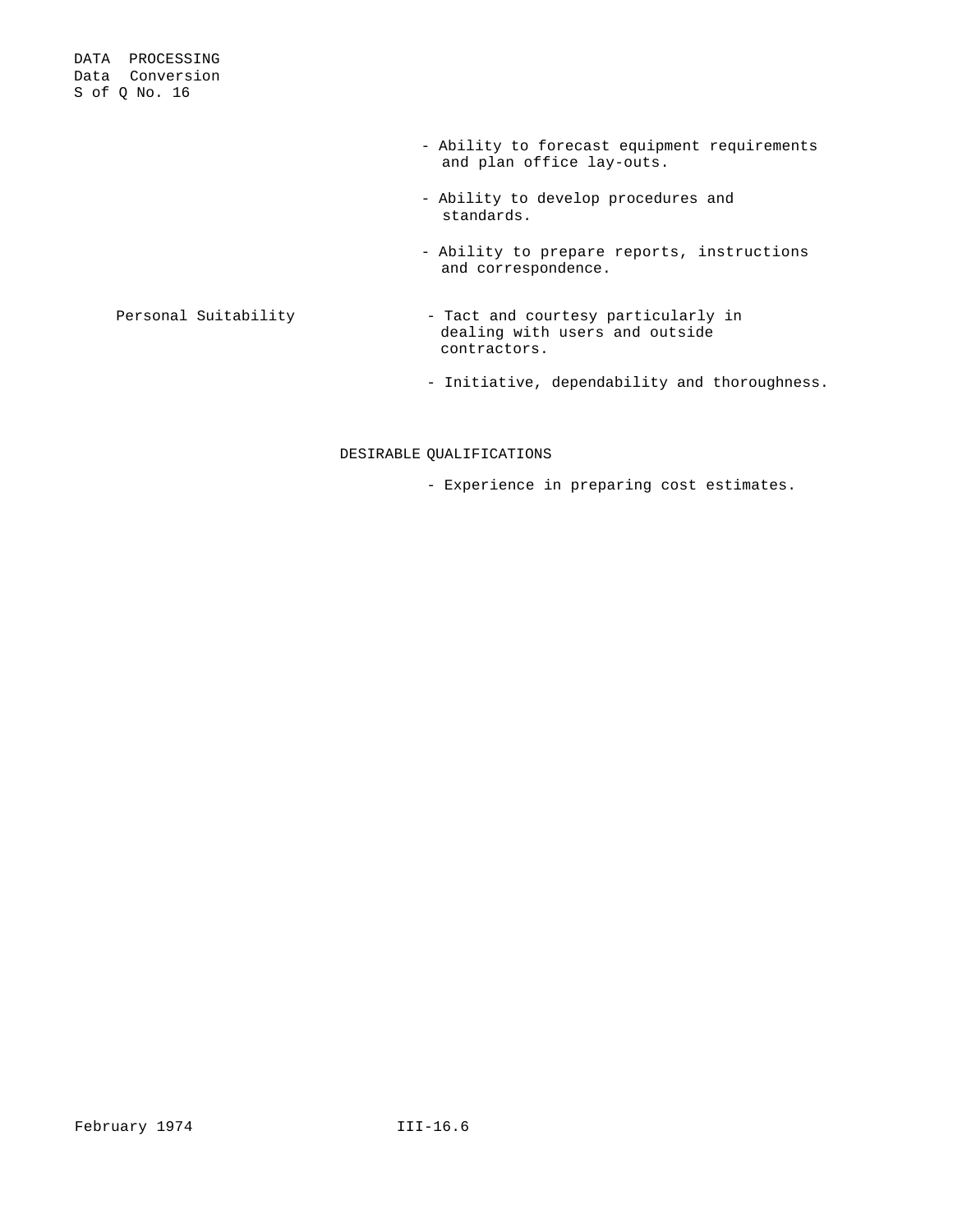- Ability to forecast equipment requirements and plan office lay-outs.

- Ability to develop procedures and standards.

- Ability to prepare reports, instructions and correspondence.

Personal Suitability

- Tact and courtesy particularly in dealing with users and outside contractors.

- Initiative, dependability and thoroughness.

## DESIRABLE QUALIFICATIONS

- Experience in preparing cost estimates.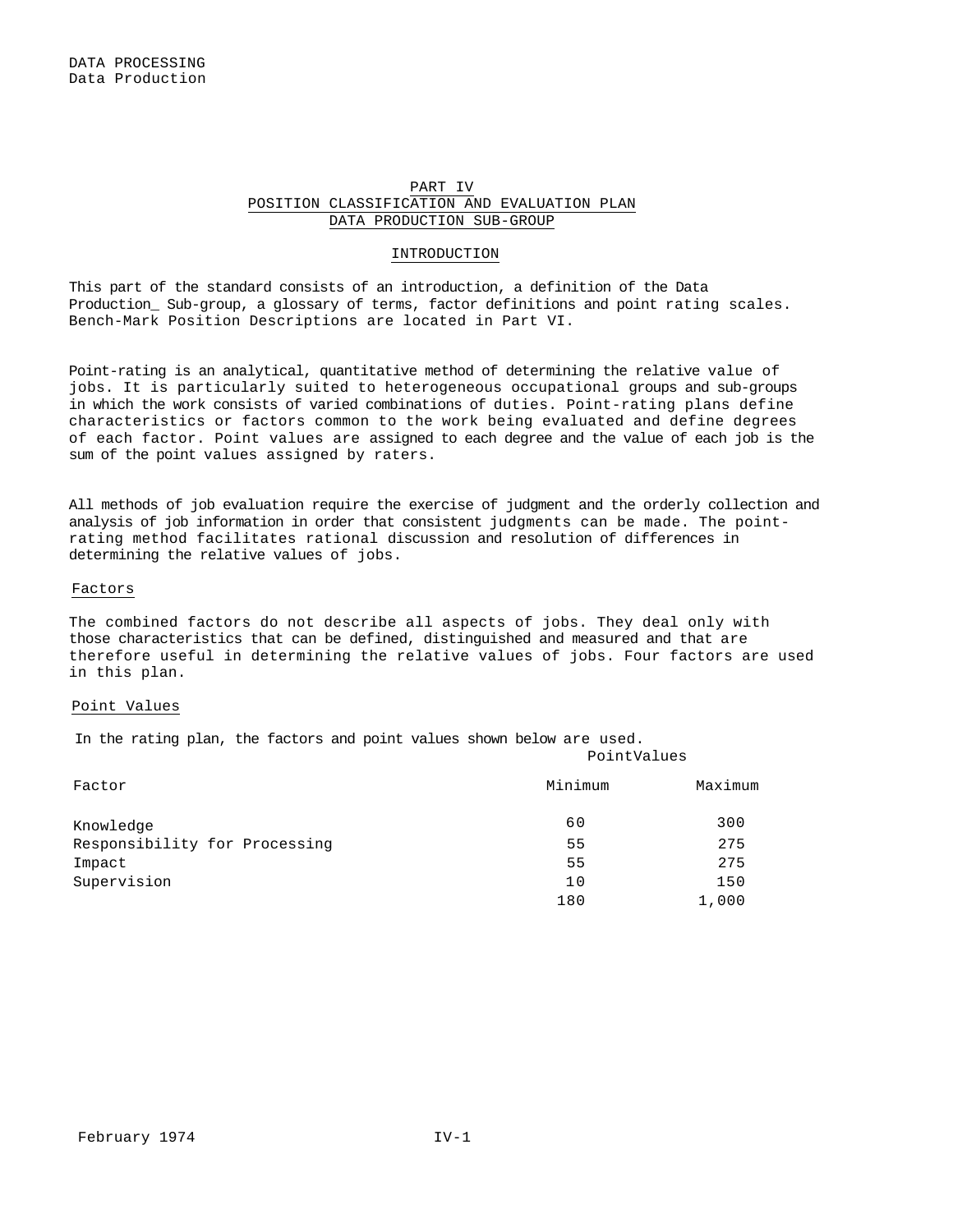# PART IV
## POSITION CLASSIFICATION AND EVALUATION PLAN
## DATA PRODUCTION SUB-GROUP

### INTRODUCTION

This part of the standard consists of an introduction, a definition of the Data Production_ Sub-group, a glossary of terms, factor definitions and point rating scales. Bench-Mark Position Descriptions are located in Part VI.

Point-rating is an analytical, quantitative method of determining the relative value of jobs. It is particularly suited to heterogeneous occupational groups and sub-groups in which the work consists of varied combinations of duties. Point-rating plans define characteristics or factors common to the work being evaluated and define degrees of each factor. Point values are assigned to each degree and the value of each job is the sum of the point values assigned by raters.

All methods of job evaluation require the exercise of judgment and the orderly collection and analysis of job information in order that consistent judgments can be made. The point-rating method facilitates rational discussion and resolution of differences in determining the relative values of jobs.

#### Factors

The combined factors do not describe all aspects of jobs. They deal only with those characteristics that can be defined, distinguished and measured and that are therefore useful in determining the relative values of jobs. Four factors are used in this plan.

#### Point Values

In the rating plan, the factors and point values shown below are used.

| Factor | Point Values Minimum | Point Values Maximum |
|---|---|---|
| Knowledge | 60 | 300 |
| Responsibility for Processing | 55 | 275 |
| Impact | 55 | 275 |
| Supervision | 10 | 150 |
| | 180 | 1,000 |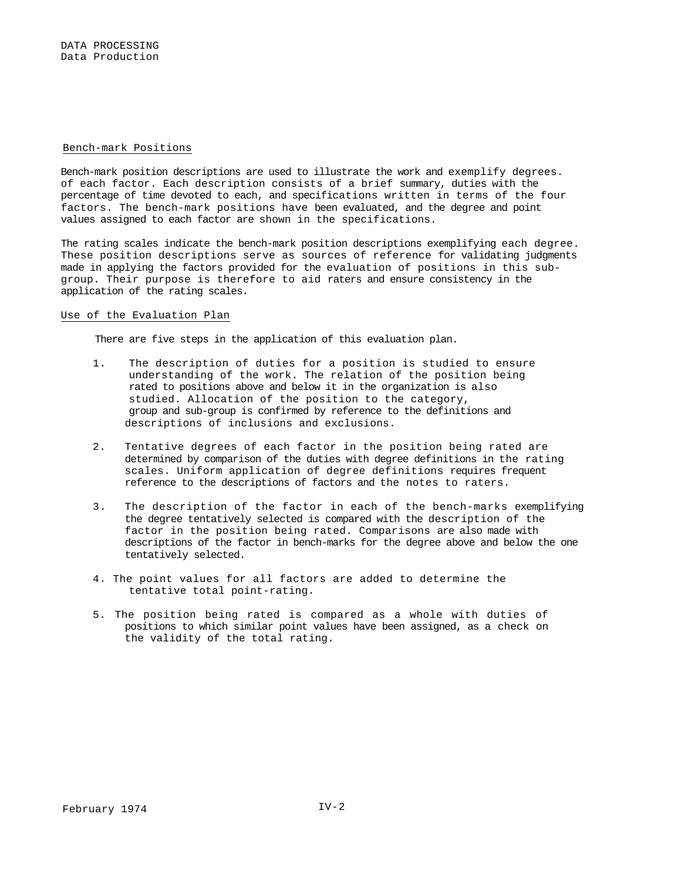## Bench-mark Positions

Bench-mark position descriptions are used to illustrate the work and exemplify degrees. of each factor. Each description consists of a brief summary, duties with the percentage of time devoted to each, and specifications written in terms of the four factors. The bench-mark positions have been evaluated, and the degree and point values assigned to each factor are shown in the specifications.

The rating scales indicate the bench-mark position descriptions exemplifying each degree. These position descriptions serve as sources of reference for validating judgments made in applying the factors provided for the evaluation of positions in this sub-group. Their purpose is therefore to aid raters and ensure consistency in the application of the rating scales.

## Use of the Evaluation Plan

There are five steps in the application of this evaluation plan.

1. The description of duties for a position is studied to ensure understanding of the work. The relation of the position being rated to positions above and below it in the organization is also studied. Allocation of the position to the category, group and sub-group is confirmed by reference to the definitions and descriptions of inclusions and exclusions.

2. Tentative degrees of each factor in the position being rated are determined by comparison of the duties with degree definitions in the rating scales. Uniform application of degree definitions requires frequent reference to the descriptions of factors and the notes to raters.

3. The description of the factor in each of the bench-marks exemplifying the degree tentatively selected is compared with the description of the factor in the position being rated. Comparisons are also made with descriptions of the factor in bench-marks for the degree above and below the one tentatively selected.

4. The point values for all factors are added to determine the tentative total point-rating.

5. The position being rated is compared as a whole with duties of positions to which similar point values have been assigned, as a check on the validity of the total rating.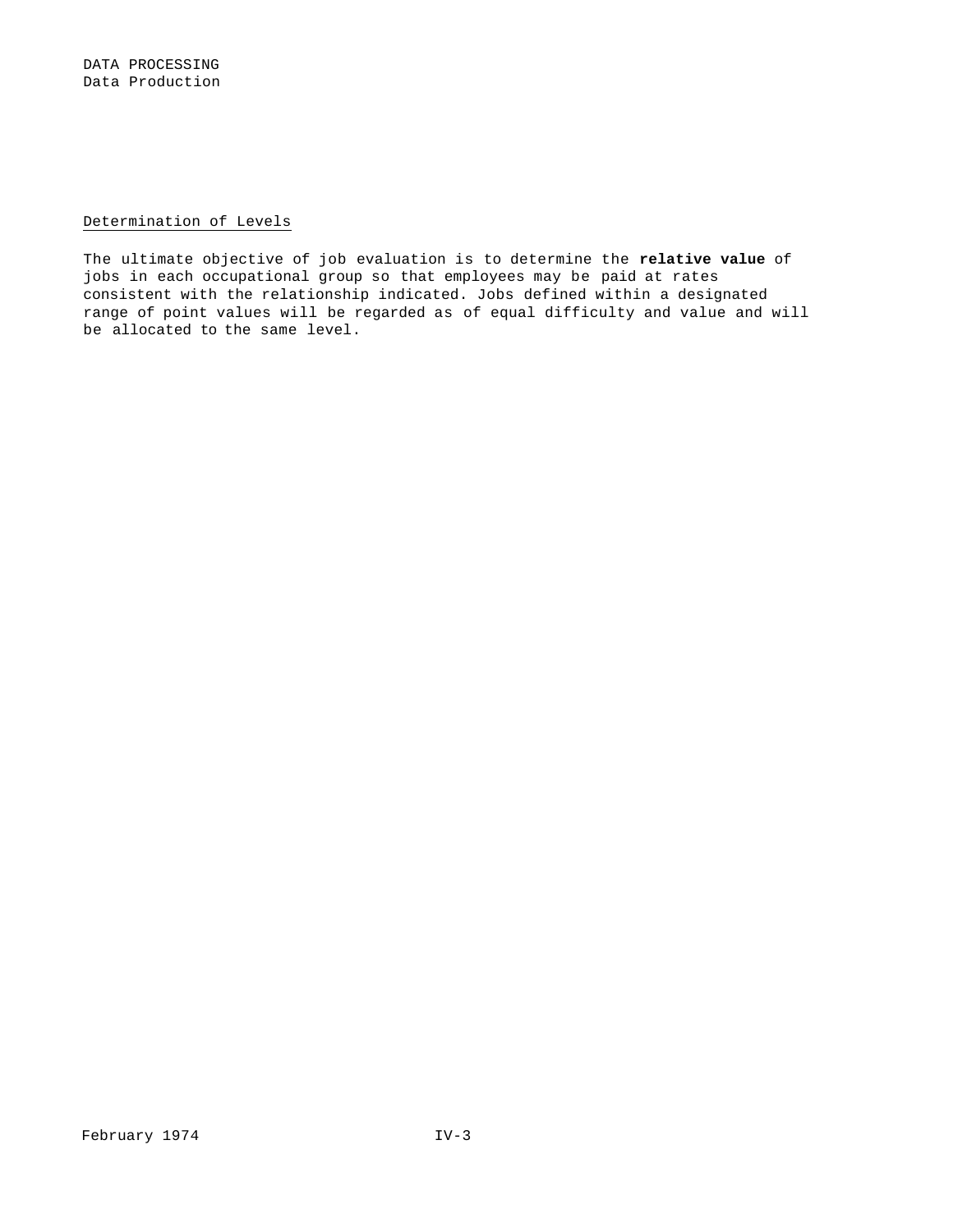## Determination of Levels

The ultimate objective of job evaluation is to determine the **relative value** of jobs in each occupational group so that employees may be paid at rates consistent with the relationship indicated. Jobs defined within a designated range of point values will be regarded as of equal difficulty and value and will be allocated to the same level.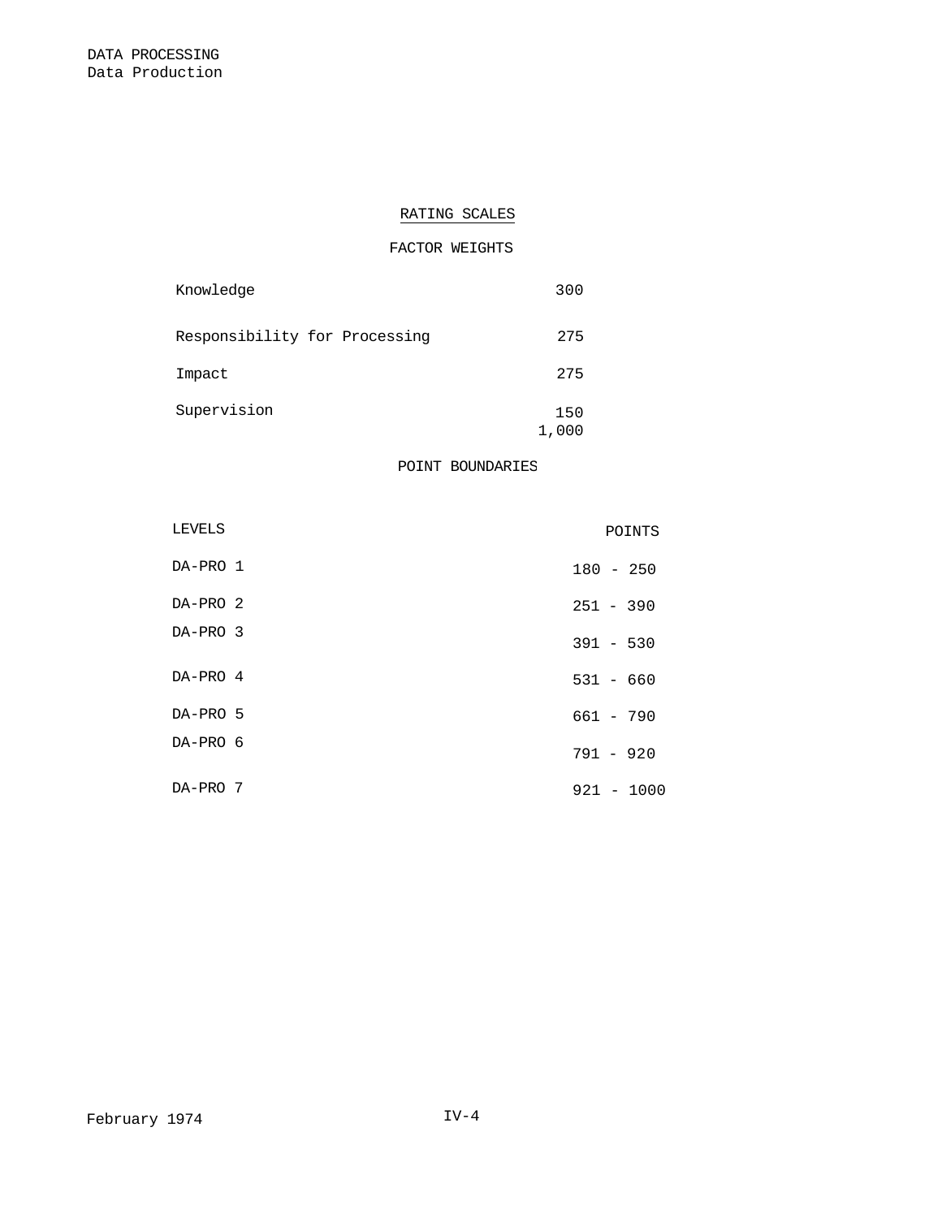DATA PROCESSING
Data Production

## RATING SCALES

### FACTOR WEIGHTS

| Factor | Weight |
| --- | --- |
| Knowledge | 300 |
| Responsibility for Processing | 275 |
| Impact | 275 |
| Supervision | 150 |
| | 1,000 |

### POINT BOUNDARIES

| LEVELS | POINTS |
| --- | --- |
| DA-PRO 1 | 180 - 250 |
| DA-PRO 2 | 251 - 390 |
| DA-PRO 3 | 391 - 530 |
| DA-PRO 4 | 531 - 660 |
| DA-PRO 5 | 661 - 790 |
| DA-PRO 6 | 791 - 920 |
| DA-PRO 7 | 921 - 1000 |

February 1974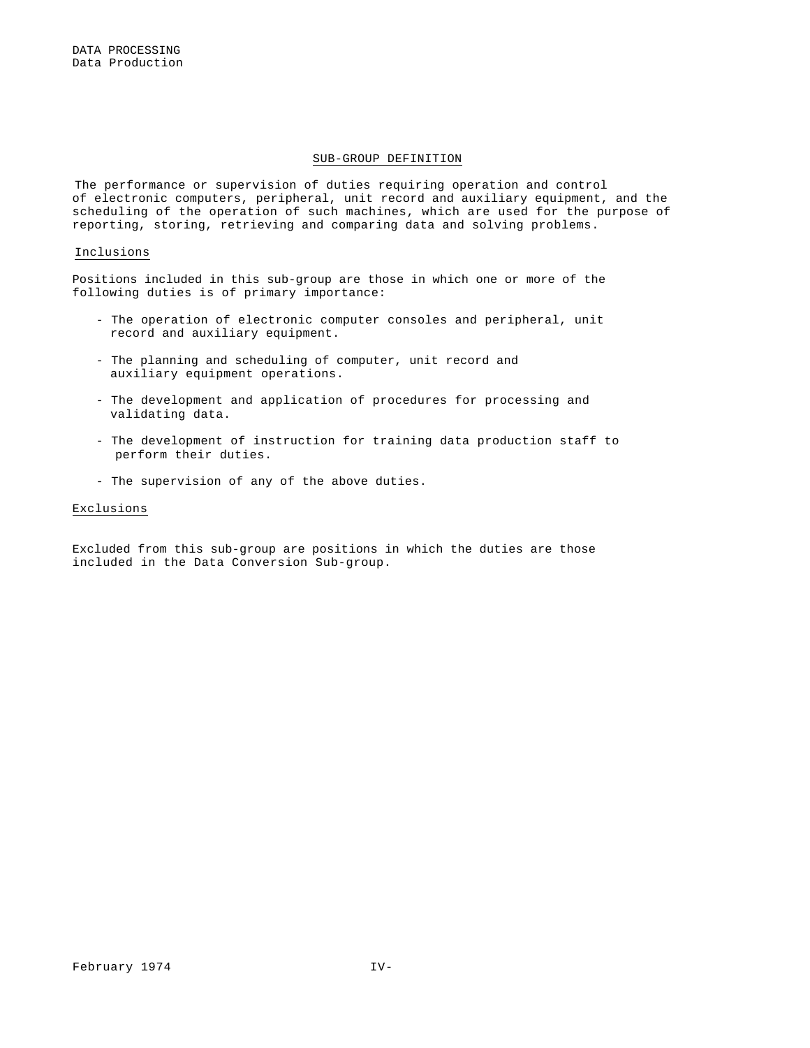## SUB-GROUP DEFINITION

The performance or supervision of duties requiring operation and control of electronic computers, peripheral, unit record and auxiliary equipment, and the scheduling of the operation of such machines, which are used for the purpose of reporting, storing, retrieving and comparing data and solving problems.

### Inclusions

Positions included in this sub-group are those in which one or more of the following duties is of primary importance:

- The operation of electronic computer consoles and peripheral, unit record and auxiliary equipment.
- The planning and scheduling of computer, unit record and auxiliary equipment operations.
- The development and application of procedures for processing and validating data.
- The development of instruction for training data production staff to perform their duties.
- The supervision of any of the above duties.

### Exclusions

Excluded from this sub-group are positions in which the duties are those included in the Data Conversion Sub-group.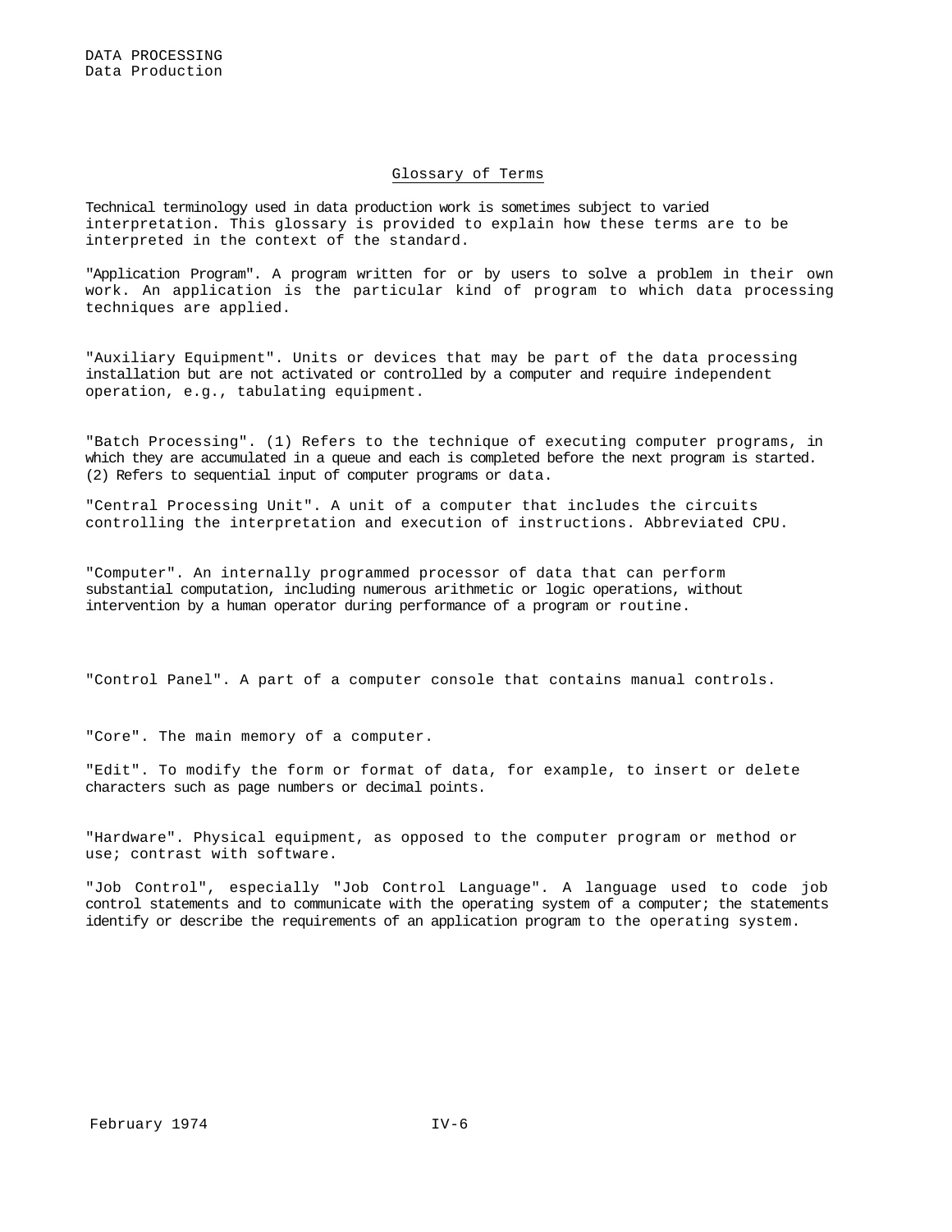## Glossary of Terms

Technical terminology used in data production work is sometimes subject to varied interpretation. This glossary is provided to explain how these terms are to be interpreted in the context of the standard.

"Application Program". A program written for or by users to solve a problem in their own work. An application is the particular kind of program to which data processing techniques are applied.

"Auxiliary Equipment". Units or devices that may be part of the data processing installation but are not activated or controlled by a computer and require independent operation, e.g., tabulating equipment.

"Batch Processing". (1) Refers to the technique of executing computer programs, in which they are accumulated in a queue and each is completed before the next program is started. (2) Refers to sequential input of computer programs or data.

"Central Processing Unit". A unit of a computer that includes the circuits controlling the interpretation and execution of instructions. Abbreviated CPU.

"Computer". An internally programmed processor of data that can perform substantial computation, including numerous arithmetic or logic operations, without intervention by a human operator during performance of a program or routine.

"Control Panel". A part of a computer console that contains manual controls.

"Core". The main memory of a computer.

"Edit". To modify the form or format of data, for example, to insert or delete characters such as page numbers or decimal points.

"Hardware". Physical equipment, as opposed to the computer program or method or use; contrast with software.

"Job Control", especially "Job Control Language". A language used to code job control statements and to communicate with the operating system of a computer; the statements identify or describe the requirements of an application program to the operating system.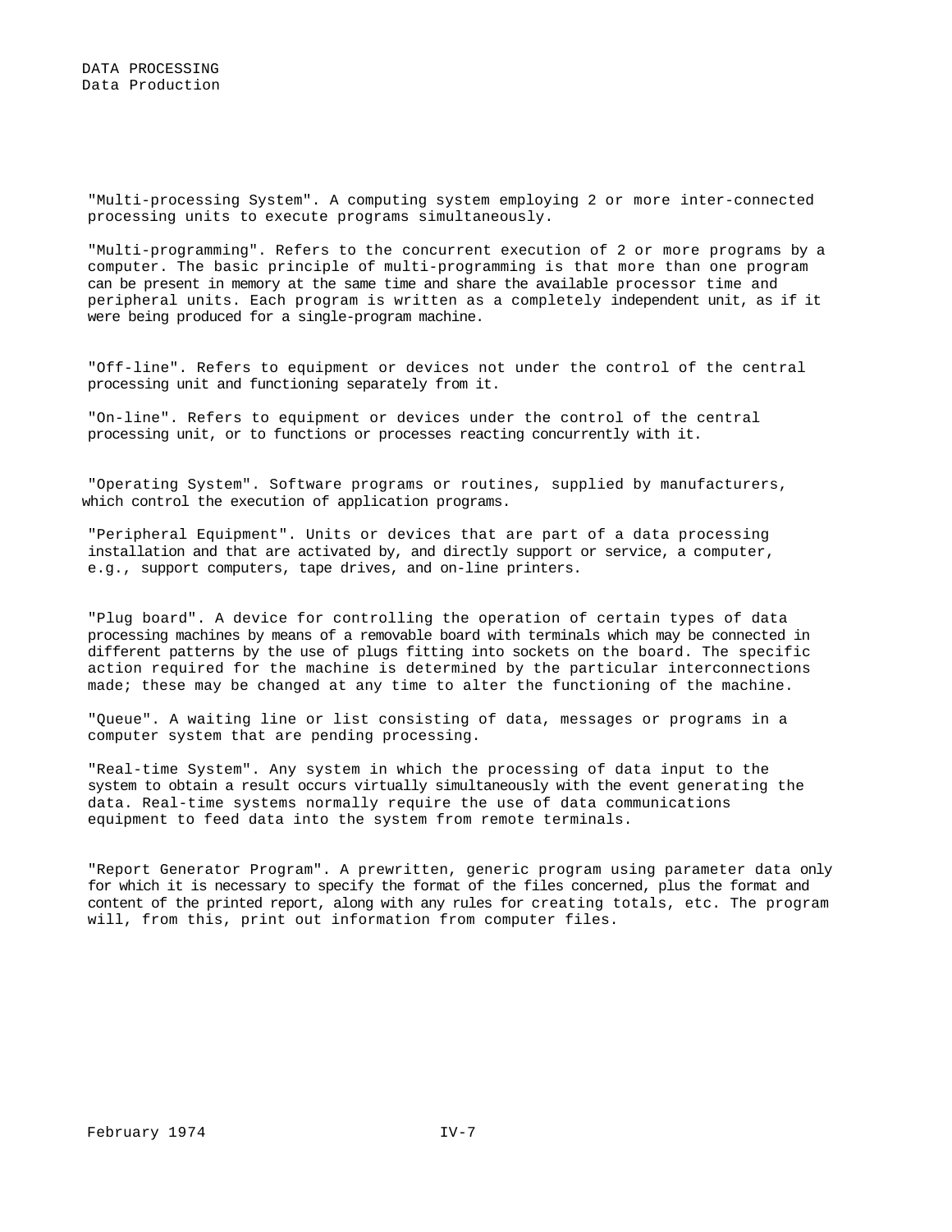"Multi-processing System". A computing system employing 2 or more inter-connected processing units to execute programs simultaneously.

"Multi-programming". Refers to the concurrent execution of 2 or more programs by a computer. The basic principle of multi-programming is that more than one program can be present in memory at the same time and share the available processor time and peripheral units. Each program is written as a completely independent unit, as if it were being produced for a single-program machine.

"Off-line". Refers to equipment or devices not under the control of the central processing unit and functioning separately from it.

"On-line". Refers to equipment or devices under the control of the central processing unit, or to functions or processes reacting concurrently with it.

"Operating System". Software programs or routines, supplied by manufacturers, which control the execution of application programs.

"Peripheral Equipment". Units or devices that are part of a data processing installation and that are activated by, and directly support or service, a computer, e.g., support computers, tape drives, and on-line printers.

"Plug board". A device for controlling the operation of certain types of data processing machines by means of a removable board with terminals which may be connected in different patterns by the use of plugs fitting into sockets on the board. The specific action required for the machine is determined by the particular interconnections made; these may be changed at any time to alter the functioning of the machine.

"Queue". A waiting line or list consisting of data, messages or programs in a computer system that are pending processing.

"Real-time System". Any system in which the processing of data input to the system to obtain a result occurs virtually simultaneously with the event generating the data. Real-time systems normally require the use of data communications equipment to feed data into the system from remote terminals.

"Report Generator Program". A prewritten, generic program using parameter data only for which it is necessary to specify the format of the files concerned, plus the format and content of the printed report, along with any rules for creating totals, etc. The program will, from this, print out information from computer files.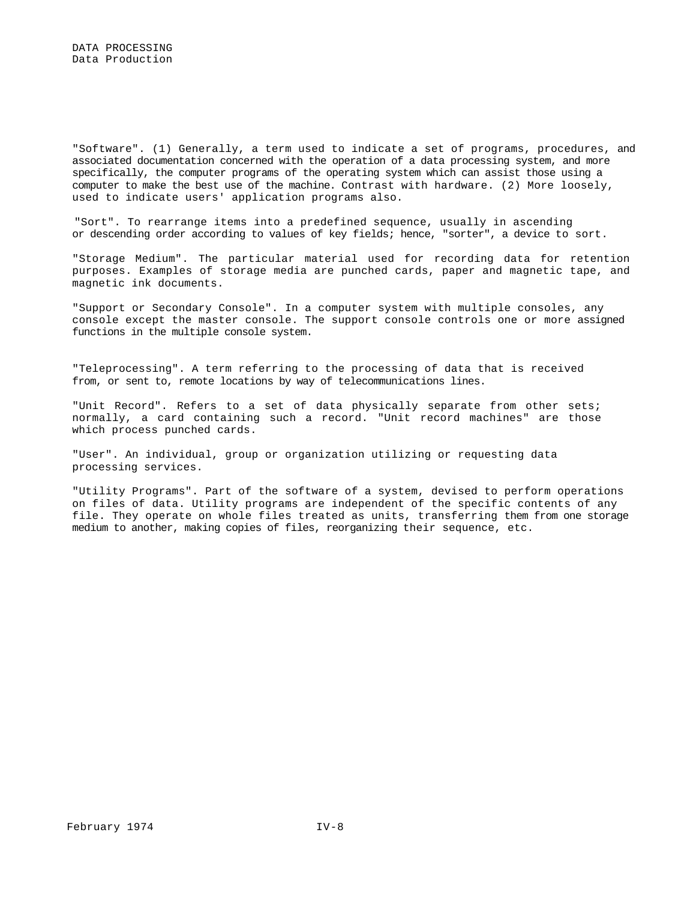"Software". (1) Generally, a term used to indicate a set of programs, procedures, and associated documentation concerned with the operation of a data processing system, and more specifically, the computer programs of the operating system which can assist those using a computer to make the best use of the machine. Contrast with hardware. (2) More loosely, used to indicate users' application programs also.

"Sort". To rearrange items into a predefined sequence, usually in ascending or descending order according to values of key fields; hence, "sorter", a device to sort.

"Storage Medium". The particular material used for recording data for retention purposes. Examples of storage media are punched cards, paper and magnetic tape, and magnetic ink documents.

"Support or Secondary Console". In a computer system with multiple consoles, any console except the master console. The support console controls one or more assigned functions in the multiple console system.

"Teleprocessing". A term referring to the processing of data that is received from, or sent to, remote locations by way of telecommunications lines.

"Unit Record". Refers to a set of data physically separate from other sets; normally, a card containing such a record. "Unit record machines" are those which process punched cards.

"User". An individual, group or organization utilizing or requesting data processing services.

"Utility Programs". Part of the software of a system, devised to perform operations on files of data. Utility programs are independent of the specific contents of any file. They operate on whole files treated as units, transferring them from one storage medium to another, making copies of files, reorganizing their sequence, etc.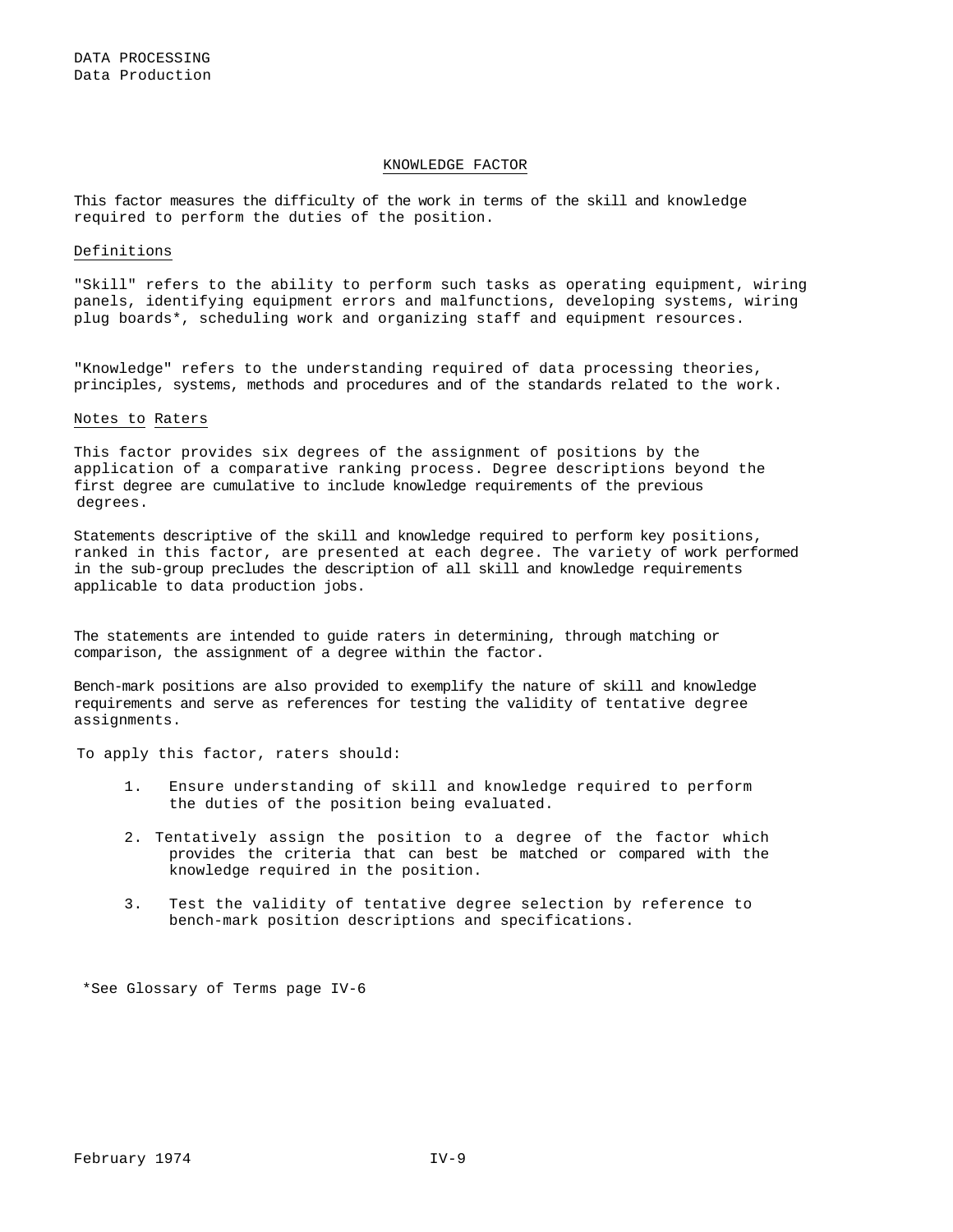DATA PROCESSING
Data Production

## KNOWLEDGE FACTOR

This factor measures the difficulty of the work in terms of the skill and knowledge required to perform the duties of the position.

### Definitions

"Skill" refers to the ability to perform such tasks as operating equipment, wiring panels, identifying equipment errors and malfunctions, developing systems, wiring plug boards*, scheduling work and organizing staff and equipment resources.

"Knowledge" refers to the understanding required of data processing theories, principles, systems, methods and procedures and of the standards related to the work.

### Notes to Raters

This factor provides six degrees of the assignment of positions by the application of a comparative ranking process. Degree descriptions beyond the first degree are cumulative to include knowledge requirements of the previous degrees.

Statements descriptive of the skill and knowledge required to perform key positions, ranked in this factor, are presented at each degree. The variety of work performed in the sub-group precludes the description of all skill and knowledge requirements applicable to data production jobs.

The statements are intended to guide raters in determining, through matching or comparison, the assignment of a degree within the factor.

Bench-mark positions are also provided to exemplify the nature of skill and knowledge requirements and serve as references for testing the validity of tentative degree assignments.

To apply this factor, raters should:

1. Ensure understanding of skill and knowledge required to perform the duties of the position being evaluated.
2. Tentatively assign the position to a degree of the factor which provides the criteria that can best be matched or compared with the knowledge required in the position.
3. Test the validity of tentative degree selection by reference to bench-mark position descriptions and specifications.

*See Glossary of Terms page IV-6

February 1974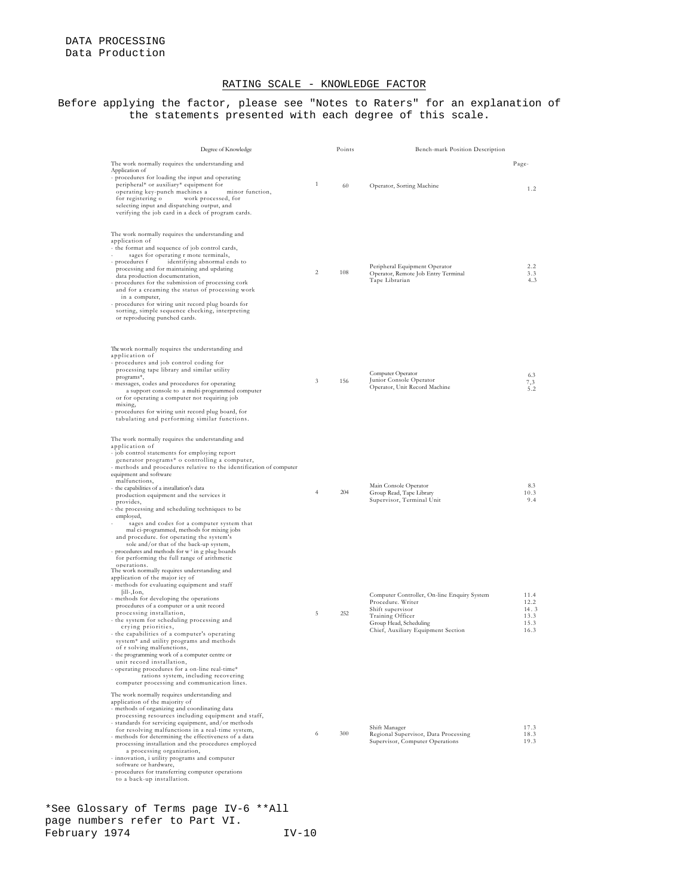DATA PROCESSING
Data Production

## RATING SCALE - KNOWLEDGE FACTOR

Before applying the factor, please see "Notes to Raters" for an explanation of the statements presented with each degree of this scale.

| Degree of Knowledge | | Points | Bench-mark Position Description | Page- |
|---|---|---|---|---|
| The work normally requires the understanding and Application of<br>- procedures for loading the input and operating peripheral* or auxiliary* equipment for operating key-punch machines a minor function, for registering o work processed, for selecting input and dispatching output, and verifying the job card in a deck of program cards. | 1 | 60 | Operator, Sorting Machine | 1.2 |
| The work normally requires the understanding and application of<br>- the format and sequence of job control cards,<br>- sages for operating r mote terminals,<br>- procedures f identifying abnormal ends to processing and for maintaining and updating data production documentation,<br>- procedures for the submission of processing cork and for a creaming the status of processing work in a computer,<br>- procedures for wiring unit record plug boards for sorting, simple sequence checking, interpreting or reproducing punched cards. | 2 | 108 | Peripheral Equipment Operator<br>Operator, Remote Job Entry Terminal<br>Tape Librarian | 2.2<br>3.3<br>4..3 |
| The work normally requires the understanding and application of<br>- procedures and job control coding for processing tape library and similar utility programs*,<br>- messages, codes and procedures for operating a support console to a multi-programmed computer or for operating a computer not requiring job mixing,<br>- procedures for wiring unit record plug board, for tabulating and performing similar functions. | 3 | 156 | Computer Operator<br>Junior Console Operator<br>Operator, Unit Record Machine | 6.3<br>7,3<br>5.2 |
| The work normally requires the understanding and application of<br>- job control statements for employing report generator programs* o controlling a computer,<br>- methods and procedures relative to the identification of computer equipment and software malfunctions,<br>- the capabilities of a installation's data production equipment and the services it provides,<br>- the processing and scheduling techniques to be employed,<br>- sages and codes for a computer system that mal ci-programmed, methods for mixing jobs and procedure. for operating the system's sole and/or that of the back-up system,<br>- procedures and methods for w ' in g plug boards for performing the full range of arithmetic operations. | 4 | 204 | Main Console Operator<br>Group Read, Tape Library<br>Supervisor, Terminal Unit | 8.3<br>10.3<br>9.4 |
| The work normally requires understanding and application of the major icy of<br>- methods for evaluating equipment and staff [ill-,Ion,<br>- methods for developing the operations procedures of a computer or a unit record processing installation,<br>- the system for scheduling processing and crying priorities,<br>- the capabilities of a computer's operating system* and utility programs and methods of r solving malfunctions,<br>- the programming work of a computer centre or unit record installation,<br>- operating procedures for a on-line real-time* rations system, including recovering computer processing and communication lines. | 5 | 252 | Computer Controller, On-line Enquiry System<br>Procedure. Writer<br>Shift supervisor<br>Training Officer<br>Group Head, Scheduling<br>Chief, Auxiliary Equipment Section | 11.4<br>12.2<br>14. 3<br>13.3<br>15.3<br>16.3 |
| The work normally requires understanding and application of the majority of<br>- methods of organizing and coordinating data processing resources including equipment and staff,<br>- standards for servicing equipment, and/or methods for resolving malfunctions in a real-time system,<br>- methods for determining the effectiveness of a data processing installation and the procedures employed a processing organization,<br>- innovation, i utility programs and computer software or hardware,<br>- procedures for transferring computer operations to a back-up installation. | 6 | 300 | Shift Manager<br>Regional Supervisor, Data Processing<br>Supervisor, Computer Operations | 17.3<br>18.3<br>19.3 |

*See Glossary of Terms page IV-6 **All page numbers refer to Part VI.
February 1974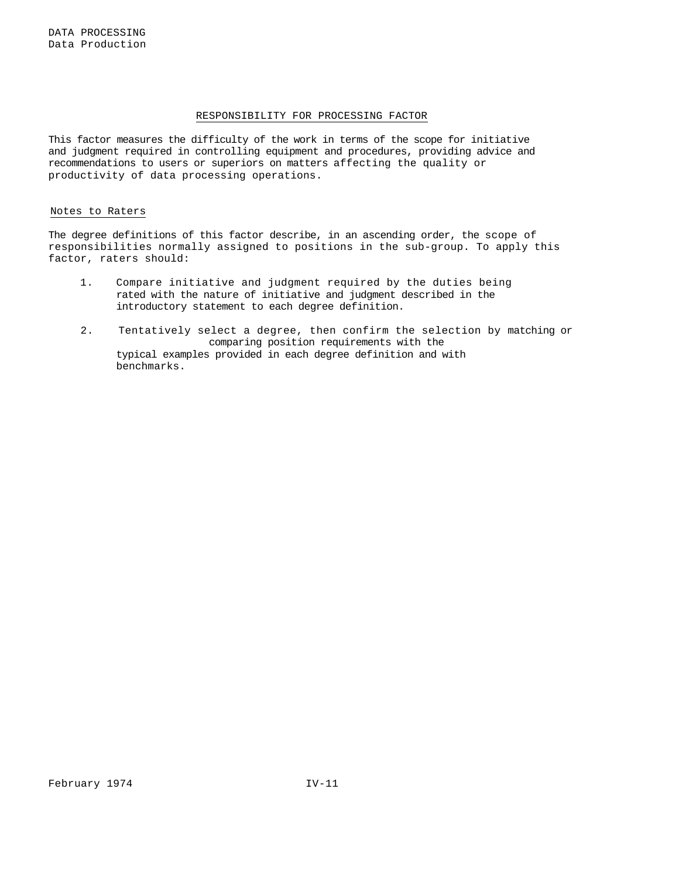## RESPONSIBILITY FOR PROCESSING FACTOR

This factor measures the difficulty of the work in terms of the scope for initiative and judgment required in controlling equipment and procedures, providing advice and recommendations to users or superiors on matters affecting the quality or productivity of data processing operations.

### Notes to Raters

The degree definitions of this factor describe, in an ascending order, the scope of responsibilities normally assigned to positions in the sub-group. To apply this factor, raters should:

1. Compare initiative and judgment required by the duties being rated with the nature of initiative and judgment described in the introductory statement to each degree definition.

2. Tentatively select a degree, then confirm the selection by matching or comparing position requirements with the typical examples provided in each degree definition and with benchmarks.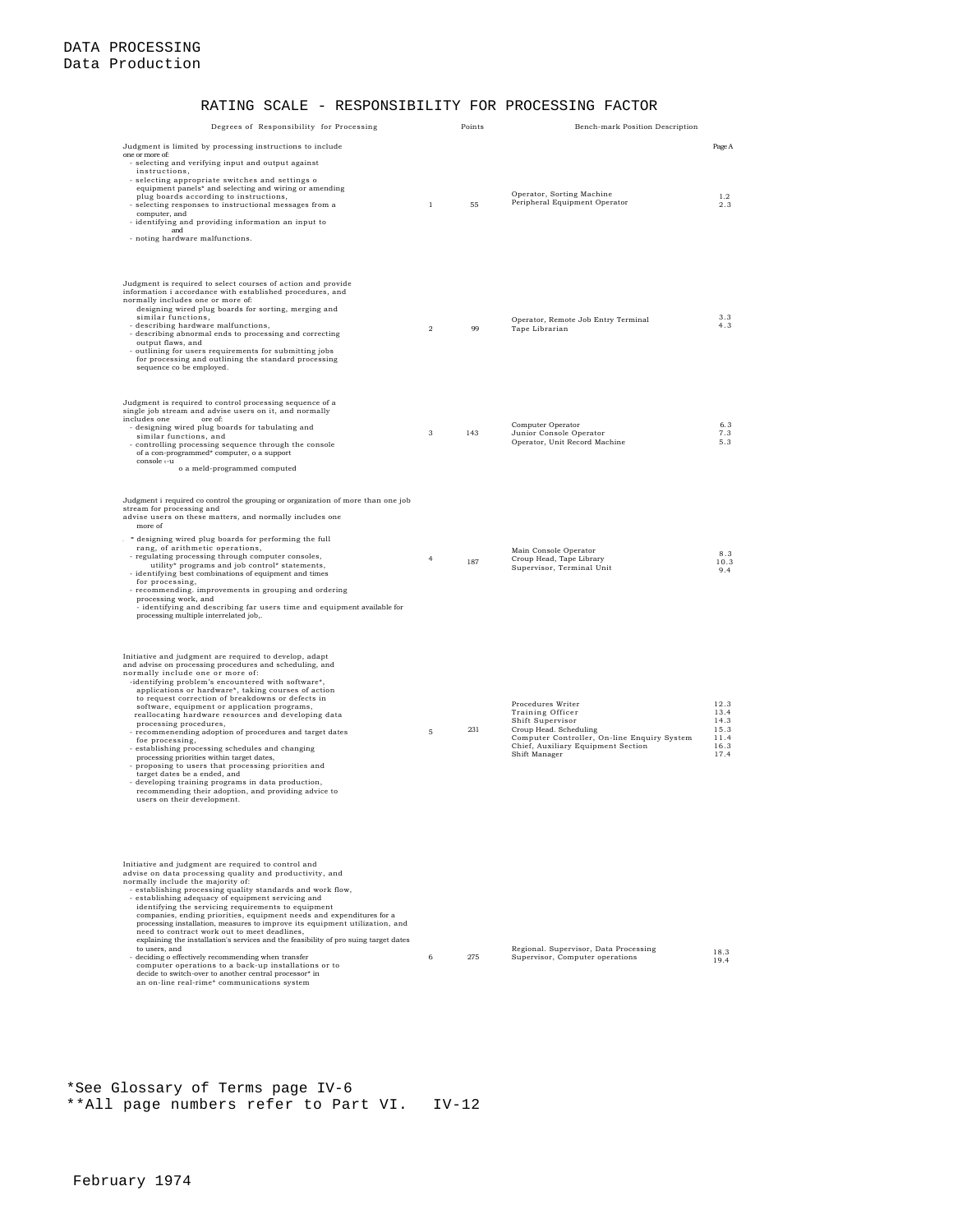DATA PROCESSING
Data Production

# RATING SCALE - RESPONSIBILITY FOR PROCESSING FACTOR

| Degrees of Responsibility for Processing | | Points | Bench-mark Position Description | Page** |
|---|---|---|---|---|
| Judgment is limited by processing instructions to include one or more of:<br>- selecting and verifying input and output against instructions,<br>- selecting appropriate switches and settings o equipment panels* and selecting and wiring or amending plug boards according to instructions,<br>- selecting responses to instructional messages from a computer, and<br>- identifying and providing information an input to and<br>- noting hardware malfunctions. | 1 | 55 | Operator, Sorting Machine<br>Peripheral Equipment Operator | 1.2<br>2.3 |
| Judgment is required to select courses of action and provide information i accordance with established procedures, and normally includes one or more of:<br>designing wired plug boards for sorting, merging and similar functions,<br>- describing hardware malfunctions,<br>- describing abnormal ends to processing and correcting output flaws, and<br>- outlining for users requirements for submitting jobs for processing and outlining the standard processing sequence co be employed. | 2 | 99 | Operator, Remote Job Entry Terminal<br>Tape Librarian | 3.3<br>4.3 |
| Judgment is required to control processing sequence of a single job stream and advise users on it, and normally includes one ore of:<br>- designing wired plug boards for tabulating and similar functions, and<br>- controlling processing sequence through the console of a con-programmed* computer, o a support console ₜ-u o a meld-programmed computed | 3 | 143 | Computer Operator<br>Junior Console Operator<br>Operator, Unit Record Machine | 6.3<br>7.3<br>5.3 |
| Judgment i required co control the grouping or organization of more than one job stream for processing and advise users on these matters, and normally includes one more of<br>* designing wired plug boards for performing the full rang, of arithmetic operations,<br>- regulating processing through computer consoles, utility* programs and job control* statements,<br>- identifying best combinations of equipment and times for processing,<br>- recommending. improvements in grouping and ordering processing work, and<br>- identifying and describing far users time and equipment available for processing multiple interrelated job,. | 4 | 187 | Main Console Operator<br>Croup Head, Tape Library<br>Supervisor, Terminal Unit | 8.3<br>10.3<br>9.4 |
| Initiative and judgment are required to develop, adapt and advise on processing procedures and scheduling, and normally include one or more of:<br>-identifying problem's encountered with software*, applications or hardware*, taking courses of action to request correction of breakdowns or defects in software, equipment or application programs, reallocating hardware resources and developing data processing procedures,<br>- recommenending adoption of procedures and target dates foe processing,<br>- establishing processing schedules and changing processing priorities within target dates,<br>- proposing to users that processing priorities and target dates be a ended, and<br>- developing training programs in data production, recommending their adoption, and providing advice to users on their development. | 5 | 231 | Procedures Writer<br>Training Officer<br>Shift Supervisor<br>Croup Head. Scheduling<br>Computer Controller, On-line Enquiry System<br>Chief, Auxiliary Equipment Section<br>Shift Manager | 12.3<br>13.4<br>14.3<br>15.3<br>11.4<br>16.3<br>17.4 |
| Initiative and judgment are required to control and advise on data processing quality and productivity, and normally include the majority of:<br>- establishing processing quality standards and work flow,<br>- establishing adequacy of equipment servicing and identifying the servicing requirements to equipment companies, ending priorities, equipment needs and expenditures for a processing installation, measures to improve its equipment utilization, and need to contract work out to meet deadlines, explaining the installation's services and the feasibility of pro suing target dates to users, and<br>- deciding o effectively recommending when transfer computer operations to a back-up installations or to decide to switch-over to another central processor* in an on-line real-rime* communications system | 6 | 275 | Regional. Supervisor, Data Processing<br>Supervisor, Computer operations | 18.3<br>19.4 |

*See Glossary of Terms page IV-6
**All page numbers refer to Part VI.

February 1974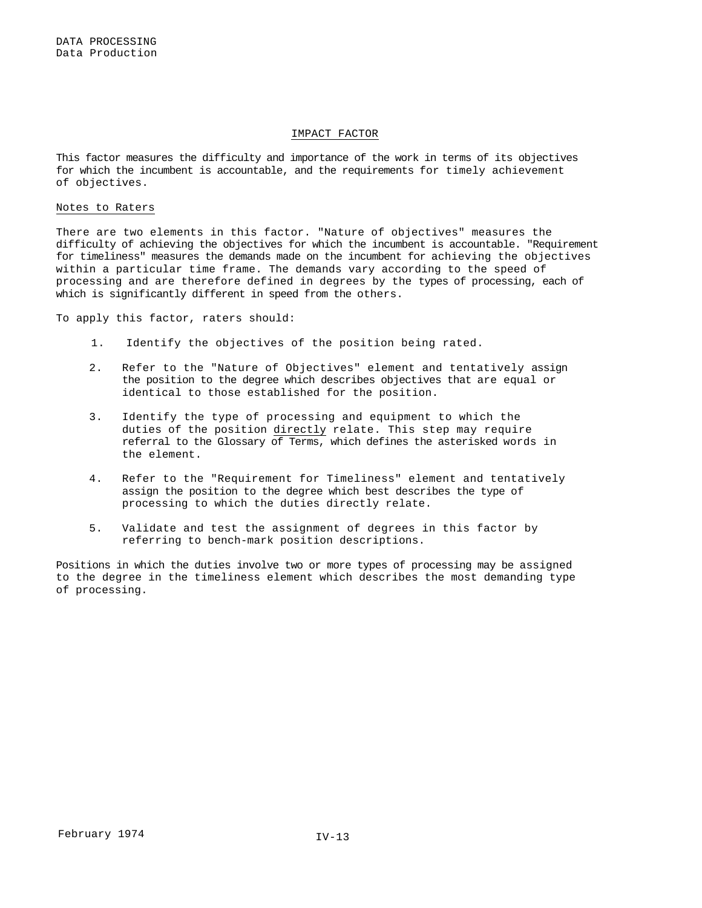## IMPACT FACTOR

This factor measures the difficulty and importance of the work in terms of its objectives for which the incumbent is accountable, and the requirements for timely achievement of objectives.

### Notes to Raters

There are two elements in this factor. "Nature of objectives" measures the difficulty of achieving the objectives for which the incumbent is accountable. "Requirement for timeliness" measures the demands made on the incumbent for achieving the objectives within a particular time frame. The demands vary according to the speed of processing and are therefore defined in degrees by the types of processing, each of which is significantly different in speed from the others.

To apply this factor, raters should:

1. Identify the objectives of the position being rated.
2. Refer to the "Nature of Objectives" element and tentatively assign the position to the degree which describes objectives that are equal or identical to those established for the position.
3. Identify the type of processing and equipment to which the duties of the position <u>directly</u> relate. This step may require referral to the Glossary of Terms, which defines the asterisked words in the element.
4. Refer to the "Requirement for Timeliness" element and tentatively assign the position to the degree which best describes the type of processing to which the duties directly relate.
5. Validate and test the assignment of degrees in this factor by referring to bench-mark position descriptions.

Positions in which the duties involve two or more types of processing may be assigned to the degree in the timeliness element which describes the most demanding type of processing.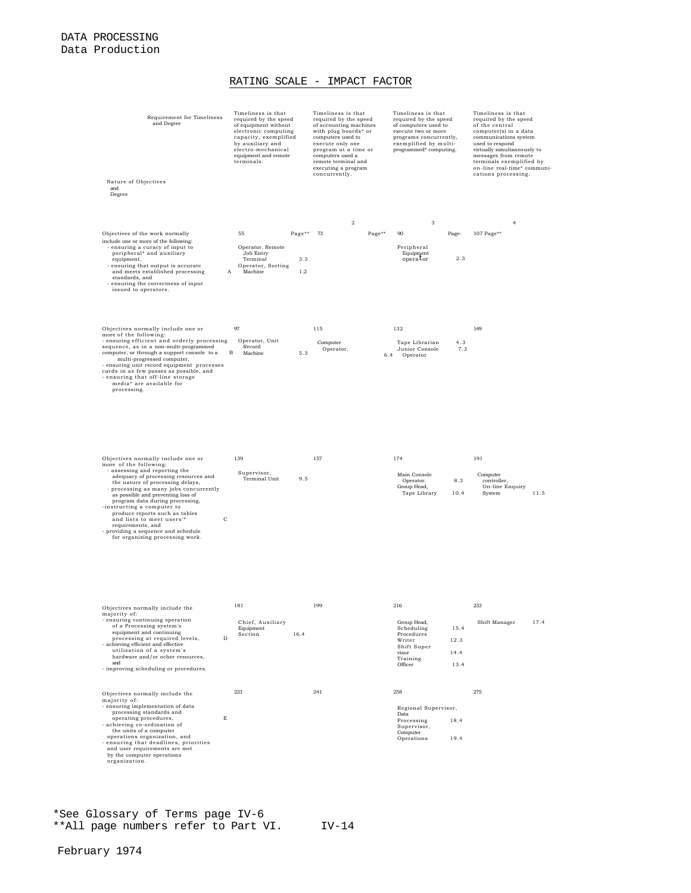DATA PROCESSING
Data Production

## RATING SCALE - IMPACT FACTOR

| Nature of Objectives and Degree / Requirement for Timeliness and Degree | | 1. Timeliness is that required by the speed of equipment without electronic computing capacity, exemplified by auxiliary and electro-mechanical equipment and remote terminals. | 2. Timeliness is that required by the speed of accounting machines with plug boards* or computers used to execute only one program at a time or computers used a remote terminal and executing a program concurrently. | 3. Timeliness is that required by the speed of computers used to execute two or more programs concurrently, exemplified by multi-programmed* computing. | 4. Timeliness is that required by the speed of the central computer(s) in a data communications system used to respond virtually simultaneously to messages from remote terminals exemplified by on-line real-time* communi-cations processing. |
|---|---|---|---|---|---|
| Objectives of the work normally include one or more of the following: - ensuring a curacy of input to peripheral* and auxiliary equipment, - ensuring that output is accurate and meets established processing standards, and - ensuring the correctness of input issued to operators. | A | 55 Page** Operator. Remote Job Entry Terminal 3.3 Operator, Sorting Machine 1.2 | 73 Page** | 90 Page- Peripheral Equipment operator 2.3 | 107 Page** |
| Objectives normally include one or more of the following: - ensuring efficient and orderly processing sequence, as in a non-multi-programmed computer, or through a support console to a multi-progressed computer, - ensuring unit record equipment processes cards in as few passes as possible, and - ensuring that off-line storage media* are available for processing. | B | 97 Operator, Unit Record Machine 5.3 | 115 Computer Operator. 6.4 | 132 Tape Librarian 4.3 Junior Console Operator 7.3 | 149 |
| Objectives normally include one or more of the following: - assessing and reporting the adequacy of processing resources and the nature of processing delays, - processing as many jobs concurrently as possible and preventing loss of program data during processing, -instructing a computer to produce reports such as tables and lists to meet users'* requirements, and - providing a sequence and schedule for organizing processing work. | C | 139 Supervisor, Terminal Unit 9.5 | 157 | 174 Main Console Operator. 8.3 Group Head, Tape Library 10.4 | 191 Computer controller, On-line Enquiry System 11.5 |
| Objectives normally include the majority of: - ensuring continuing operation of a Processing system's equipment and continuing processing at required levels, - achieving efficient and effective utilization of a system's hardware and/or ocher resources, and - improving scheduling or procedures. | D | 181 Chief, Auxiliary Equipment Section 16.4 | 199 | 216 Group Head, Scheduling 15.4 Procedures Writer 12.3 Shift Super visor 14.4 Training Officer 13.4 | 233 Shift Manager 17.4 |
| Objectives normally include the majority of: - ensuring implementation of data processing standards and operating procedures, - achieving co-ordination of the units of a computer operations organization, and - ensuring that deadlines, priorities and user requirements are met by the computer operations organization. | E | 223 | 241 | 258 Regional Supervisor, Data Processing 18.4 Supervisor, Computer Operations 19.4 | 275 |

*See Glossary of Terms page IV-6
**All page numbers refer to Part VI.

February 1974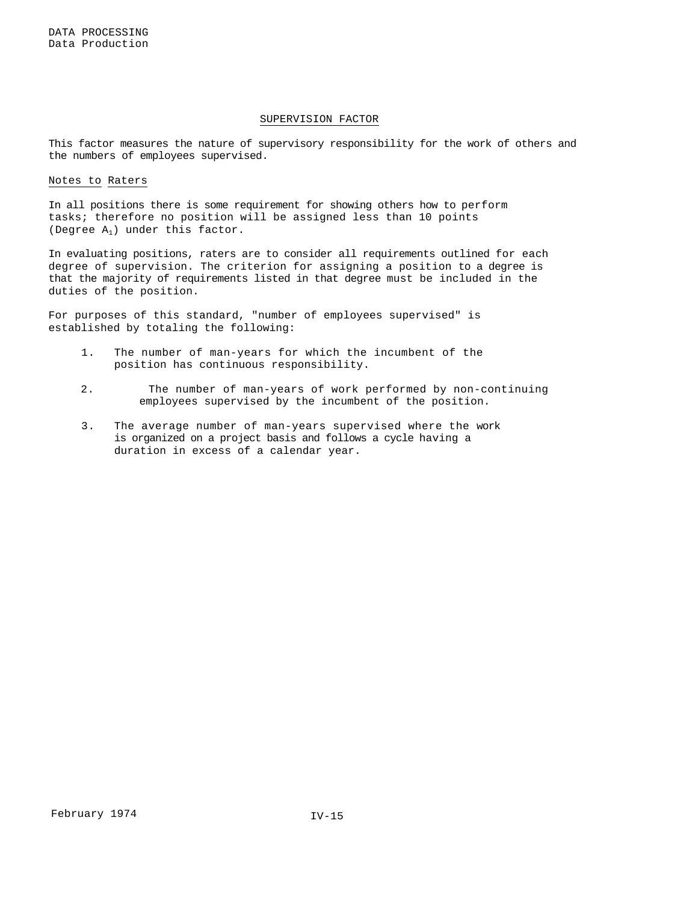## SUPERVISION FACTOR

This factor measures the nature of supervisory responsibility for the work of others and the numbers of employees supervised.

Notes to Raters

In all positions there is some requirement for showing others how to perform tasks; therefore no position will be assigned less than 10 points (Degree $A_1$) under this factor.

In evaluating positions, raters are to consider all requirements outlined for each degree of supervision. The criterion for assigning a position to a degree is that the majority of requirements listed in that degree must be included in the duties of the position.

For purposes of this standard, "number of employees supervised" is established by totaling the following:

1. The number of man-years for which the incumbent of the position has continuous responsibility.
2. The number of man-years of work performed by non-continuing employees supervised by the incumbent of the position.
3. The average number of man-years supervised where the work is organized on a project basis and follows a cycle having a duration in excess of a calendar year.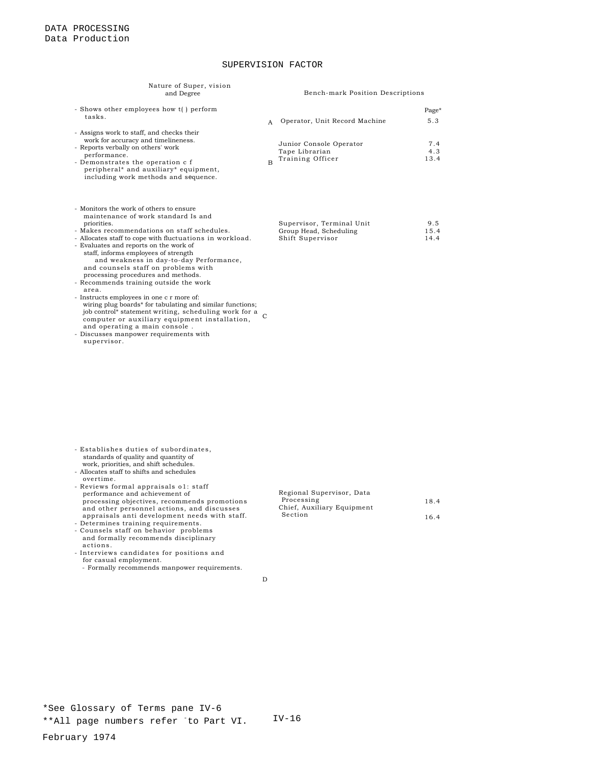DATA PROCESSING
Data Production

## SUPERVISION FACTOR

| Nature of Super, vision and Degree | | Bench-mark Position Descriptions | Page* |
|---|---|---|---|
| - Shows other employees how t( ) perform tasks. | A | Operator, Unit Record Machine | 5.3 |
| - Assigns work to staff, and checks their work for accuracy and timeliness.<br>- Reports verbally on others' work performance.<br>- Demonstrates the operation c f peripheral* and auxiliary* equipment, including work methods and sequence. | B | Junior Console Operator<br>Tape Librarian<br>Training Officer | 7.4<br>4.3<br>13.4 |
| - Monitors the work of others to ensure maintenance of work standard Is and priorities.<br>- Makes recommendations on staff schedules.<br>- Allocates staff to cope with fluctuations in workload.<br>- Evaluates and reports on the work of staff, informs employees of strength and weakness in day-to-day Performance, and counsels staff on problems with processing procedures and methods.<br>- Recommends training outside the work area.<br>- Instructs employees in one c r more of: wiring plug boards* for tabulating and similar functions; job control* statement writing, scheduling work for a computer or auxiliary equipment installation, and operating a main console .<br>- Discusses manpower requirements with supervisor. | C | Supervisor, Terminal Unit<br>Group Head, Scheduling<br>Shift Supervisor | 9.5<br>15.4<br>14.4 |
| - Establishes duties of subordinates, standards of quality and quantity of work, priorities, and shift schedules.<br>- Allocates staff to shifts and schedules overtime.<br>- Reviews formal appraisals o1: staff performance and achievement of processing objectives, recommends promotions and other personnel actions, and discusses appraisals anti development needs with staff.<br>- Determines training requirements.<br>- Counsels staff on behavior problems and formally recommends disciplinary actions.<br>- Interviews candidates for positions and for casual employment.<br>- Formally recommends manpower requirements. | D | Regional Supervisor, Data Processing<br>Chief, Auxiliary Equipment Section | 18.4<br>16.4 |

*See Glossary of Terms pane IV-6

**All page numbers refer to Part VI.

February 1974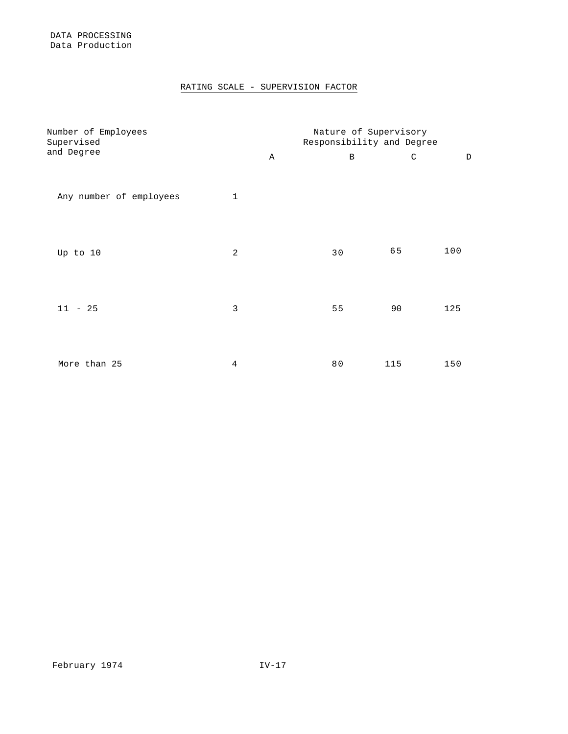DATA PROCESSING
Data Production

## RATING SCALE - SUPERVISION FACTOR

| Number of Employees Supervised and Degree | | Nature of Supervisory Responsibility and Degree | | | |
|---|---|---|---|---|---|
| | | A | B | C | D |
| Any number of employees | 1 | | | | |
| Up to 10 | 2 | | 30 | 65 | 100 |
| 11 - 25 | 3 | | 55 | 90 | 125 |
| More than 25 | 4 | | 80 | 115 | 150 |

February 1974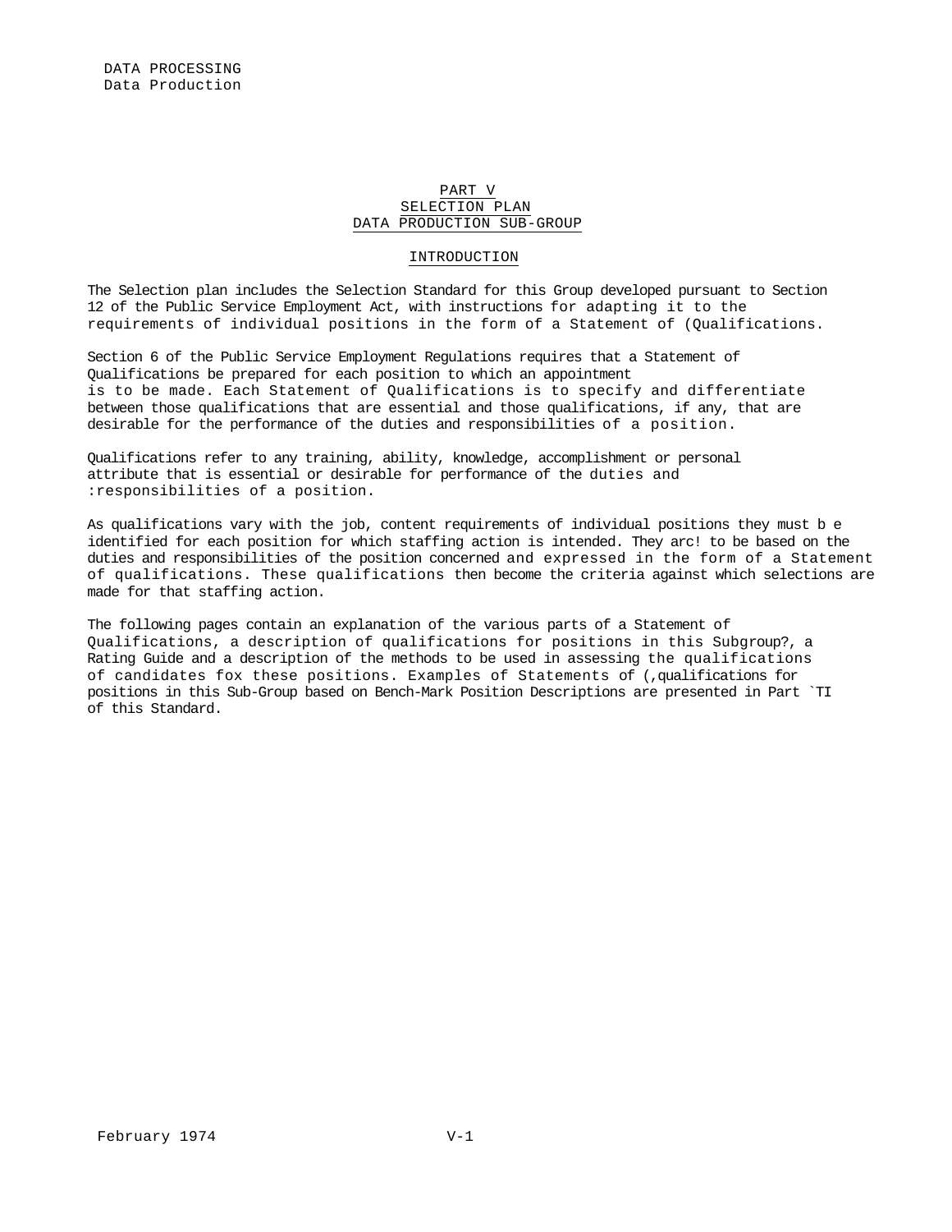# PART V
## SELECTION PLAN
## DATA PRODUCTION SUB-GROUP

### INTRODUCTION

The Selection plan includes the Selection Standard for this Group developed pursuant to Section 12 of the Public Service Employment Act, with instructions for adapting it to the requirements of individual positions in the form of a Statement of (Qualifications.

Section 6 of the Public Service Employment Regulations requires that a Statement of Qualifications be prepared for each position to which an appointment is to be made. Each Statement of Qualifications is to specify and differentiate between those qualifications that are essential and those qualifications, if any, that are desirable for the performance of the duties and responsibilities of a position.

Qualifications refer to any training, ability, knowledge, accomplishment or personal attribute that is essential or desirable for performance of the duties and :responsibilities of a position.

As qualifications vary with the job, content requirements of individual positions they must b e identified for each position for which staffing action is intended. They arc! to be based on the duties and responsibilities of the position concerned and expressed in the form of a Statement of qualifications. These qualifications then become the criteria against which selections are made for that staffing action.

The following pages contain an explanation of the various parts of a Statement of Qualifications, a description of qualifications for positions in this Subgroup?, a Rating Guide and a description of the methods to be used in assessing the qualifications of candidates fox these positions. Examples of Statements of (,qualifications for positions in this Sub-Group based on Bench-Mark Position Descriptions are presented in Part `TI of this Standard.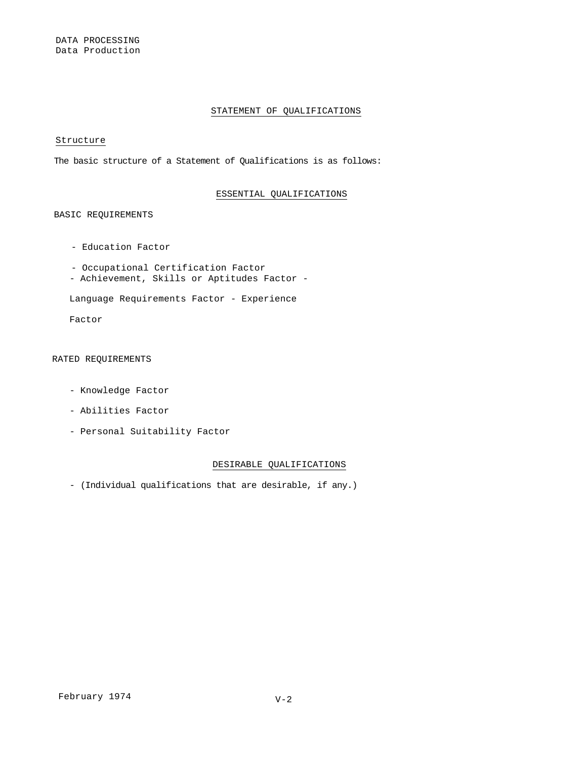## STATEMENT OF QUALIFICATIONS

### Structure

The basic structure of a Statement of Qualifications is as follows:

### ESSENTIAL QUALIFICATIONS

BASIC REQUIREMENTS

- Education Factor
- Occupational Certification Factor
- Achievement, Skills or Aptitudes Factor
- Language Requirements Factor
- Experience Factor

RATED REQUIREMENTS

- Knowledge Factor
- Abilities Factor
- Personal Suitability Factor

### DESIRABLE QUALIFICATIONS

- (Individual qualifications that are desirable, if any.)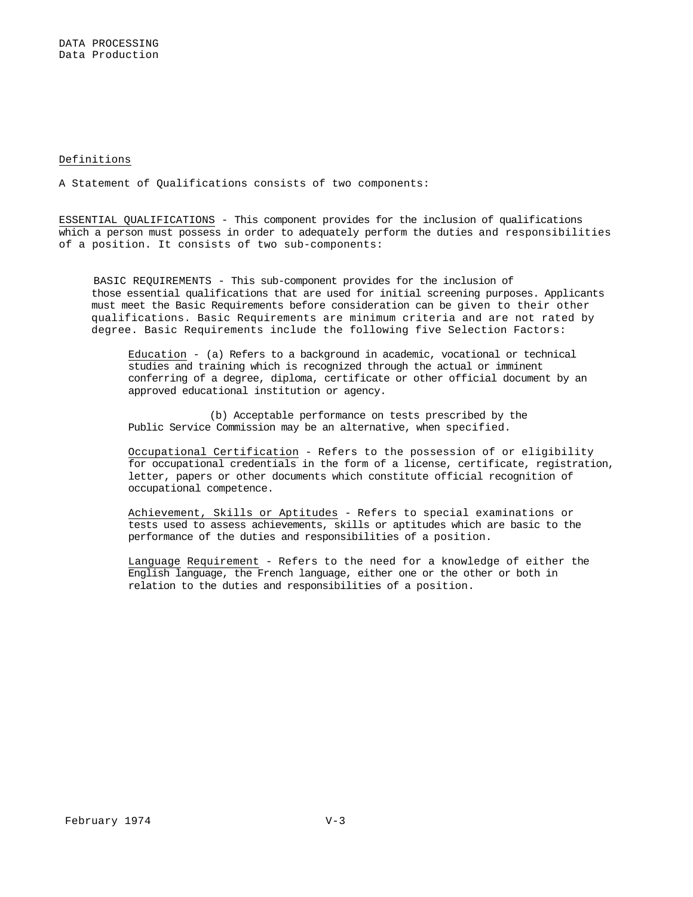## Definitions

A Statement of Qualifications consists of two components:

ESSENTIAL QUALIFICATIONS - This component provides for the inclusion of qualifications which a person must possess in order to adequately perform the duties and responsibilities of a position. It consists of two sub-components:

BASIC REQUIREMENTS - This sub-component provides for the inclusion of those essential qualifications that are used for initial screening purposes. Applicants must meet the Basic Requirements before consideration can be given to their other qualifications. Basic Requirements are minimum criteria and are not rated by degree. Basic Requirements include the following five Selection Factors:

Education - (a) Refers to a background in academic, vocational or technical studies and training which is recognized through the actual or imminent conferring of a degree, diploma, certificate or other official document by an approved educational institution or agency.

(b) Acceptable performance on tests prescribed by the Public Service Commission may be an alternative, when specified.

Occupational Certification - Refers to the possession of or eligibility for occupational credentials in the form of a license, certificate, registration, letter, papers or other documents which constitute official recognition of occupational competence.

Achievement, Skills or Aptitudes - Refers to special examinations or tests used to assess achievements, skills or aptitudes which are basic to the performance of the duties and responsibilities of a position.

Language Requirement - Refers to the need for a knowledge of either the English language, the French language, either one or the other or both in relation to the duties and responsibilities of a position.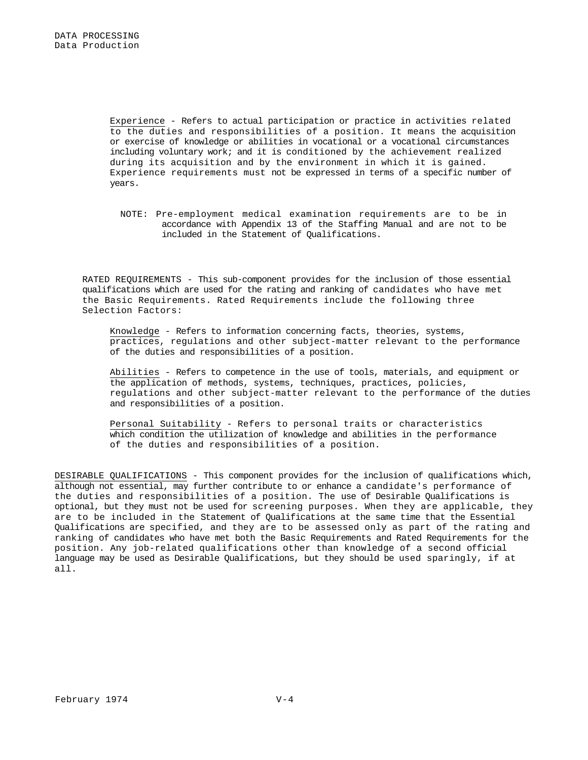<u>Experience</u> - Refers to actual participation or practice in activities related to the duties and responsibilities of a position. It means the acquisition or exercise of knowledge or abilities in vocational or a vocational circumstances including voluntary work; and it is conditioned by the achievement realized during its acquisition and by the environment in which it is gained. Experience requirements must not be expressed in terms of a specific number of years.

NOTE: Pre-employment medical examination requirements are to be in accordance with Appendix 13 of the Staffing Manual and are not to be included in the Statement of Qualifications.

RATED REQUIREMENTS - This sub-component provides for the inclusion of those essential qualifications which are used for the rating and ranking of candidates who have met the Basic Requirements. Rated Requirements include the following three Selection Factors:

<u>Knowledge</u> - Refers to information concerning facts, theories, systems, practices, regulations and other subject-matter relevant to the performance of the duties and responsibilities of a position.

<u>Abilities</u> - Refers to competence in the use of tools, materials, and equipment or the application of methods, systems, techniques, practices, policies, regulations and other subject-matter relevant to the performance of the duties and responsibilities of a position.

<u>Personal Suitability</u> - Refers to personal traits or characteristics which condition the utilization of knowledge and abilities in the performance of the duties and responsibilities of a position.

<u>DESIRABLE QUALIFICATIONS</u> - This component provides for the inclusion of qualifications which, although not essential, may further contribute to or enhance a candidate's performance of the duties and responsibilities of a position. The use of Desirable Qualifications is optional, but they must not be used for screening purposes. When they are applicable, they are to be included in the Statement of Qualifications at the same time that the Essential Qualifications are specified, and they are to be assessed only as part of the rating and ranking of candidates who have met both the Basic Requirements and Rated Requirements for the position. Any job-related qualifications other than knowledge of a second official language may be used as Desirable Qualifications, but they should be used sparingly, if at all.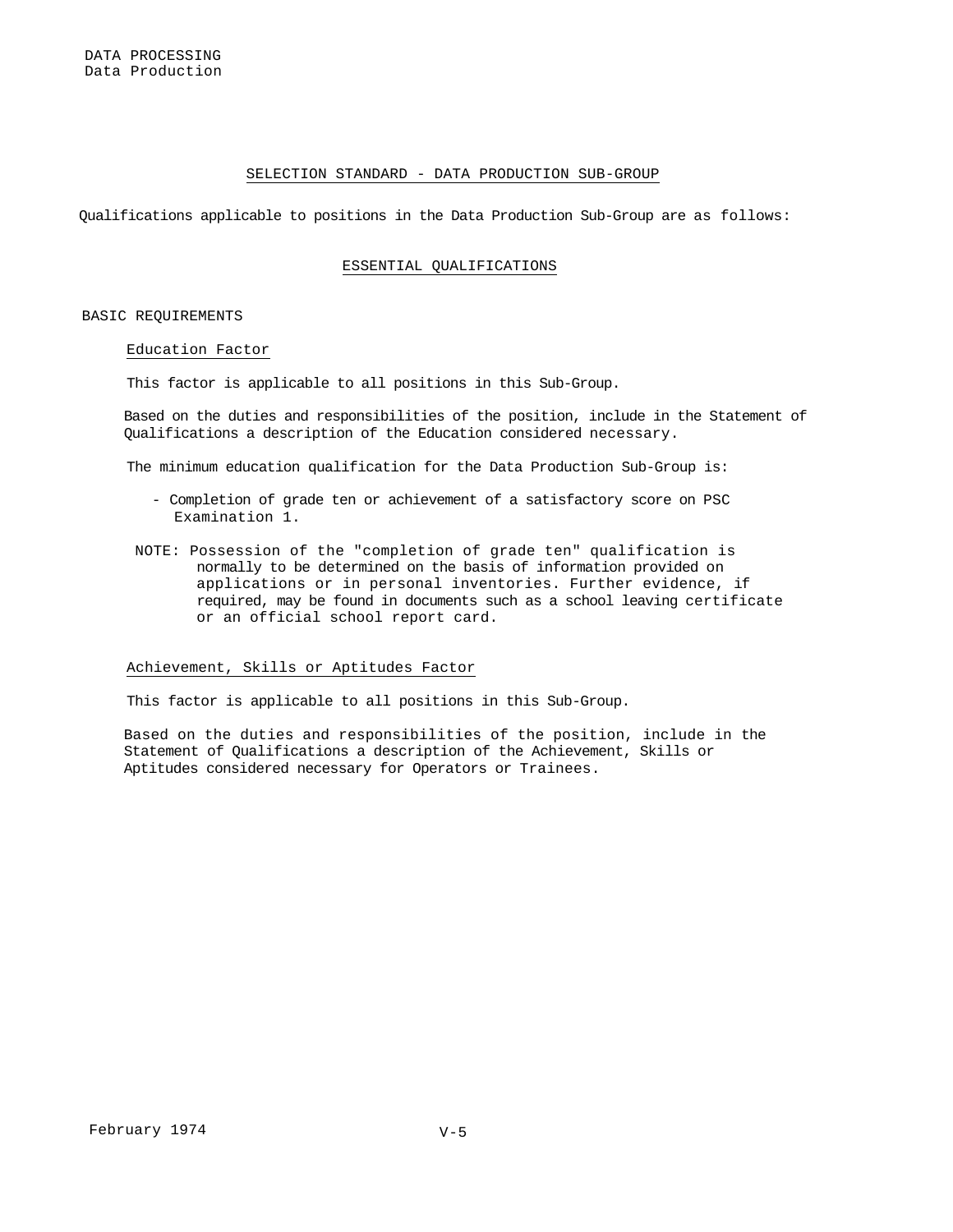## SELECTION STANDARD - DATA PRODUCTION SUB-GROUP

Qualifications applicable to positions in the Data Production Sub-Group are as follows:

### ESSENTIAL QUALIFICATIONS

BASIC REQUIREMENTS

Education Factor

This factor is applicable to all positions in this Sub-Group.

Based on the duties and responsibilities of the position, include in the Statement of Qualifications a description of the Education considered necessary.

The minimum education qualification for the Data Production Sub-Group is:

- Completion of grade ten or achievement of a satisfactory score on PSC Examination 1.

NOTE: Possession of the "completion of grade ten" qualification is normally to be determined on the basis of information provided on applications or in personal inventories. Further evidence, if required, may be found in documents such as a school leaving certificate or an official school report card.

Achievement, Skills or Aptitudes Factor

This factor is applicable to all positions in this Sub-Group.

Based on the duties and responsibilities of the position, include in the Statement of Qualifications a description of the Achievement, Skills or Aptitudes considered necessary for Operators or Trainees.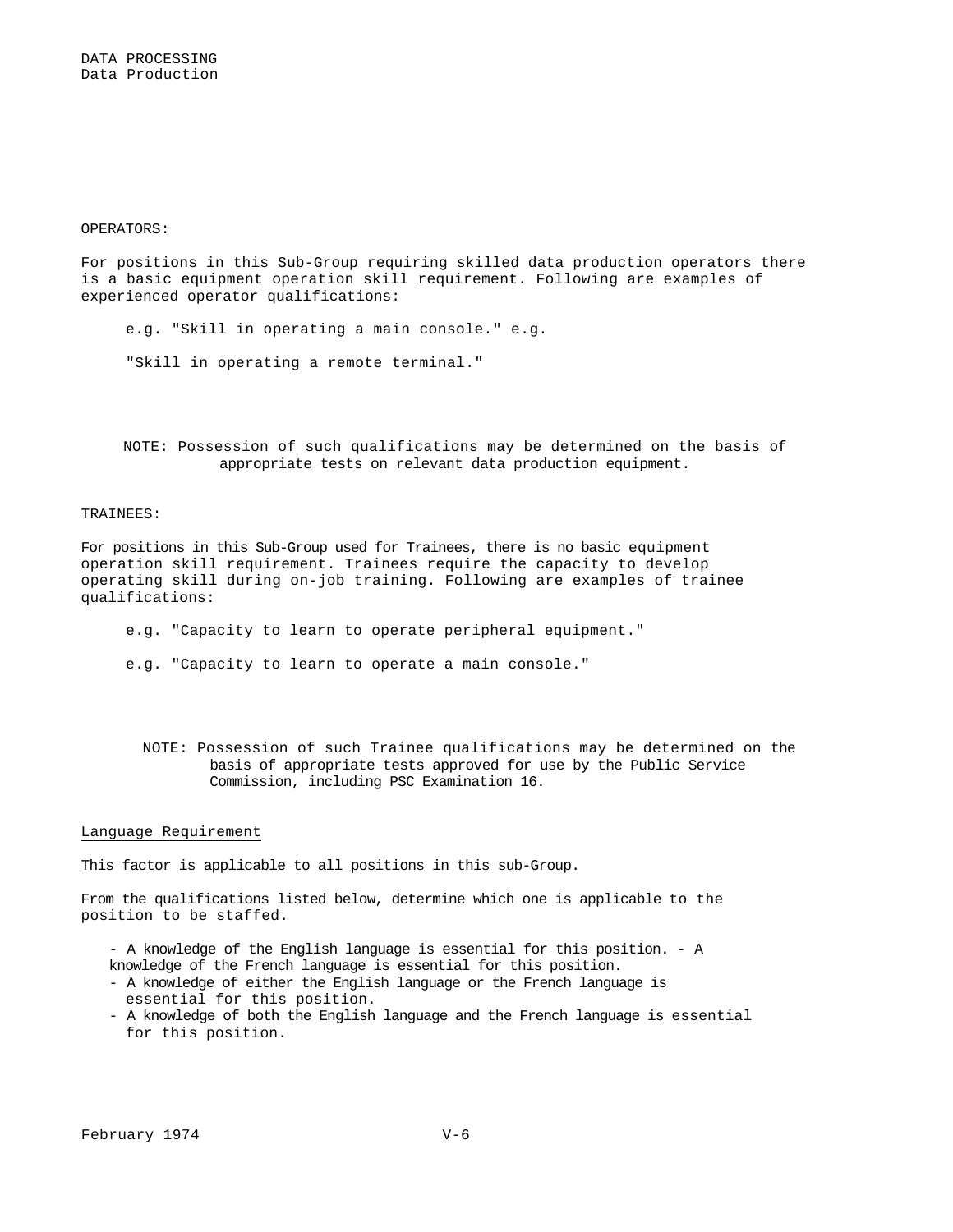OPERATORS:

For positions in this Sub-Group requiring skilled data production operators there is a basic equipment operation skill requirement. Following are examples of experienced operator qualifications:

e.g. "Skill in operating a main console." e.g.

"Skill in operating a remote terminal."

NOTE: Possession of such qualifications may be determined on the basis of appropriate tests on relevant data production equipment.

TRAINEES:

For positions in this Sub-Group used for Trainees, there is no basic equipment operation skill requirement. Trainees require the capacity to develop operating skill during on-job training. Following are examples of trainee qualifications:

e.g. "Capacity to learn to operate peripheral equipment."

e.g. "Capacity to learn to operate a main console."

NOTE: Possession of such Trainee qualifications may be determined on the basis of appropriate tests approved for use by the Public Service Commission, including PSC Examination 16.

<u>Language Requirement</u>

This factor is applicable to all positions in this sub-Group.

From the qualifications listed below, determine which one is applicable to the position to be staffed.

- A knowledge of the English language is essential for this position.
- A knowledge of the French language is essential for this position.
- A knowledge of either the English language or the French language is essential for this position.
- A knowledge of both the English language and the French language is essential for this position.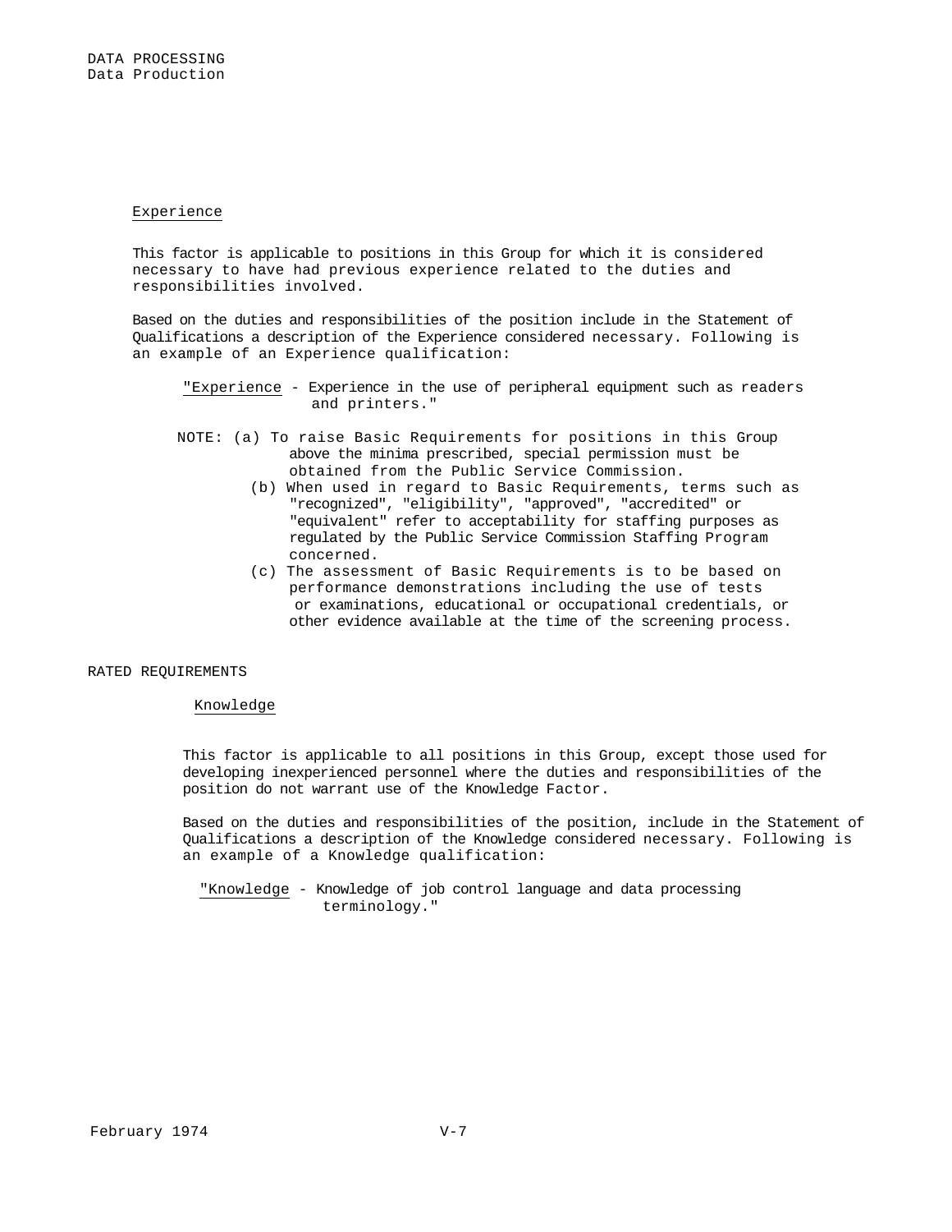### Experience

This factor is applicable to positions in this Group for which it is considered necessary to have had previous experience related to the duties and responsibilities involved.

Based on the duties and responsibilities of the position include in the Statement of Qualifications a description of the Experience considered necessary. Following is an example of an Experience qualification:

> "Experience - Experience in the use of peripheral equipment such as readers and printers."

NOTE: (a) To raise Basic Requirements for positions in this Group above the minima prescribed, special permission must be obtained from the Public Service Commission.

(b) When used in regard to Basic Requirements, terms such as "recognized", "eligibility", "approved", "accredited" or "equivalent" refer to acceptability for staffing purposes as regulated by the Public Service Commission Staffing Program concerned.

(c) The assessment of Basic Requirements is to be based on performance demonstrations including the use of tests or examinations, educational or occupational credentials, or other evidence available at the time of the screening process.

## RATED REQUIREMENTS

### Knowledge

This factor is applicable to all positions in this Group, except those used for developing inexperienced personnel where the duties and responsibilities of the position do not warrant use of the Knowledge Factor.

Based on the duties and responsibilities of the position, include in the Statement of Qualifications a description of the Knowledge considered necessary. Following is an example of a Knowledge qualification:

> "Knowledge - Knowledge of job control language and data processing terminology."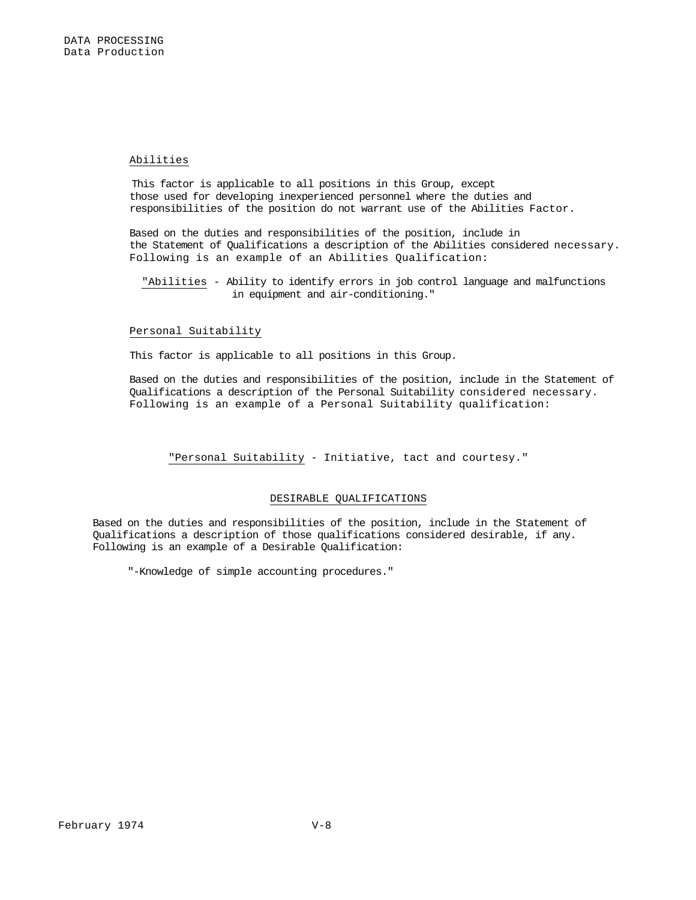Abilities

This factor is applicable to all positions in this Group, except those used for developing inexperienced personnel where the duties and responsibilities of the position do not warrant use of the Abilities Factor.

Based on the duties and responsibilities of the position, include in the Statement of Qualifications a description of the Abilities considered necessary. Following is an example of an Abilities Qualification:

"Abilities - Ability to identify errors in job control language and malfunctions in equipment and air-conditioning."

Personal Suitability

This factor is applicable to all positions in this Group.

Based on the duties and responsibilities of the position, include in the Statement of Qualifications a description of the Personal Suitability considered necessary. Following is an example of a Personal Suitability qualification:

"Personal Suitability - Initiative, tact and courtesy."

## DESIRABLE QUALIFICATIONS

Based on the duties and responsibilities of the position, include in the Statement of Qualifications a description of those qualifications considered desirable, if any. Following is an example of a Desirable Qualification:

"-Knowledge of simple accounting procedures."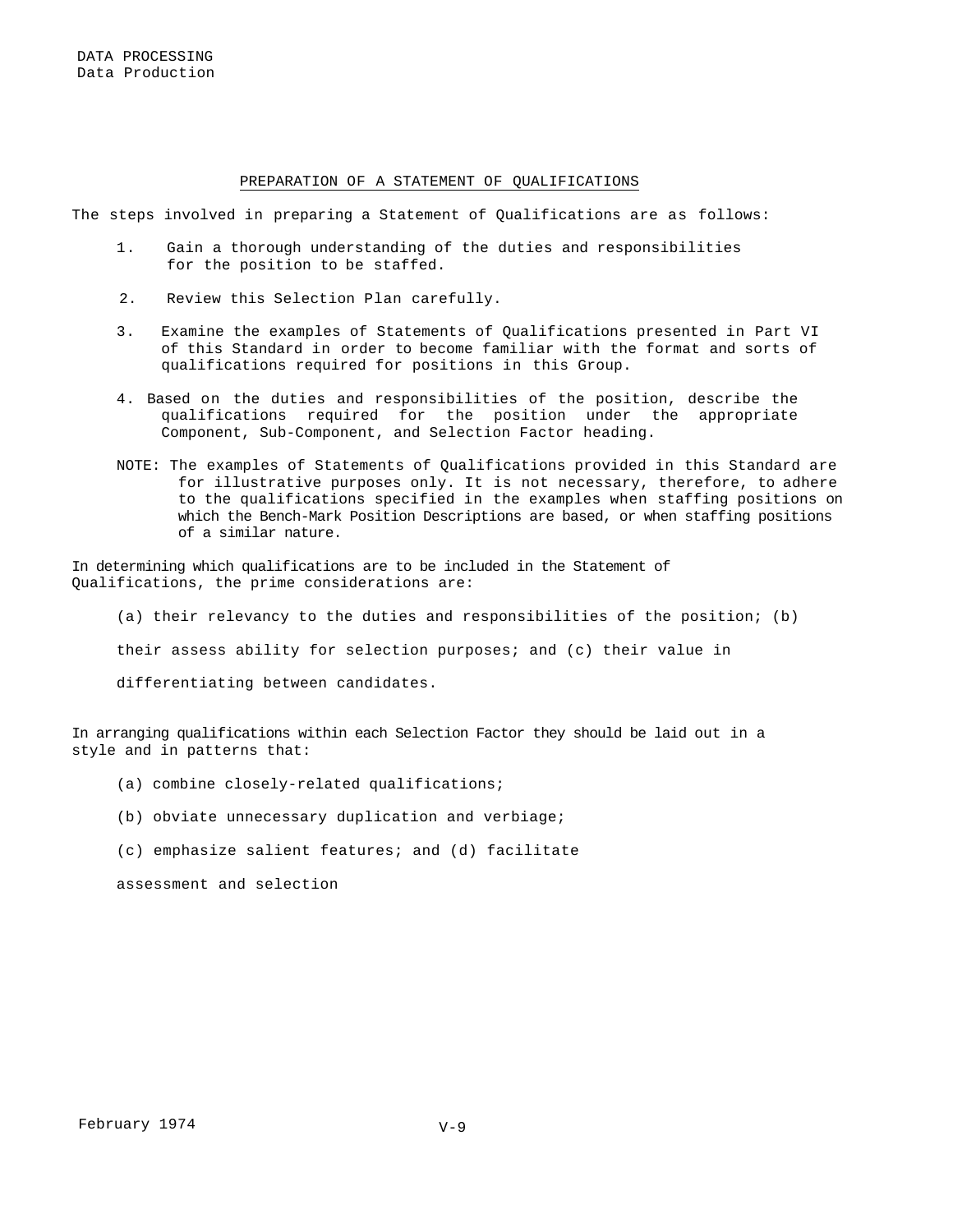## PREPARATION OF A STATEMENT OF QUALIFICATIONS

The steps involved in preparing a Statement of Qualifications are as follows:

1. Gain a thorough understanding of the duties and responsibilities for the position to be staffed.
2. Review this Selection Plan carefully.
3. Examine the examples of Statements of Qualifications presented in Part VI of this Standard in order to become familiar with the format and sorts of qualifications required for positions in this Group.
4. Based on the duties and responsibilities of the position, describe the qualifications required for the position under the appropriate Component, Sub-Component, and Selection Factor heading.

NOTE: The examples of Statements of Qualifications provided in this Standard are for illustrative purposes only. It is not necessary, therefore, to adhere to the qualifications specified in the examples when staffing positions on which the Bench-Mark Position Descriptions are based, or when staffing positions of a similar nature.

In determining which qualifications are to be included in the Statement of Qualifications, the prime considerations are:

(a) their relevancy to the duties and responsibilities of the position; (b) their assess ability for selection purposes; and (c) their value in differentiating between candidates.

In arranging qualifications within each Selection Factor they should be laid out in a style and in patterns that:

(a) combine closely-related qualifications;

(b) obviate unnecessary duplication and verbiage;

(c) emphasize salient features; and (d) facilitate assessment and selection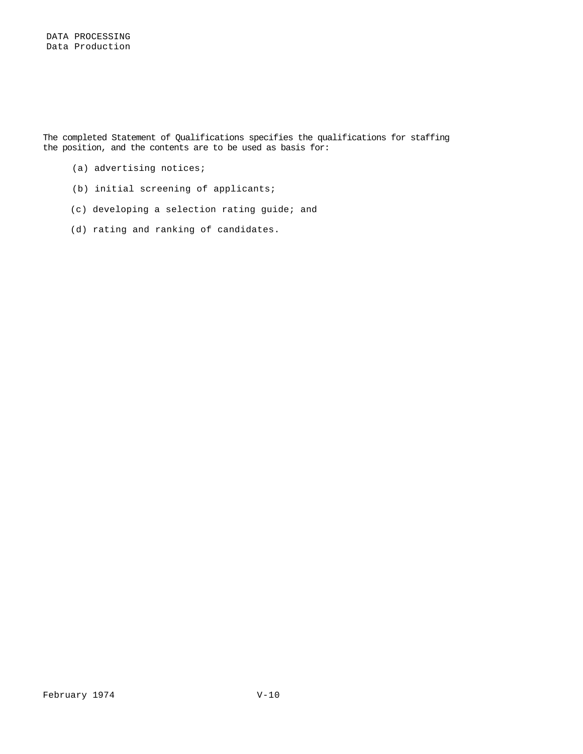The completed Statement of Qualifications specifies the qualifications for staffing the position, and the contents are to be used as basis for:

(a) advertising notices;

(b) initial screening of applicants;

(c) developing a selection rating guide; and

(d) rating and ranking of candidates.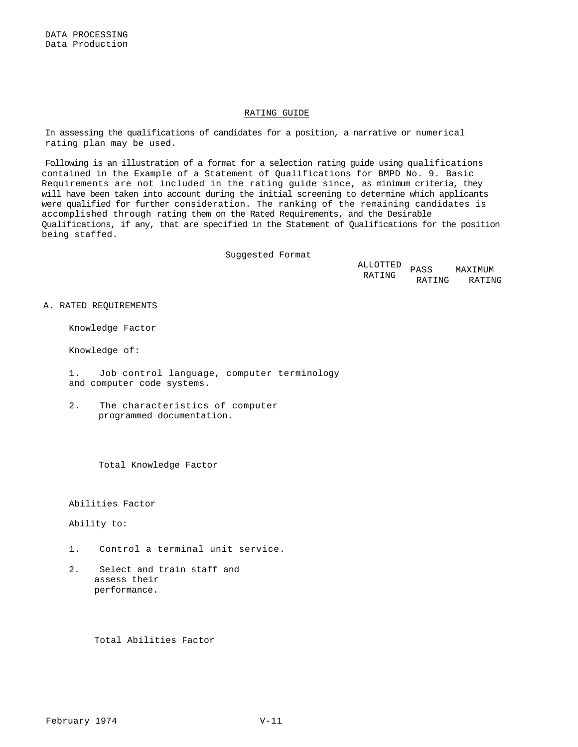## RATING GUIDE

In assessing the qualifications of candidates for a position, a narrative or numerical rating plan may be used.

Following is an illustration of a format for a selection rating guide using qualifications contained in the Example of a Statement of Qualifications for BMPD No. 9. Basic Requirements are not included in the rating guide since, as minimum criteria, they will have been taken into account during the initial screening to determine which applicants were qualified for further consideration. The ranking of the remaining candidates is accomplished through rating them on the Rated Requirements, and the Desirable Qualifications, if any, that are specified in the Statement of Qualifications for the position being staffed.

Suggested Format

| | ALLOTTED RATING | PASS RATING | MAXIMUM RATING |
|---|---|---|---|
| **A. RATED REQUIREMENTS** | | | |
| Knowledge Factor | | | |
| Knowledge of: | | | |
| 1. Job control language, computer terminology and computer code systems. | | | |
| 2. The characteristics of computer programmed documentation. | | | |
| Total Knowledge Factor | | | |
| Abilities Factor | | | |
| Ability to: | | | |
| 1. Control a terminal unit service. | | | |
| 2. Select and train staff and assess their performance. | | | |
| Total Abilities Factor | | | |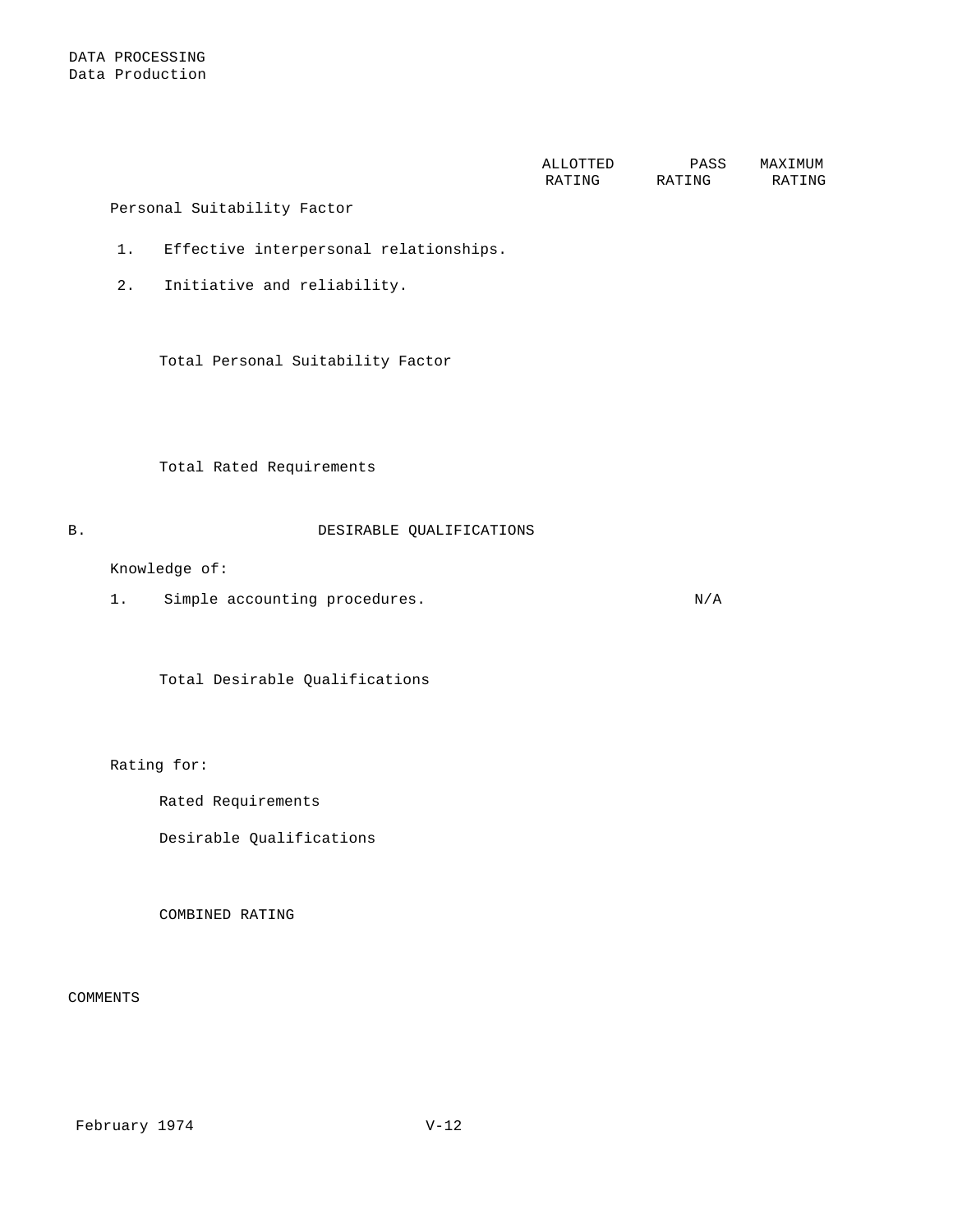DATA PROCESSING
Data Production

| | ALLOTTED RATING | PASS RATING | MAXIMUM RATING |
|---|---|---|---|
| Personal Suitability Factor | | | |
| 1. Effective interpersonal relationships. | | | |
| 2. Initiative and reliability. | | | |
| Total Personal Suitability Factor | | | |
| Total Rated Requirements | | | |

B. DESIRABLE QUALIFICATIONS

| | ALLOTTED RATING | PASS RATING | MAXIMUM RATING |
|---|---|---|---|
| Knowledge of: | | | |
| 1. Simple accounting procedures. | | N/A | |
| Total Desirable Qualifications | | | |

| | ALLOTTED RATING | PASS RATING | MAXIMUM RATING |
|---|---|---|---|
| Rating for: | | | |
| Rated Requirements | | | |
| Desirable Qualifications | | | |
| COMBINED RATING | | | |

COMMENTS

February 1974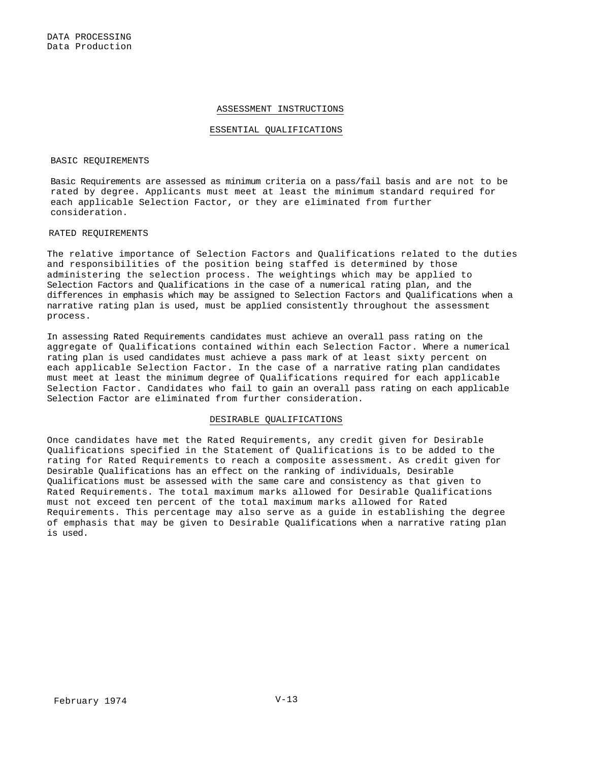## ASSESSMENT INSTRUCTIONS

## ESSENTIAL QUALIFICATIONS

### BASIC REQUIREMENTS

Basic Requirements are assessed as minimum criteria on a pass/fail basis and are not to be rated by degree. Applicants must meet at least the minimum standard required for each applicable Selection Factor, or they are eliminated from further consideration.

### RATED REQUIREMENTS

The relative importance of Selection Factors and Qualifications related to the duties and responsibilities of the position being staffed is determined by those administering the selection process. The weightings which may be applied to Selection Factors and Qualifications in the case of a numerical rating plan, and the differences in emphasis which may be assigned to Selection Factors and Qualifications when a narrative rating plan is used, must be applied consistently throughout the assessment process.

In assessing Rated Requirements candidates must achieve an overall pass rating on the aggregate of Qualifications contained within each Selection Factor. Where a numerical rating plan is used candidates must achieve a pass mark of at least sixty percent on each applicable Selection Factor. In the case of a narrative rating plan candidates must meet at least the minimum degree of Qualifications required for each applicable Selection Factor. Candidates who fail to gain an overall pass rating on each applicable Selection Factor are eliminated from further consideration.

## DESIRABLE QUALIFICATIONS

Once candidates have met the Rated Requirements, any credit given for Desirable Qualifications specified in the Statement of Qualifications is to be added to the rating for Rated Requirements to reach a composite assessment. As credit given for Desirable Qualifications has an effect on the ranking of individuals, Desirable Qualifications must be assessed with the same care and consistency as that given to Rated Requirements. The total maximum marks allowed for Desirable Qualifications must not exceed ten percent of the total maximum marks allowed for Rated Requirements. This percentage may also serve as a guide in establishing the degree of emphasis that may be given to Desirable Qualifications when a narrative rating plan is used.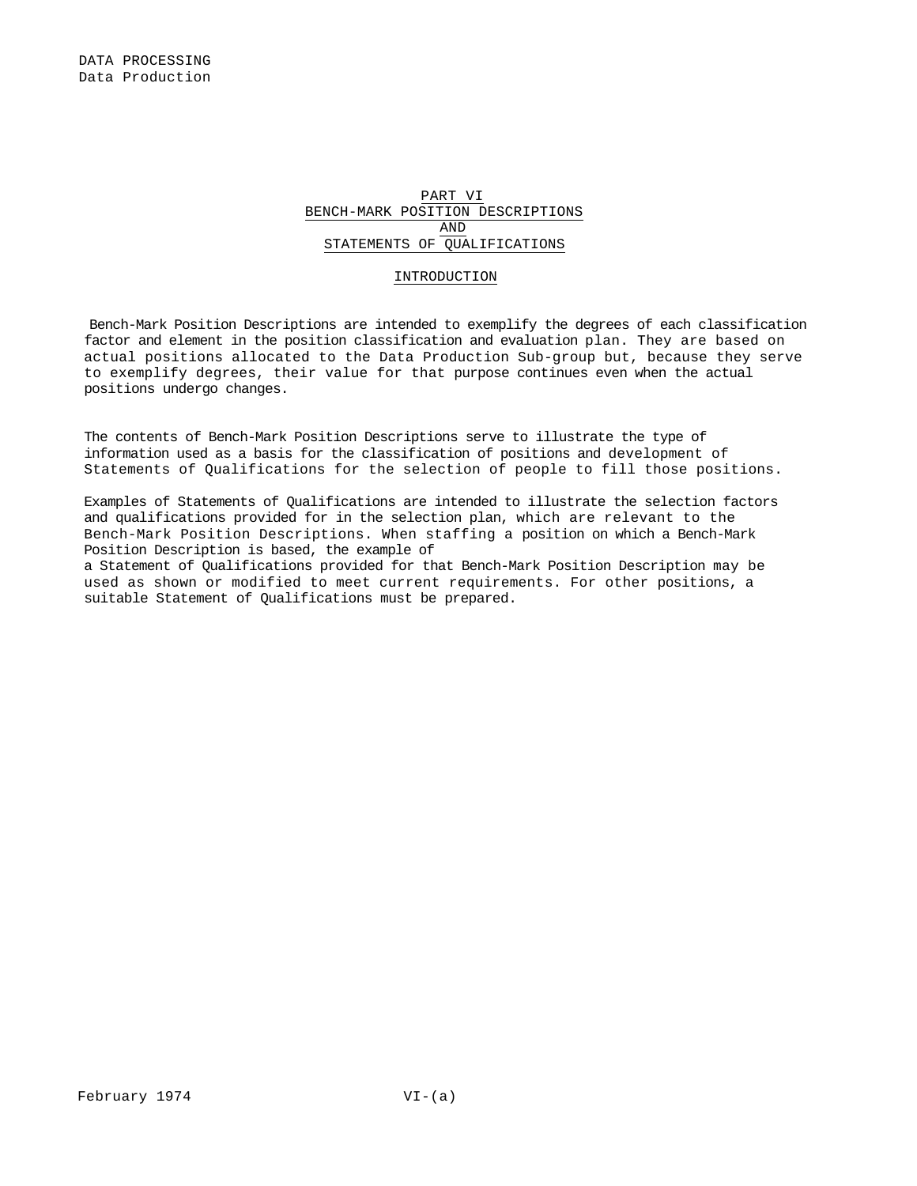# PART VI
# BENCH-MARK POSITION DESCRIPTIONS
# AND
# STATEMENTS OF QUALIFICATIONS

## INTRODUCTION

Bench-Mark Position Descriptions are intended to exemplify the degrees of each classification factor and element in the position classification and evaluation plan. They are based on actual positions allocated to the Data Production Sub-group but, because they serve to exemplify degrees, their value for that purpose continues even when the actual positions undergo changes.

The contents of Bench-Mark Position Descriptions serve to illustrate the type of information used as a basis for the classification of positions and development of Statements of Qualifications for the selection of people to fill those positions.

Examples of Statements of Qualifications are intended to illustrate the selection factors and qualifications provided for in the selection plan, which are relevant to the Bench-Mark Position Descriptions. When staffing a position on which a Bench-Mark Position Description is based, the example of a Statement of Qualifications provided for that Bench-Mark Position Description may be used as shown or modified to meet current requirements. For other positions, a suitable Statement of Qualifications must be prepared.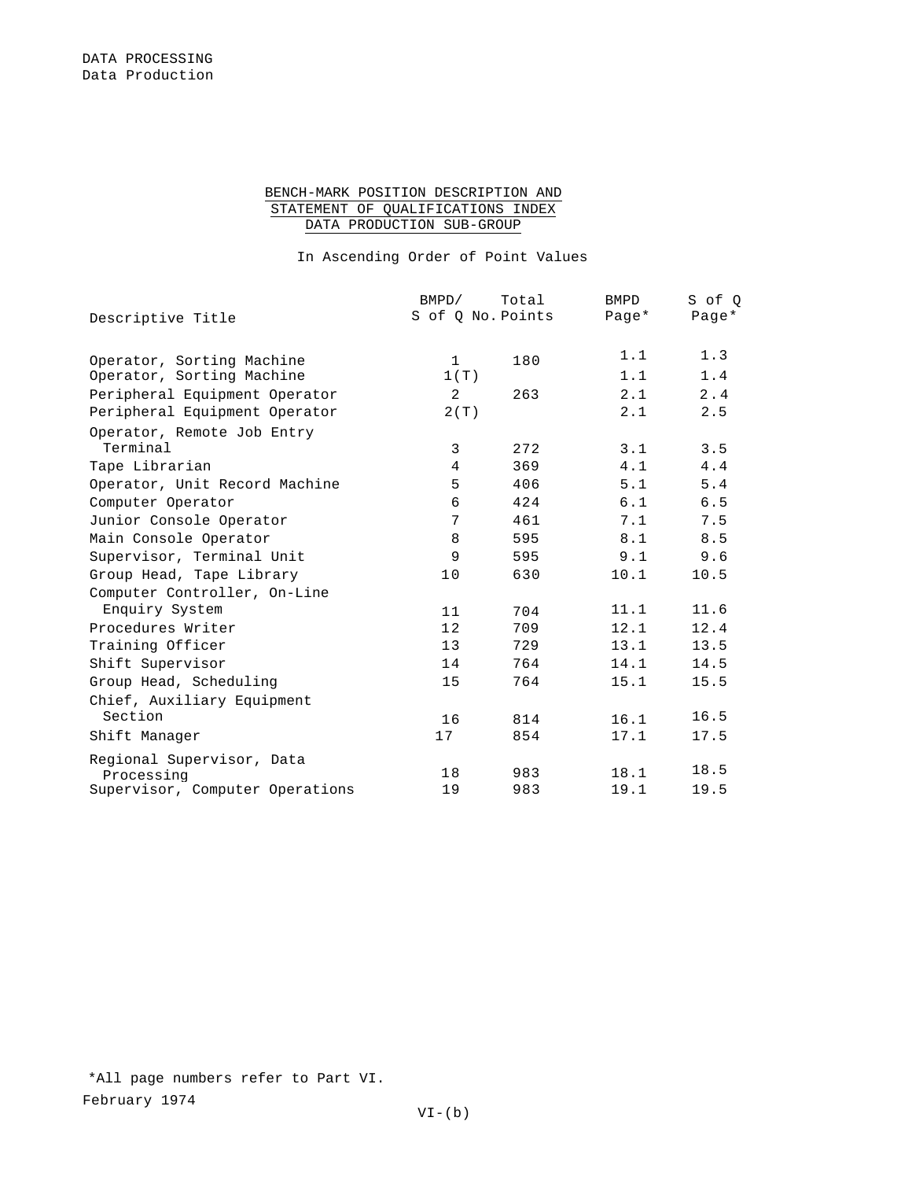DATA PROCESSING
Data Production

## BENCH-MARK POSITION DESCRIPTION AND STATEMENT OF QUALIFICATIONS INDEX DATA PRODUCTION SUB-GROUP

In Ascending Order of Point Values

| Descriptive Title | BMPD/ S of Q No. | Total Points | BMPD Page* | S of Q Page* |
|---|---|---|---|---|
| Operator, Sorting Machine | 1 | 180 | 1.1 | 1.3 |
| Operator, Sorting Machine | 1(T) | | 1.1 | 1.4 |
| Peripheral Equipment Operator | 2 | 263 | 2.1 | 2.4 |
| Peripheral Equipment Operator | 2(T) | | 2.1 | 2.5 |
| Operator, Remote Job Entry Terminal | 3 | 272 | 3.1 | 3.5 |
| Tape Librarian | 4 | 369 | 4.1 | 4.4 |
| Operator, Unit Record Machine | 5 | 406 | 5.1 | 5.4 |
| Computer Operator | 6 | 424 | 6.1 | 6.5 |
| Junior Console Operator | 7 | 461 | 7.1 | 7.5 |
| Main Console Operator | 8 | 595 | 8.1 | 8.5 |
| Supervisor, Terminal Unit | 9 | 595 | 9.1 | 9.6 |
| Group Head, Tape Library | 10 | 630 | 10.1 | 10.5 |
| Computer Controller, On-Line Enquiry System | 11 | 704 | 11.1 | 11.6 |
| Procedures Writer | 12 | 709 | 12.1 | 12.4 |
| Training Officer | 13 | 729 | 13.1 | 13.5 |
| Shift Supervisor | 14 | 764 | 14.1 | 14.5 |
| Group Head, Scheduling | 15 | 764 | 15.1 | 15.5 |
| Chief, Auxiliary Equipment Section | 16 | 814 | 16.1 | 16.5 |
| Shift Manager | 17 | 854 | 17.1 | 17.5 |
| Regional Supervisor, Data Processing | 18 | 983 | 18.1 | 18.5 |
| Supervisor, Computer Operations | 19 | 983 | 19.1 | 19.5 |

*All page numbers refer to Part VI.

February 1974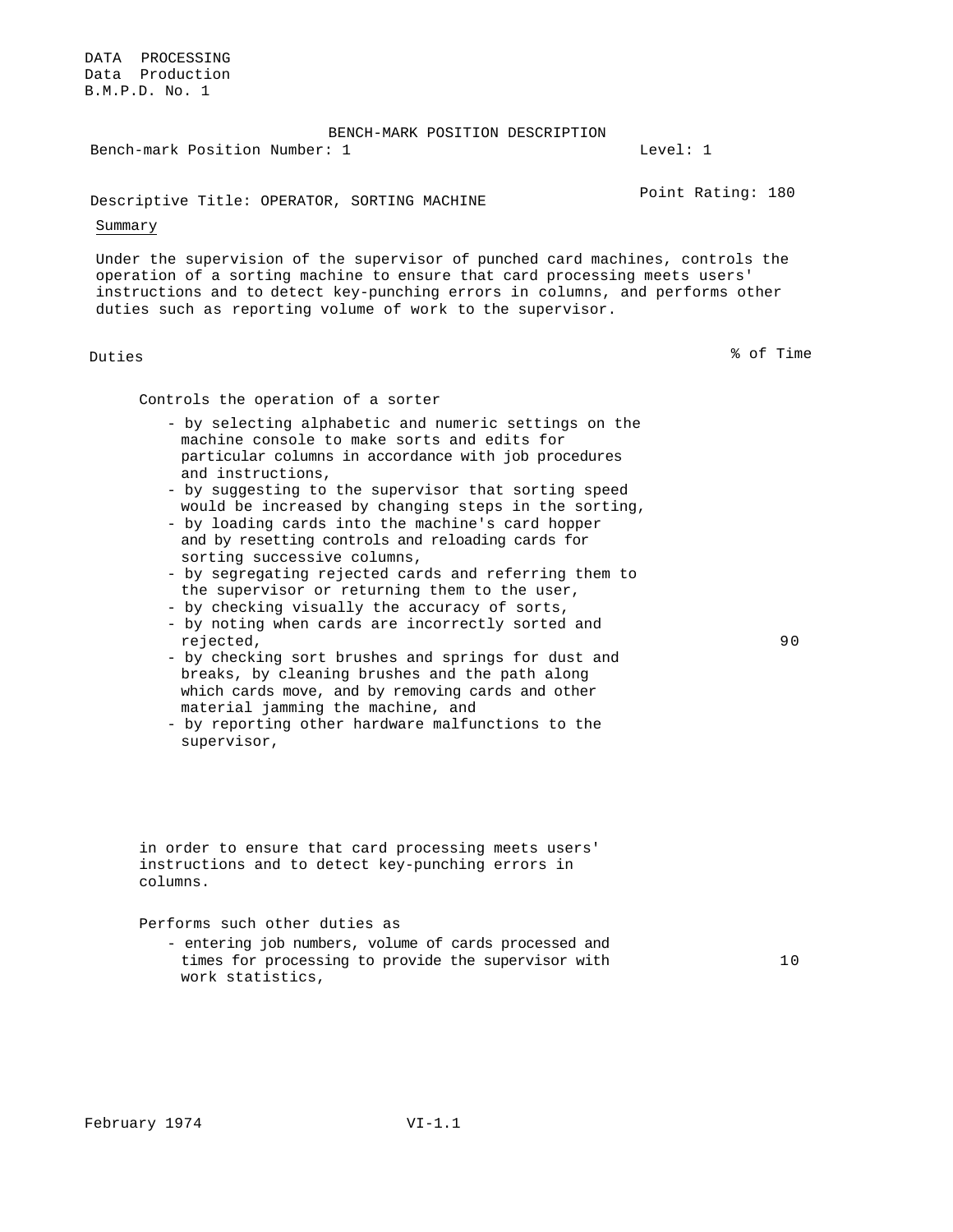DATA PROCESSING
Data Production
B.M.P.D. No. 1

# BENCH-MARK POSITION DESCRIPTION

Bench-mark Position Number: 1

Level: 1

Descriptive Title: OPERATOR, SORTING MACHINE

Point Rating: 180

Summary

Under the supervision of the supervisor of punched card machines, controls the operation of a sorting machine to ensure that card processing meets users' instructions and to detect key-punching errors in columns, and performs other duties such as reporting volume of work to the supervisor.

| Duties | % of Time |
|---|---|
| Controls the operation of a sorter<br>- by selecting alphabetic and numeric settings on the machine console to make sorts and edits for particular columns in accordance with job procedures and instructions,<br>- by suggesting to the supervisor that sorting speed would be increased by changing steps in the sorting,<br>- by loading cards into the machine's card hopper and by resetting controls and reloading cards for sorting successive columns,<br>- by segregating rejected cards and referring them to the supervisor or returning them to the user,<br>- by checking visually the accuracy of sorts,<br>- by noting when cards are incorrectly sorted and rejected,<br>- by checking sort brushes and springs for dust and breaks, by cleaning brushes and the path along which cards move, and by removing cards and other material jamming the machine, and<br>- by reporting other hardware malfunctions to the supervisor,<br><br>in order to ensure that card processing meets users' instructions and to detect key-punching errors in columns. | 90 |
| Performs such other duties as<br>- entering job numbers, volume of cards processed and times for processing to provide the supervisor with work statistics, | 10 |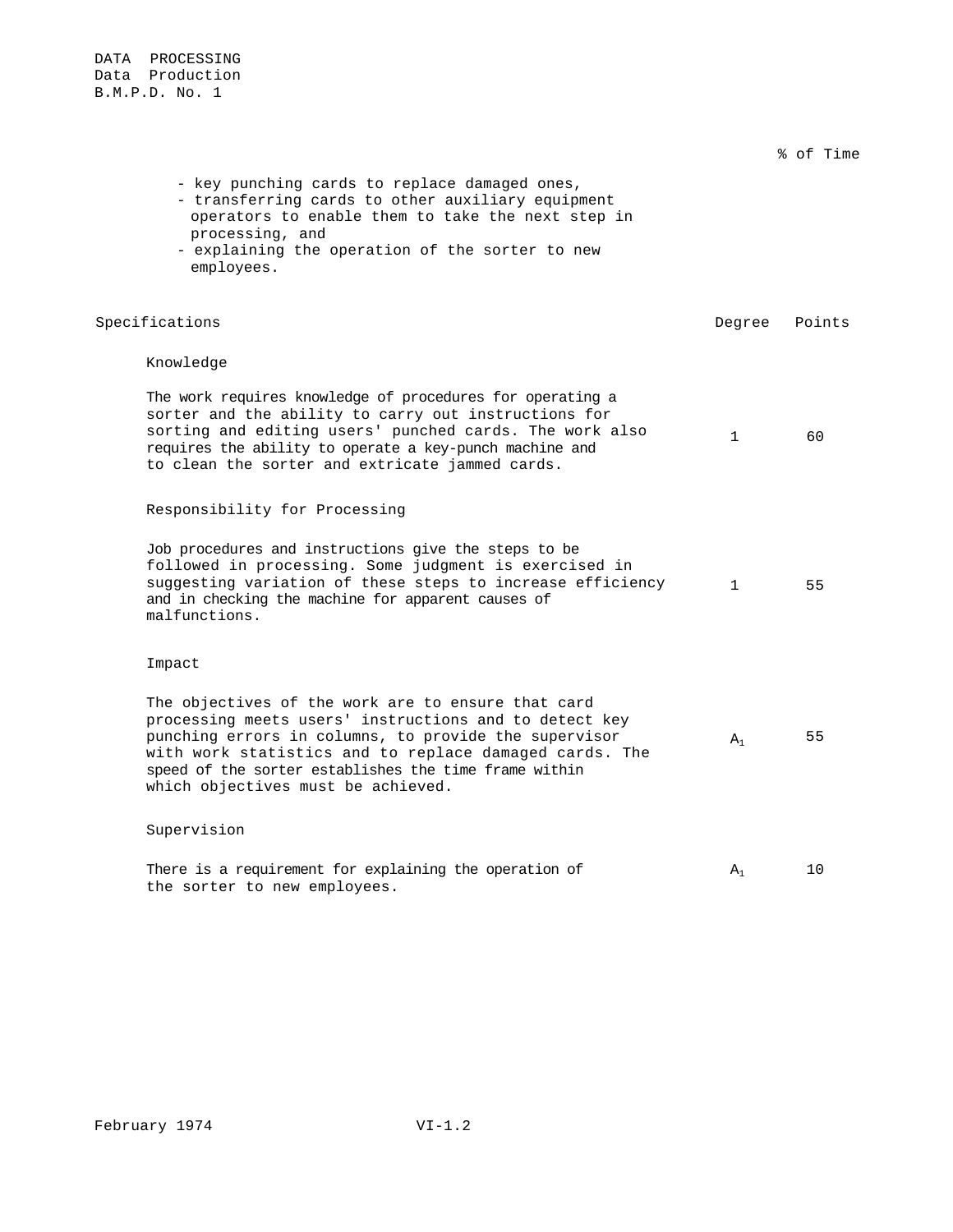DATA PROCESSING
Data Production
B.M.P.D. No. 1

% of Time

- key punching cards to replace damaged ones,
- transferring cards to other auxiliary equipment operators to enable them to take the next step in processing, and
- explaining the operation of the sorter to new employees.

| Specifications | Degree | Points |
|---|---|---|
| **Knowledge** | | |
| The work requires knowledge of procedures for operating a sorter and the ability to carry out instructions for sorting and editing users' punched cards. The work also requires the ability to operate a key-punch machine and to clean the sorter and extricate jammed cards. | 1 | 60 |
| **Responsibility for Processing** | | |
| Job procedures and instructions give the steps to be followed in processing. Some judgment is exercised in suggesting variation of these steps to increase efficiency and in checking the machine for apparent causes of malfunctions. | 1 | 55 |
| **Impact** | | |
| The objectives of the work are to ensure that card processing meets users' instructions and to detect key punching errors in columns, to provide the supervisor with work statistics and to replace damaged cards. The speed of the sorter establishes the time frame within which objectives must be achieved. | $A_1$ | 55 |
| **Supervision** | | |
| There is a requirement for explaining the operation of the sorter to new employees. | $A_1$ | 10 |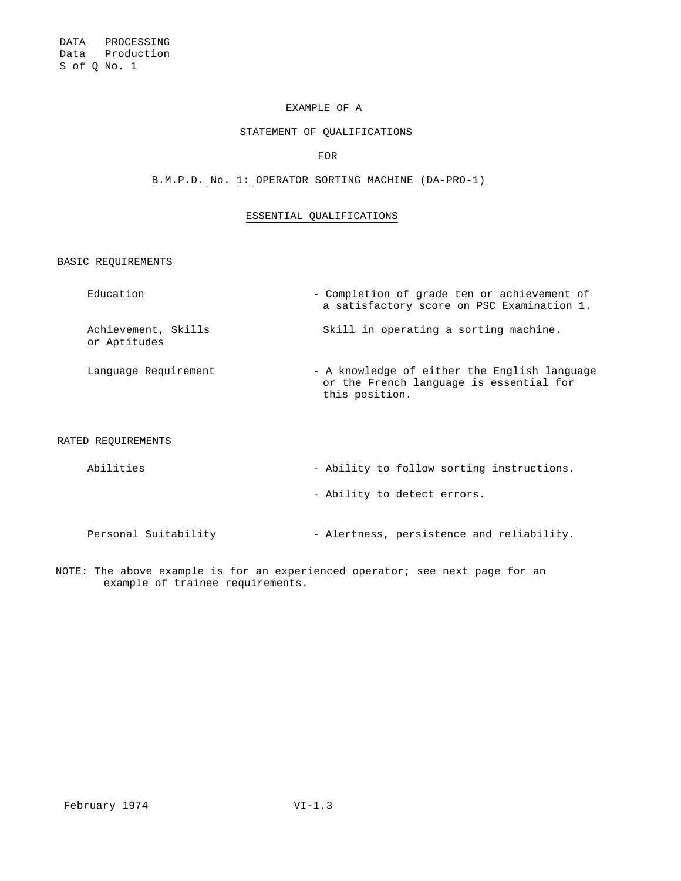DATA PROCESSING
Data Production
S of Q No. 1

EXAMPLE OF A

STATEMENT OF QUALIFICATIONS

FOR

B.M.P.D. No. 1: OPERATOR SORTING MACHINE (DA-PRO-1)

ESSENTIAL QUALIFICATIONS

BASIC REQUIREMENTS

| | |
|---|---|
| Education | - Completion of grade ten or achievement of a satisfactory score on PSC Examination 1. |
| Achievement, Skills or Aptitudes | Skill in operating a sorting machine. |
| Language Requirement | - A knowledge of either the English language or the French language is essential for this position. |

RATED REQUIREMENTS

| | |
|---|---|
| Abilities | - Ability to follow sorting instructions. |
| | - Ability to detect errors. |
| Personal Suitability | - Alertness, persistence and reliability. |

NOTE: The above example is for an experienced operator; see next page for an example of trainee requirements.

February 1974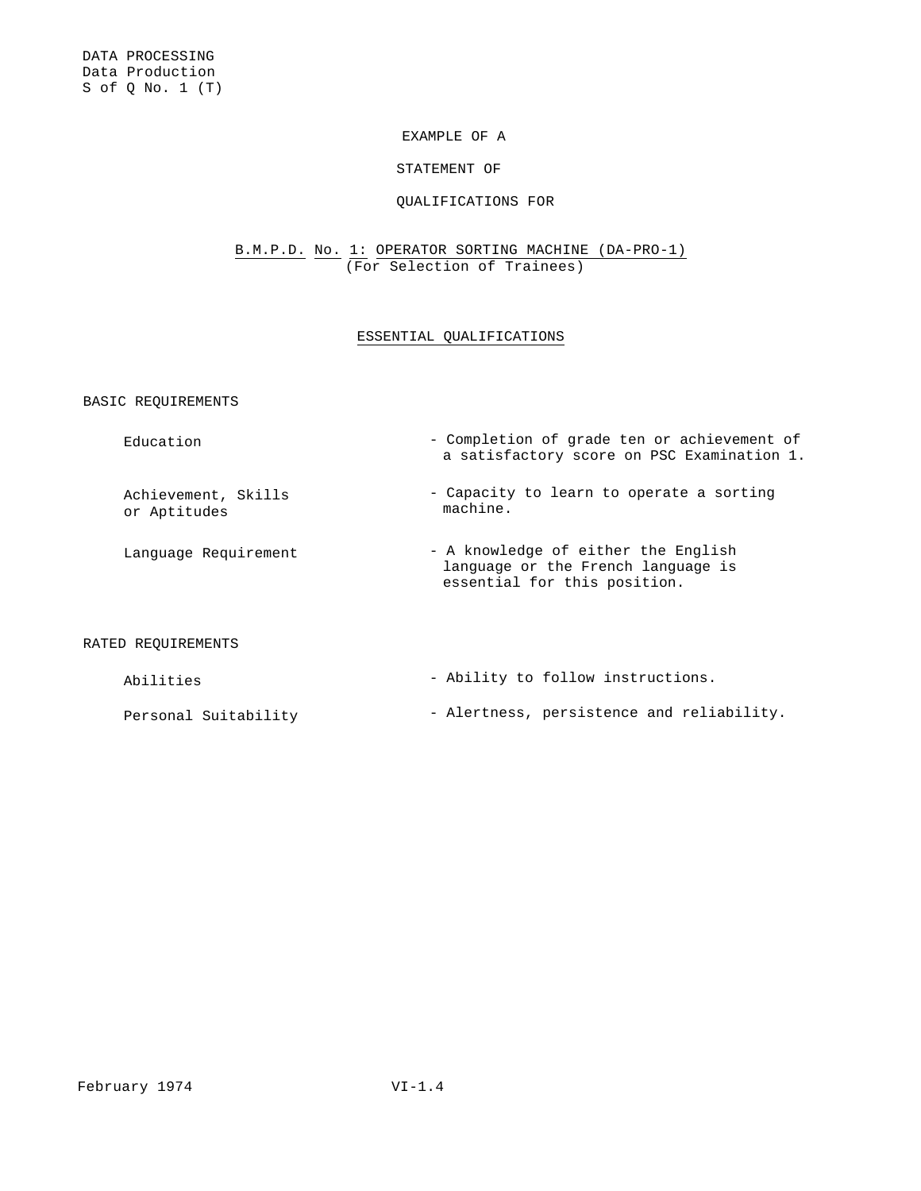DATA PROCESSING
Data Production
S of Q No. 1 (T)

EXAMPLE OF A

STATEMENT OF

QUALIFICATIONS FOR

B.M.P.D. No. 1: OPERATOR SORTING MACHINE (DA-PRO-1)
(For Selection of Trainees)

## ESSENTIAL QUALIFICATIONS

### BASIC REQUIREMENTS

| | |
|---|---|
| Education | - Completion of grade ten or achievement of a satisfactory score on PSC Examination 1. |
| Achievement, Skills or Aptitudes | - Capacity to learn to operate a sorting machine. |
| Language Requirement | - A knowledge of either the English language or the French language is essential for this position. |

### RATED REQUIREMENTS

| | |
|---|---|
| Abilities | - Ability to follow instructions. |
| Personal Suitability | - Alertness, persistence and reliability. |

February 1974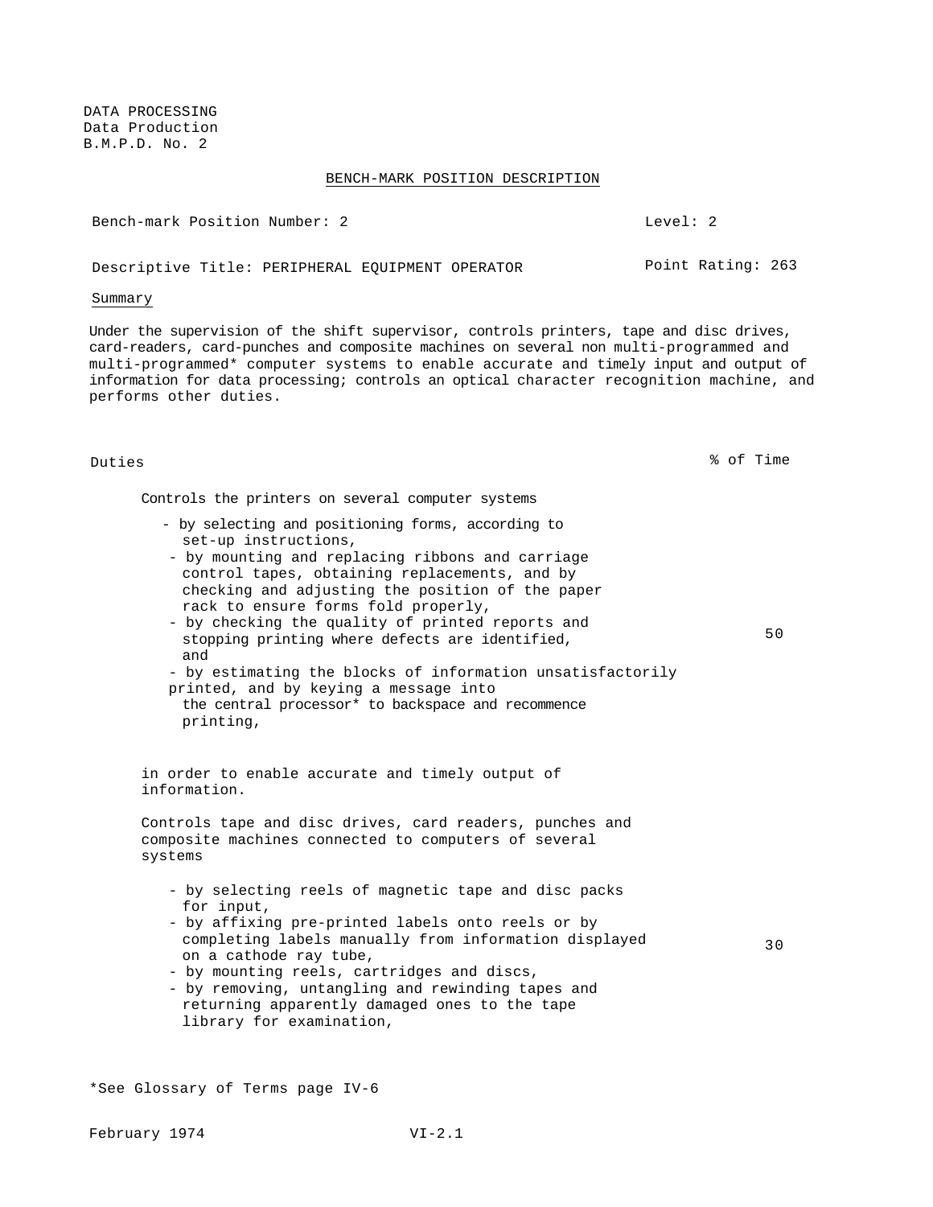DATA PROCESSING
Data Production
B.M.P.D. No. 2

BENCH-MARK POSITION DESCRIPTION

Bench-mark Position Number: 2 | Level: 2

Descriptive Title: PERIPHERAL EQUIPMENT OPERATOR | Point Rating: 263

Summary

Under the supervision of the shift supervisor, controls printers, tape and disc drives, card-readers, card-punches and composite machines on several non multi-programmed and multi-programmed* computer systems to enable accurate and timely input and output of information for data processing; controls an optical character recognition machine, and performs other duties.

| Duties | % of Time |
|---|---|
| Controls the printers on several computer systems<br>- by selecting and positioning forms, according to set-up instructions,<br>- by mounting and replacing ribbons and carriage control tapes, obtaining replacements, and by checking and adjusting the position of the paper rack to ensure forms fold properly,<br>- by checking the quality of printed reports and stopping printing where defects are identified, and<br>- by estimating the blocks of information unsatisfactorily printed, and by keying a message into the central processor* to backspace and recommence printing,<br><br>in order to enable accurate and timely output of information. | 50 |
| Controls tape and disc drives, card readers, punches and composite machines connected to computers of several systems<br>- by selecting reels of magnetic tape and disc packs for input,<br>- by affixing pre-printed labels onto reels or by completing labels manually from information displayed on a cathode ray tube,<br>- by mounting reels, cartridges and discs,<br>- by removing, untangling and rewinding tapes and returning apparently damaged ones to the tape library for examination, | 30 |

*See Glossary of Terms page IV-6

February 1974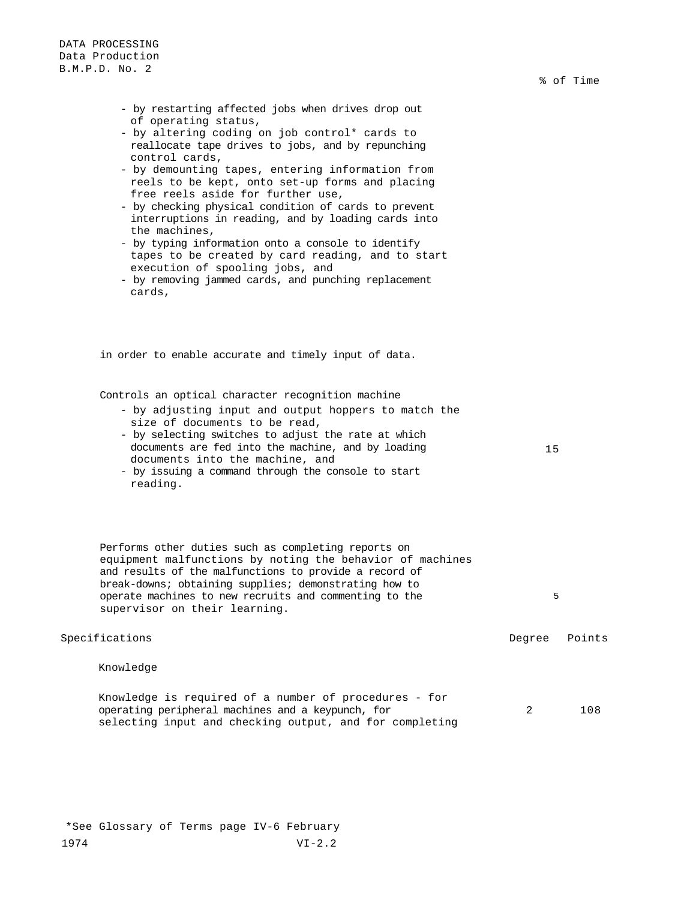DATA PROCESSING
Data Production
B.M.P.D. No. 2

% of Time

- by restarting affected jobs when drives drop out of operating status,
- by altering coding on job control* cards to reallocate tape drives to jobs, and by repunching control cards,
- by demounting tapes, entering information from reels to be kept, onto set-up forms and placing free reels aside for further use,
- by checking physical condition of cards to prevent interruptions in reading, and by loading cards into the machines,
- by typing information onto a console to identify tapes to be created by card reading, and to start execution of spooling jobs, and
- by removing jammed cards, and punching replacement cards,

in order to enable accurate and timely input of data.

Controls an optical character recognition machine — 15

- by adjusting input and output hoppers to match the size of documents to be read,
- by selecting switches to adjust the rate at which documents are fed into the machine, and by loading documents into the machine, and
- by issuing a command through the console to start reading.

Performs other duties such as completing reports on equipment malfunctions by noting the behavior of machines and results of the malfunctions to provide a record of break-downs; obtaining supplies; demonstrating how to operate machines to new recruits and commenting to the supervisor on their learning. — 5

| Specifications | Degree | Points |
|---|---|---|
| **Knowledge** | | |
| Knowledge is required of a number of procedures - for operating peripheral machines and a keypunch, for selecting input and checking output, and for completing | 2 | 108 |

*See Glossary of Terms page IV-6 February 1974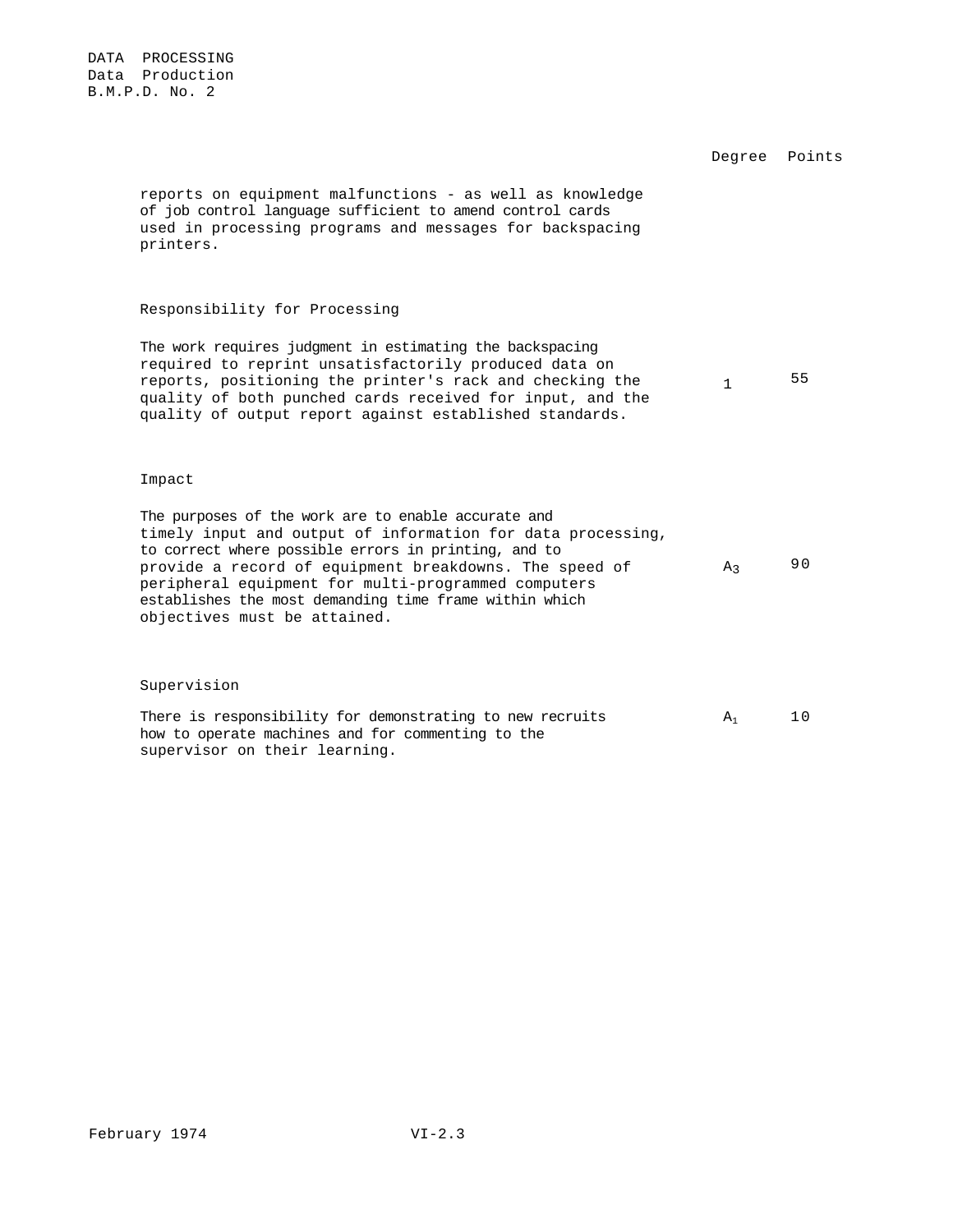| | Degree | Points |
|---|---|---|
| reports on equipment malfunctions - as well as knowledge of job control language sufficient to amend control cards used in processing programs and messages for backspacing printers. | | |
| **Responsibility for Processing** | | |
| The work requires judgment in estimating the backspacing required to reprint unsatisfactorily produced data on reports, positioning the printer's rack and checking the quality of both punched cards received for input, and the quality of output report against established standards. | 1 | 55 |
| **Impact** | | |
| The purposes of the work are to enable accurate and timely input and output of information for data processing, to correct where possible errors in printing, and to provide a record of equipment breakdowns. The speed of peripheral equipment for multi-programmed computers establishes the most demanding time frame within which objectives must be attained. | $A_3$ | 90 |
| **Supervision** | | |
| There is responsibility for demonstrating to new recruits how to operate machines and for commenting to the supervisor on their learning. | $A_1$ | 10 |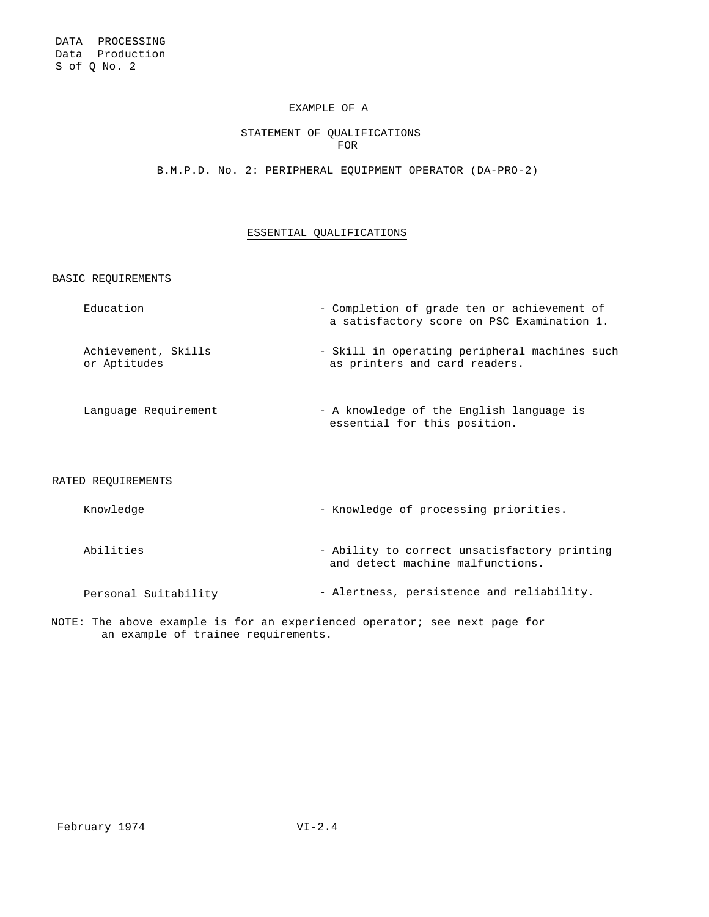DATA PROCESSING
Data Production
S of Q No. 2

EXAMPLE OF A

STATEMENT OF QUALIFICATIONS
FOR

B.M.P.D. No. 2: PERIPHERAL EQUIPMENT OPERATOR (DA-PRO-2)

## ESSENTIAL QUALIFICATIONS

BASIC REQUIREMENTS

| | |
|---|---|
| Education | - Completion of grade ten or achievement of a satisfactory score on PSC Examination 1. |
| Achievement, Skills or Aptitudes | - Skill in operating peripheral machines such as printers and card readers. |
| Language Requirement | - A knowledge of the English language is essential for this position. |

RATED REQUIREMENTS

| | |
|---|---|
| Knowledge | - Knowledge of processing priorities. |
| Abilities | - Ability to correct unsatisfactory printing and detect machine malfunctions. |
| Personal Suitability | - Alertness, persistence and reliability. |

NOTE: The above example is for an experienced operator; see next page for an example of trainee requirements.

February 1974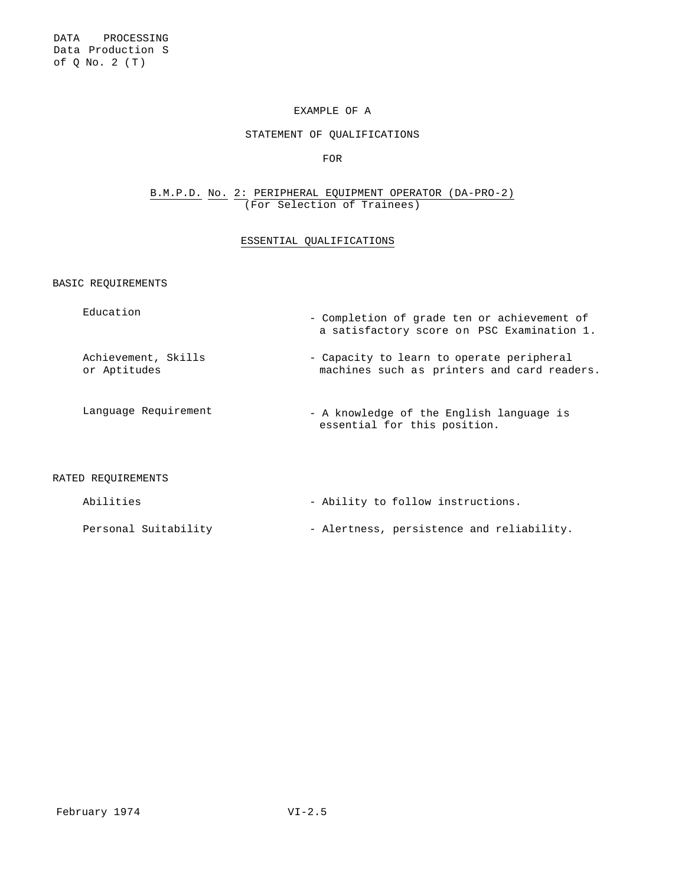DATA PROCESSING
Data Production S of Q No. 2 (T)

EXAMPLE OF A

STATEMENT OF QUALIFICATIONS

FOR

B.M.P.D. No. 2: PERIPHERAL EQUIPMENT OPERATOR (DA-PRO-2)
(For Selection of Trainees)

## ESSENTIAL QUALIFICATIONS

BASIC REQUIREMENTS

| | |
|---|---|
| Education | - Completion of grade ten or achievement of a satisfactory score on PSC Examination 1. |
| Achievement, Skills or Aptitudes | - Capacity to learn to operate peripheral machines such as printers and card readers. |
| Language Requirement | - A knowledge of the English language is essential for this position. |

RATED REQUIREMENTS

| | |
|---|---|
| Abilities | - Ability to follow instructions. |
| Personal Suitability | - Alertness, persistence and reliability. |

February 1974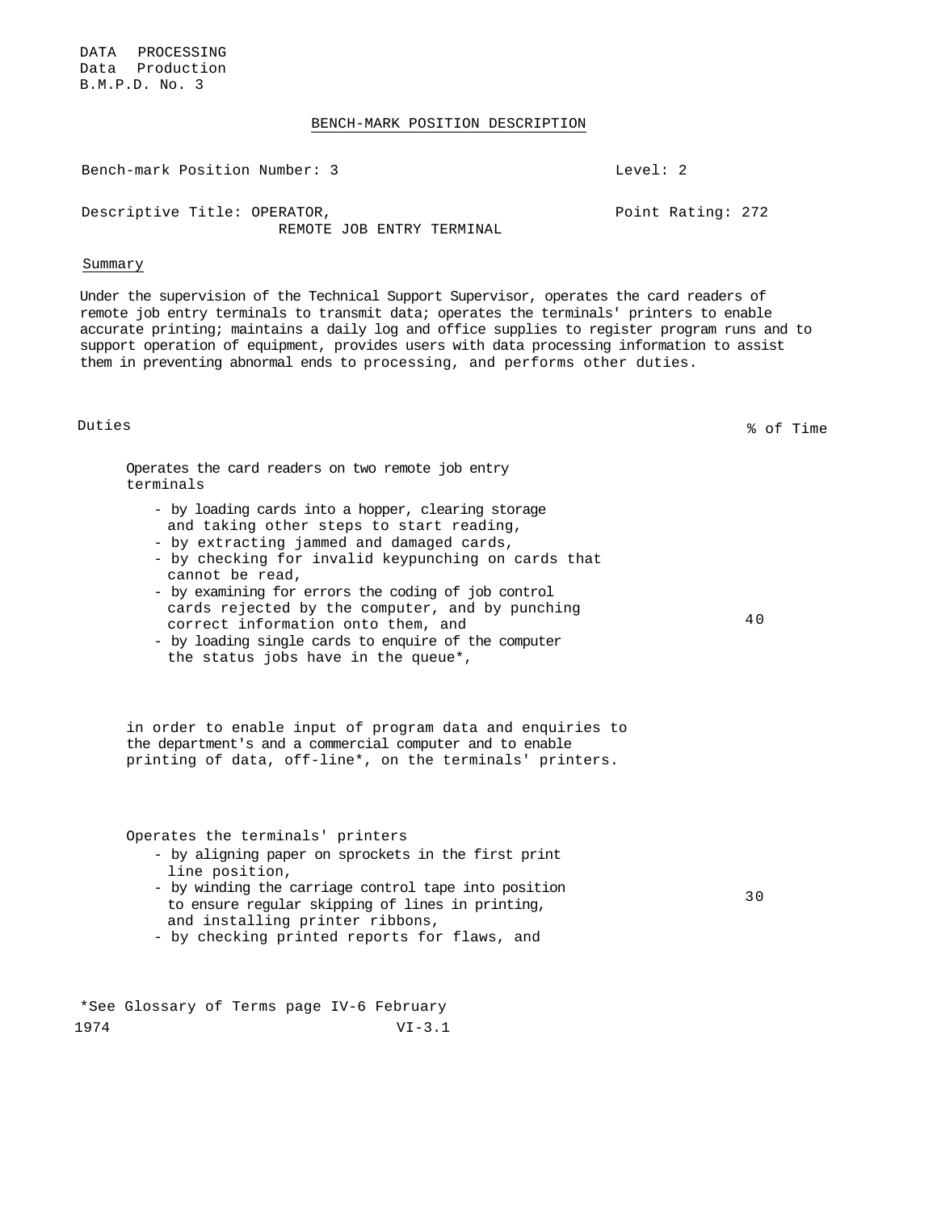DATA PROCESSING
Data Production
B.M.P.D. No. 3

## BENCH-MARK POSITION DESCRIPTION

Bench-mark Position Number: 3 | Level: 2

Descriptive Title: OPERATOR, REMOTE JOB ENTRY TERMINAL | Point Rating: 272

### Summary

Under the supervision of the Technical Support Supervisor, operates the card readers of remote job entry terminals to transmit data; operates the terminals' printers to enable accurate printing; maintains a daily log and office supplies to register program runs and to support operation of equipment, provides users with data processing information to assist them in preventing abnormal ends to processing, and performs other duties.

| Duties | % of Time |
|---|---|
| Operates the card readers on two remote job entry terminals<br>- by loading cards into a hopper, clearing storage and taking other steps to start reading,<br>- by extracting jammed and damaged cards,<br>- by checking for invalid keypunching on cards that cannot be read,<br>- by examining for errors the coding of job control cards rejected by the computer, and by punching correct information onto them, and<br>- by loading single cards to enquire of the computer the status jobs have in the queue*,<br><br>in order to enable input of program data and enquiries to the department's and a commercial computer and to enable printing of data, off-line*, on the terminals' printers. | 40 |
| Operates the terminals' printers<br>- by aligning paper on sprockets in the first print line position,<br>- by winding the carriage control tape into position to ensure regular skipping of lines in printing, and installing printer ribbons,<br>- by checking printed reports for flaws, and | 30 |

*See Glossary of Terms page IV-6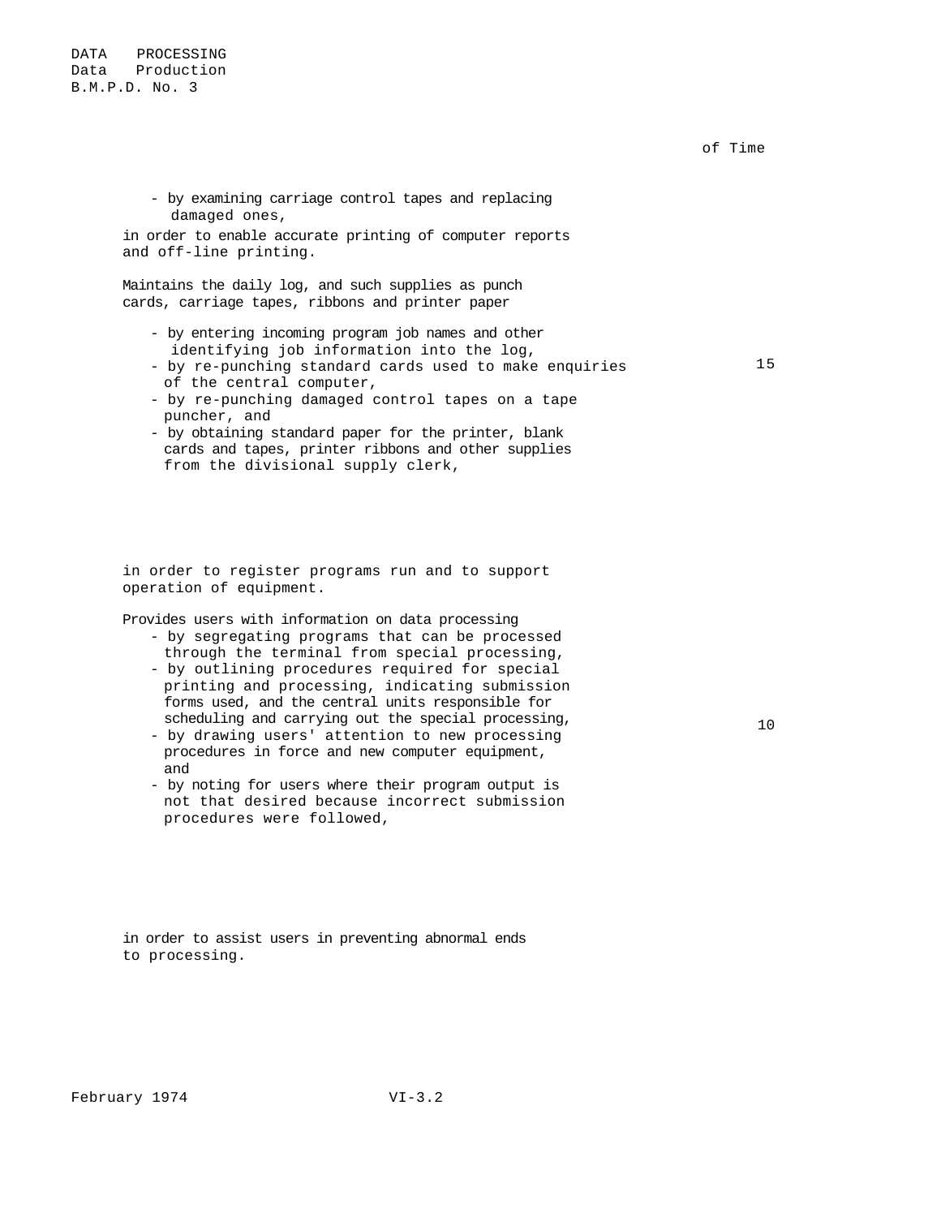of Time

- by examining carriage control tapes and replacing damaged ones,

in order to enable accurate printing of computer reports and off-line printing.

Maintains the daily log, and such supplies as punch cards, carriage tapes, ribbons and printer paper

- by entering incoming program job names and other identifying job information into the log,
- by re-punching standard cards used to make enquiries of the central computer, — 15
- by re-punching damaged control tapes on a tape puncher, and
- by obtaining standard paper for the printer, blank cards and tapes, printer ribbons and other supplies from the divisional supply clerk,

in order to register programs run and to support operation of equipment.

Provides users with information on data processing

- by segregating programs that can be processed through the terminal from special processing,
- by outlining procedures required for special printing and processing, indicating submission forms used, and the central units responsible for scheduling and carrying out the special processing, — 10
- by drawing users' attention to new processing procedures in force and new computer equipment, and
- by noting for users where their program output is not that desired because incorrect submission procedures were followed,

in order to assist users in preventing abnormal ends to processing.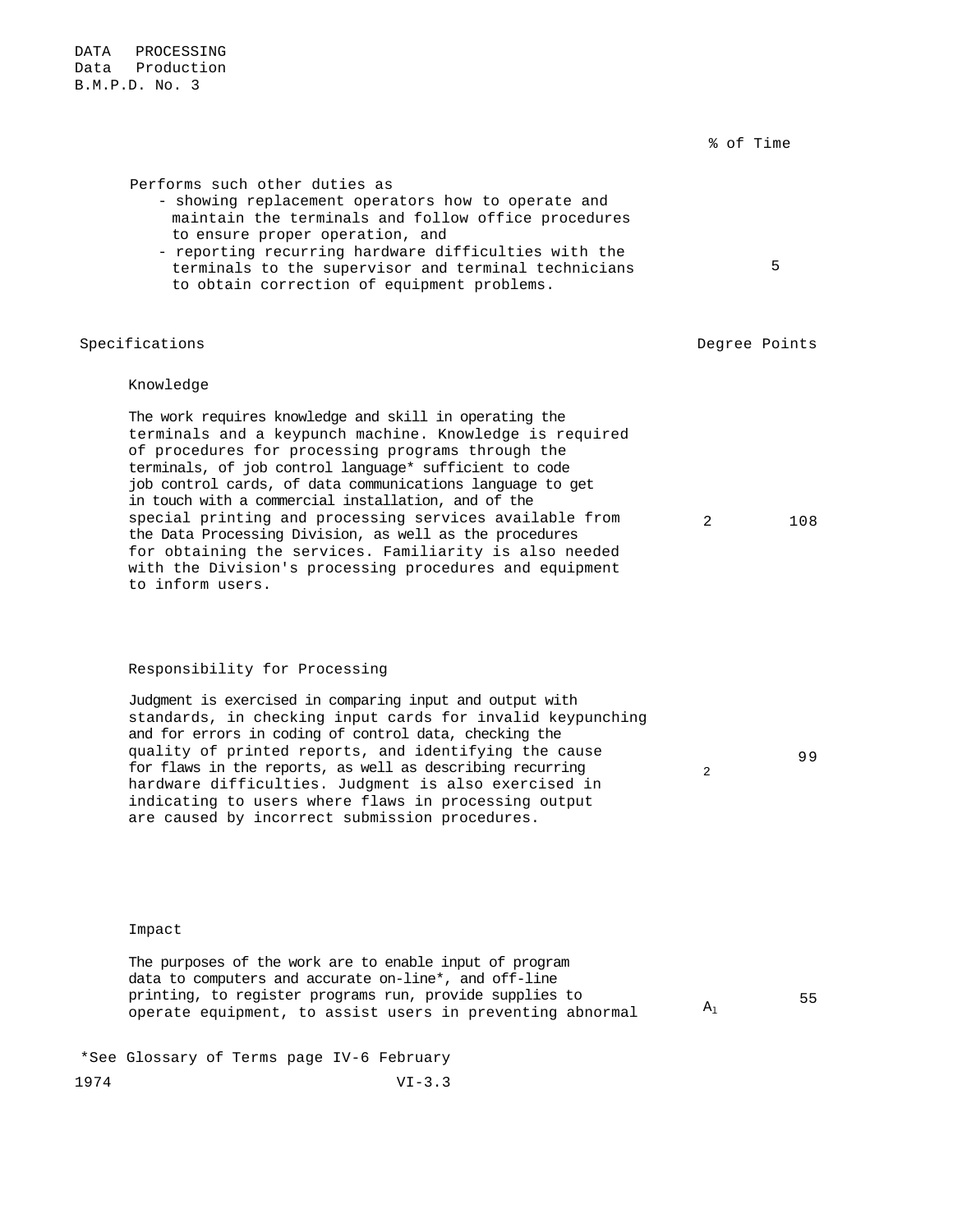DATA PROCESSING
Data Production
B.M.P.D. No. 3

| | % of Time |
|---|---|
| Performs such other duties as<br>- showing replacement operators how to operate and maintain the terminals and follow office procedures to ensure proper operation, and<br>- reporting recurring hardware difficulties with the terminals to the supervisor and terminal technicians to obtain correction of equipment problems. | 5 |

| Specifications | Degree | Points |
|---|---|---|
| **Knowledge**<br><br>The work requires knowledge and skill in operating the terminals and a keypunch machine. Knowledge is required of procedures for processing programs through the terminals, of job control language* sufficient to code job control cards, of data communications language to get in touch with a commercial installation, and of the special printing and processing services available from the Data Processing Division, as well as the procedures for obtaining the services. Familiarity is also needed with the Division's processing procedures and equipment to inform users. | 2 | 108 |
| **Responsibility for Processing**<br><br>Judgment is exercised in comparing input and output with standards, in checking input cards for invalid keypunching and for errors in coding of control data, checking the quality of printed reports, and identifying the cause for flaws in the reports, as well as describing recurring hardware difficulties. Judgment is also exercised in indicating to users where flaws in processing output are caused by incorrect submission procedures. | 2 | 99 |
| **Impact**<br><br>The purposes of the work are to enable input of program data to computers and accurate on-line*, and off-line printing, to register programs run, provide supplies to operate equipment, to assist users in preventing abnormal | $A_1$ | 55 |

*See Glossary of Terms page IV-6 February 1974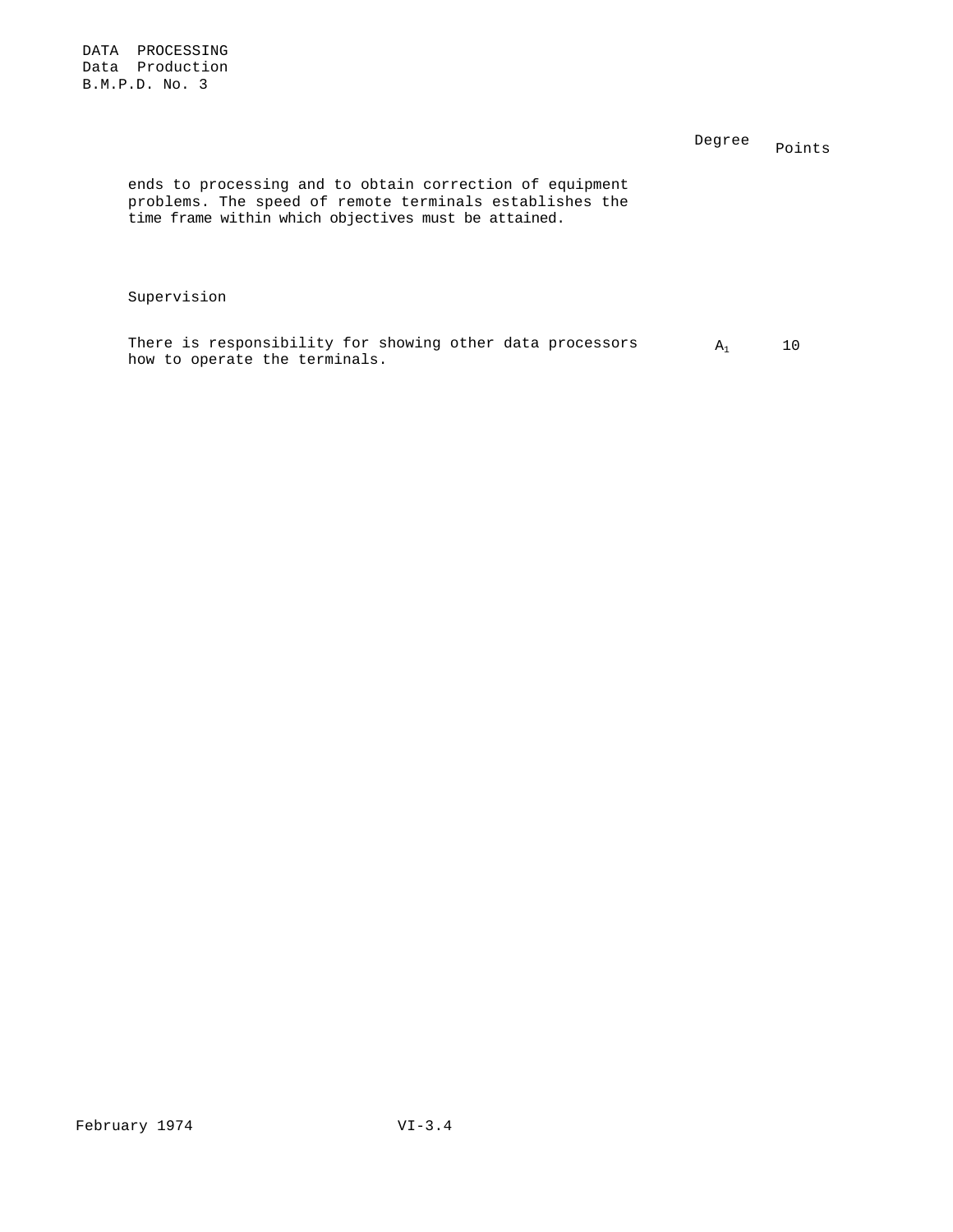| | Degree | Points |
|---|---|---|
| ends to processing and to obtain correction of equipment problems. The speed of remote terminals establishes the time frame within which objectives must be attained. | | |
| **Supervision** | | |
| There is responsibility for showing other data processors how to operate the terminals. | $A_1$ | 10 |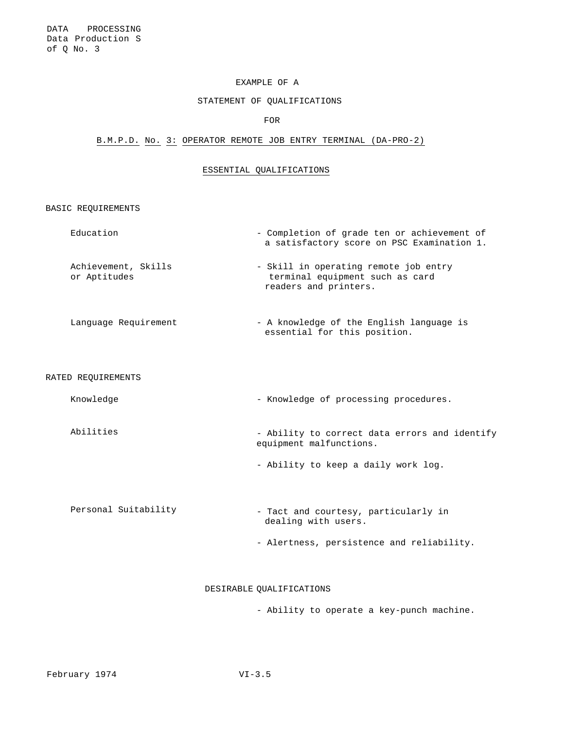DATA PROCESSING
Data Production S
of Q No. 3

# EXAMPLE OF A

# STATEMENT OF QUALIFICATIONS

# FOR

## B.M.P.D. No. 3: OPERATOR REMOTE JOB ENTRY TERMINAL (DA-PRO-2)

### ESSENTIAL QUALIFICATIONS

#### BASIC REQUIREMENTS

| | |
|---|---|
| Education | - Completion of grade ten or achievement of a satisfactory score on PSC Examination 1. |
| Achievement, Skills or Aptitudes | - Skill in operating remote job entry terminal equipment such as card readers and printers. |
| Language Requirement | - A knowledge of the English language is essential for this position. |

#### RATED REQUIREMENTS

| | |
|---|---|
| Knowledge | - Knowledge of processing procedures. |
| Abilities | - Ability to correct data errors and identify equipment malfunctions. |
| | - Ability to keep a daily work log. |
| Personal Suitability | - Tact and courtesy, particularly in dealing with users. |
| | - Alertness, persistence and reliability. |

### DESIRABLE QUALIFICATIONS

- Ability to operate a key-punch machine.

February 1974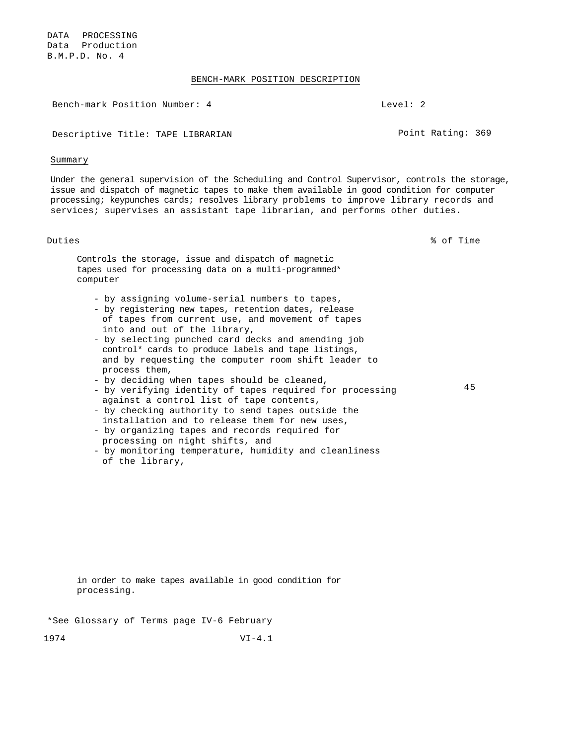DATA PROCESSING
Data Production
B.M.P.D. No. 4

## BENCH-MARK POSITION DESCRIPTION

Bench-mark Position Number: 4 | Level: 2

Descriptive Title: TAPE LIBRARIAN | Point Rating: 369

### Summary

Under the general supervision of the Scheduling and Control Supervisor, controls the storage, issue and dispatch of magnetic tapes to make them available in good condition for computer processing; keypunches cards; resolves library problems to improve library records and services; supervises an assistant tape librarian, and performs other duties.

| Duties | % of Time |
|---|---|
| Controls the storage, issue and dispatch of magnetic tapes used for processing data on a multi-programmed* computer<br><br>- by assigning volume-serial numbers to tapes,<br>- by registering new tapes, retention dates, release of tapes from current use, and movement of tapes into and out of the library,<br>- by selecting punched card decks and amending job control* cards to produce labels and tape listings, and by requesting the computer room shift leader to process them,<br>- by deciding when tapes should be cleaned,<br>- by verifying identity of tapes required for processing against a control list of tape contents,<br>- by checking authority to send tapes outside the installation and to release them for new uses,<br>- by organizing tapes and records required for processing on night shifts, and<br>- by monitoring temperature, humidity and cleanliness of the library,<br><br>in order to make tapes available in good condition for processing. | 45 |

*See Glossary of Terms page IV-6 February 1974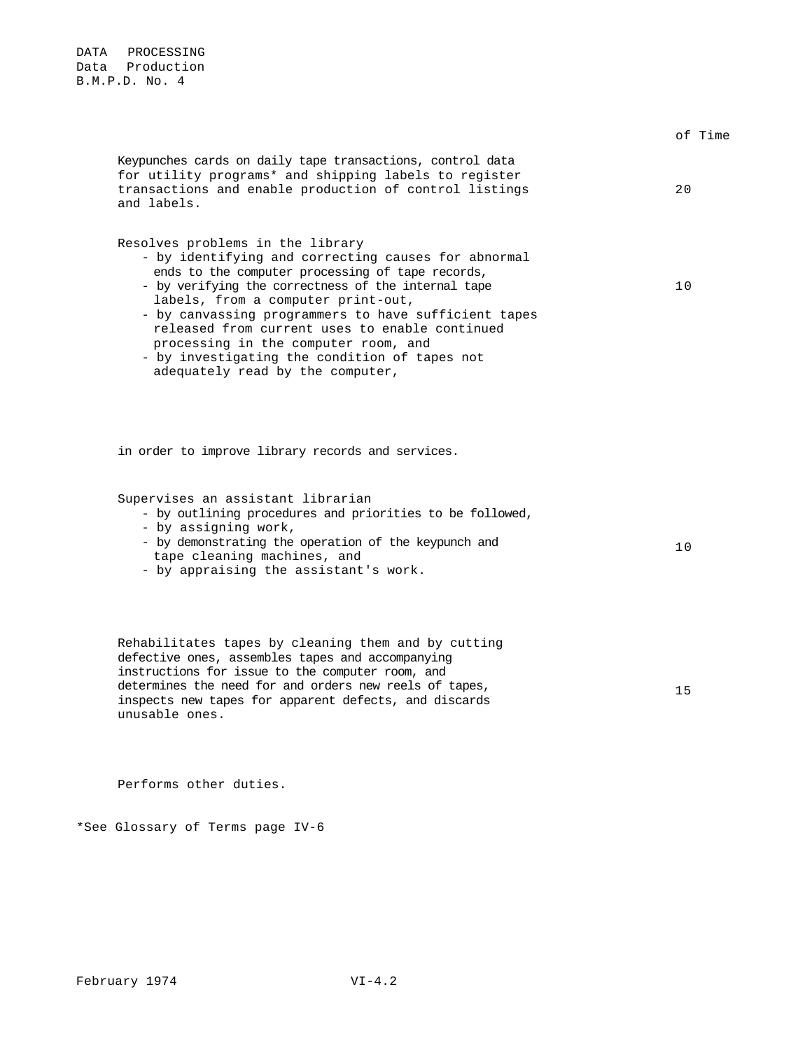DATA PROCESSING
Data Production
B.M.P.D. No. 4

| | of Time |
|---|---|
| Keypunches cards on daily tape transactions, control data for utility programs* and shipping labels to register transactions and enable production of control listings and labels. | 20 |
| Resolves problems in the library<br>- by identifying and correcting causes for abnormal ends to the computer processing of tape records,<br>- by verifying the correctness of the internal tape labels, from a computer print-out,<br>- by canvassing programmers to have sufficient tapes released from current uses to enable continued processing in the computer room, and<br>- by investigating the condition of tapes not adequately read by the computer,<br><br>in order to improve library records and services. | 10 |
| Supervises an assistant librarian<br>- by outlining procedures and priorities to be followed,<br>- by assigning work,<br>- by demonstrating the operation of the keypunch and tape cleaning machines, and<br>- by appraising the assistant's work. | 10 |
| Rehabilitates tapes by cleaning them and by cutting defective ones, assembles tapes and accompanying instructions for issue to the computer room, and determines the need for and orders new reels of tapes, inspects new tapes for apparent defects, and discards unusable ones. | 15 |
| Performs other duties. | |

*See Glossary of Terms page IV-6

February 1974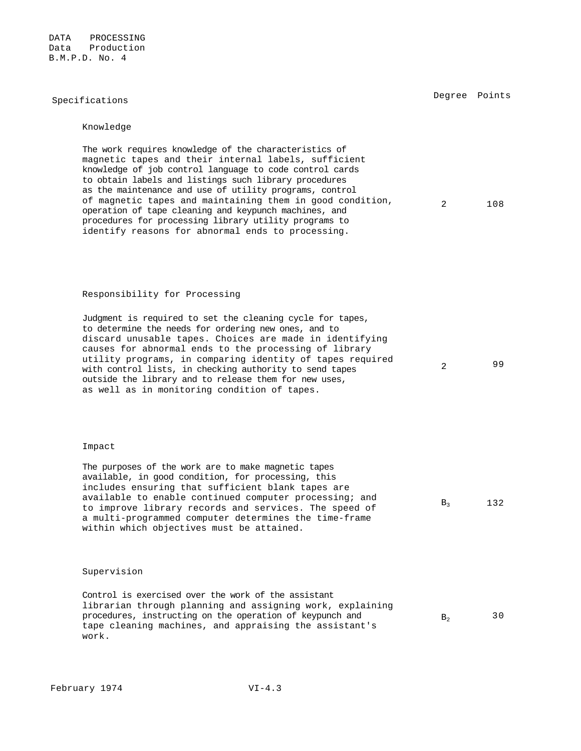DATA PROCESSING
Data Production
B.M.P.D. No. 4

| Specifications | Degree | Points |
|---|---|---|
| **Knowledge**<br><br>The work requires knowledge of the characteristics of magnetic tapes and their internal labels, sufficient knowledge of job control language to code control cards to obtain labels and listings such library procedures as the maintenance and use of utility programs, control of magnetic tapes and maintaining them in good condition, operation of tape cleaning and keypunch machines, and procedures for processing library utility programs to identify reasons for abnormal ends to processing. | 2 | 108 |
| **Responsibility for Processing**<br><br>Judgment is required to set the cleaning cycle for tapes, to determine the needs for ordering new ones, and to discard unusable tapes. Choices are made in identifying causes for abnormal ends to the processing of library utility programs, in comparing identity of tapes required with control lists, in checking authority to send tapes outside the library and to release them for new uses, as well as in monitoring condition of tapes. | 2 | 99 |
| **Impact**<br><br>The purposes of the work are to make magnetic tapes available, in good condition, for processing, this includes ensuring that sufficient blank tapes are available to enable continued computer processing; and to improve library records and services. The speed of a multi-programmed computer determines the time-frame within which objectives must be attained. | $B_3$ | 132 |
| **Supervision**<br><br>Control is exercised over the work of the assistant librarian through planning and assigning work, explaining procedures, instructing on the operation of keypunch and tape cleaning machines, and appraising the assistant's work. | $B_2$ | 30 |

February 1974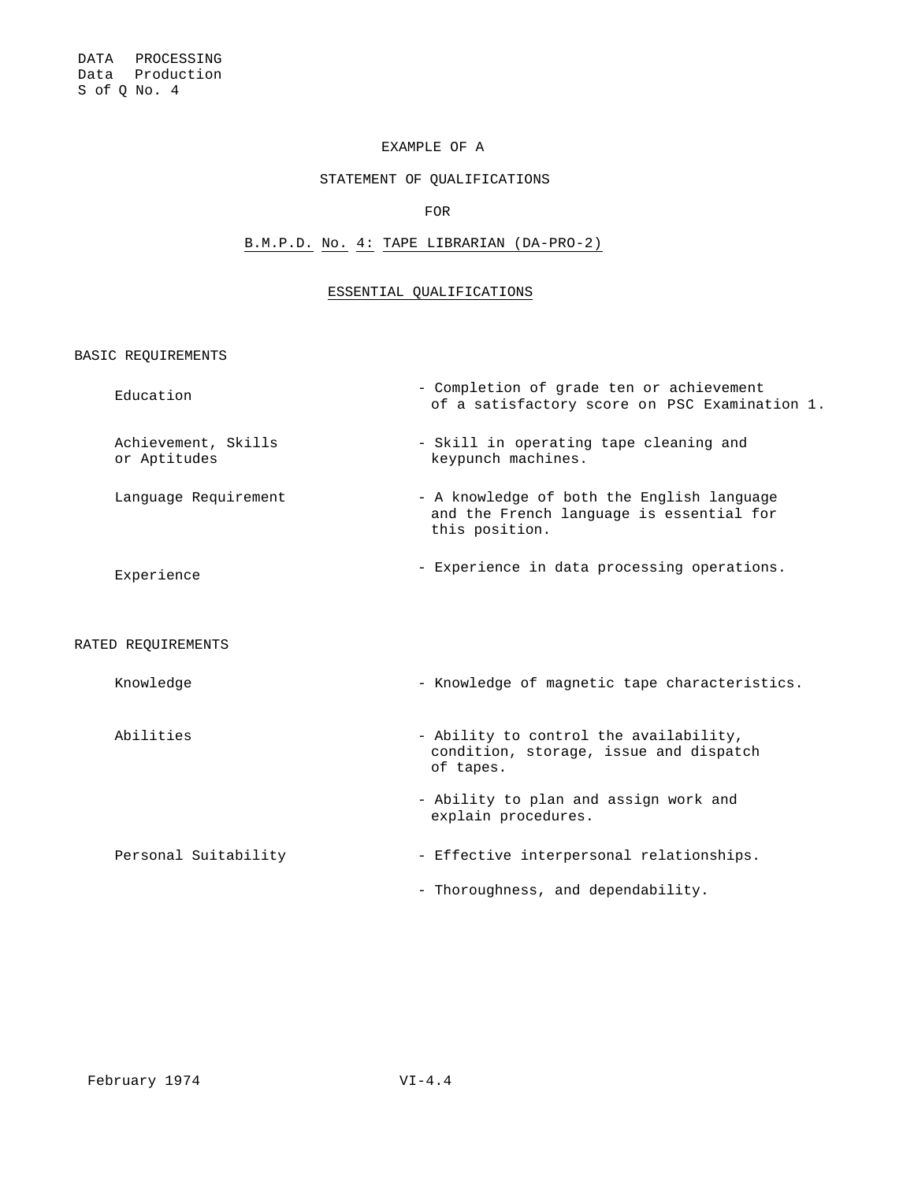DATA PROCESSING
Data Production
S of Q No. 4

EXAMPLE OF A

STATEMENT OF QUALIFICATIONS

FOR

B.M.P.D. No. 4: TAPE LIBRARIAN (DA-PRO-2)

## ESSENTIAL QUALIFICATIONS

### BASIC REQUIREMENTS

| | |
|---|---|
| Education | - Completion of grade ten or achievement of a satisfactory score on PSC Examination 1. |
| Achievement, Skills or Aptitudes | - Skill in operating tape cleaning and keypunch machines. |
| Language Requirement | - A knowledge of both the English language and the French language is essential for this position. |
| Experience | - Experience in data processing operations. |

### RATED REQUIREMENTS

| | |
|---|---|
| Knowledge | - Knowledge of magnetic tape characteristics. |
| Abilities | - Ability to control the availability, condition, storage, issue and dispatch of tapes. |
| | - Ability to plan and assign work and explain procedures. |
| Personal Suitability | - Effective interpersonal relationships. |
| | - Thoroughness, and dependability. |

February 1974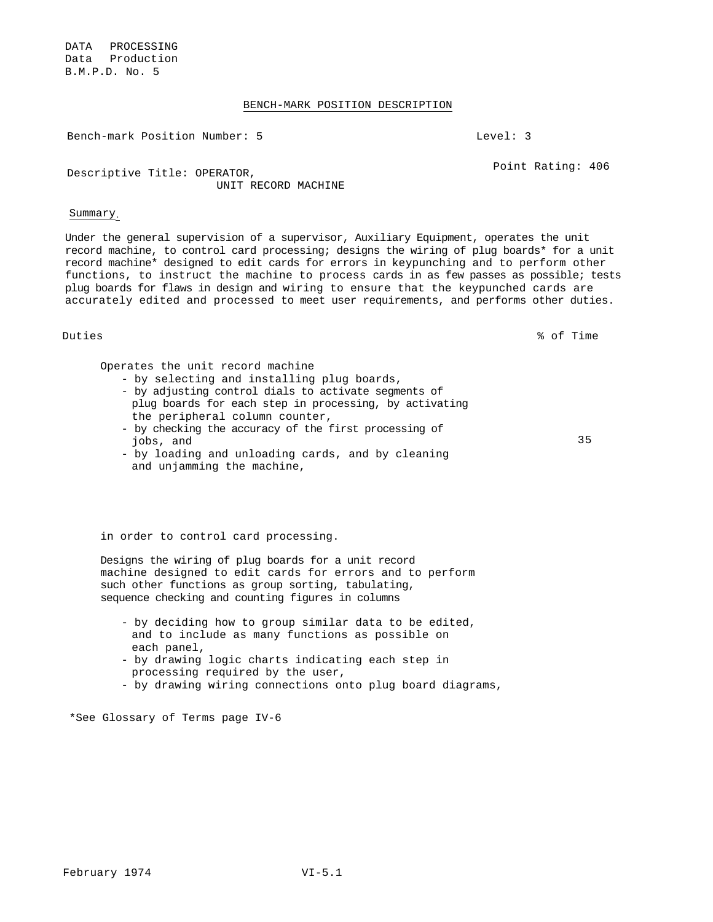DATA PROCESSING
Data Production
B.M.P.D. No. 5

## BENCH-MARK POSITION DESCRIPTION

Bench-mark Position Number: 5 Level: 3

Descriptive Title: OPERATOR,
UNIT RECORD MACHINE

Point Rating: 406

Summary.

Under the general supervision of a supervisor, Auxiliary Equipment, operates the unit record machine, to control card processing; designs the wiring of plug boards* for a unit record machine* designed to edit cards for errors in keypunching and to perform other functions, to instruct the machine to process cards in as few passes as possible; tests plug boards for flaws in design and wiring to ensure that the keypunched cards are accurately edited and processed to meet user requirements, and performs other duties.

| Duties | % of Time |
|---|---|
| Operates the unit record machine<br>- by selecting and installing plug boards,<br>- by adjusting control dials to activate segments of plug boards for each step in processing, by activating the peripheral column counter,<br>- by checking the accuracy of the first processing of jobs, and<br>- by loading and unloading cards, and by cleaning and unjamming the machine,<br><br>in order to control card processing. | 35 |

Designs the wiring of plug boards for a unit record machine designed to edit cards for errors and to perform such other functions as group sorting, tabulating, sequence checking and counting figures in columns

- by deciding how to group similar data to be edited, and to include as many functions as possible on each panel,
- by drawing logic charts indicating each step in processing required by the user,
- by drawing wiring connections onto plug board diagrams,

*See Glossary of Terms page IV-6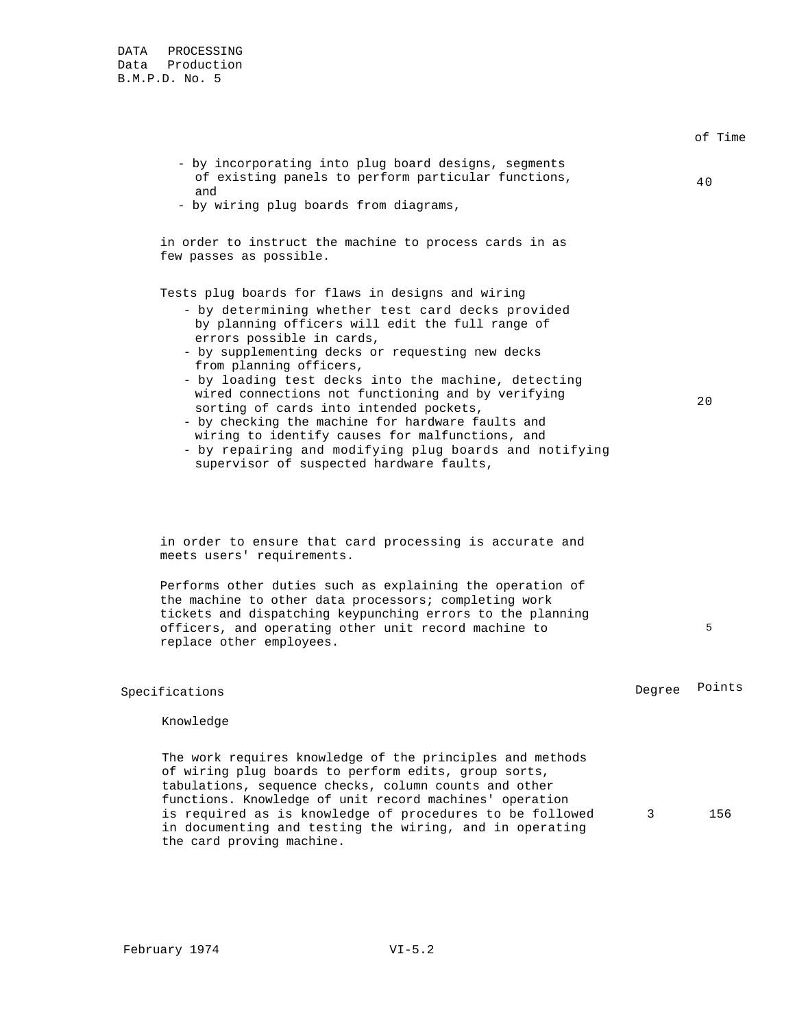DATA PROCESSING
Data Production
B.M.P.D. No. 5

| | % of Time |
|---|---|
| - by incorporating into plug board designs, segments of existing panels to perform particular functions, and<br>- by wiring plug boards from diagrams,<br><br>in order to instruct the machine to process cards in as few passes as possible. | 40 |
| Tests plug boards for flaws in designs and wiring<br>- by determining whether test card decks provided by planning officers will edit the full range of errors possible in cards,<br>- by supplementing decks or requesting new decks from planning officers,<br>- by loading test decks into the machine, detecting wired connections not functioning and by verifying sorting of cards into intended pockets,<br>- by checking the machine for hardware faults and wiring to identify causes for malfunctions, and<br>- by repairing and modifying plug boards and notifying supervisor of suspected hardware faults,<br><br>in order to ensure that card processing is accurate and meets users' requirements. | 20 |
| Performs other duties such as explaining the operation of the machine to other data processors; completing work tickets and dispatching keypunching errors to the planning officers, and operating other unit record machine to replace other employees. | 5 |

| Specifications | Degree | Points |
|---|---|---|
| **Knowledge** | | |
| The work requires knowledge of the principles and methods of wiring plug boards to perform edits, group sorts, tabulations, sequence checks, column counts and other functions. Knowledge of unit record machines' operation is required as is knowledge of procedures to be followed in documenting and testing the wiring, and in operating the card proving machine. | 3 | 156 |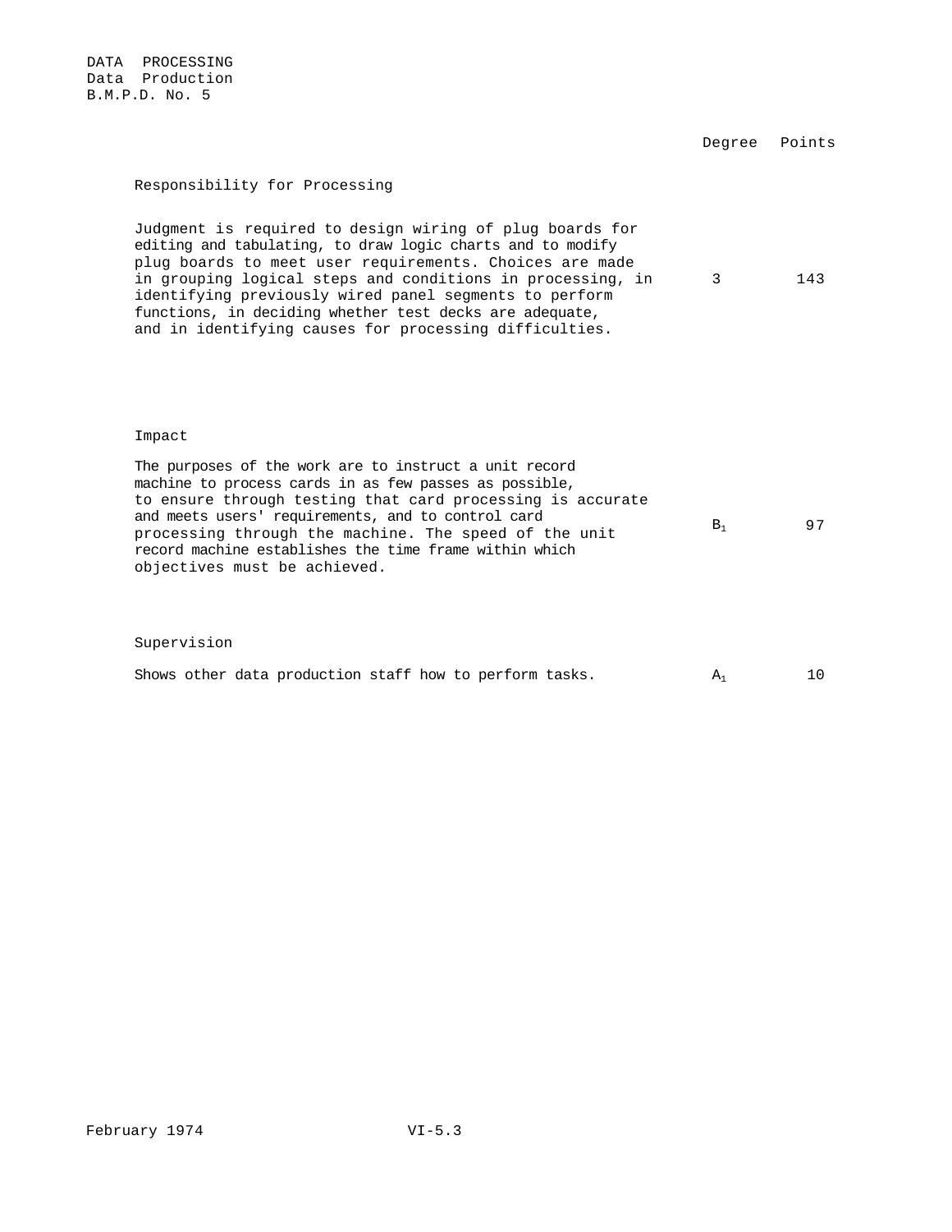DATA PROCESSING
Data Production
B.M.P.D. No. 5

| | Degree | Points |
|---|---|---|
| **Responsibility for Processing** | | |
| Judgment is required to design wiring of plug boards for editing and tabulating, to draw logic charts and to modify plug boards to meet user requirements. Choices are made in grouping logical steps and conditions in processing, in identifying previously wired panel segments to perform functions, in deciding whether test decks are adequate, and in identifying causes for processing difficulties. | 3 | 143 |
| **Impact** | | |
| The purposes of the work are to instruct a unit record machine to process cards in as few passes as possible, to ensure through testing that card processing is accurate and meets users' requirements, and to control card processing through the machine. The speed of the unit record machine establishes the time frame within which objectives must be achieved. | $B_1$ | 97 |
| **Supervision** | | |
| Shows other data production staff how to perform tasks. | $A_1$ | 10 |

February 1974 VI-5.3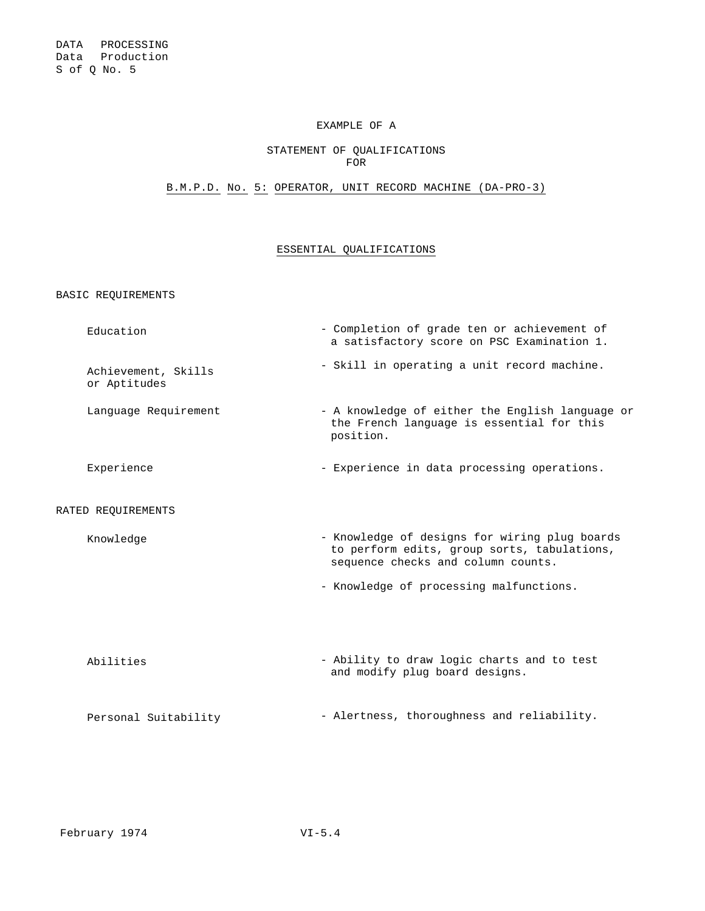DATA PROCESSING
Data Production
S of Q No. 5

EXAMPLE OF A

STATEMENT OF QUALIFICATIONS
FOR

B.M.P.D. No. 5: OPERATOR, UNIT RECORD MACHINE (DA-PRO-3)

## ESSENTIAL QUALIFICATIONS

### BASIC REQUIREMENTS

| | |
|---|---|
| Education | - Completion of grade ten or achievement of a satisfactory score on PSC Examination 1. |
| Achievement, Skills or Aptitudes | - Skill in operating a unit record machine. |
| Language Requirement | - A knowledge of either the English language or the French language is essential for this position. |
| Experience | - Experience in data processing operations. |

### RATED REQUIREMENTS

| | |
|---|---|
| Knowledge | - Knowledge of designs for wiring plug boards to perform edits, group sorts, tabulations, sequence checks and column counts.<br>- Knowledge of processing malfunctions. |
| Abilities | - Ability to draw logic charts and to test and modify plug board designs. |
| Personal Suitability | - Alertness, thoroughness and reliability. |

February 1974 VI-5.4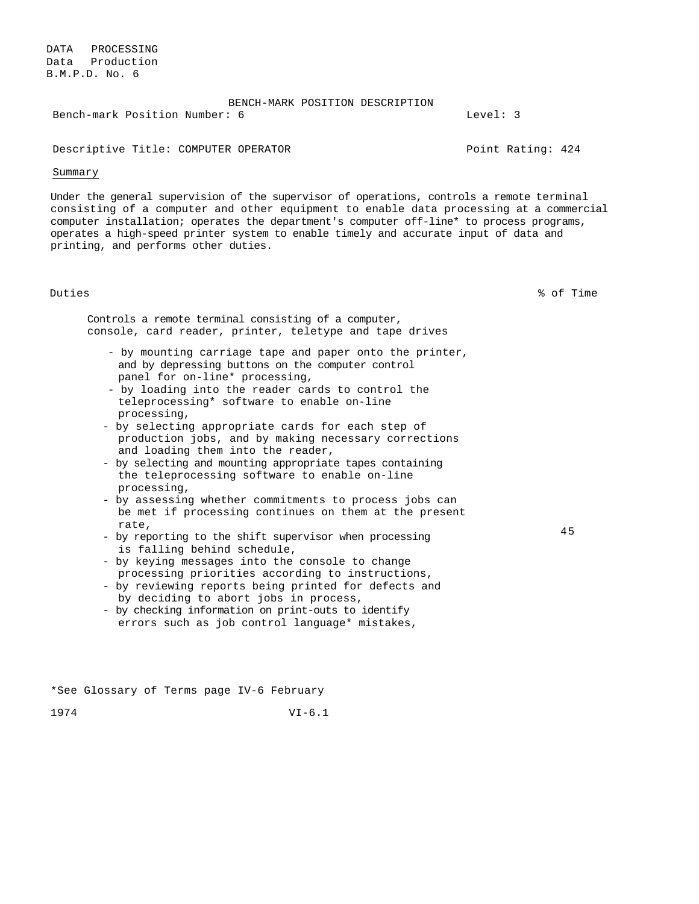DATA PROCESSING
Data Production
B.M.P.D. No. 6

BENCH-MARK POSITION DESCRIPTION

Bench-mark Position Number: 6 | Level: 3

Descriptive Title: COMPUTER OPERATOR | Point Rating: 424

Summary

Under the general supervision of the supervisor of operations, controls a remote terminal consisting of a computer and other equipment to enable data processing at a commercial computer installation; operates the department's computer off-line* to process programs, operates a high-speed printer system to enable timely and accurate input of data and printing, and performs other duties.

| Duties | % of Time |
|---|---|
| Controls a remote terminal consisting of a computer, console, card reader, printer, teletype and tape drives<br>- by mounting carriage tape and paper onto the printer, and by depressing buttons on the computer control panel for on-line* processing,<br>- by loading into the reader cards to control the teleprocessing* software to enable on-line processing,<br>- by selecting appropriate cards for each step of production jobs, and by making necessary corrections and loading them into the reader,<br>- by selecting and mounting appropriate tapes containing the teleprocessing software to enable on-line processing,<br>- by assessing whether commitments to process jobs can be met if processing continues on them at the present rate,<br>- by reporting to the shift supervisor when processing is falling behind schedule,<br>- by keying messages into the console to change processing priorities according to instructions,<br>- by reviewing reports being printed for defects and by deciding to abort jobs in process,<br>- by checking information on print-outs to identify errors such as job control language* mistakes, | 45 |

*See Glossary of Terms page IV-6 February 1974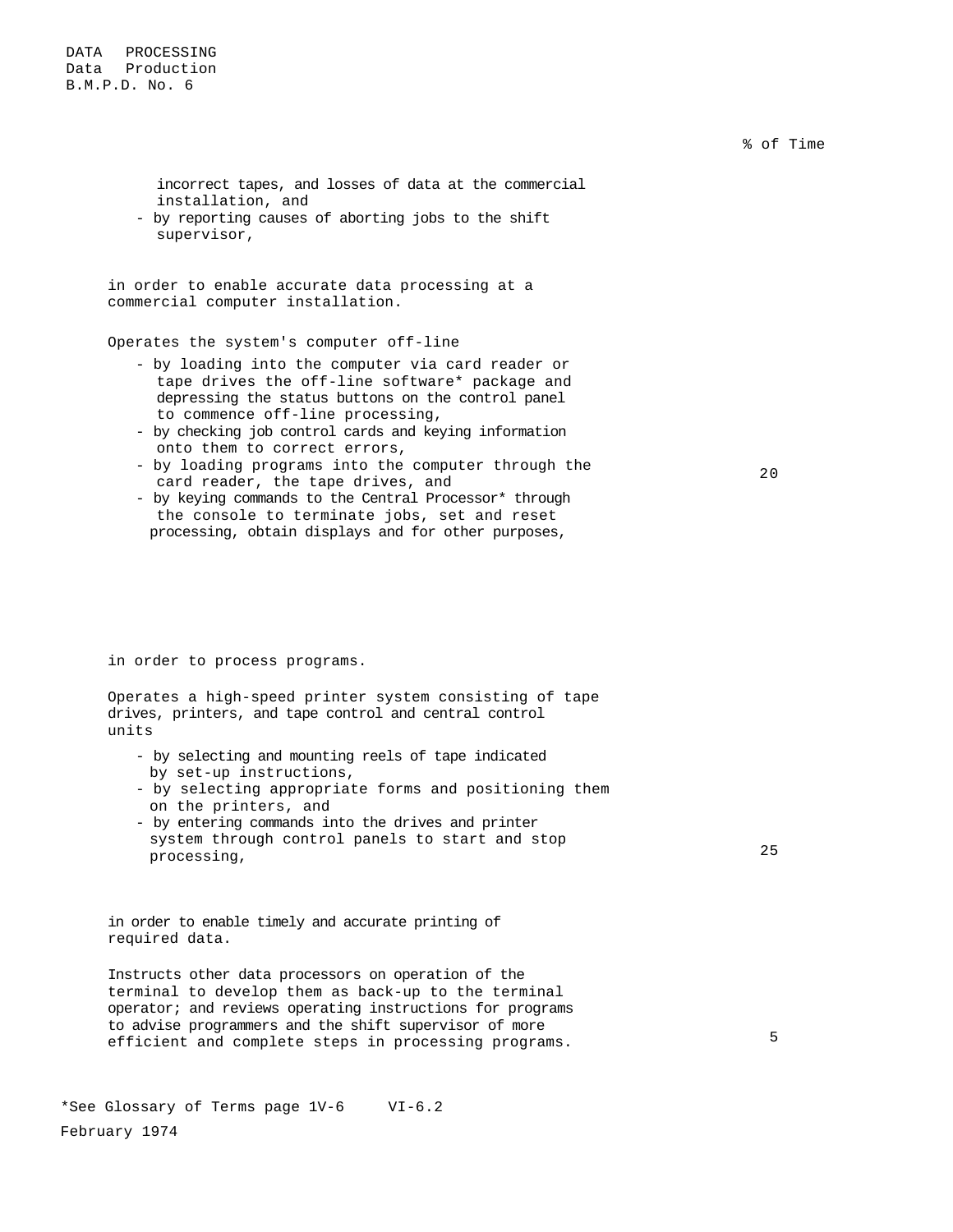| | % of Time |
|---|---|
| incorrect tapes, and losses of data at the commercial installation, and<br>- by reporting causes of aborting jobs to the shift supervisor,<br><br>in order to enable accurate data processing at a commercial computer installation. | |
| Operates the system's computer off-line<br>- by loading into the computer via card reader or tape drives the off-line software* package and depressing the status buttons on the control panel to commence off-line processing,<br>- by checking job control cards and keying information onto them to correct errors,<br>- by loading programs into the computer through the card reader, the tape drives, and<br>- by keying commands to the Central Processor* through the console to terminate jobs, set and reset processing, obtain displays and for other purposes,<br><br>in order to process programs. | 20 |
| Operates a high-speed printer system consisting of tape drives, printers, and tape control and central control units<br>- by selecting and mounting reels of tape indicated by set-up instructions,<br>- by selecting appropriate forms and positioning them on the printers, and<br>- by entering commands into the drives and printer system through control panels to start and stop processing,<br><br>in order to enable timely and accurate printing of required data. | 25 |
| Instructs other data processors on operation of the terminal to develop them as back-up to the terminal operator; and reviews operating instructions for programs to advise programmers and the shift supervisor of more efficient and complete steps in processing programs. | 5 |

*See Glossary of Terms page 1V-6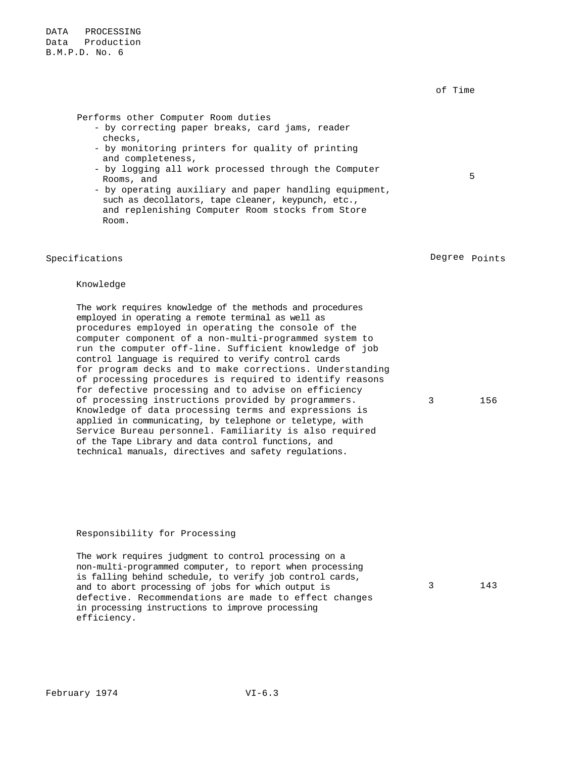DATA PROCESSING
Data Production
B.M.P.D. No. 6

| | % of Time |
|---|---|
| Performs other Computer Room duties<br>- by correcting paper breaks, card jams, reader checks,<br>- by monitoring printers for quality of printing and completeness,<br>- by logging all work processed through the Computer Rooms, and<br>- by operating auxiliary and paper handling equipment, such as decollators, tape cleaner, keypunch, etc., and replenishing Computer Room stocks from Store Room. | 5 |

| Specifications | Degree | Points |
|---|---|---|
| **Knowledge**<br><br>The work requires knowledge of the methods and procedures employed in operating a remote terminal as well as procedures employed in operating the console of the computer component of a non-multi-programmed system to run the computer off-line. Sufficient knowledge of job control language is required to verify control cards for program decks and to make corrections. Understanding of processing procedures is required to identify reasons for defective processing and to advise on efficiency of processing instructions provided by programmers. Knowledge of data processing terms and expressions is applied in communicating, by telephone or teletype, with Service Bureau personnel. Familiarity is also required of the Tape Library and data control functions, and technical manuals, directives and safety regulations. | 3 | 156 |
| **Responsibility for Processing**<br><br>The work requires judgment to control processing on a non-multi-programmed computer, to report when processing is falling behind schedule, to verify job control cards, and to abort processing of jobs for which output is defective. Recommendations are made to effect changes in processing instructions to improve processing efficiency. | 3 | 143 |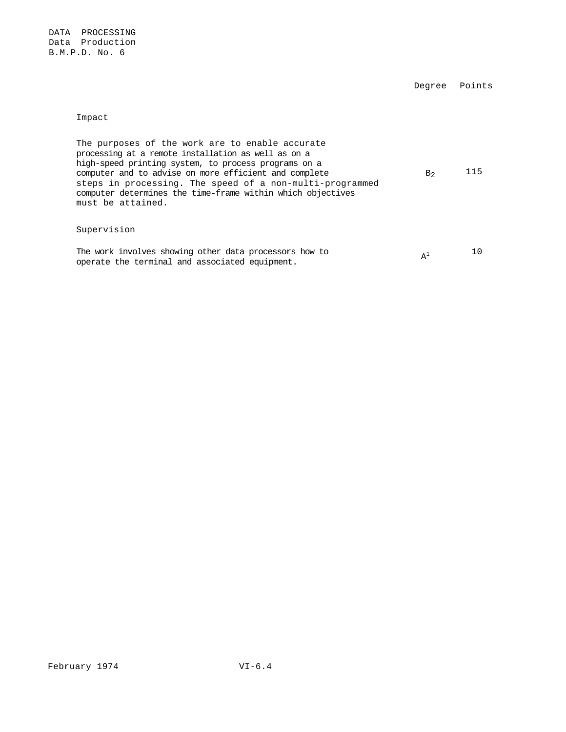DATA PROCESSING
Data Production
B.M.P.D. No. 6

| | Degree | Points |
|---|---|---|
| **Impact** | | |
| The purposes of the work are to enable accurate processing at a remote installation as well as on a high-speed printing system, to process programs on a computer and to advise on more efficient and complete steps in processing. The speed of a non-multi-programmed computer determines the time-frame within which objectives must be attained. | $B_2$ | 115 |
| **Supervision** | | |
| The work involves showing other data processors how to operate the terminal and associated equipment. | $A^1$ | 10 |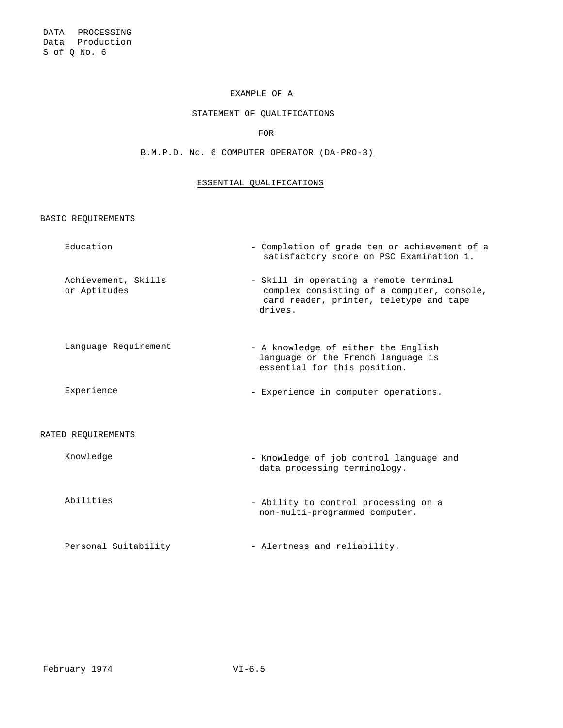DATA PROCESSING
Data Production
S of Q No. 6

# EXAMPLE OF A

# STATEMENT OF QUALIFICATIONS

# FOR

# B.M.P.D. No. 6 COMPUTER OPERATOR (DA-PRO-3)

## ESSENTIAL QUALIFICATIONS

### BASIC REQUIREMENTS

| | |
|---|---|
| Education | - Completion of grade ten or achievement of a satisfactory score on PSC Examination 1. |
| Achievement, Skills or Aptitudes | - Skill in operating a remote terminal complex consisting of a computer, console, card reader, printer, teletype and tape drives. |
| Language Requirement | - A knowledge of either the English language or the French language is essential for this position. |
| Experience | - Experience in computer operations. |

### RATED REQUIREMENTS

| | |
|---|---|
| Knowledge | - Knowledge of job control language and data processing terminology. |
| Abilities | - Ability to control processing on a non-multi-programmed computer. |
| Personal Suitability | - Alertness and reliability. |

February 1974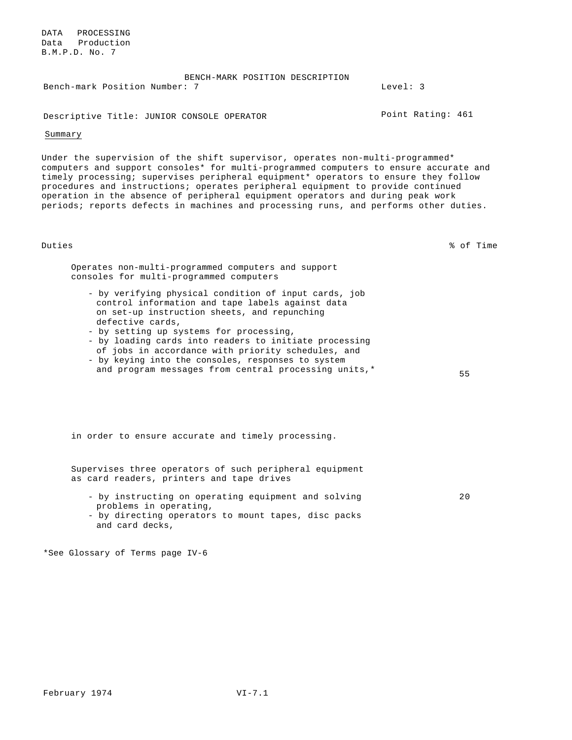DATA PROCESSING
Data Production
B.M.P.D. No. 7

BENCH-MARK POSITION DESCRIPTION

Bench-mark Position Number: 7 Level: 3

Descriptive Title: JUNIOR CONSOLE OPERATOR Point Rating: 461

Summary

Under the supervision of the shift supervisor, operates non-multi-programmed* computers and support consoles* for multi-programmed computers to ensure accurate and timely processing; supervises peripheral equipment* operators to ensure they follow procedures and instructions; operates peripheral equipment to provide continued operation in the absence of peripheral equipment operators and during peak work periods; reports defects in machines and processing runs, and performs other duties.

| Duties | % of Time |
|---|---|
| Operates non-multi-programmed computers and support consoles for multi-programmed computers<br>- by verifying physical condition of input cards, job control information and tape labels against data on set-up instruction sheets, and repunching defective cards,<br>- by setting up systems for processing,<br>- by loading cards into readers to initiate processing of jobs in accordance with priority schedules, and<br>- by keying into the consoles, responses to system and program messages from central processing units,*<br><br>in order to ensure accurate and timely processing. | 55 |
| Supervises three operators of such peripheral equipment as card readers, printers and tape drives<br>- by instructing on operating equipment and solving problems in operating,<br>- by directing operators to mount tapes, disc packs and card decks, | 20 |

*See Glossary of Terms page IV-6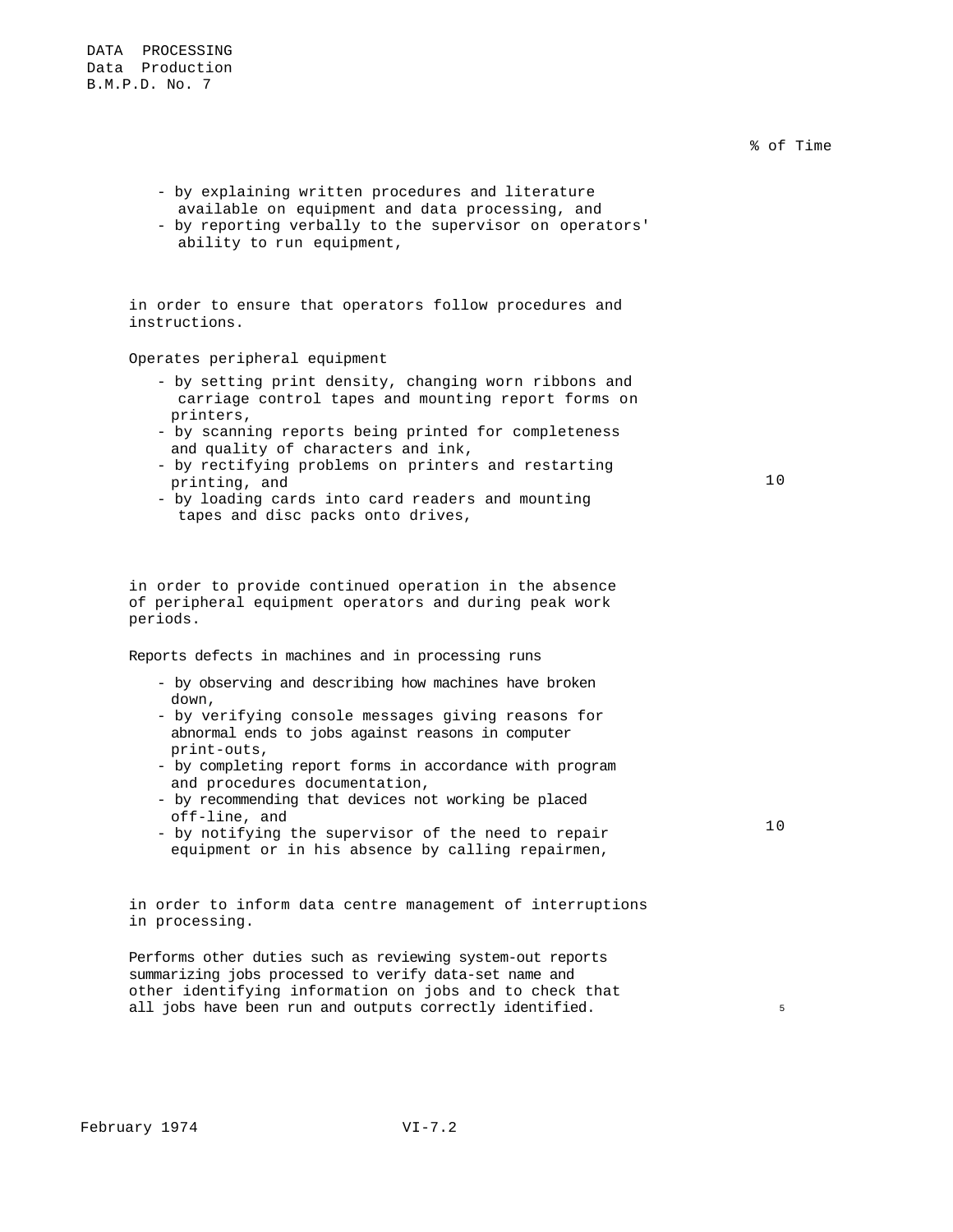% of Time

- by explaining written procedures and literature available on equipment and data processing, and
- by reporting verbally to the supervisor on operators' ability to run equipment,

in order to ensure that operators follow procedures and instructions.

Operates peripheral equipment

- by setting print density, changing worn ribbons and carriage control tapes and mounting report forms on printers,
- by scanning reports being printed for completeness and quality of characters and ink,
- by rectifying problems on printers and restarting printing, and
- by loading cards into card readers and mounting tapes and disc packs onto drives,

in order to provide continued operation in the absence of peripheral equipment operators and during peak work periods. — 10

Reports defects in machines and in processing runs

- by observing and describing how machines have broken down,
- by verifying console messages giving reasons for abnormal ends to jobs against reasons in computer print-outs,
- by completing report forms in accordance with program and procedures documentation,
- by recommending that devices not working be placed off-line, and
- by notifying the supervisor of the need to repair equipment or in his absence by calling repairmen,

in order to inform data centre management of interruptions in processing. — 10

Performs other duties such as reviewing system-out reports summarizing jobs processed to verify data-set name and other identifying information on jobs and to check that all jobs have been run and outputs correctly identified. — 5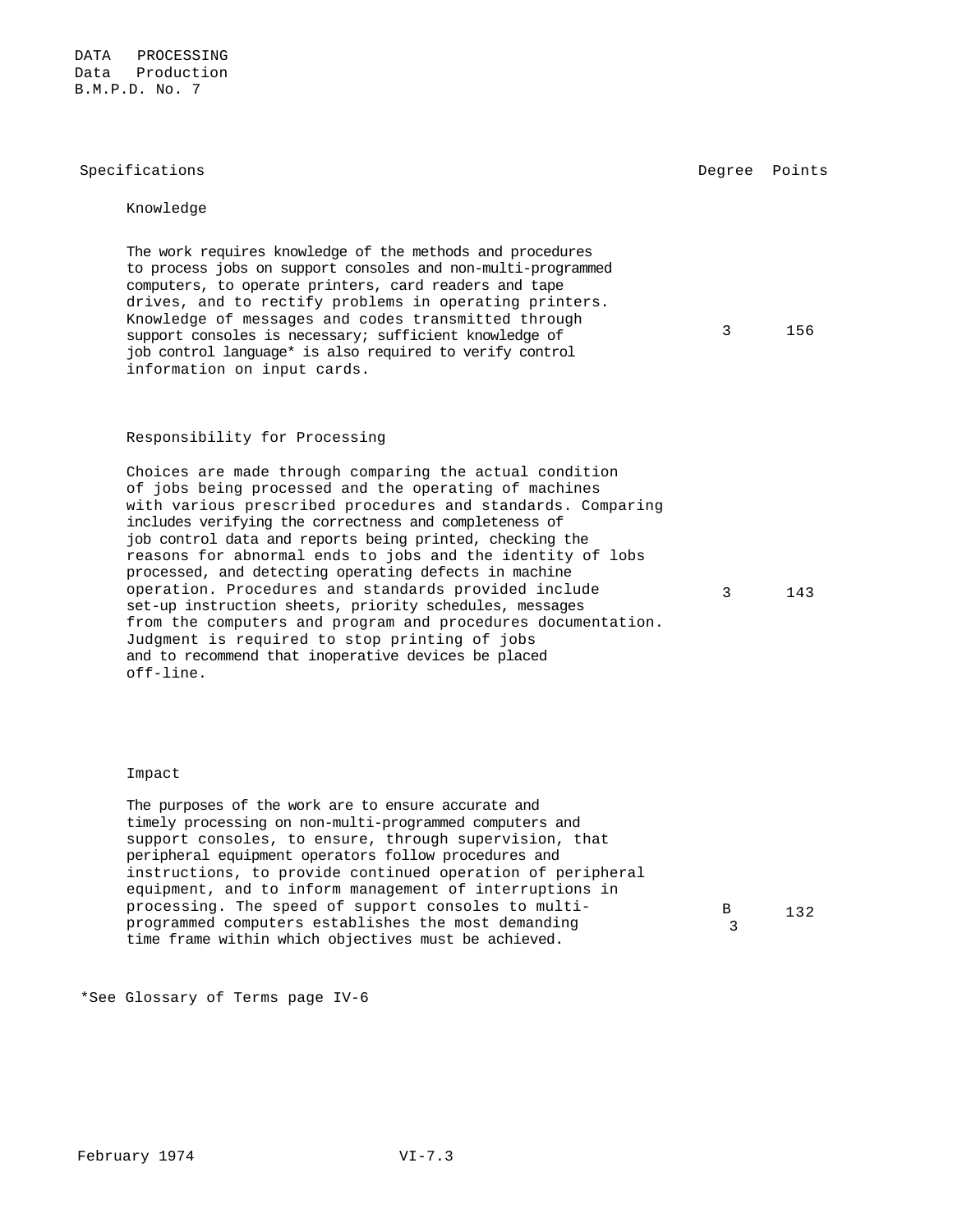DATA PROCESSING
Data Production
B.M.P.D. No. 7

| Specifications | Degree | Points |
|---|---|---|
| **Knowledge**<br><br>The work requires knowledge of the methods and procedures to process jobs on support consoles and non-multi-programmed computers, to operate printers, card readers and tape drives, and to rectify problems in operating printers. Knowledge of messages and codes transmitted through support consoles is necessary; sufficient knowledge of job control language* is also required to verify control information on input cards. | 3 | 156 |
| **Responsibility for Processing**<br><br>Choices are made through comparing the actual condition of jobs being processed and the operating of machines with various prescribed procedures and standards. Comparing includes verifying the correctness and completeness of job control data and reports being printed, checking the reasons for abnormal ends to jobs and the identity of lobs processed, and detecting operating defects in machine operation. Procedures and standards provided include set-up instruction sheets, priority schedules, messages from the computers and program and procedures documentation. Judgment is required to stop printing of jobs and to recommend that inoperative devices be placed off-line. | 3 | 143 |
| **Impact**<br><br>The purposes of the work are to ensure accurate and timely processing on non-multi-programmed computers and support consoles, to ensure, through supervision, that peripheral equipment operators follow procedures and instructions, to provide continued operation of peripheral equipment, and to inform management of interruptions in processing. The speed of support consoles to multi-programmed computers establishes the most demanding time frame within which objectives must be achieved. | B 3 | 132 |

*See Glossary of Terms page IV-6

February 1974 VI-7.3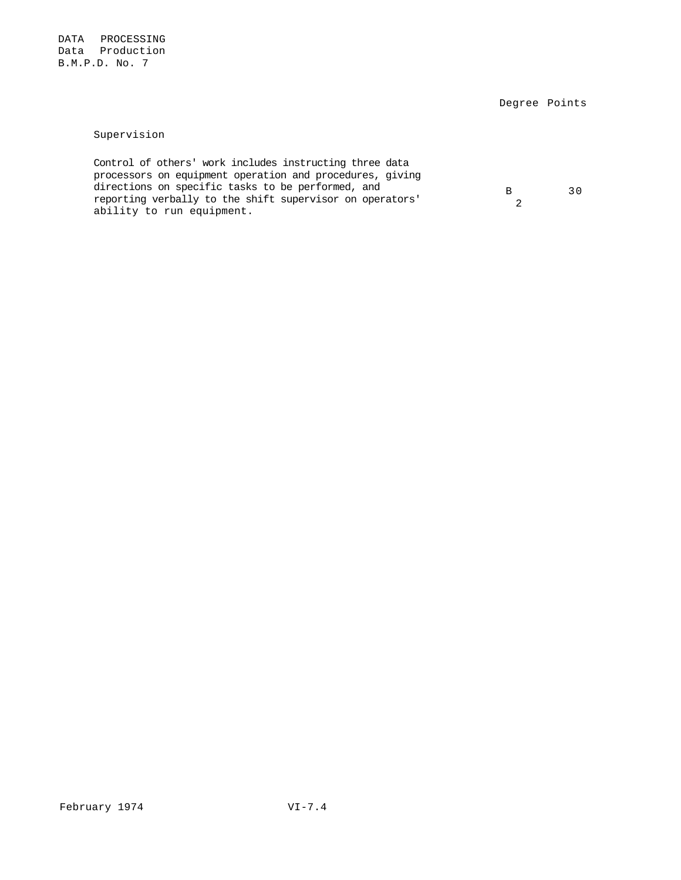DATA PROCESSING
Data Production
B.M.P.D. No. 7

| | Degree | Points |
|---|---|---|
| **Supervision** | | |
| Control of others' work includes instructing three data processors on equipment operation and procedures, giving directions on specific tasks to be performed, and reporting verbally to the shift supervisor on operators' ability to run equipment. | B 2 | 30 |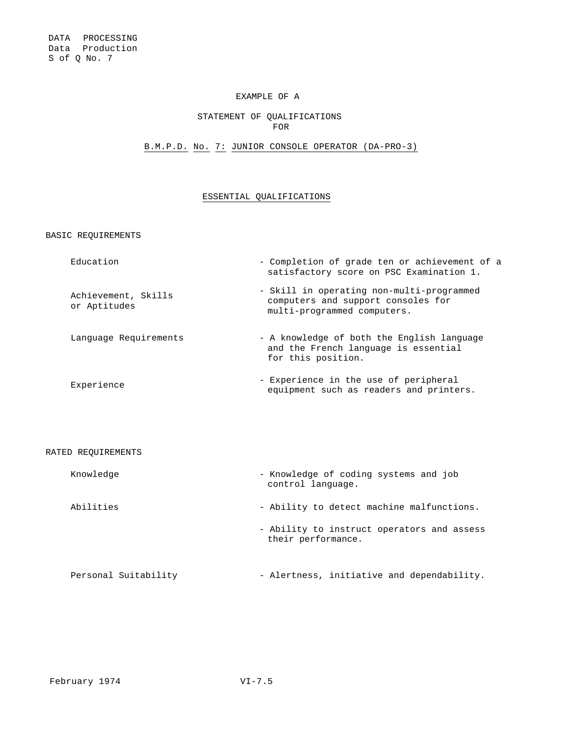DATA PROCESSING
Data Production
S of Q No. 7

EXAMPLE OF A

STATEMENT OF QUALIFICATIONS
FOR

B.M.P.D. No. 7: JUNIOR CONSOLE OPERATOR (DA-PRO-3)

## ESSENTIAL QUALIFICATIONS

### BASIC REQUIREMENTS

| | |
|---|---|
| Education | - Completion of grade ten or achievement of a satisfactory score on PSC Examination 1. |
| Achievement, Skills or Aptitudes | - Skill in operating non-multi-programmed computers and support consoles for multi-programmed computers. |
| Language Requirements | - A knowledge of both the English language and the French language is essential for this position. |
| Experience | - Experience in the use of peripheral equipment such as readers and printers. |

### RATED REQUIREMENTS

| | |
|---|---|
| Knowledge | - Knowledge of coding systems and job control language. |
| Abilities | - Ability to detect machine malfunctions. |
| | - Ability to instruct operators and assess their performance. |
| Personal Suitability | - Alertness, initiative and dependability. |

February 1974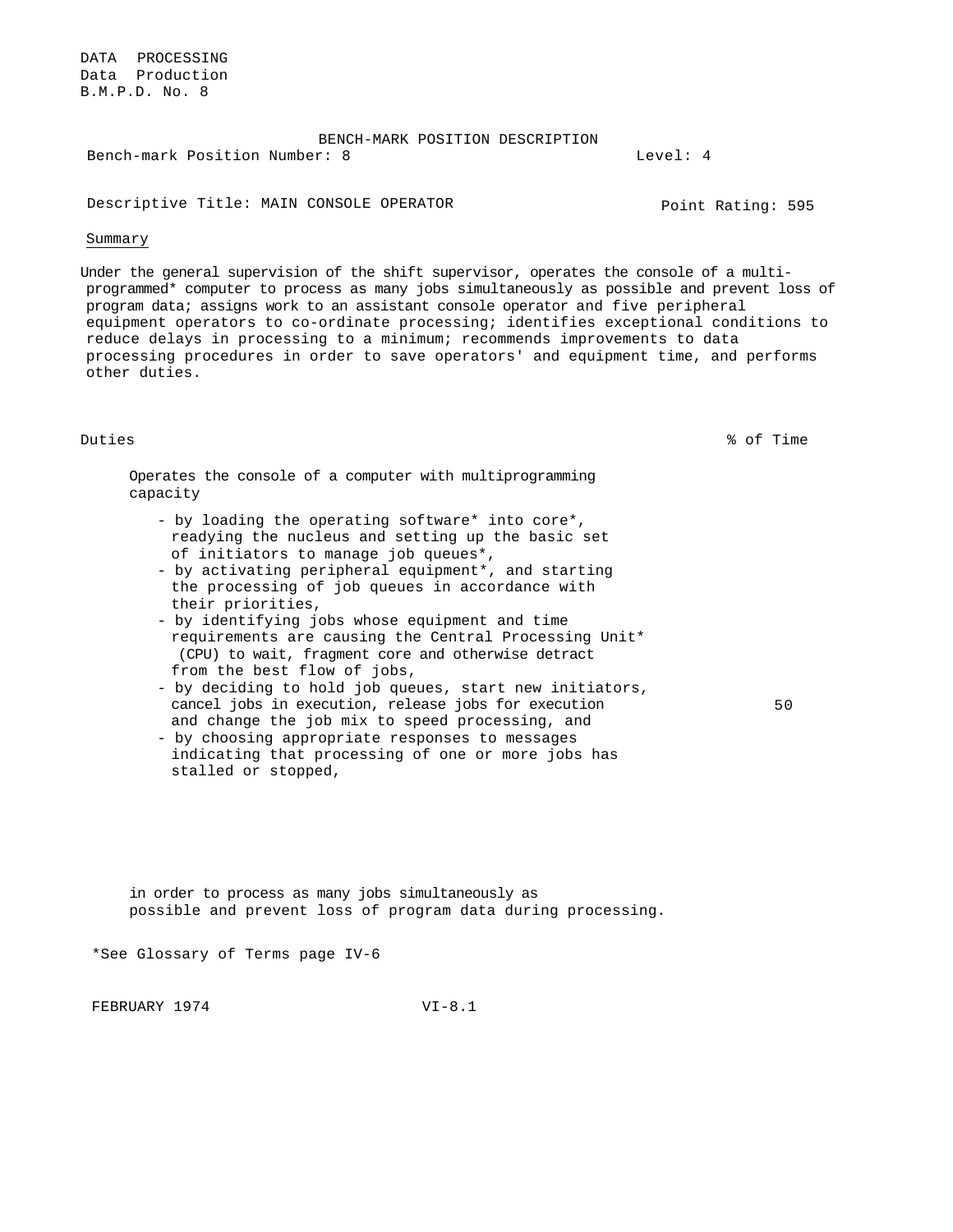DATA PROCESSING
Data Production
B.M.P.D. No. 8

BENCH-MARK POSITION DESCRIPTION

Bench-mark Position Number: 8 Level: 4

Descriptive Title: MAIN CONSOLE OPERATOR Point Rating: 595

Summary

Under the general supervision of the shift supervisor, operates the console of a multi-programmed* computer to process as many jobs simultaneously as possible and prevent loss of program data; assigns work to an assistant console operator and five peripheral equipment operators to co-ordinate processing; identifies exceptional conditions to reduce delays in processing to a minimum; recommends improvements to data processing procedures in order to save operators' and equipment time, and performs other duties.

| Duties | % of Time |
|---|---|
| Operates the console of a computer with multiprogramming capacity<br>- by loading the operating software* into core*, readying the nucleus and setting up the basic set of initiators to manage job queues*,<br>- by activating peripheral equipment*, and starting the processing of job queues in accordance with their priorities,<br>- by identifying jobs whose equipment and time requirements are causing the Central Processing Unit* (CPU) to wait, fragment core and otherwise detract from the best flow of jobs,<br>- by deciding to hold job queues, start new initiators, cancel jobs in execution, release jobs for execution and change the job mix to speed processing, and<br>- by choosing appropriate responses to messages indicating that processing of one or more jobs has stalled or stopped,<br><br>in order to process as many jobs simultaneously as possible and prevent loss of program data during processing. | 50 |

*See Glossary of Terms page IV-6

FEBRUARY 1974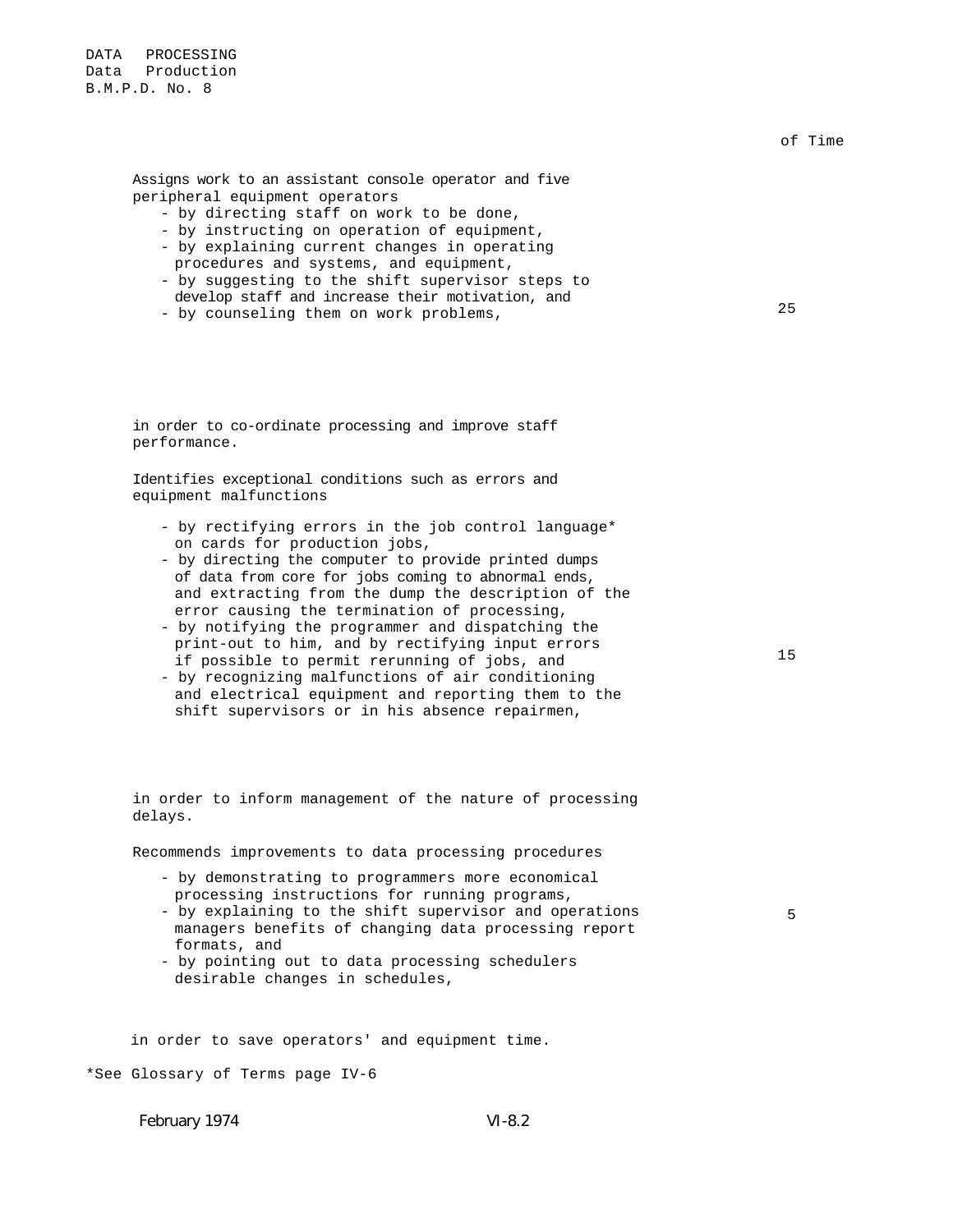of Time

| | |
|---|---|
| Assigns work to an assistant console operator and five peripheral equipment operators<br>- by directing staff on work to be done,<br>- by instructing on operation of equipment,<br>- by explaining current changes in operating procedures and systems, and equipment,<br>- by suggesting to the shift supervisor steps to develop staff and increase their motivation, and<br>- by counseling them on work problems,<br><br>in order to co-ordinate processing and improve staff performance. | 25 |
| Identifies exceptional conditions such as errors and equipment malfunctions<br>- by rectifying errors in the job control language* on cards for production jobs,<br>- by directing the computer to provide printed dumps of data from core for jobs coming to abnormal ends, and extracting from the dump the description of the error causing the termination of processing,<br>- by notifying the programmer and dispatching the print-out to him, and by rectifying input errors if possible to permit rerunning of jobs, and<br>- by recognizing malfunctions of air conditioning and electrical equipment and reporting them to the shift supervisors or in his absence repairmen,<br><br>in order to inform management of the nature of processing delays. | 15 |
| Recommends improvements to data processing procedures<br>- by demonstrating to programmers more economical processing instructions for running programs,<br>- by explaining to the shift supervisor and operations managers benefits of changing data processing report formats, and<br>- by pointing out to data processing schedulers desirable changes in schedules,<br><br>in order to save operators' and equipment time. | 5 |

*See Glossary of Terms page IV-6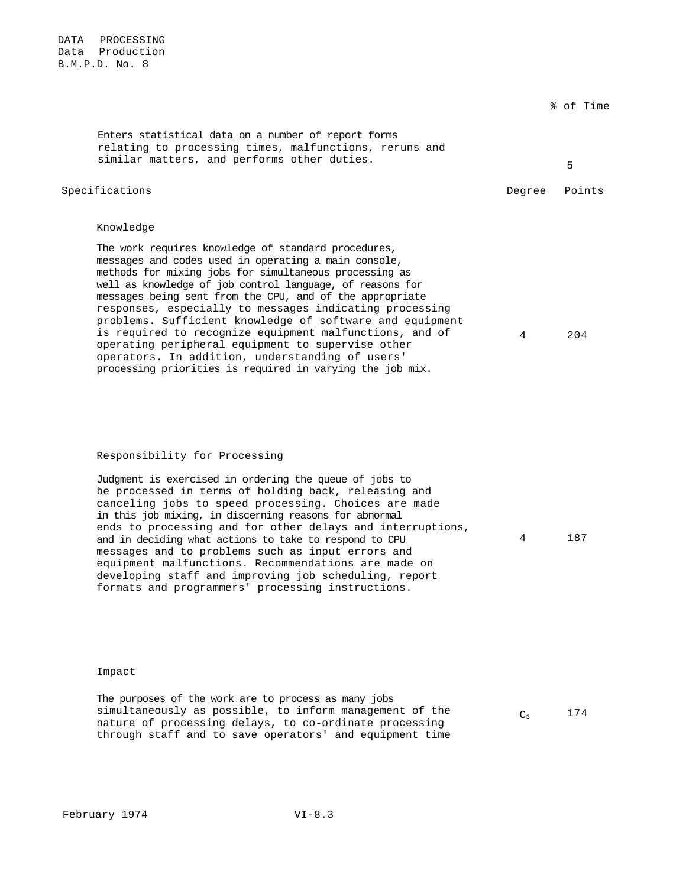DATA PROCESSING
Data Production
B.M.P.D. No. 8

| | % of Time |
|---|---|
| Enters statistical data on a number of report forms relating to processing times, malfunctions, reruns and similar matters, and performs other duties. | 5 |

| Specifications | Degree | Points |
|---|---|---|
| **Knowledge**<br><br>The work requires knowledge of standard procedures, messages and codes used in operating a main console, methods for mixing jobs for simultaneous processing as well as knowledge of job control language, of reasons for messages being sent from the CPU, and of the appropriate responses, especially to messages indicating processing problems. Sufficient knowledge of software and equipment is required to recognize equipment malfunctions, and of operating peripheral equipment to supervise other operators. In addition, understanding of users' processing priorities is required in varying the job mix. | 4 | 204 |
| **Responsibility for Processing**<br><br>Judgment is exercised in ordering the queue of jobs to be processed in terms of holding back, releasing and canceling jobs to speed processing. Choices are made in this job mixing, in discerning reasons for abnormal ends to processing and for other delays and interruptions, and in deciding what actions to take to respond to CPU messages and to problems such as input errors and equipment malfunctions. Recommendations are made on developing staff and improving job scheduling, report formats and programmers' processing instructions. | 4 | 187 |
| **Impact**<br><br>The purposes of the work are to process as many jobs simultaneously as possible, to inform management of the nature of processing delays, to co-ordinate processing through staff and to save operators' and equipment time | $C_3$ | 174 |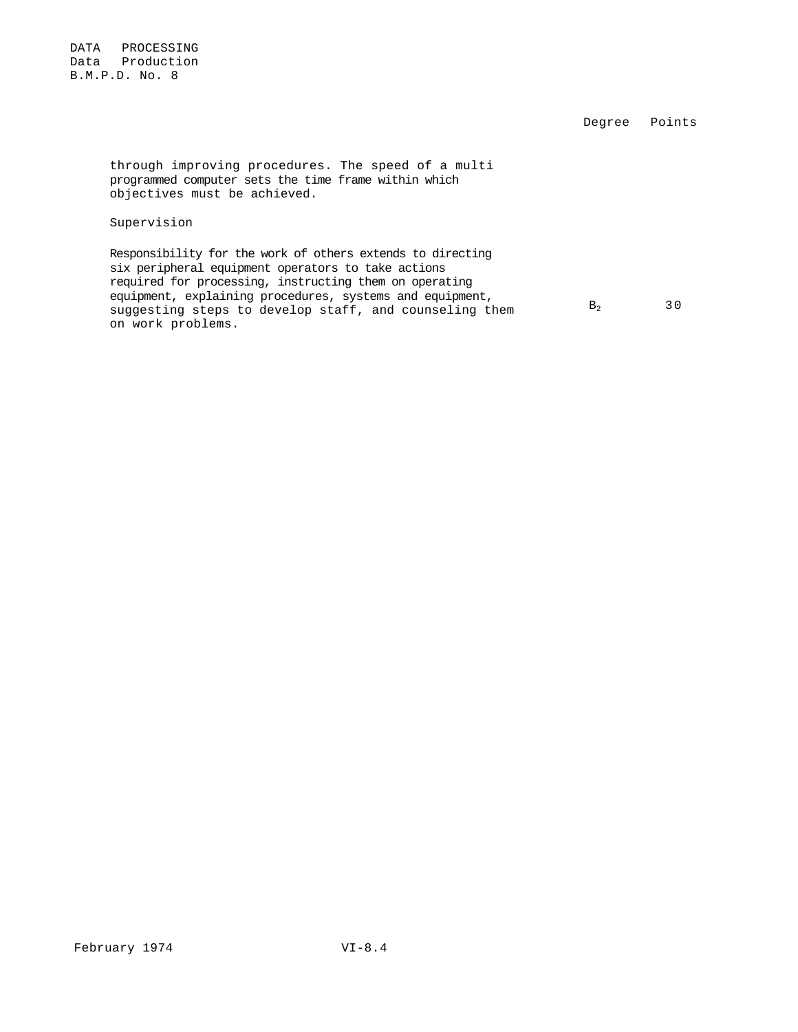| | Degree | Points |
|---|---|---|
| through improving procedures. The speed of a multi programmed computer sets the time frame within which objectives must be achieved. | | |
| Supervision | | |
| Responsibility for the work of others extends to directing six peripheral equipment operators to take actions required for processing, instructing them on operating equipment, explaining procedures, systems and equipment, suggesting steps to develop staff, and counseling them on work problems. | $B_2$ | 30 |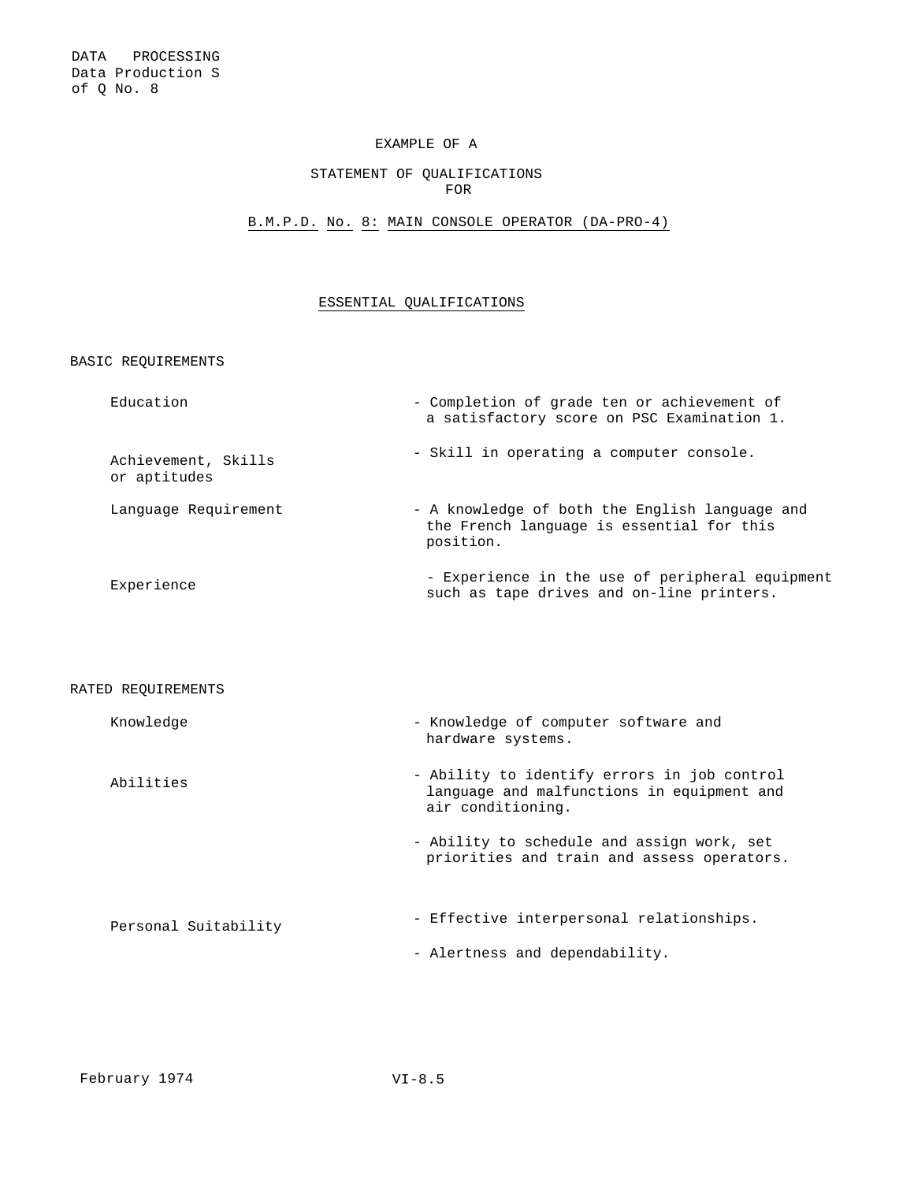DATA PROCESSING
Data Production S of Q No. 8

EXAMPLE OF A

STATEMENT OF QUALIFICATIONS
FOR

B.M.P.D. No. 8: MAIN CONSOLE OPERATOR (DA-PRO-4)

## ESSENTIAL QUALIFICATIONS

### BASIC REQUIREMENTS

| | |
|---|---|
| Education | - Completion of grade ten or achievement of a satisfactory score on PSC Examination 1. |
| Achievement, Skills or aptitudes | - Skill in operating a computer console. |
| Language Requirement | - A knowledge of both the English language and the French language is essential for this position. |
| Experience | - Experience in the use of peripheral equipment such as tape drives and on-line printers. |

### RATED REQUIREMENTS

| | |
|---|---|
| Knowledge | - Knowledge of computer software and hardware systems. |
| Abilities | - Ability to identify errors in job control language and malfunctions in equipment and air conditioning. |
| | - Ability to schedule and assign work, set priorities and train and assess operators. |
| Personal Suitability | - Effective interpersonal relationships. |
| | - Alertness and dependability. |

February 1974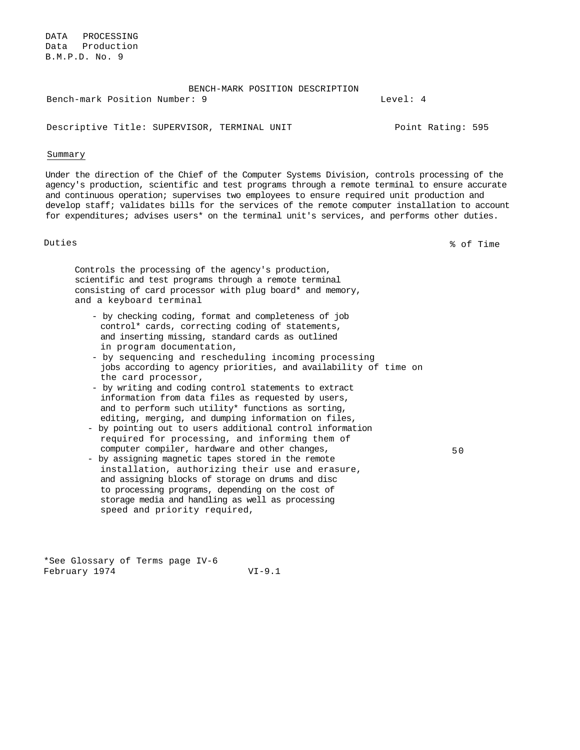DATA PROCESSING
Data Production
B.M.P.D. No. 9

BENCH-MARK POSITION DESCRIPTION

Bench-mark Position Number: 9 Level: 4

Descriptive Title: SUPERVISOR, TERMINAL UNIT Point Rating: 595

## Summary

Under the direction of the Chief of the Computer Systems Division, controls processing of the agency's production, scientific and test programs through a remote terminal to ensure accurate and continuous operation; supervises two employees to ensure required unit production and develop staff; validates bills for the services of the remote computer installation to account for expenditures; advises users* on the terminal unit's services, and performs other duties.

| Duties | % of Time |
|---|---|
| Controls the processing of the agency's production, scientific and test programs through a remote terminal consisting of card processor with plug board* and memory, and a keyboard terminal<br>- by checking coding, format and completeness of job control* cards, correcting coding of statements, and inserting missing, standard cards as outlined in program documentation,<br>- by sequencing and rescheduling incoming processing jobs according to agency priorities, and availability of time on the card processor,<br>- by writing and coding control statements to extract information from data files as requested by users, and to perform such utility* functions as sorting, editing, merging, and dumping information on files,<br>- by pointing out to users additional control information required for processing, and informing them of computer compiler, hardware and other changes,<br>- by assigning magnetic tapes stored in the remote installation, authorizing their use and erasure, and assigning blocks of storage on drums and disc to processing programs, depending on the cost of storage media and handling as well as processing speed and priority required, | 50 |

*See Glossary of Terms page IV-6
February 1974 VI-9.1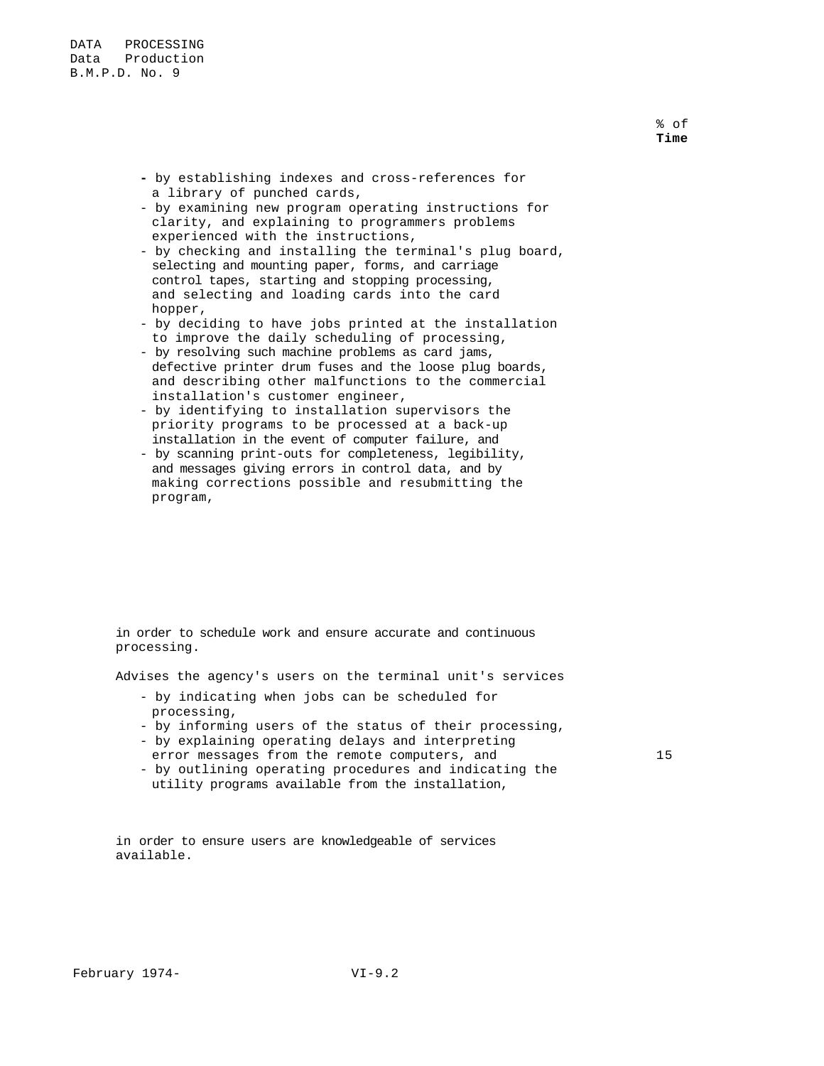% of **Time**

- by establishing indexes and cross-references for a library of punched cards,
- by examining new program operating instructions for clarity, and explaining to programmers problems experienced with the instructions,
- by checking and installing the terminal's plug board, selecting and mounting paper, forms, and carriage control tapes, starting and stopping processing, and selecting and loading cards into the card hopper,
- by deciding to have jobs printed at the installation to improve the daily scheduling of processing,
- by resolving such machine problems as card jams, defective printer drum fuses and the loose plug boards, and describing other malfunctions to the commercial installation's customer engineer,
- by identifying to installation supervisors the priority programs to be processed at a back-up installation in the event of computer failure, and
- by scanning print-outs for completeness, legibility, and messages giving errors in control data, and by making corrections possible and resubmitting the program,

in order to schedule work and ensure accurate and continuous processing.

Advises the agency's users on the terminal unit's services

- by indicating when jobs can be scheduled for processing,
- by informing users of the status of their processing,
- by explaining operating delays and interpreting error messages from the remote computers, and — 15
- by outlining operating procedures and indicating the utility programs available from the installation,

in order to ensure users are knowledgeable of services available.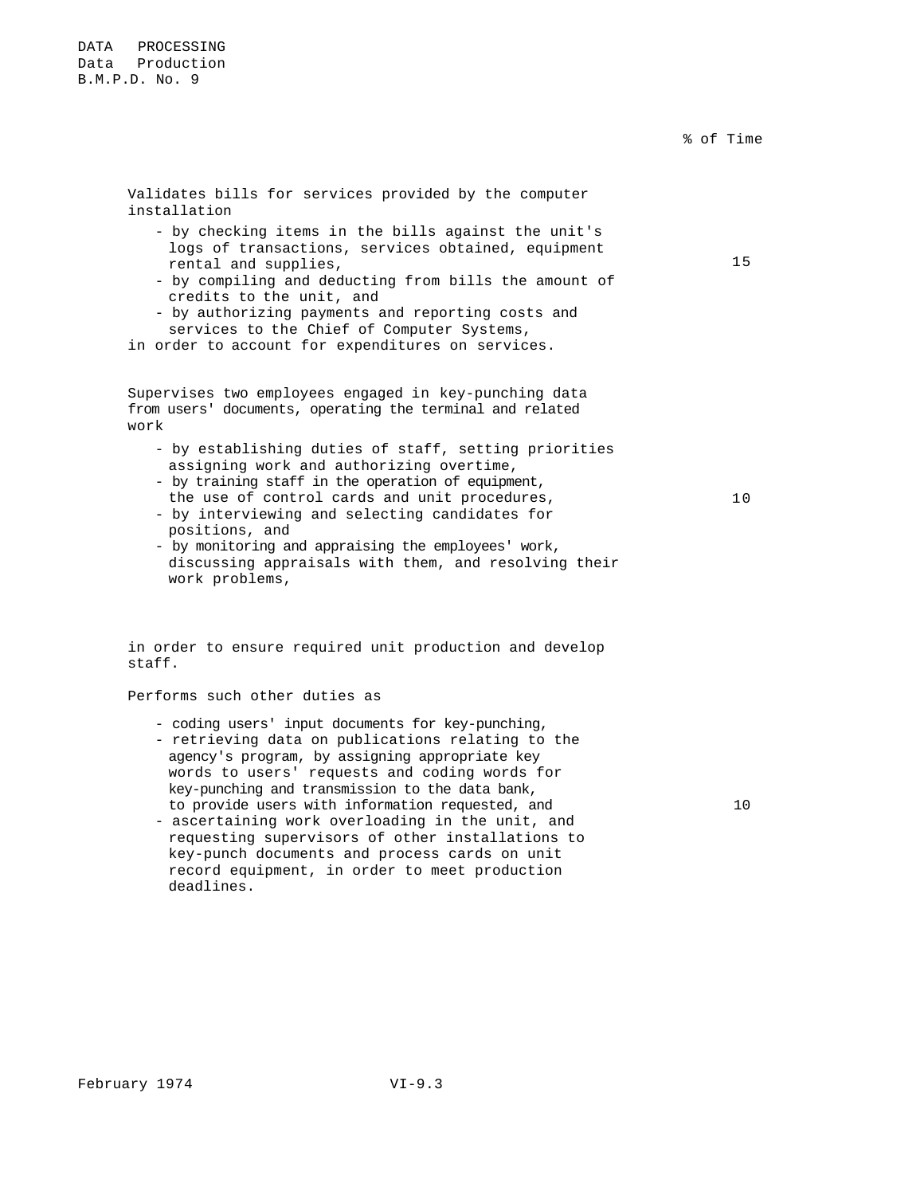DATA PROCESSING
Data Production
B.M.P.D. No. 9

| | % of Time |
|---|---|
| Validates bills for services provided by the computer installation<br>- by checking items in the bills against the unit's logs of transactions, services obtained, equipment rental and supplies,<br>- by compiling and deducting from bills the amount of credits to the unit, and<br>- by authorizing payments and reporting costs and services to the Chief of Computer Systems,<br>in order to account for expenditures on services. | 15 |
| Supervises two employees engaged in key-punching data from users' documents, operating the terminal and related work<br>- by establishing duties of staff, setting priorities assigning work and authorizing overtime,<br>- by training staff in the operation of equipment, the use of control cards and unit procedures,<br>- by interviewing and selecting candidates for positions, and<br>- by monitoring and appraising the employees' work, discussing appraisals with them, and resolving their work problems,<br>in order to ensure required unit production and develop staff. | 10 |
| Performs such other duties as<br>- coding users' input documents for key-punching,<br>- retrieving data on publications relating to the agency's program, by assigning appropriate key words to users' requests and coding words for key-punching and transmission to the data bank, to provide users with information requested, and<br>- ascertaining work overloading in the unit, and requesting supervisors of other installations to key-punch documents and process cards on unit record equipment, in order to meet production deadlines. | 10 |

February 1974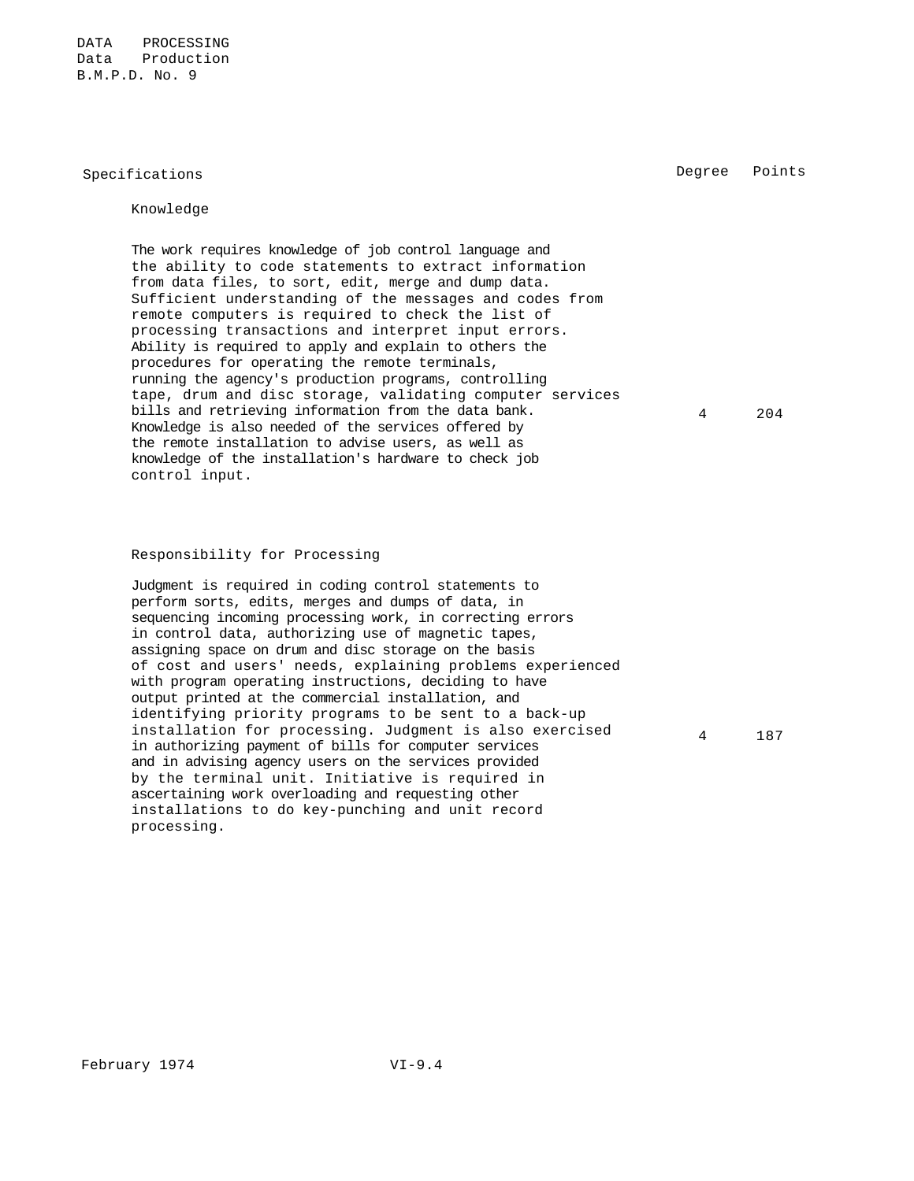DATA PROCESSING
Data Production
B.M.P.D. No. 9

| Specifications | Degree | Points |
|---|---|---|
| **Knowledge**<br><br>The work requires knowledge of job control language and the ability to code statements to extract information from data files, to sort, edit, merge and dump data. Sufficient understanding of the messages and codes from remote computers is required to check the list of processing transactions and interpret input errors. Ability is required to apply and explain to others the procedures for operating the remote terminals, running the agency's production programs, controlling tape, drum and disc storage, validating computer services bills and retrieving information from the data bank. Knowledge is also needed of the services offered by the remote installation to advise users, as well as knowledge of the installation's hardware to check job control input. | 4 | 204 |
| **Responsibility for Processing**<br><br>Judgment is required in coding control statements to perform sorts, edits, merges and dumps of data, in sequencing incoming processing work, in correcting errors in control data, authorizing use of magnetic tapes, assigning space on drum and disc storage on the basis of cost and users' needs, explaining problems experienced with program operating instructions, deciding to have output printed at the commercial installation, and identifying priority programs to be sent to a back-up installation for processing. Judgment is also exercised in authorizing payment of bills for computer services and in advising agency users on the services provided by the terminal unit. Initiative is required in ascertaining work overloading and requesting other installations to do key-punching and unit record processing. | 4 | 187 |

February 1974 VI-9.4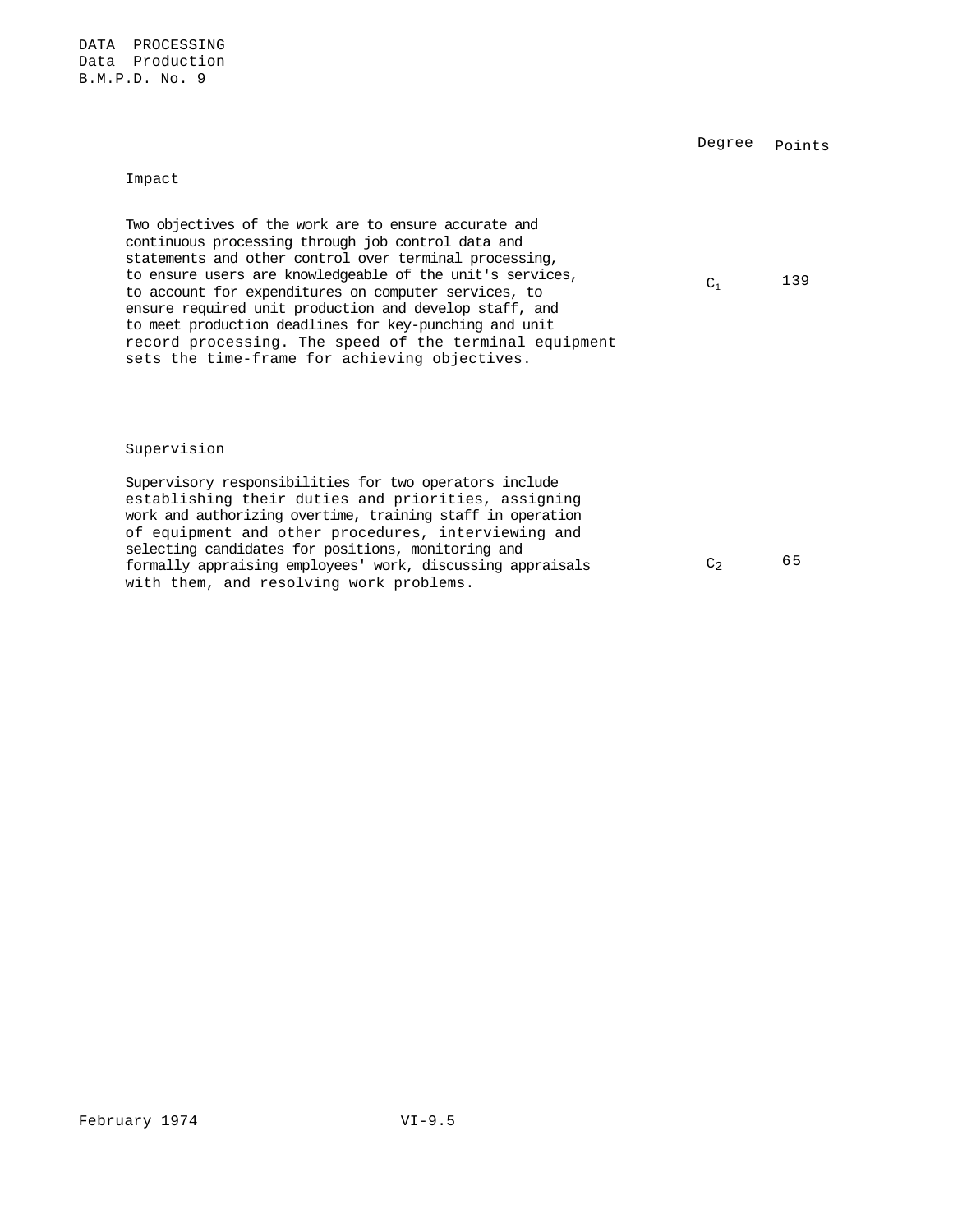DATA PROCESSING
Data Production
B.M.P.D. No. 9

| | Degree | Points |
|---|---|---|
| **Impact** | | |
| Two objectives of the work are to ensure accurate and continuous processing through job control data and statements and other control over terminal processing, to ensure users are knowledgeable of the unit's services, to account for expenditures on computer services, to ensure required unit production and develop staff, and to meet production deadlines for key-punching and unit record processing. The speed of the terminal equipment sets the time-frame for achieving objectives. | $C_1$ | 139 |
| **Supervision** | | |
| Supervisory responsibilities for two operators include establishing their duties and priorities, assigning work and authorizing overtime, training staff in operation of equipment and other procedures, interviewing and selecting candidates for positions, monitoring and formally appraising employees' work, discussing appraisals with them, and resolving work problems. | $C_2$ | 65 |

February 1974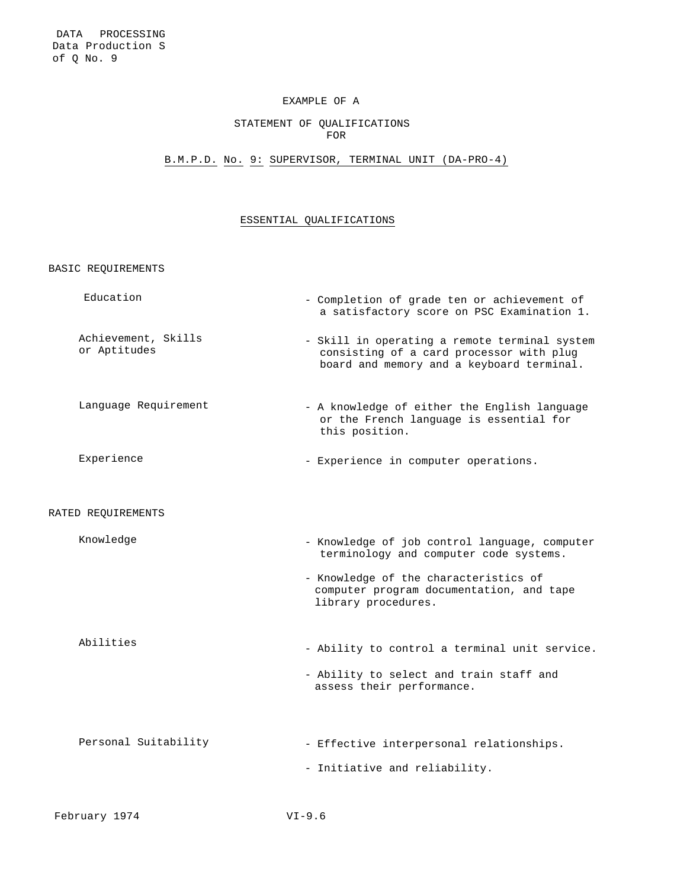EXAMPLE OF A

STATEMENT OF QUALIFICATIONS
FOR

B.M.P.D. No. 9: SUPERVISOR, TERMINAL UNIT (DA-PRO-4)

## ESSENTIAL QUALIFICATIONS

### BASIC REQUIREMENTS

| | |
|---|---|
| Education | - Completion of grade ten or achievement of a satisfactory score on PSC Examination 1. |
| Achievement, Skills or Aptitudes | - Skill in operating a remote terminal system consisting of a card processor with plug board and memory and a keyboard terminal. |
| Language Requirement | - A knowledge of either the English language or the French language is essential for this position. |
| Experience | - Experience in computer operations. |

### RATED REQUIREMENTS

| | |
|---|---|
| Knowledge | - Knowledge of job control language, computer terminology and computer code systems.<br>- Knowledge of the characteristics of computer program documentation, and tape library procedures. |
| Abilities | - Ability to control a terminal unit service.<br>- Ability to select and train staff and assess their performance. |
| Personal Suitability | - Effective interpersonal relationships.<br>- Initiative and reliability. |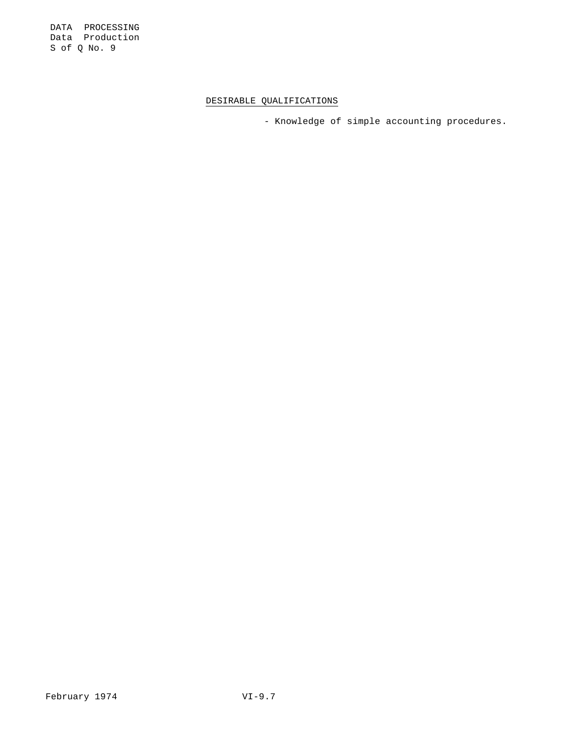## DESIRABLE QUALIFICATIONS

- Knowledge of simple accounting procedures.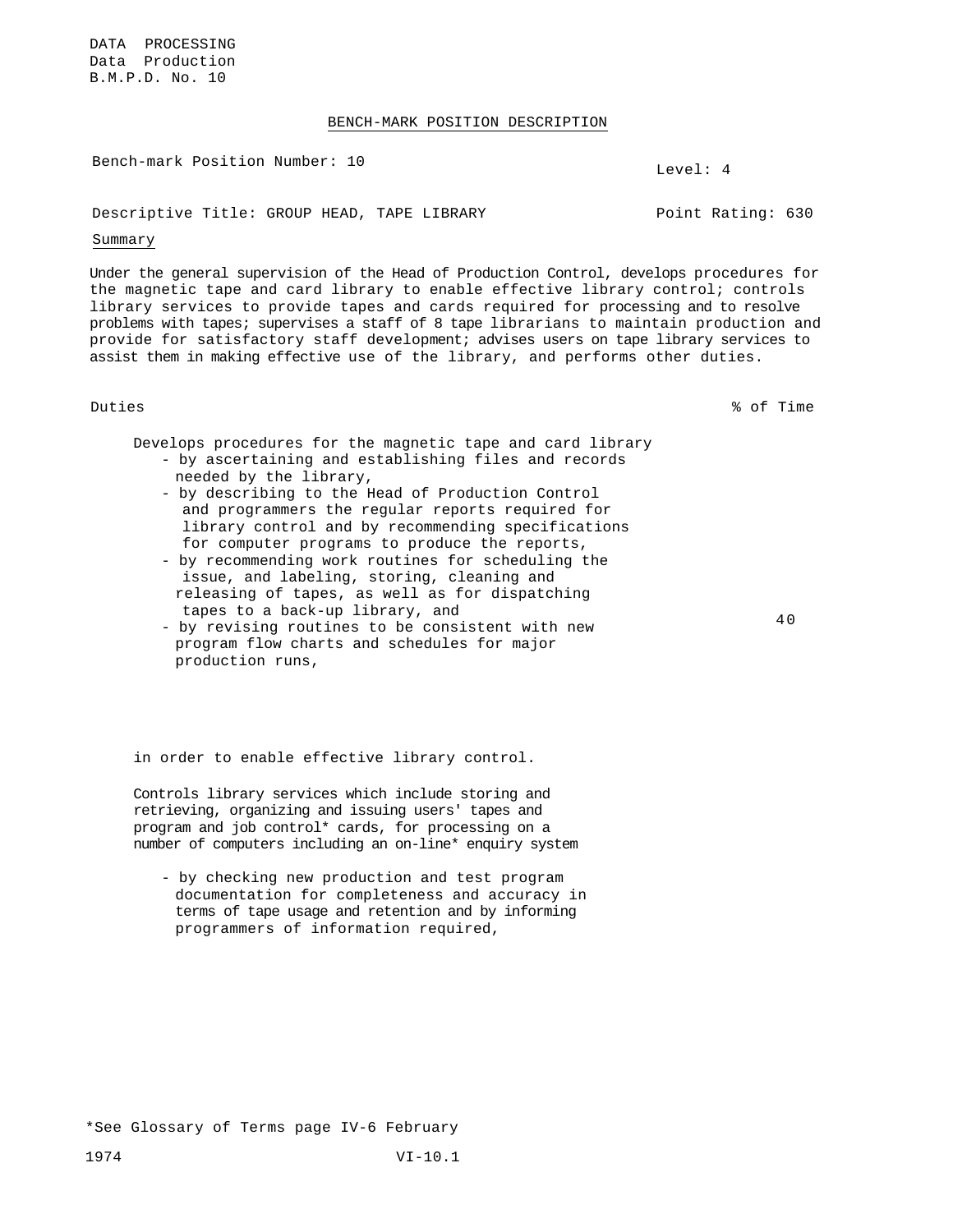DATA PROCESSING
Data Production
B.M.P.D. No. 10

## BENCH-MARK POSITION DESCRIPTION

Bench-mark Position Number: 10

Level: 4

Descriptive Title: GROUP HEAD, TAPE LIBRARY

Point Rating: 630

### Summary

Under the general supervision of the Head of Production Control, develops procedures for the magnetic tape and card library to enable effective library control; controls library services to provide tapes and cards required for processing and to resolve problems with tapes; supervises a staff of 8 tape librarians to maintain production and provide for satisfactory staff development; advises users on tape library services to assist them in making effective use of the library, and performs other duties.

| Duties | % of Time |
|---|---|
| Develops procedures for the magnetic tape and card library<br>- by ascertaining and establishing files and records needed by the library,<br>- by describing to the Head of Production Control and programmers the regular reports required for library control and by recommending specifications for computer programs to produce the reports,<br>- by recommending work routines for scheduling the issue, and labeling, storing, cleaning and releasing of tapes, as well as for dispatching tapes to a back-up library, and<br>- by revising routines to be consistent with new program flow charts and schedules for major production runs,<br><br>in order to enable effective library control. | 40 |
| Controls library services which include storing and retrieving, organizing and issuing users' tapes and program and job control* cards, for processing on a number of computers including an on-line* enquiry system<br><br>- by checking new production and test program documentation for completeness and accuracy in terms of tape usage and retention and by informing programmers of information required, | |

*See Glossary of Terms page IV-6 February 1974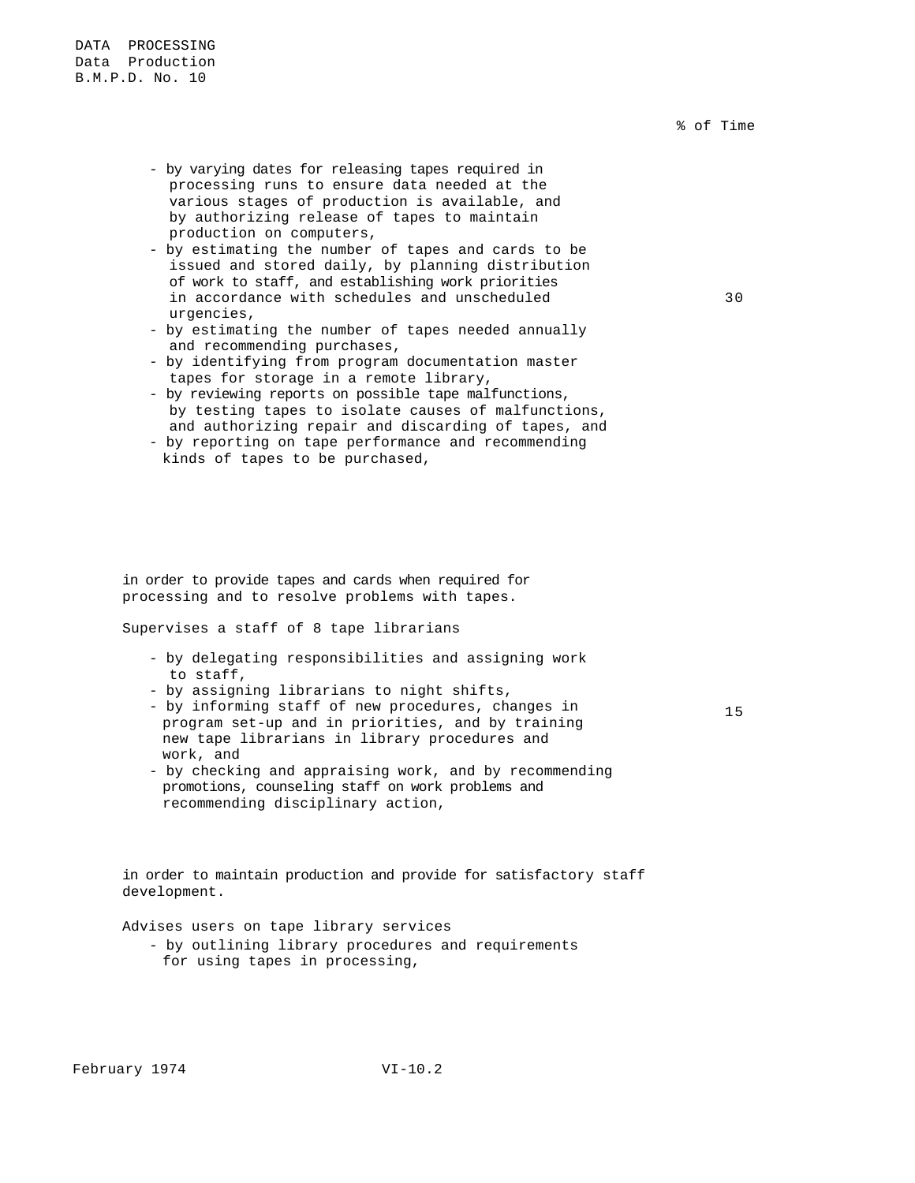| | % of Time |
|---|---|
| - by varying dates for releasing tapes required in processing runs to ensure data needed at the various stages of production is available, and by authorizing release of tapes to maintain production on computers,<br>- by estimating the number of tapes and cards to be issued and stored daily, by planning distribution of work to staff, and establishing work priorities in accordance with schedules and unscheduled urgencies,<br>- by estimating the number of tapes needed annually and recommending purchases,<br>- by identifying from program documentation master tapes for storage in a remote library,<br>- by reviewing reports on possible tape malfunctions, by testing tapes to isolate causes of malfunctions, and authorizing repair and discarding of tapes, and<br>- by reporting on tape performance and recommending kinds of tapes to be purchased,<br><br>in order to provide tapes and cards when required for processing and to resolve problems with tapes. | 30 |
| Supervises a staff of 8 tape librarians<br>- by delegating responsibilities and assigning work to staff,<br>- by assigning librarians to night shifts,<br>- by informing staff of new procedures, changes in program set-up and in priorities, and by training new tape librarians in library procedures and work, and<br>- by checking and appraising work, and by recommending promotions, counseling staff on work problems and recommending disciplinary action,<br><br>in order to maintain production and provide for satisfactory staff development. | 15 |
| Advises users on tape library services<br>- by outlining library procedures and requirements for using tapes in processing, | |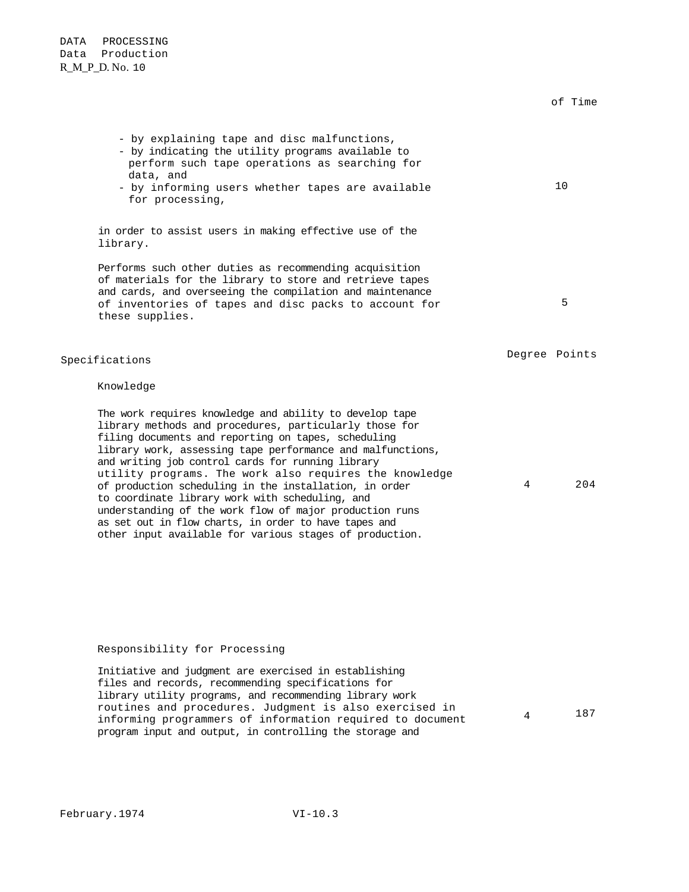of Time

- by explaining tape and disc malfunctions,
- by indicating the utility programs available to perform such tape operations as searching for data, and
- by informing users whether tapes are available for processing, — 10

in order to assist users in making effective use of the library.

Performs such other duties as recommending acquisition of materials for the library to store and retrieve tapes and cards, and overseeing the compilation and maintenance of inventories of tapes and disc packs to account for these supplies. — 5

| Specifications | Degree | Points |
|---|---|---|
| **Knowledge** | | |
| The work requires knowledge and ability to develop tape library methods and procedures, particularly those for filing documents and reporting on tapes, scheduling library work, assessing tape performance and malfunctions, and writing job control cards for running library utility programs. The work also requires the knowledge of production scheduling in the installation, in order to coordinate library work with scheduling, and understanding of the work flow of major production runs as set out in flow charts, in order to have tapes and other input available for various stages of production. | 4 | 204 |
| **Responsibility for Processing** | | |
| Initiative and judgment are exercised in establishing files and records, recommending specifications for library utility programs, and recommending library work routines and procedures. Judgment is also exercised in informing programmers of information required to document program input and output, in controlling the storage and | 4 | 187 |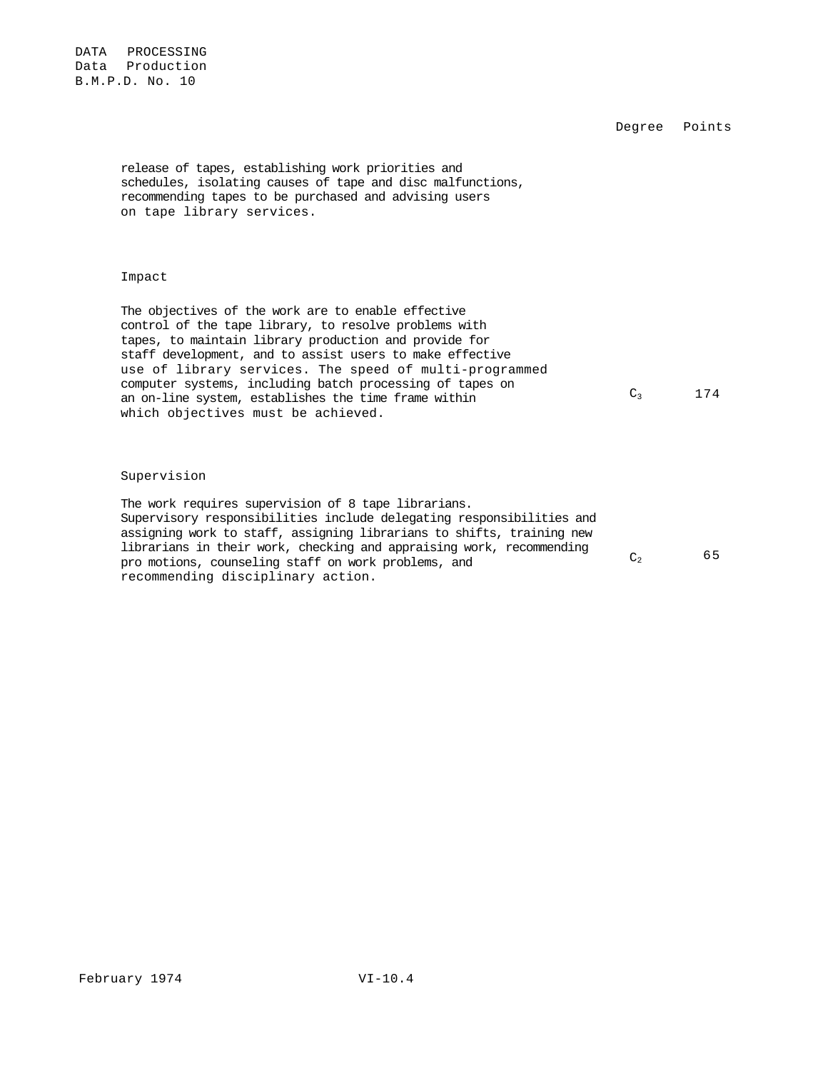| | Degree | Points |
|---|---|---|
| release of tapes, establishing work priorities and schedules, isolating causes of tape and disc malfunctions, recommending tapes to be purchased and advising users on tape library services. | | |
| **Impact** | | |
| The objectives of the work are to enable effective control of the tape library, to resolve problems with tapes, to maintain library production and provide for staff development, and to assist users to make effective use of library services. The speed of multi-programmed computer systems, including batch processing of tapes on an on-line system, establishes the time frame within which objectives must be achieved. | $C_3$ | 174 |
| **Supervision** | | |
| The work requires supervision of 8 tape librarians. Supervisory responsibilities include delegating responsibilities and assigning work to staff, assigning librarians to shifts, training new librarians in their work, checking and appraising work, recommending pro motions, counseling staff on work problems, and recommending disciplinary action. | $C_2$ | 65 |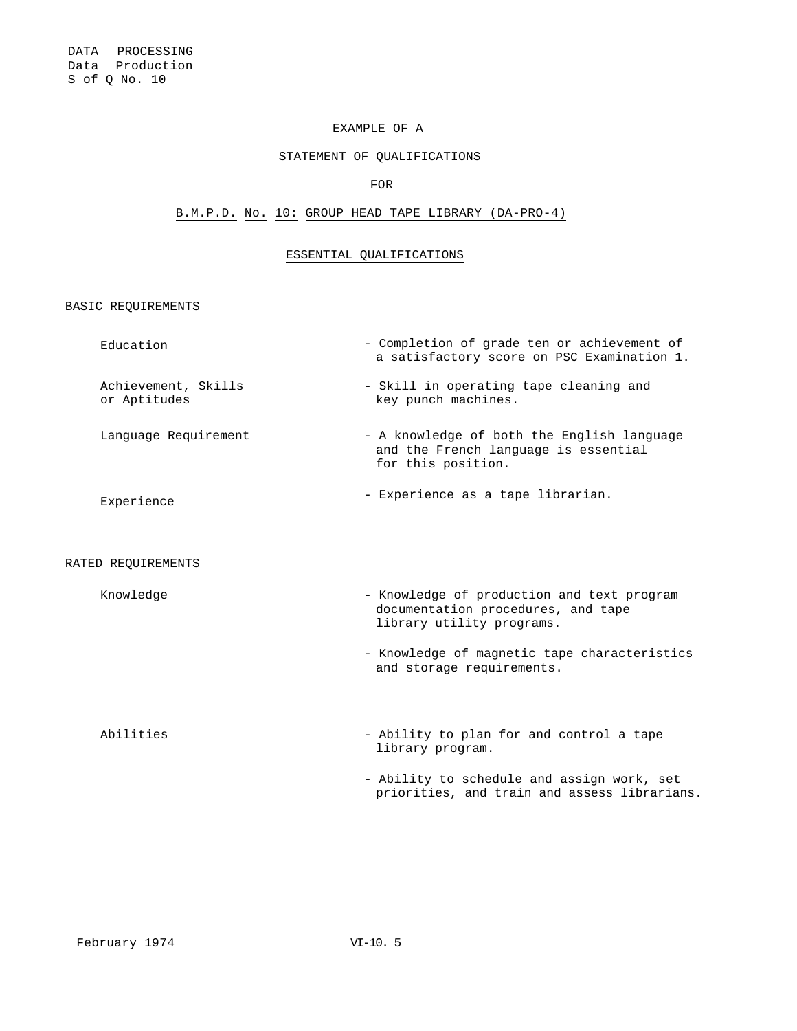DATA PROCESSING
Data Production
S of Q No. 10

EXAMPLE OF A

STATEMENT OF QUALIFICATIONS

FOR

## B.M.P.D. No. 10: GROUP HEAD TAPE LIBRARY (DA-PRO-4)

### ESSENTIAL QUALIFICATIONS

BASIC REQUIREMENTS

| | |
|---|---|
| Education | - Completion of grade ten or achievement of a satisfactory score on PSC Examination 1. |
| Achievement, Skills or Aptitudes | - Skill in operating tape cleaning and key punch machines. |
| Language Requirement | - A knowledge of both the English language and the French language is essential for this position. |
| Experience | - Experience as a tape librarian. |

RATED REQUIREMENTS

| | |
|---|---|
| Knowledge | - Knowledge of production and text program documentation procedures, and tape library utility programs. |
| | - Knowledge of magnetic tape characteristics and storage requirements. |
| Abilities | - Ability to plan for and control a tape library program. |
| | - Ability to schedule and assign work, set priorities, and train and assess librarians. |

February 1974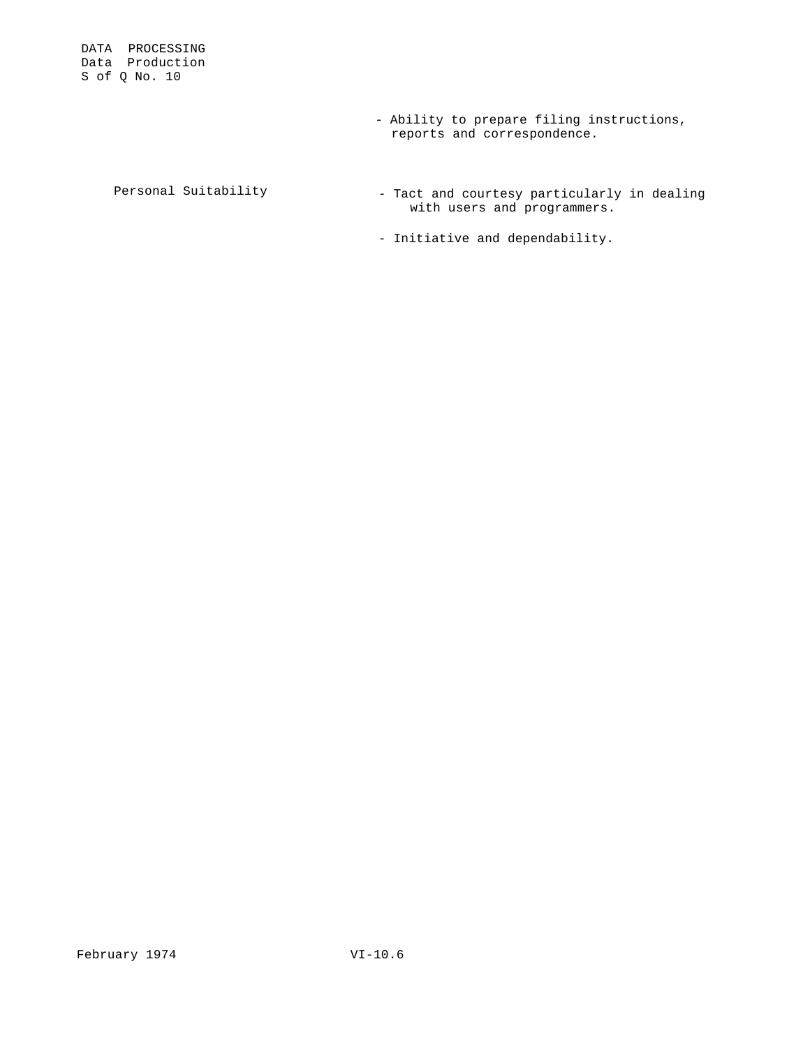- Ability to prepare filing instructions, reports and correspondence.

| | |
|---|---|
| Personal Suitability | - Tact and courtesy particularly in dealing with users and programmers. |
| | - Initiative and dependability. |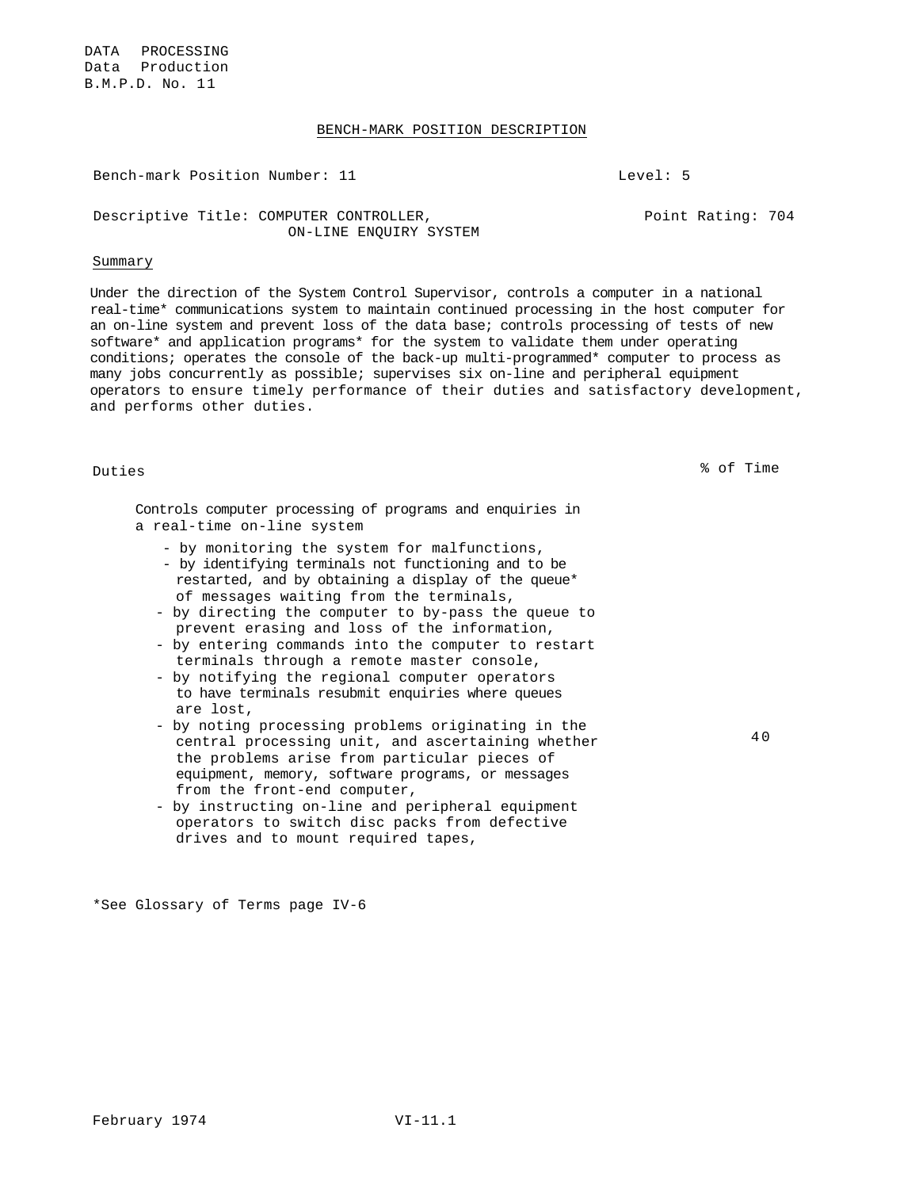DATA PROCESSING
Data Production
B.M.P.D. No. 11

## BENCH-MARK POSITION DESCRIPTION

Bench-mark Position Number: 11 — Level: 5

Descriptive Title: COMPUTER CONTROLLER, ON-LINE ENQUIRY SYSTEM — Point Rating: 704

### Summary

Under the direction of the System Control Supervisor, controls a computer in a national real-time* communications system to maintain continued processing in the host computer for an on-line system and prevent loss of the data base; controls processing of tests of new software* and application programs* for the system to validate them under operating conditions; operates the console of the back-up multi-programmed* computer to process as many jobs concurrently as possible; supervises six on-line and peripheral equipment operators to ensure timely performance of their duties and satisfactory development, and performs other duties.

| Duties | % of Time |
|---|---|
| Controls computer processing of programs and enquiries in a real-time on-line system<br>- by monitoring the system for malfunctions,<br>- by identifying terminals not functioning and to be restarted, and by obtaining a display of the queue* of messages waiting from the terminals,<br>- by directing the computer to by-pass the queue to prevent erasing and loss of the information,<br>- by entering commands into the computer to restart terminals through a remote master console,<br>- by notifying the regional computer operators to have terminals resubmit enquiries where queues are lost,<br>- by noting processing problems originating in the central processing unit, and ascertaining whether the problems arise from particular pieces of equipment, memory, software programs, or messages from the front-end computer,<br>- by instructing on-line and peripheral equipment operators to switch disc packs from defective drives and to mount required tapes, | 40 |

*See Glossary of Terms page IV-6

February 1974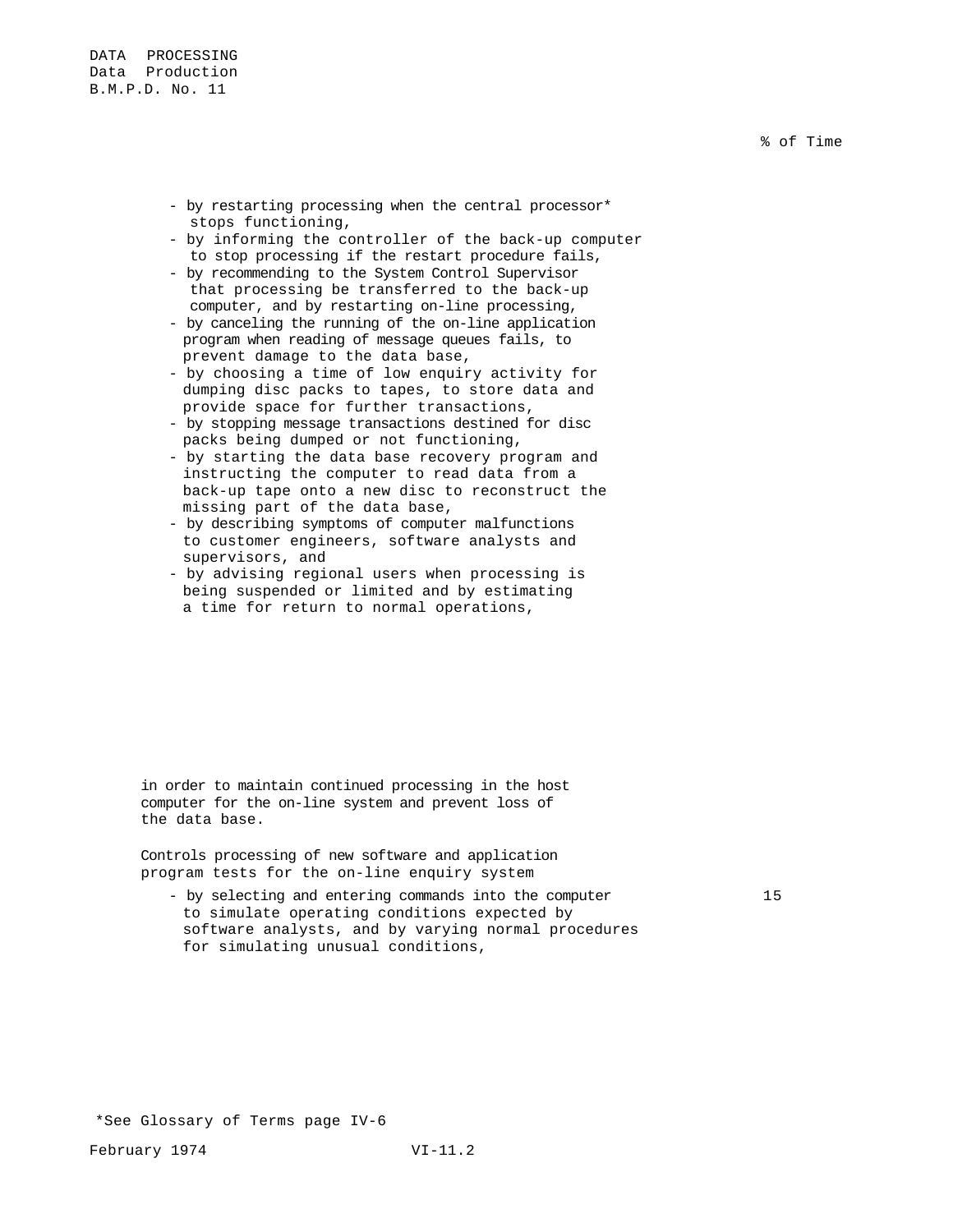% of Time

- by restarting processing when the central processor* stops functioning,
- by informing the controller of the back-up computer to stop processing if the restart procedure fails,
- by recommending to the System Control Supervisor that processing be transferred to the back-up computer, and by restarting on-line processing,
- by canceling the running of the on-line application program when reading of message queues fails, to prevent damage to the data base,
- by choosing a time of low enquiry activity for dumping disc packs to tapes, to store data and provide space for further transactions,
- by stopping message transactions destined for disc packs being dumped or not functioning,
- by starting the data base recovery program and instructing the computer to read data from a back-up tape onto a new disc to reconstruct the missing part of the data base,
- by describing symptoms of computer malfunctions to customer engineers, software analysts and supervisors, and
- by advising regional users when processing is being suspended or limited and by estimating a time for return to normal operations,

in order to maintain continued processing in the host computer for the on-line system and prevent loss of the data base.

Controls processing of new software and application program tests for the on-line enquiry system

- by selecting and entering commands into the computer to simulate operating conditions expected by software analysts, and by varying normal procedures for simulating unusual conditions, — 15

*See Glossary of Terms page IV-6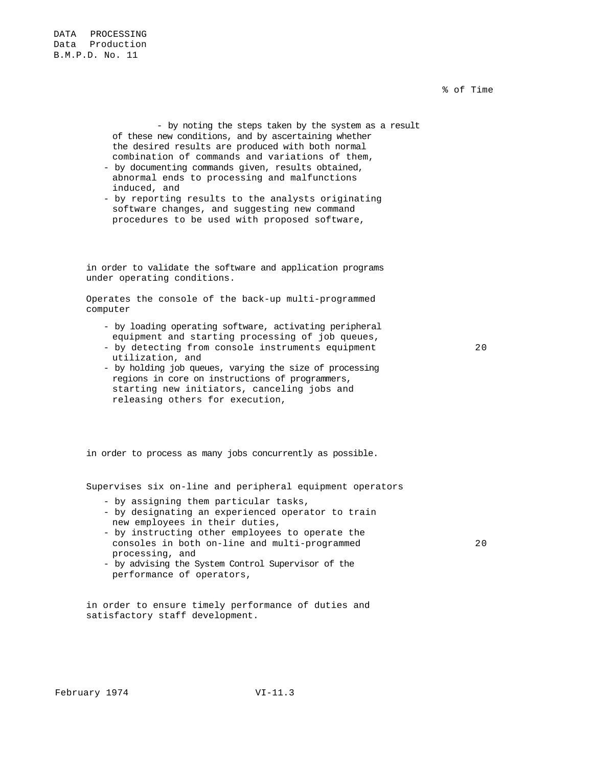% of Time

- by noting the steps taken by the system as a result of these new conditions, and by ascertaining whether the desired results are produced with both normal combination of commands and variations of them,
- by documenting commands given, results obtained, abnormal ends to processing and malfunctions induced, and
- by reporting results to the analysts originating software changes, and suggesting new command procedures to be used with proposed software,

in order to validate the software and application programs under operating conditions.

Operates the console of the back-up multi-programmed computer — 20

- by loading operating software, activating peripheral equipment and starting processing of job queues,
- by detecting from console instruments equipment utilization, and
- by holding job queues, varying the size of processing regions in core on instructions of programmers, starting new initiators, canceling jobs and releasing others for execution,

in order to process as many jobs concurrently as possible.

Supervises six on-line and peripheral equipment operators — 20

- by assigning them particular tasks,
- by designating an experienced operator to train new employees in their duties,
- by instructing other employees to operate the consoles in both on-line and multi-programmed processing, and
- by advising the System Control Supervisor of the performance of operators,

in order to ensure timely performance of duties and satisfactory staff development.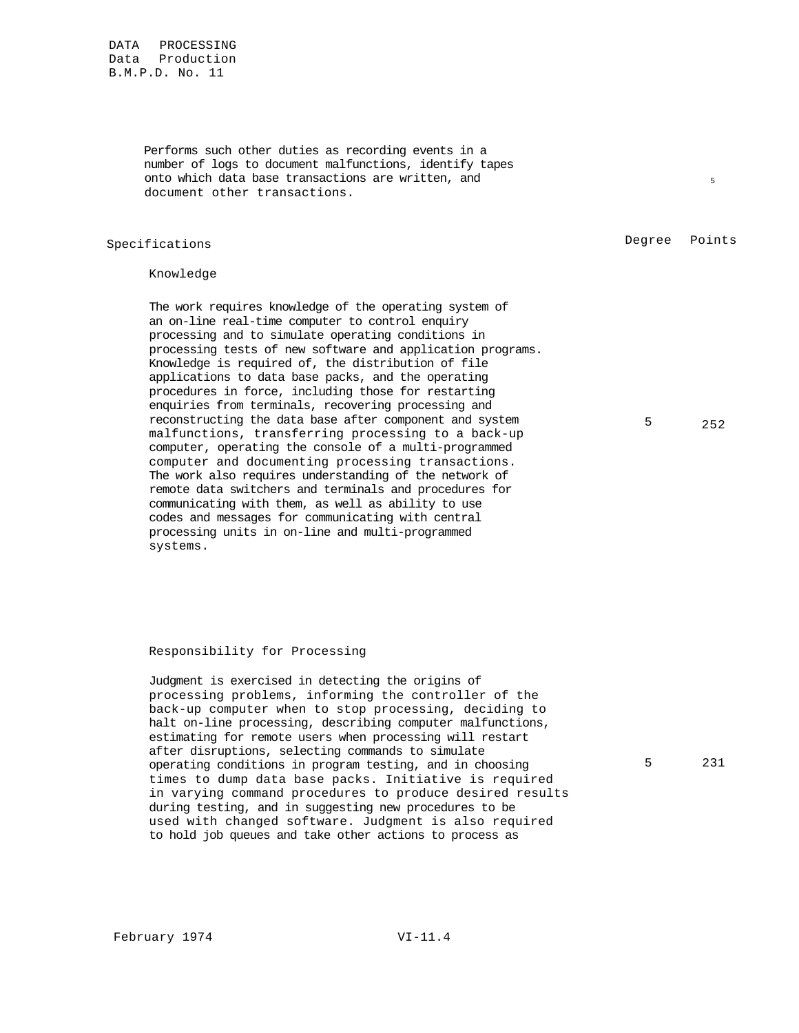Performs such other duties as recording events in a number of logs to document malfunctions, identify tapes onto which data base transactions are written, and document other transactions. — 5

| Specifications | Degree | Points |
|---|---|---|
| **Knowledge**<br><br>The work requires knowledge of the operating system of an on-line real-time computer to control enquiry processing and to simulate operating conditions in processing tests of new software and application programs. Knowledge is required of, the distribution of file applications to data base packs, and the operating procedures in force, including those for restarting enquiries from terminals, recovering processing and reconstructing the data base after component and system malfunctions, transferring processing to a back-up computer, operating the console of a multi-programmed computer and documenting processing transactions. The work also requires understanding of the network of remote data switchers and terminals and procedures for communicating with them, as well as ability to use codes and messages for communicating with central processing units in on-line and multi-programmed systems. | 5 | 252 |
| **Responsibility for Processing**<br><br>Judgment is exercised in detecting the origins of processing problems, informing the controller of the back-up computer when to stop processing, deciding to halt on-line processing, describing computer malfunctions, estimating for remote users when processing will restart after disruptions, selecting commands to simulate operating conditions in program testing, and in choosing times to dump data base packs. Initiative is required in varying command procedures to produce desired results during testing, and in suggesting new procedures to be used with changed software. Judgment is also required to hold job queues and take other actions to process as | 5 | 231 |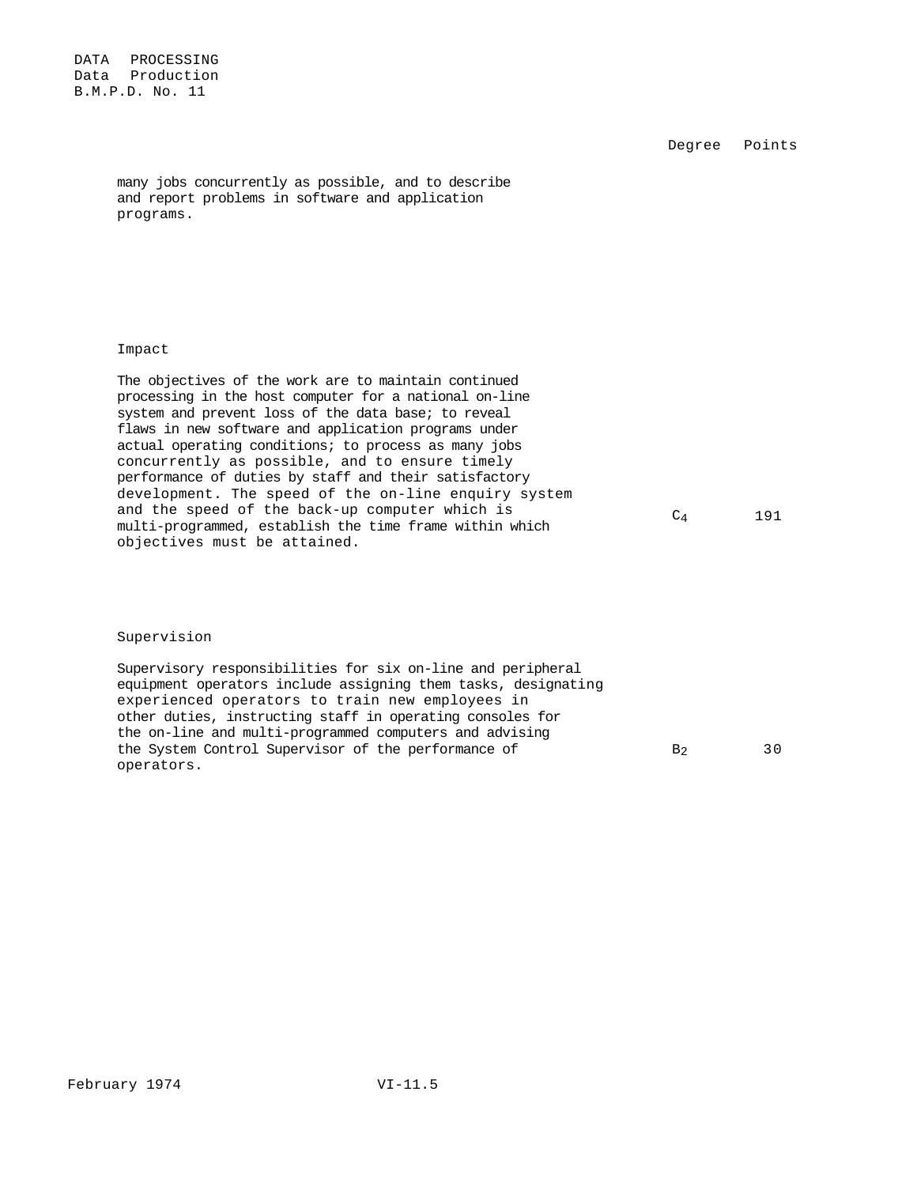| | Degree | Points |
|---|---|---|
| many jobs concurrently as possible, and to describe and report problems in software and application programs. | | |
| **Impact** | | |
| The objectives of the work are to maintain continued processing in the host computer for a national on-line system and prevent loss of the data base; to reveal flaws in new software and application programs under actual operating conditions; to process as many jobs concurrently as possible, and to ensure timely performance of duties by staff and their satisfactory development. The speed of the on-line enquiry system and the speed of the back-up computer which is multi-programmed, establish the time frame within which objectives must be attained. | $C_4$ | 191 |
| **Supervision** | | |
| Supervisory responsibilities for six on-line and peripheral equipment operators include assigning them tasks, designating experienced operators to train new employees in other duties, instructing staff in operating consoles for the on-line and multi-programmed computers and advising the System Control Supervisor of the performance of operators. | $B_2$ | 30 |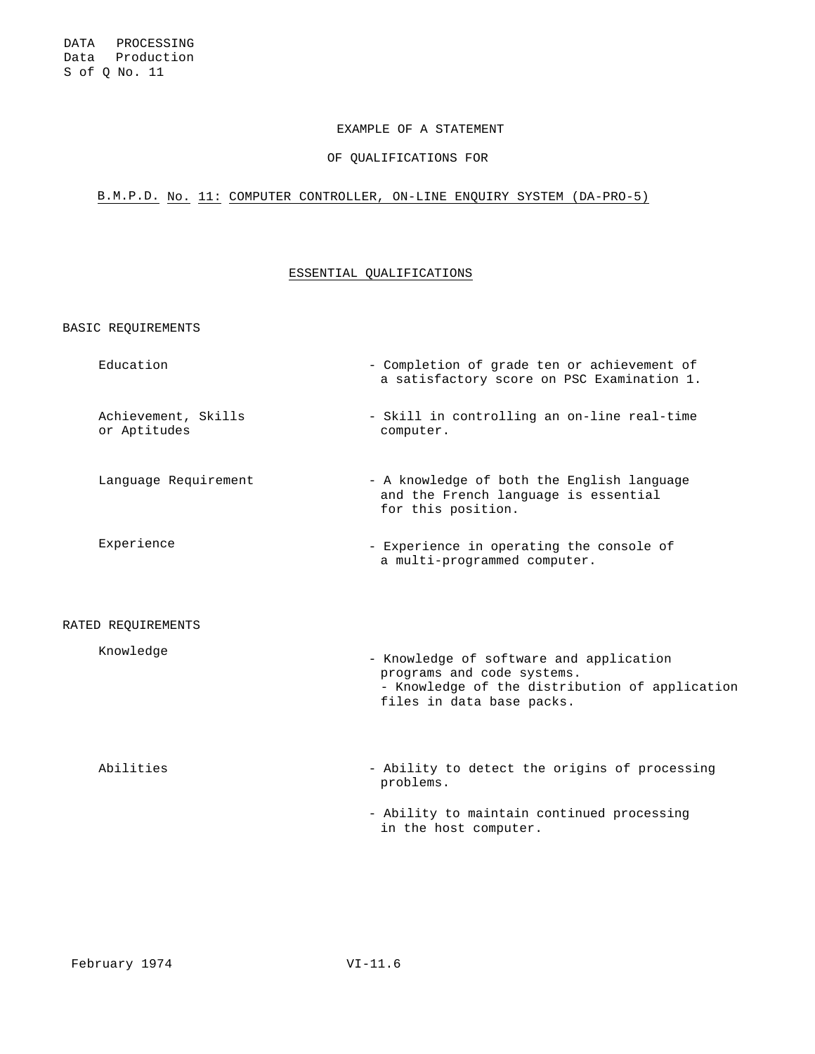DATA PROCESSING
Data Production
S of Q No. 11

EXAMPLE OF A STATEMENT

OF QUALIFICATIONS FOR

B.M.P.D. No. 11: COMPUTER CONTROLLER, ON-LINE ENQUIRY SYSTEM (DA-PRO-5)

## ESSENTIAL QUALIFICATIONS

### BASIC REQUIREMENTS

| | |
|---|---|
| Education | - Completion of grade ten or achievement of a satisfactory score on PSC Examination 1. |
| Achievement, Skills or Aptitudes | - Skill in controlling an on-line real-time computer. |
| Language Requirement | - A knowledge of both the English language and the French language is essential for this position. |
| Experience | - Experience in operating the console of a multi-programmed computer. |

### RATED REQUIREMENTS

| | |
|---|---|
| Knowledge | - Knowledge of software and application programs and code systems.<br>- Knowledge of the distribution of application files in data base packs. |
| Abilities | - Ability to detect the origins of processing problems.<br>- Ability to maintain continued processing in the host computer. |

February 1974 VI-11.6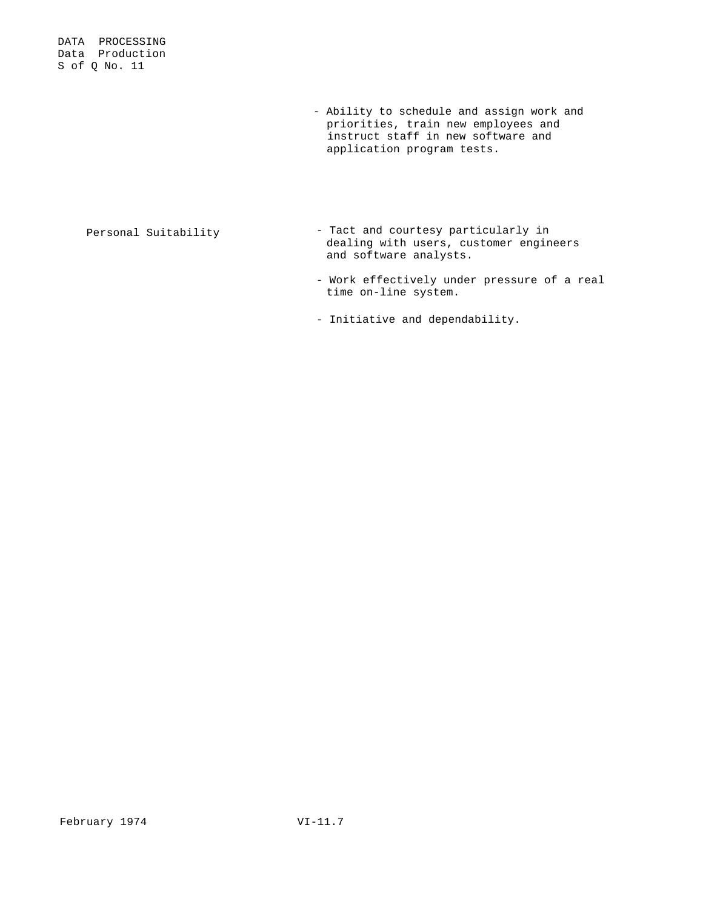- Ability to schedule and assign work and priorities, train new employees and instruct staff in new software and application program tests.

| | |
|---|---|
| Personal Suitability | - Tact and courtesy particularly in dealing with users, customer engineers and software analysts. |
| | - Work effectively under pressure of a real time on-line system. |
| | - Initiative and dependability. |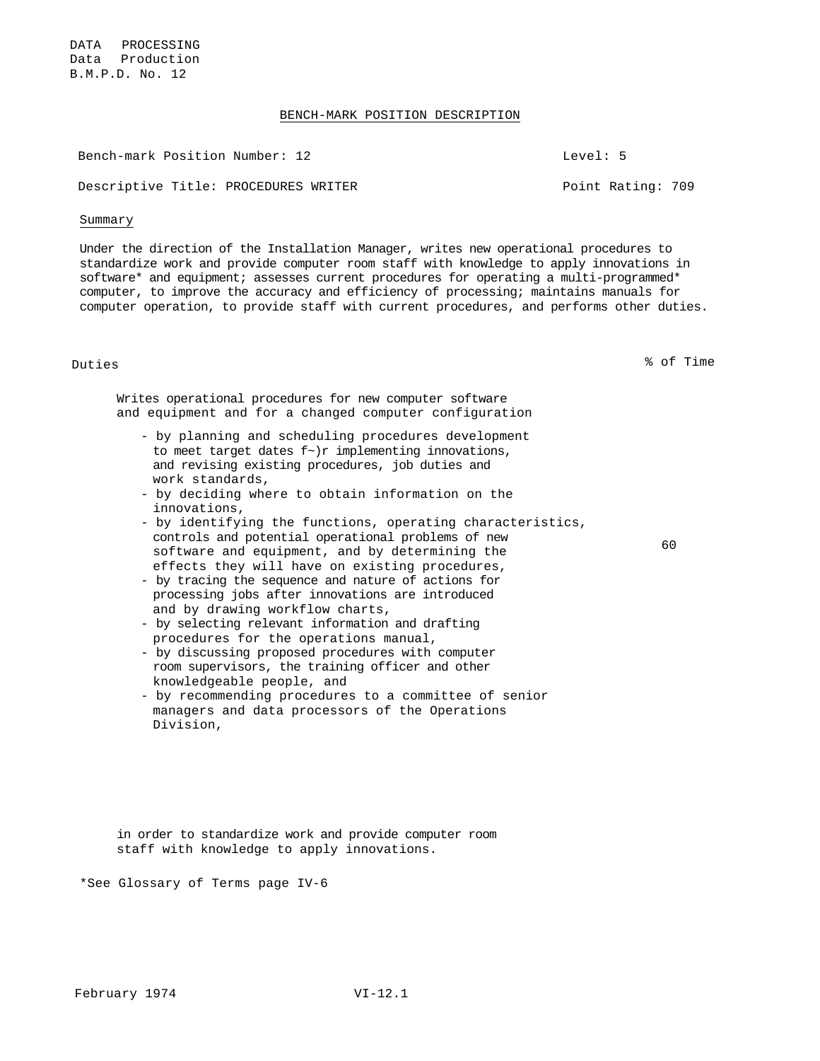DATA PROCESSING
Data Production
B.M.P.D. No. 12

## BENCH-MARK POSITION DESCRIPTION

Bench-mark Position Number: 12 | Level: 5

Descriptive Title: PROCEDURES WRITER | Point Rating: 709

### Summary

Under the direction of the Installation Manager, writes new operational procedures to standardize work and provide computer room staff with knowledge to apply innovations in software* and equipment; assesses current procedures for operating a multi-programmed* computer, to improve the accuracy and efficiency of processing; maintains manuals for computer operation, to provide staff with current procedures, and performs other duties.

| Duties | % of Time |
|---|---|
| Writes operational procedures for new computer software and equipment and for a changed computer configuration<br><br>- by planning and scheduling procedures development to meet target dates f~)r implementing innovations, and revising existing procedures, job duties and work standards,<br>- by deciding where to obtain information on the innovations,<br>- by identifying the functions, operating characteristics, controls and potential operational problems of new software and equipment, and by determining the effects they will have on existing procedures,<br>- by tracing the sequence and nature of actions for processing jobs after innovations are introduced and by drawing workflow charts,<br>- by selecting relevant information and drafting procedures for the operations manual,<br>- by discussing proposed procedures with computer room supervisors, the training officer and other knowledgeable people, and<br>- by recommending procedures to a committee of senior managers and data processors of the Operations Division,<br><br>in order to standardize work and provide computer room staff with knowledge to apply innovations. | 60 |

*See Glossary of Terms page IV-6

February 1974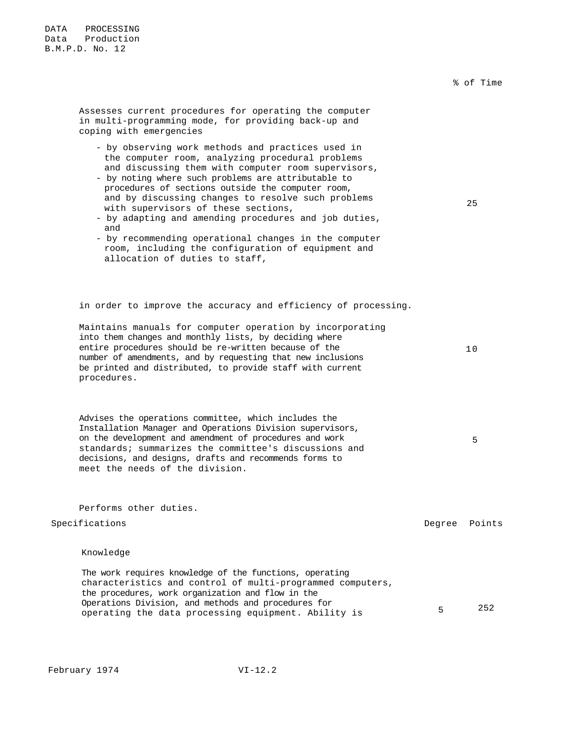DATA PROCESSING
Data Production
B.M.P.D. No. 12

| | % of Time |
|---|---|
| Assesses current procedures for operating the computer in multi-programming mode, for providing back-up and coping with emergencies<br>- by observing work methods and practices used in the computer room, analyzing procedural problems and discussing them with computer room supervisors,<br>- by noting where such problems are attributable to procedures of sections outside the computer room, and by discussing changes to resolve such problems with supervisors of these sections,<br>- by adapting and amending procedures and job duties, and<br>- by recommending operational changes in the computer room, including the configuration of equipment and allocation of duties to staff,<br><br>in order to improve the accuracy and efficiency of processing. | 25 |
| Maintains manuals for computer operation by incorporating into them changes and monthly lists, by deciding where entire procedures should be re-written because of the number of amendments, and by requesting that new inclusions be printed and distributed, to provide staff with current procedures. | 10 |
| Advises the operations committee, which includes the Installation Manager and Operations Division supervisors, on the development and amendment of procedures and work standards; summarizes the committee's discussions and decisions, and designs, drafts and recommends forms to meet the needs of the division. | 5 |
| Performs other duties. | |

| Specifications | Degree | Points |
|---|---|---|
| **Knowledge**<br><br>The work requires knowledge of the functions, operating characteristics and control of multi-programmed computers, the procedures, work organization and flow in the Operations Division, and methods and procedures for operating the data processing equipment. Ability is | 5 | 252 |

February 1974 VI-12.2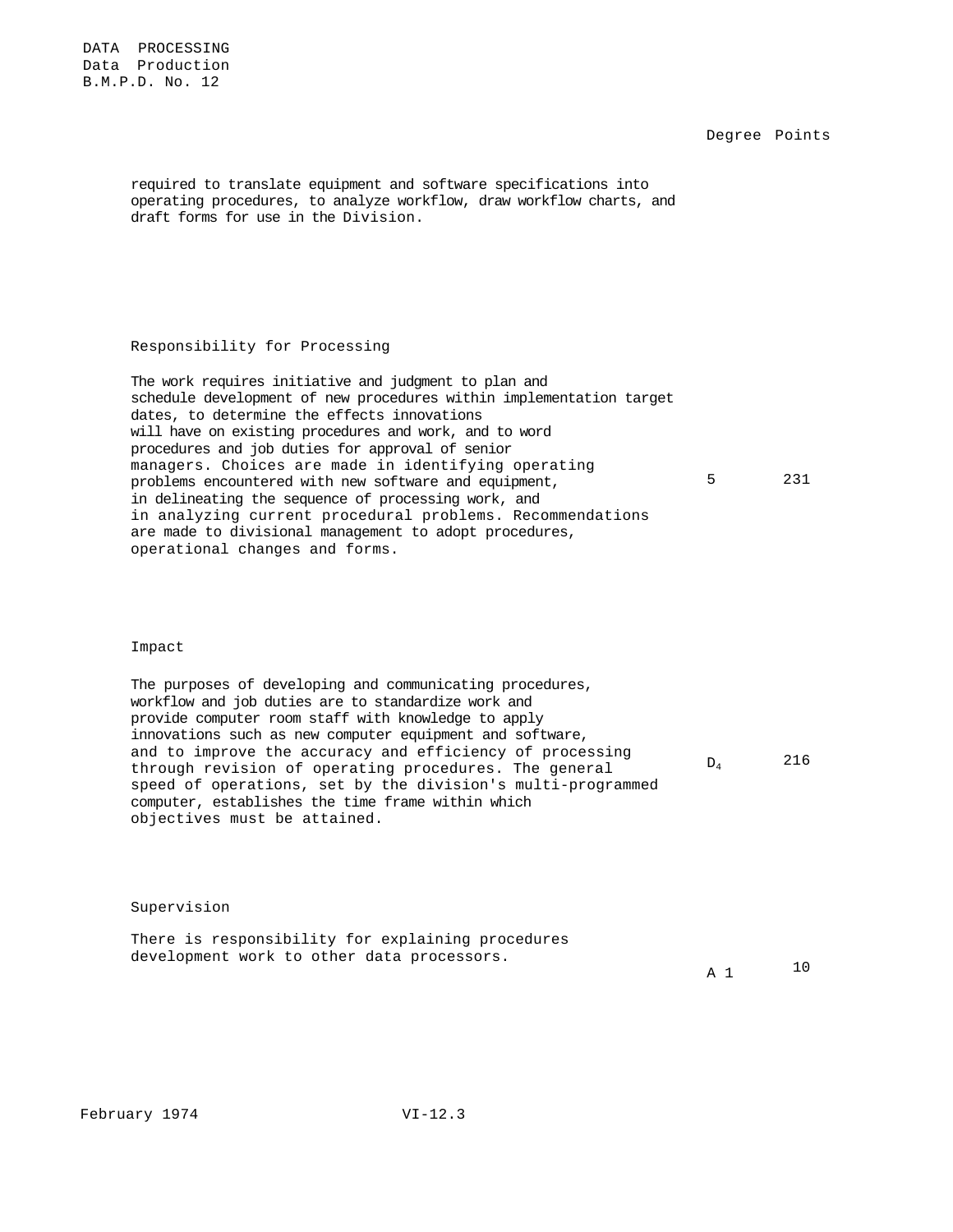DATA PROCESSING
Data Production
B.M.P.D. No. 12

| | Degree | Points |
|---|---|---|
| required to translate equipment and software specifications into operating procedures, to analyze workflow, draw workflow charts, and draft forms for use in the Division. | | |
| **Responsibility for Processing**<br><br>The work requires initiative and judgment to plan and schedule development of new procedures within implementation target dates, to determine the effects innovations will have on existing procedures and work, and to word procedures and job duties for approval of senior managers. Choices are made in identifying operating problems encountered with new software and equipment, in delineating the sequence of processing work, and in analyzing current procedural problems. Recommendations are made to divisional management to adopt procedures, operational changes and forms. | 5 | 231 |
| **Impact**<br><br>The purposes of developing and communicating procedures, workflow and job duties are to standardize work and provide computer room staff with knowledge to apply innovations such as new computer equipment and software, and to improve the accuracy and efficiency of processing through revision of operating procedures. The general speed of operations, set by the division's multi-programmed computer, establishes the time frame within which objectives must be attained. | $D_4$ | 216 |
| **Supervision**<br><br>There is responsibility for explaining procedures development work to other data processors. | A 1 | 10 |

February 1974 VI-12.3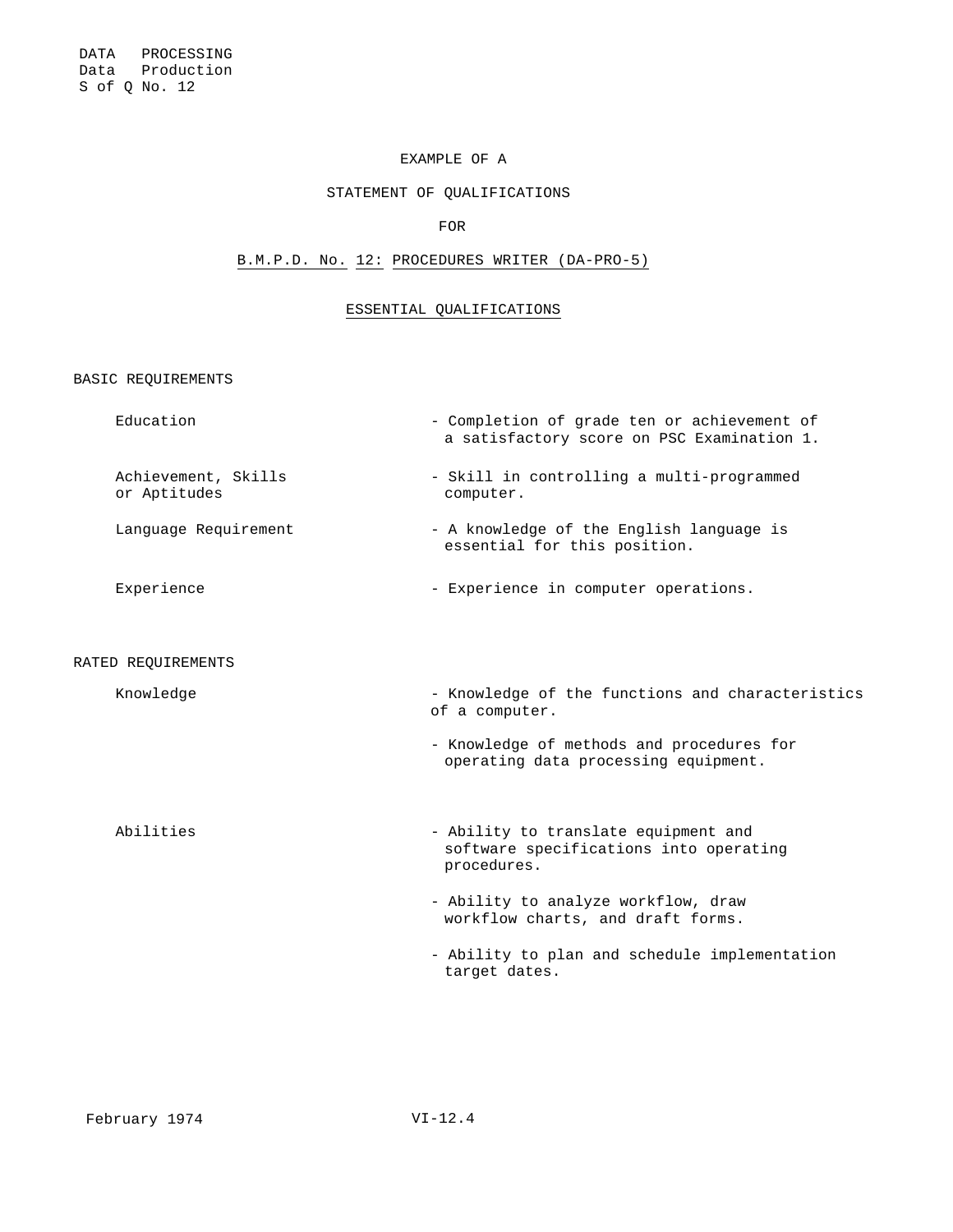DATA PROCESSING
Data Production
S of Q No. 12

EXAMPLE OF A

STATEMENT OF QUALIFICATIONS

FOR

B.M.P.D. No. 12: PROCEDURES WRITER (DA-PRO-5)

## ESSENTIAL QUALIFICATIONS

### BASIC REQUIREMENTS

| | |
|---|---|
| Education | - Completion of grade ten or achievement of a satisfactory score on PSC Examination 1. |
| Achievement, Skills or Aptitudes | - Skill in controlling a multi-programmed computer. |
| Language Requirement | - A knowledge of the English language is essential for this position. |
| Experience | - Experience in computer operations. |

### RATED REQUIREMENTS

| | |
|---|---|
| Knowledge | - Knowledge of the functions and characteristics of a computer. |
| | - Knowledge of methods and procedures for operating data processing equipment. |
| Abilities | - Ability to translate equipment and software specifications into operating procedures. |
| | - Ability to analyze workflow, draw workflow charts, and draft forms. |
| | - Ability to plan and schedule implementation target dates. |

February 1974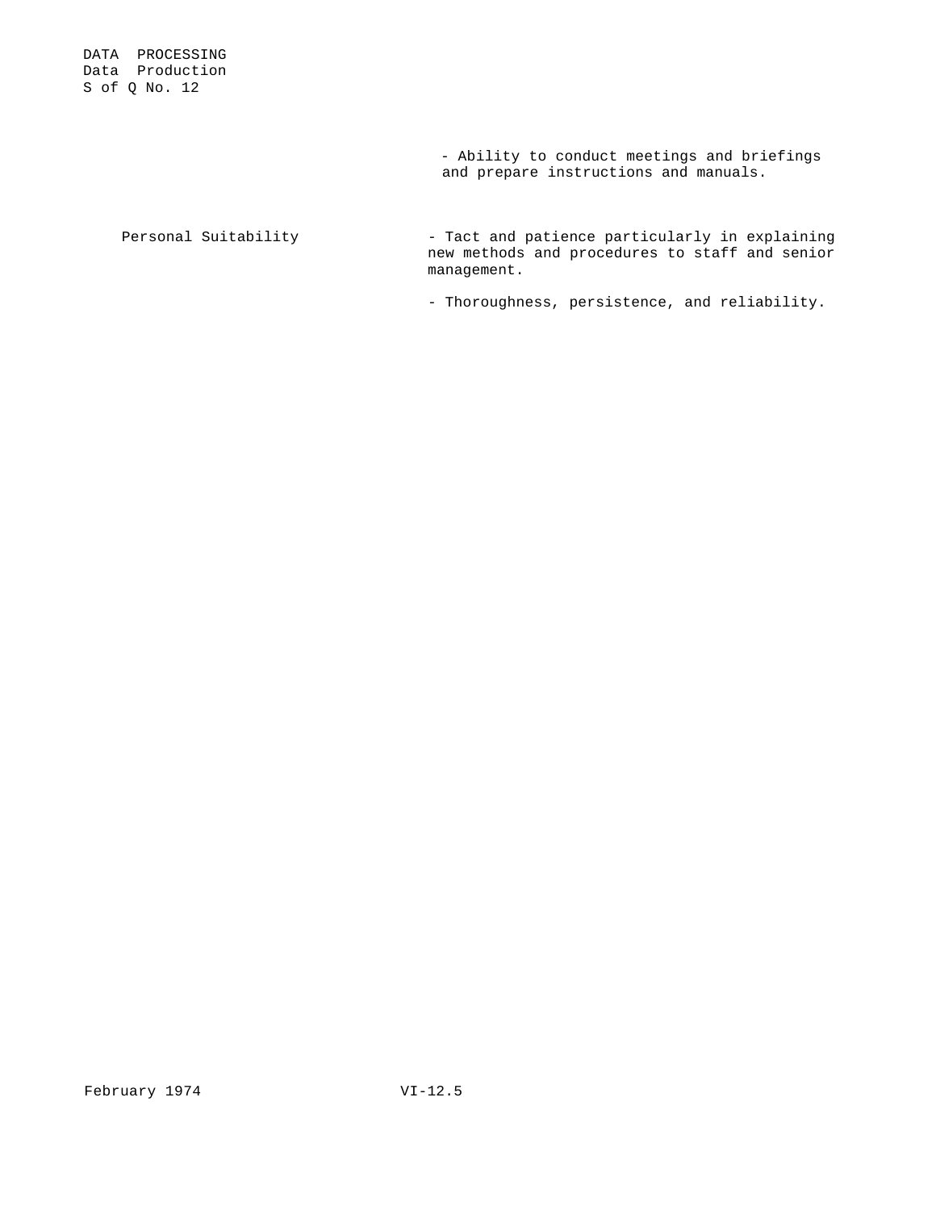- Ability to conduct meetings and briefings and prepare instructions and manuals.

| | |
|---|---|
| Personal Suitability | - Tact and patience particularly in explaining new methods and procedures to staff and senior management. |
| | - Thoroughness, persistence, and reliability. |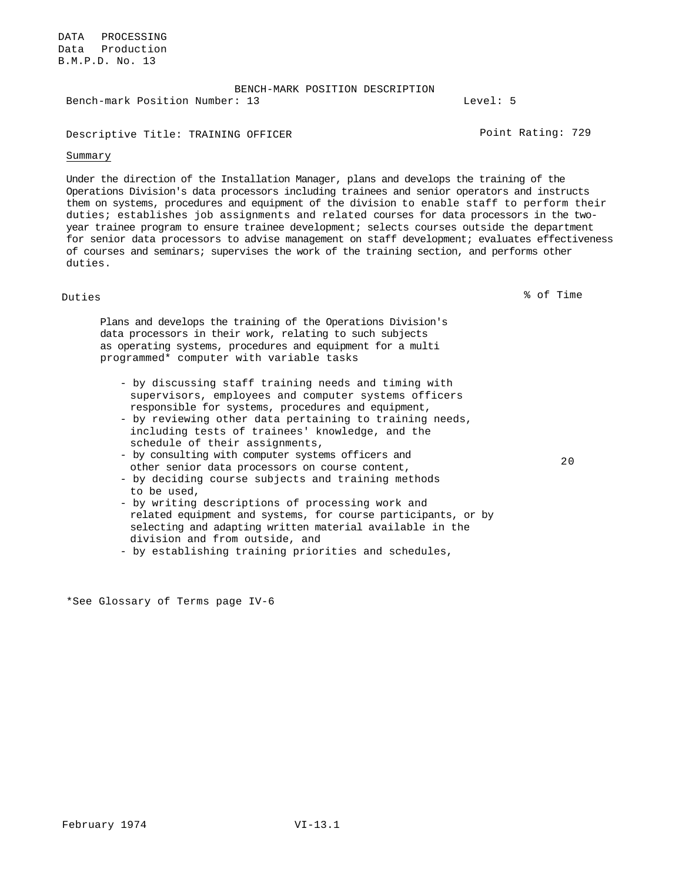DATA PROCESSING
Data Production
B.M.P.D. No. 13

BENCH-MARK POSITION DESCRIPTION

Bench-mark Position Number: 13 — Level: 5

Descriptive Title: TRAINING OFFICER — Point Rating: 729

Summary

Under the direction of the Installation Manager, plans and develops the training of the Operations Division's data processors including trainees and senior operators and instructs them on systems, procedures and equipment of the division to enable staff to perform their duties; establishes job assignments and related courses for data processors in the two-year trainee program to ensure trainee development; selects courses outside the department for senior data processors to advise management on staff development; evaluates effectiveness of courses and seminars; supervises the work of the training section, and performs other duties.

| Duties | % of Time |
|---|---|
| Plans and develops the training of the Operations Division's data processors in their work, relating to such subjects as operating systems, procedures and equipment for a multi programmed* computer with variable tasks<br><br>- by discussing staff training needs and timing with supervisors, employees and computer systems officers responsible for systems, procedures and equipment,<br>- by reviewing other data pertaining to training needs, including tests of trainees' knowledge, and the schedule of their assignments,<br>- by consulting with computer systems officers and other senior data processors on course content,<br>- by deciding course subjects and training methods to be used,<br>- by writing descriptions of processing work and related equipment and systems, for course participants, or by selecting and adapting written material available in the division and from outside, and<br>- by establishing training priorities and schedules, | 20 |

*See Glossary of Terms page IV-6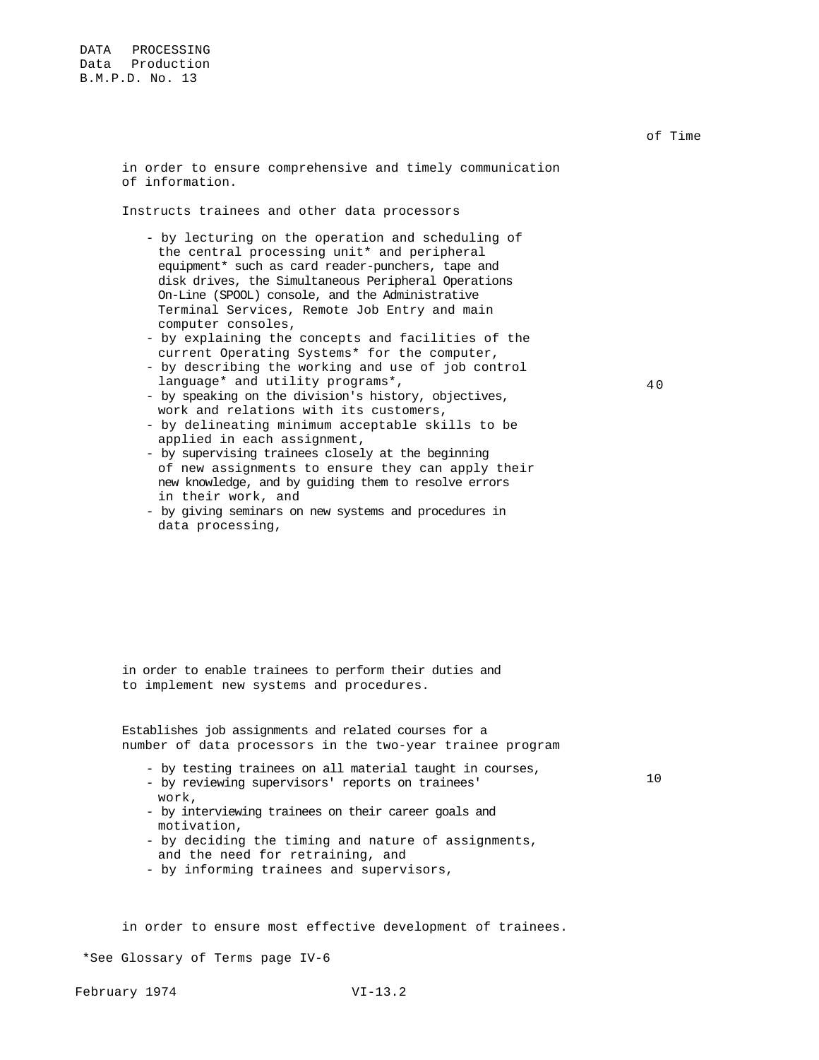of Time

in order to ensure comprehensive and timely communication of information.

Instructs trainees and other data processors

- by lecturing on the operation and scheduling of the central processing unit* and peripheral equipment* such as card reader-punchers, tape and disk drives, the Simultaneous Peripheral Operations On-Line (SPOOL) console, and the Administrative Terminal Services, Remote Job Entry and main computer consoles,
- by explaining the concepts and facilities of the current Operating Systems* for the computer,
- by describing the working and use of job control language* and utility programs*,
- by speaking on the division's history, objectives, work and relations with its customers,
- by delineating minimum acceptable skills to be applied in each assignment,
- by supervising trainees closely at the beginning of new assignments to ensure they can apply their new knowledge, and by guiding them to resolve errors in their work, and
- by giving seminars on new systems and procedures in data processing,

40

in order to enable trainees to perform their duties and to implement new systems and procedures.

Establishes job assignments and related courses for a number of data processors in the two-year trainee program

- by testing trainees on all material taught in courses,
- by reviewing supervisors' reports on trainees' work,
- by interviewing trainees on their career goals and motivation,
- by deciding the timing and nature of assignments, and the need for retraining, and
- by informing trainees and supervisors,

10

in order to ensure most effective development of trainees.

*See Glossary of Terms page IV-6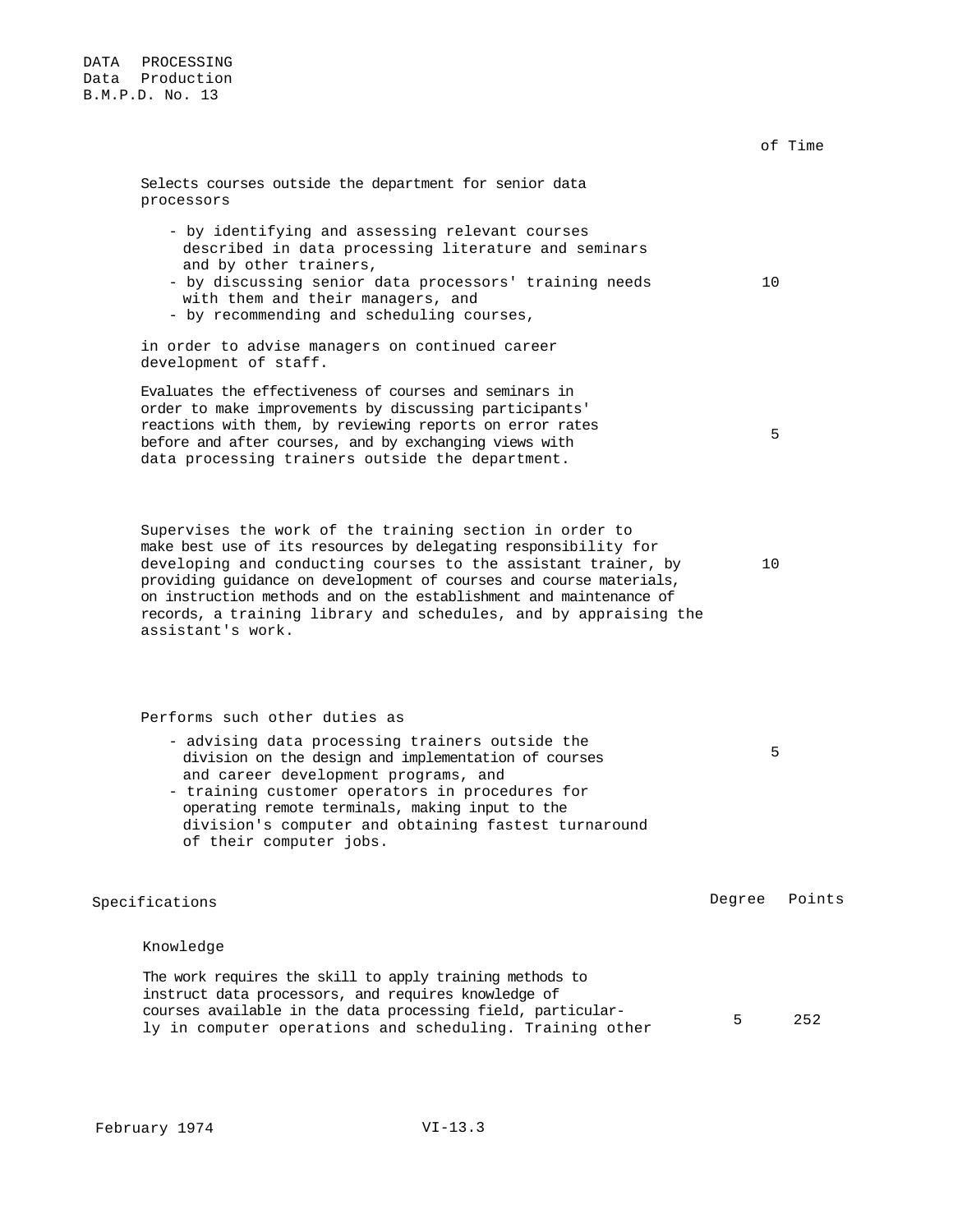| | % of Time |
|---|---|
| Selects courses outside the department for senior data processors<br><br>- by identifying and assessing relevant courses described in data processing literature and seminars and by other trainers,<br>- by discussing senior data processors' training needs with them and their managers, and<br>- by recommending and scheduling courses,<br><br>in order to advise managers on continued career development of staff. | 10 |
| Evaluates the effectiveness of courses and seminars in order to make improvements by discussing participants' reactions with them, by reviewing reports on error rates before and after courses, and by exchanging views with data processing trainers outside the department. | 5 |
| Supervises the work of the training section in order to make best use of its resources by delegating responsibility for developing and conducting courses to the assistant trainer, by providing guidance on development of courses and course materials, on instruction methods and on the establishment and maintenance of records, a training library and schedules, and by appraising the assistant's work. | 10 |
| Performs such other duties as<br><br>- advising data processing trainers outside the division on the design and implementation of courses and career development programs, and<br>- training customer operators in procedures for operating remote terminals, making input to the division's computer and obtaining fastest turnaround of their computer jobs. | 5 |

| Specifications | Degree | Points |
|---|---|---|
| **Knowledge** | | |
| The work requires the skill to apply training methods to instruct data processors, and requires knowledge of courses available in the data processing field, particularly in computer operations and scheduling. Training other | 5 | 252 |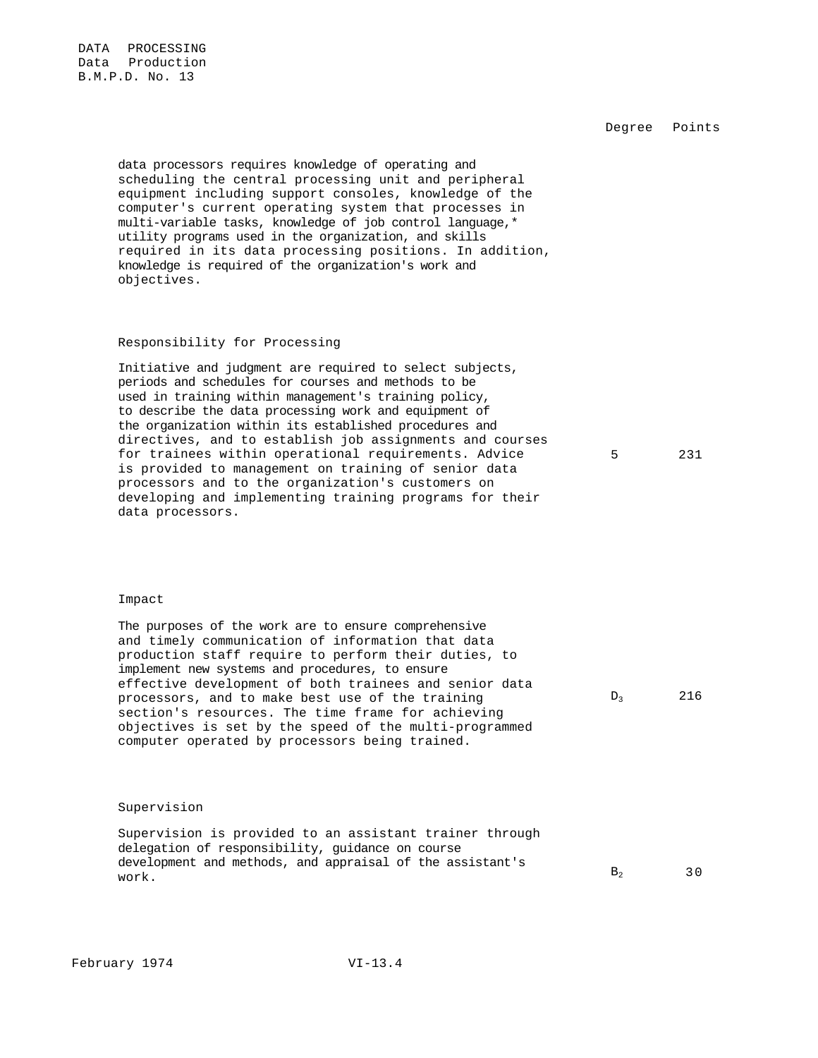DATA PROCESSING
Data Production
B.M.P.D. No. 13

| | Degree | Points |
|---|---|---|
| data processors requires knowledge of operating and scheduling the central processing unit and peripheral equipment including support consoles, knowledge of the computer's current operating system that processes in multi-variable tasks, knowledge of job control language,* utility programs used in the organization, and skills required in its data processing positions. In addition, knowledge is required of the organization's work and objectives. | | |
| **Responsibility for Processing** | | |
| Initiative and judgment are required to select subjects, periods and schedules for courses and methods to be used in training within management's training policy, to describe the data processing work and equipment of the organization within its established procedures and directives, and to establish job assignments and courses for trainees within operational requirements. Advice is provided to management on training of senior data processors and to the organization's customers on developing and implementing training programs for their data processors. | 5 | 231 |
| **Impact** | | |
| The purposes of the work are to ensure comprehensive and timely communication of information that data production staff require to perform their duties, to implement new systems and procedures, to ensure effective development of both trainees and senior data processors, and to make best use of the training section's resources. The time frame for achieving objectives is set by the speed of the multi-programmed computer operated by processors being trained. | $D_3$ | 216 |
| **Supervision** | | |
| Supervision is provided to an assistant trainer through delegation of responsibility, guidance on course development and methods, and appraisal of the assistant's work. | $B_2$ | 30 |

February 1974 VI-13.4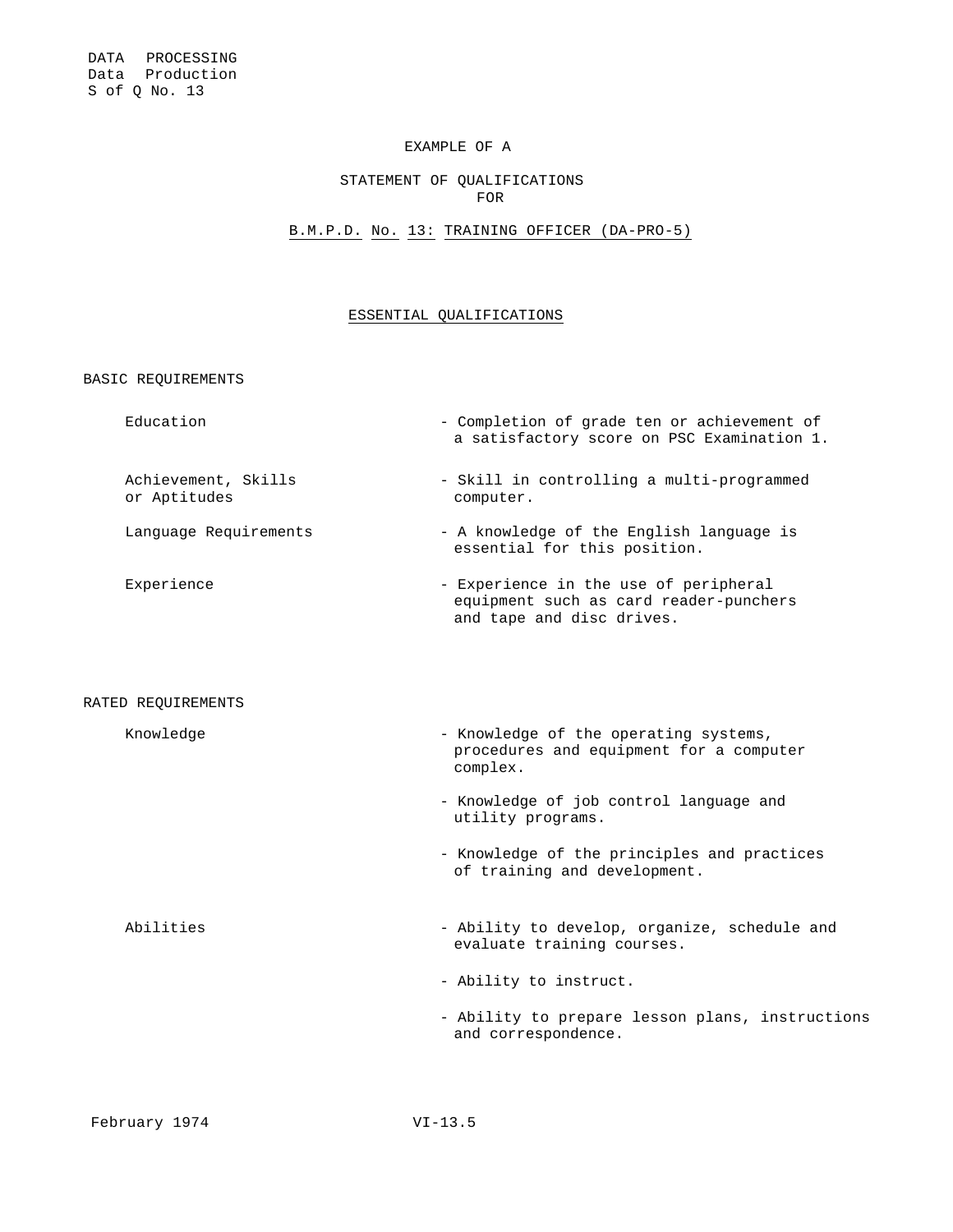DATA PROCESSING
Data Production
S of Q No. 13

EXAMPLE OF A

# STATEMENT OF QUALIFICATIONS FOR

## B.M.P.D. No. 13: TRAINING OFFICER (DA-PRO-5)

### ESSENTIAL QUALIFICATIONS

#### BASIC REQUIREMENTS

| | |
|---|---|
| Education | - Completion of grade ten or achievement of a satisfactory score on PSC Examination 1. |
| Achievement, Skills or Aptitudes | - Skill in controlling a multi-programmed computer. |
| Language Requirements | - A knowledge of the English language is essential for this position. |
| Experience | - Experience in the use of peripheral equipment such as card reader-punchers and tape and disc drives. |

#### RATED REQUIREMENTS

| | |
|---|---|
| Knowledge | - Knowledge of the operating systems, procedures and equipment for a computer complex. |
| | - Knowledge of job control language and utility programs. |
| | - Knowledge of the principles and practices of training and development. |
| Abilities | - Ability to develop, organize, schedule and evaluate training courses. |
| | - Ability to instruct. |
| | - Ability to prepare lesson plans, instructions and correspondence. |

February 1974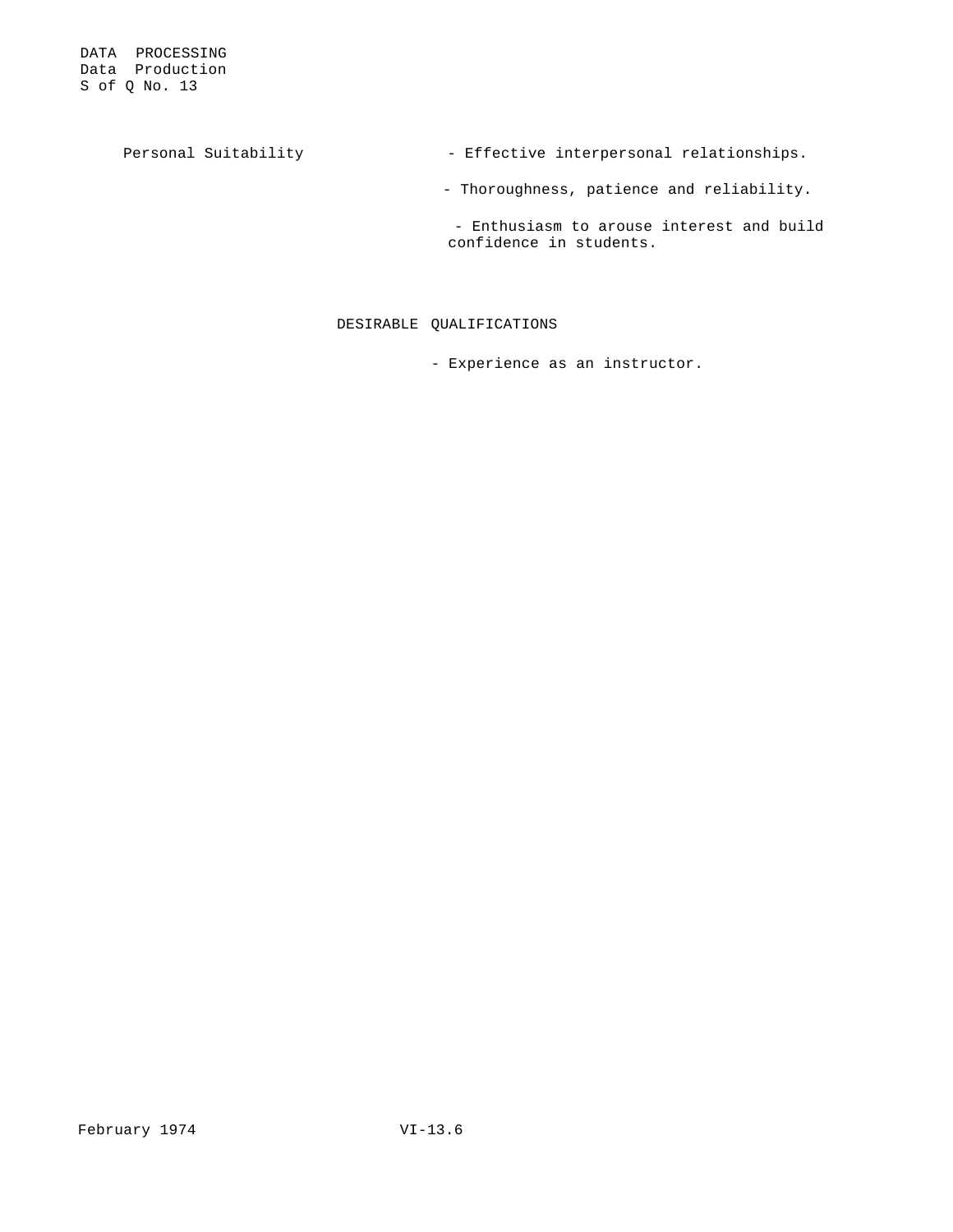| | |
|---|---|
| Personal Suitability | - Effective interpersonal relationships. |
| | - Thoroughness, patience and reliability. |
| | - Enthusiasm to arouse interest and build confidence in students. |

## DESIRABLE QUALIFICATIONS

- Experience as an instructor.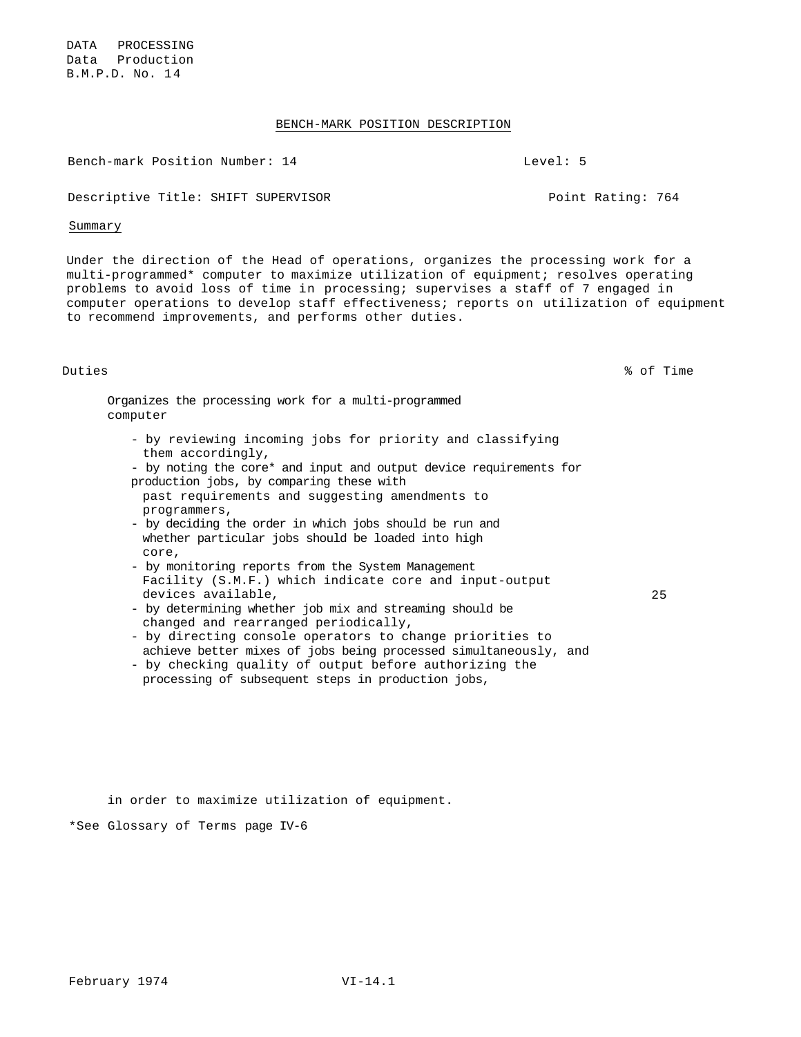DATA PROCESSING
Data Production
B.M.P.D. No. 14

## BENCH-MARK POSITION DESCRIPTION

Bench-mark Position Number: 14 Level: 5

Descriptive Title: SHIFT SUPERVISOR Point Rating: 764

### Summary

Under the direction of the Head of operations, organizes the processing work for a multi-programmed* computer to maximize utilization of equipment; resolves operating problems to avoid loss of time in processing; supervises a staff of 7 engaged in computer operations to develop staff effectiveness; reports on utilization of equipment to recommend improvements, and performs other duties.

| Duties | % of Time |
|---|---|
| Organizes the processing work for a multi-programmed computer<br>- by reviewing incoming jobs for priority and classifying them accordingly,<br>- by noting the core* and input and output device requirements for production jobs, by comparing these with past requirements and suggesting amendments to programmers,<br>- by deciding the order in which jobs should be run and whether particular jobs should be loaded into high core,<br>- by monitoring reports from the System Management Facility (S.M.F.) which indicate core and input-output devices available,<br>- by determining whether job mix and streaming should be changed and rearranged periodically,<br>- by directing console operators to change priorities to achieve better mixes of jobs being processed simultaneously, and<br>- by checking quality of output before authorizing the processing of subsequent steps in production jobs,<br><br>in order to maximize utilization of equipment. | 25 |

*See Glossary of Terms page IV-6

February 1974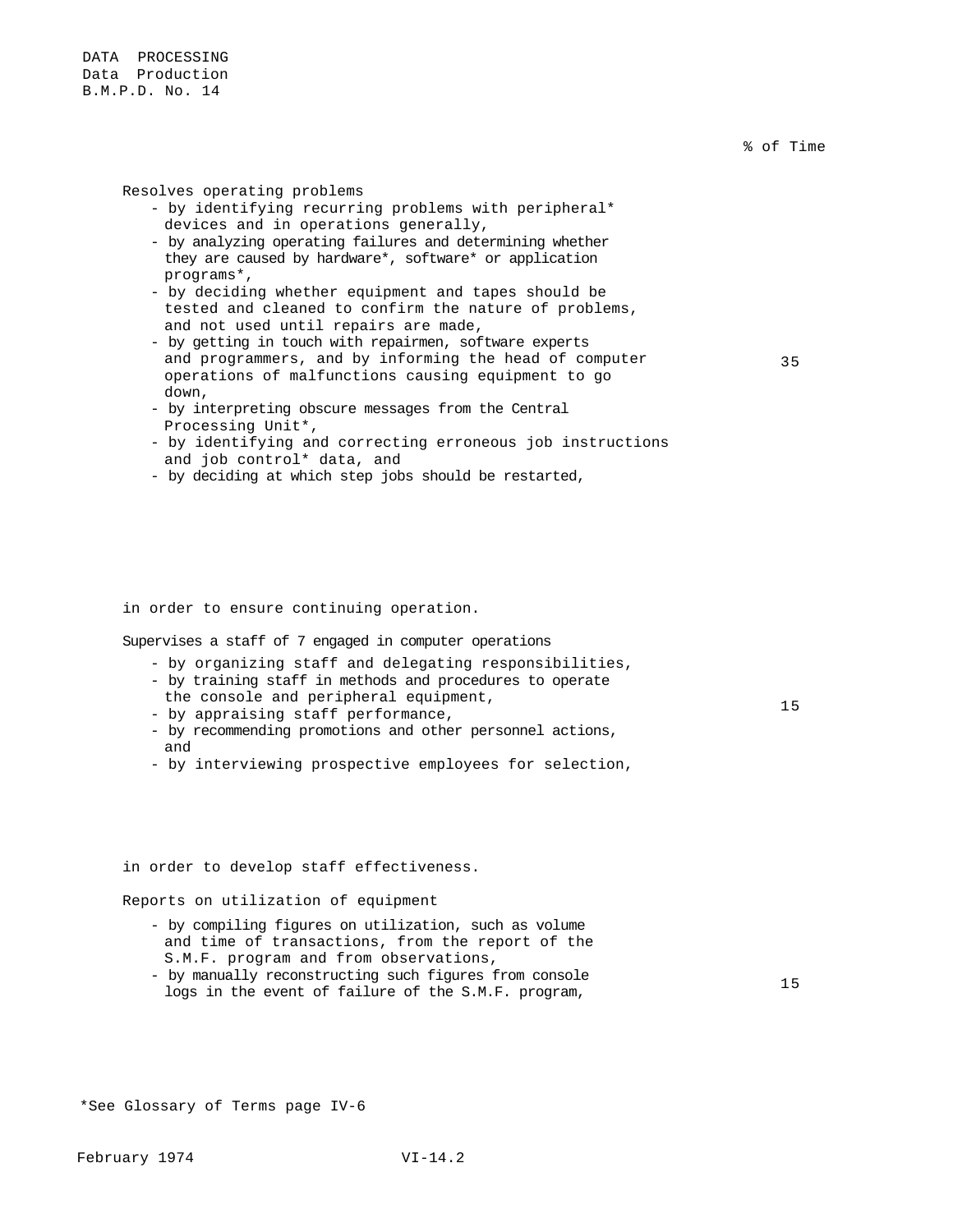DATA PROCESSING
Data Production
B.M.P.D. No. 14

| | % of Time |
|---|---|
| Resolves operating problems<br>- by identifying recurring problems with peripheral* devices and in operations generally,<br>- by analyzing operating failures and determining whether they are caused by hardware*, software* or application programs*,<br>- by deciding whether equipment and tapes should be tested and cleaned to confirm the nature of problems, and not used until repairs are made,<br>- by getting in touch with repairmen, software experts and programmers, and by informing the head of computer operations of malfunctions causing equipment to go down,<br>- by interpreting obscure messages from the Central Processing Unit*,<br>- by identifying and correcting erroneous job instructions and job control* data, and<br>- by deciding at which step jobs should be restarted,<br><br>in order to ensure continuing operation. | 35 |
| Supervises a staff of 7 engaged in computer operations<br>- by organizing staff and delegating responsibilities,<br>- by training staff in methods and procedures to operate the console and peripheral equipment,<br>- by appraising staff performance,<br>- by recommending promotions and other personnel actions, and<br>- by interviewing prospective employees for selection,<br><br>in order to develop staff effectiveness. | 15 |
| Reports on utilization of equipment<br>- by compiling figures on utilization, such as volume and time of transactions, from the report of the S.M.F. program and from observations,<br>- by manually reconstructing such figures from console logs in the event of failure of the S.M.F. program, | 15 |

*See Glossary of Terms page IV-6

February 1974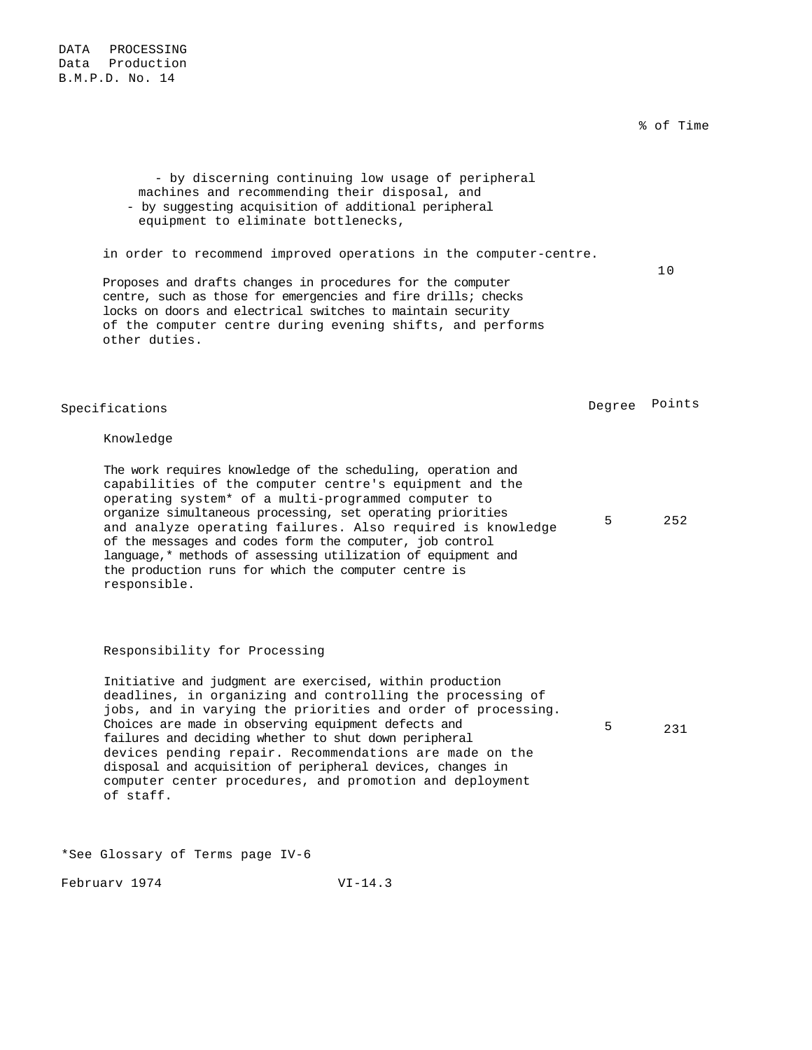DATA PROCESSING
Data Production
B.M.P.D. No. 14

% of Time

- by discerning continuing low usage of peripheral machines and recommending their disposal, and
- by suggesting acquisition of additional peripheral equipment to eliminate bottlenecks,

in order to recommend improved operations in the computer-centre.

Proposes and drafts changes in procedures for the computer centre, such as those for emergencies and fire drills; checks locks on doors and electrical switches to maintain security of the computer centre during evening shifts, and performs other duties. — 10

| Specifications | Degree | Points |
|---|---|---|
| **Knowledge**<br><br>The work requires knowledge of the scheduling, operation and capabilities of the computer centre's equipment and the operating system* of a multi-programmed computer to organize simultaneous processing, set operating priorities and analyze operating failures. Also required is knowledge of the messages and codes form the computer, job control language,* methods of assessing utilization of equipment and the production runs for which the computer centre is responsible. | 5 | 252 |
| **Responsibility for Processing**<br><br>Initiative and judgment are exercised, within production deadlines, in organizing and controlling the processing of jobs, and in varying the priorities and order of processing. Choices are made in observing equipment defects and failures and deciding whether to shut down peripheral devices pending repair. Recommendations are made on the disposal and acquisition of peripheral devices, changes in computer center procedures, and promotion and deployment of staff. | 5 | 231 |

*See Glossary of Terms page IV-6

February 1974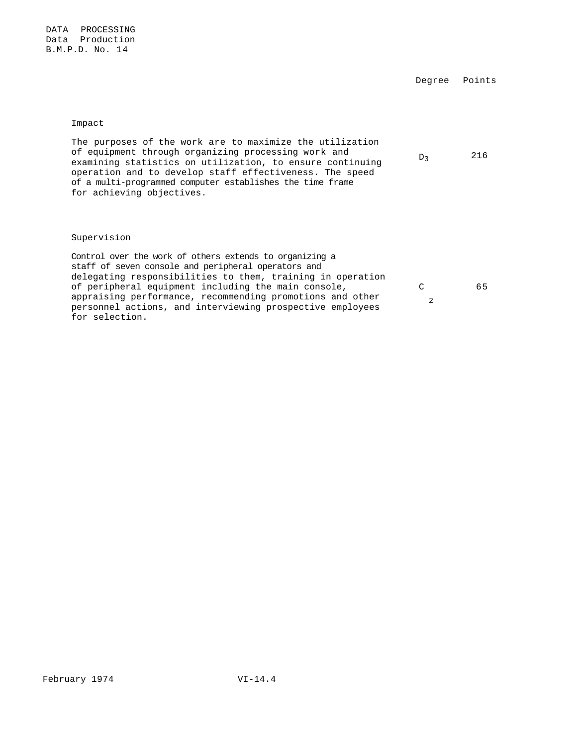DATA PROCESSING
Data Production
B.M.P.D. No. 14

| | Degree | Points |
|---|---|---|
| **Impact** | | |
| The purposes of the work are to maximize the utilization of equipment through organizing processing work and examining statistics on utilization, to ensure continuing operation and to develop staff effectiveness. The speed of a multi-programmed computer establishes the time frame for achieving objectives. | $D_3$ | 216 |
| **Supervision** | | |
| Control over the work of others extends to organizing a staff of seven console and peripheral operators and delegating responsibilities to them, training in operation of peripheral equipment including the main console, appraising performance, recommending promotions and other personnel actions, and interviewing prospective employees for selection. | $C_2$ | 65 |

February 1974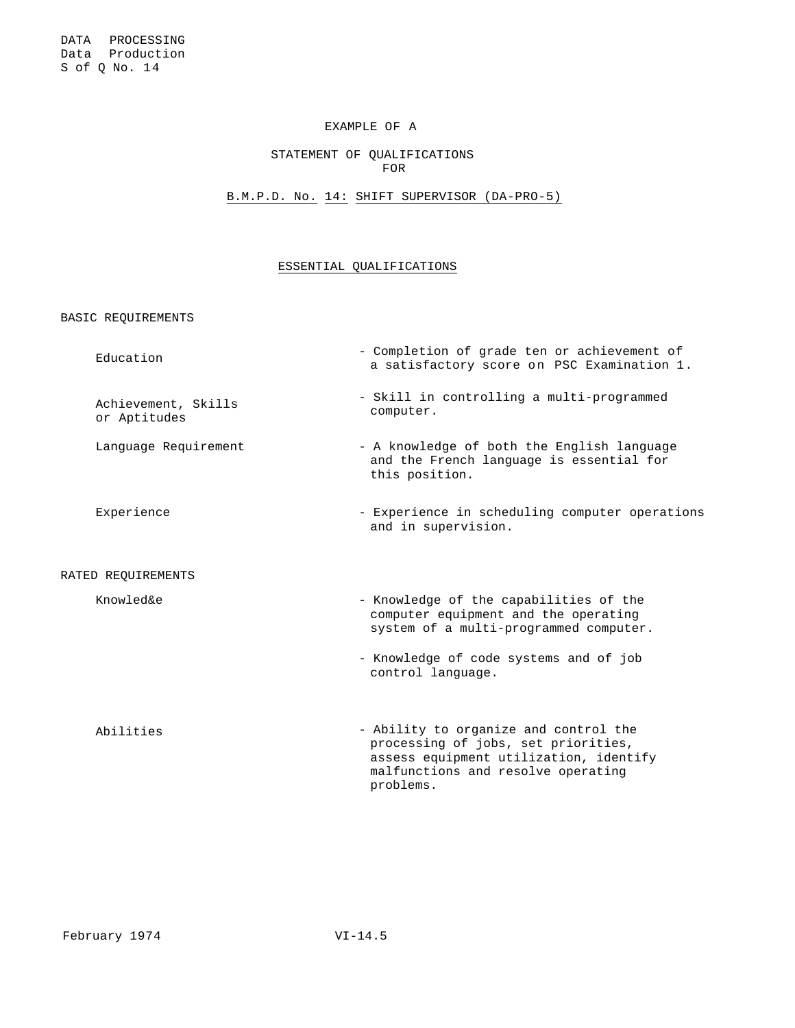DATA PROCESSING
Data Production
S of Q No. 14

EXAMPLE OF A

STATEMENT OF QUALIFICATIONS
FOR

B.M.P.D. No. 14: SHIFT SUPERVISOR (DA-PRO-5)

## ESSENTIAL QUALIFICATIONS

### BASIC REQUIREMENTS

| | |
|---|---|
| Education | - Completion of grade ten or achievement of a satisfactory score on PSC Examination 1. |
| Achievement, Skills or Aptitudes | - Skill in controlling a multi-programmed computer. |
| Language Requirement | - A knowledge of both the English language and the French language is essential for this position. |
| Experience | - Experience in scheduling computer operations and in supervision. |

### RATED REQUIREMENTS

| | |
|---|---|
| Knowled&e | - Knowledge of the capabilities of the computer equipment and the operating system of a multi-programmed computer.<br>- Knowledge of code systems and of job control language. |
| Abilities | - Ability to organize and control the processing of jobs, set priorities, assess equipment utilization, identify malfunctions and resolve operating problems. |

February 1974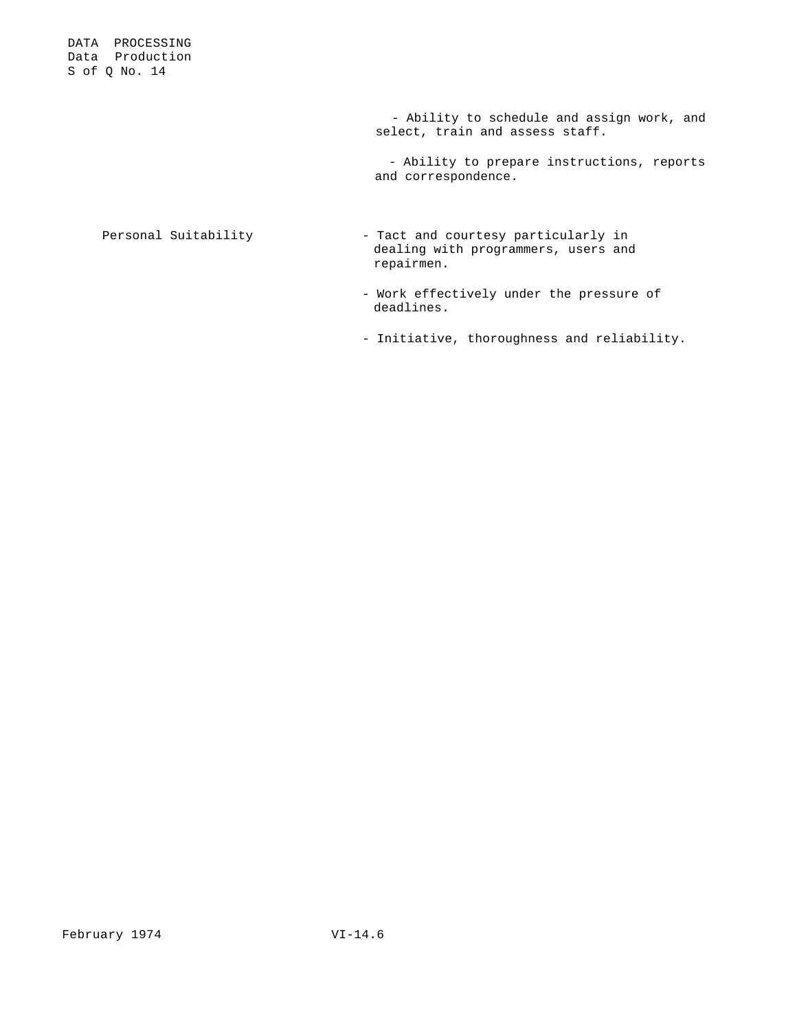- Ability to schedule and assign work, and select, train and assess staff.

- Ability to prepare instructions, reports and correspondence.

| | |
|---|---|
| Personal Suitability | - Tact and courtesy particularly in dealing with programmers, users and repairmen. |
| | - Work effectively under the pressure of deadlines. |
| | - Initiative, thoroughness and reliability. |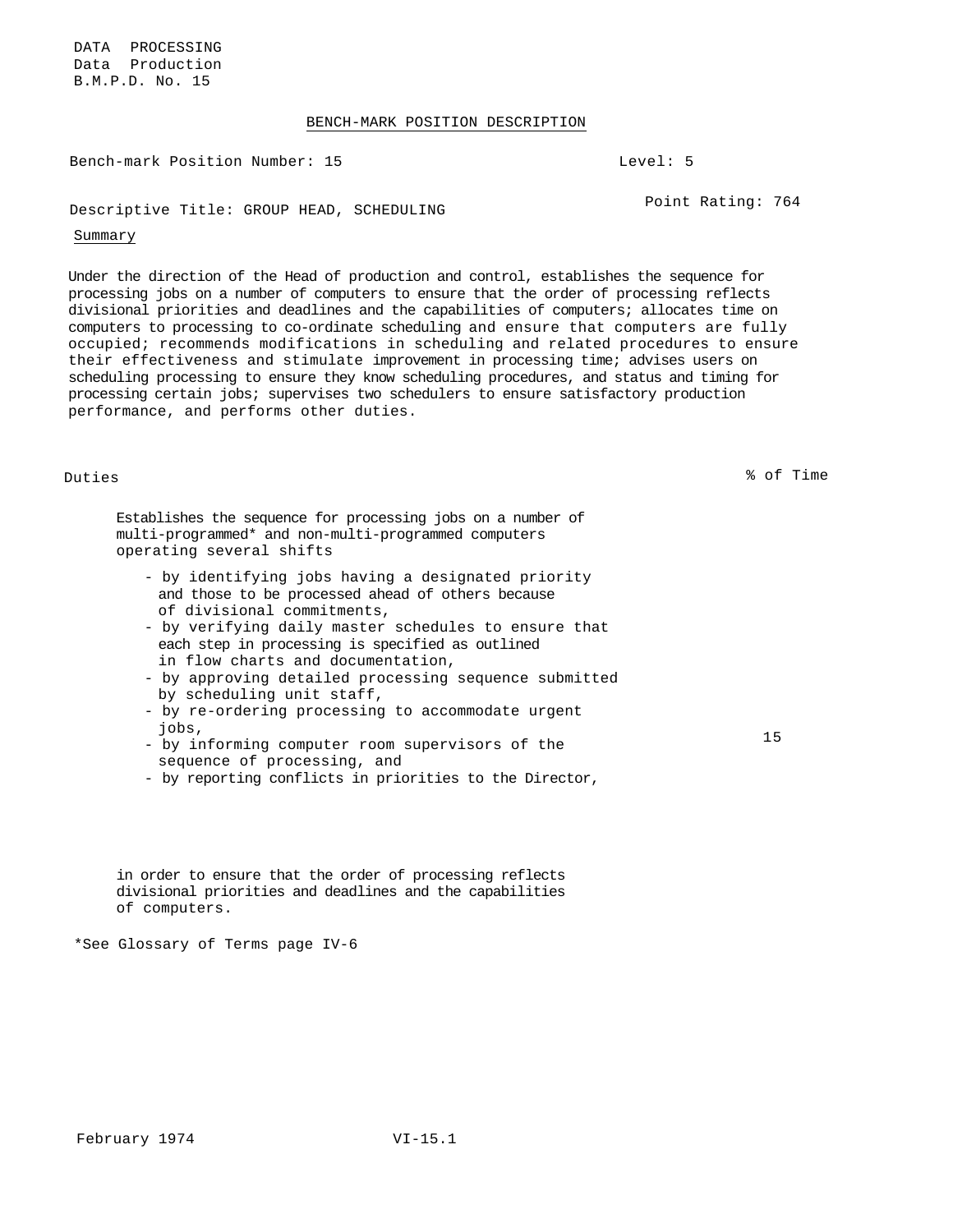DATA PROCESSING
Data Production
B.M.P.D. No. 15

## BENCH-MARK POSITION DESCRIPTION

Bench-mark Position Number: 15 — Level: 5

Descriptive Title: GROUP HEAD, SCHEDULING — Point Rating: 764

### Summary

Under the direction of the Head of production and control, establishes the sequence for processing jobs on a number of computers to ensure that the order of processing reflects divisional priorities and deadlines and the capabilities of computers; allocates time on computers to processing to co-ordinate scheduling and ensure that computers are fully occupied; recommends modifications in scheduling and related procedures to ensure their effectiveness and stimulate improvement in processing time; advises users on scheduling processing to ensure they know scheduling procedures, and status and timing for processing certain jobs; supervises two schedulers to ensure satisfactory production performance, and performs other duties.

| Duties | % of Time |
|---|---|
| Establishes the sequence for processing jobs on a number of multi-programmed* and non-multi-programmed computers operating several shifts<br>- by identifying jobs having a designated priority and those to be processed ahead of others because of divisional commitments,<br>- by verifying daily master schedules to ensure that each step in processing is specified as outlined in flow charts and documentation,<br>- by approving detailed processing sequence submitted by scheduling unit staff,<br>- by re-ordering processing to accommodate urgent jobs,<br>- by informing computer room supervisors of the sequence of processing, and<br>- by reporting conflicts in priorities to the Director,<br><br>in order to ensure that the order of processing reflects divisional priorities and deadlines and the capabilities of computers. | 15 |

*See Glossary of Terms page IV-6

February 1974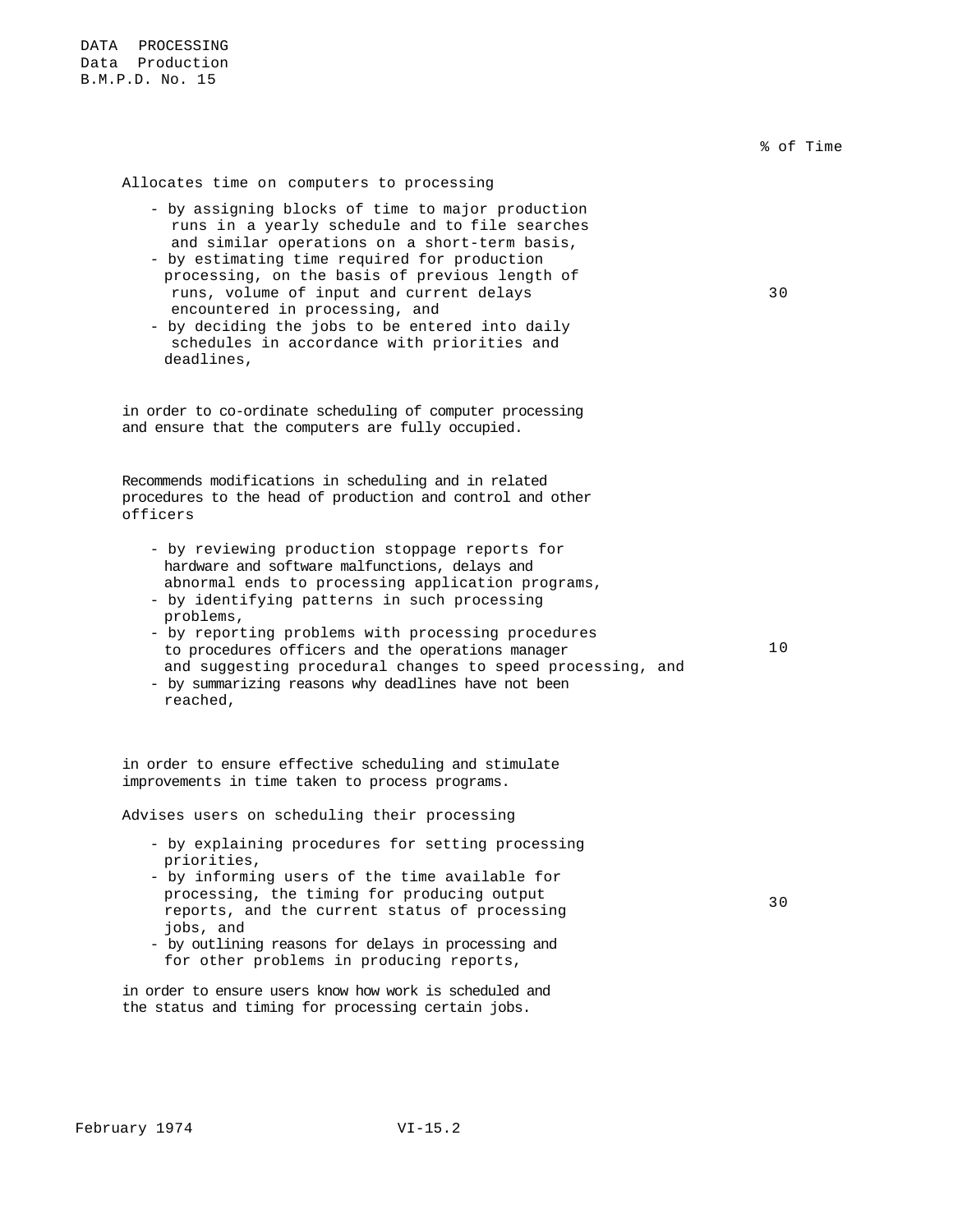| | % of Time |
|---|---|
| Allocates time on computers to processing<br><br>- by assigning blocks of time to major production runs in a yearly schedule and to file searches and similar operations on a short-term basis,<br>- by estimating time required for production processing, on the basis of previous length of runs, volume of input and current delays encountered in processing, and<br>- by deciding the jobs to be entered into daily schedules in accordance with priorities and deadlines,<br><br>in order to co-ordinate scheduling of computer processing and ensure that the computers are fully occupied. | 30 |
| Recommends modifications in scheduling and in related procedures to the head of production and control and other officers<br><br>- by reviewing production stoppage reports for hardware and software malfunctions, delays and abnormal ends to processing application programs,<br>- by identifying patterns in such processing problems,<br>- by reporting problems with processing procedures to procedures officers and the operations manager and suggesting procedural changes to speed processing, and<br>- by summarizing reasons why deadlines have not been reached,<br><br>in order to ensure effective scheduling and stimulate improvements in time taken to process programs. | 10 |
| Advises users on scheduling their processing<br><br>- by explaining procedures for setting processing priorities,<br>- by informing users of the time available for processing, the timing for producing output reports, and the current status of processing jobs, and<br>- by outlining reasons for delays in processing and for other problems in producing reports,<br><br>in order to ensure users know how work is scheduled and the status and timing for processing certain jobs. | 30 |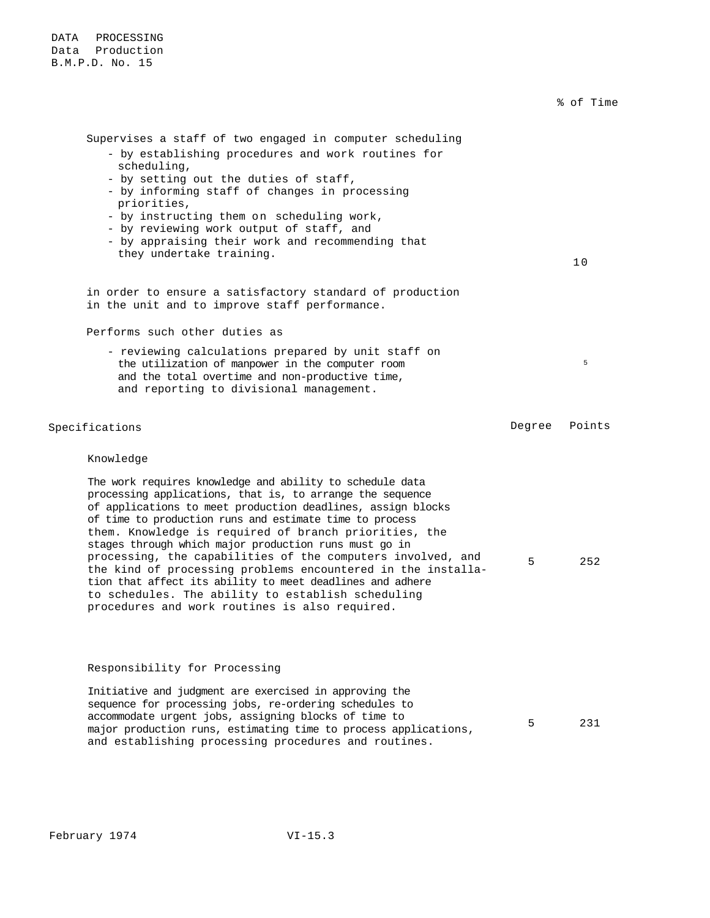DATA PROCESSING
Data Production
B.M.P.D. No. 15

| | % of Time |
|---|---|
| Supervises a staff of two engaged in computer scheduling<br>- by establishing procedures and work routines for scheduling,<br>- by setting out the duties of staff,<br>- by informing staff of changes in processing priorities,<br>- by instructing them on scheduling work,<br>- by reviewing work output of staff, and<br>- by appraising their work and recommending that they undertake training. | 10 |
| in order to ensure a satisfactory standard of production in the unit and to improve staff performance. | |
| Performs such other duties as<br>- reviewing calculations prepared by unit staff on the utilization of manpower in the computer room and the total overtime and non-productive time, and reporting to divisional management. | 5 |

| Specifications | Degree | Points |
|---|---|---|
| **Knowledge**<br>The work requires knowledge and ability to schedule data processing applications, that is, to arrange the sequence of applications to meet production deadlines, assign blocks of time to production runs and estimate time to process them. Knowledge is required of branch priorities, the stages through which major production runs must go in processing, the capabilities of the computers involved, and the kind of processing problems encountered in the installation that affect its ability to meet deadlines and adhere to schedules. The ability to establish scheduling procedures and work routines is also required. | 5 | 252 |
| **Responsibility for Processing**<br>Initiative and judgment are exercised in approving the sequence for processing jobs, re-ordering schedules to accommodate urgent jobs, assigning blocks of time to major production runs, estimating time to process applications, and establishing processing procedures and routines. | 5 | 231 |

February 1974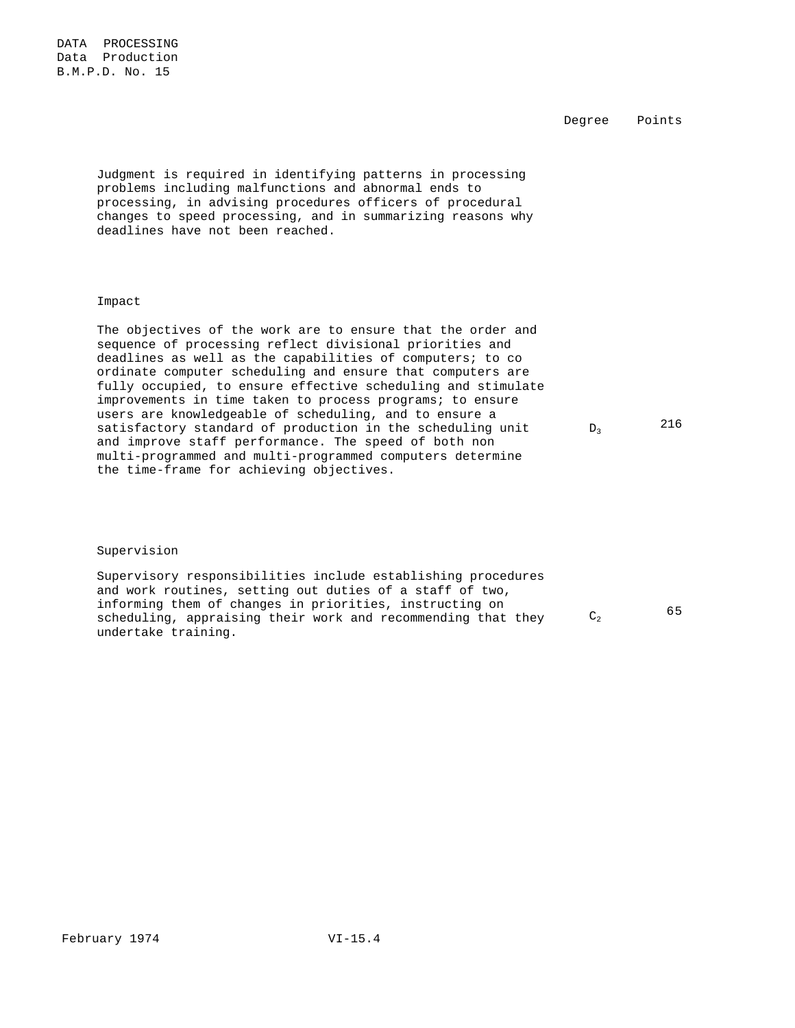| | Degree | Points |
|---|---|---|
| Judgment is required in identifying patterns in processing problems including malfunctions and abnormal ends to processing, in advising procedures officers of procedural changes to speed processing, and in summarizing reasons why deadlines have not been reached. | | |

### Impact

| | Degree | Points |
|---|---|---|
| The objectives of the work are to ensure that the order and sequence of processing reflect divisional priorities and deadlines as well as the capabilities of computers; to co ordinate computer scheduling and ensure that computers are fully occupied, to ensure effective scheduling and stimulate improvements in time taken to process programs; to ensure users are knowledgeable of scheduling, and to ensure a satisfactory standard of production in the scheduling unit and improve staff performance. The speed of both non multi-programmed and multi-programmed computers determine the time-frame for achieving objectives. | $D_3$ | 216 |

### Supervision

| | Degree | Points |
|---|---|---|
| Supervisory responsibilities include establishing procedures and work routines, setting out duties of a staff of two, informing them of changes in priorities, instructing on scheduling, appraising their work and recommending that they undertake training. | $C_2$ | 65 |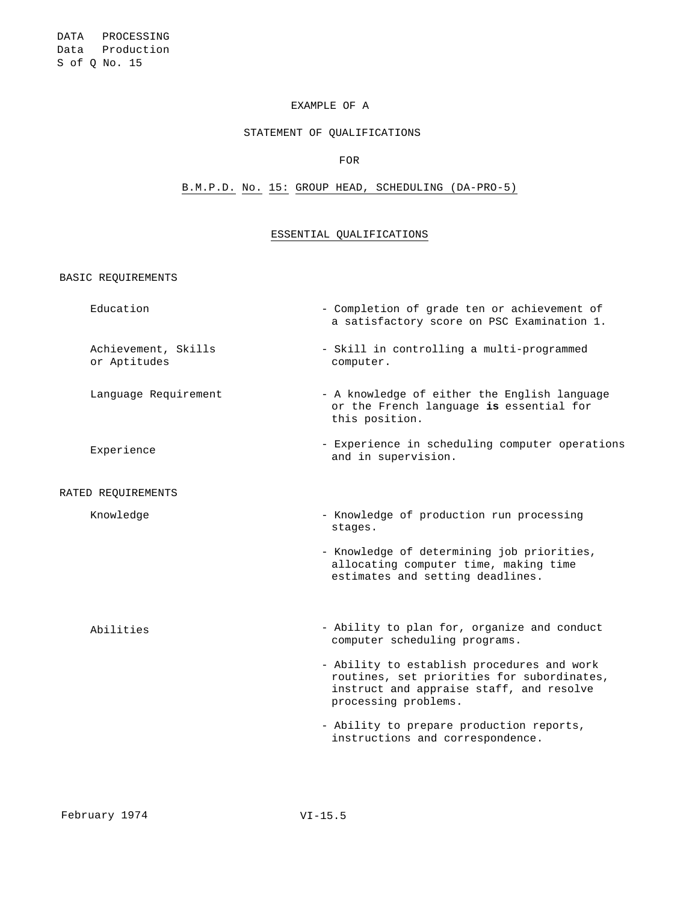DATA PROCESSING
Data Production
S of Q No. 15

EXAMPLE OF A

STATEMENT OF QUALIFICATIONS

FOR

# B.M.P.D. No. 15: GROUP HEAD, SCHEDULING (DA-PRO-5)

## ESSENTIAL QUALIFICATIONS

### BASIC REQUIREMENTS

| | |
|---|---|
| Education | - Completion of grade ten or achievement of a satisfactory score on PSC Examination 1. |
| Achievement, Skills or Aptitudes | - Skill in controlling a multi-programmed computer. |
| Language Requirement | - A knowledge of either the English language or the French language **is** essential for this position. |
| Experience | - Experience in scheduling computer operations and in supervision. |

### RATED REQUIREMENTS

| | |
|---|---|
| Knowledge | - Knowledge of production run processing stages. |
| | - Knowledge of determining job priorities, allocating computer time, making time estimates and setting deadlines. |
| Abilities | - Ability to plan for, organize and conduct computer scheduling programs. |
| | - Ability to establish procedures and work routines, set priorities for subordinates, instruct and appraise staff, and resolve processing problems. |
| | - Ability to prepare production reports, instructions and correspondence. |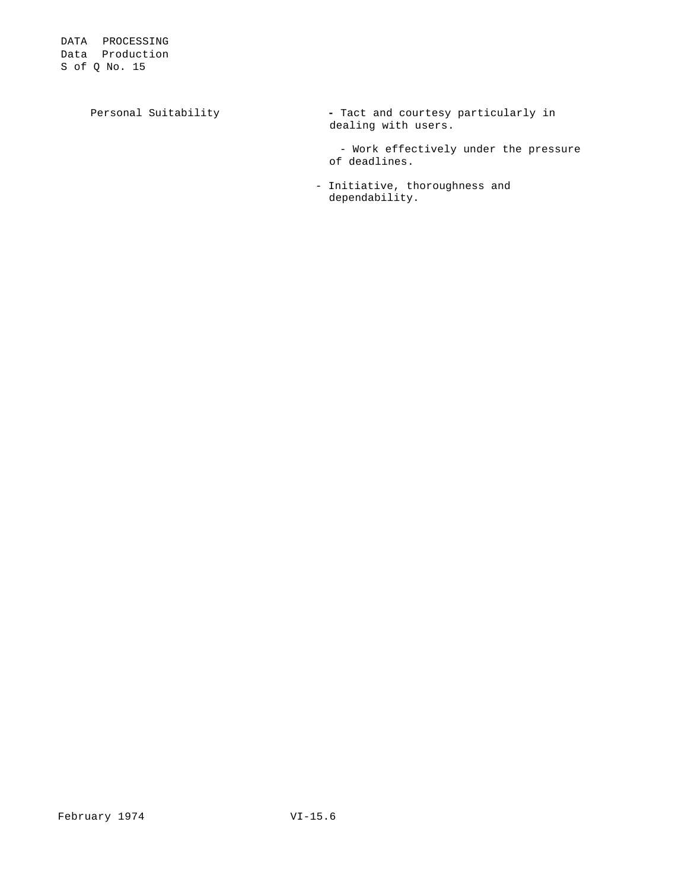| Personal Suitability | - Tact and courtesy particularly in dealing with users. |
|---|---|
| | - Work effectively under the pressure of deadlines. |
| | - Initiative, thoroughness and dependability. |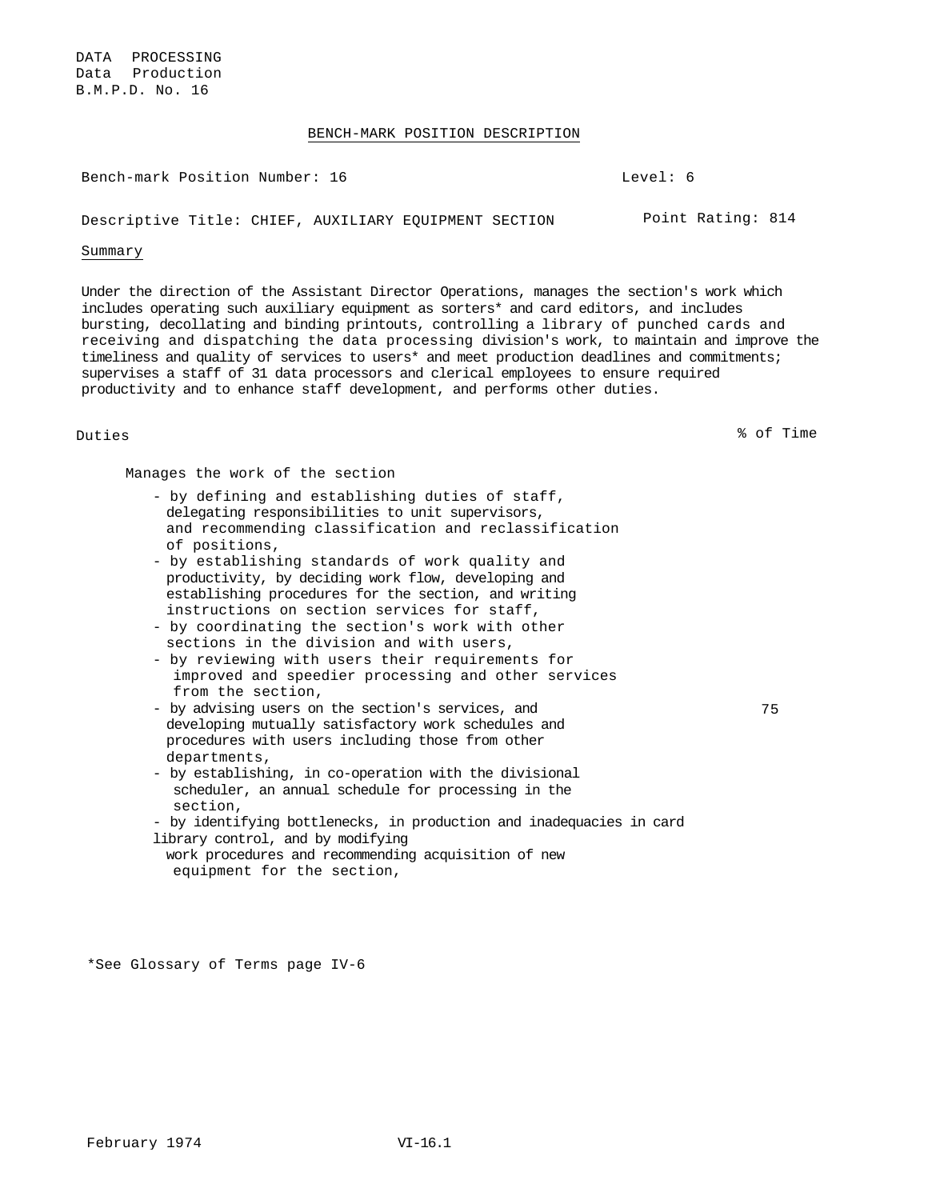DATA PROCESSING
Data Production
B.M.P.D. No. 16

## BENCH-MARK POSITION DESCRIPTION

Bench-mark Position Number: 16 — Level: 6

Descriptive Title: CHIEF, AUXILIARY EQUIPMENT SECTION — Point Rating: 814

### Summary

Under the direction of the Assistant Director Operations, manages the section's work which includes operating such auxiliary equipment as sorters* and card editors, and includes bursting, decollating and binding printouts, controlling a library of punched cards and receiving and dispatching the data processing division's work, to maintain and improve the timeliness and quality of services to users* and meet production deadlines and commitments; supervises a staff of 31 data processors and clerical employees to ensure required productivity and to enhance staff development, and performs other duties.

| Duties | % of Time |
|---|---|
| Manages the work of the section<br>- by defining and establishing duties of staff, delegating responsibilities to unit supervisors, and recommending classification and reclassification of positions,<br>- by establishing standards of work quality and productivity, by deciding work flow, developing and establishing procedures for the section, and writing instructions on section services for staff,<br>- by coordinating the section's work with other sections in the division and with users,<br>- by reviewing with users their requirements for improved and speedier processing and other services from the section,<br>- by advising users on the section's services, and developing mutually satisfactory work schedules and procedures with users including those from other departments,<br>- by establishing, in co-operation with the divisional scheduler, an annual schedule for processing in the section,<br>- by identifying bottlenecks, in production and inadequacies in card library control, and by modifying work procedures and recommending acquisition of new equipment for the section, | 75 |

*See Glossary of Terms page IV-6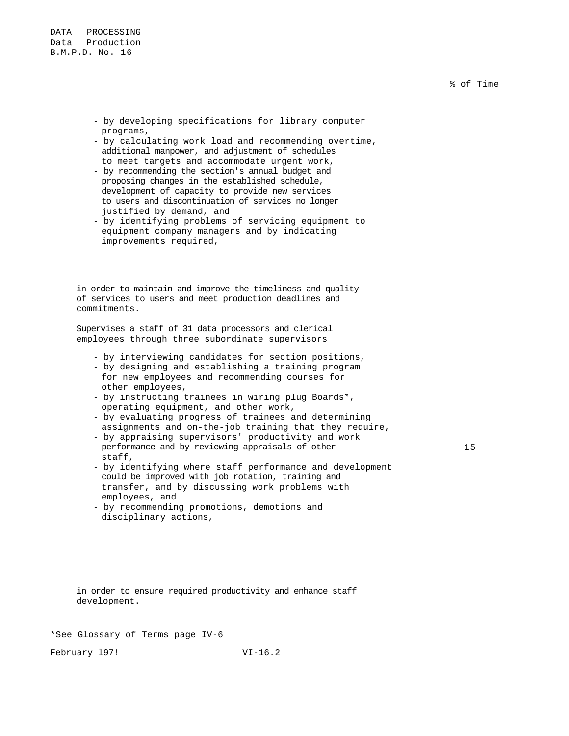% of Time

- by developing specifications for library computer programs,
- by calculating work load and recommending overtime, additional manpower, and adjustment of schedules to meet targets and accommodate urgent work,
- by recommending the section's annual budget and proposing changes in the established schedule, development of capacity to provide new services to users and discontinuation of services no longer justified by demand, and
- by identifying problems of servicing equipment to equipment company managers and by indicating improvements required,

in order to maintain and improve the timeliness and quality of services to users and meet production deadlines and commitments.

Supervises a staff of 31 data processors and clerical employees through three subordinate supervisors

- by interviewing candidates for section positions,
- by designing and establishing a training program for new employees and recommending courses for other employees,
- by instructing trainees in wiring plug Boards*, operating equipment, and other work,
- by evaluating progress of trainees and determining assignments and on-the-job training that they require,
- by appraising supervisors' productivity and work performance and by reviewing appraisals of other staff, — 15
- by identifying where staff performance and development could be improved with job rotation, training and transfer, and by discussing work problems with employees, and
- by recommending promotions, demotions and disciplinary actions,

in order to ensure required productivity and enhance staff development.

*See Glossary of Terms page IV-6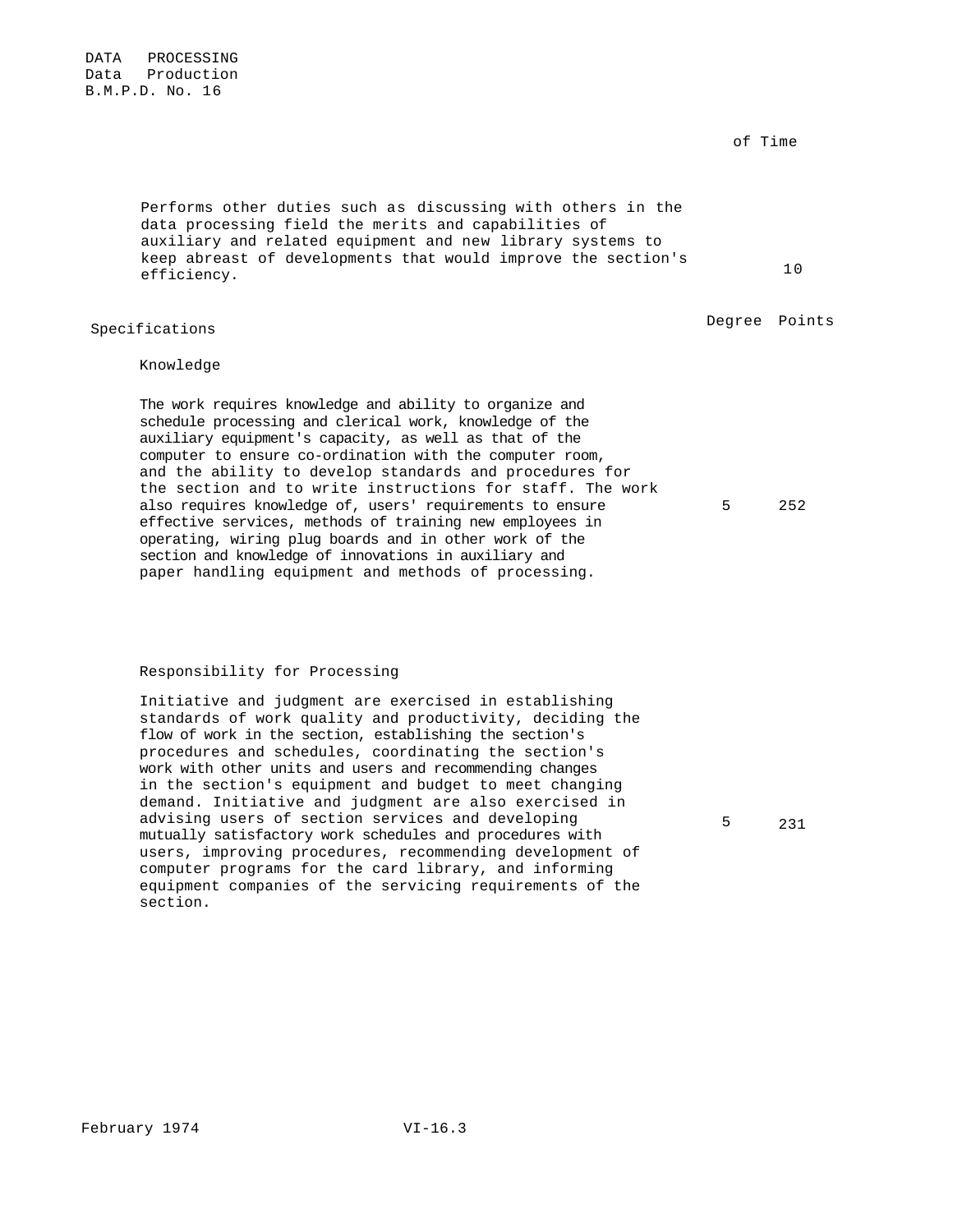DATA PROCESSING
Data Production
B.M.P.D. No. 16

| | % of Time |
|---|---|
| Performs other duties such as discussing with others in the data processing field the merits and capabilities of auxiliary and related equipment and new library systems to keep abreast of developments that would improve the section's efficiency. | 10 |

| Specifications | Degree | Points |
|---|---|---|
| **Knowledge** | | |
| The work requires knowledge and ability to organize and schedule processing and clerical work, knowledge of the auxiliary equipment's capacity, as well as that of the computer to ensure co-ordination with the computer room, and the ability to develop standards and procedures for the section and to write instructions for staff. The work also requires knowledge of, users' requirements to ensure effective services, methods of training new employees in operating, wiring plug boards and in other work of the section and knowledge of innovations in auxiliary and paper handling equipment and methods of processing. | 5 | 252 |
| **Responsibility for Processing** | | |
| Initiative and judgment are exercised in establishing standards of work quality and productivity, deciding the flow of work in the section, establishing the section's procedures and schedules, coordinating the section's work with other units and users and recommending changes in the section's equipment and budget to meet changing demand. Initiative and judgment are also exercised in advising users of section services and developing mutually satisfactory work schedules and procedures with users, improving procedures, recommending development of computer programs for the card library, and informing equipment companies of the servicing requirements of the section. | 5 | 231 |

February 1974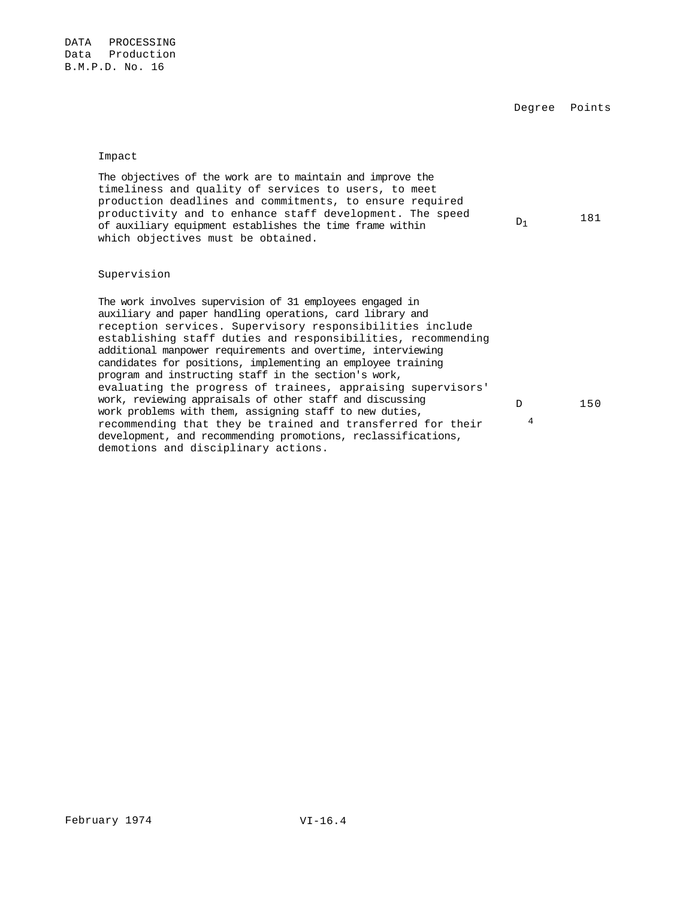DATA PROCESSING
Data Production
B.M.P.D. No. 16

| | Degree | Points |
|---|---|---|
| **Impact**<br><br>The objectives of the work are to maintain and improve the timeliness and quality of services to users, to meet production deadlines and commitments, to ensure required productivity and to enhance staff development. The speed of auxiliary equipment establishes the time frame within which objectives must be obtained. | $D_1$ | 181 |
| **Supervision**<br><br>The work involves supervision of 31 employees engaged in auxiliary and paper handling operations, card library and reception services. Supervisory responsibilities include establishing staff duties and responsibilities, recommending additional manpower requirements and overtime, interviewing candidates for positions, implementing an employee training program and instructing staff in the section's work, evaluating the progress of trainees, appraising supervisors' work, reviewing appraisals of other staff and discussing work problems with them, assigning staff to new duties, recommending that they be trained and transferred for their development, and recommending promotions, reclassifications, demotions and disciplinary actions. | $D_4$ | 150 |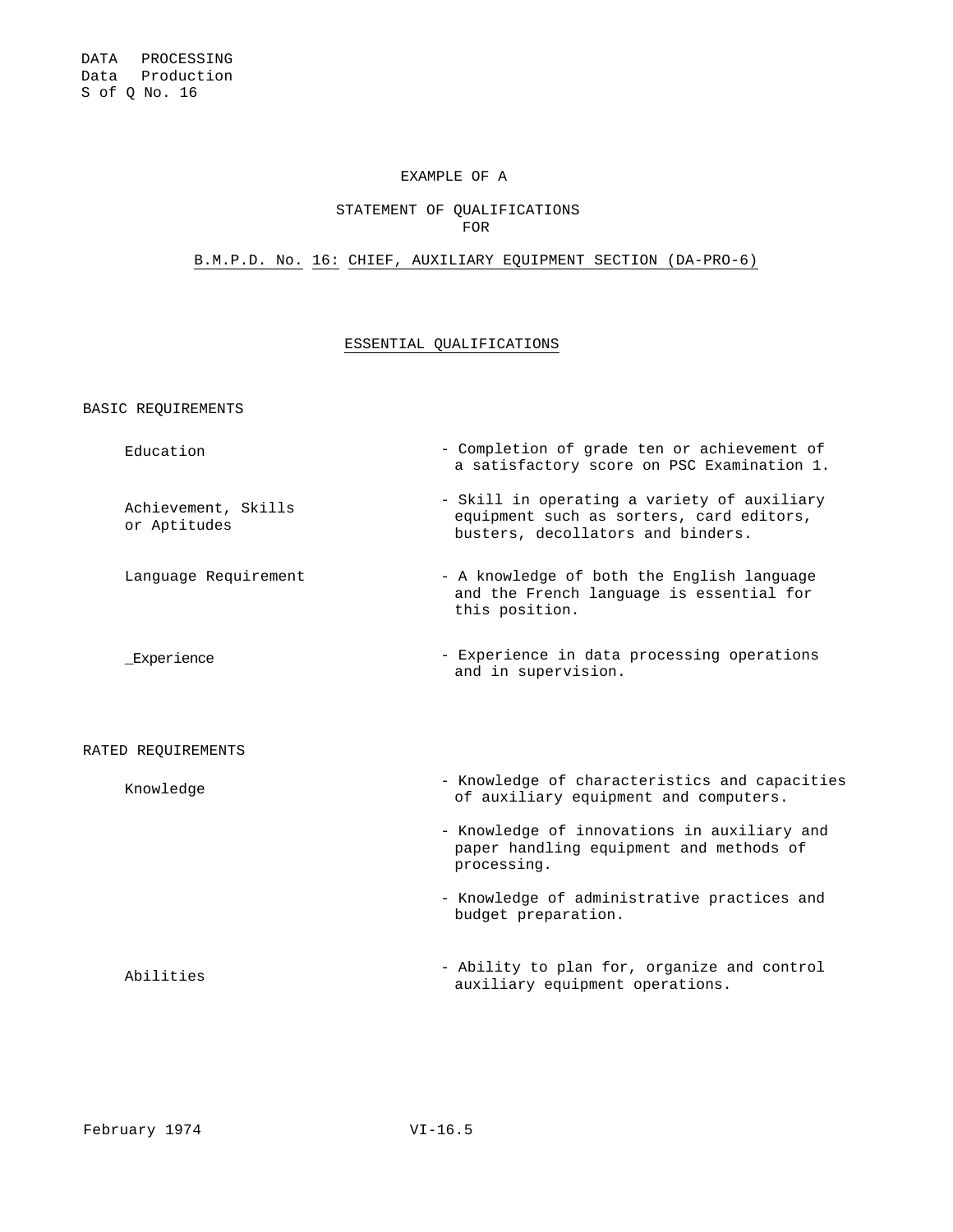DATA PROCESSING
Data Production
S of Q No. 16

EXAMPLE OF A

STATEMENT OF QUALIFICATIONS
FOR

B.M.P.D. No. 16: CHIEF, AUXILIARY EQUIPMENT SECTION (DA-PRO-6)

## ESSENTIAL QUALIFICATIONS

### BASIC REQUIREMENTS

| | |
|---|---|
| Education | - Completion of grade ten or achievement of a satisfactory score on PSC Examination 1. |
| Achievement, Skills or Aptitudes | - Skill in operating a variety of auxiliary equipment such as sorters, card editors, busters, decollators and binders. |
| Language Requirement | - A knowledge of both the English language and the French language is essential for this position. |
| _Experience | - Experience in data processing operations and in supervision. |

### RATED REQUIREMENTS

| | |
|---|---|
| Knowledge | - Knowledge of characteristics and capacities of auxiliary equipment and computers. |
| | - Knowledge of innovations in auxiliary and paper handling equipment and methods of processing. |
| | - Knowledge of administrative practices and budget preparation. |
| Abilities | - Ability to plan for, organize and control auxiliary equipment operations. |

February 1974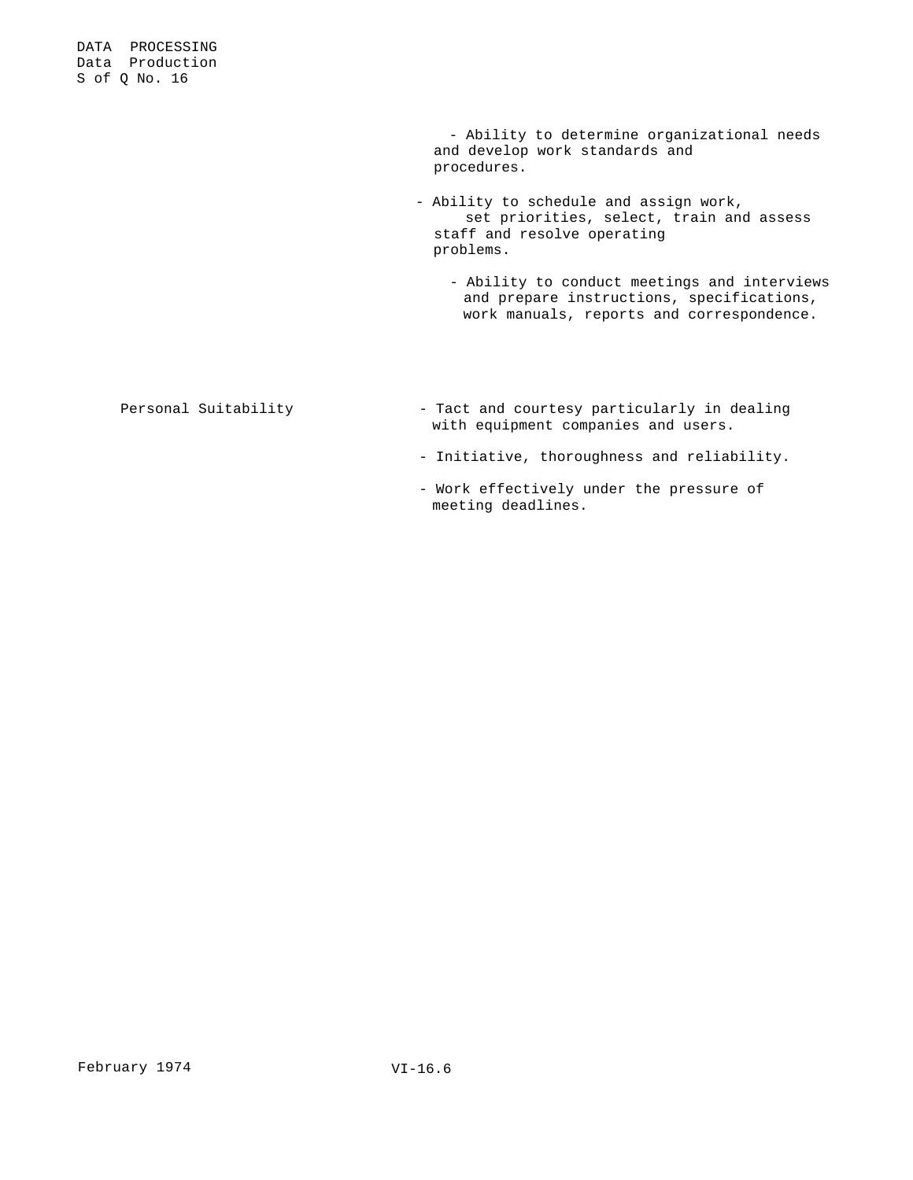- Ability to determine organizational needs and develop work standards and procedures.
- Ability to schedule and assign work, set priorities, select, train and assess staff and resolve operating problems.
- Ability to conduct meetings and interviews and prepare instructions, specifications, work manuals, reports and correspondence.

| | |
|---|---|
| Personal Suitability | - Tact and courtesy particularly in dealing with equipment companies and users. |
| | - Initiative, thoroughness and reliability. |
| | - Work effectively under the pressure of meeting deadlines. |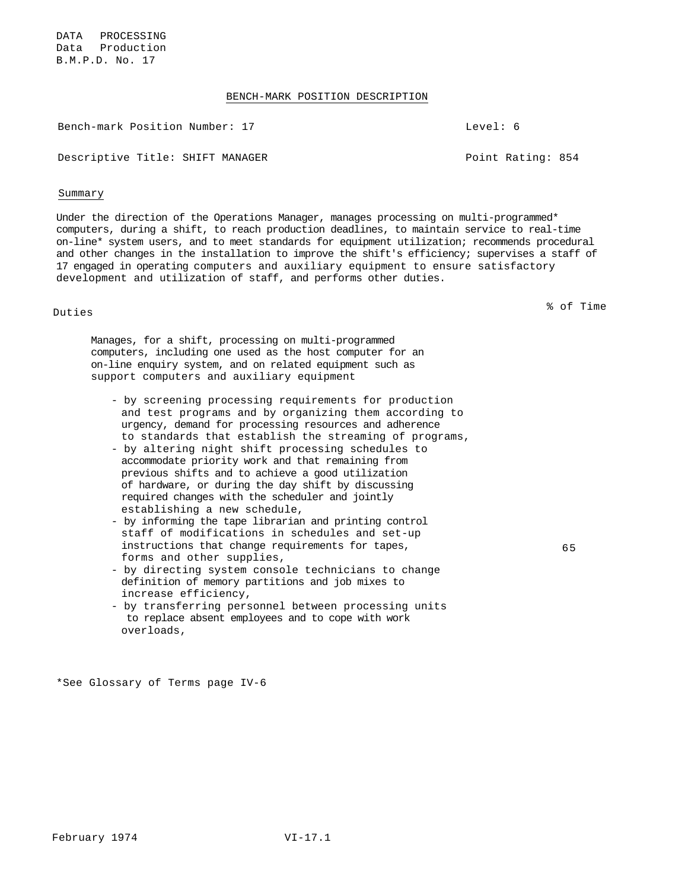DATA PROCESSING
Data Production
B.M.P.D. No. 17

## BENCH-MARK POSITION DESCRIPTION

Bench-mark Position Number: 17 | Level: 6

Descriptive Title: SHIFT MANAGER | Point Rating: 854

### Summary

Under the direction of the Operations Manager, manages processing on multi-programmed* computers, during a shift, to reach production deadlines, to maintain service to real-time on-line* system users, and to meet standards for equipment utilization; recommends procedural and other changes in the installation to improve the shift's efficiency; supervises a staff of 17 engaged in operating computers and auxiliary equipment to ensure satisfactory development and utilization of staff, and performs other duties.

| Duties | % of Time |
|---|---|
| Manages, for a shift, processing on multi-programmed computers, including one used as the host computer for an on-line enquiry system, and on related equipment such as support computers and auxiliary equipment<br><br>- by screening processing requirements for production and test programs and by organizing them according to urgency, demand for processing resources and adherence to standards that establish the streaming of programs,<br>- by altering night shift processing schedules to accommodate priority work and that remaining from previous shifts and to achieve a good utilization of hardware, or during the day shift by discussing required changes with the scheduler and jointly establishing a new schedule,<br>- by informing the tape librarian and printing control staff of modifications in schedules and set-up instructions that change requirements for tapes, forms and other supplies,<br>- by directing system console technicians to change definition of memory partitions and job mixes to increase efficiency,<br>- by transferring personnel between processing units to replace absent employees and to cope with work overloads, | 65 |

*See Glossary of Terms page IV-6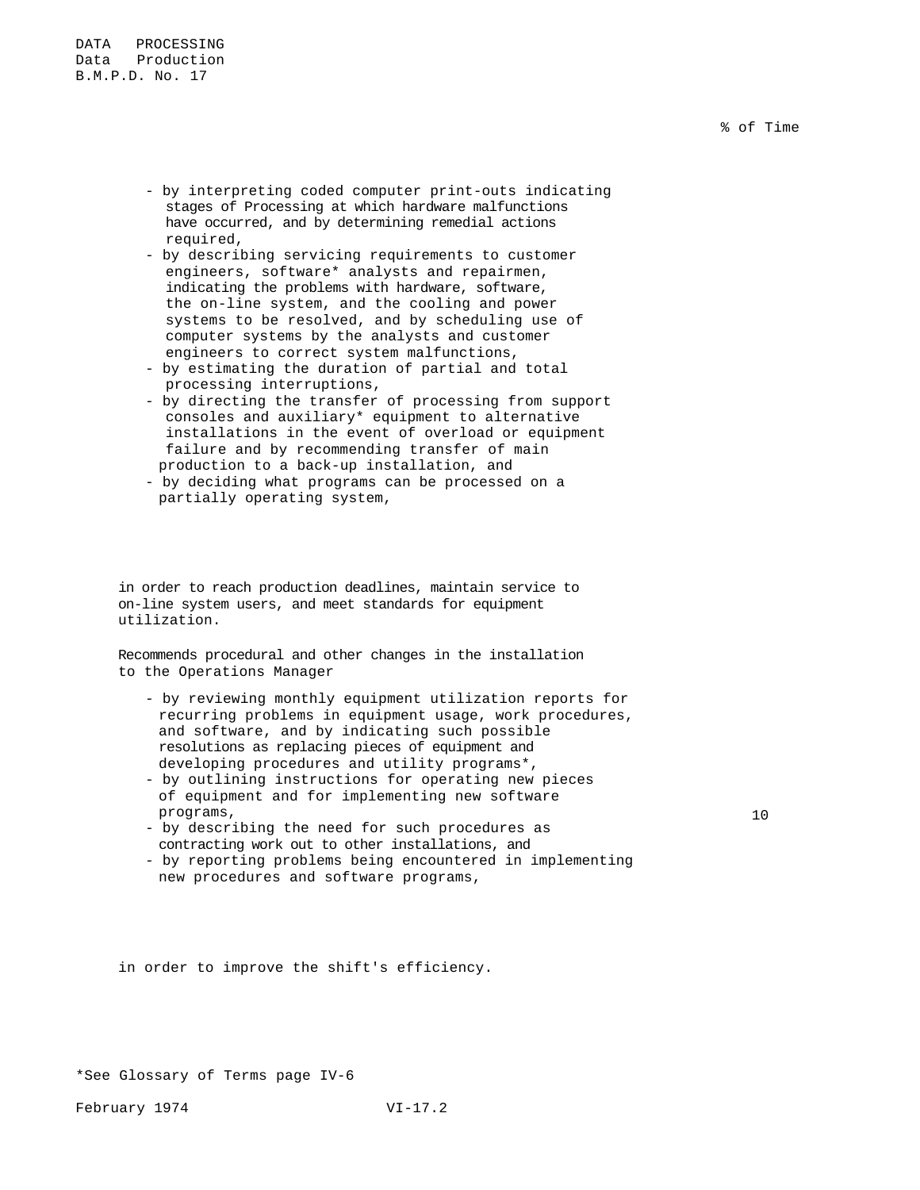DATA PROCESSING
Data Production
B.M.P.D. No. 17

% of Time

- by interpreting coded computer print-outs indicating stages of Processing at which hardware malfunctions have occurred, and by determining remedial actions required,
- by describing servicing requirements to customer engineers, software* analysts and repairmen, indicating the problems with hardware, software, the on-line system, and the cooling and power systems to be resolved, and by scheduling use of computer systems by the analysts and customer engineers to correct system malfunctions,
- by estimating the duration of partial and total processing interruptions,
- by directing the transfer of processing from support consoles and auxiliary* equipment to alternative installations in the event of overload or equipment failure and by recommending transfer of main production to a back-up installation, and
- by deciding what programs can be processed on a partially operating system,

in order to reach production deadlines, maintain service to on-line system users, and meet standards for equipment utilization.

Recommends procedural and other changes in the installation to the Operations Manager

- by reviewing monthly equipment utilization reports for recurring problems in equipment usage, work procedures, and software, and by indicating such possible resolutions as replacing pieces of equipment and developing procedures and utility programs*,
- by outlining instructions for operating new pieces of equipment and for implementing new software programs,
- by describing the need for such procedures as contracting work out to other installations, and
- by reporting problems being encountered in implementing new procedures and software programs,

in order to improve the shift's efficiency. — 10

*See Glossary of Terms page IV-6

February 1974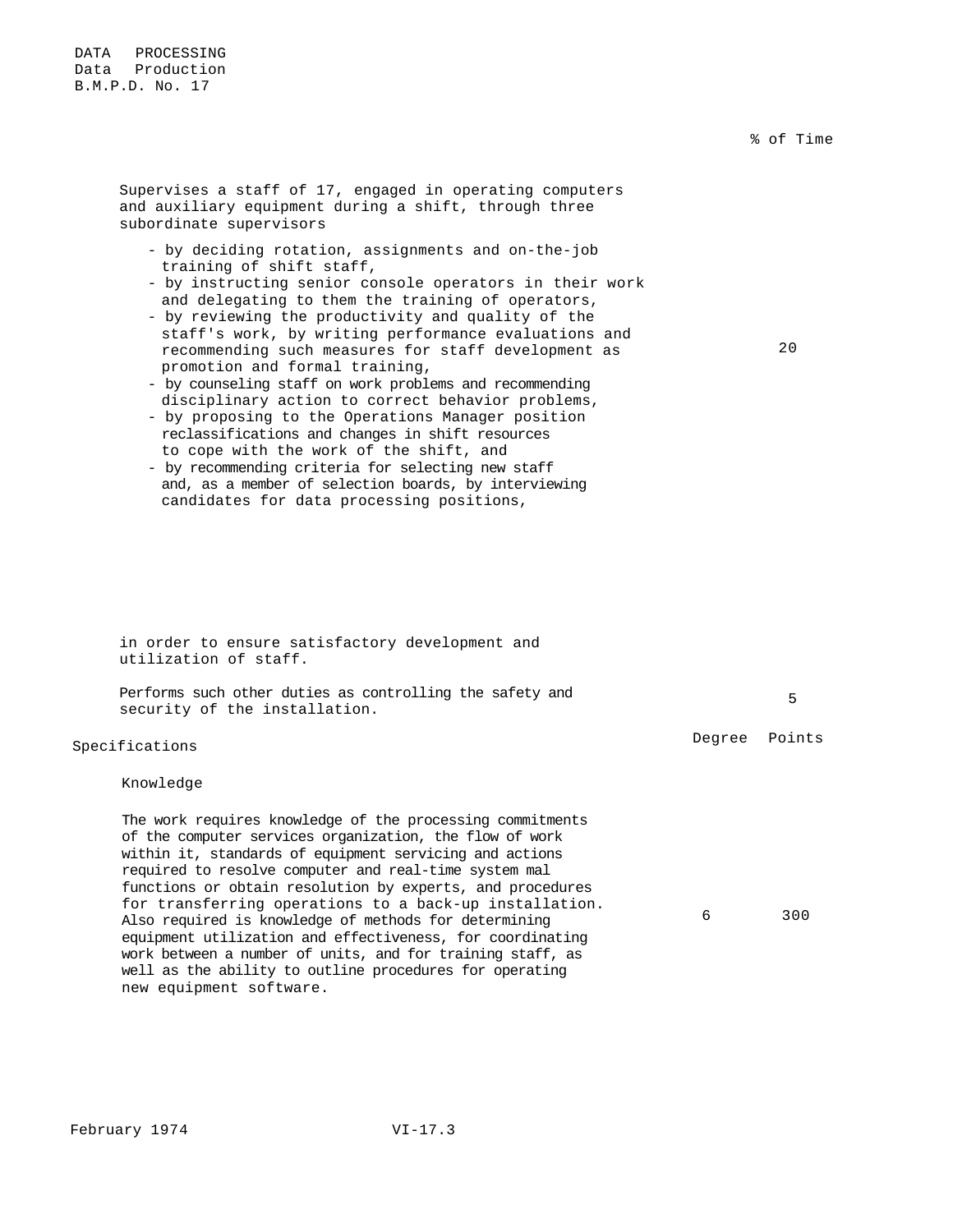DATA PROCESSING
Data Production
B.M.P.D. No. 17

| | % of Time |
|---|---|
| Supervises a staff of 17, engaged in operating computers and auxiliary equipment during a shift, through three subordinate supervisors<br><br>- by deciding rotation, assignments and on-the-job training of shift staff,<br>- by instructing senior console operators in their work and delegating to them the training of operators,<br>- by reviewing the productivity and quality of the staff's work, by writing performance evaluations and recommending such measures for staff development as promotion and formal training,<br>- by counseling staff on work problems and recommending disciplinary action to correct behavior problems,<br>- by proposing to the Operations Manager position reclassifications and changes in shift resources to cope with the work of the shift, and<br>- by recommending criteria for selecting new staff and, as a member of selection boards, by interviewing candidates for data processing positions,<br><br>in order to ensure satisfactory development and utilization of staff. | 20 |
| Performs such other duties as controlling the safety and security of the installation. | 5 |

## Specifications

| | Degree | Points |
|---|---|---|
| **Knowledge** | | |
| The work requires knowledge of the processing commitments of the computer services organization, the flow of work within it, standards of equipment servicing and actions required to resolve computer and real-time system mal functions or obtain resolution by experts, and procedures for transferring operations to a back-up installation. Also required is knowledge of methods for determining equipment utilization and effectiveness, for coordinating work between a number of units, and for training staff, as well as the ability to outline procedures for operating new equipment software. | 6 | 300 |

February 1974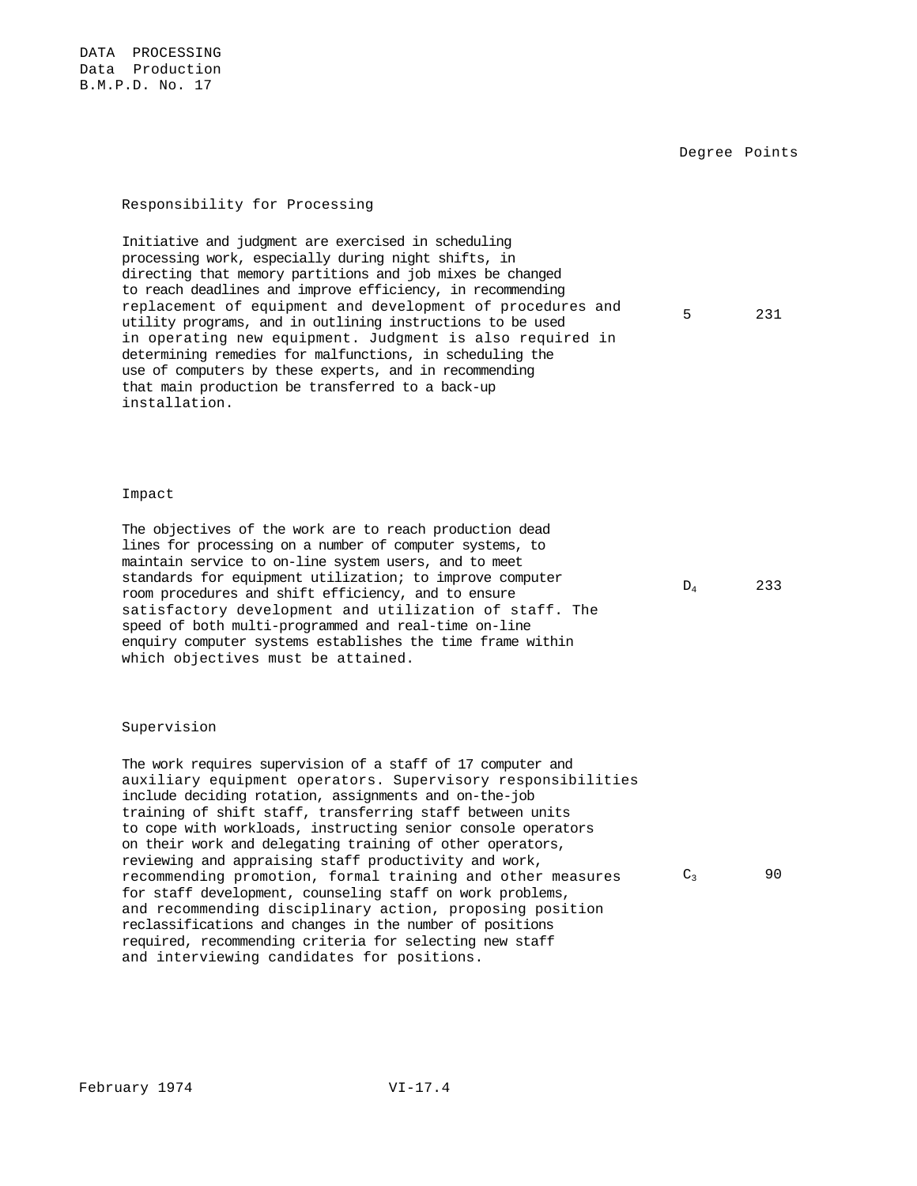| | Degree | Points |
|---|---|---|
| **Responsibility for Processing** | | |
| Initiative and judgment are exercised in scheduling processing work, especially during night shifts, in directing that memory partitions and job mixes be changed to reach deadlines and improve efficiency, in recommending replacement of equipment and development of procedures and utility programs, and in outlining instructions to be used in operating new equipment. Judgment is also required in determining remedies for malfunctions, in scheduling the use of computers by these experts, and in recommending that main production be transferred to a back-up installation. | 5 | 231 |
| **Impact** | | |
| The objectives of the work are to reach production dead lines for processing on a number of computer systems, to maintain service to on-line system users, and to meet standards for equipment utilization; to improve computer room procedures and shift efficiency, and to ensure satisfactory development and utilization of staff. The speed of both multi-programmed and real-time on-line enquiry computer systems establishes the time frame within which objectives must be attained. | $D_4$ | 233 |
| **Supervision** | | |
| The work requires supervision of a staff of 17 computer and auxiliary equipment operators. Supervisory responsibilities include deciding rotation, assignments and on-the-job training of shift staff, transferring staff between units to cope with workloads, instructing senior console operators on their work and delegating training of other operators, reviewing and appraising staff productivity and work, recommending promotion, formal training and other measures for staff development, counseling staff on work problems, and recommending disciplinary action, proposing position reclassifications and changes in the number of positions required, recommending criteria for selecting new staff and interviewing candidates for positions. | $C_3$ | 90 |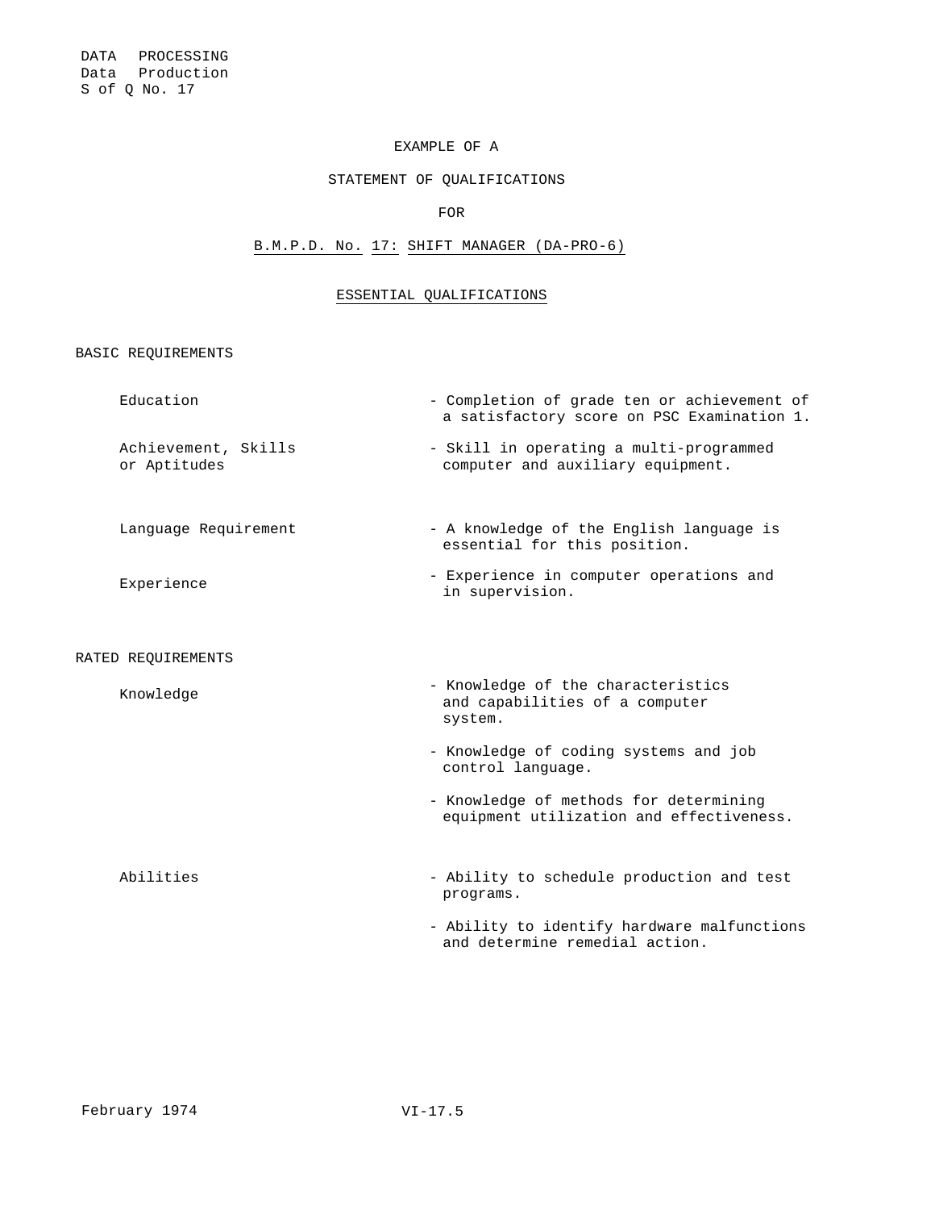DATA PROCESSING
Data Production
S of Q No. 17

# EXAMPLE OF A

# STATEMENT OF QUALIFICATIONS

# FOR

# B.M.P.D. No. 17: SHIFT MANAGER (DA-PRO-6)

## ESSENTIAL QUALIFICATIONS

### BASIC REQUIREMENTS

| | |
|---|---|
| Education | - Completion of grade ten or achievement of a satisfactory score on PSC Examination 1. |
| Achievement, Skills or Aptitudes | - Skill in operating a multi-programmed computer and auxiliary equipment. |
| Language Requirement | - A knowledge of the English language is essential for this position. |
| Experience | - Experience in computer operations and in supervision. |

### RATED REQUIREMENTS

| | |
|---|---|
| Knowledge | - Knowledge of the characteristics and capabilities of a computer system. |
| | - Knowledge of coding systems and job control language. |
| | - Knowledge of methods for determining equipment utilization and effectiveness. |
| Abilities | - Ability to schedule production and test programs. |
| | - Ability to identify hardware malfunctions and determine remedial action. |

February 1974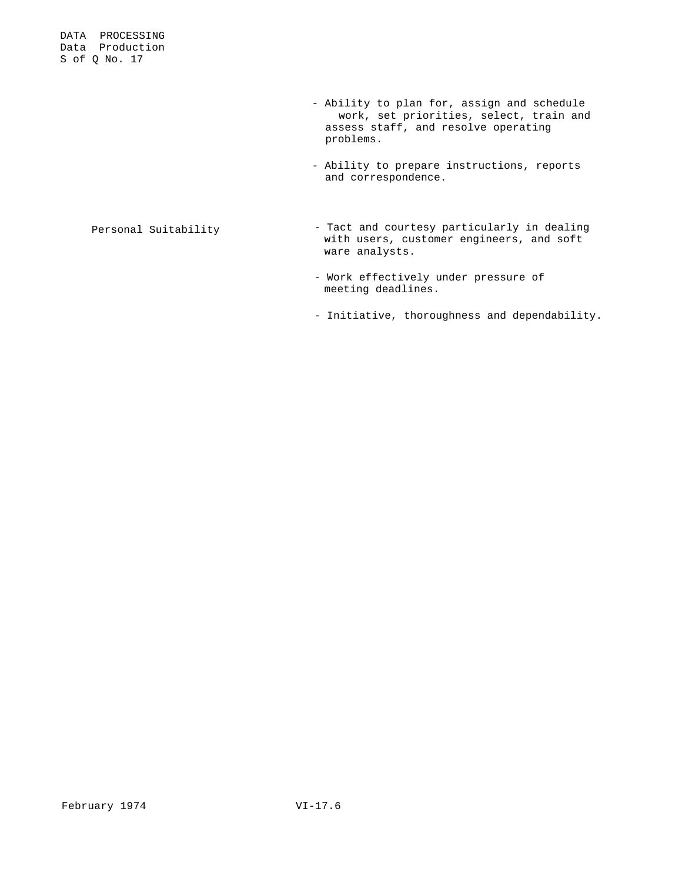- Ability to plan for, assign and schedule work, set priorities, select, train and assess staff, and resolve operating problems.

- Ability to prepare instructions, reports and correspondence.

| | |
|---|---|
| Personal Suitability | - Tact and courtesy particularly in dealing with users, customer engineers, and soft ware analysts. |
| | - Work effectively under pressure of meeting deadlines. |
| | - Initiative, thoroughness and dependability. |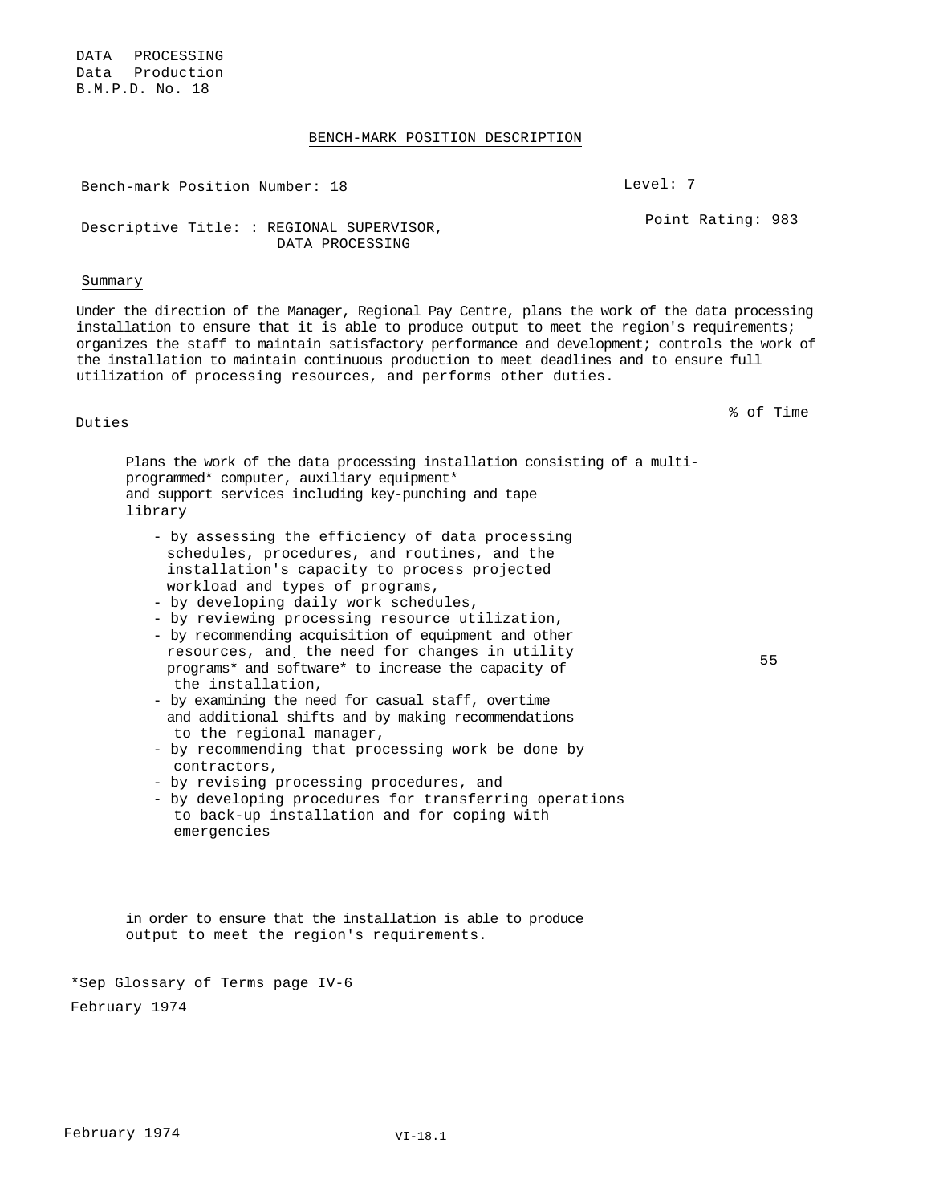DATA PROCESSING
Data Production
B.M.P.D. No. 18

## BENCH-MARK POSITION DESCRIPTION

Bench-mark Position Number: 18

Level: 7

Descriptive Title: : REGIONAL SUPERVISOR, DATA PROCESSING

Point Rating: 983

### Summary

Under the direction of the Manager, Regional Pay Centre, plans the work of the data processing installation to ensure that it is able to produce output to meet the region's requirements; organizes the staff to maintain satisfactory performance and development; controls the work of the installation to maintain continuous production to meet deadlines and to ensure full utilization of processing resources, and performs other duties.

| Duties | % of Time |
|---|---|
| Plans the work of the data processing installation consisting of a multi-programmed* computer, auxiliary equipment* and support services including key-punching and tape library<br>- by assessing the efficiency of data processing schedules, procedures, and routines, and the installation's capacity to process projected workload and types of programs,<br>- by developing daily work schedules,<br>- by reviewing processing resource utilization,<br>- by recommending acquisition of equipment and other resources, and the need for changes in utility programs* and software* to increase the capacity of the installation,<br>- by examining the need for casual staff, overtime and additional shifts and by making recommendations to the regional manager,<br>- by recommending that processing work be done by contractors,<br>- by revising processing procedures, and<br>- by developing procedures for transferring operations to back-up installation and for coping with emergencies<br><br>in order to ensure that the installation is able to produce output to meet the region's requirements. | 55 |

*Sep Glossary of Terms page IV-6

February 1974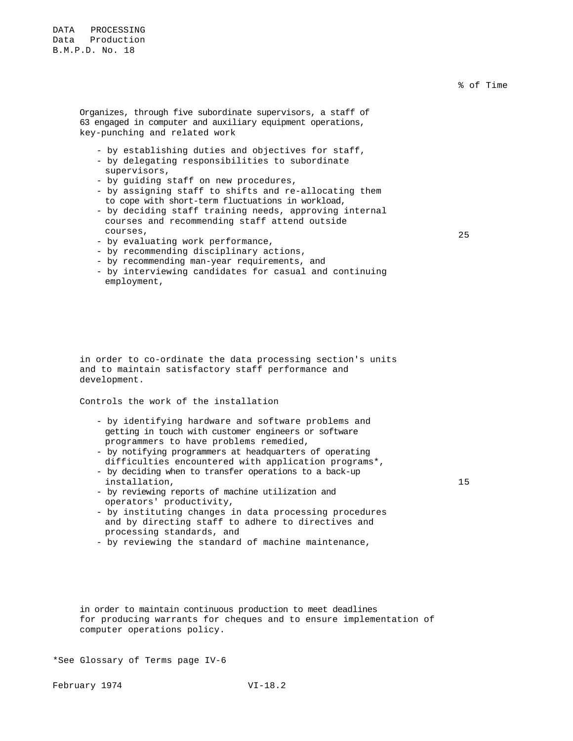DATA PROCESSING
Data Production
B.M.P.D. No. 18

| | % of Time |
|---|---|
| Organizes, through five subordinate supervisors, a staff of 63 engaged in computer and auxiliary equipment operations, key-punching and related work<br><br>- by establishing duties and objectives for staff,<br>- by delegating responsibilities to subordinate supervisors,<br>- by guiding staff on new procedures,<br>- by assigning staff to shifts and re-allocating them to cope with short-term fluctuations in workload,<br>- by deciding staff training needs, approving internal courses and recommending staff attend outside courses,<br>- by evaluating work performance,<br>- by recommending disciplinary actions,<br>- by recommending man-year requirements, and<br>- by interviewing candidates for casual and continuing employment,<br><br>in order to co-ordinate the data processing section's units and to maintain satisfactory staff performance and development. | 25 |
| Controls the work of the installation<br><br>- by identifying hardware and software problems and getting in touch with customer engineers or software programmers to have problems remedied,<br>- by notifying programmers at headquarters of operating difficulties encountered with application programs*,<br>- by deciding when to transfer operations to a back-up installation,<br>- by reviewing reports of machine utilization and operators' productivity,<br>- by instituting changes in data processing procedures and by directing staff to adhere to directives and processing standards, and<br>- by reviewing the standard of machine maintenance,<br><br>in order to maintain continuous production to meet deadlines for producing warrants for cheques and to ensure implementation of computer operations policy. | 15 |

*See Glossary of Terms page IV-6

February 1974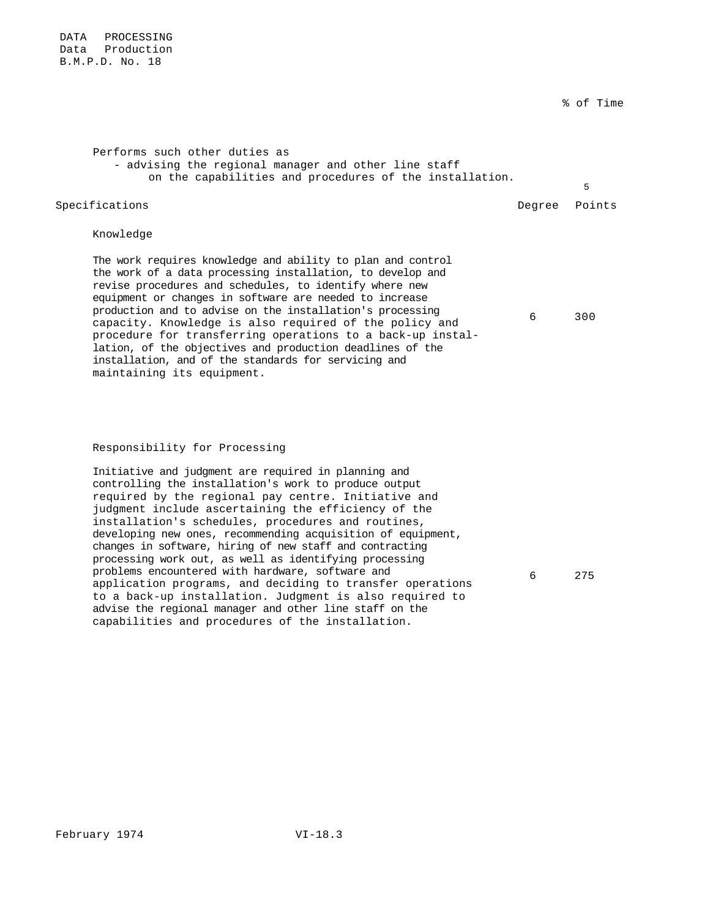DATA PROCESSING
Data Production
B.M.P.D. No. 18

| | % of Time |
|---|---|
| Performs such other duties as<br>- advising the regional manager and other line staff on the capabilities and procedures of the installation. | 5 |

| Specifications | Degree | Points |
|---|---|---|
| **Knowledge**<br><br>The work requires knowledge and ability to plan and control the work of a data processing installation, to develop and revise procedures and schedules, to identify where new equipment or changes in software are needed to increase production and to advise on the installation's processing capacity. Knowledge is also required of the policy and procedure for transferring operations to a back-up installation, of the objectives and production deadlines of the installation, and of the standards for servicing and maintaining its equipment. | 6 | 300 |
| **Responsibility for Processing**<br><br>Initiative and judgment are required in planning and controlling the installation's work to produce output required by the regional pay centre. Initiative and judgment include ascertaining the efficiency of the installation's schedules, procedures and routines, developing new ones, recommending acquisition of equipment, changes in software, hiring of new staff and contracting processing work out, as well as identifying processing problems encountered with hardware, software and application programs, and deciding to transfer operations to a back-up installation. Judgment is also required to advise the regional manager and other line staff on the capabilities and procedures of the installation. | 6 | 275 |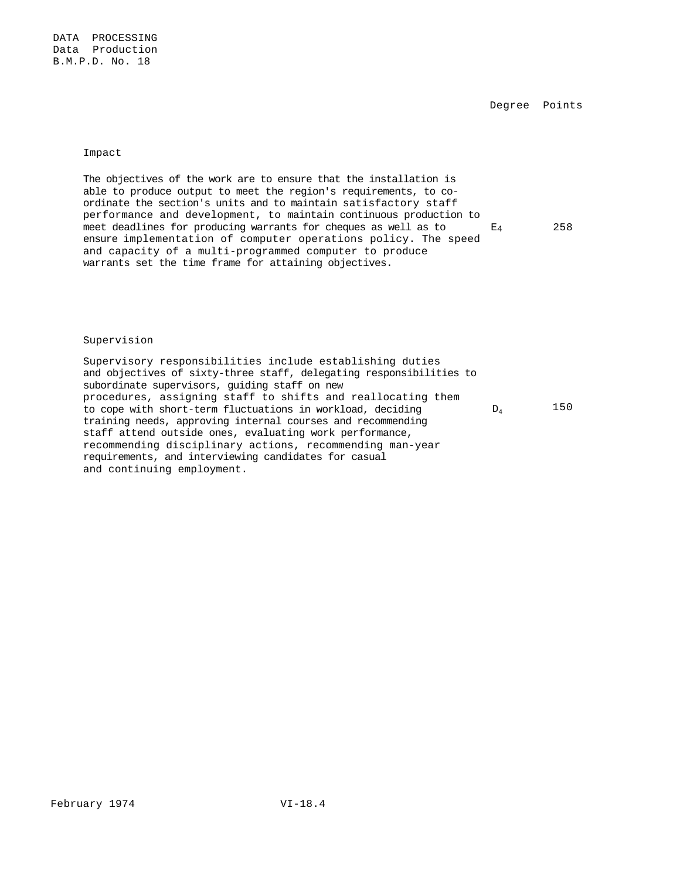DATA PROCESSING
Data Production
B.M.P.D. No. 18

| | Degree | Points |
|---|---|---|
| **Impact** | | |
| The objectives of the work are to ensure that the installation is able to produce output to meet the region's requirements, to co-ordinate the section's units and to maintain satisfactory staff performance and development, to maintain continuous production to meet deadlines for producing warrants for cheques as well as to ensure implementation of computer operations policy. The speed and capacity of a multi-programmed computer to produce warrants set the time frame for attaining objectives. | $E_4$ | 258 |
| **Supervision** | | |
| Supervisory responsibilities include establishing duties and objectives of sixty-three staff, delegating responsibilities to subordinate supervisors, guiding staff on new procedures, assigning staff to shifts and reallocating them to cope with short-term fluctuations in workload, deciding training needs, approving internal courses and recommending staff attend outside ones, evaluating work performance, recommending disciplinary actions, recommending man-year requirements, and interviewing candidates for casual and continuing employment. | $D_4$ | 150 |

February 1974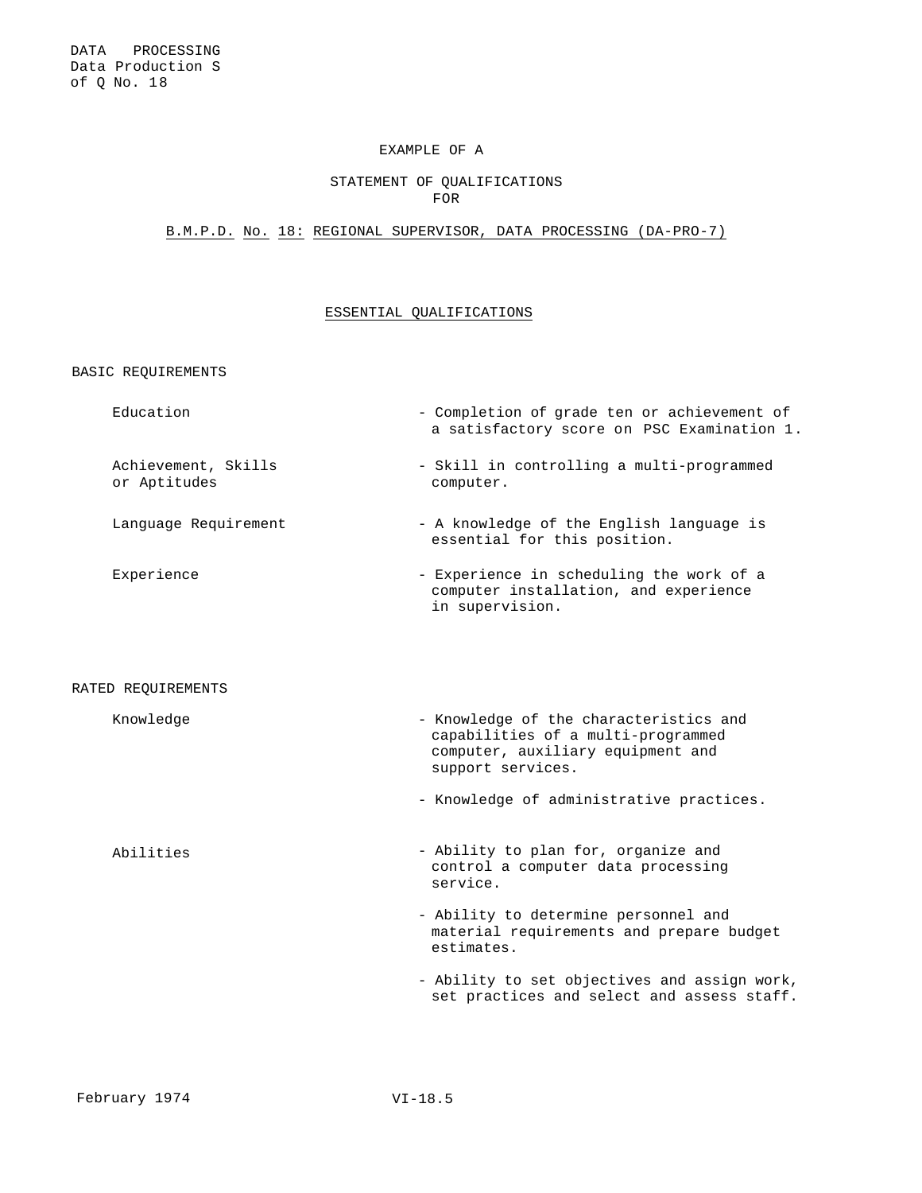EXAMPLE OF A

STATEMENT OF QUALIFICATIONS
FOR

B.M.P.D. No. 18: REGIONAL SUPERVISOR, DATA PROCESSING (DA-PRO-7)

## ESSENTIAL QUALIFICATIONS

### BASIC REQUIREMENTS

| | |
|---|---|
| Education | - Completion of grade ten or achievement of a satisfactory score on PSC Examination 1. |
| Achievement, Skills or Aptitudes | - Skill in controlling a multi-programmed computer. |
| Language Requirement | - A knowledge of the English language is essential for this position. |
| Experience | - Experience in scheduling the work of a computer installation, and experience in supervision. |

### RATED REQUIREMENTS

| | |
|---|---|
| Knowledge | - Knowledge of the characteristics and capabilities of a multi-programmed computer, auxiliary equipment and support services. |
| | - Knowledge of administrative practices. |
| Abilities | - Ability to plan for, organize and control a computer data processing service. |
| | - Ability to determine personnel and material requirements and prepare budget estimates. |
| | - Ability to set objectives and assign work, set practices and select and assess staff. |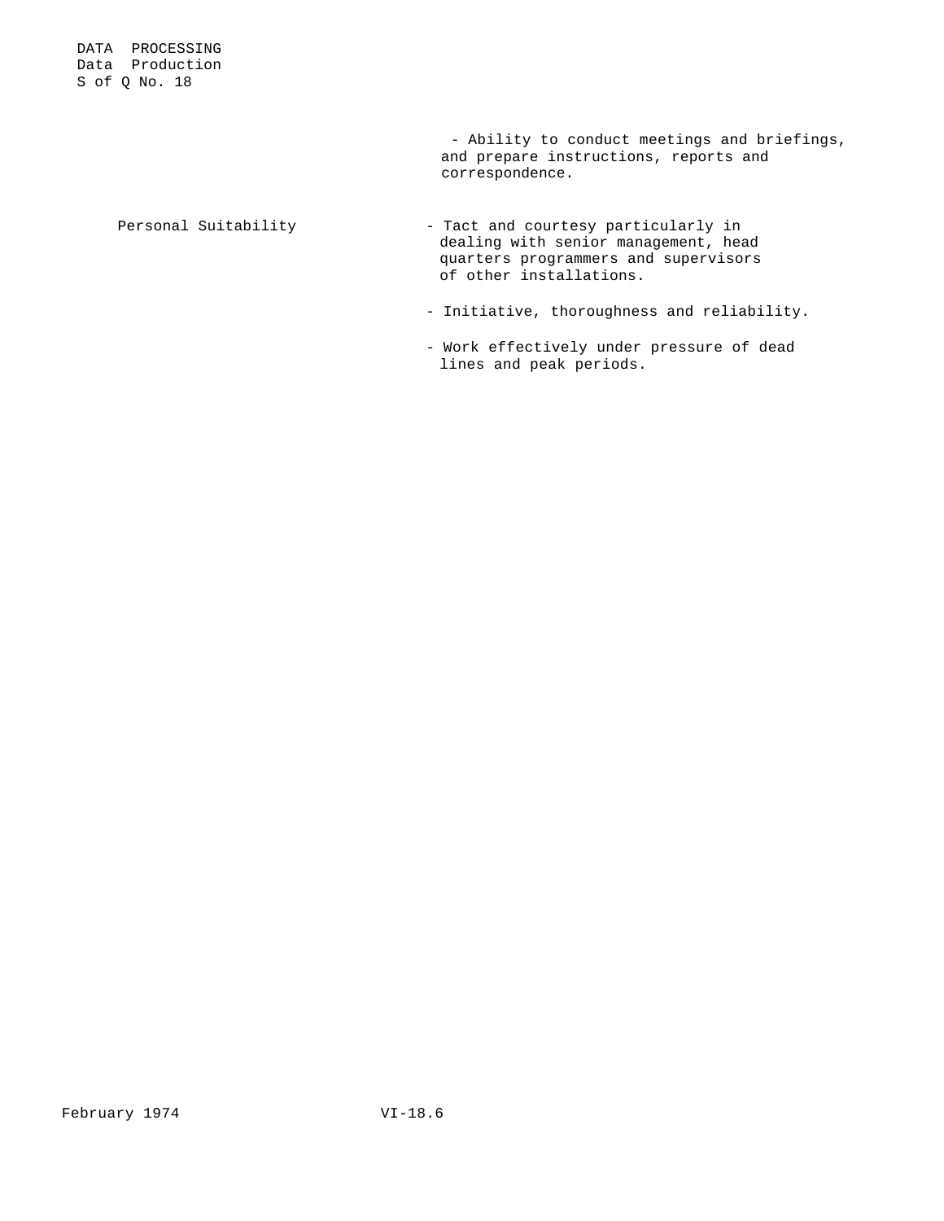- Ability to conduct meetings and briefings, and prepare instructions, reports and correspondence.

| | |
|---|---|
| Personal Suitability | - Tact and courtesy particularly in dealing with senior management, head quarters programmers and supervisors of other installations. |
| | - Initiative, thoroughness and reliability. |
| | - Work effectively under pressure of dead lines and peak periods. |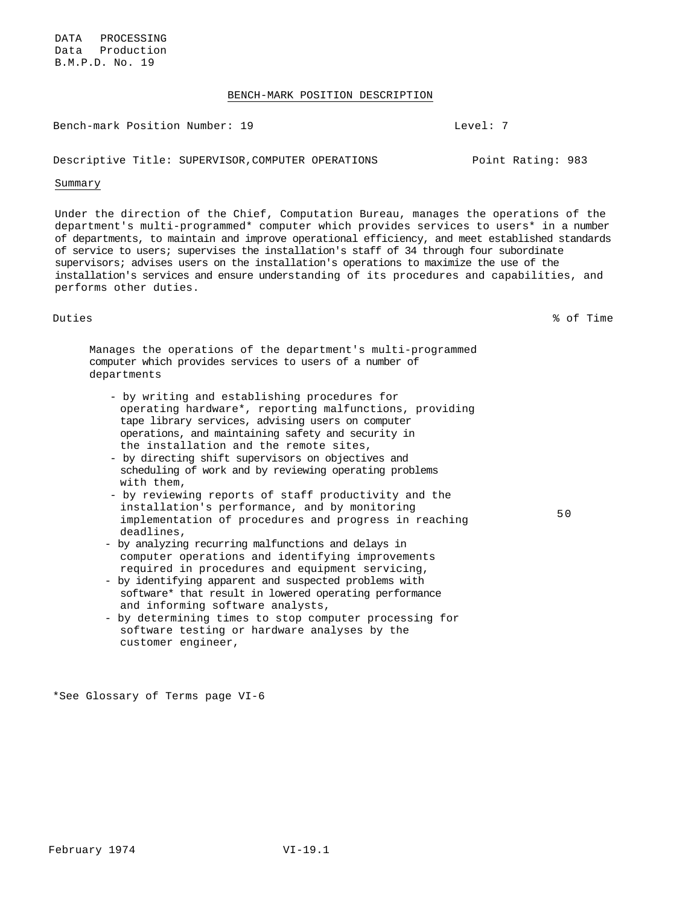DATA PROCESSING
Data Production
B.M.P.D. No. 19

## BENCH-MARK POSITION DESCRIPTION

Bench-mark Position Number: 19 Level: 7

Descriptive Title: SUPERVISOR,COMPUTER OPERATIONS Point Rating: 983

### Summary

Under the direction of the Chief, Computation Bureau, manages the operations of the department's multi-programmed* computer which provides services to users* in a number of departments, to maintain and improve operational efficiency, and meet established standards of service to users; supervises the installation's staff of 34 through four subordinate supervisors; advises users on the installation's operations to maximize the use of the installation's services and ensure understanding of its procedures and capabilities, and performs other duties.

| Duties | % of Time |
|---|---|
| Manages the operations of the department's multi-programmed computer which provides services to users of a number of departments<br><br>- by writing and establishing procedures for operating hardware*, reporting malfunctions, providing tape library services, advising users on computer operations, and maintaining safety and security in the installation and the remote sites,<br>- by directing shift supervisors on objectives and scheduling of work and by reviewing operating problems with them,<br>- by reviewing reports of staff productivity and the installation's performance, and by monitoring implementation of procedures and progress in reaching deadlines,<br>- by analyzing recurring malfunctions and delays in computer operations and identifying improvements required in procedures and equipment servicing,<br>- by identifying apparent and suspected problems with software* that result in lowered operating performance and informing software analysts,<br>- by determining times to stop computer processing for software testing or hardware analyses by the customer engineer, | 50 |

*See Glossary of Terms page VI-6

February 1974 VI-19.1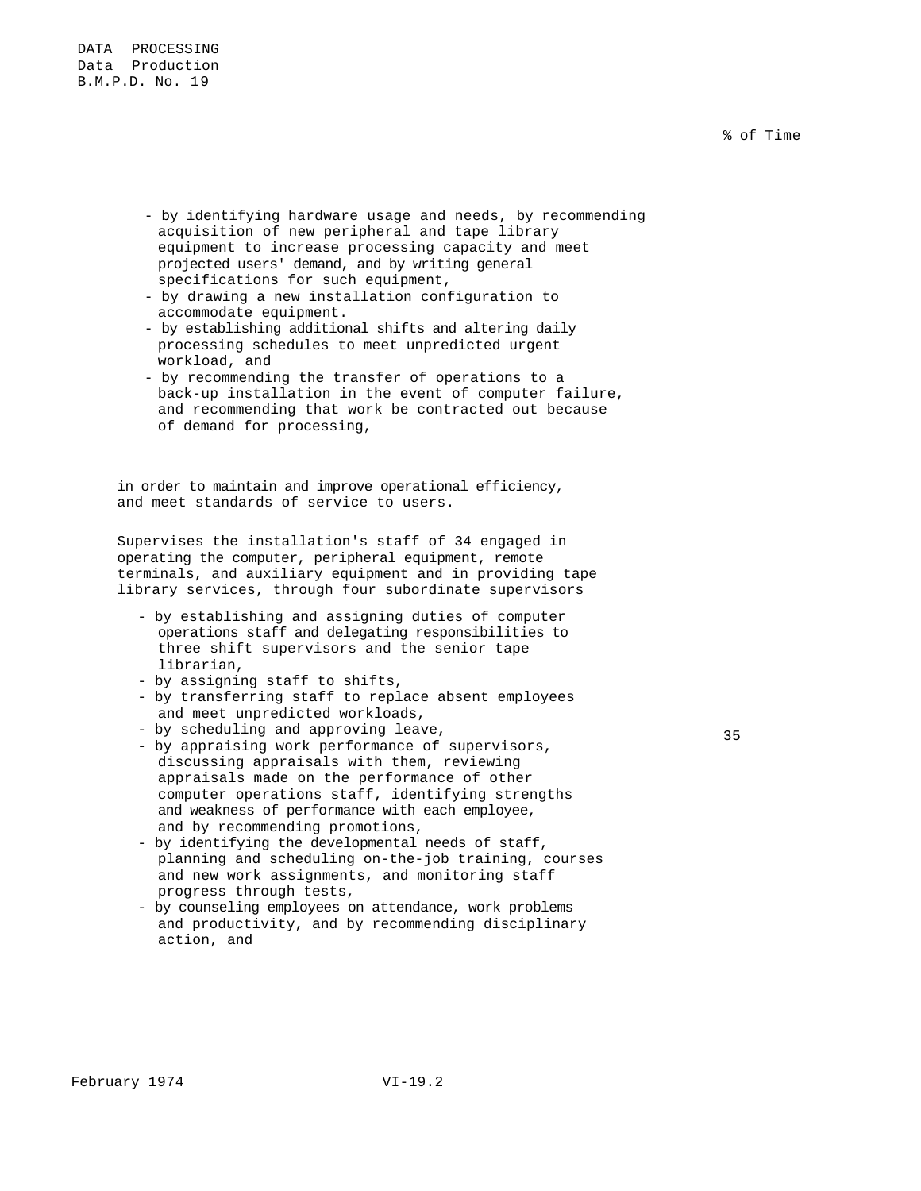% of Time

- by identifying hardware usage and needs, by recommending acquisition of new peripheral and tape library equipment to increase processing capacity and meet projected users' demand, and by writing general specifications for such equipment,
- by drawing a new installation configuration to accommodate equipment.
- by establishing additional shifts and altering daily processing schedules to meet unpredicted urgent workload, and
- by recommending the transfer of operations to a back-up installation in the event of computer failure, and recommending that work be contracted out because of demand for processing,

in order to maintain and improve operational efficiency, and meet standards of service to users.

Supervises the installation's staff of 34 engaged in operating the computer, peripheral equipment, remote terminals, and auxiliary equipment and in providing tape library services, through four subordinate supervisors — 35

- by establishing and assigning duties of computer operations staff and delegating responsibilities to three shift supervisors and the senior tape librarian,
- by assigning staff to shifts,
- by transferring staff to replace absent employees and meet unpredicted workloads,
- by scheduling and approving leave,
- by appraising work performance of supervisors, discussing appraisals with them, reviewing appraisals made on the performance of other computer operations staff, identifying strengths and weakness of performance with each employee, and by recommending promotions,
- by identifying the developmental needs of staff, planning and scheduling on-the-job training, courses and new work assignments, and monitoring staff progress through tests,
- by counseling employees on attendance, work problems and productivity, and by recommending disciplinary action, and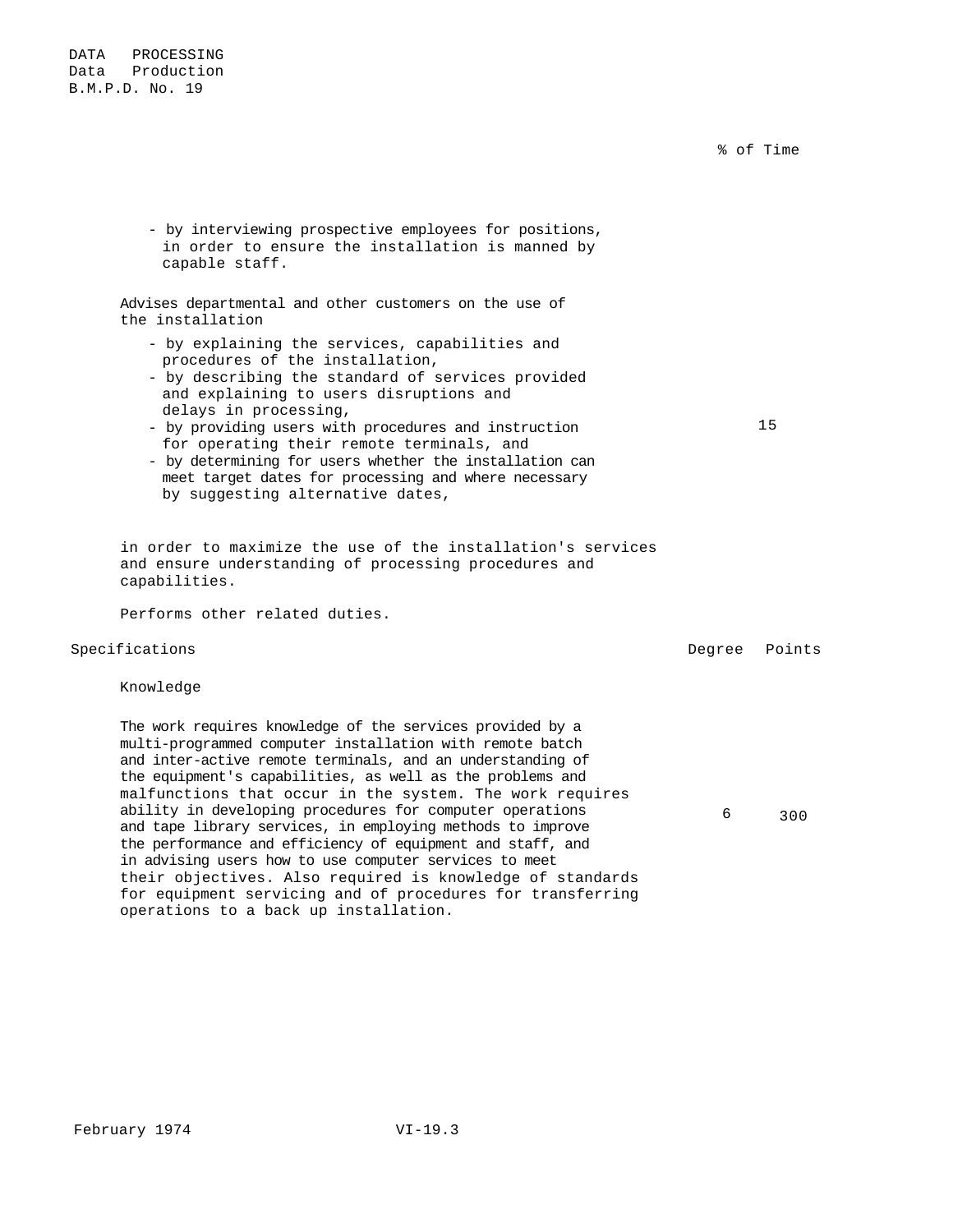% of Time

- by interviewing prospective employees for positions, in order to ensure the installation is manned by capable staff.

Advises departmental and other customers on the use of the installation

- by explaining the services, capabilities and procedures of the installation,
- by describing the standard of services provided and explaining to users disruptions and delays in processing,
- by providing users with procedures and instruction for operating their remote terminals, and
- by determining for users whether the installation can meet target dates for processing and where necessary by suggesting alternative dates,

in order to maximize the use of the installation's services and ensure understanding of processing procedures and capabilities. — 15

Performs other related duties.

| Specifications | Degree | Points |
|---|---|---|
| **Knowledge** | | |
| The work requires knowledge of the services provided by a multi-programmed computer installation with remote batch and inter-active remote terminals, and an understanding of the equipment's capabilities, as well as the problems and malfunctions that occur in the system. The work requires ability in developing procedures for computer operations and tape library services, in employing methods to improve the performance and efficiency of equipment and staff, and in advising users how to use computer services to meet their objectives. Also required is knowledge of standards for equipment servicing and of procedures for transferring operations to a back up installation. | 6 | 300 |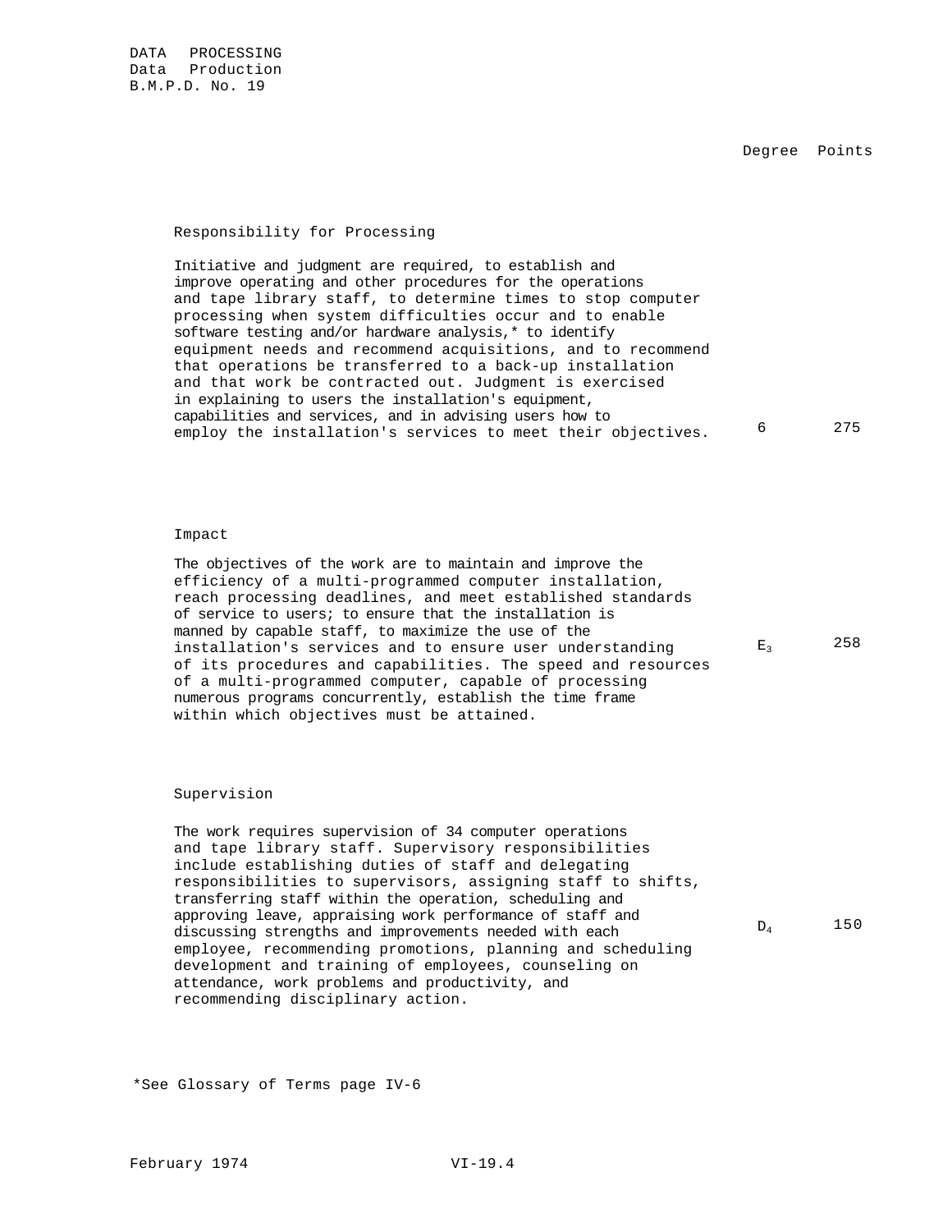DATA PROCESSING
Data Production
B.M.P.D. No. 19

| | Degree | Points |
|---|---|---|
| **Responsibility for Processing**<br><br>Initiative and judgment are required, to establish and improve operating and other procedures for the operations and tape library staff, to determine times to stop computer processing when system difficulties occur and to enable software testing and/or hardware analysis,* to identify equipment needs and recommend acquisitions, and to recommend that operations be transferred to a back-up installation and that work be contracted out. Judgment is exercised in explaining to users the installation's equipment, capabilities and services, and in advising users how to employ the installation's services to meet their objectives. | 6 | 275 |
| **Impact**<br><br>The objectives of the work are to maintain and improve the efficiency of a multi-programmed computer installation, reach processing deadlines, and meet established standards of service to users; to ensure that the installation is manned by capable staff, to maximize the use of the installation's services and to ensure user understanding of its procedures and capabilities. The speed and resources of a multi-programmed computer, capable of processing numerous programs concurrently, establish the time frame within which objectives must be attained. | $E_3$ | 258 |
| **Supervision**<br><br>The work requires supervision of 34 computer operations and tape library staff. Supervisory responsibilities include establishing duties of staff and delegating responsibilities to supervisors, assigning staff to shifts, transferring staff within the operation, scheduling and approving leave, appraising work performance of staff and discussing strengths and improvements needed with each employee, recommending promotions, planning and scheduling development and training of employees, counseling on attendance, work problems and productivity, and recommending disciplinary action. | $D_4$ | 150 |

*See Glossary of Terms page IV-6

February 1974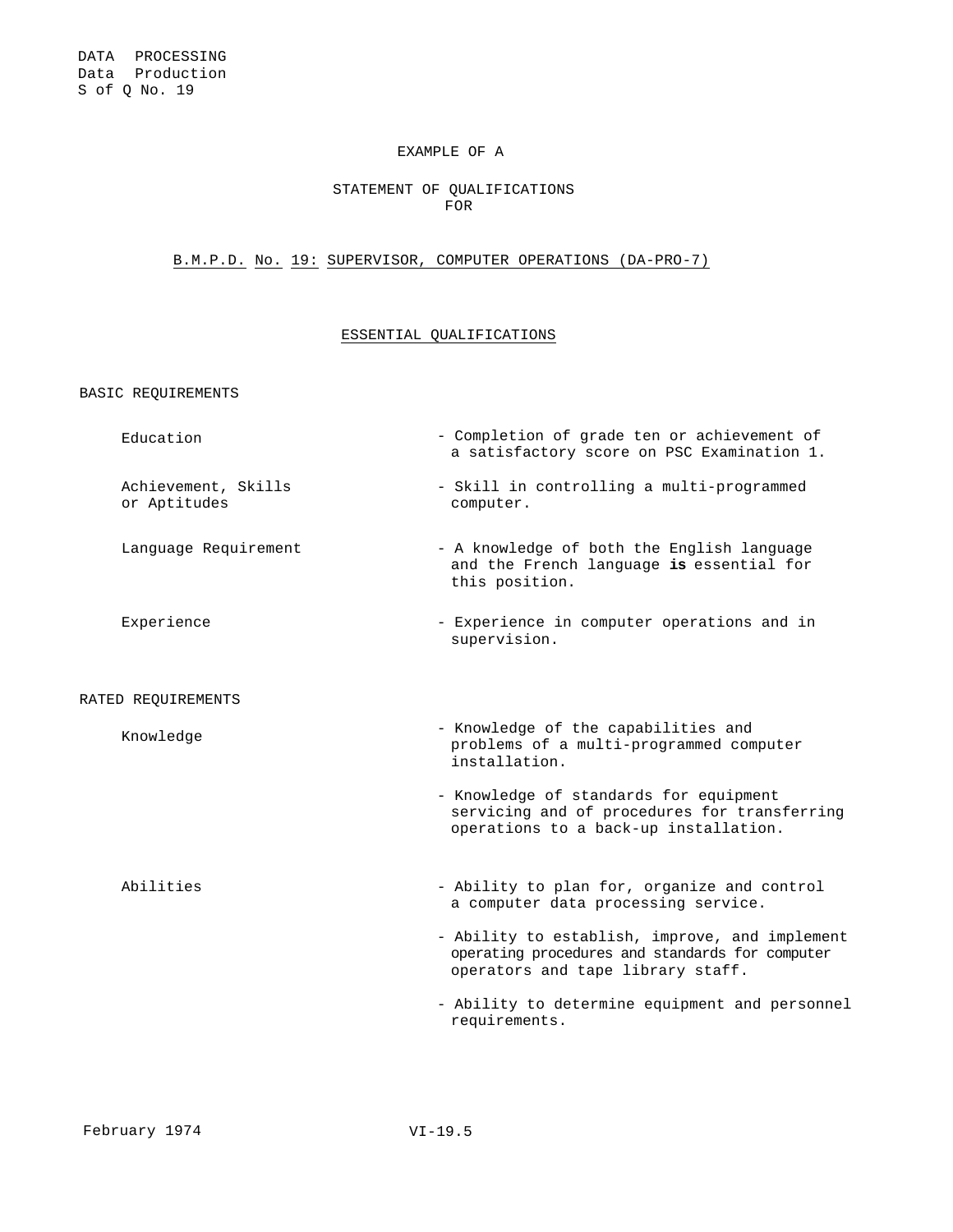DATA PROCESSING
Data Production
S of Q No. 19

EXAMPLE OF A

STATEMENT OF QUALIFICATIONS
FOR

## B.M.P.D. No. 19: SUPERVISOR, COMPUTER OPERATIONS (DA-PRO-7)

### ESSENTIAL QUALIFICATIONS

BASIC REQUIREMENTS

| | |
|---|---|
| Education | - Completion of grade ten or achievement of a satisfactory score on PSC Examination 1. |
| Achievement, Skills or Aptitudes | - Skill in controlling a multi-programmed computer. |
| Language Requirement | - A knowledge of both the English language and the French language **is** essential for this position. |
| Experience | - Experience in computer operations and in supervision. |

RATED REQUIREMENTS

| | |
|---|---|
| Knowledge | - Knowledge of the capabilities and problems of a multi-programmed computer installation. |
| | - Knowledge of standards for equipment servicing and of procedures for transferring operations to a back-up installation. |
| Abilities | - Ability to plan for, organize and control a computer data processing service. |
| | - Ability to establish, improve, and implement operating procedures and standards for computer operators and tape library staff. |
| | - Ability to determine equipment and personnel requirements. |

February 1974 VI-19.5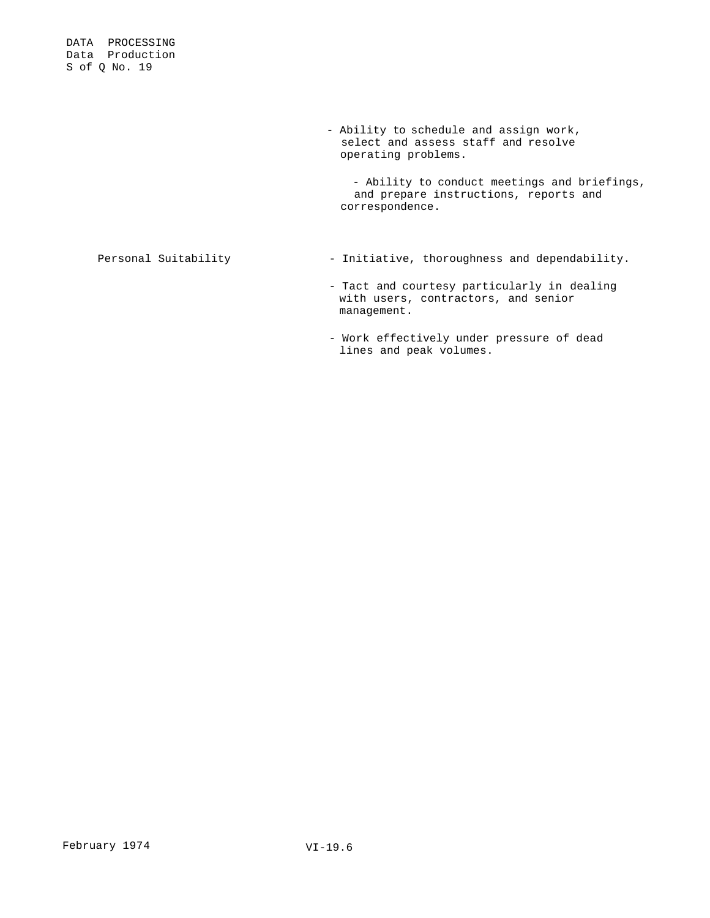- Ability to schedule and assign work, select and assess staff and resolve operating problems.
- Ability to conduct meetings and briefings, and prepare instructions, reports and correspondence.

| | |
|---|---|
| Personal Suitability | - Initiative, thoroughness and dependability. |
| | - Tact and courtesy particularly in dealing with users, contractors, and senior management. |
| | - Work effectively under pressure of dead lines and peak volumes. |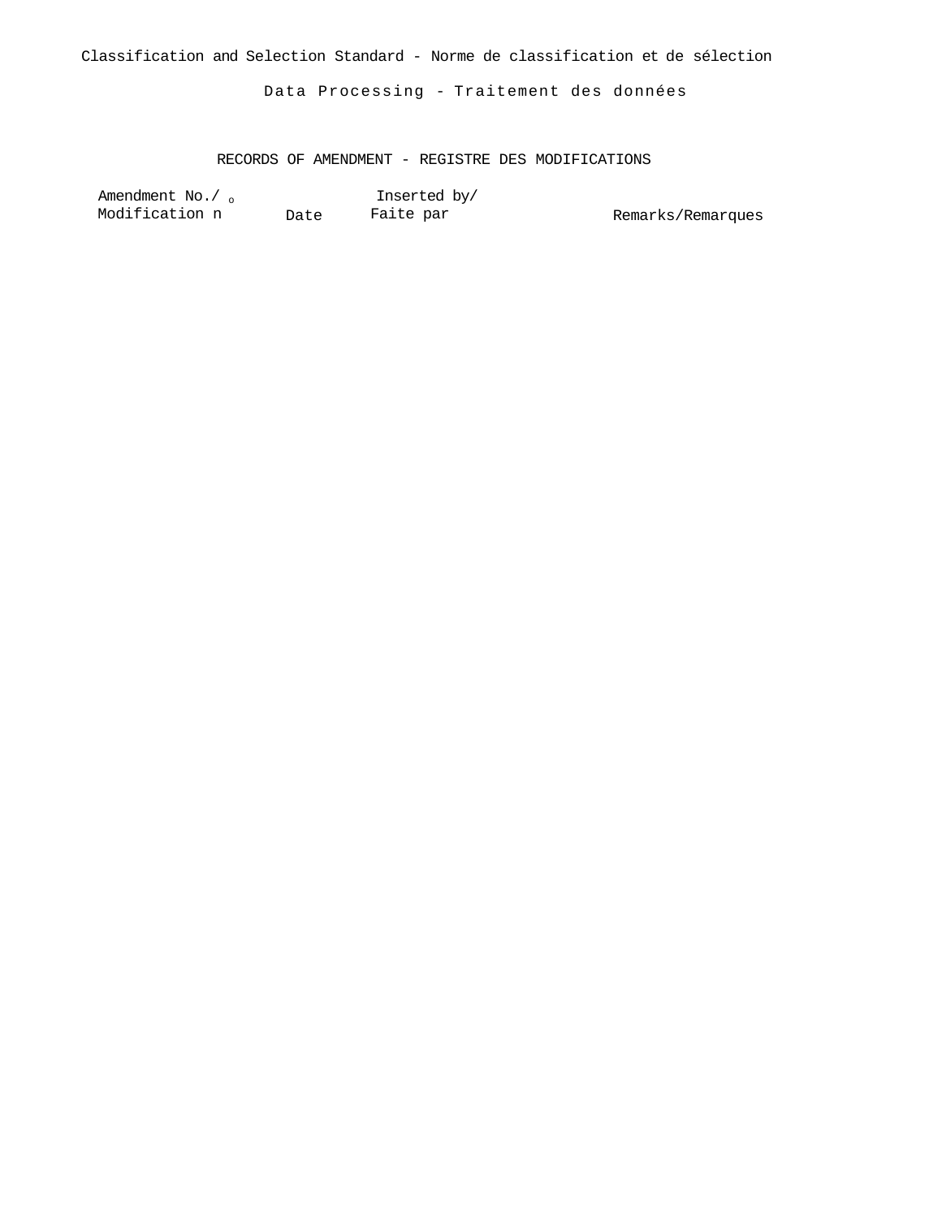Classification and Selection Standard - Norme de classification et de sélection

Data Processing - Traitement des données

RECORDS OF AMENDMENT - REGISTRE DES MODIFICATIONS

| Amendment No./ Modification n$^{o}$ | Date | Inserted by/ Faite par | Remarks/Remarques |
|---|---|---|---|